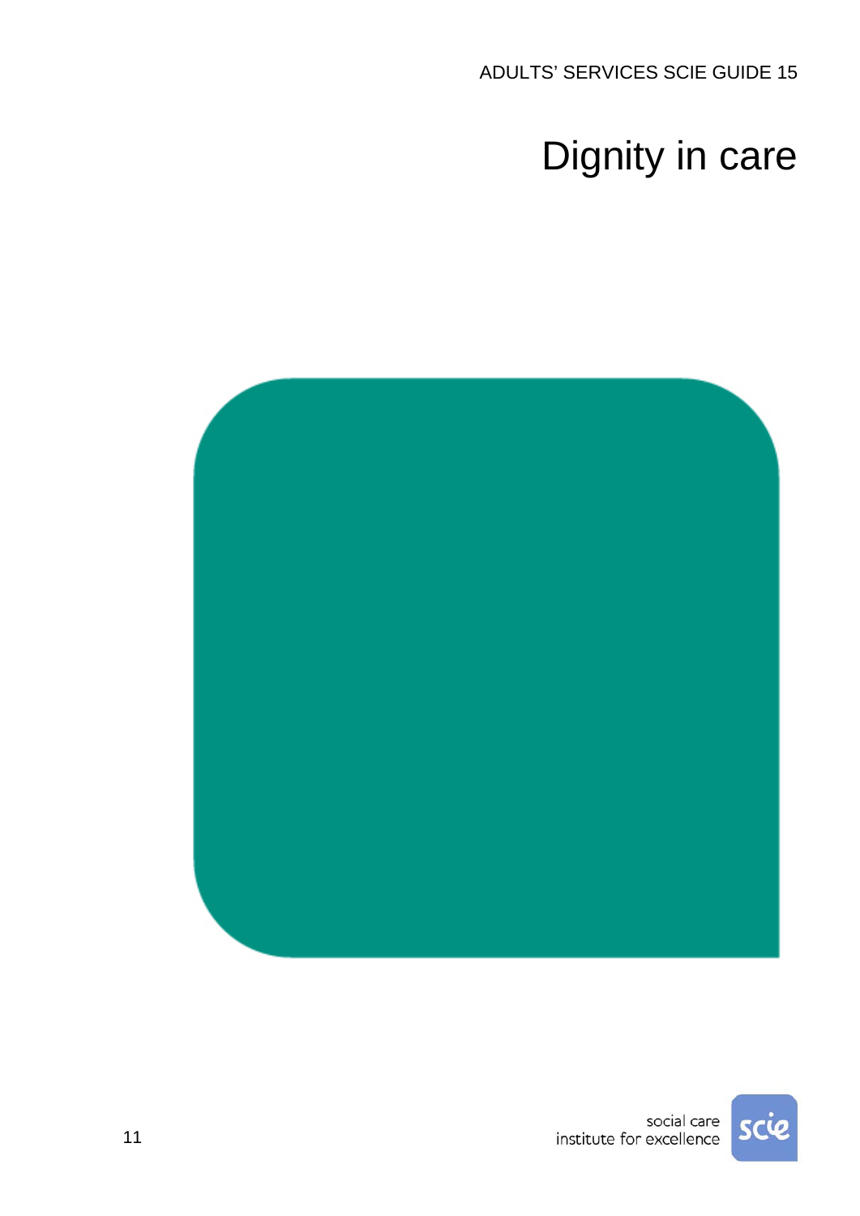ADULTS' SERVICES SCIE GUIDE 15

# Dignity in care

social care institute for excellence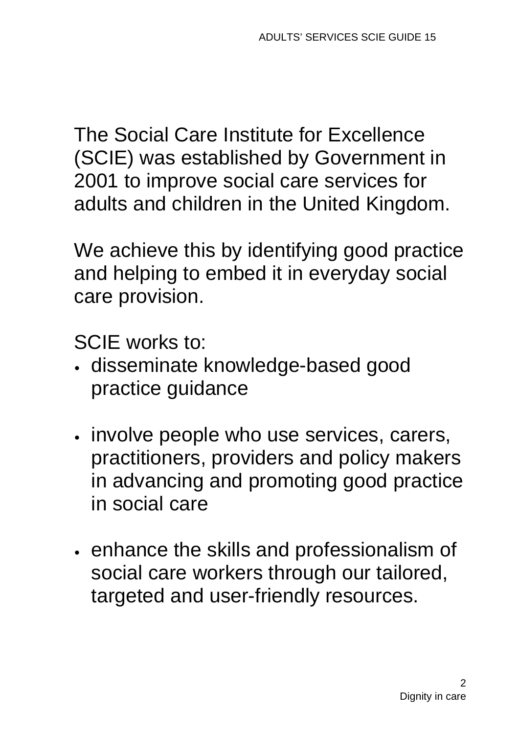The Social Care Institute for Excellence (SCIE) was established by Government in 2001 to improve social care services for adults and children in the United Kingdom.

We achieve this by identifying good practice and helping to embed it in everyday social care provision.

SCIE works to:

- disseminate knowledge-based good practice guidance
- involve people who use services, carers, practitioners, providers and policy makers in advancing and promoting good practice in social care
- enhance the skills and professionalism of social care workers through our tailored, targeted and user-friendly resources.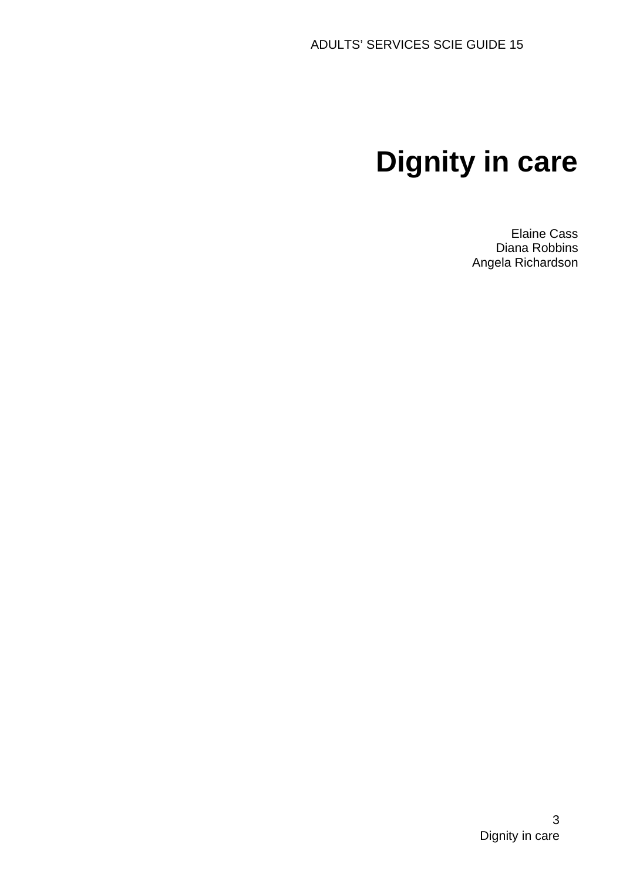ADULTS' SERVICES SCIE GUIDE 15

# Dignity in care

Elaine Cass
Diana Robbins
Angela Richardson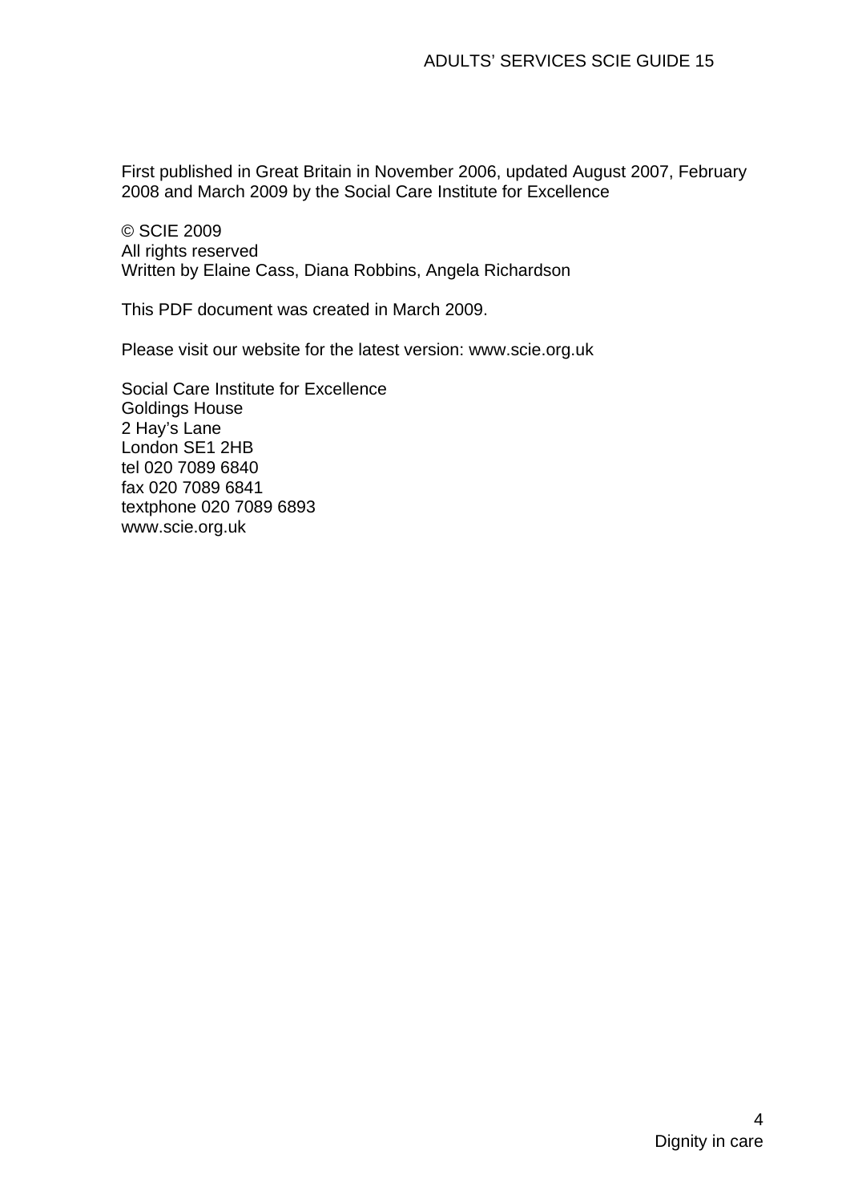First published in Great Britain in November 2006, updated August 2007, February 2008 and March 2009 by the Social Care Institute for Excellence

© SCIE 2009
All rights reserved
Written by Elaine Cass, Diana Robbins, Angela Richardson

This PDF document was created in March 2009.

Please visit our website for the latest version: www.scie.org.uk

Social Care Institute for Excellence
Goldings House
2 Hay's Lane
London SE1 2HB
tel 020 7089 6840
fax 020 7089 6841
textphone 020 7089 6893
www.scie.org.uk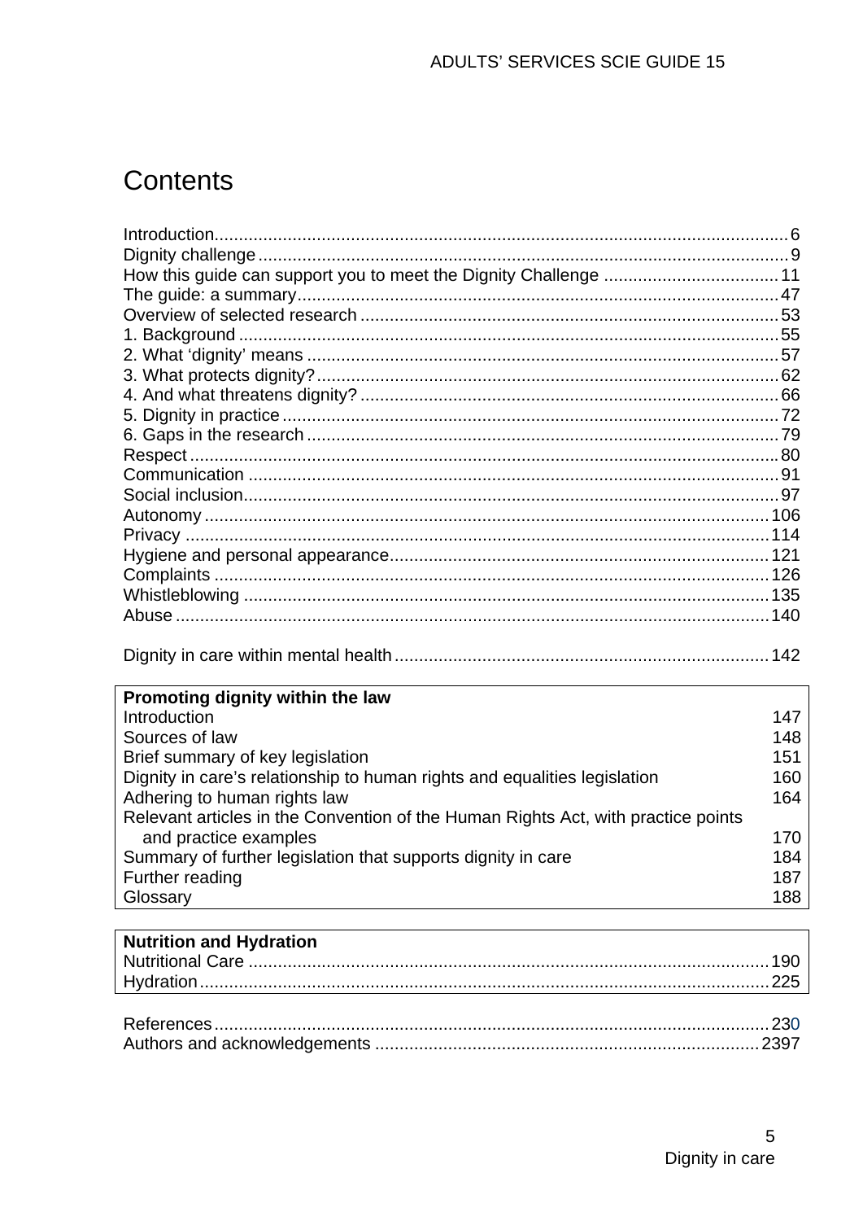# Contents

Introduction.................................................................................................................6
Dignity challenge..........................................................................................................9
How this guide can support you to meet the Dignity Challenge ....................................11
The guide: a summary..................................................................................................47
Overview of selected research .....................................................................................53
1. Background ..............................................................................................................55
2. What 'dignity' means .................................................................................................57
3. What protects dignity?..............................................................................................62
4. And what threatens dignity? ......................................................................................66
5. Dignity in practice ......................................................................................................72
6. Gaps in the research ..................................................................................................79
Respect ..........................................................................................................................80
Communication .............................................................................................................91
Social inclusion..............................................................................................................97
Autonomy ....................................................................................................................106
Privacy .........................................................................................................................114
Hygiene and personal appearance...............................................................................121
Complaints ..................................................................................................................126
Whistleblowing ............................................................................................................135
Abuse ..........................................................................................................................140

Dignity in care within mental health..............................................................................142

| **Promoting dignity within the law** | |
|---|---|
| Introduction | 147 |
| Sources of law | 148 |
| Brief summary of key legislation | 151 |
| Dignity in care's relationship to human rights and equalities legislation | 160 |
| Adhering to human rights law | 164 |
| Relevant articles in the Convention of the Human Rights Act, with practice points and practice examples | 170 |
| Summary of further legislation that supports dignity in care | 184 |
| Further reading | 187 |
| Glossary | 188 |

**Nutrition and Hydration**

Nutritional Care ...........................................................................................................190
Hydration.....................................................................................................................225

References...................................................................................................................230
Authors and acknowledgements ...............................................................................2397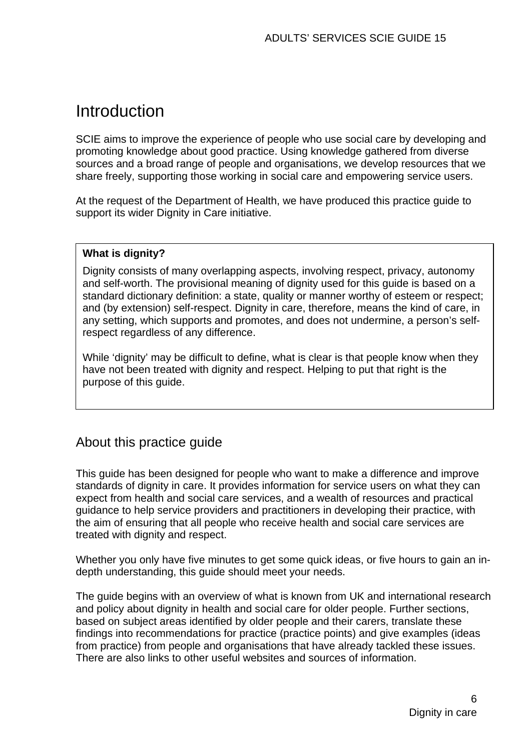# Introduction

SCIE aims to improve the experience of people who use social care by developing and promoting knowledge about good practice. Using knowledge gathered from diverse sources and a broad range of people and organisations, we develop resources that we share freely, supporting those working in social care and empowering service users.

At the request of the Department of Health, we have produced this practice guide to support its wider Dignity in Care initiative.

> **What is dignity?**
>
> Dignity consists of many overlapping aspects, involving respect, privacy, autonomy and self-worth. The provisional meaning of dignity used for this guide is based on a standard dictionary definition: a state, quality or manner worthy of esteem or respect; and (by extension) self-respect. Dignity in care, therefore, means the kind of care, in any setting, which supports and promotes, and does not undermine, a person's self-respect regardless of any difference.
>
> While 'dignity' may be difficult to define, what is clear is that people know when they have not been treated with dignity and respect. Helping to put that right is the purpose of this guide.

## About this practice guide

This guide has been designed for people who want to make a difference and improve standards of dignity in care. It provides information for service users on what they can expect from health and social care services, and a wealth of resources and practical guidance to help service providers and practitioners in developing their practice, with the aim of ensuring that all people who receive health and social care services are treated with dignity and respect.

Whether you only have five minutes to get some quick ideas, or five hours to gain an in-depth understanding, this guide should meet your needs.

The guide begins with an overview of what is known from UK and international research and policy about dignity in health and social care for older people. Further sections, based on subject areas identified by older people and their carers, translate these findings into recommendations for practice (practice points) and give examples (ideas from practice) from people and organisations that have already tackled these issues. There are also links to other useful websites and sources of information.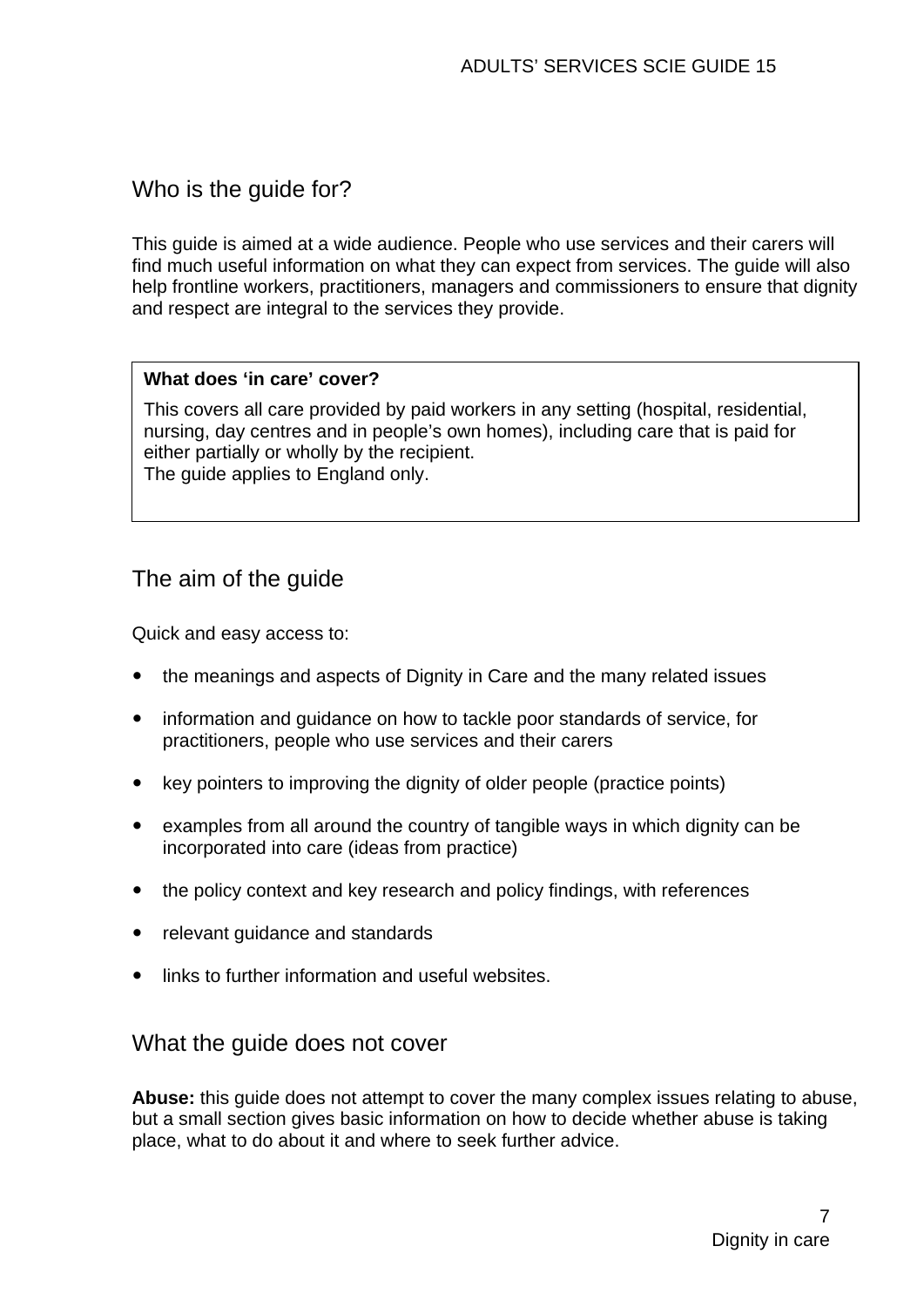## Who is the guide for?

This guide is aimed at a wide audience. People who use services and their carers will find much useful information on what they can expect from services. The guide will also help frontline workers, practitioners, managers and commissioners to ensure that dignity and respect are integral to the services they provide.

**What does 'in care' cover?**

This covers all care provided by paid workers in any setting (hospital, residential, nursing, day centres and in people's own homes), including care that is paid for either partially or wholly by the recipient.
The guide applies to England only.

## The aim of the guide

Quick and easy access to:

- the meanings and aspects of Dignity in Care and the many related issues
- information and guidance on how to tackle poor standards of service, for practitioners, people who use services and their carers
- key pointers to improving the dignity of older people (practice points)
- examples from all around the country of tangible ways in which dignity can be incorporated into care (ideas from practice)
- the policy context and key research and policy findings, with references
- relevant guidance and standards
- links to further information and useful websites.

## What the guide does not cover

**Abuse:** this guide does not attempt to cover the many complex issues relating to abuse, but a small section gives basic information on how to decide whether abuse is taking place, what to do about it and where to seek further advice.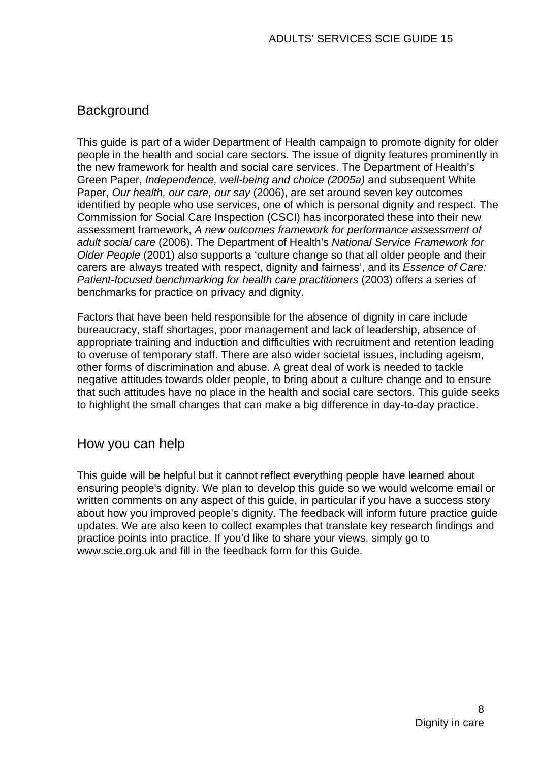## Background

This guide is part of a wider Department of Health campaign to promote dignity for older people in the health and social care sectors. The issue of dignity features prominently in the new framework for health and social care services. The Department of Health's Green Paper, *Independence, well-being and choice (2005a)* and subsequent White Paper, *Our health, our care, our say* (2006), are set around seven key outcomes identified by people who use services, one of which is personal dignity and respect. The Commission for Social Care Inspection (CSCI) has incorporated these into their new assessment framework, *A new outcomes framework for performance assessment of adult social care* (2006). The Department of Health's *National Service Framework for Older People* (2001) also supports a 'culture change so that all older people and their carers are always treated with respect, dignity and fairness', and its *Essence of Care: Patient-focused benchmarking for health care practitioners* (2003) offers a series of benchmarks for practice on privacy and dignity.

Factors that have been held responsible for the absence of dignity in care include bureaucracy, staff shortages, poor management and lack of leadership, absence of appropriate training and induction and difficulties with recruitment and retention leading to overuse of temporary staff. There are also wider societal issues, including ageism, other forms of discrimination and abuse. A great deal of work is needed to tackle negative attitudes towards older people, to bring about a culture change and to ensure that such attitudes have no place in the health and social care sectors. This guide seeks to highlight the small changes that can make a big difference in day-to-day practice.

## How you can help

This guide will be helpful but it cannot reflect everything people have learned about ensuring people's dignity. We plan to develop this guide so we would welcome email or written comments on any aspect of this guide, in particular if you have a success story about how you improved people's dignity. The feedback will inform future practice guide updates. We are also keen to collect examples that translate key research findings and practice points into practice. If you'd like to share your views, simply go to www.scie.org.uk and fill in the feedback form for this Guide.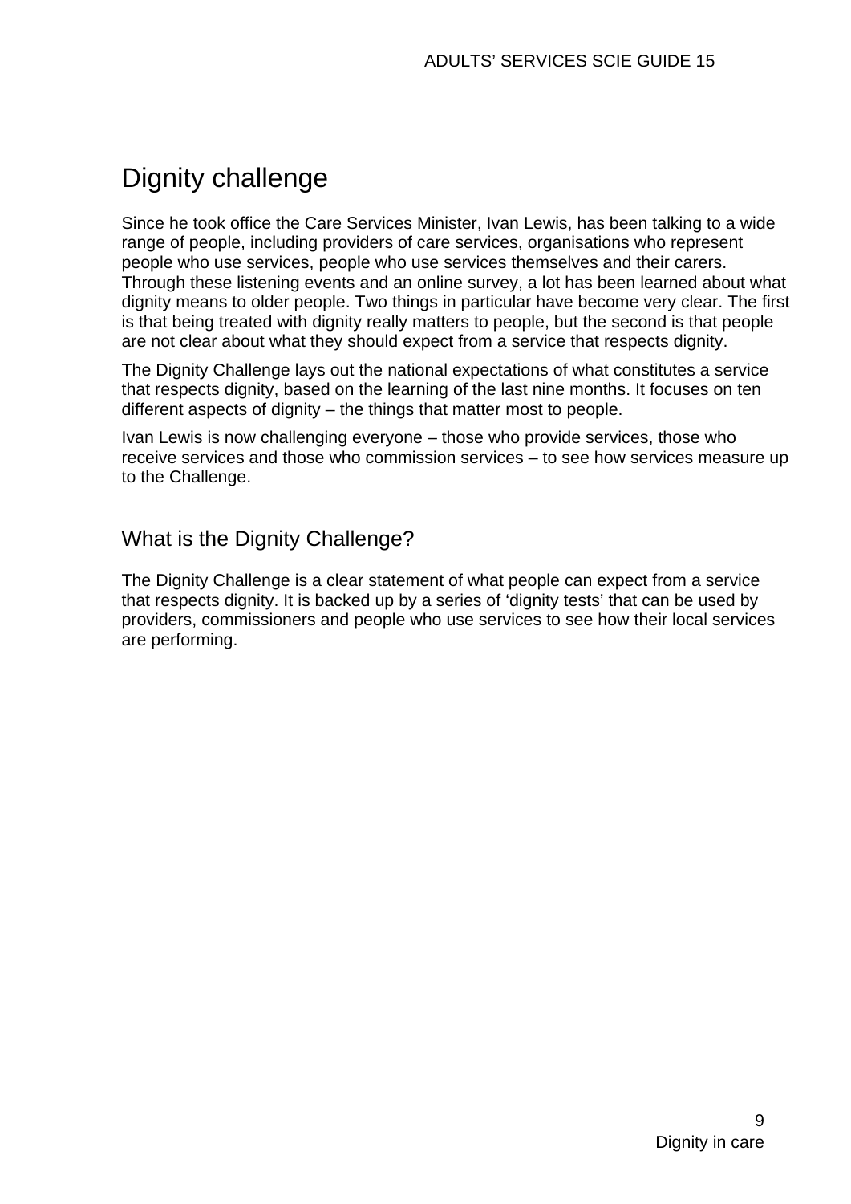# Dignity challenge

Since he took office the Care Services Minister, Ivan Lewis, has been talking to a wide range of people, including providers of care services, organisations who represent people who use services, people who use services themselves and their carers. Through these listening events and an online survey, a lot has been learned about what dignity means to older people. Two things in particular have become very clear. The first is that being treated with dignity really matters to people, but the second is that people are not clear about what they should expect from a service that respects dignity.

The Dignity Challenge lays out the national expectations of what constitutes a service that respects dignity, based on the learning of the last nine months. It focuses on ten different aspects of dignity – the things that matter most to people.

Ivan Lewis is now challenging everyone – those who provide services, those who receive services and those who commission services – to see how services measure up to the Challenge.

## What is the Dignity Challenge?

The Dignity Challenge is a clear statement of what people can expect from a service that respects dignity. It is backed up by a series of 'dignity tests' that can be used by providers, commissioners and people who use services to see how their local services are performing.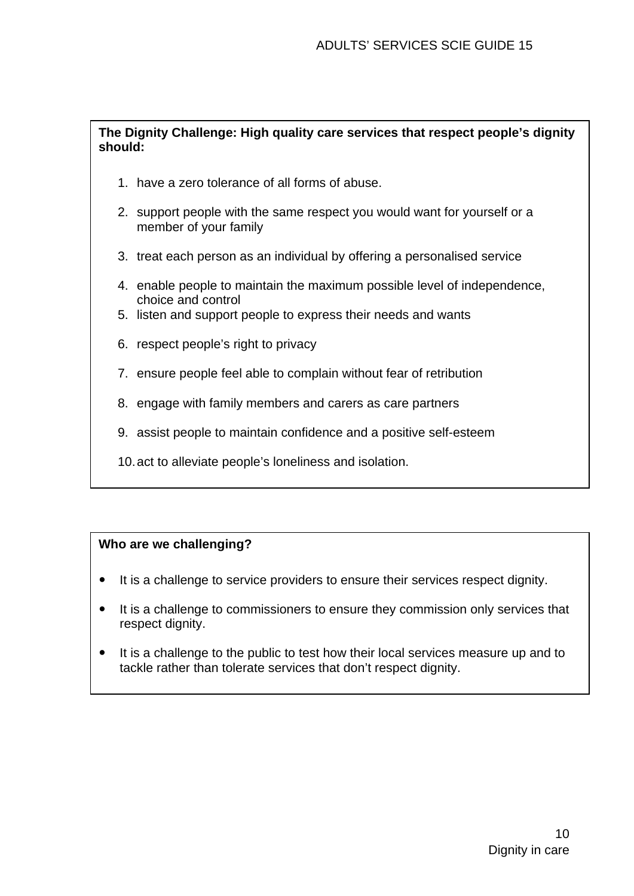**The Dignity Challenge: High quality care services that respect people's dignity should:**

1. have a zero tolerance of all forms of abuse.
2. support people with the same respect you would want for yourself or a member of your family
3. treat each person as an individual by offering a personalised service
4. enable people to maintain the maximum possible level of independence, choice and control
5. listen and support people to express their needs and wants
6. respect people's right to privacy
7. ensure people feel able to complain without fear of retribution
8. engage with family members and carers as care partners
9. assist people to maintain confidence and a positive self-esteem
10. act to alleviate people's loneliness and isolation.

**Who are we challenging?**

- It is a challenge to service providers to ensure their services respect dignity.
- It is a challenge to commissioners to ensure they commission only services that respect dignity.
- It is a challenge to the public to test how their local services measure up and to tackle rather than tolerate services that don't respect dignity.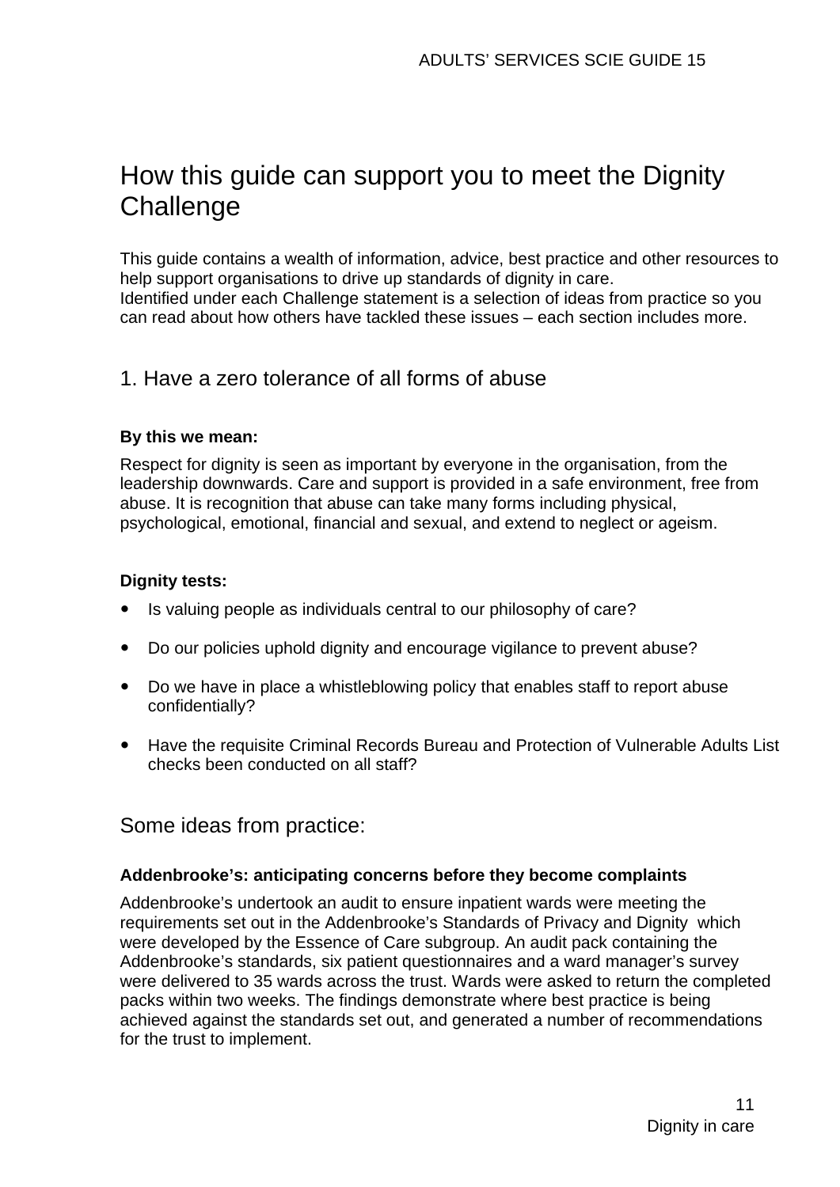# How this guide can support you to meet the Dignity Challenge

This guide contains a wealth of information, advice, best practice and other resources to help support organisations to drive up standards of dignity in care.
Identified under each Challenge statement is a selection of ideas from practice so you can read about how others have tackled these issues – each section includes more.

## 1. Have a zero tolerance of all forms of abuse

**By this we mean:**

Respect for dignity is seen as important by everyone in the organisation, from the leadership downwards. Care and support is provided in a safe environment, free from abuse. It is recognition that abuse can take many forms including physical, psychological, emotional, financial and sexual, and extend to neglect or ageism.

**Dignity tests:**

- Is valuing people as individuals central to our philosophy of care?
- Do our policies uphold dignity and encourage vigilance to prevent abuse?
- Do we have in place a whistleblowing policy that enables staff to report abuse confidentially?
- Have the requisite Criminal Records Bureau and Protection of Vulnerable Adults List checks been conducted on all staff?

## Some ideas from practice:

**Addenbrooke's: anticipating concerns before they become complaints**

Addenbrooke's undertook an audit to ensure inpatient wards were meeting the requirements set out in the Addenbrooke's Standards of Privacy and Dignity which were developed by the Essence of Care subgroup. An audit pack containing the Addenbrooke's standards, six patient questionnaires and a ward manager's survey were delivered to 35 wards across the trust. Wards were asked to return the completed packs within two weeks. The findings demonstrate where best practice is being achieved against the standards set out, and generated a number of recommendations for the trust to implement.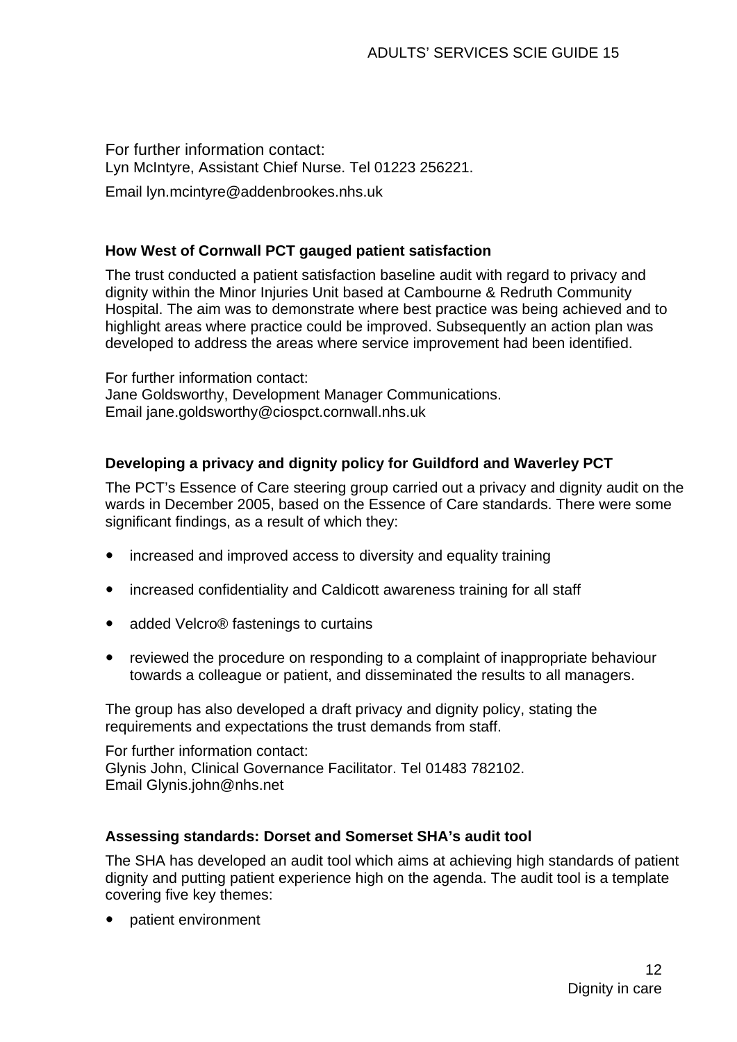For further information contact:
Lyn McIntyre, Assistant Chief Nurse. Tel 01223 256221.

Email lyn.mcintyre@addenbrookes.nhs.uk

**How West of Cornwall PCT gauged patient satisfaction**

The trust conducted a patient satisfaction baseline audit with regard to privacy and dignity within the Minor Injuries Unit based at Cambourne & Redruth Community Hospital. The aim was to demonstrate where best practice was being achieved and to highlight areas where practice could be improved. Subsequently an action plan was developed to address the areas where service improvement had been identified.

For further information contact:
Jane Goldsworthy, Development Manager Communications.
Email jane.goldsworthy@ciospct.cornwall.nhs.uk

**Developing a privacy and dignity policy for Guildford and Waverley PCT**

The PCT's Essence of Care steering group carried out a privacy and dignity audit on the wards in December 2005, based on the Essence of Care standards. There were some significant findings, as a result of which they:

- increased and improved access to diversity and equality training
- increased confidentiality and Caldicott awareness training for all staff
- added Velcro® fastenings to curtains
- reviewed the procedure on responding to a complaint of inappropriate behaviour towards a colleague or patient, and disseminated the results to all managers.

The group has also developed a draft privacy and dignity policy, stating the requirements and expectations the trust demands from staff.

For further information contact:
Glynis John, Clinical Governance Facilitator. Tel 01483 782102.
Email Glynis.john@nhs.net

**Assessing standards: Dorset and Somerset SHA's audit tool**

The SHA has developed an audit tool which aims at achieving high standards of patient dignity and putting patient experience high on the agenda. The audit tool is a template covering five key themes:

- patient environment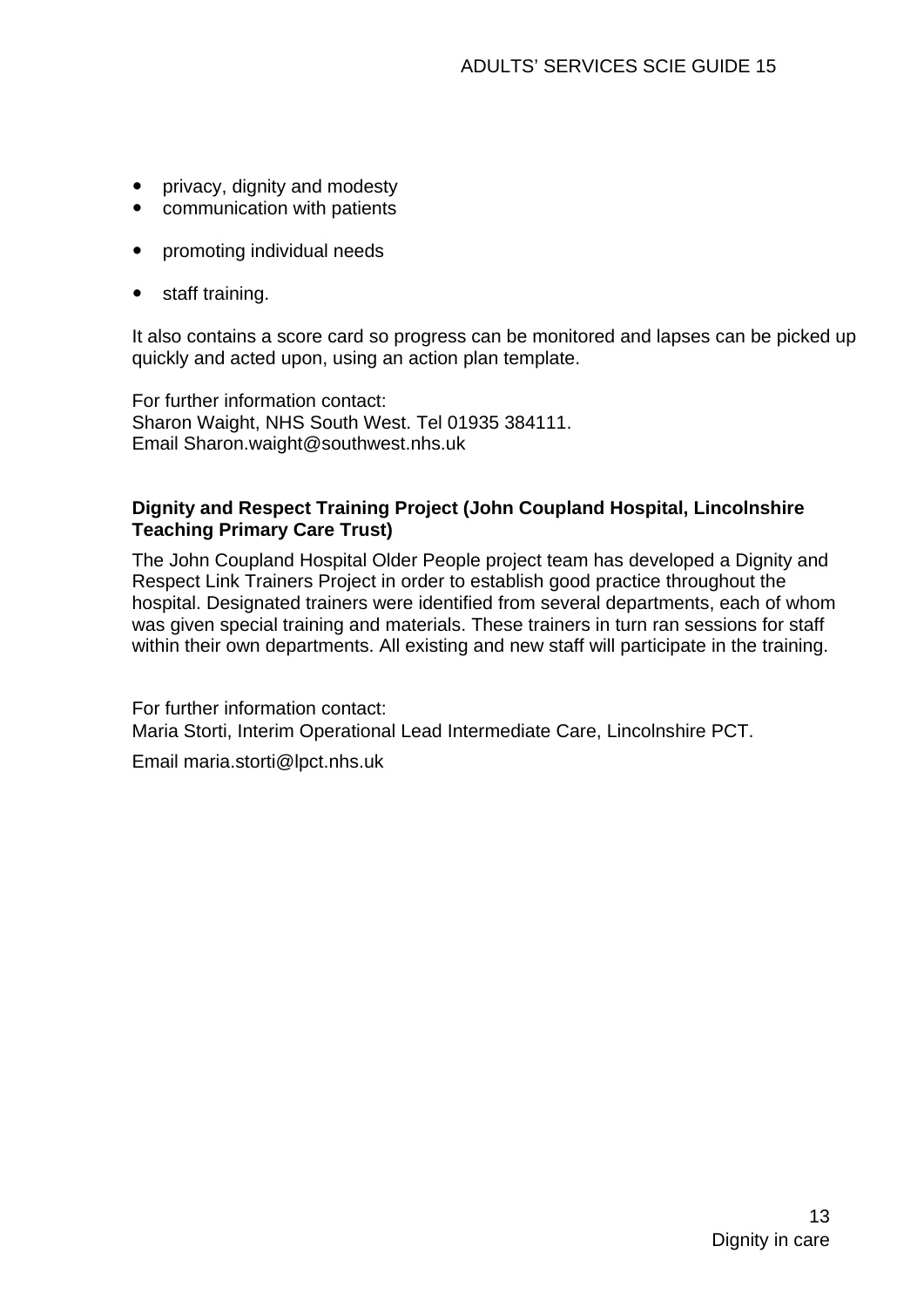- privacy, dignity and modesty
- communication with patients
- promoting individual needs
- staff training.

It also contains a score card so progress can be monitored and lapses can be picked up quickly and acted upon, using an action plan template.

For further information contact:
Sharon Waight, NHS South West. Tel 01935 384111.
Email Sharon.waight@southwest.nhs.uk

**Dignity and Respect Training Project (John Coupland Hospital, Lincolnshire Teaching Primary Care Trust)**

The John Coupland Hospital Older People project team has developed a Dignity and Respect Link Trainers Project in order to establish good practice throughout the hospital. Designated trainers were identified from several departments, each of whom was given special training and materials. These trainers in turn ran sessions for staff within their own departments. All existing and new staff will participate in the training.

For further information contact:
Maria Storti, Interim Operational Lead Intermediate Care, Lincolnshire PCT.

Email maria.storti@lpct.nhs.uk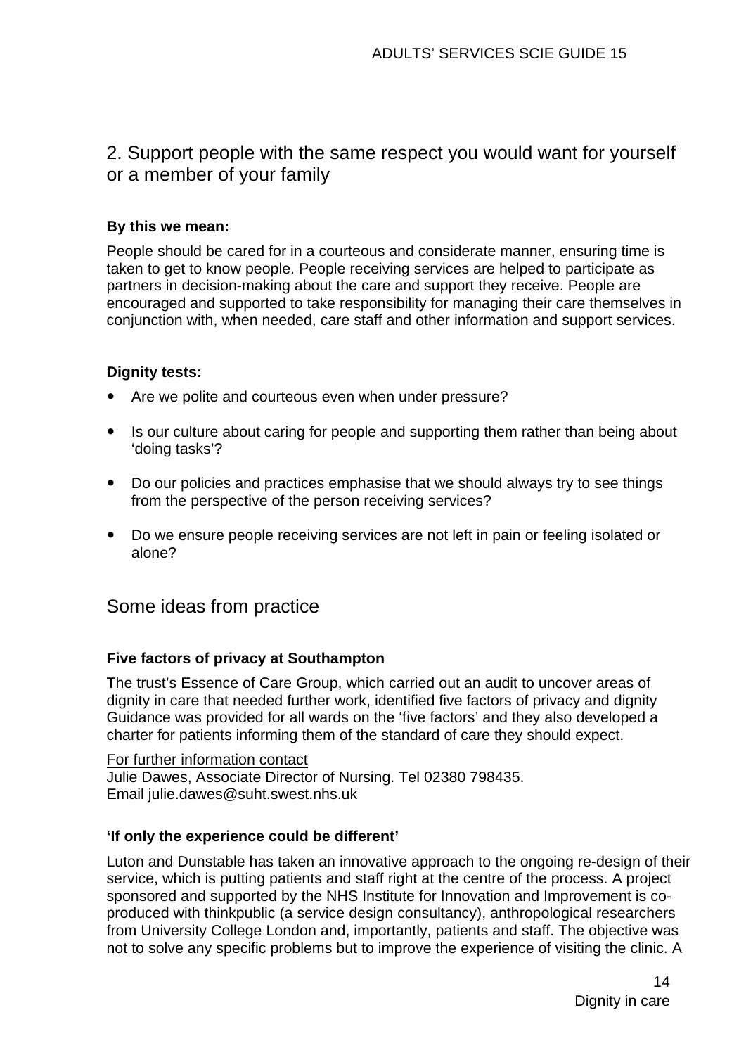## 2. Support people with the same respect you would want for yourself or a member of your family

**By this we mean:**

People should be cared for in a courteous and considerate manner, ensuring time is taken to get to know people. People receiving services are helped to participate as partners in decision-making about the care and support they receive. People are encouraged and supported to take responsibility for managing their care themselves in conjunction with, when needed, care staff and other information and support services.

**Dignity tests:**

- Are we polite and courteous even when under pressure?
- Is our culture about caring for people and supporting them rather than being about 'doing tasks'?
- Do our policies and practices emphasise that we should always try to see things from the perspective of the person receiving services?
- Do we ensure people receiving services are not left in pain or feeling isolated or alone?

## Some ideas from practice

**Five factors of privacy at Southampton**

The trust's Essence of Care Group, which carried out an audit to uncover areas of dignity in care that needed further work, identified five factors of privacy and dignity Guidance was provided for all wards on the 'five factors' and they also developed a charter for patients informing them of the standard of care they should expect.

For further information contact
Julie Dawes, Associate Director of Nursing. Tel 02380 798435.
Email julie.dawes@suht.swest.nhs.uk

**'If only the experience could be different'**

Luton and Dunstable has taken an innovative approach to the ongoing re-design of their service, which is putting patients and staff right at the centre of the process. A project sponsored and supported by the NHS Institute for Innovation and Improvement is co-produced with thinkpublic (a service design consultancy), anthropological researchers from University College London and, importantly, patients and staff. The objective was not to solve any specific problems but to improve the experience of visiting the clinic. A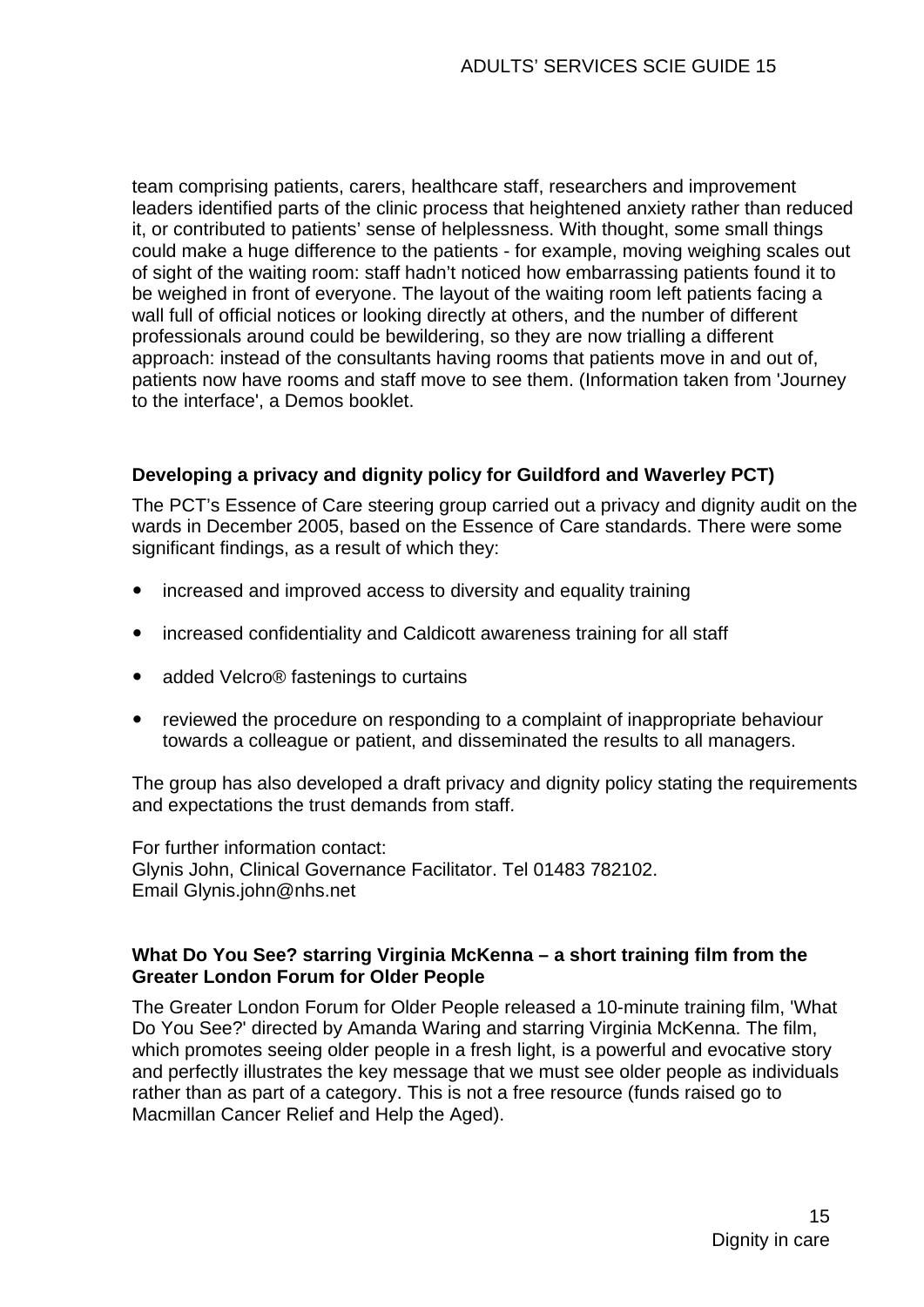team comprising patients, carers, healthcare staff, researchers and improvement leaders identified parts of the clinic process that heightened anxiety rather than reduced it, or contributed to patients' sense of helplessness. With thought, some small things could make a huge difference to the patients - for example, moving weighing scales out of sight of the waiting room: staff hadn't noticed how embarrassing patients found it to be weighed in front of everyone. The layout of the waiting room left patients facing a wall full of official notices or looking directly at others, and the number of different professionals around could be bewildering, so they are now trialling a different approach: instead of the consultants having rooms that patients move in and out of, patients now have rooms and staff move to see them. (Information taken from 'Journey to the interface', a Demos booklet.

**Developing a privacy and dignity policy for Guildford and Waverley PCT)**

The PCT's Essence of Care steering group carried out a privacy and dignity audit on the wards in December 2005, based on the Essence of Care standards. There were some significant findings, as a result of which they:

- increased and improved access to diversity and equality training
- increased confidentiality and Caldicott awareness training for all staff
- added Velcro® fastenings to curtains
- reviewed the procedure on responding to a complaint of inappropriate behaviour towards a colleague or patient, and disseminated the results to all managers.

The group has also developed a draft privacy and dignity policy stating the requirements and expectations the trust demands from staff.

For further information contact:
Glynis John, Clinical Governance Facilitator. Tel 01483 782102.
Email Glynis.john@nhs.net

**What Do You See? starring Virginia McKenna – a short training film from the Greater London Forum for Older People**

The Greater London Forum for Older People released a 10-minute training film, 'What Do You See?' directed by Amanda Waring and starring Virginia McKenna. The film, which promotes seeing older people in a fresh light, is a powerful and evocative story and perfectly illustrates the key message that we must see older people as individuals rather than as part of a category. This is not a free resource (funds raised go to Macmillan Cancer Relief and Help the Aged).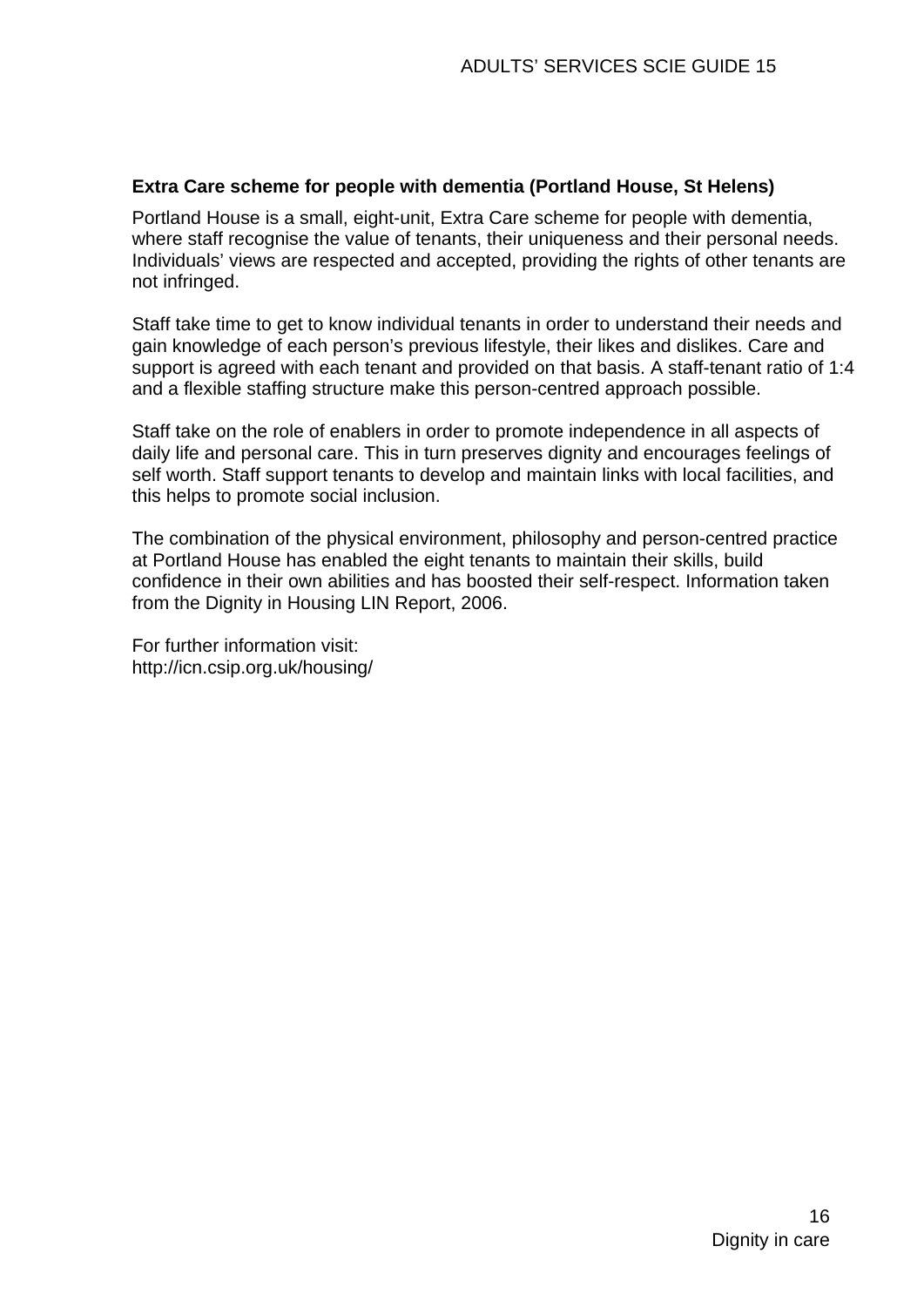**Extra Care scheme for people with dementia (Portland House, St Helens)**

Portland House is a small, eight-unit, Extra Care scheme for people with dementia, where staff recognise the value of tenants, their uniqueness and their personal needs. Individuals' views are respected and accepted, providing the rights of other tenants are not infringed.

Staff take time to get to know individual tenants in order to understand their needs and gain knowledge of each person's previous lifestyle, their likes and dislikes. Care and support is agreed with each tenant and provided on that basis. A staff-tenant ratio of 1:4 and a flexible staffing structure make this person-centred approach possible.

Staff take on the role of enablers in order to promote independence in all aspects of daily life and personal care. This in turn preserves dignity and encourages feelings of self worth. Staff support tenants to develop and maintain links with local facilities, and this helps to promote social inclusion.

The combination of the physical environment, philosophy and person-centred practice at Portland House has enabled the eight tenants to maintain their skills, build confidence in their own abilities and has boosted their self-respect. Information taken from the Dignity in Housing LIN Report, 2006.

For further information visit:
http://icn.csip.org.uk/housing/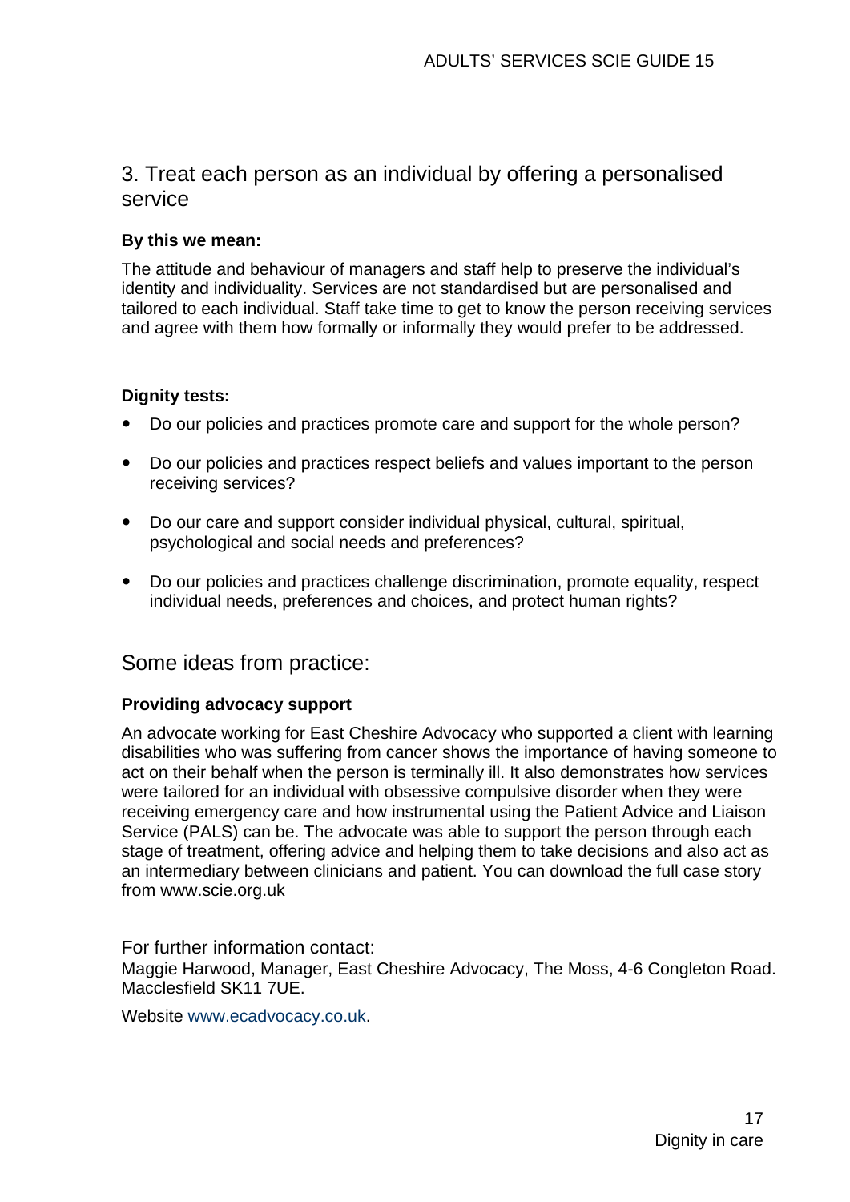## 3. Treat each person as an individual by offering a personalised service

**By this we mean:**

The attitude and behaviour of managers and staff help to preserve the individual's identity and individuality. Services are not standardised but are personalised and tailored to each individual. Staff take time to get to know the person receiving services and agree with them how formally or informally they would prefer to be addressed.

**Dignity tests:**

- Do our policies and practices promote care and support for the whole person?
- Do our policies and practices respect beliefs and values important to the person receiving services?
- Do our care and support consider individual physical, cultural, spiritual, psychological and social needs and preferences?
- Do our policies and practices challenge discrimination, promote equality, respect individual needs, preferences and choices, and protect human rights?

## Some ideas from practice:

**Providing advocacy support**

An advocate working for East Cheshire Advocacy who supported a client with learning disabilities who was suffering from cancer shows the importance of having someone to act on their behalf when the person is terminally ill. It also demonstrates how services were tailored for an individual with obsessive compulsive disorder when they were receiving emergency care and how instrumental using the Patient Advice and Liaison Service (PALS) can be. The advocate was able to support the person through each stage of treatment, offering advice and helping them to take decisions and also act as an intermediary between clinicians and patient. You can download the full case story from www.scie.org.uk

For further information contact:
Maggie Harwood, Manager, East Cheshire Advocacy, The Moss, 4-6 Congleton Road. Macclesfield SK11 7UE.

Website www.ecadvocacy.co.uk.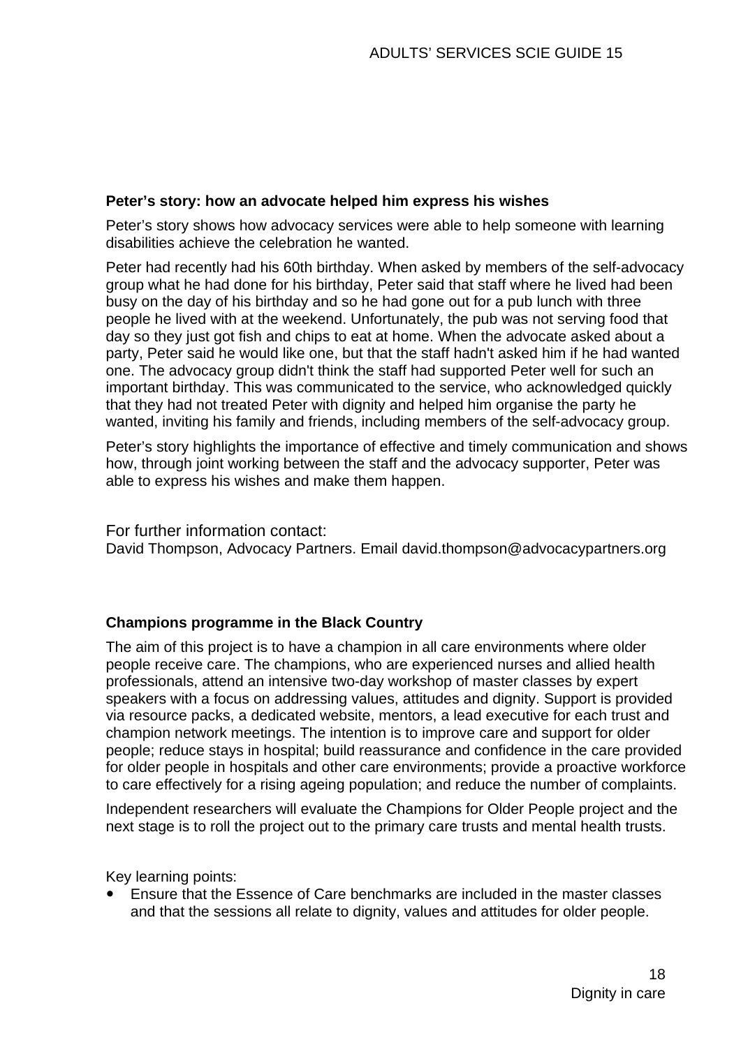**Peter's story: how an advocate helped him express his wishes**

Peter's story shows how advocacy services were able to help someone with learning disabilities achieve the celebration he wanted.

Peter had recently had his 60th birthday. When asked by members of the self-advocacy group what he had done for his birthday, Peter said that staff where he lived had been busy on the day of his birthday and so he had gone out for a pub lunch with three people he lived with at the weekend. Unfortunately, the pub was not serving food that day so they just got fish and chips to eat at home. When the advocate asked about a party, Peter said he would like one, but that the staff hadn't asked him if he had wanted one. The advocacy group didn't think the staff had supported Peter well for such an important birthday. This was communicated to the service, who acknowledged quickly that they had not treated Peter with dignity and helped him organise the party he wanted, inviting his family and friends, including members of the self-advocacy group.

Peter's story highlights the importance of effective and timely communication and shows how, through joint working between the staff and the advocacy supporter, Peter was able to express his wishes and make them happen.

For further information contact:
David Thompson, Advocacy Partners. Email david.thompson@advocacypartners.org

**Champions programme in the Black Country**

The aim of this project is to have a champion in all care environments where older people receive care. The champions, who are experienced nurses and allied health professionals, attend an intensive two-day workshop of master classes by expert speakers with a focus on addressing values, attitudes and dignity. Support is provided via resource packs, a dedicated website, mentors, a lead executive for each trust and champion network meetings. The intention is to improve care and support for older people; reduce stays in hospital; build reassurance and confidence in the care provided for older people in hospitals and other care environments; provide a proactive workforce to care effectively for a rising ageing population; and reduce the number of complaints.

Independent researchers will evaluate the Champions for Older People project and the next stage is to roll the project out to the primary care trusts and mental health trusts.

Key learning points:

- Ensure that the Essence of Care benchmarks are included in the master classes and that the sessions all relate to dignity, values and attitudes for older people.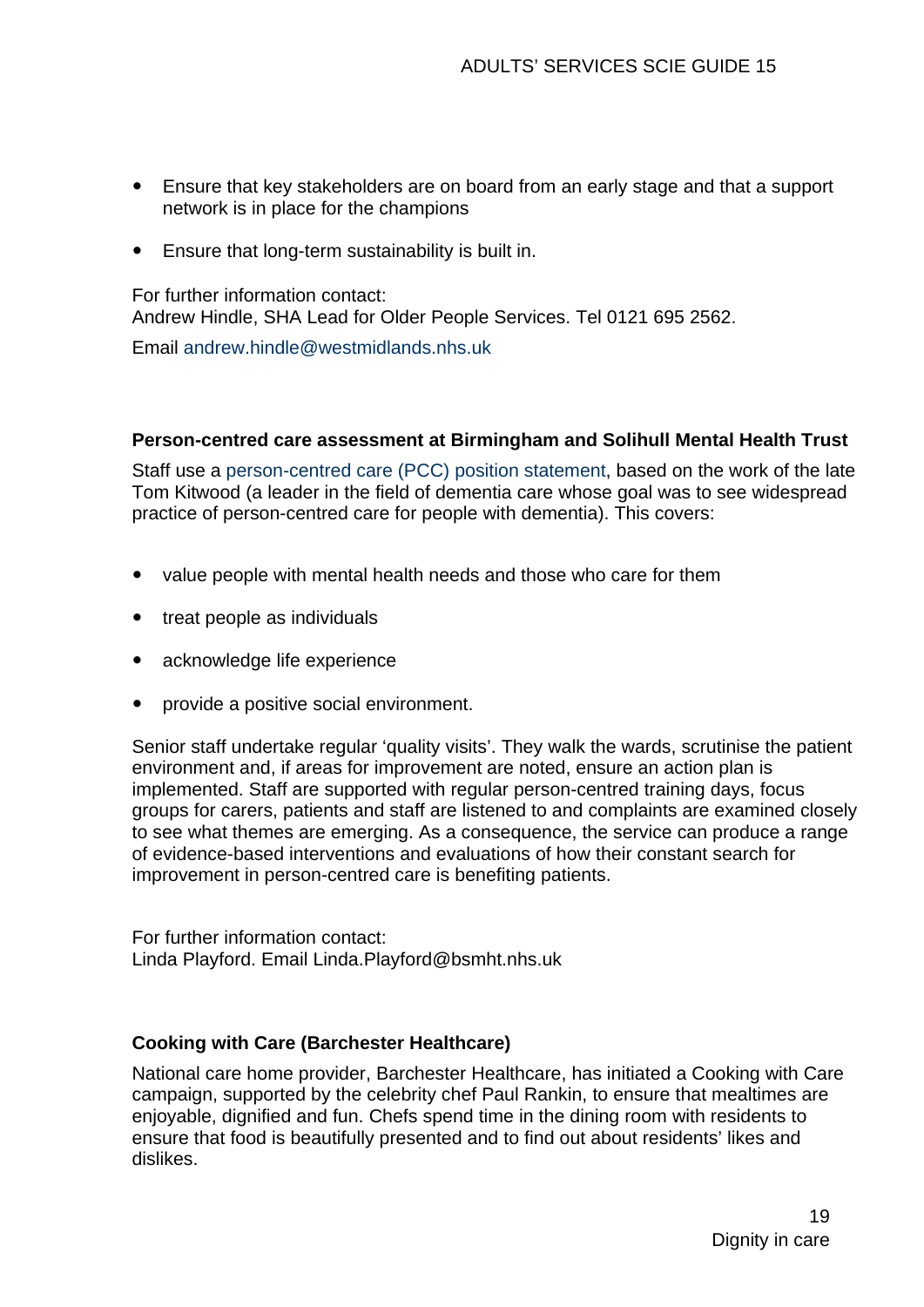- Ensure that key stakeholders are on board from an early stage and that a support network is in place for the champions
- Ensure that long-term sustainability is built in.

For further information contact:
Andrew Hindle, SHA Lead for Older People Services. Tel 0121 695 2562.

Email andrew.hindle@westmidlands.nhs.uk

**Person-centred care assessment at Birmingham and Solihull Mental Health Trust**

Staff use a person-centred care (PCC) position statement, based on the work of the late Tom Kitwood (a leader in the field of dementia care whose goal was to see widespread practice of person-centred care for people with dementia). This covers:

- value people with mental health needs and those who care for them
- treat people as individuals
- acknowledge life experience
- provide a positive social environment.

Senior staff undertake regular 'quality visits'. They walk the wards, scrutinise the patient environment and, if areas for improvement are noted, ensure an action plan is implemented. Staff are supported with regular person-centred training days, focus groups for carers, patients and staff are listened to and complaints are examined closely to see what themes are emerging. As a consequence, the service can produce a range of evidence-based interventions and evaluations of how their constant search for improvement in person-centred care is benefiting patients.

For further information contact:
Linda Playford. Email Linda.Playford@bsmht.nhs.uk

**Cooking with Care (Barchester Healthcare)**

National care home provider, Barchester Healthcare, has initiated a Cooking with Care campaign, supported by the celebrity chef Paul Rankin, to ensure that mealtimes are enjoyable, dignified and fun. Chefs spend time in the dining room with residents to ensure that food is beautifully presented and to find out about residents' likes and dislikes.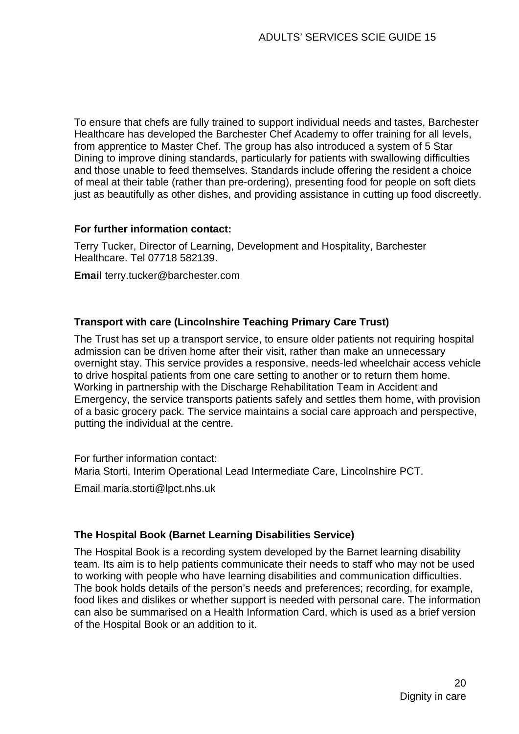To ensure that chefs are fully trained to support individual needs and tastes, Barchester Healthcare has developed the Barchester Chef Academy to offer training for all levels, from apprentice to Master Chef. The group has also introduced a system of 5 Star Dining to improve dining standards, particularly for patients with swallowing difficulties and those unable to feed themselves. Standards include offering the resident a choice of meal at their table (rather than pre-ordering), presenting food for people on soft diets just as beautifully as other dishes, and providing assistance in cutting up food discreetly.

**For further information contact:**

Terry Tucker, Director of Learning, Development and Hospitality, Barchester Healthcare. Tel 07718 582139.

**Email** terry.tucker@barchester.com

### Transport with care (Lincolnshire Teaching Primary Care Trust)

The Trust has set up a transport service, to ensure older patients not requiring hospital admission can be driven home after their visit, rather than make an unnecessary overnight stay. This service provides a responsive, needs-led wheelchair access vehicle to drive hospital patients from one care setting to another or to return them home. Working in partnership with the Discharge Rehabilitation Team in Accident and Emergency, the service transports patients safely and settles them home, with provision of a basic grocery pack. The service maintains a social care approach and perspective, putting the individual at the centre.

For further information contact:
Maria Storti, Interim Operational Lead Intermediate Care, Lincolnshire PCT.

Email maria.storti@lpct.nhs.uk

### The Hospital Book (Barnet Learning Disabilities Service)

The Hospital Book is a recording system developed by the Barnet learning disability team. Its aim is to help patients communicate their needs to staff who may not be used to working with people who have learning disabilities and communication difficulties. The book holds details of the person's needs and preferences; recording, for example, food likes and dislikes or whether support is needed with personal care. The information can also be summarised on a Health Information Card, which is used as a brief version of the Hospital Book or an addition to it.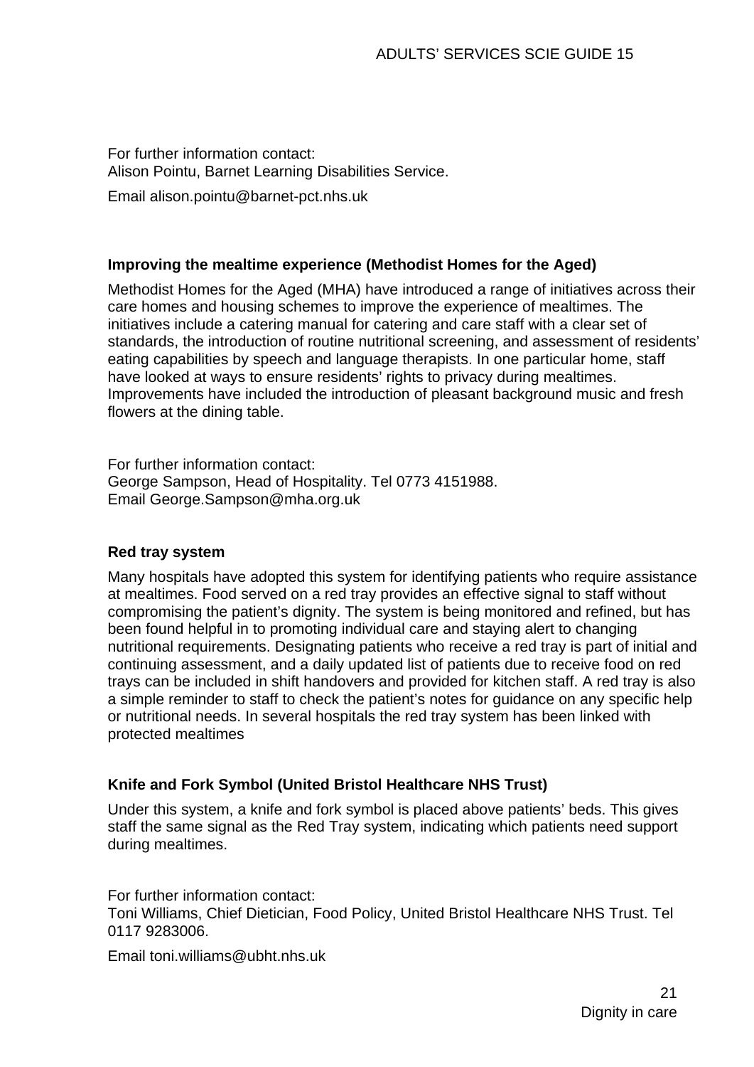For further information contact:
Alison Pointu, Barnet Learning Disabilities Service.

Email alison.pointu@barnet-pct.nhs.uk

**Improving the mealtime experience (Methodist Homes for the Aged)**

Methodist Homes for the Aged (MHA) have introduced a range of initiatives across their care homes and housing schemes to improve the experience of mealtimes. The initiatives include a catering manual for catering and care staff with a clear set of standards, the introduction of routine nutritional screening, and assessment of residents' eating capabilities by speech and language therapists. In one particular home, staff have looked at ways to ensure residents' rights to privacy during mealtimes. Improvements have included the introduction of pleasant background music and fresh flowers at the dining table.

For further information contact:
George Sampson, Head of Hospitality. Tel 0773 4151988.
Email George.Sampson@mha.org.uk

**Red tray system**

Many hospitals have adopted this system for identifying patients who require assistance at mealtimes. Food served on a red tray provides an effective signal to staff without compromising the patient's dignity. The system is being monitored and refined, but has been found helpful in to promoting individual care and staying alert to changing nutritional requirements. Designating patients who receive a red tray is part of initial and continuing assessment, and a daily updated list of patients due to receive food on red trays can be included in shift handovers and provided for kitchen staff. A red tray is also a simple reminder to staff to check the patient's notes for guidance on any specific help or nutritional needs. In several hospitals the red tray system has been linked with protected mealtimes

**Knife and Fork Symbol (United Bristol Healthcare NHS Trust)**

Under this system, a knife and fork symbol is placed above patients' beds. This gives staff the same signal as the Red Tray system, indicating which patients need support during mealtimes.

For further information contact:
Toni Williams, Chief Dietician, Food Policy, United Bristol Healthcare NHS Trust. Tel 0117 9283006.

Email toni.williams@ubht.nhs.uk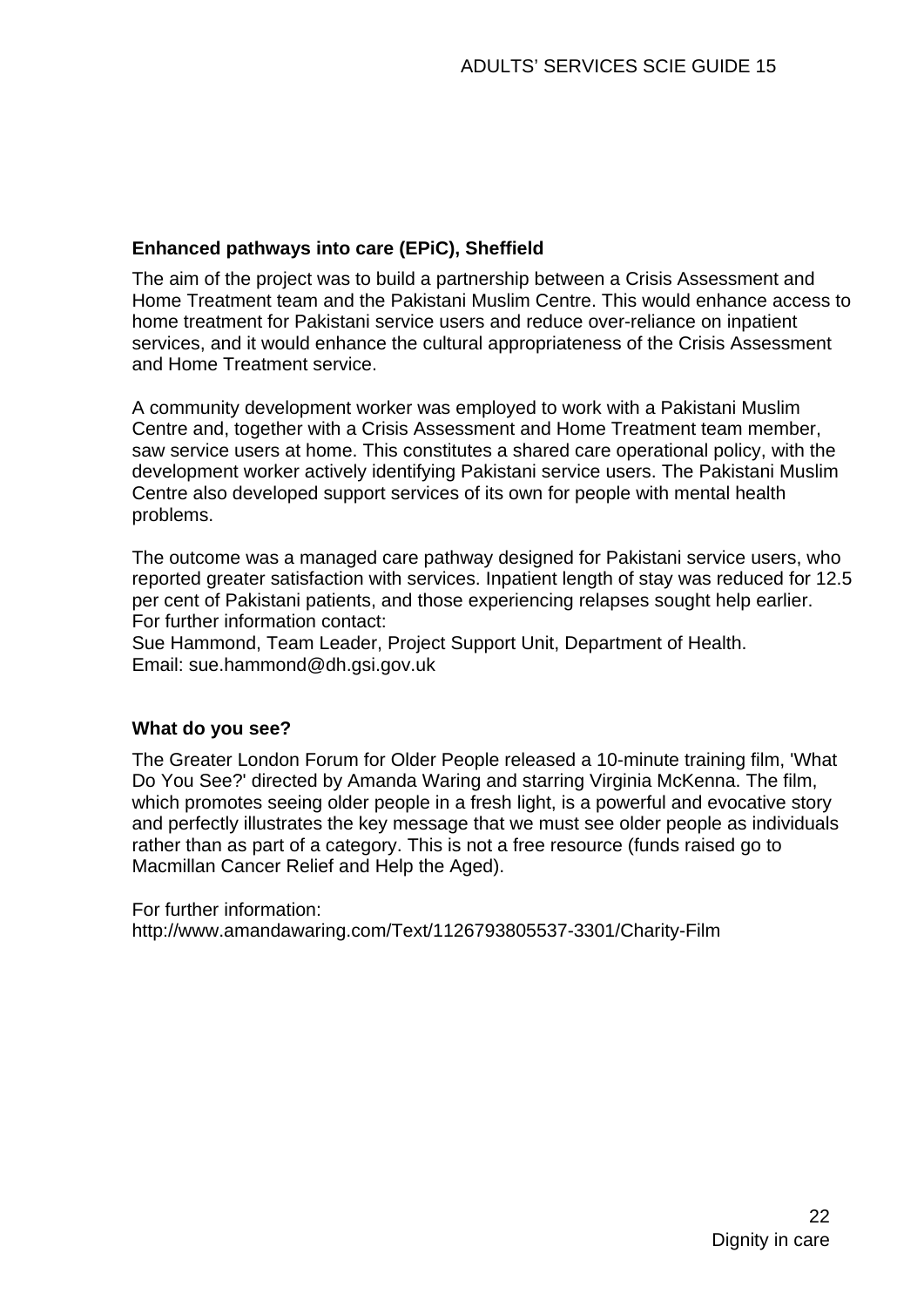**Enhanced pathways into care (EPiC), Sheffield**

The aim of the project was to build a partnership between a Crisis Assessment and Home Treatment team and the Pakistani Muslim Centre. This would enhance access to home treatment for Pakistani service users and reduce over-reliance on inpatient services, and it would enhance the cultural appropriateness of the Crisis Assessment and Home Treatment service.

A community development worker was employed to work with a Pakistani Muslim Centre and, together with a Crisis Assessment and Home Treatment team member, saw service users at home. This constitutes a shared care operational policy, with the development worker actively identifying Pakistani service users. The Pakistani Muslim Centre also developed support services of its own for people with mental health problems.

The outcome was a managed care pathway designed for Pakistani service users, who reported greater satisfaction with services. Inpatient length of stay was reduced for 12.5 per cent of Pakistani patients, and those experiencing relapses sought help earlier.
For further information contact:
Sue Hammond, Team Leader, Project Support Unit, Department of Health.
Email: sue.hammond@dh.gsi.gov.uk

**What do you see?**

The Greater London Forum for Older People released a 10-minute training film, 'What Do You See?' directed by Amanda Waring and starring Virginia McKenna. The film, which promotes seeing older people in a fresh light, is a powerful and evocative story and perfectly illustrates the key message that we must see older people as individuals rather than as part of a category. This is not a free resource (funds raised go to Macmillan Cancer Relief and Help the Aged).

For further information:
http://www.amandawaring.com/Text/1126793805537-3301/Charity-Film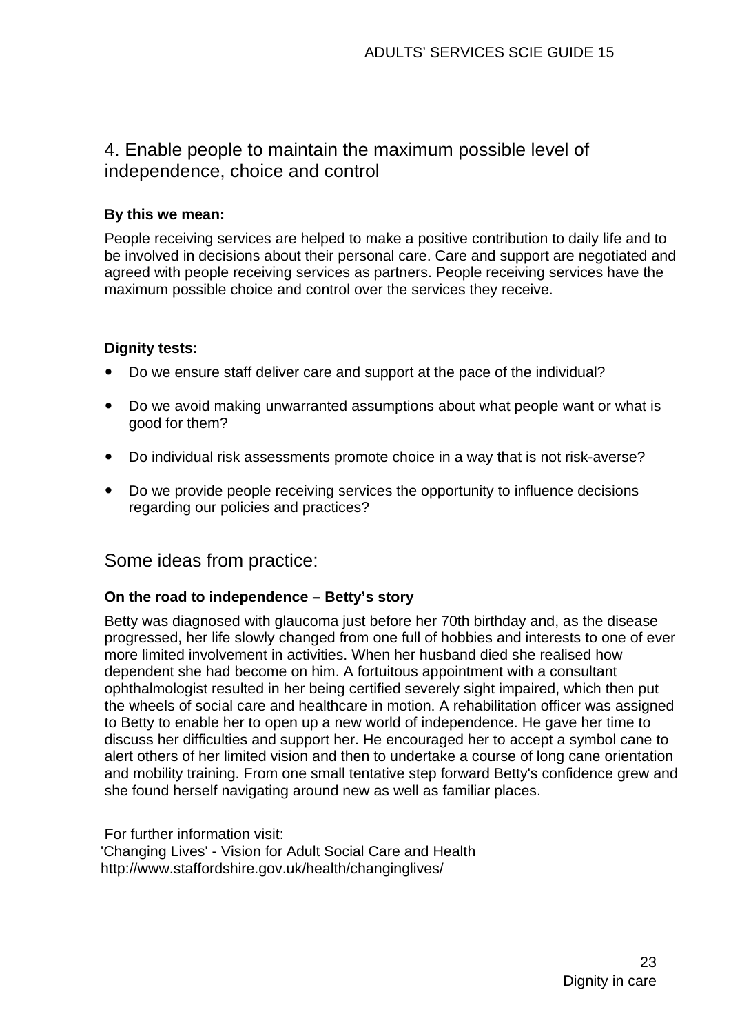## 4. Enable people to maintain the maximum possible level of independence, choice and control

**By this we mean:**

People receiving services are helped to make a positive contribution to daily life and to be involved in decisions about their personal care. Care and support are negotiated and agreed with people receiving services as partners. People receiving services have the maximum possible choice and control over the services they receive.

**Dignity tests:**

- Do we ensure staff deliver care and support at the pace of the individual?
- Do we avoid making unwarranted assumptions about what people want or what is good for them?
- Do individual risk assessments promote choice in a way that is not risk-averse?
- Do we provide people receiving services the opportunity to influence decisions regarding our policies and practices?

## Some ideas from practice:

**On the road to independence – Betty's story**

Betty was diagnosed with glaucoma just before her 70th birthday and, as the disease progressed, her life slowly changed from one full of hobbies and interests to one of ever more limited involvement in activities. When her husband died she realised how dependent she had become on him. A fortuitous appointment with a consultant ophthalmologist resulted in her being certified severely sight impaired, which then put the wheels of social care and healthcare in motion. A rehabilitation officer was assigned to Betty to enable her to open up a new world of independence. He gave her time to discuss her difficulties and support her. He encouraged her to accept a symbol cane to alert others of her limited vision and then to undertake a course of long cane orientation and mobility training. From one small tentative step forward Betty's confidence grew and she found herself navigating around new as well as familiar places.

For further information visit:
'Changing Lives' - Vision for Adult Social Care and Health
http://www.staffordshire.gov.uk/health/changinglives/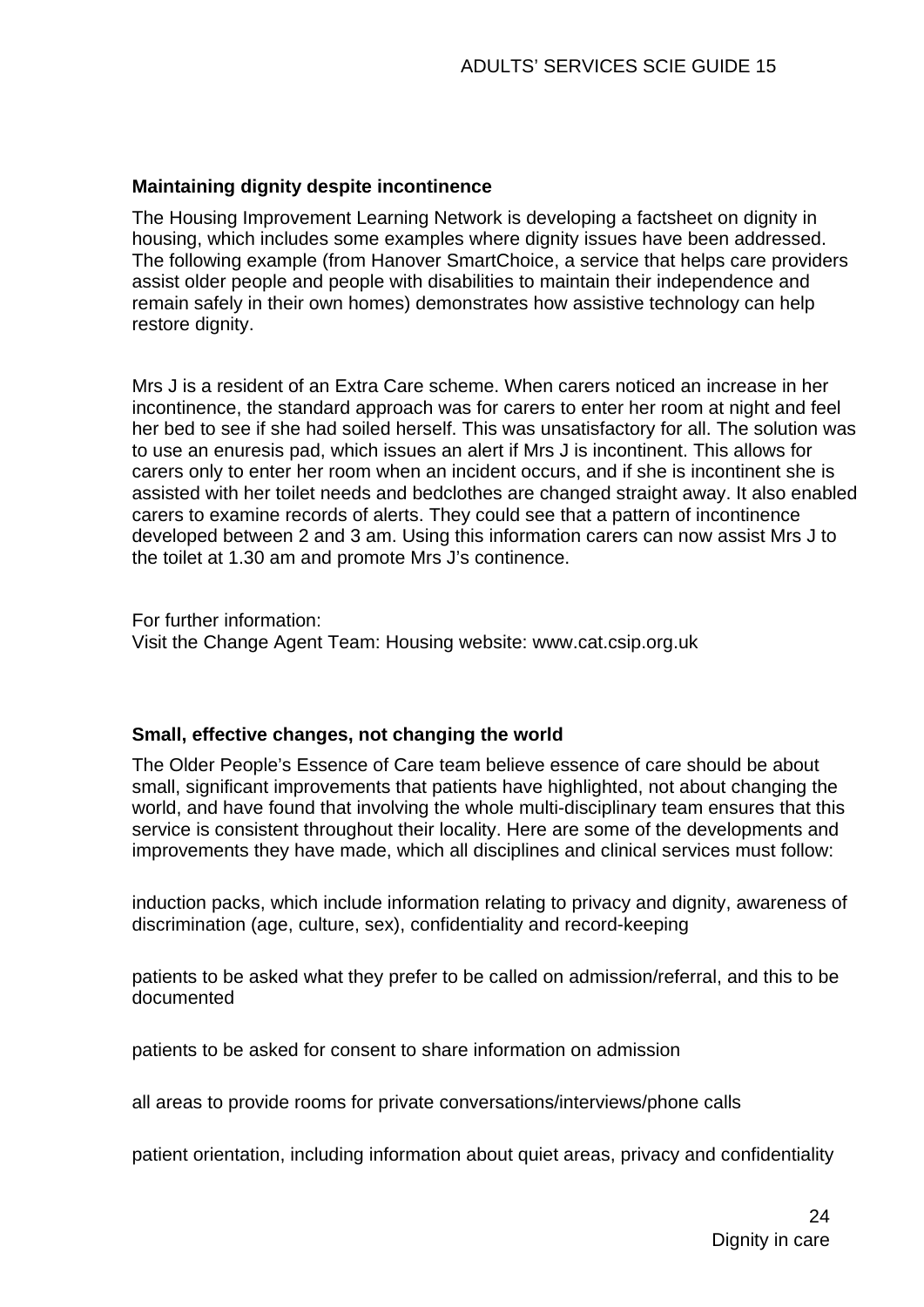**Maintaining dignity despite incontinence**

The Housing Improvement Learning Network is developing a factsheet on dignity in housing, which includes some examples where dignity issues have been addressed. The following example (from Hanover SmartChoice, a service that helps care providers assist older people and people with disabilities to maintain their independence and remain safely in their own homes) demonstrates how assistive technology can help restore dignity.

Mrs J is a resident of an Extra Care scheme. When carers noticed an increase in her incontinence, the standard approach was for carers to enter her room at night and feel her bed to see if she had soiled herself. This was unsatisfactory for all. The solution was to use an enuresis pad, which issues an alert if Mrs J is incontinent. This allows for carers only to enter her room when an incident occurs, and if she is incontinent she is assisted with her toilet needs and bedclothes are changed straight away. It also enabled carers to examine records of alerts. They could see that a pattern of incontinence developed between 2 and 3 am. Using this information carers can now assist Mrs J to the toilet at 1.30 am and promote Mrs J's continence.

For further information:
Visit the Change Agent Team: Housing website: www.cat.csip.org.uk

**Small, effective changes, not changing the world**

The Older People's Essence of Care team believe essence of care should be about small, significant improvements that patients have highlighted, not about changing the world, and have found that involving the whole multi-disciplinary team ensures that this service is consistent throughout their locality. Here are some of the developments and improvements they have made, which all disciplines and clinical services must follow:

induction packs, which include information relating to privacy and dignity, awareness of discrimination (age, culture, sex), confidentiality and record-keeping

patients to be asked what they prefer to be called on admission/referral, and this to be documented

patients to be asked for consent to share information on admission

all areas to provide rooms for private conversations/interviews/phone calls

patient orientation, including information about quiet areas, privacy and confidentiality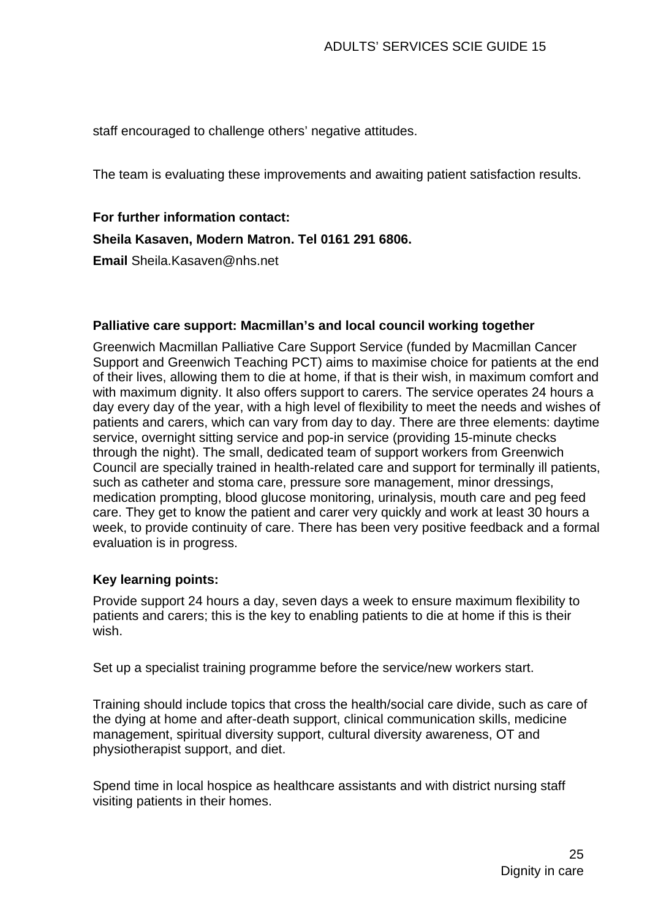staff encouraged to challenge others' negative attitudes.

The team is evaluating these improvements and awaiting patient satisfaction results.

**For further information contact:**

**Sheila Kasaven, Modern Matron. Tel 0161 291 6806.**

**Email** Sheila.Kasaven@nhs.net

**Palliative care support: Macmillan's and local council working together**

Greenwich Macmillan Palliative Care Support Service (funded by Macmillan Cancer Support and Greenwich Teaching PCT) aims to maximise choice for patients at the end of their lives, allowing them to die at home, if that is their wish, in maximum comfort and with maximum dignity. It also offers support to carers. The service operates 24 hours a day every day of the year, with a high level of flexibility to meet the needs and wishes of patients and carers, which can vary from day to day. There are three elements: daytime service, overnight sitting service and pop-in service (providing 15-minute checks through the night). The small, dedicated team of support workers from Greenwich Council are specially trained in health-related care and support for terminally ill patients, such as catheter and stoma care, pressure sore management, minor dressings, medication prompting, blood glucose monitoring, urinalysis, mouth care and peg feed care. They get to know the patient and carer very quickly and work at least 30 hours a week, to provide continuity of care. There has been very positive feedback and a formal evaluation is in progress.

**Key learning points:**

Provide support 24 hours a day, seven days a week to ensure maximum flexibility to patients and carers; this is the key to enabling patients to die at home if this is their wish.

Set up a specialist training programme before the service/new workers start.

Training should include topics that cross the health/social care divide, such as care of the dying at home and after-death support, clinical communication skills, medicine management, spiritual diversity support, cultural diversity awareness, OT and physiotherapist support, and diet.

Spend time in local hospice as healthcare assistants and with district nursing staff visiting patients in their homes.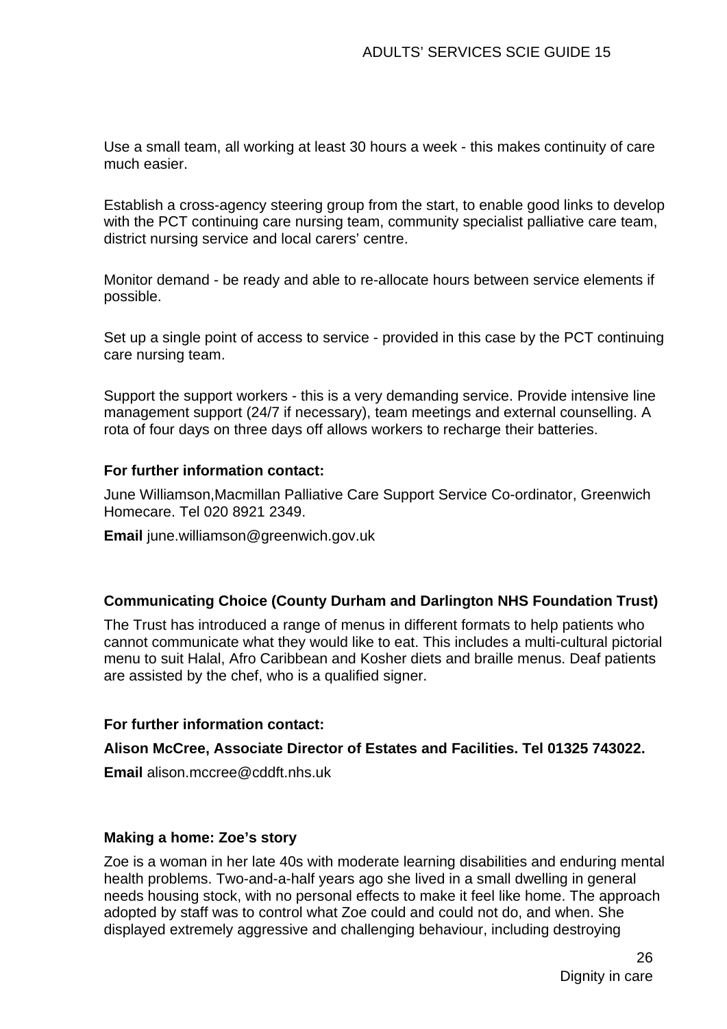Use a small team, all working at least 30 hours a week - this makes continuity of care much easier.

Establish a cross-agency steering group from the start, to enable good links to develop with the PCT continuing care nursing team, community specialist palliative care team, district nursing service and local carers' centre.

Monitor demand - be ready and able to re-allocate hours between service elements if possible.

Set up a single point of access to service - provided in this case by the PCT continuing care nursing team.

Support the support workers - this is a very demanding service. Provide intensive line management support (24/7 if necessary), team meetings and external counselling. A rota of four days on three days off allows workers to recharge their batteries.

**For further information contact:**

June Williamson,Macmillan Palliative Care Support Service Co-ordinator, Greenwich Homecare. Tel 020 8921 2349.

**Email** june.williamson@greenwich.gov.uk

**Communicating Choice (County Durham and Darlington NHS Foundation Trust)**

The Trust has introduced a range of menus in different formats to help patients who cannot communicate what they would like to eat. This includes a multi-cultural pictorial menu to suit Halal, Afro Caribbean and Kosher diets and braille menus. Deaf patients are assisted by the chef, who is a qualified signer.

**For further information contact:**

**Alison McCree, Associate Director of Estates and Facilities. Tel 01325 743022.**

**Email** alison.mccree@cddft.nhs.uk

**Making a home: Zoe's story**

Zoe is a woman in her late 40s with moderate learning disabilities and enduring mental health problems. Two-and-a-half years ago she lived in a small dwelling in general needs housing stock, with no personal effects to make it feel like home. The approach adopted by staff was to control what Zoe could and could not do, and when. She displayed extremely aggressive and challenging behaviour, including destroying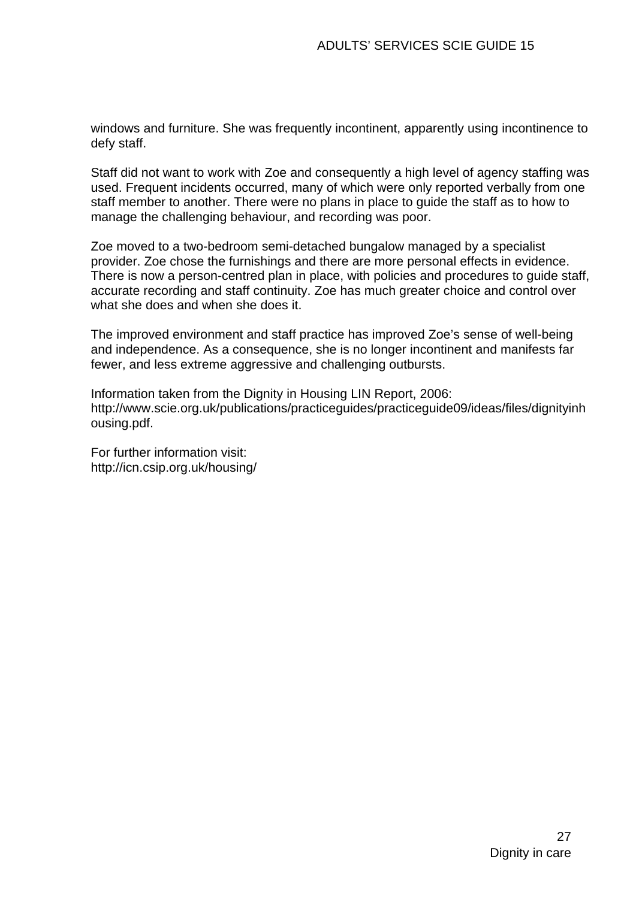windows and furniture. She was frequently incontinent, apparently using incontinence to defy staff.

Staff did not want to work with Zoe and consequently a high level of agency staffing was used. Frequent incidents occurred, many of which were only reported verbally from one staff member to another. There were no plans in place to guide the staff as to how to manage the challenging behaviour, and recording was poor.

Zoe moved to a two-bedroom semi-detached bungalow managed by a specialist provider. Zoe chose the furnishings and there are more personal effects in evidence. There is now a person-centred plan in place, with policies and procedures to guide staff, accurate recording and staff continuity. Zoe has much greater choice and control over what she does and when she does it.

The improved environment and staff practice has improved Zoe's sense of well-being and independence. As a consequence, she is no longer incontinent and manifests far fewer, and less extreme aggressive and challenging outbursts.

Information taken from the Dignity in Housing LIN Report, 2006: http://www.scie.org.uk/publications/practiceguides/practiceguide09/ideas/files/dignityinhousing.pdf.

For further information visit: http://icn.csip.org.uk/housing/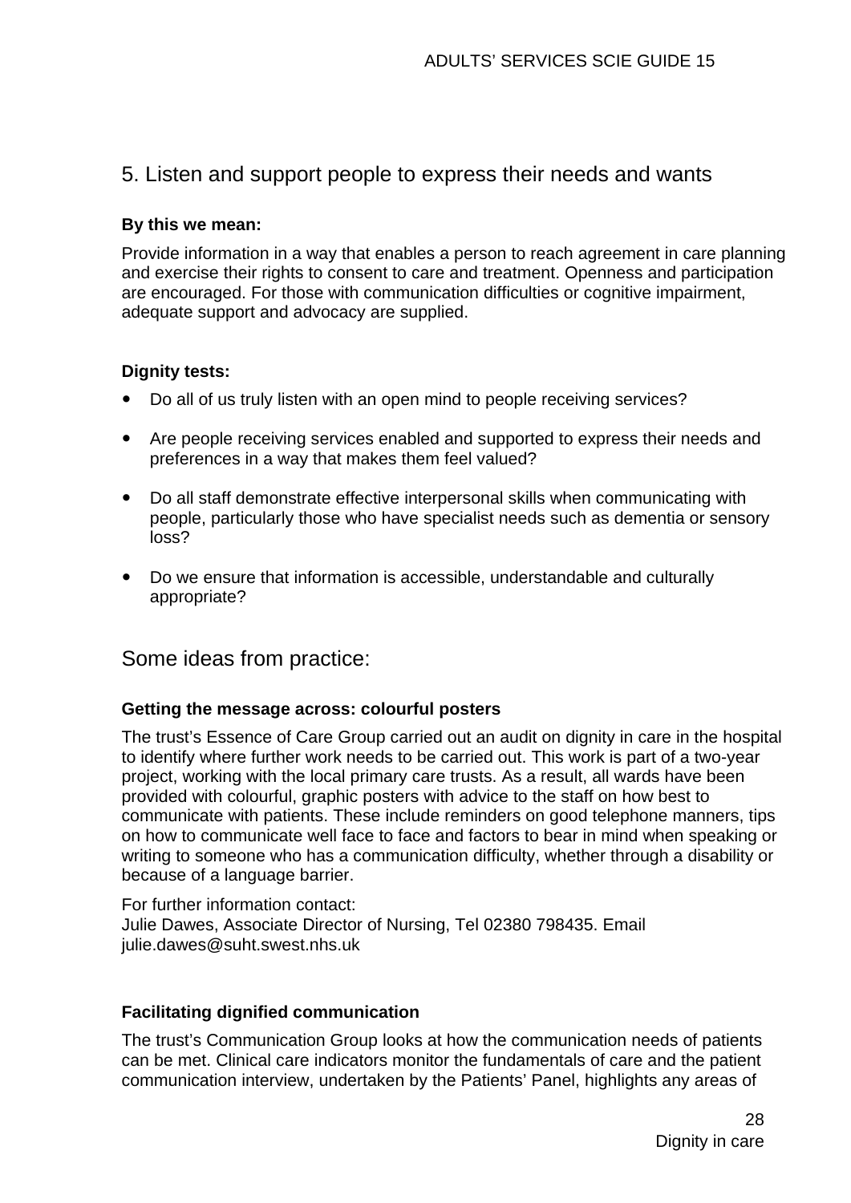## 5. Listen and support people to express their needs and wants

**By this we mean:**

Provide information in a way that enables a person to reach agreement in care planning and exercise their rights to consent to care and treatment. Openness and participation are encouraged. For those with communication difficulties or cognitive impairment, adequate support and advocacy are supplied.

**Dignity tests:**

- Do all of us truly listen with an open mind to people receiving services?
- Are people receiving services enabled and supported to express their needs and preferences in a way that makes them feel valued?
- Do all staff demonstrate effective interpersonal skills when communicating with people, particularly those who have specialist needs such as dementia or sensory loss?
- Do we ensure that information is accessible, understandable and culturally appropriate?

## Some ideas from practice:

**Getting the message across: colourful posters**

The trust's Essence of Care Group carried out an audit on dignity in care in the hospital to identify where further work needs to be carried out. This work is part of a two-year project, working with the local primary care trusts. As a result, all wards have been provided with colourful, graphic posters with advice to the staff on how best to communicate with patients. These include reminders on good telephone manners, tips on how to communicate well face to face and factors to bear in mind when speaking or writing to someone who has a communication difficulty, whether through a disability or because of a language barrier.

For further information contact:
Julie Dawes, Associate Director of Nursing, Tel 02380 798435. Email julie.dawes@suht.swest.nhs.uk

**Facilitating dignified communication**

The trust's Communication Group looks at how the communication needs of patients can be met. Clinical care indicators monitor the fundamentals of care and the patient communication interview, undertaken by the Patients' Panel, highlights any areas of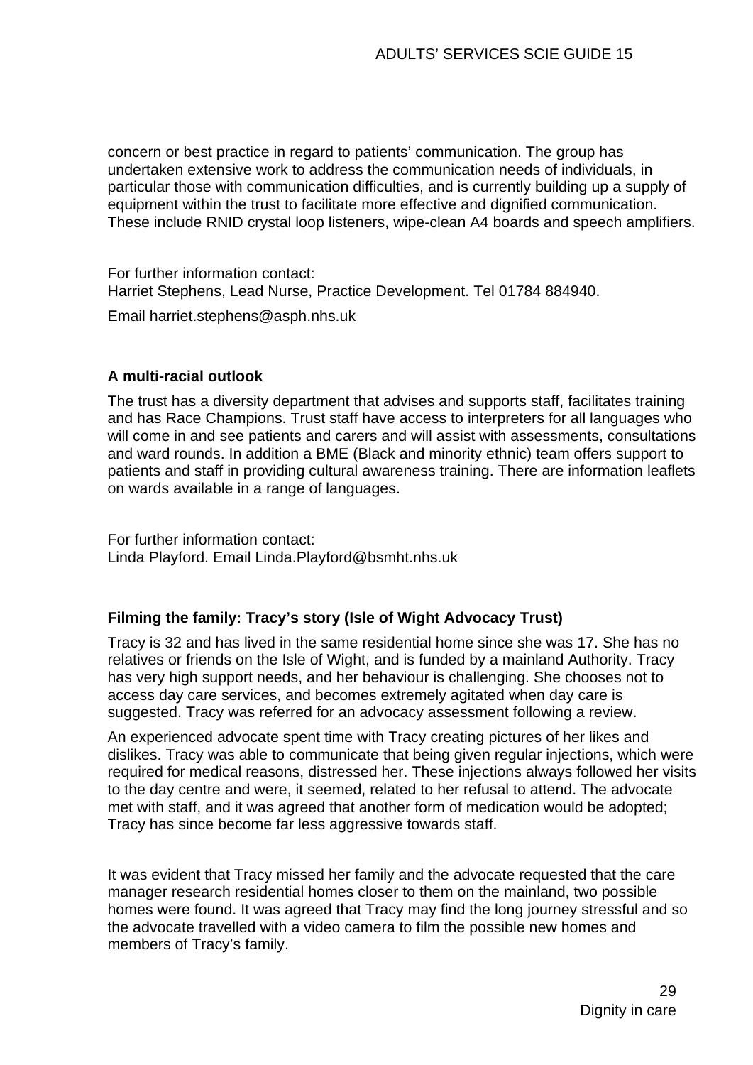concern or best practice in regard to patients' communication. The group has undertaken extensive work to address the communication needs of individuals, in particular those with communication difficulties, and is currently building up a supply of equipment within the trust to facilitate more effective and dignified communication. These include RNID crystal loop listeners, wipe-clean A4 boards and speech amplifiers.

For further information contact:
Harriet Stephens, Lead Nurse, Practice Development. Tel 01784 884940.

Email harriet.stephens@asph.nhs.uk

**A multi-racial outlook**

The trust has a diversity department that advises and supports staff, facilitates training and has Race Champions. Trust staff have access to interpreters for all languages who will come in and see patients and carers and will assist with assessments, consultations and ward rounds. In addition a BME (Black and minority ethnic) team offers support to patients and staff in providing cultural awareness training. There are information leaflets on wards available in a range of languages.

For further information contact:
Linda Playford. Email Linda.Playford@bsmht.nhs.uk

**Filming the family: Tracy's story (Isle of Wight Advocacy Trust)**

Tracy is 32 and has lived in the same residential home since she was 17. She has no relatives or friends on the Isle of Wight, and is funded by a mainland Authority. Tracy has very high support needs, and her behaviour is challenging. She chooses not to access day care services, and becomes extremely agitated when day care is suggested. Tracy was referred for an advocacy assessment following a review.

An experienced advocate spent time with Tracy creating pictures of her likes and dislikes. Tracy was able to communicate that being given regular injections, which were required for medical reasons, distressed her. These injections always followed her visits to the day centre and were, it seemed, related to her refusal to attend. The advocate met with staff, and it was agreed that another form of medication would be adopted; Tracy has since become far less aggressive towards staff.

It was evident that Tracy missed her family and the advocate requested that the care manager research residential homes closer to them on the mainland, two possible homes were found. It was agreed that Tracy may find the long journey stressful and so the advocate travelled with a video camera to film the possible new homes and members of Tracy's family.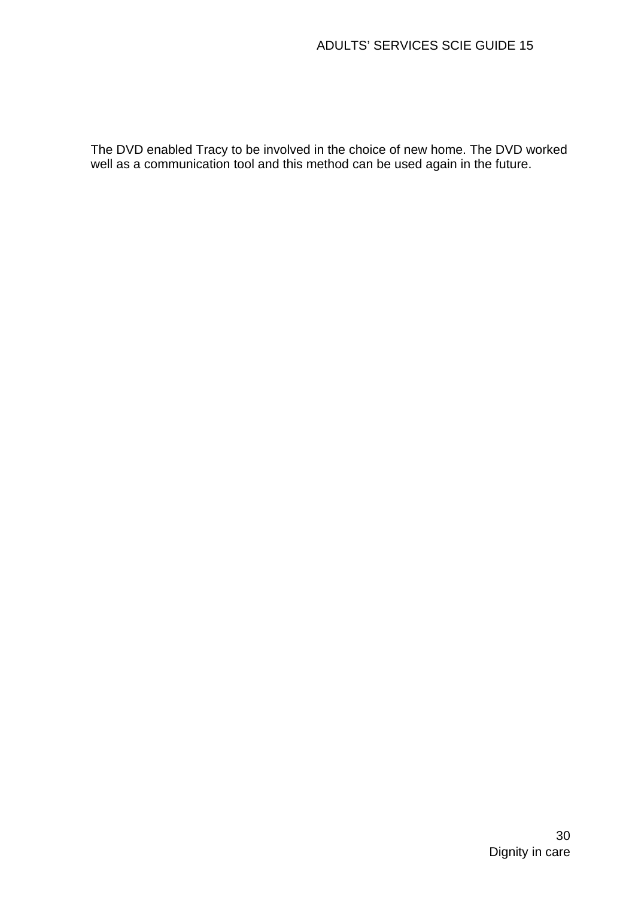The DVD enabled Tracy to be involved in the choice of new home. The DVD worked well as a communication tool and this method can be used again in the future.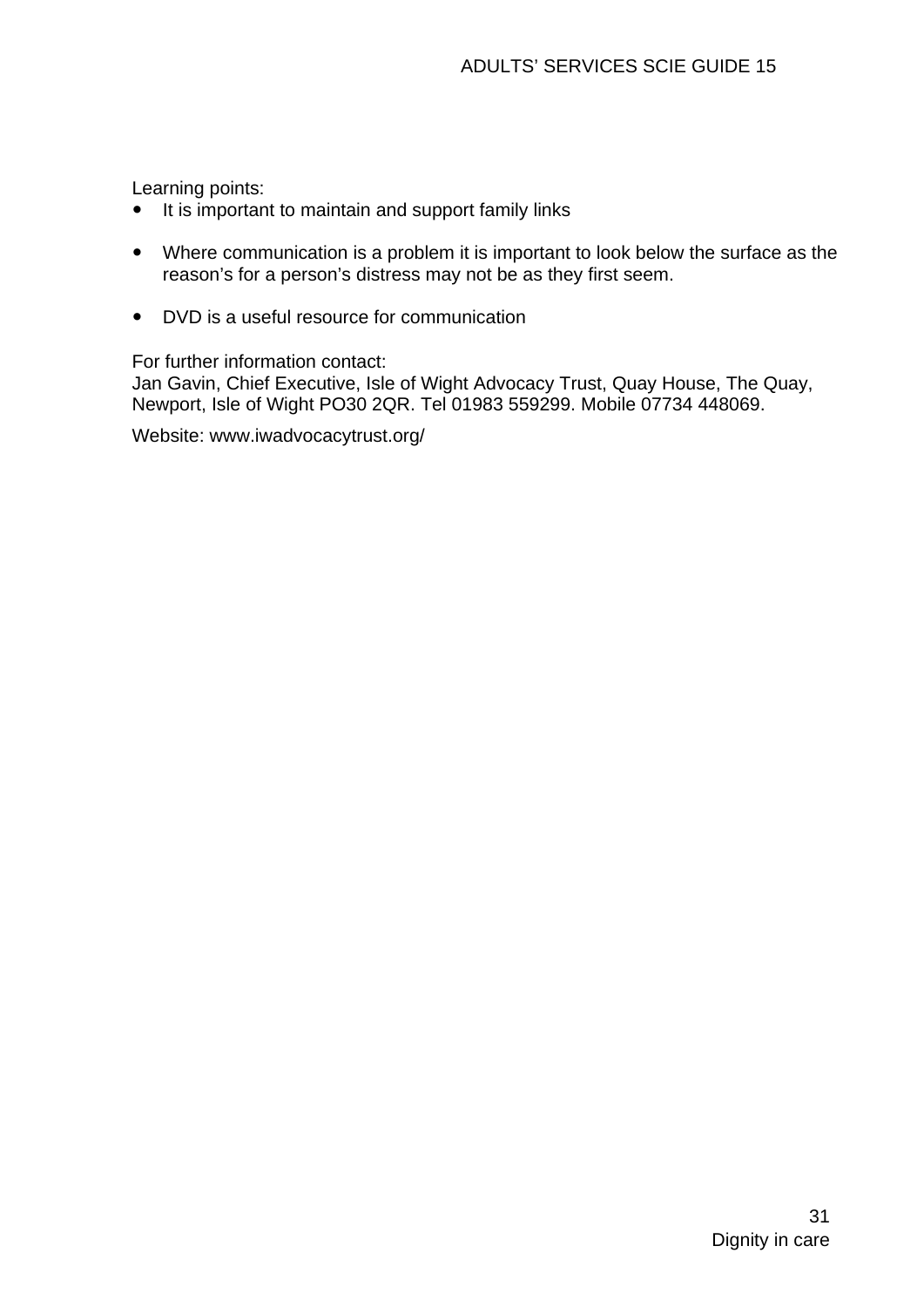Learning points:

- It is important to maintain and support family links
- Where communication is a problem it is important to look below the surface as the reason's for a person's distress may not be as they first seem.
- DVD is a useful resource for communication

For further information contact:
Jan Gavin, Chief Executive, Isle of Wight Advocacy Trust, Quay House, The Quay, Newport, Isle of Wight PO30 2QR. Tel 01983 559299. Mobile 07734 448069.

Website: www.iwadvocacytrust.org/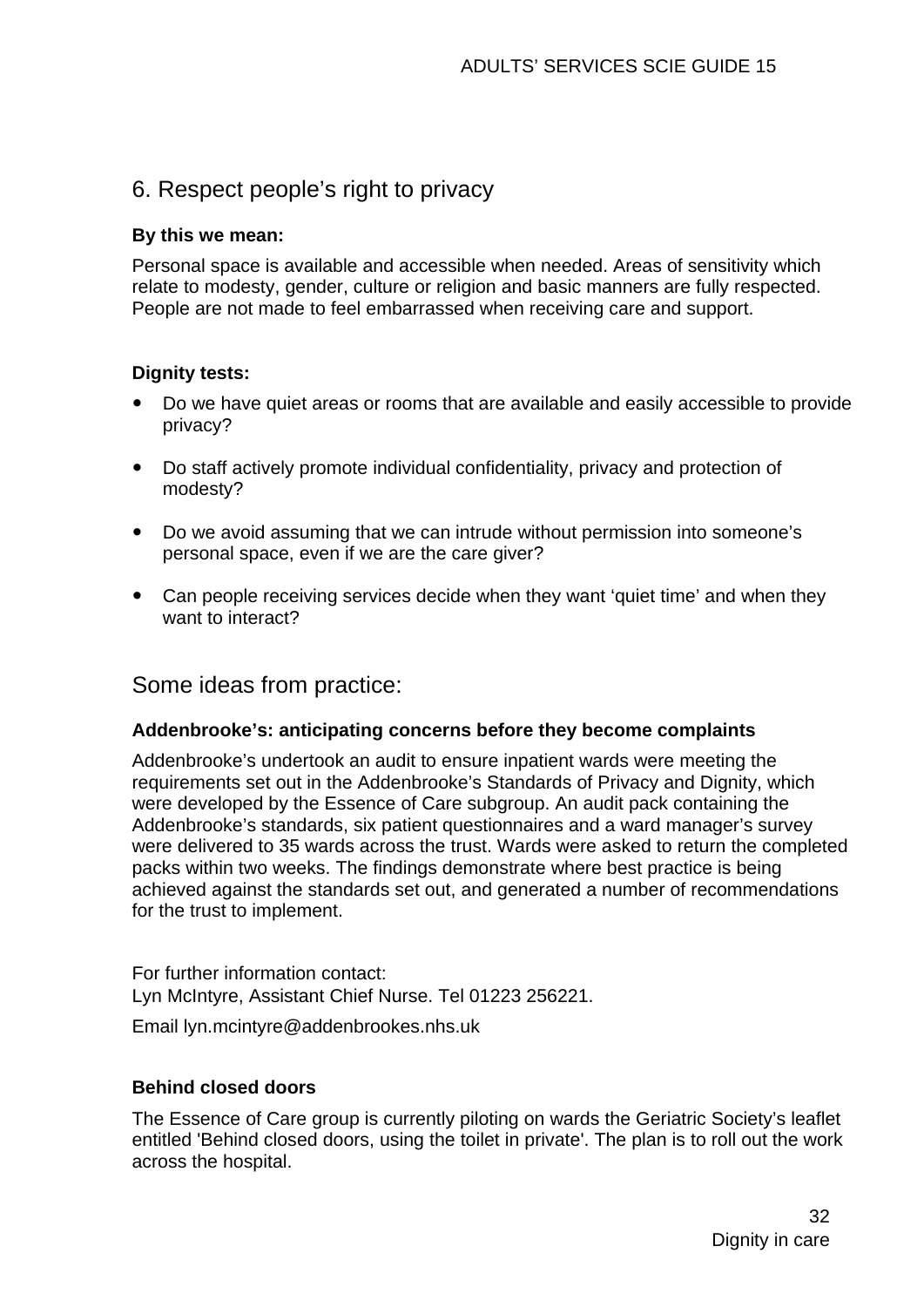## 6. Respect people's right to privacy

**By this we mean:**

Personal space is available and accessible when needed. Areas of sensitivity which relate to modesty, gender, culture or religion and basic manners are fully respected. People are not made to feel embarrassed when receiving care and support.

**Dignity tests:**

- Do we have quiet areas or rooms that are available and easily accessible to provide privacy?
- Do staff actively promote individual confidentiality, privacy and protection of modesty?
- Do we avoid assuming that we can intrude without permission into someone's personal space, even if we are the care giver?
- Can people receiving services decide when they want 'quiet time' and when they want to interact?

## Some ideas from practice:

**Addenbrooke's: anticipating concerns before they become complaints**

Addenbrooke's undertook an audit to ensure inpatient wards were meeting the requirements set out in the Addenbrooke's Standards of Privacy and Dignity, which were developed by the Essence of Care subgroup. An audit pack containing the Addenbrooke's standards, six patient questionnaires and a ward manager's survey were delivered to 35 wards across the trust. Wards were asked to return the completed packs within two weeks. The findings demonstrate where best practice is being achieved against the standards set out, and generated a number of recommendations for the trust to implement.

For further information contact:
Lyn McIntyre, Assistant Chief Nurse. Tel 01223 256221.

Email lyn.mcintyre@addenbrookes.nhs.uk

**Behind closed doors**

The Essence of Care group is currently piloting on wards the Geriatric Society's leaflet entitled 'Behind closed doors, using the toilet in private'. The plan is to roll out the work across the hospital.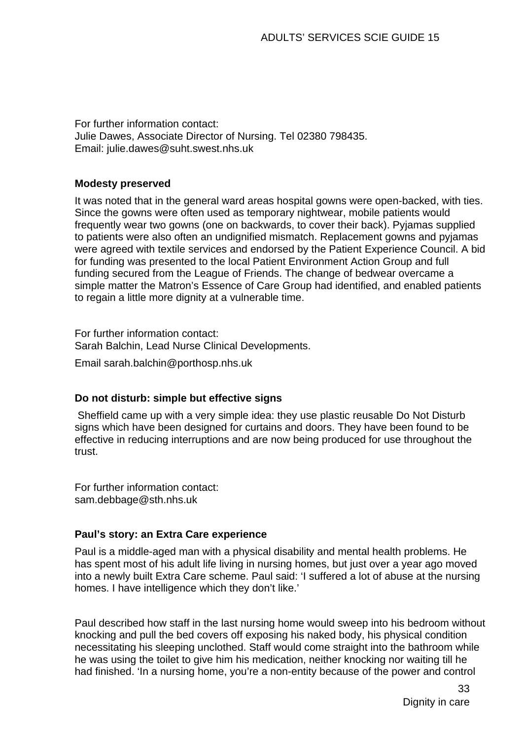For further information contact:
Julie Dawes, Associate Director of Nursing. Tel 02380 798435.
Email: julie.dawes@suht.swest.nhs.uk

### Modesty preserved

It was noted that in the general ward areas hospital gowns were open-backed, with ties. Since the gowns were often used as temporary nightwear, mobile patients would frequently wear two gowns (one on backwards, to cover their back). Pyjamas supplied to patients were also often an undignified mismatch. Replacement gowns and pyjamas were agreed with textile services and endorsed by the Patient Experience Council. A bid for funding was presented to the local Patient Environment Action Group and full funding secured from the League of Friends. The change of bedwear overcame a simple matter the Matron's Essence of Care Group had identified, and enabled patients to regain a little more dignity at a vulnerable time.

For further information contact:
Sarah Balchin, Lead Nurse Clinical Developments.

Email sarah.balchin@porthosp.nhs.uk

### Do not disturb: simple but effective signs

Sheffield came up with a very simple idea: they use plastic reusable Do Not Disturb signs which have been designed for curtains and doors. They have been found to be effective in reducing interruptions and are now being produced for use throughout the trust.

For further information contact:
sam.debbage@sth.nhs.uk

### Paul's story: an Extra Care experience

Paul is a middle-aged man with a physical disability and mental health problems. He has spent most of his adult life living in nursing homes, but just over a year ago moved into a newly built Extra Care scheme. Paul said: 'I suffered a lot of abuse at the nursing homes. I have intelligence which they don't like.'

Paul described how staff in the last nursing home would sweep into his bedroom without knocking and pull the bed covers off exposing his naked body, his physical condition necessitating his sleeping unclothed. Staff would come straight into the bathroom while he was using the toilet to give him his medication, neither knocking nor waiting till he had finished. 'In a nursing home, you're a non-entity because of the power and control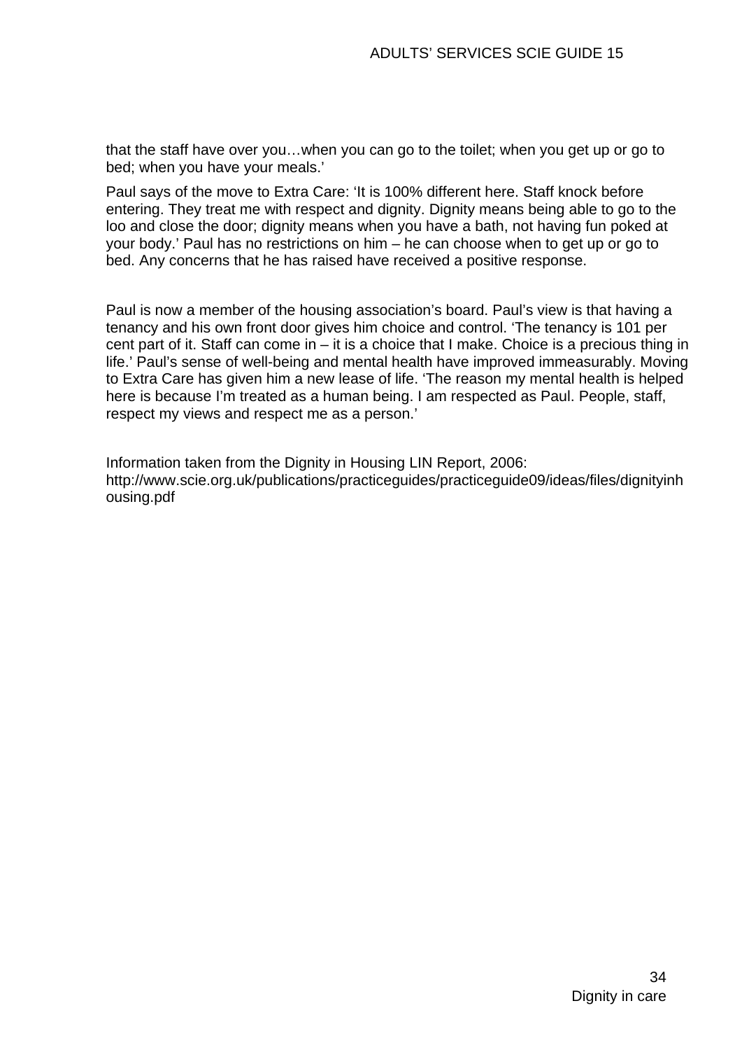that the staff have over you…when you can go to the toilet; when you get up or go to bed; when you have your meals.'

Paul says of the move to Extra Care: 'It is 100% different here. Staff knock before entering. They treat me with respect and dignity. Dignity means being able to go to the loo and close the door; dignity means when you have a bath, not having fun poked at your body.' Paul has no restrictions on him – he can choose when to get up or go to bed. Any concerns that he has raised have received a positive response.

Paul is now a member of the housing association's board. Paul's view is that having a tenancy and his own front door gives him choice and control. 'The tenancy is 101 per cent part of it. Staff can come in – it is a choice that I make. Choice is a precious thing in life.' Paul's sense of well-being and mental health have improved immeasurably. Moving to Extra Care has given him a new lease of life. 'The reason my mental health is helped here is because I'm treated as a human being. I am respected as Paul. People, staff, respect my views and respect me as a person.'

Information taken from the Dignity in Housing LIN Report, 2006: http://www.scie.org.uk/publications/practiceguides/practiceguide09/ideas/files/dignityinhousing.pdf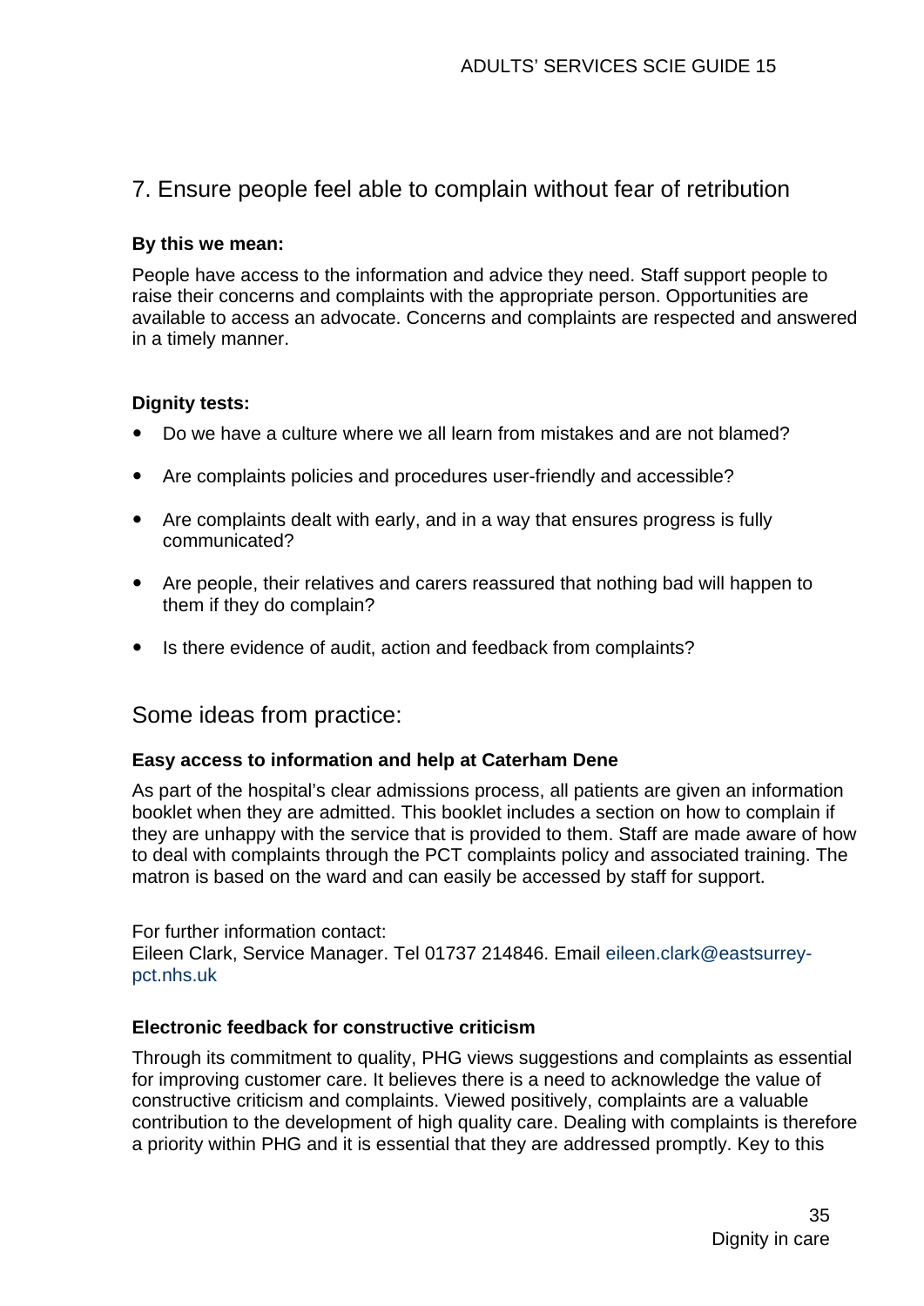## 7. Ensure people feel able to complain without fear of retribution

**By this we mean:**

People have access to the information and advice they need. Staff support people to raise their concerns and complaints with the appropriate person. Opportunities are available to access an advocate. Concerns and complaints are respected and answered in a timely manner.

**Dignity tests:**

- Do we have a culture where we all learn from mistakes and are not blamed?
- Are complaints policies and procedures user-friendly and accessible?
- Are complaints dealt with early, and in a way that ensures progress is fully communicated?
- Are people, their relatives and carers reassured that nothing bad will happen to them if they do complain?
- Is there evidence of audit, action and feedback from complaints?

## Some ideas from practice:

**Easy access to information and help at Caterham Dene**

As part of the hospital's clear admissions process, all patients are given an information booklet when they are admitted. This booklet includes a section on how to complain if they are unhappy with the service that is provided to them. Staff are made aware of how to deal with complaints through the PCT complaints policy and associated training. The matron is based on the ward and can easily be accessed by staff for support.

For further information contact:
Eileen Clark, Service Manager. Tel 01737 214846. Email eileen.clark@eastsurrey-pct.nhs.uk

**Electronic feedback for constructive criticism**

Through its commitment to quality, PHG views suggestions and complaints as essential for improving customer care. It believes there is a need to acknowledge the value of constructive criticism and complaints. Viewed positively, complaints are a valuable contribution to the development of high quality care. Dealing with complaints is therefore a priority within PHG and it is essential that they are addressed promptly. Key to this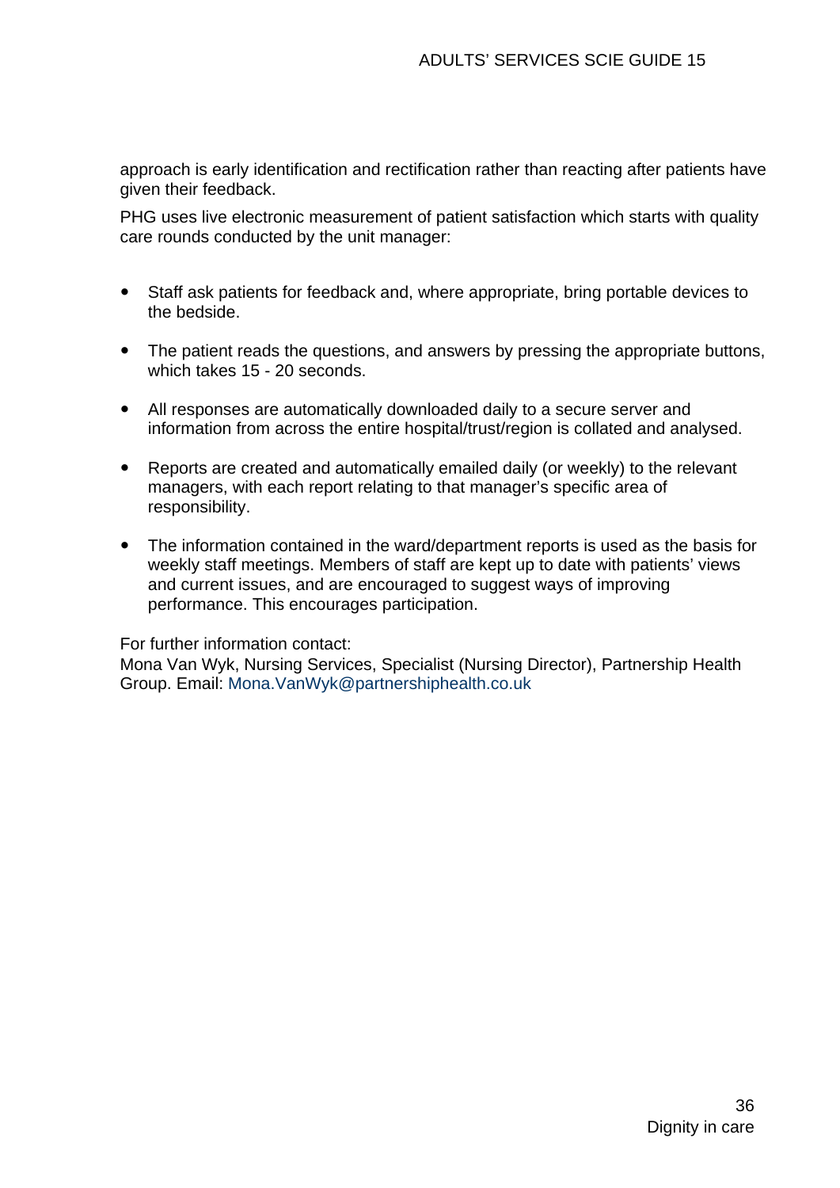approach is early identification and rectification rather than reacting after patients have given their feedback.

PHG uses live electronic measurement of patient satisfaction which starts with quality care rounds conducted by the unit manager:

- Staff ask patients for feedback and, where appropriate, bring portable devices to the bedside.
- The patient reads the questions, and answers by pressing the appropriate buttons, which takes 15 - 20 seconds.
- All responses are automatically downloaded daily to a secure server and information from across the entire hospital/trust/region is collated and analysed.
- Reports are created and automatically emailed daily (or weekly) to the relevant managers, with each report relating to that manager's specific area of responsibility.
- The information contained in the ward/department reports is used as the basis for weekly staff meetings. Members of staff are kept up to date with patients' views and current issues, and are encouraged to suggest ways of improving performance. This encourages participation.

For further information contact:
Mona Van Wyk, Nursing Services, Specialist (Nursing Director), Partnership Health Group. Email: Mona.VanWyk@partnershiphealth.co.uk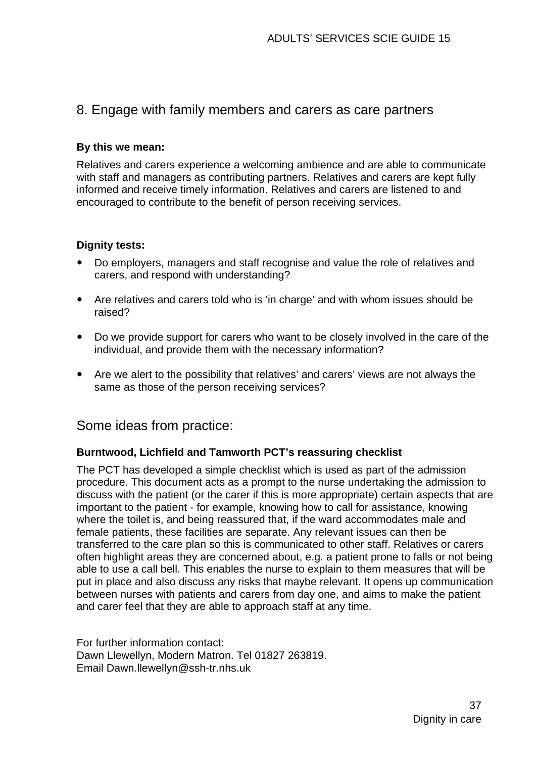## 8. Engage with family members and carers as care partners

**By this we mean:**

Relatives and carers experience a welcoming ambience and are able to communicate with staff and managers as contributing partners. Relatives and carers are kept fully informed and receive timely information. Relatives and carers are listened to and encouraged to contribute to the benefit of person receiving services.

**Dignity tests:**

- Do employers, managers and staff recognise and value the role of relatives and carers, and respond with understanding?
- Are relatives and carers told who is 'in charge' and with whom issues should be raised?
- Do we provide support for carers who want to be closely involved in the care of the individual, and provide them with the necessary information?
- Are we alert to the possibility that relatives' and carers' views are not always the same as those of the person receiving services?

## Some ideas from practice:

**Burntwood, Lichfield and Tamworth PCT's reassuring checklist**

The PCT has developed a simple checklist which is used as part of the admission procedure. This document acts as a prompt to the nurse undertaking the admission to discuss with the patient (or the carer if this is more appropriate) certain aspects that are important to the patient - for example, knowing how to call for assistance, knowing where the toilet is, and being reassured that, if the ward accommodates male and female patients, these facilities are separate. Any relevant issues can then be transferred to the care plan so this is communicated to other staff. Relatives or carers often highlight areas they are concerned about, e.g. a patient prone to falls or not being able to use a call bell. This enables the nurse to explain to them measures that will be put in place and also discuss any risks that maybe relevant. It opens up communication between nurses with patients and carers from day one, and aims to make the patient and carer feel that they are able to approach staff at any time.

For further information contact:
Dawn Llewellyn, Modern Matron. Tel 01827 263819.
Email Dawn.llewellyn@ssh-tr.nhs.uk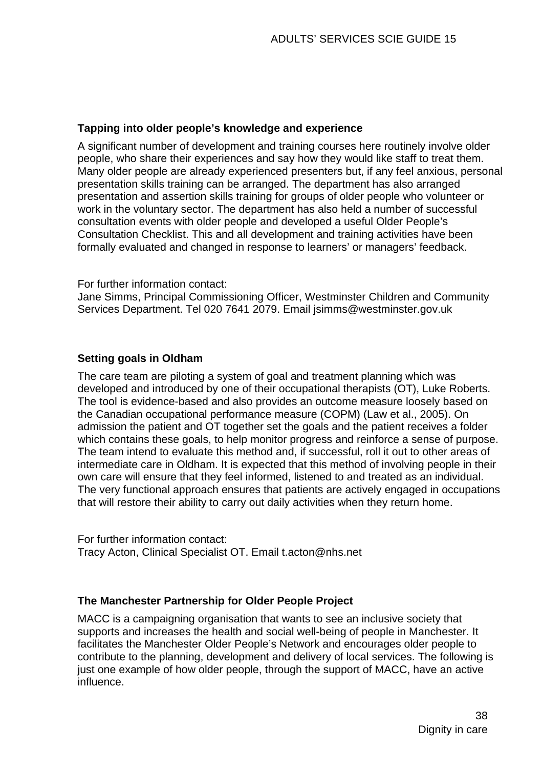**Tapping into older people's knowledge and experience**

A significant number of development and training courses here routinely involve older people, who share their experiences and say how they would like staff to treat them. Many older people are already experienced presenters but, if any feel anxious, personal presentation skills training can be arranged. The department has also arranged presentation and assertion skills training for groups of older people who volunteer or work in the voluntary sector. The department has also held a number of successful consultation events with older people and developed a useful Older People's Consultation Checklist. This and all development and training activities have been formally evaluated and changed in response to learners' or managers' feedback.

For further information contact:
Jane Simms, Principal Commissioning Officer, Westminster Children and Community Services Department. Tel 020 7641 2079. Email jsimms@westminster.gov.uk

**Setting goals in Oldham**

The care team are piloting a system of goal and treatment planning which was developed and introduced by one of their occupational therapists (OT), Luke Roberts. The tool is evidence-based and also provides an outcome measure loosely based on the Canadian occupational performance measure (COPM) (Law et al., 2005). On admission the patient and OT together set the goals and the patient receives a folder which contains these goals, to help monitor progress and reinforce a sense of purpose. The team intend to evaluate this method and, if successful, roll it out to other areas of intermediate care in Oldham. It is expected that this method of involving people in their own care will ensure that they feel informed, listened to and treated as an individual. The very functional approach ensures that patients are actively engaged in occupations that will restore their ability to carry out daily activities when they return home.

For further information contact:
Tracy Acton, Clinical Specialist OT. Email t.acton@nhs.net

**The Manchester Partnership for Older People Project**

MACC is a campaigning organisation that wants to see an inclusive society that supports and increases the health and social well-being of people in Manchester. It facilitates the Manchester Older People's Network and encourages older people to contribute to the planning, development and delivery of local services. The following is just one example of how older people, through the support of MACC, have an active influence.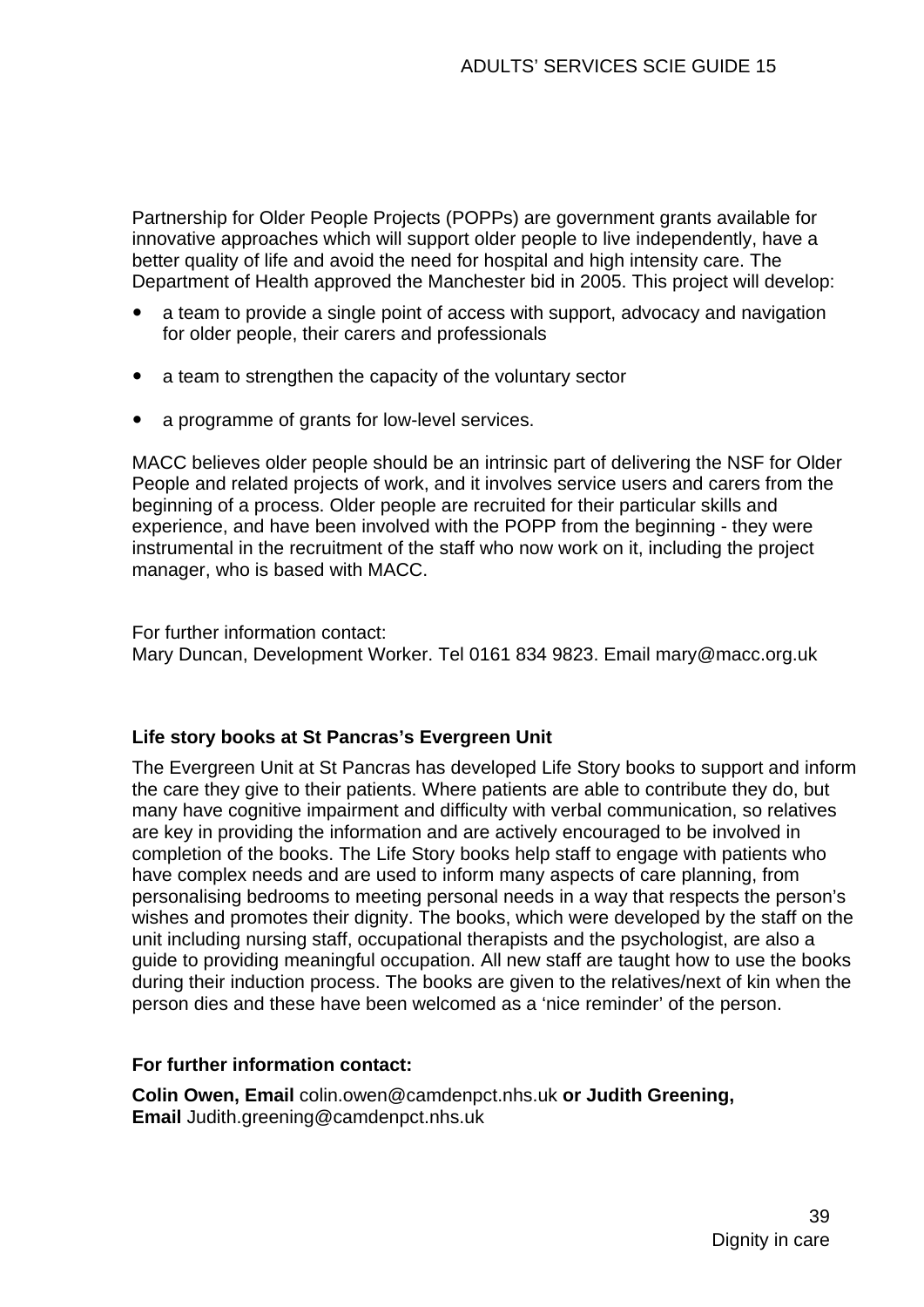Partnership for Older People Projects (POPPs) are government grants available for innovative approaches which will support older people to live independently, have a better quality of life and avoid the need for hospital and high intensity care. The Department of Health approved the Manchester bid in 2005. This project will develop:

- a team to provide a single point of access with support, advocacy and navigation for older people, their carers and professionals
- a team to strengthen the capacity of the voluntary sector
- a programme of grants for low-level services.

MACC believes older people should be an intrinsic part of delivering the NSF for Older People and related projects of work, and it involves service users and carers from the beginning of a process. Older people are recruited for their particular skills and experience, and have been involved with the POPP from the beginning - they were instrumental in the recruitment of the staff who now work on it, including the project manager, who is based with MACC.

For further information contact:
Mary Duncan, Development Worker. Tel 0161 834 9823. Email mary@macc.org.uk

**Life story books at St Pancras's Evergreen Unit**

The Evergreen Unit at St Pancras has developed Life Story books to support and inform the care they give to their patients. Where patients are able to contribute they do, but many have cognitive impairment and difficulty with verbal communication, so relatives are key in providing the information and are actively encouraged to be involved in completion of the books. The Life Story books help staff to engage with patients who have complex needs and are used to inform many aspects of care planning, from personalising bedrooms to meeting personal needs in a way that respects the person's wishes and promotes their dignity. The books, which were developed by the staff on the unit including nursing staff, occupational therapists and the psychologist, are also a guide to providing meaningful occupation. All new staff are taught how to use the books during their induction process. The books are given to the relatives/next of kin when the person dies and these have been welcomed as a 'nice reminder' of the person.

**For further information contact:**

**Colin Owen, Email** colin.owen@camdenpct.nhs.uk **or Judith Greening, Email** Judith.greening@camdenpct.nhs.uk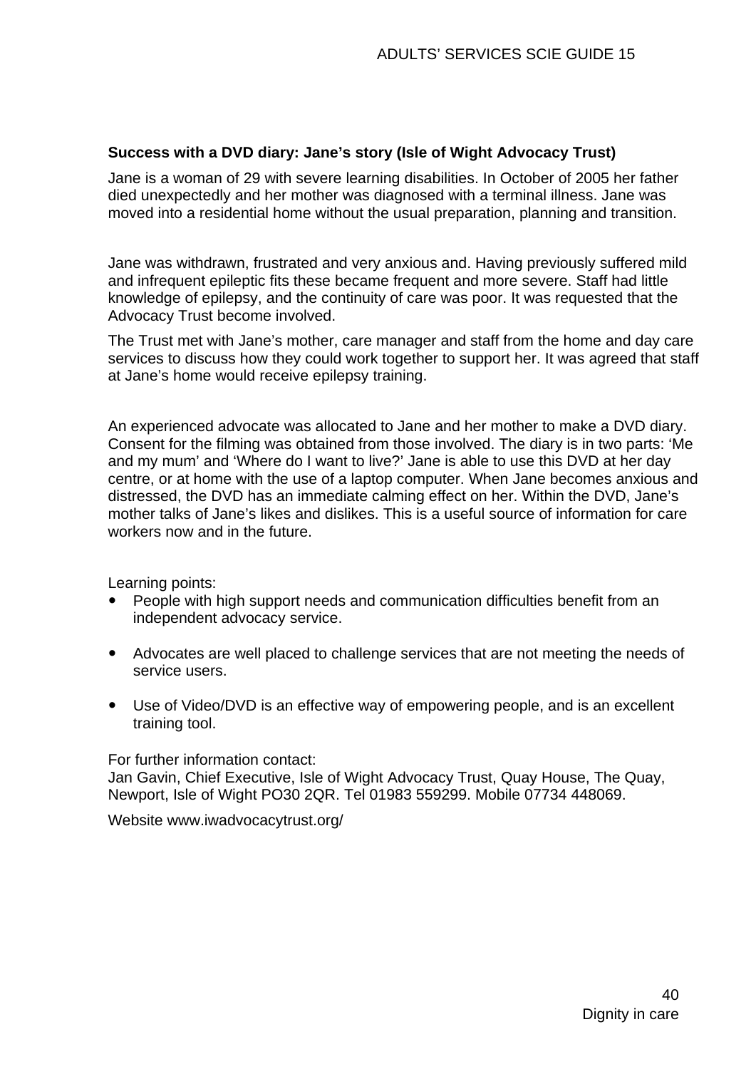**Success with a DVD diary: Jane's story (Isle of Wight Advocacy Trust)**

Jane is a woman of 29 with severe learning disabilities. In October of 2005 her father died unexpectedly and her mother was diagnosed with a terminal illness. Jane was moved into a residential home without the usual preparation, planning and transition.

Jane was withdrawn, frustrated and very anxious and. Having previously suffered mild and infrequent epileptic fits these became frequent and more severe. Staff had little knowledge of epilepsy, and the continuity of care was poor. It was requested that the Advocacy Trust become involved.

The Trust met with Jane's mother, care manager and staff from the home and day care services to discuss how they could work together to support her. It was agreed that staff at Jane's home would receive epilepsy training.

An experienced advocate was allocated to Jane and her mother to make a DVD diary. Consent for the filming was obtained from those involved. The diary is in two parts: 'Me and my mum' and 'Where do I want to live?' Jane is able to use this DVD at her day centre, or at home with the use of a laptop computer. When Jane becomes anxious and distressed, the DVD has an immediate calming effect on her. Within the DVD, Jane's mother talks of Jane's likes and dislikes. This is a useful source of information for care workers now and in the future.

Learning points:

- People with high support needs and communication difficulties benefit from an independent advocacy service.
- Advocates are well placed to challenge services that are not meeting the needs of service users.
- Use of Video/DVD is an effective way of empowering people, and is an excellent training tool.

For further information contact:
Jan Gavin, Chief Executive, Isle of Wight Advocacy Trust, Quay House, The Quay, Newport, Isle of Wight PO30 2QR. Tel 01983 559299. Mobile 07734 448069.

Website www.iwadvocacytrust.org/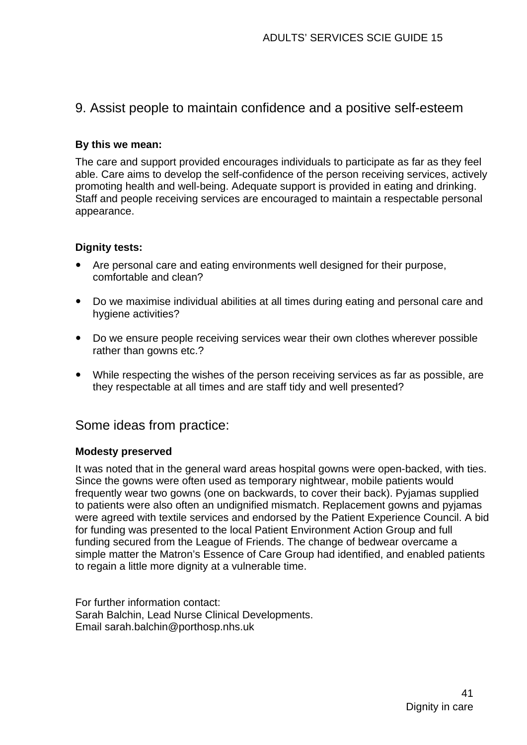## 9. Assist people to maintain confidence and a positive self-esteem

**By this we mean:**

The care and support provided encourages individuals to participate as far as they feel able. Care aims to develop the self-confidence of the person receiving services, actively promoting health and well-being. Adequate support is provided in eating and drinking. Staff and people receiving services are encouraged to maintain a respectable personal appearance.

**Dignity tests:**

- Are personal care and eating environments well designed for their purpose, comfortable and clean?
- Do we maximise individual abilities at all times during eating and personal care and hygiene activities?
- Do we ensure people receiving services wear their own clothes wherever possible rather than gowns etc.?
- While respecting the wishes of the person receiving services as far as possible, are they respectable at all times and are staff tidy and well presented?

## Some ideas from practice:

**Modesty preserved**

It was noted that in the general ward areas hospital gowns were open-backed, with ties. Since the gowns were often used as temporary nightwear, mobile patients would frequently wear two gowns (one on backwards, to cover their back). Pyjamas supplied to patients were also often an undignified mismatch. Replacement gowns and pyjamas were agreed with textile services and endorsed by the Patient Experience Council. A bid for funding was presented to the local Patient Environment Action Group and full funding secured from the League of Friends. The change of bedwear overcame a simple matter the Matron's Essence of Care Group had identified, and enabled patients to regain a little more dignity at a vulnerable time.

For further information contact:
Sarah Balchin, Lead Nurse Clinical Developments.
Email sarah.balchin@porthosp.nhs.uk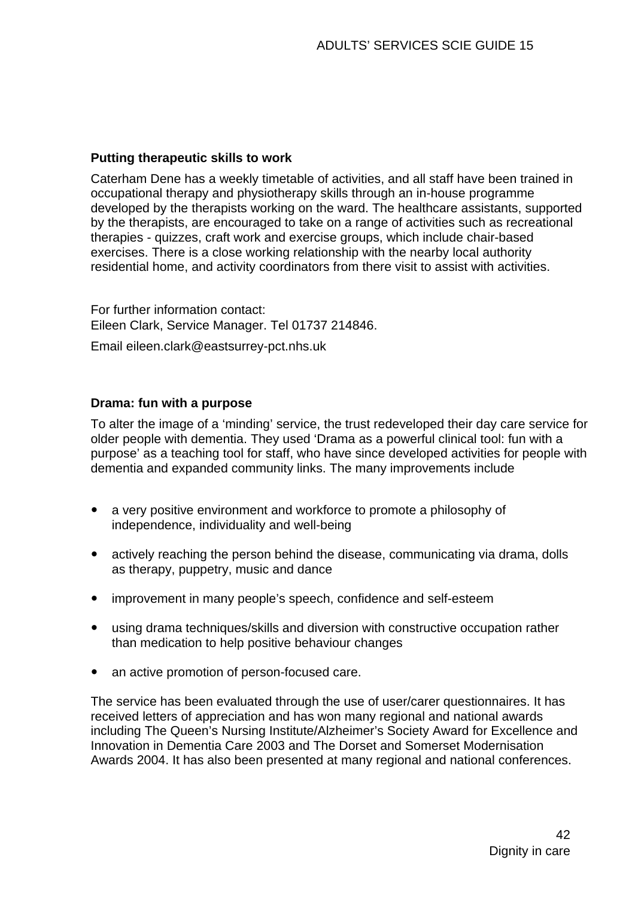**Putting therapeutic skills to work**

Caterham Dene has a weekly timetable of activities, and all staff have been trained in occupational therapy and physiotherapy skills through an in-house programme developed by the therapists working on the ward. The healthcare assistants, supported by the therapists, are encouraged to take on a range of activities such as recreational therapies - quizzes, craft work and exercise groups, which include chair-based exercises. There is a close working relationship with the nearby local authority residential home, and activity coordinators from there visit to assist with activities.

For further information contact:
Eileen Clark, Service Manager. Tel 01737 214846.

Email eileen.clark@eastsurrey-pct.nhs.uk

**Drama: fun with a purpose**

To alter the image of a 'minding' service, the trust redeveloped their day care service for older people with dementia. They used 'Drama as a powerful clinical tool: fun with a purpose' as a teaching tool for staff, who have since developed activities for people with dementia and expanded community links. The many improvements include

- a very positive environment and workforce to promote a philosophy of independence, individuality and well-being
- actively reaching the person behind the disease, communicating via drama, dolls as therapy, puppetry, music and dance
- improvement in many people's speech, confidence and self-esteem
- using drama techniques/skills and diversion with constructive occupation rather than medication to help positive behaviour changes
- an active promotion of person-focused care.

The service has been evaluated through the use of user/carer questionnaires. It has received letters of appreciation and has won many regional and national awards including The Queen's Nursing Institute/Alzheimer's Society Award for Excellence and Innovation in Dementia Care 2003 and The Dorset and Somerset Modernisation Awards 2004. It has also been presented at many regional and national conferences.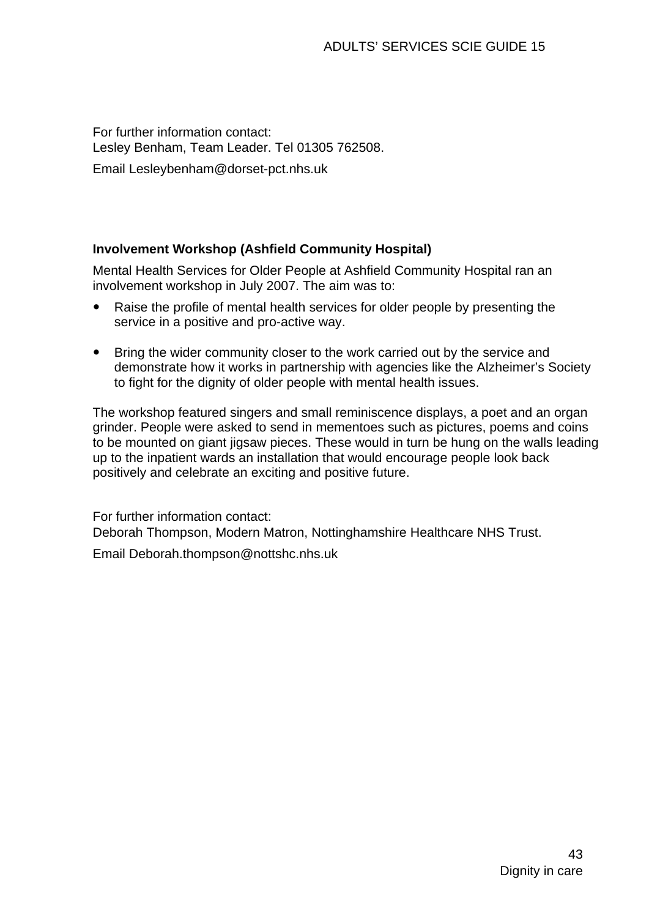For further information contact:
Lesley Benham, Team Leader. Tel 01305 762508.

Email Lesleybenham@dorset-pct.nhs.uk

**Involvement Workshop (Ashfield Community Hospital)**

Mental Health Services for Older People at Ashfield Community Hospital ran an involvement workshop in July 2007. The aim was to:

- Raise the profile of mental health services for older people by presenting the service in a positive and pro-active way.
- Bring the wider community closer to the work carried out by the service and demonstrate how it works in partnership with agencies like the Alzheimer's Society to fight for the dignity of older people with mental health issues.

The workshop featured singers and small reminiscence displays, a poet and an organ grinder. People were asked to send in mementoes such as pictures, poems and coins to be mounted on giant jigsaw pieces. These would in turn be hung on the walls leading up to the inpatient wards an installation that would encourage people look back positively and celebrate an exciting and positive future.

For further information contact:
Deborah Thompson, Modern Matron, Nottinghamshire Healthcare NHS Trust.

Email Deborah.thompson@nottshc.nhs.uk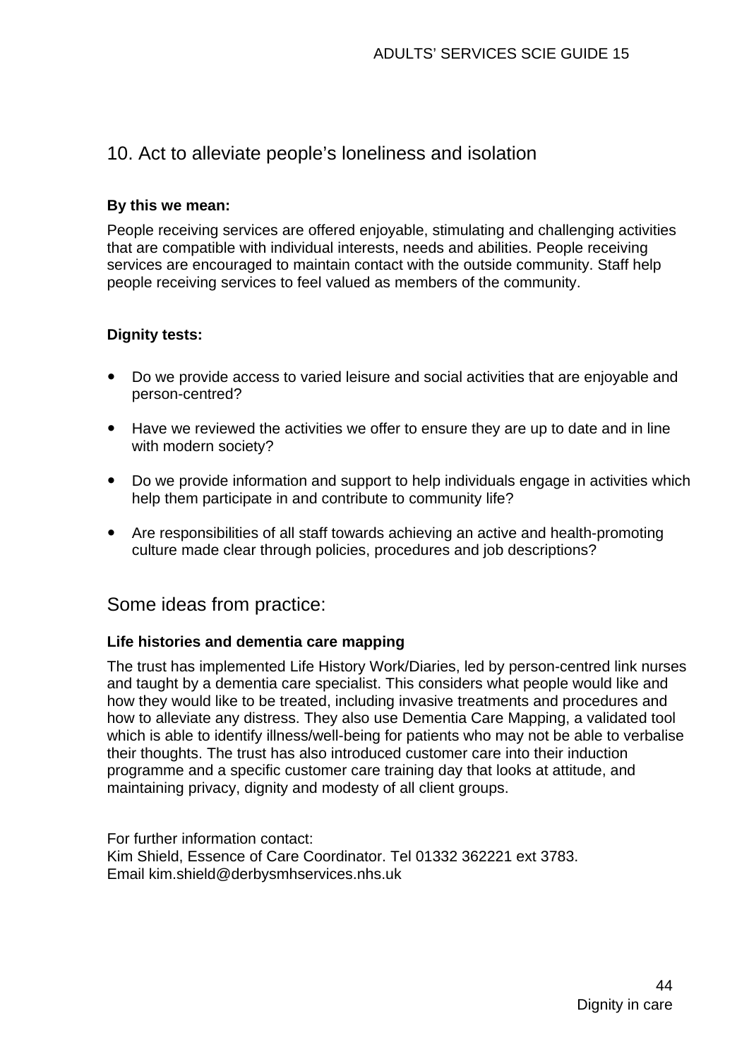## 10. Act to alleviate people's loneliness and isolation

**By this we mean:**

People receiving services are offered enjoyable, stimulating and challenging activities that are compatible with individual interests, needs and abilities. People receiving services are encouraged to maintain contact with the outside community. Staff help people receiving services to feel valued as members of the community.

**Dignity tests:**

- Do we provide access to varied leisure and social activities that are enjoyable and person-centred?
- Have we reviewed the activities we offer to ensure they are up to date and in line with modern society?
- Do we provide information and support to help individuals engage in activities which help them participate in and contribute to community life?
- Are responsibilities of all staff towards achieving an active and health-promoting culture made clear through policies, procedures and job descriptions?

## Some ideas from practice:

**Life histories and dementia care mapping**

The trust has implemented Life History Work/Diaries, led by person-centred link nurses and taught by a dementia care specialist. This considers what people would like and how they would like to be treated, including invasive treatments and procedures and how to alleviate any distress. They also use Dementia Care Mapping, a validated tool which is able to identify illness/well-being for patients who may not be able to verbalise their thoughts. The trust has also introduced customer care into their induction programme and a specific customer care training day that looks at attitude, and maintaining privacy, dignity and modesty of all client groups.

For further information contact:
Kim Shield, Essence of Care Coordinator. Tel 01332 362221 ext 3783.
Email kim.shield@derbysmhservices.nhs.uk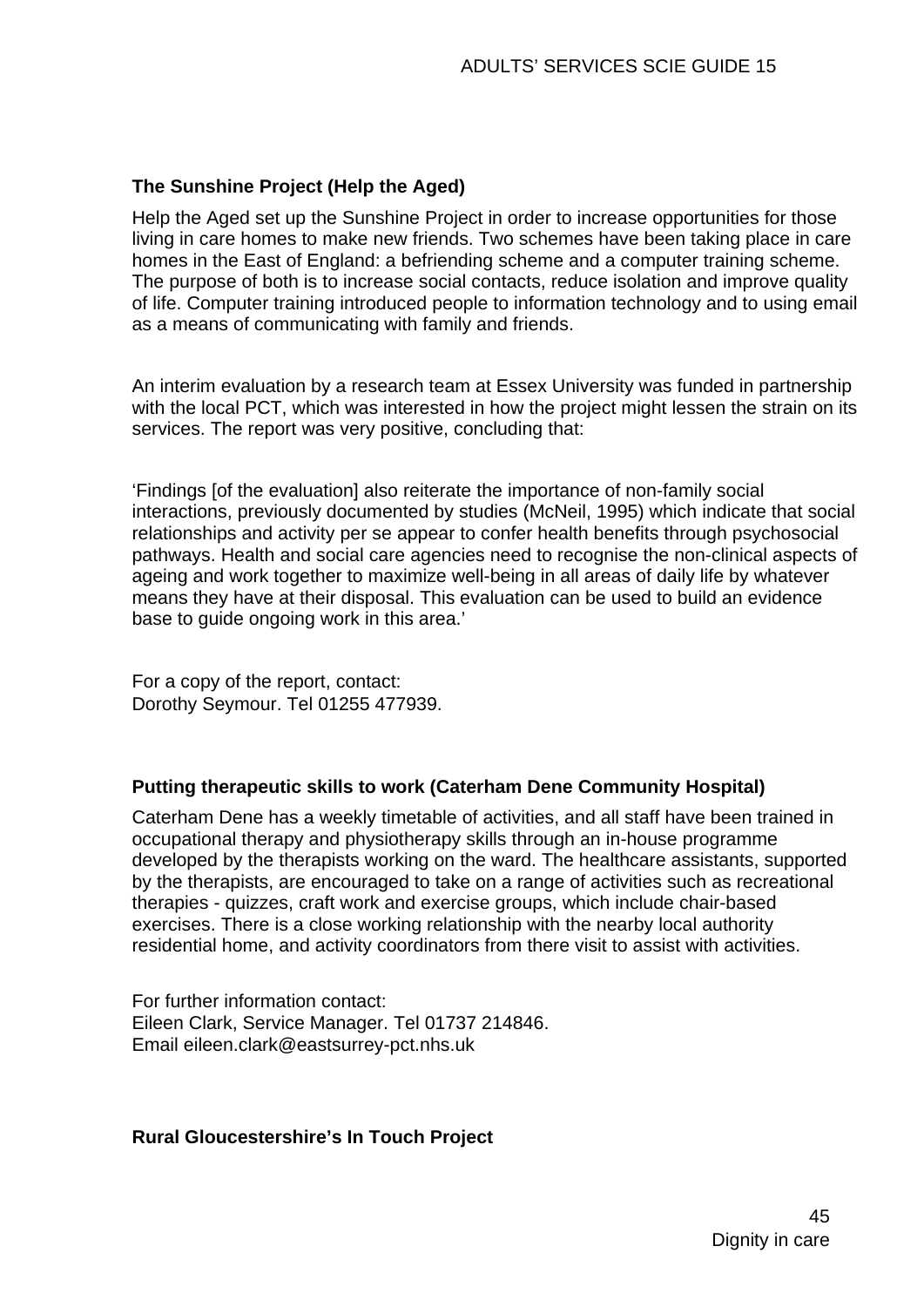**The Sunshine Project (Help the Aged)**

Help the Aged set up the Sunshine Project in order to increase opportunities for those living in care homes to make new friends. Two schemes have been taking place in care homes in the East of England: a befriending scheme and a computer training scheme. The purpose of both is to increase social contacts, reduce isolation and improve quality of life. Computer training introduced people to information technology and to using email as a means of communicating with family and friends.

An interim evaluation by a research team at Essex University was funded in partnership with the local PCT, which was interested in how the project might lessen the strain on its services. The report was very positive, concluding that:

'Findings [of the evaluation] also reiterate the importance of non-family social interactions, previously documented by studies (McNeil, 1995) which indicate that social relationships and activity per se appear to confer health benefits through psychosocial pathways. Health and social care agencies need to recognise the non-clinical aspects of ageing and work together to maximize well-being in all areas of daily life by whatever means they have at their disposal. This evaluation can be used to build an evidence base to guide ongoing work in this area.'

For a copy of the report, contact:
Dorothy Seymour. Tel 01255 477939.

**Putting therapeutic skills to work (Caterham Dene Community Hospital)**

Caterham Dene has a weekly timetable of activities, and all staff have been trained in occupational therapy and physiotherapy skills through an in-house programme developed by the therapists working on the ward. The healthcare assistants, supported by the therapists, are encouraged to take on a range of activities such as recreational therapies - quizzes, craft work and exercise groups, which include chair-based exercises. There is a close working relationship with the nearby local authority residential home, and activity coordinators from there visit to assist with activities.

For further information contact:
Eileen Clark, Service Manager. Tel 01737 214846.
Email eileen.clark@eastsurrey-pct.nhs.uk

**Rural Gloucestershire's In Touch Project**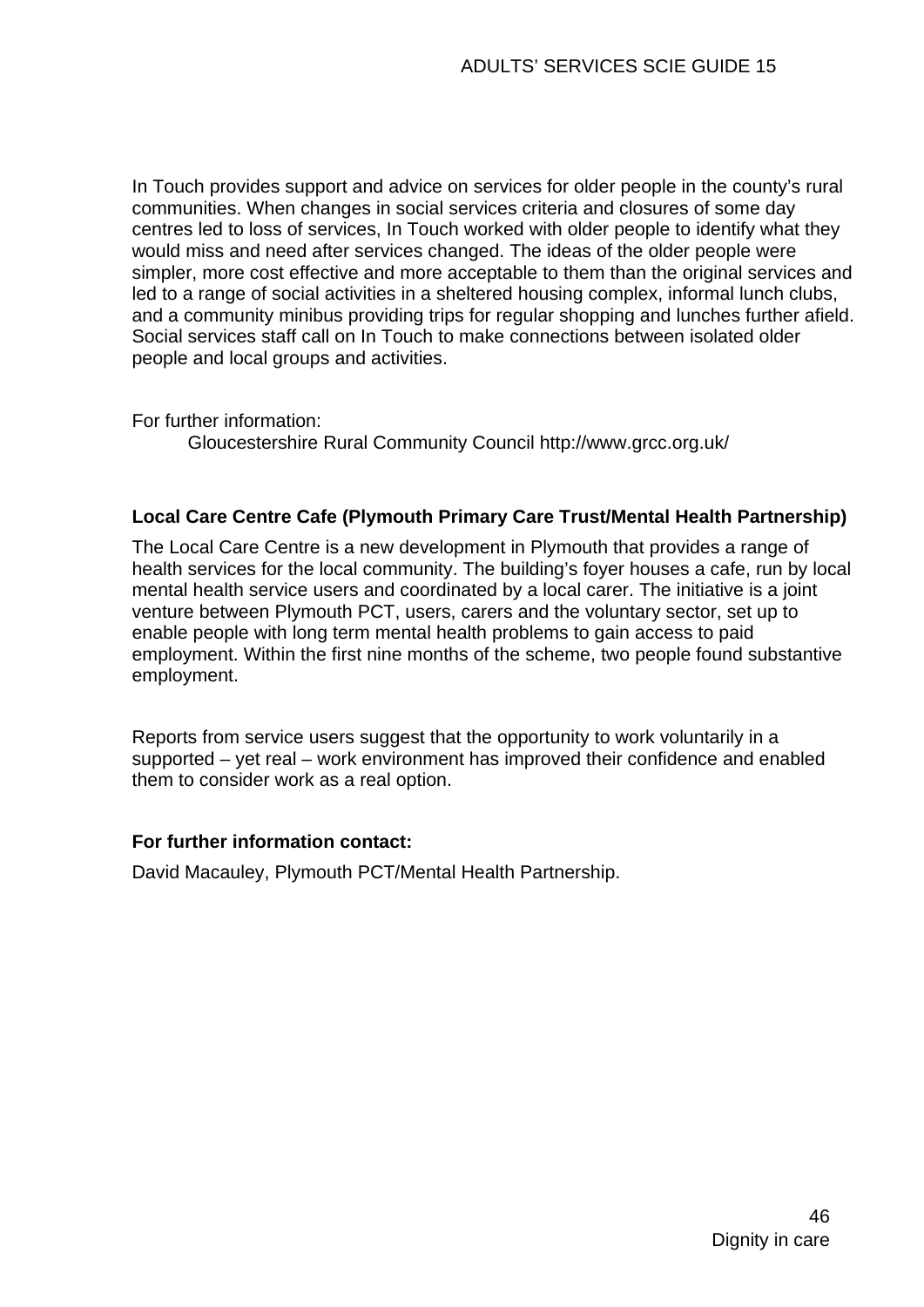In Touch provides support and advice on services for older people in the county's rural communities. When changes in social services criteria and closures of some day centres led to loss of services, In Touch worked with older people to identify what they would miss and need after services changed. The ideas of the older people were simpler, more cost effective and more acceptable to them than the original services and led to a range of social activities in a sheltered housing complex, informal lunch clubs, and a community minibus providing trips for regular shopping and lunches further afield. Social services staff call on In Touch to make connections between isolated older people and local groups and activities.

For further information:

Gloucestershire Rural Community Council http://www.grcc.org.uk/

**Local Care Centre Cafe (Plymouth Primary Care Trust/Mental Health Partnership)**

The Local Care Centre is a new development in Plymouth that provides a range of health services for the local community. The building's foyer houses a cafe, run by local mental health service users and coordinated by a local carer. The initiative is a joint venture between Plymouth PCT, users, carers and the voluntary sector, set up to enable people with long term mental health problems to gain access to paid employment. Within the first nine months of the scheme, two people found substantive employment.

Reports from service users suggest that the opportunity to work voluntarily in a supported – yet real – work environment has improved their confidence and enabled them to consider work as a real option.

**For further information contact:**

David Macauley, Plymouth PCT/Mental Health Partnership.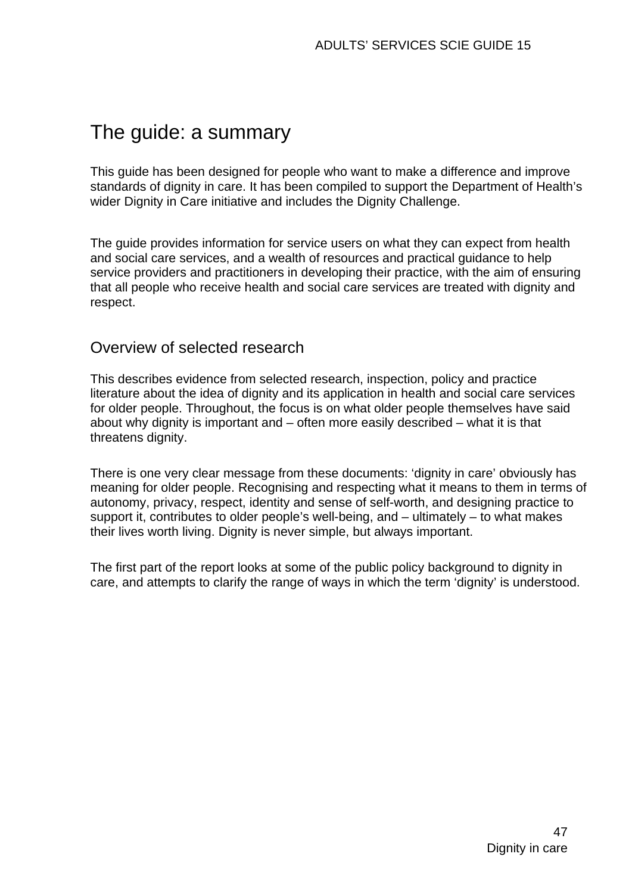# The guide: a summary

This guide has been designed for people who want to make a difference and improve standards of dignity in care. It has been compiled to support the Department of Health's wider Dignity in Care initiative and includes the Dignity Challenge.

The guide provides information for service users on what they can expect from health and social care services, and a wealth of resources and practical guidance to help service providers and practitioners in developing their practice, with the aim of ensuring that all people who receive health and social care services are treated with dignity and respect.

## Overview of selected research

This describes evidence from selected research, inspection, policy and practice literature about the idea of dignity and its application in health and social care services for older people. Throughout, the focus is on what older people themselves have said about why dignity is important and – often more easily described – what it is that threatens dignity.

There is one very clear message from these documents: 'dignity in care' obviously has meaning for older people. Recognising and respecting what it means to them in terms of autonomy, privacy, respect, identity and sense of self-worth, and designing practice to support it, contributes to older people's well-being, and – ultimately – to what makes their lives worth living. Dignity is never simple, but always important.

The first part of the report looks at some of the public policy background to dignity in care, and attempts to clarify the range of ways in which the term 'dignity' is understood.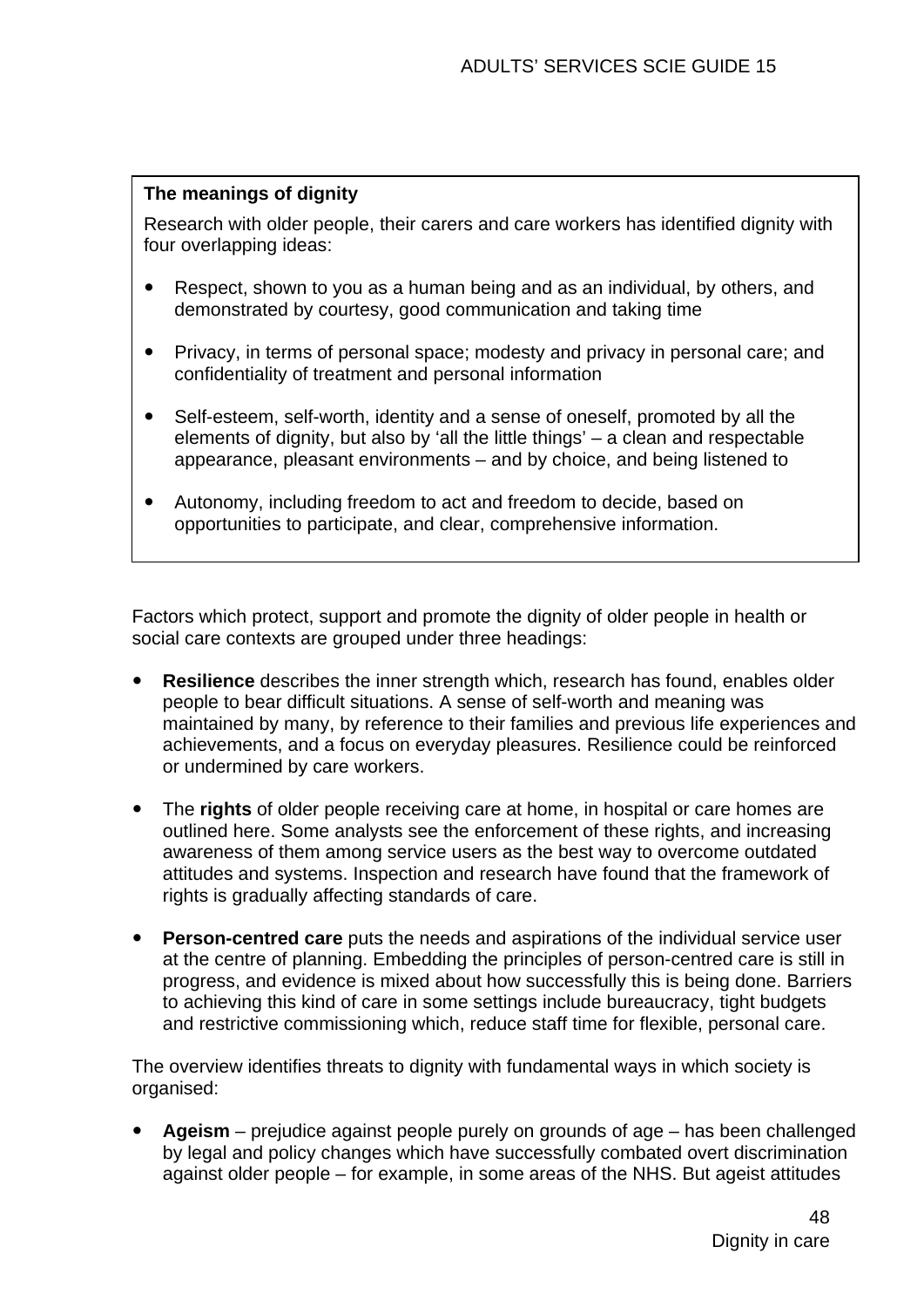**The meanings of dignity**

Research with older people, their carers and care workers has identified dignity with four overlapping ideas:

- Respect, shown to you as a human being and as an individual, by others, and demonstrated by courtesy, good communication and taking time
- Privacy, in terms of personal space; modesty and privacy in personal care; and confidentiality of treatment and personal information
- Self-esteem, self-worth, identity and a sense of oneself, promoted by all the elements of dignity, but also by 'all the little things' – a clean and respectable appearance, pleasant environments – and by choice, and being listened to
- Autonomy, including freedom to act and freedom to decide, based on opportunities to participate, and clear, comprehensive information.

Factors which protect, support and promote the dignity of older people in health or social care contexts are grouped under three headings:

- **Resilience** describes the inner strength which, research has found, enables older people to bear difficult situations. A sense of self-worth and meaning was maintained by many, by reference to their families and previous life experiences and achievements, and a focus on everyday pleasures. Resilience could be reinforced or undermined by care workers.
- The **rights** of older people receiving care at home, in hospital or care homes are outlined here. Some analysts see the enforcement of these rights, and increasing awareness of them among service users as the best way to overcome outdated attitudes and systems. Inspection and research have found that the framework of rights is gradually affecting standards of care.
- **Person-centred care** puts the needs and aspirations of the individual service user at the centre of planning. Embedding the principles of person-centred care is still in progress, and evidence is mixed about how successfully this is being done. Barriers to achieving this kind of care in some settings include bureaucracy, tight budgets and restrictive commissioning which, reduce staff time for flexible, personal care.

The overview identifies threats to dignity with fundamental ways in which society is organised:

- **Ageism** – prejudice against people purely on grounds of age – has been challenged by legal and policy changes which have successfully combated overt discrimination against older people – for example, in some areas of the NHS. But ageist attitudes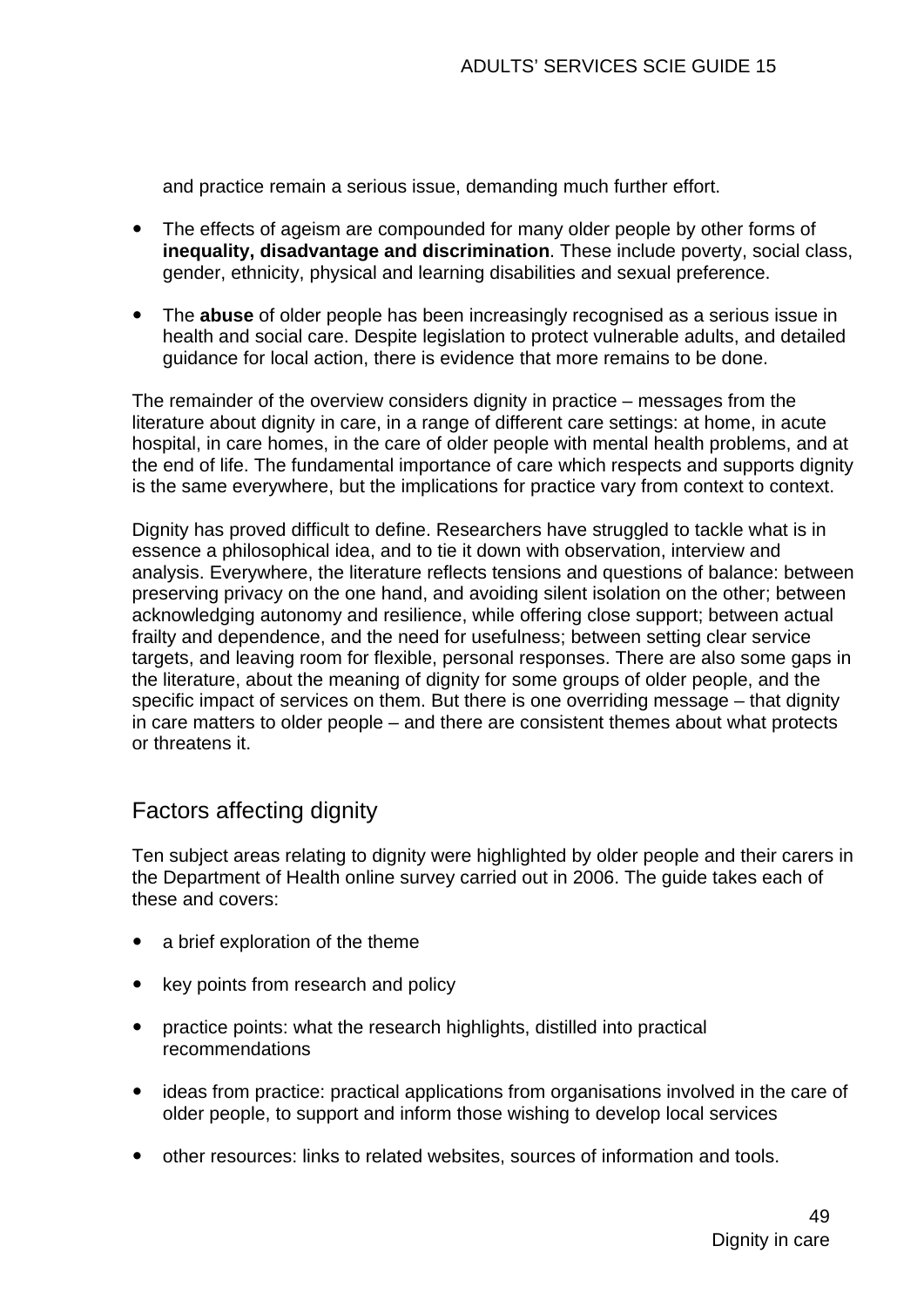and practice remain a serious issue, demanding much further effort.

- The effects of ageism are compounded for many older people by other forms of **inequality, disadvantage and discrimination**. These include poverty, social class, gender, ethnicity, physical and learning disabilities and sexual preference.
- The **abuse** of older people has been increasingly recognised as a serious issue in health and social care. Despite legislation to protect vulnerable adults, and detailed guidance for local action, there is evidence that more remains to be done.

The remainder of the overview considers dignity in practice – messages from the literature about dignity in care, in a range of different care settings: at home, in acute hospital, in care homes, in the care of older people with mental health problems, and at the end of life. The fundamental importance of care which respects and supports dignity is the same everywhere, but the implications for practice vary from context to context.

Dignity has proved difficult to define. Researchers have struggled to tackle what is in essence a philosophical idea, and to tie it down with observation, interview and analysis. Everywhere, the literature reflects tensions and questions of balance: between preserving privacy on the one hand, and avoiding silent isolation on the other; between acknowledging autonomy and resilience, while offering close support; between actual frailty and dependence, and the need for usefulness; between setting clear service targets, and leaving room for flexible, personal responses. There are also some gaps in the literature, about the meaning of dignity for some groups of older people, and the specific impact of services on them. But there is one overriding message – that dignity in care matters to older people – and there are consistent themes about what protects or threatens it.

## Factors affecting dignity

Ten subject areas relating to dignity were highlighted by older people and their carers in the Department of Health online survey carried out in 2006. The guide takes each of these and covers:

- a brief exploration of the theme
- key points from research and policy
- practice points: what the research highlights, distilled into practical recommendations
- ideas from practice: practical applications from organisations involved in the care of older people, to support and inform those wishing to develop local services
- other resources: links to related websites, sources of information and tools.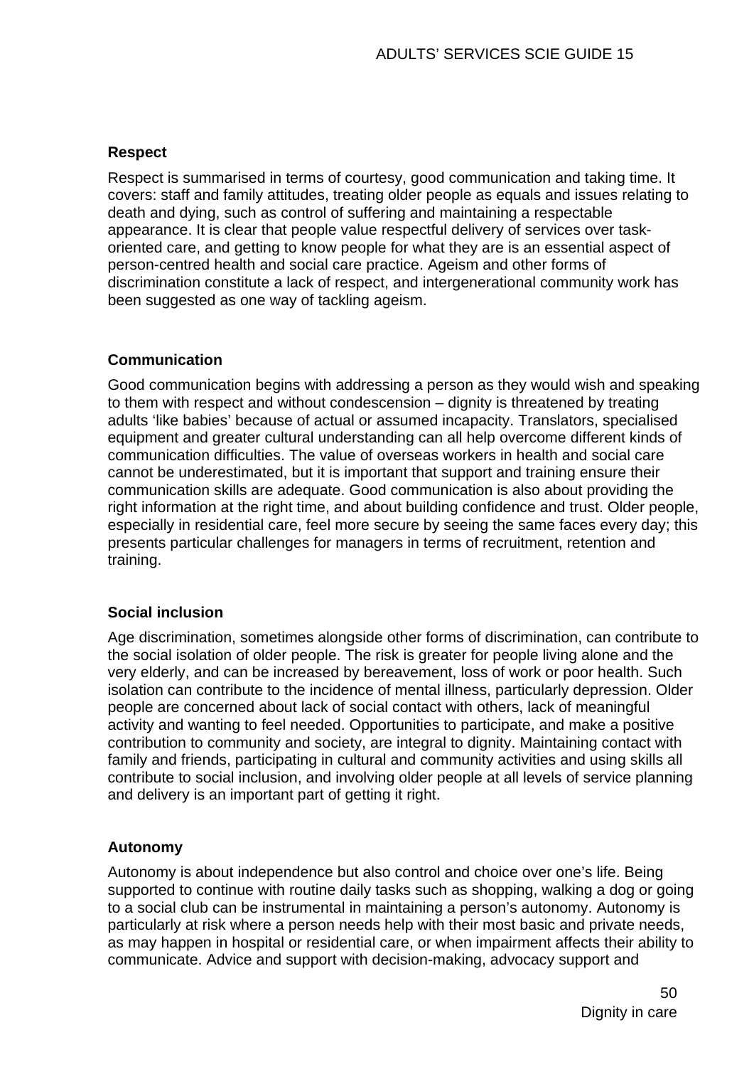### Respect

Respect is summarised in terms of courtesy, good communication and taking time. It covers: staff and family attitudes, treating older people as equals and issues relating to death and dying, such as control of suffering and maintaining a respectable appearance. It is clear that people value respectful delivery of services over task-oriented care, and getting to know people for what they are is an essential aspect of person-centred health and social care practice. Ageism and other forms of discrimination constitute a lack of respect, and intergenerational community work has been suggested as one way of tackling ageism.

### Communication

Good communication begins with addressing a person as they would wish and speaking to them with respect and without condescension – dignity is threatened by treating adults 'like babies' because of actual or assumed incapacity. Translators, specialised equipment and greater cultural understanding can all help overcome different kinds of communication difficulties. The value of overseas workers in health and social care cannot be underestimated, but it is important that support and training ensure their communication skills are adequate. Good communication is also about providing the right information at the right time, and about building confidence and trust. Older people, especially in residential care, feel more secure by seeing the same faces every day; this presents particular challenges for managers in terms of recruitment, retention and training.

### Social inclusion

Age discrimination, sometimes alongside other forms of discrimination, can contribute to the social isolation of older people. The risk is greater for people living alone and the very elderly, and can be increased by bereavement, loss of work or poor health. Such isolation can contribute to the incidence of mental illness, particularly depression. Older people are concerned about lack of social contact with others, lack of meaningful activity and wanting to feel needed. Opportunities to participate, and make a positive contribution to community and society, are integral to dignity. Maintaining contact with family and friends, participating in cultural and community activities and using skills all contribute to social inclusion, and involving older people at all levels of service planning and delivery is an important part of getting it right.

### Autonomy

Autonomy is about independence but also control and choice over one's life. Being supported to continue with routine daily tasks such as shopping, walking a dog or going to a social club can be instrumental in maintaining a person's autonomy. Autonomy is particularly at risk where a person needs help with their most basic and private needs, as may happen in hospital or residential care, or when impairment affects their ability to communicate. Advice and support with decision-making, advocacy support and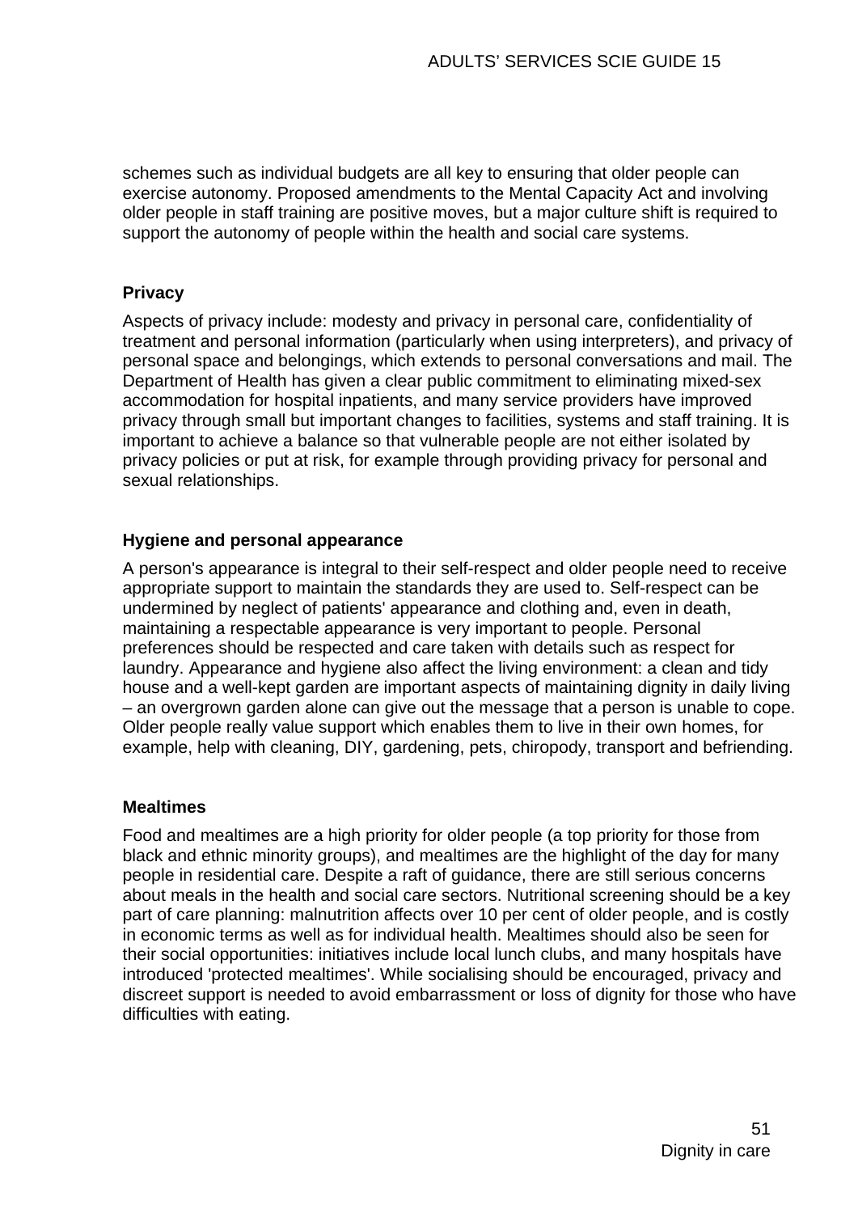schemes such as individual budgets are all key to ensuring that older people can exercise autonomy. Proposed amendments to the Mental Capacity Act and involving older people in staff training are positive moves, but a major culture shift is required to support the autonomy of people within the health and social care systems.

**Privacy**

Aspects of privacy include: modesty and privacy in personal care, confidentiality of treatment and personal information (particularly when using interpreters), and privacy of personal space and belongings, which extends to personal conversations and mail. The Department of Health has given a clear public commitment to eliminating mixed-sex accommodation for hospital inpatients, and many service providers have improved privacy through small but important changes to facilities, systems and staff training. It is important to achieve a balance so that vulnerable people are not either isolated by privacy policies or put at risk, for example through providing privacy for personal and sexual relationships.

**Hygiene and personal appearance**

A person's appearance is integral to their self-respect and older people need to receive appropriate support to maintain the standards they are used to. Self-respect can be undermined by neglect of patients' appearance and clothing and, even in death, maintaining a respectable appearance is very important to people. Personal preferences should be respected and care taken with details such as respect for laundry. Appearance and hygiene also affect the living environment: a clean and tidy house and a well-kept garden are important aspects of maintaining dignity in daily living – an overgrown garden alone can give out the message that a person is unable to cope. Older people really value support which enables them to live in their own homes, for example, help with cleaning, DIY, gardening, pets, chiropody, transport and befriending.

**Mealtimes**

Food and mealtimes are a high priority for older people (a top priority for those from black and ethnic minority groups), and mealtimes are the highlight of the day for many people in residential care. Despite a raft of guidance, there are still serious concerns about meals in the health and social care sectors. Nutritional screening should be a key part of care planning: malnutrition affects over 10 per cent of older people, and is costly in economic terms as well as for individual health. Mealtimes should also be seen for their social opportunities: initiatives include local lunch clubs, and many hospitals have introduced 'protected mealtimes'. While socialising should be encouraged, privacy and discreet support is needed to avoid embarrassment or loss of dignity for those who have difficulties with eating.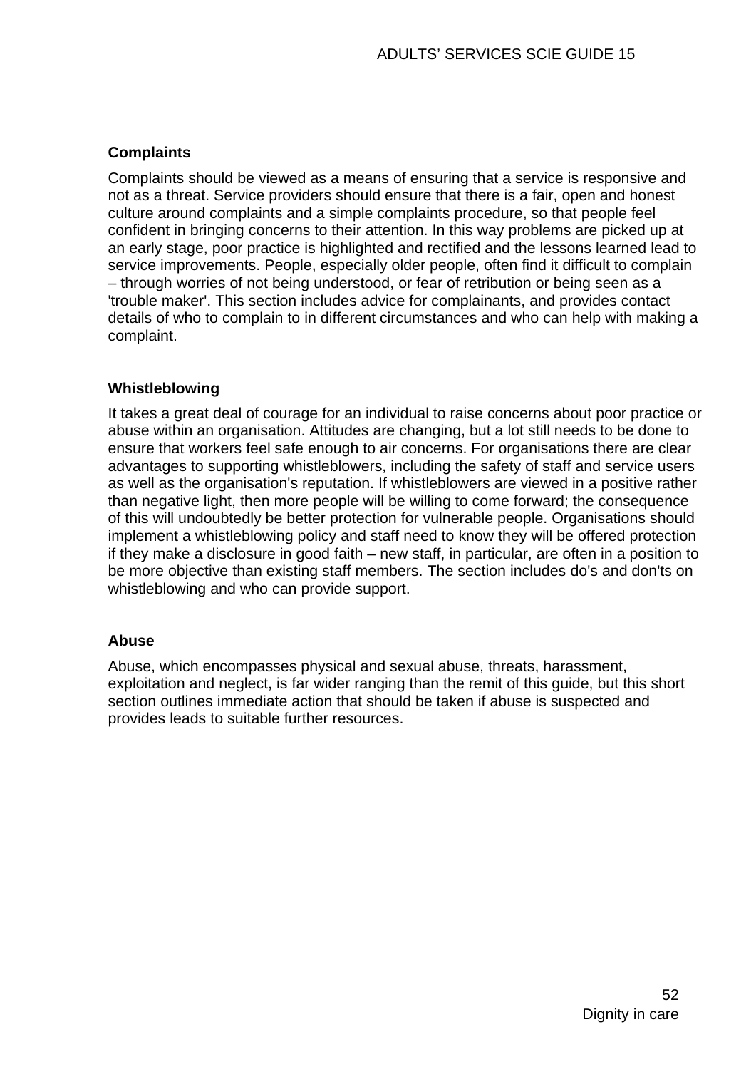### Complaints

Complaints should be viewed as a means of ensuring that a service is responsive and not as a threat. Service providers should ensure that there is a fair, open and honest culture around complaints and a simple complaints procedure, so that people feel confident in bringing concerns to their attention. In this way problems are picked up at an early stage, poor practice is highlighted and rectified and the lessons learned lead to service improvements. People, especially older people, often find it difficult to complain – through worries of not being understood, or fear of retribution or being seen as a 'trouble maker'. This section includes advice for complainants, and provides contact details of who to complain to in different circumstances and who can help with making a complaint.

### Whistleblowing

It takes a great deal of courage for an individual to raise concerns about poor practice or abuse within an organisation. Attitudes are changing, but a lot still needs to be done to ensure that workers feel safe enough to air concerns. For organisations there are clear advantages to supporting whistleblowers, including the safety of staff and service users as well as the organisation's reputation. If whistleblowers are viewed in a positive rather than negative light, then more people will be willing to come forward; the consequence of this will undoubtedly be better protection for vulnerable people. Organisations should implement a whistleblowing policy and staff need to know they will be offered protection if they make a disclosure in good faith – new staff, in particular, are often in a position to be more objective than existing staff members. The section includes do's and don'ts on whistleblowing and who can provide support.

### Abuse

Abuse, which encompasses physical and sexual abuse, threats, harassment, exploitation and neglect, is far wider ranging than the remit of this guide, but this short section outlines immediate action that should be taken if abuse is suspected and provides leads to suitable further resources.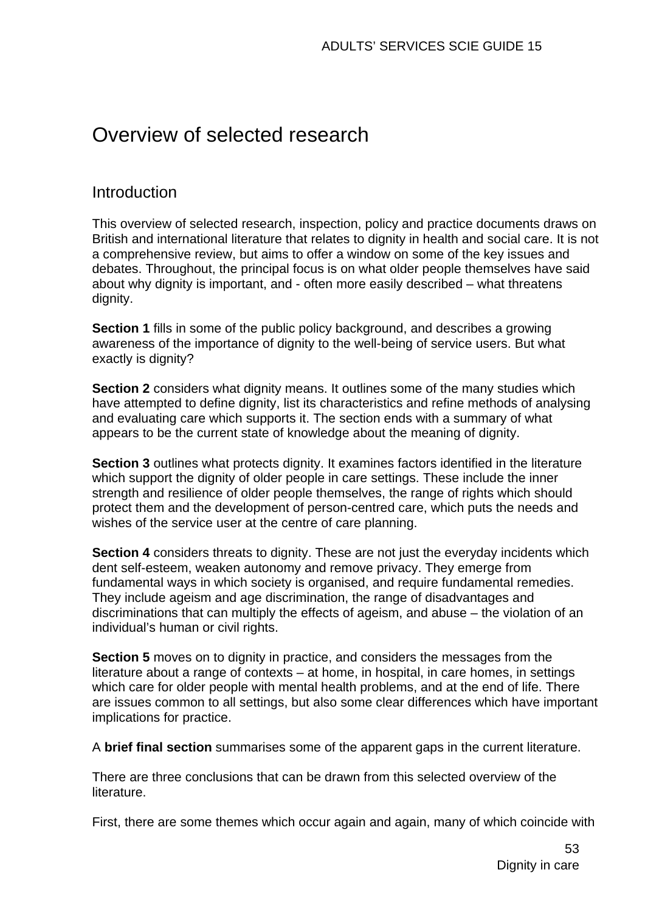# Overview of selected research

## Introduction

This overview of selected research, inspection, policy and practice documents draws on British and international literature that relates to dignity in health and social care. It is not a comprehensive review, but aims to offer a window on some of the key issues and debates. Throughout, the principal focus is on what older people themselves have said about why dignity is important, and - often more easily described – what threatens dignity.

**Section 1** fills in some of the public policy background, and describes a growing awareness of the importance of dignity to the well-being of service users. But what exactly is dignity?

**Section 2** considers what dignity means. It outlines some of the many studies which have attempted to define dignity, list its characteristics and refine methods of analysing and evaluating care which supports it. The section ends with a summary of what appears to be the current state of knowledge about the meaning of dignity.

**Section 3** outlines what protects dignity. It examines factors identified in the literature which support the dignity of older people in care settings. These include the inner strength and resilience of older people themselves, the range of rights which should protect them and the development of person-centred care, which puts the needs and wishes of the service user at the centre of care planning.

**Section 4** considers threats to dignity. These are not just the everyday incidents which dent self-esteem, weaken autonomy and remove privacy. They emerge from fundamental ways in which society is organised, and require fundamental remedies. They include ageism and age discrimination, the range of disadvantages and discriminations that can multiply the effects of ageism, and abuse – the violation of an individual's human or civil rights.

**Section 5** moves on to dignity in practice, and considers the messages from the literature about a range of contexts – at home, in hospital, in care homes, in settings which care for older people with mental health problems, and at the end of life. There are issues common to all settings, but also some clear differences which have important implications for practice.

A **brief final section** summarises some of the apparent gaps in the current literature.

There are three conclusions that can be drawn from this selected overview of the literature.

First, there are some themes which occur again and again, many of which coincide with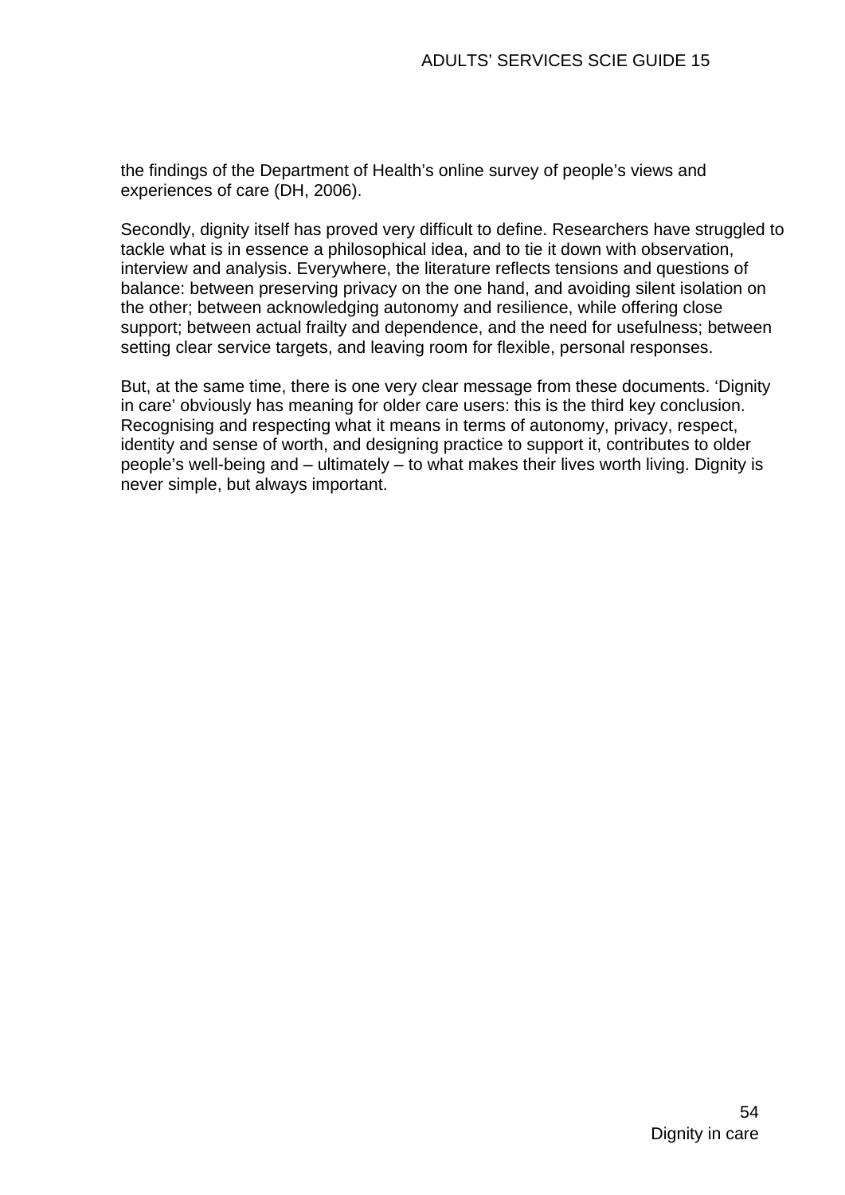the findings of the Department of Health's online survey of people's views and experiences of care (DH, 2006).

Secondly, dignity itself has proved very difficult to define. Researchers have struggled to tackle what is in essence a philosophical idea, and to tie it down with observation, interview and analysis. Everywhere, the literature reflects tensions and questions of balance: between preserving privacy on the one hand, and avoiding silent isolation on the other; between acknowledging autonomy and resilience, while offering close support; between actual frailty and dependence, and the need for usefulness; between setting clear service targets, and leaving room for flexible, personal responses.

But, at the same time, there is one very clear message from these documents. 'Dignity in care' obviously has meaning for older care users: this is the third key conclusion. Recognising and respecting what it means in terms of autonomy, privacy, respect, identity and sense of worth, and designing practice to support it, contributes to older people's well-being and – ultimately – to what makes their lives worth living. Dignity is never simple, but always important.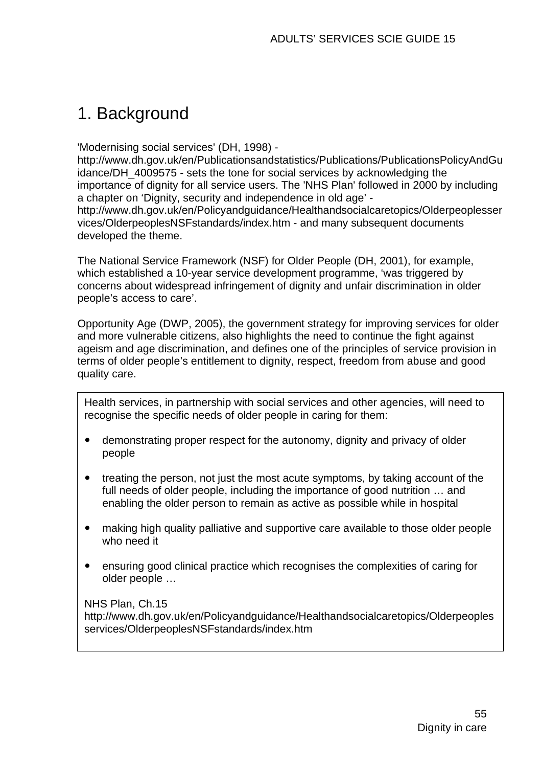# 1. Background

'Modernising social services' (DH, 1998) - http://www.dh.gov.uk/en/Publicationsandstatistics/Publications/PublicationsPolicyAndGuidance/DH_4009575 - sets the tone for social services by acknowledging the importance of dignity for all service users. The 'NHS Plan' followed in 2000 by including a chapter on 'Dignity, security and independence in old age' - http://www.dh.gov.uk/en/Policyandguidance/Healthandsocialcaretopics/Olderpeoplesservices/OlderpeoplesNSFstandards/index.htm - and many subsequent documents developed the theme.

The National Service Framework (NSF) for Older People (DH, 2001), for example, which established a 10-year service development programme, 'was triggered by concerns about widespread infringement of dignity and unfair discrimination in older people's access to care'.

Opportunity Age (DWP, 2005), the government strategy for improving services for older and more vulnerable citizens, also highlights the need to continue the fight against ageism and age discrimination, and defines one of the principles of service provision in terms of older people's entitlement to dignity, respect, freedom from abuse and good quality care.

> Health services, in partnership with social services and other agencies, will need to recognise the specific needs of older people in caring for them:
>
> - demonstrating proper respect for the autonomy, dignity and privacy of older people
> - treating the person, not just the most acute symptoms, by taking account of the full needs of older people, including the importance of good nutrition … and enabling the older person to remain as active as possible while in hospital
> - making high quality palliative and supportive care available to those older people who need it
> - ensuring good clinical practice which recognises the complexities of caring for older people …
>
> NHS Plan, Ch.15
> http://www.dh.gov.uk/en/Policyandguidance/Healthandsocialcaretopics/Olderpeoplesservices/OlderpeoplesNSFstandards/index.htm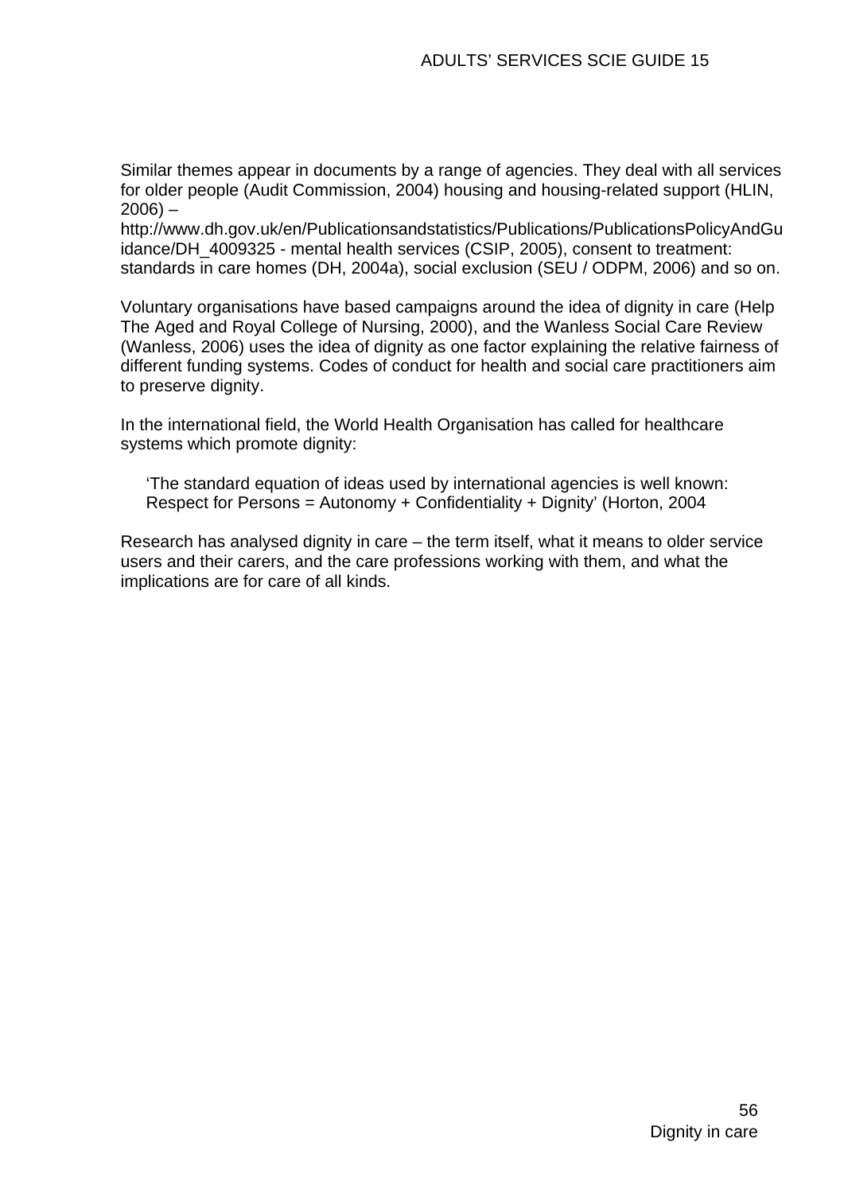Similar themes appear in documents by a range of agencies. They deal with all services for older people (Audit Commission, 2004) housing and housing-related support (HLIN, 2006) – http://www.dh.gov.uk/en/Publicationsandstatistics/Publications/PublicationsPolicyAndGuidance/DH_4009325 - mental health services (CSIP, 2005), consent to treatment: standards in care homes (DH, 2004a), social exclusion (SEU / ODPM, 2006) and so on.

Voluntary organisations have based campaigns around the idea of dignity in care (Help The Aged and Royal College of Nursing, 2000), and the Wanless Social Care Review (Wanless, 2006) uses the idea of dignity as one factor explaining the relative fairness of different funding systems. Codes of conduct for health and social care practitioners aim to preserve dignity.

In the international field, the World Health Organisation has called for healthcare systems which promote dignity:

> 'The standard equation of ideas used by international agencies is well known: Respect for Persons = Autonomy + Confidentiality + Dignity' (Horton, 2004

Research has analysed dignity in care – the term itself, what it means to older service users and their carers, and the care professions working with them, and what the implications are for care of all kinds.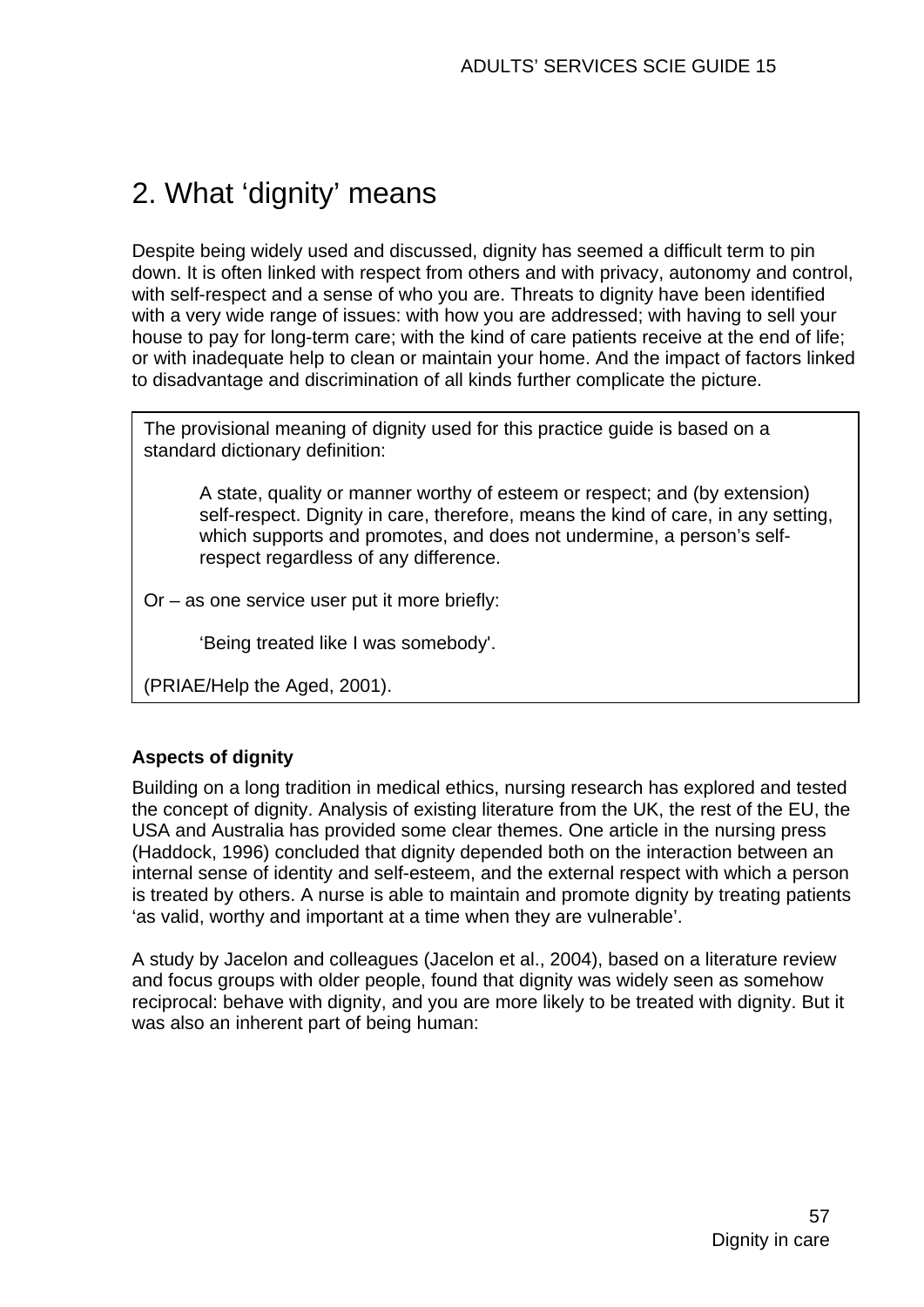## 2. What 'dignity' means

Despite being widely used and discussed, dignity has seemed a difficult term to pin down. It is often linked with respect from others and with privacy, autonomy and control, with self-respect and a sense of who you are. Threats to dignity have been identified with a very wide range of issues: with how you are addressed; with having to sell your house to pay for long-term care; with the kind of care patients receive at the end of life; or with inadequate help to clean or maintain your home. And the impact of factors linked to disadvantage and discrimination of all kinds further complicate the picture.

> The provisional meaning of dignity used for this practice guide is based on a standard dictionary definition:
>
> > A state, quality or manner worthy of esteem or respect; and (by extension) self-respect. Dignity in care, therefore, means the kind of care, in any setting, which supports and promotes, and does not undermine, a person's self-respect regardless of any difference.
>
> Or – as one service user put it more briefly:
>
> > 'Being treated like I was somebody'.
>
> (PRIAE/Help the Aged, 2001).

**Aspects of dignity**

Building on a long tradition in medical ethics, nursing research has explored and tested the concept of dignity. Analysis of existing literature from the UK, the rest of the EU, the USA and Australia has provided some clear themes. One article in the nursing press (Haddock, 1996) concluded that dignity depended both on the interaction between an internal sense of identity and self-esteem, and the external respect with which a person is treated by others. A nurse is able to maintain and promote dignity by treating patients 'as valid, worthy and important at a time when they are vulnerable'.

A study by Jacelon and colleagues (Jacelon et al., 2004), based on a literature review and focus groups with older people, found that dignity was widely seen as somehow reciprocal: behave with dignity, and you are more likely to be treated with dignity. But it was also an inherent part of being human: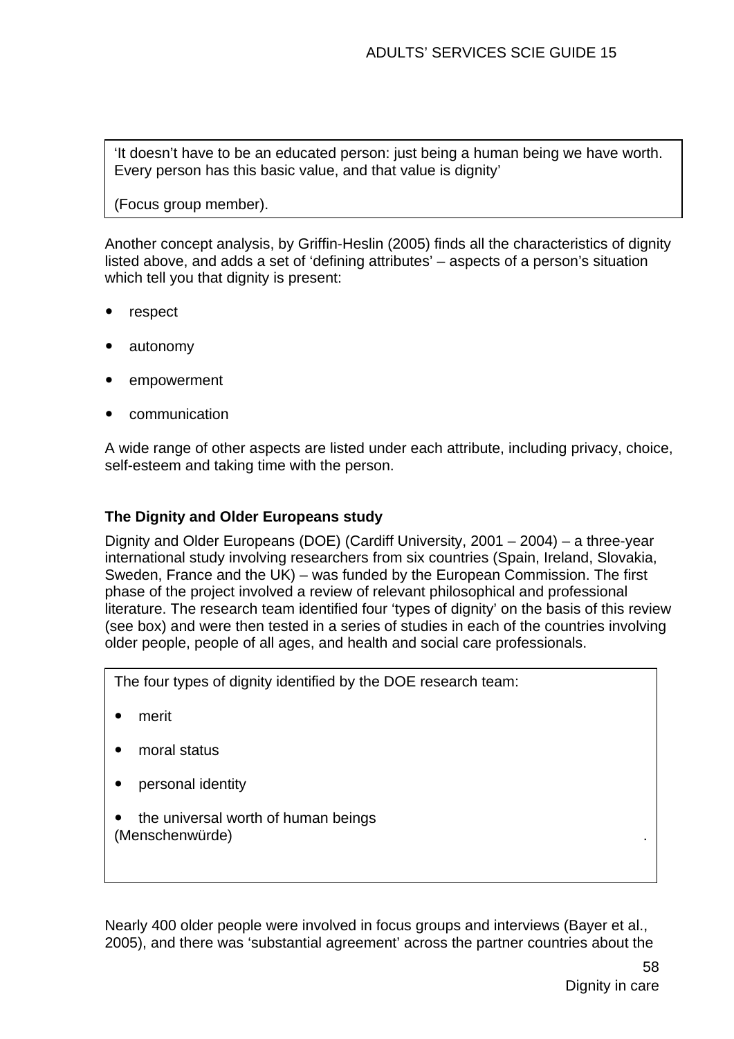> ‘It doesn’t have to be an educated person: just being a human being we have worth. Every person has this basic value, and that value is dignity’
>
> (Focus group member).

Another concept analysis, by Griffin-Heslin (2005) finds all the characteristics of dignity listed above, and adds a set of ‘defining attributes’ – aspects of a person’s situation which tell you that dignity is present:

- respect
- autonomy
- empowerment
- communication

A wide range of other aspects are listed under each attribute, including privacy, choice, self-esteem and taking time with the person.

### The Dignity and Older Europeans study

Dignity and Older Europeans (DOE) (Cardiff University, 2001 – 2004) – a three-year international study involving researchers from six countries (Spain, Ireland, Slovakia, Sweden, France and the UK) – was funded by the European Commission. The first phase of the project involved a review of relevant philosophical and professional literature. The research team identified four ‘types of dignity’ on the basis of this review (see box) and were then tested in a series of studies in each of the countries involving older people, people of all ages, and health and social care professionals.

> The four types of dignity identified by the DOE research team:
>
> - merit
> - moral status
> - personal identity
> - the universal worth of human beings (Menschenwürde).

Nearly 400 older people were involved in focus groups and interviews (Bayer et al., 2005), and there was ‘substantial agreement’ across the partner countries about the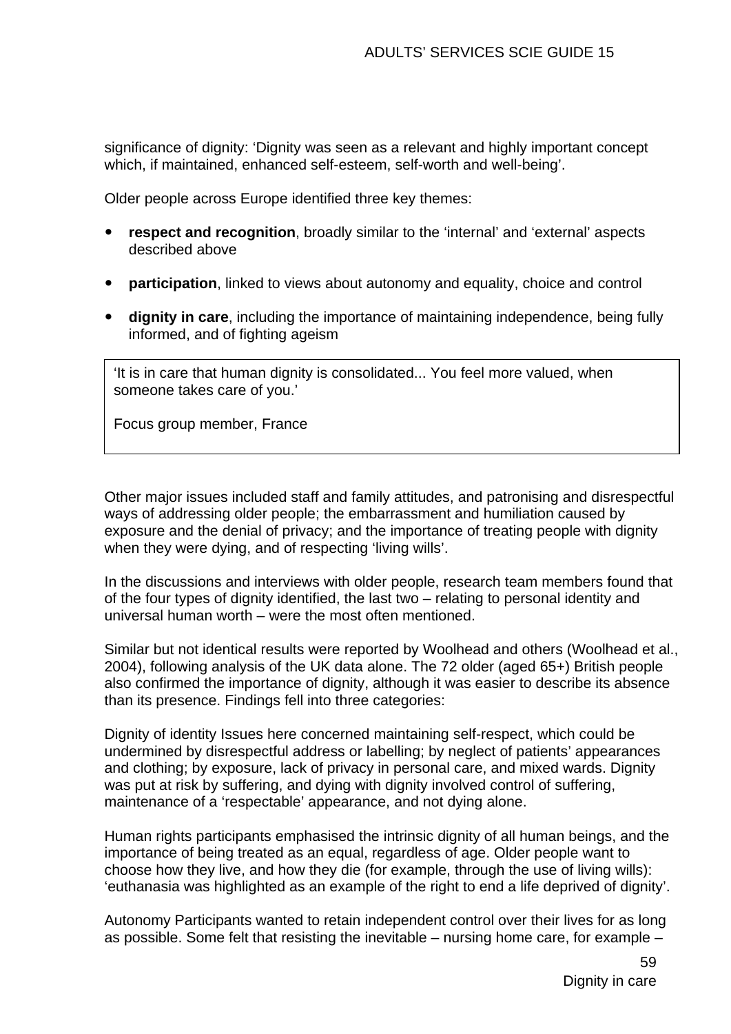significance of dignity: 'Dignity was seen as a relevant and highly important concept which, if maintained, enhanced self-esteem, self-worth and well-being'.

Older people across Europe identified three key themes:

- **respect and recognition**, broadly similar to the 'internal' and 'external' aspects described above
- **participation**, linked to views about autonomy and equality, choice and control
- **dignity in care**, including the importance of maintaining independence, being fully informed, and of fighting ageism

> 'It is in care that human dignity is consolidated... You feel more valued, when someone takes care of you.'
>
> Focus group member, France

Other major issues included staff and family attitudes, and patronising and disrespectful ways of addressing older people; the embarrassment and humiliation caused by exposure and the denial of privacy; and the importance of treating people with dignity when they were dying, and of respecting 'living wills'.

In the discussions and interviews with older people, research team members found that of the four types of dignity identified, the last two – relating to personal identity and universal human worth – were the most often mentioned.

Similar but not identical results were reported by Woolhead and others (Woolhead et al., 2004), following analysis of the UK data alone. The 72 older (aged 65+) British people also confirmed the importance of dignity, although it was easier to describe its absence than its presence. Findings fell into three categories:

Dignity of identity Issues here concerned maintaining self-respect, which could be undermined by disrespectful address or labelling; by neglect of patients' appearances and clothing; by exposure, lack of privacy in personal care, and mixed wards. Dignity was put at risk by suffering, and dying with dignity involved control of suffering, maintenance of a 'respectable' appearance, and not dying alone.

Human rights participants emphasised the intrinsic dignity of all human beings, and the importance of being treated as an equal, regardless of age. Older people want to choose how they live, and how they die (for example, through the use of living wills): 'euthanasia was highlighted as an example of the right to end a life deprived of dignity'.

Autonomy Participants wanted to retain independent control over their lives for as long as possible. Some felt that resisting the inevitable – nursing home care, for example –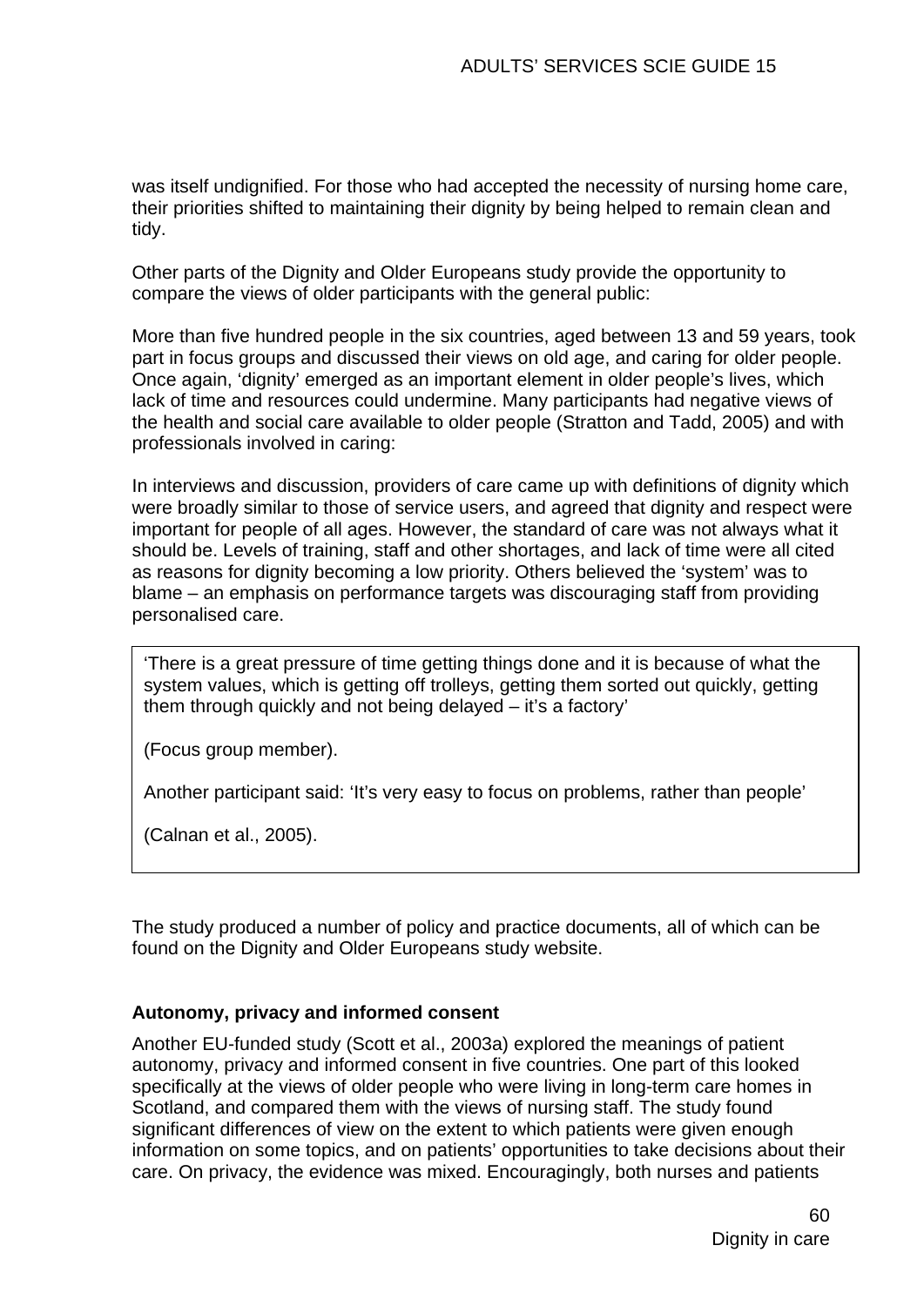was itself undignified. For those who had accepted the necessity of nursing home care, their priorities shifted to maintaining their dignity by being helped to remain clean and tidy.

Other parts of the Dignity and Older Europeans study provide the opportunity to compare the views of older participants with the general public:

More than five hundred people in the six countries, aged between 13 and 59 years, took part in focus groups and discussed their views on old age, and caring for older people. Once again, 'dignity' emerged as an important element in older people's lives, which lack of time and resources could undermine. Many participants had negative views of the health and social care available to older people (Stratton and Tadd, 2005) and with professionals involved in caring:

In interviews and discussion, providers of care came up with definitions of dignity which were broadly similar to those of service users, and agreed that dignity and respect were important for people of all ages. However, the standard of care was not always what it should be. Levels of training, staff and other shortages, and lack of time were all cited as reasons for dignity becoming a low priority. Others believed the 'system' was to blame – an emphasis on performance targets was discouraging staff from providing personalised care.

> 'There is a great pressure of time getting things done and it is because of what the system values, which is getting off trolleys, getting them sorted out quickly, getting them through quickly and not being delayed – it's a factory'
>
> (Focus group member).
>
> Another participant said: 'It's very easy to focus on problems, rather than people'
>
> (Calnan et al., 2005).

The study produced a number of policy and practice documents, all of which can be found on the Dignity and Older Europeans study website.

### Autonomy, privacy and informed consent

Another EU-funded study (Scott et al., 2003a) explored the meanings of patient autonomy, privacy and informed consent in five countries. One part of this looked specifically at the views of older people who were living in long-term care homes in Scotland, and compared them with the views of nursing staff. The study found significant differences of view on the extent to which patients were given enough information on some topics, and on patients' opportunities to take decisions about their care. On privacy, the evidence was mixed. Encouragingly, both nurses and patients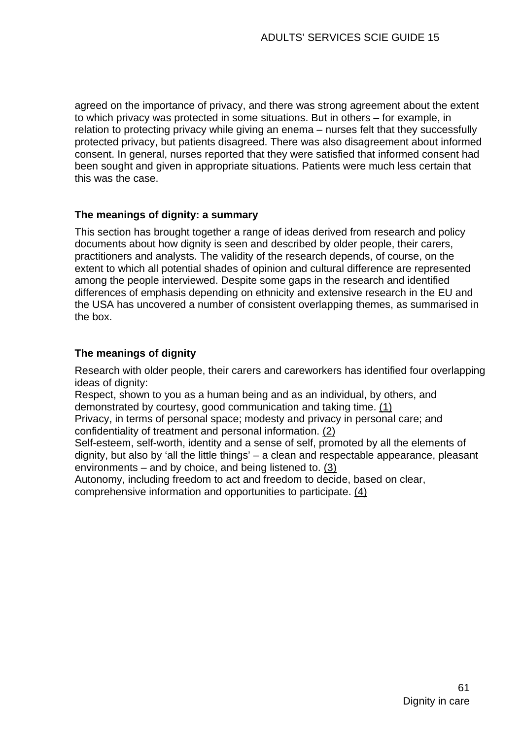agreed on the importance of privacy, and there was strong agreement about the extent to which privacy was protected in some situations. But in others – for example, in relation to protecting privacy while giving an enema – nurses felt that they successfully protected privacy, but patients disagreed. There was also disagreement about informed consent. In general, nurses reported that they were satisfied that informed consent had been sought and given in appropriate situations. Patients were much less certain that this was the case.

### The meanings of dignity: a summary

This section has brought together a range of ideas derived from research and policy documents about how dignity is seen and described by older people, their carers, practitioners and analysts. The validity of the research depends, of course, on the extent to which all potential shades of opinion and cultural difference are represented among the people interviewed. Despite some gaps in the research and identified differences of emphasis depending on ethnicity and extensive research in the EU and the USA has uncovered a number of consistent overlapping themes, as summarised in the box.

### The meanings of dignity

Research with older people, their carers and careworkers has identified four overlapping ideas of dignity:

Respect, shown to you as a human being and as an individual, by others, and demonstrated by courtesy, good communication and taking time. (1)

Privacy, in terms of personal space; modesty and privacy in personal care; and confidentiality of treatment and personal information. (2)

Self-esteem, self-worth, identity and a sense of self, promoted by all the elements of dignity, but also by ‘all the little things’ – a clean and respectable appearance, pleasant environments – and by choice, and being listened to. (3)

Autonomy, including freedom to act and freedom to decide, based on clear, comprehensive information and opportunities to participate. (4)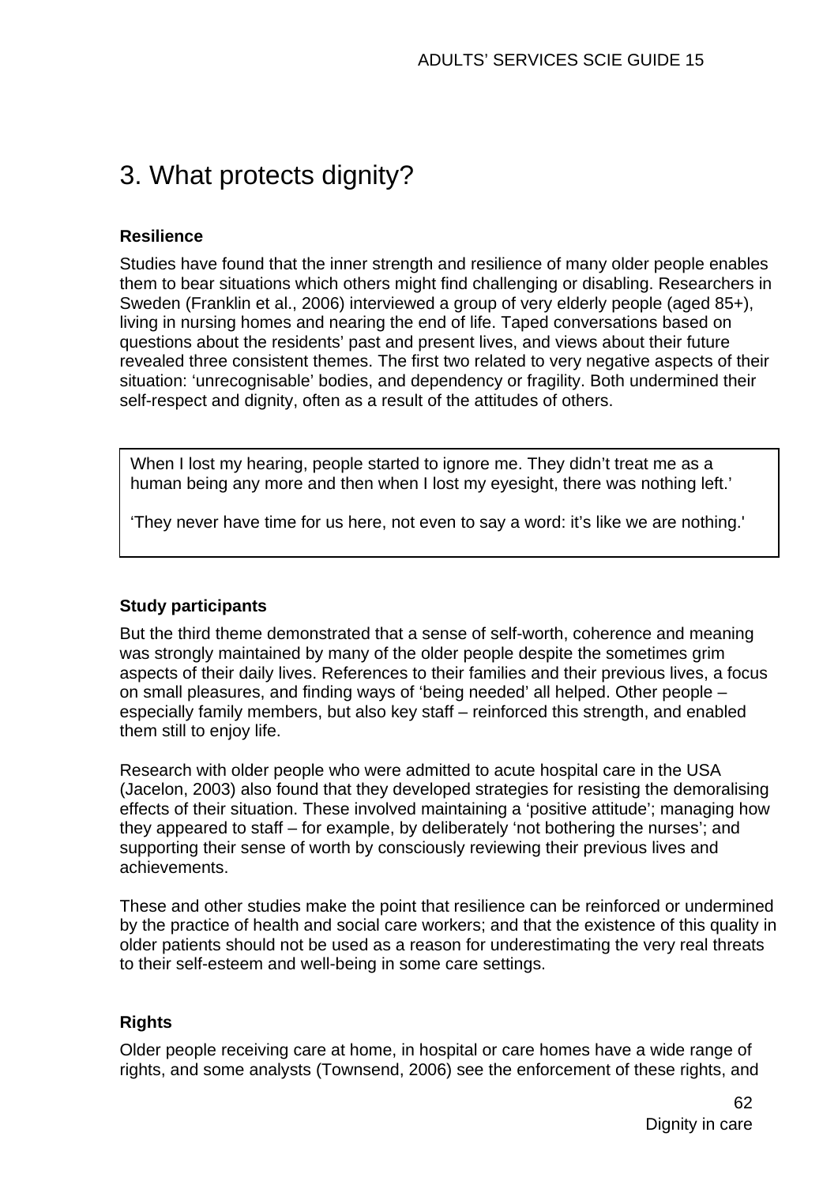# 3. What protects dignity?

**Resilience**

Studies have found that the inner strength and resilience of many older people enables them to bear situations which others might find challenging or disabling. Researchers in Sweden (Franklin et al., 2006) interviewed a group of very elderly people (aged 85+), living in nursing homes and nearing the end of life. Taped conversations based on questions about the residents' past and present lives, and views about their future revealed three consistent themes. The first two related to very negative aspects of their situation: 'unrecognisable' bodies, and dependency or fragility. Both undermined their self-respect and dignity, often as a result of the attitudes of others.

> When I lost my hearing, people started to ignore me. They didn't treat me as a human being any more and then when I lost my eyesight, there was nothing left.'
>
> 'They never have time for us here, not even to say a word: it's like we are nothing.'

**Study participants**

But the third theme demonstrated that a sense of self-worth, coherence and meaning was strongly maintained by many of the older people despite the sometimes grim aspects of their daily lives. References to their families and their previous lives, a focus on small pleasures, and finding ways of 'being needed' all helped. Other people – especially family members, but also key staff – reinforced this strength, and enabled them still to enjoy life.

Research with older people who were admitted to acute hospital care in the USA (Jacelon, 2003) also found that they developed strategies for resisting the demoralising effects of their situation. These involved maintaining a 'positive attitude'; managing how they appeared to staff – for example, by deliberately 'not bothering the nurses'; and supporting their sense of worth by consciously reviewing their previous lives and achievements.

These and other studies make the point that resilience can be reinforced or undermined by the practice of health and social care workers; and that the existence of this quality in older patients should not be used as a reason for underestimating the very real threats to their self-esteem and well-being in some care settings.

**Rights**

Older people receiving care at home, in hospital or care homes have a wide range of rights, and some analysts (Townsend, 2006) see the enforcement of these rights, and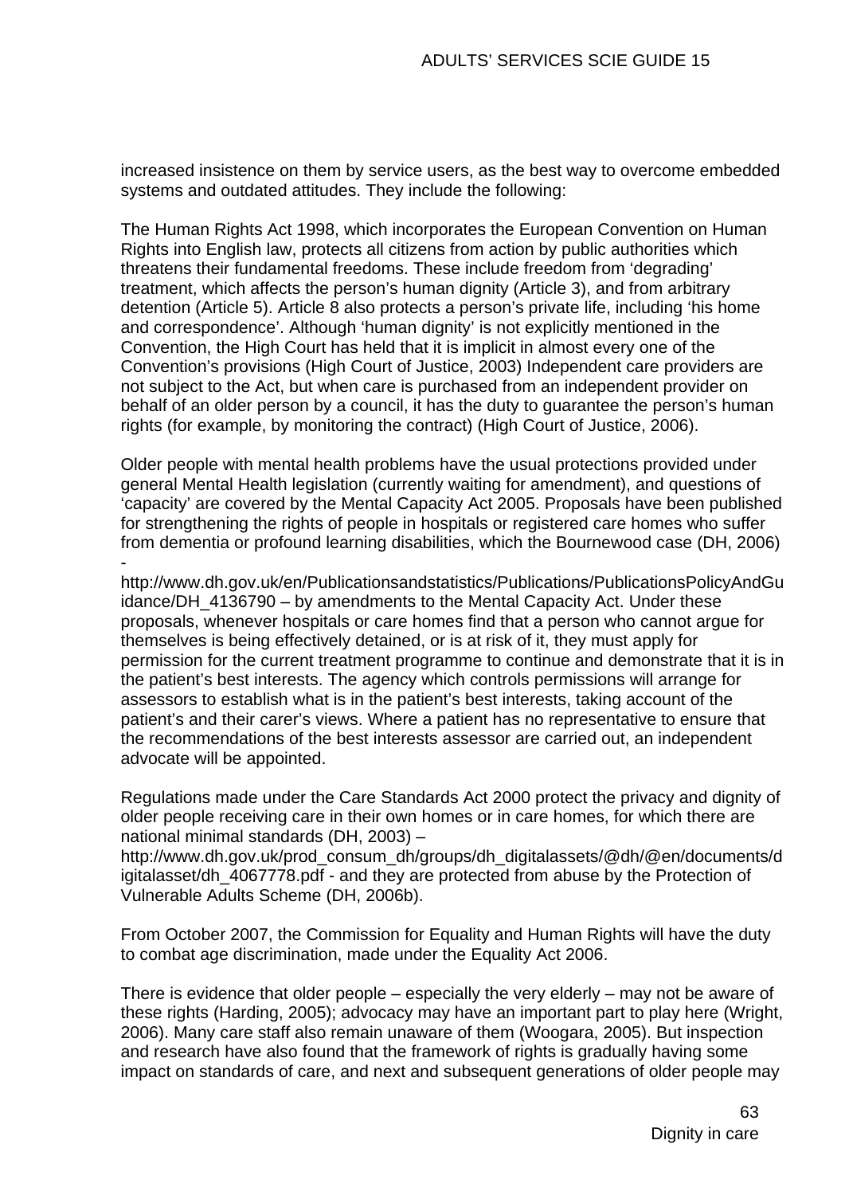increased insistence on them by service users, as the best way to overcome embedded systems and outdated attitudes. They include the following:

The Human Rights Act 1998, which incorporates the European Convention on Human Rights into English law, protects all citizens from action by public authorities which threatens their fundamental freedoms. These include freedom from 'degrading' treatment, which affects the person's human dignity (Article 3), and from arbitrary detention (Article 5). Article 8 also protects a person's private life, including 'his home and correspondence'. Although 'human dignity' is not explicitly mentioned in the Convention, the High Court has held that it is implicit in almost every one of the Convention's provisions (High Court of Justice, 2003) Independent care providers are not subject to the Act, but when care is purchased from an independent provider on behalf of an older person by a council, it has the duty to guarantee the person's human rights (for example, by monitoring the contract) (High Court of Justice, 2006).

Older people with mental health problems have the usual protections provided under general Mental Health legislation (currently waiting for amendment), and questions of 'capacity' are covered by the Mental Capacity Act 2005. Proposals have been published for strengthening the rights of people in hospitals or registered care homes who suffer from dementia or profound learning disabilities, which the Bournewood case (DH, 2006) - http://www.dh.gov.uk/en/Publicationsandstatistics/Publications/PublicationsPolicyAndGuidance/DH_4136790 – by amendments to the Mental Capacity Act. Under these proposals, whenever hospitals or care homes find that a person who cannot argue for themselves is being effectively detained, or is at risk of it, they must apply for permission for the current treatment programme to continue and demonstrate that it is in the patient's best interests. The agency which controls permissions will arrange for assessors to establish what is in the patient's best interests, taking account of the patient's and their carer's views. Where a patient has no representative to ensure that the recommendations of the best interests assessor are carried out, an independent advocate will be appointed.

Regulations made under the Care Standards Act 2000 protect the privacy and dignity of older people receiving care in their own homes or in care homes, for which there are national minimal standards (DH, 2003) – http://www.dh.gov.uk/prod_consum_dh/groups/dh_digitalassets/@dh/@en/documents/digitalasset/dh_4067778.pdf - and they are protected from abuse by the Protection of Vulnerable Adults Scheme (DH, 2006b).

From October 2007, the Commission for Equality and Human Rights will have the duty to combat age discrimination, made under the Equality Act 2006.

There is evidence that older people – especially the very elderly – may not be aware of these rights (Harding, 2005); advocacy may have an important part to play here (Wright, 2006). Many care staff also remain unaware of them (Woogara, 2005). But inspection and research have also found that the framework of rights is gradually having some impact on standards of care, and next and subsequent generations of older people may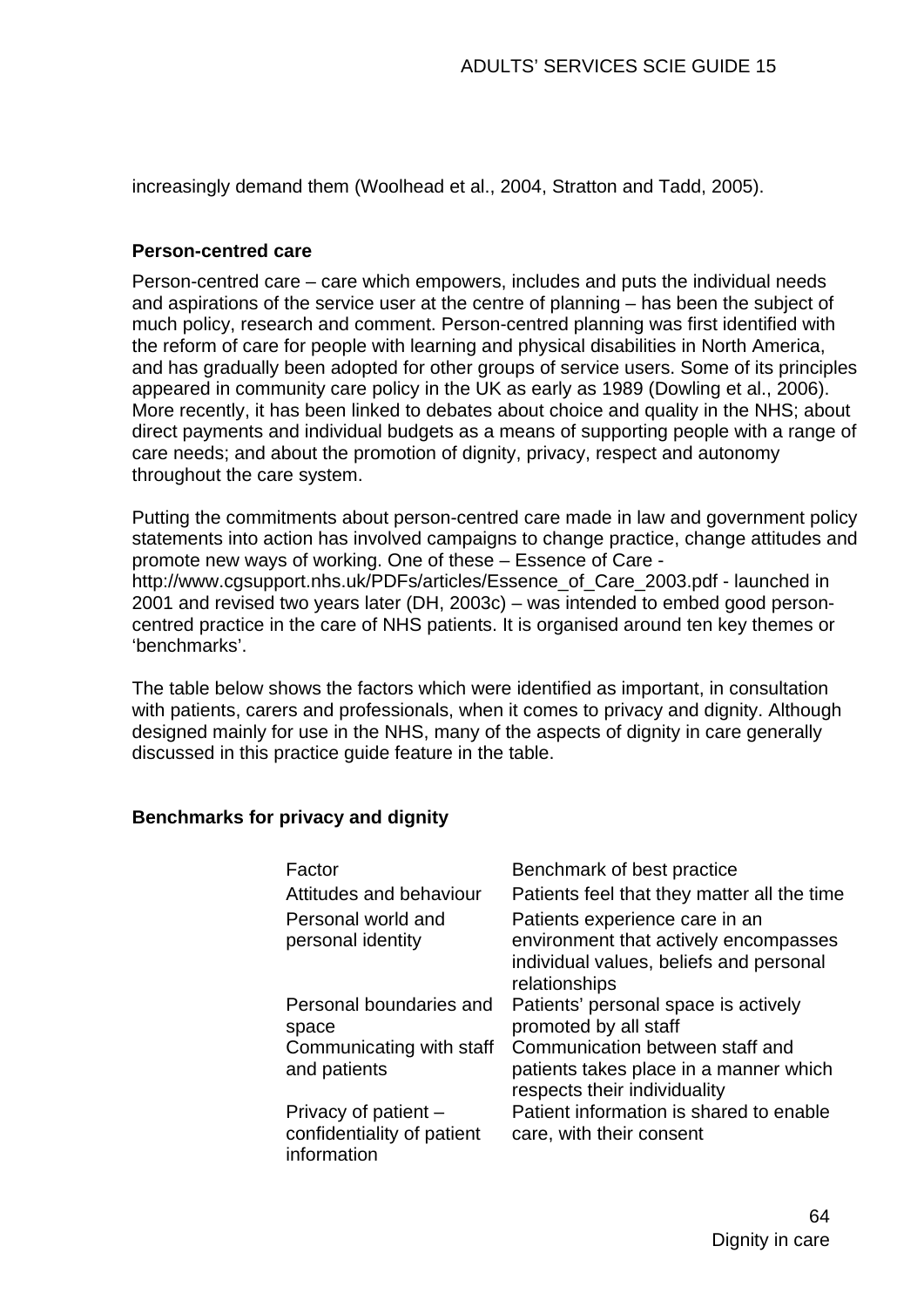increasingly demand them (Woolhead et al., 2004, Stratton and Tadd, 2005).

### Person-centred care

Person-centred care – care which empowers, includes and puts the individual needs and aspirations of the service user at the centre of planning – has been the subject of much policy, research and comment. Person-centred planning was first identified with the reform of care for people with learning and physical disabilities in North America, and has gradually been adopted for other groups of service users. Some of its principles appeared in community care policy in the UK as early as 1989 (Dowling et al., 2006). More recently, it has been linked to debates about choice and quality in the NHS; about direct payments and individual budgets as a means of supporting people with a range of care needs; and about the promotion of dignity, privacy, respect and autonomy throughout the care system.

Putting the commitments about person-centred care made in law and government policy statements into action has involved campaigns to change practice, change attitudes and promote new ways of working. One of these – Essence of Care - http://www.cgsupport.nhs.uk/PDFs/articles/Essence_of_Care_2003.pdf - launched in 2001 and revised two years later (DH, 2003c) – was intended to embed good person-centred practice in the care of NHS patients. It is organised around ten key themes or 'benchmarks'.

The table below shows the factors which were identified as important, in consultation with patients, carers and professionals, when it comes to privacy and dignity. Although designed mainly for use in the NHS, many of the aspects of dignity in care generally discussed in this practice guide feature in the table.

### Benchmarks for privacy and dignity

| Factor | Benchmark of best practice |
|---|---|
| Attitudes and behaviour | Patients feel that they matter all the time |
| Personal world and personal identity | Patients experience care in an environment that actively encompasses individual values, beliefs and personal relationships |
| Personal boundaries and space | Patients' personal space is actively promoted by all staff |
| Communicating with staff and patients | Communication between staff and patients takes place in a manner which respects their individuality |
| Privacy of patient – confidentiality of patient information | Patient information is shared to enable care, with their consent |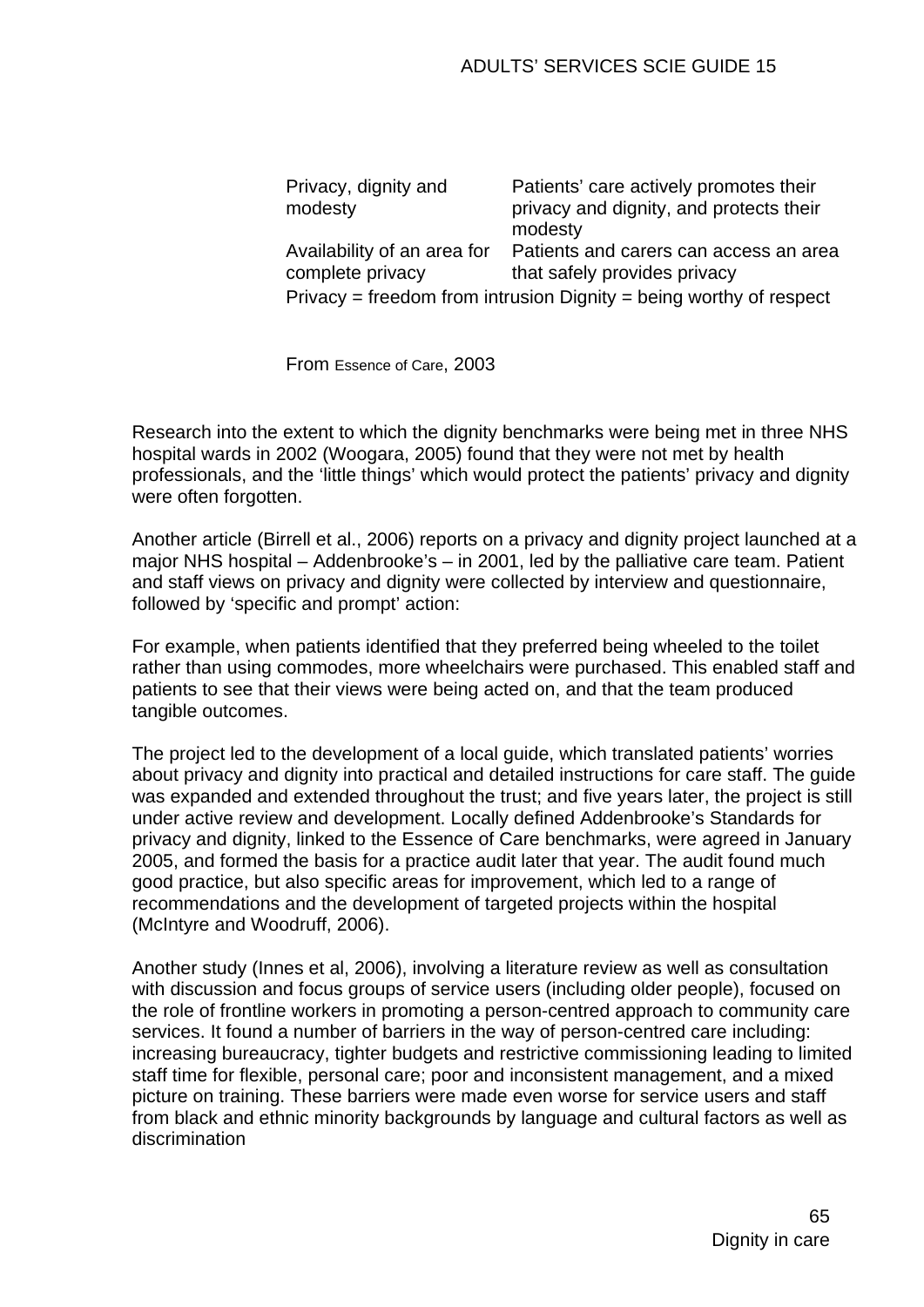| | |
|---|---|
| Privacy, dignity and modesty | Patients' care actively promotes their privacy and dignity, and protects their modesty |
| Availability of an area for complete privacy | Patients and carers can access an area that safely provides privacy |

Privacy = freedom from intrusion Dignity = being worthy of respect

From Essence of Care, 2003

Research into the extent to which the dignity benchmarks were being met in three NHS hospital wards in 2002 (Woogara, 2005) found that they were not met by health professionals, and the 'little things' which would protect the patients' privacy and dignity were often forgotten.

Another article (Birrell et al., 2006) reports on a privacy and dignity project launched at a major NHS hospital – Addenbrooke's – in 2001, led by the palliative care team. Patient and staff views on privacy and dignity were collected by interview and questionnaire, followed by 'specific and prompt' action:

For example, when patients identified that they preferred being wheeled to the toilet rather than using commodes, more wheelchairs were purchased. This enabled staff and patients to see that their views were being acted on, and that the team produced tangible outcomes.

The project led to the development of a local guide, which translated patients' worries about privacy and dignity into practical and detailed instructions for care staff. The guide was expanded and extended throughout the trust; and five years later, the project is still under active review and development. Locally defined Addenbrooke's Standards for privacy and dignity, linked to the Essence of Care benchmarks, were agreed in January 2005, and formed the basis for a practice audit later that year. The audit found much good practice, but also specific areas for improvement, which led to a range of recommendations and the development of targeted projects within the hospital (McIntyre and Woodruff, 2006).

Another study (Innes et al, 2006), involving a literature review as well as consultation with discussion and focus groups of service users (including older people), focused on the role of frontline workers in promoting a person-centred approach to community care services. It found a number of barriers in the way of person-centred care including: increasing bureaucracy, tighter budgets and restrictive commissioning leading to limited staff time for flexible, personal care; poor and inconsistent management, and a mixed picture on training. These barriers were made even worse for service users and staff from black and ethnic minority backgrounds by language and cultural factors as well as discrimination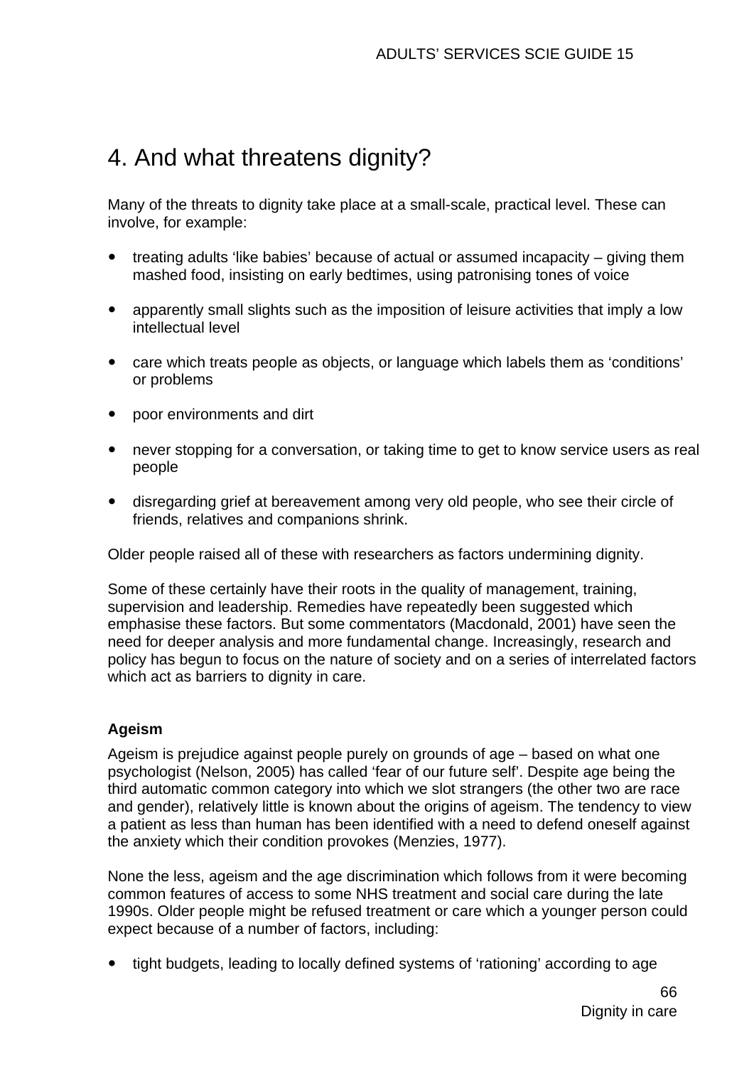# 4. And what threatens dignity?

Many of the threats to dignity take place at a small-scale, practical level. These can involve, for example:

- treating adults 'like babies' because of actual or assumed incapacity – giving them mashed food, insisting on early bedtimes, using patronising tones of voice
- apparently small slights such as the imposition of leisure activities that imply a low intellectual level
- care which treats people as objects, or language which labels them as 'conditions' or problems
- poor environments and dirt
- never stopping for a conversation, or taking time to get to know service users as real people
- disregarding grief at bereavement among very old people, who see their circle of friends, relatives and companions shrink.

Older people raised all of these with researchers as factors undermining dignity.

Some of these certainly have their roots in the quality of management, training, supervision and leadership. Remedies have repeatedly been suggested which emphasise these factors. But some commentators (Macdonald, 2001) have seen the need for deeper analysis and more fundamental change. Increasingly, research and policy has begun to focus on the nature of society and on a series of interrelated factors which act as barriers to dignity in care.

**Ageism**

Ageism is prejudice against people purely on grounds of age – based on what one psychologist (Nelson, 2005) has called 'fear of our future self'. Despite age being the third automatic common category into which we slot strangers (the other two are race and gender), relatively little is known about the origins of ageism. The tendency to view a patient as less than human has been identified with a need to defend oneself against the anxiety which their condition provokes (Menzies, 1977).

None the less, ageism and the age discrimination which follows from it were becoming common features of access to some NHS treatment and social care during the late 1990s. Older people might be refused treatment or care which a younger person could expect because of a number of factors, including:

- tight budgets, leading to locally defined systems of 'rationing' according to age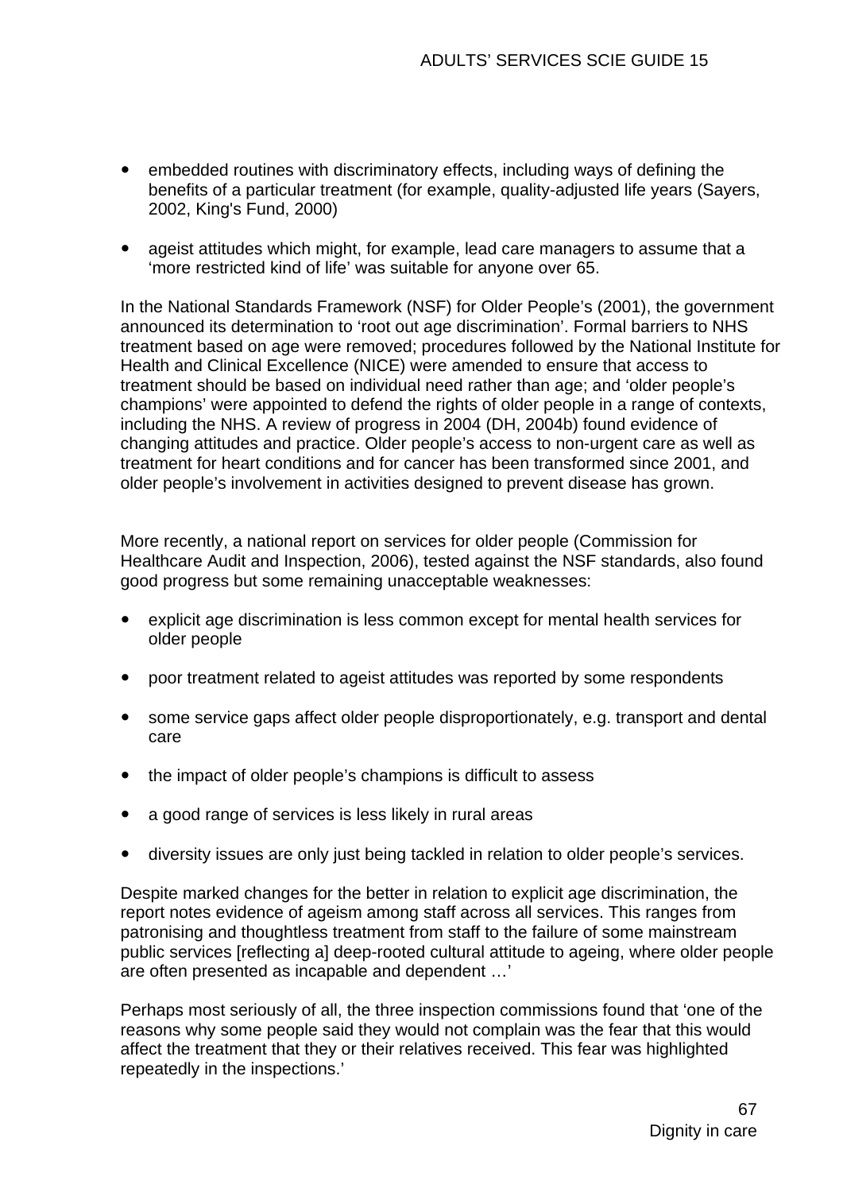- embedded routines with discriminatory effects, including ways of defining the benefits of a particular treatment (for example, quality-adjusted life years (Sayers, 2002, King's Fund, 2000)

- ageist attitudes which might, for example, lead care managers to assume that a 'more restricted kind of life' was suitable for anyone over 65.

In the National Standards Framework (NSF) for Older People's (2001), the government announced its determination to 'root out age discrimination'. Formal barriers to NHS treatment based on age were removed; procedures followed by the National Institute for Health and Clinical Excellence (NICE) were amended to ensure that access to treatment should be based on individual need rather than age; and 'older people's champions' were appointed to defend the rights of older people in a range of contexts, including the NHS. A review of progress in 2004 (DH, 2004b) found evidence of changing attitudes and practice. Older people's access to non-urgent care as well as treatment for heart conditions and for cancer has been transformed since 2001, and older people's involvement in activities designed to prevent disease has grown.

More recently, a national report on services for older people (Commission for Healthcare Audit and Inspection, 2006), tested against the NSF standards, also found good progress but some remaining unacceptable weaknesses:

- explicit age discrimination is less common except for mental health services for older people

- poor treatment related to ageist attitudes was reported by some respondents

- some service gaps affect older people disproportionately, e.g. transport and dental care

- the impact of older people's champions is difficult to assess

- a good range of services is less likely in rural areas

- diversity issues are only just being tackled in relation to older people's services.

Despite marked changes for the better in relation to explicit age discrimination, the report notes evidence of ageism among staff across all services. This ranges from patronising and thoughtless treatment from staff to the failure of some mainstream public services [reflecting a] deep-rooted cultural attitude to ageing, where older people are often presented as incapable and dependent …'

Perhaps most seriously of all, the three inspection commissions found that 'one of the reasons why some people said they would not complain was the fear that this would affect the treatment that they or their relatives received. This fear was highlighted repeatedly in the inspections.'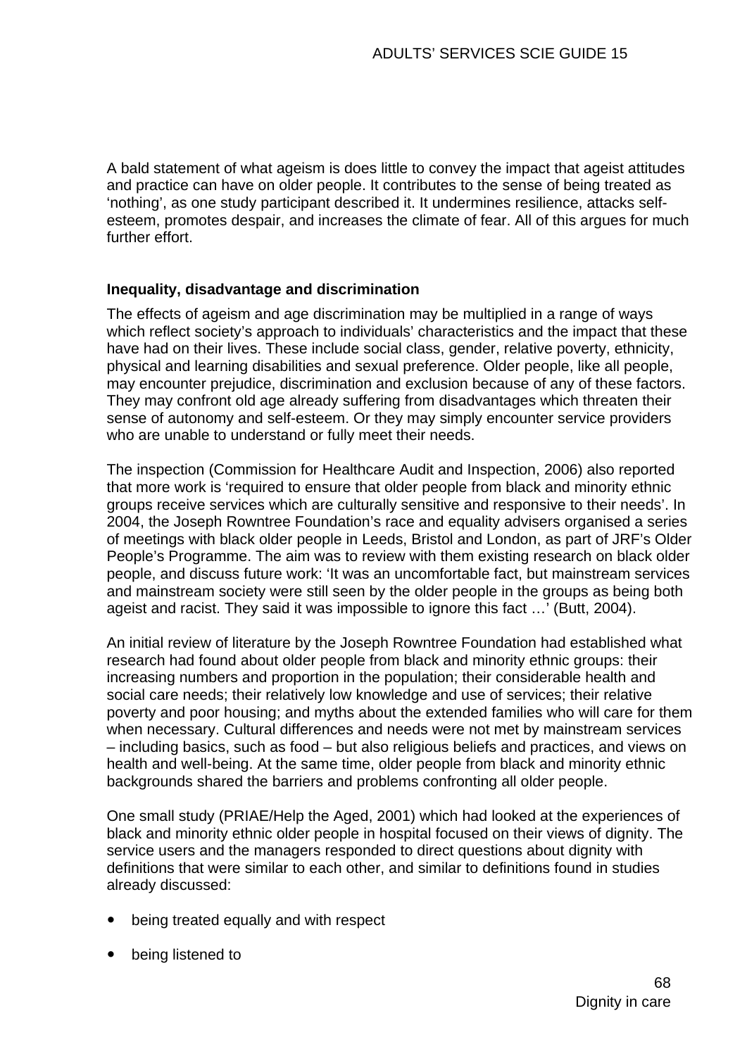A bald statement of what ageism is does little to convey the impact that ageist attitudes and practice can have on older people. It contributes to the sense of being treated as 'nothing', as one study participant described it. It undermines resilience, attacks self-esteem, promotes despair, and increases the climate of fear. All of this argues for much further effort.

### Inequality, disadvantage and discrimination

The effects of ageism and age discrimination may be multiplied in a range of ways which reflect society's approach to individuals' characteristics and the impact that these have had on their lives. These include social class, gender, relative poverty, ethnicity, physical and learning disabilities and sexual preference. Older people, like all people, may encounter prejudice, discrimination and exclusion because of any of these factors. They may confront old age already suffering from disadvantages which threaten their sense of autonomy and self-esteem. Or they may simply encounter service providers who are unable to understand or fully meet their needs.

The inspection (Commission for Healthcare Audit and Inspection, 2006) also reported that more work is 'required to ensure that older people from black and minority ethnic groups receive services which are culturally sensitive and responsive to their needs'. In 2004, the Joseph Rowntree Foundation's race and equality advisers organised a series of meetings with black older people in Leeds, Bristol and London, as part of JRF's Older People's Programme. The aim was to review with them existing research on black older people, and discuss future work: 'It was an uncomfortable fact, but mainstream services and mainstream society were still seen by the older people in the groups as being both ageist and racist. They said it was impossible to ignore this fact …' (Butt, 2004).

An initial review of literature by the Joseph Rowntree Foundation had established what research had found about older people from black and minority ethnic groups: their increasing numbers and proportion in the population; their considerable health and social care needs; their relatively low knowledge and use of services; their relative poverty and poor housing; and myths about the extended families who will care for them when necessary. Cultural differences and needs were not met by mainstream services – including basics, such as food – but also religious beliefs and practices, and views on health and well-being. At the same time, older people from black and minority ethnic backgrounds shared the barriers and problems confronting all older people.

One small study (PRIAE/Help the Aged, 2001) which had looked at the experiences of black and minority ethnic older people in hospital focused on their views of dignity. The service users and the managers responded to direct questions about dignity with definitions that were similar to each other, and similar to definitions found in studies already discussed:

- being treated equally and with respect
- being listened to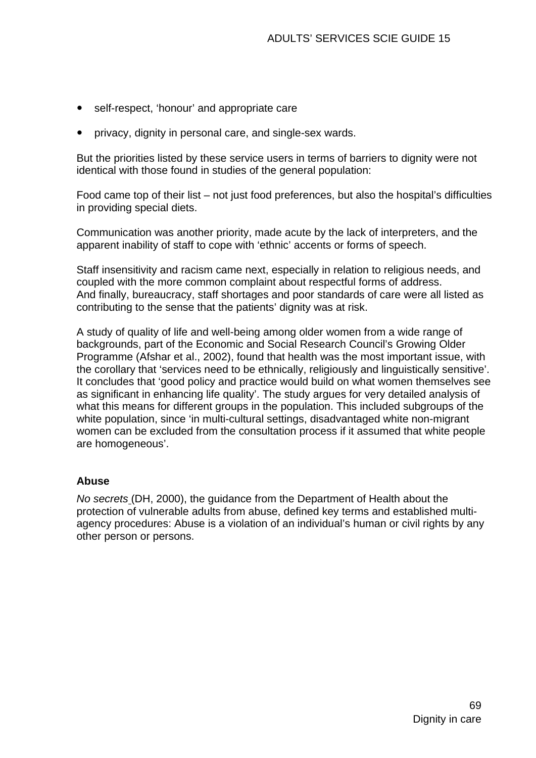- self-respect, 'honour' and appropriate care
- privacy, dignity in personal care, and single-sex wards.

But the priorities listed by these service users in terms of barriers to dignity were not identical with those found in studies of the general population:

Food came top of their list – not just food preferences, but also the hospital's difficulties in providing special diets.

Communication was another priority, made acute by the lack of interpreters, and the apparent inability of staff to cope with 'ethnic' accents or forms of speech.

Staff insensitivity and racism came next, especially in relation to religious needs, and coupled with the more common complaint about respectful forms of address.
And finally, bureaucracy, staff shortages and poor standards of care were all listed as contributing to the sense that the patients' dignity was at risk.

A study of quality of life and well-being among older women from a wide range of backgrounds, part of the Economic and Social Research Council's Growing Older Programme (Afshar et al., 2002), found that health was the most important issue, with the corollary that 'services need to be ethnically, religiously and linguistically sensitive'. It concludes that 'good policy and practice would build on what women themselves see as significant in enhancing life quality'. The study argues for very detailed analysis of what this means for different groups in the population. This included subgroups of the white population, since 'in multi-cultural settings, disadvantaged white non-migrant women can be excluded from the consultation process if it assumed that white people are homogeneous'.

**Abuse**

*No secrets* (DH, 2000), the guidance from the Department of Health about the protection of vulnerable adults from abuse, defined key terms and established multi-agency procedures: Abuse is a violation of an individual's human or civil rights by any other person or persons.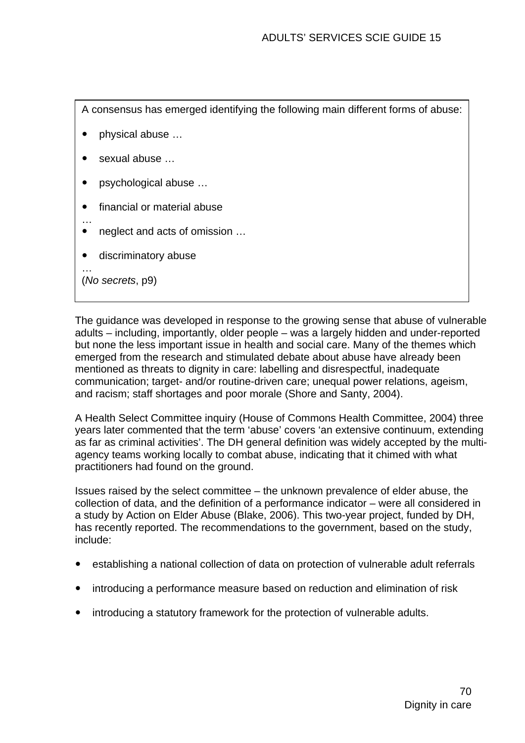> A consensus has emerged identifying the following main different forms of abuse:
>
> - physical abuse …
> - sexual abuse …
> - psychological abuse …
> - financial or material abuse …
> - neglect and acts of omission …
> - discriminatory abuse …
>
> (*No secrets*, p9)

The guidance was developed in response to the growing sense that abuse of vulnerable adults – including, importantly, older people – was a largely hidden and under-reported but none the less important issue in health and social care. Many of the themes which emerged from the research and stimulated debate about abuse have already been mentioned as threats to dignity in care: labelling and disrespectful, inadequate communication; target- and/or routine-driven care; unequal power relations, ageism, and racism; staff shortages and poor morale (Shore and Santy, 2004).

A Health Select Committee inquiry (House of Commons Health Committee, 2004) three years later commented that the term 'abuse' covers 'an extensive continuum, extending as far as criminal activities'. The DH general definition was widely accepted by the multi-agency teams working locally to combat abuse, indicating that it chimed with what practitioners had found on the ground.

Issues raised by the select committee – the unknown prevalence of elder abuse, the collection of data, and the definition of a performance indicator – were all considered in a study by Action on Elder Abuse (Blake, 2006). This two-year project, funded by DH, has recently reported. The recommendations to the government, based on the study, include:

- establishing a national collection of data on protection of vulnerable adult referrals
- introducing a performance measure based on reduction and elimination of risk
- introducing a statutory framework for the protection of vulnerable adults.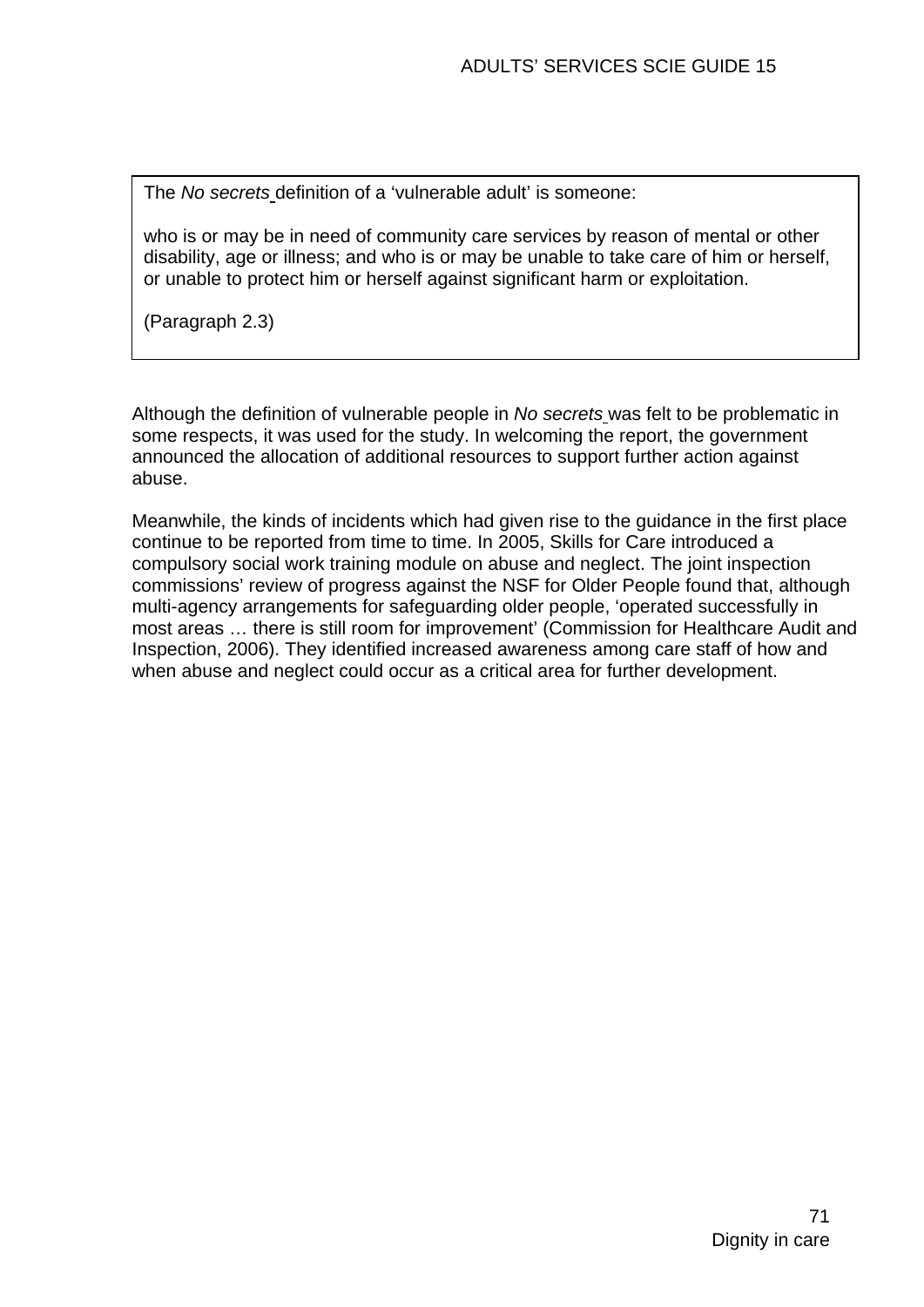> The *No secrets* definition of a 'vulnerable adult' is someone:
>
> who is or may be in need of community care services by reason of mental or other disability, age or illness; and who is or may be unable to take care of him or herself, or unable to protect him or herself against significant harm or exploitation.
>
> (Paragraph 2.3)

Although the definition of vulnerable people in *No secrets* was felt to be problematic in some respects, it was used for the study. In welcoming the report, the government announced the allocation of additional resources to support further action against abuse.

Meanwhile, the kinds of incidents which had given rise to the guidance in the first place continue to be reported from time to time. In 2005, Skills for Care introduced a compulsory social work training module on abuse and neglect. The joint inspection commissions' review of progress against the NSF for Older People found that, although multi-agency arrangements for safeguarding older people, 'operated successfully in most areas … there is still room for improvement' (Commission for Healthcare Audit and Inspection, 2006). They identified increased awareness among care staff of how and when abuse and neglect could occur as a critical area for further development.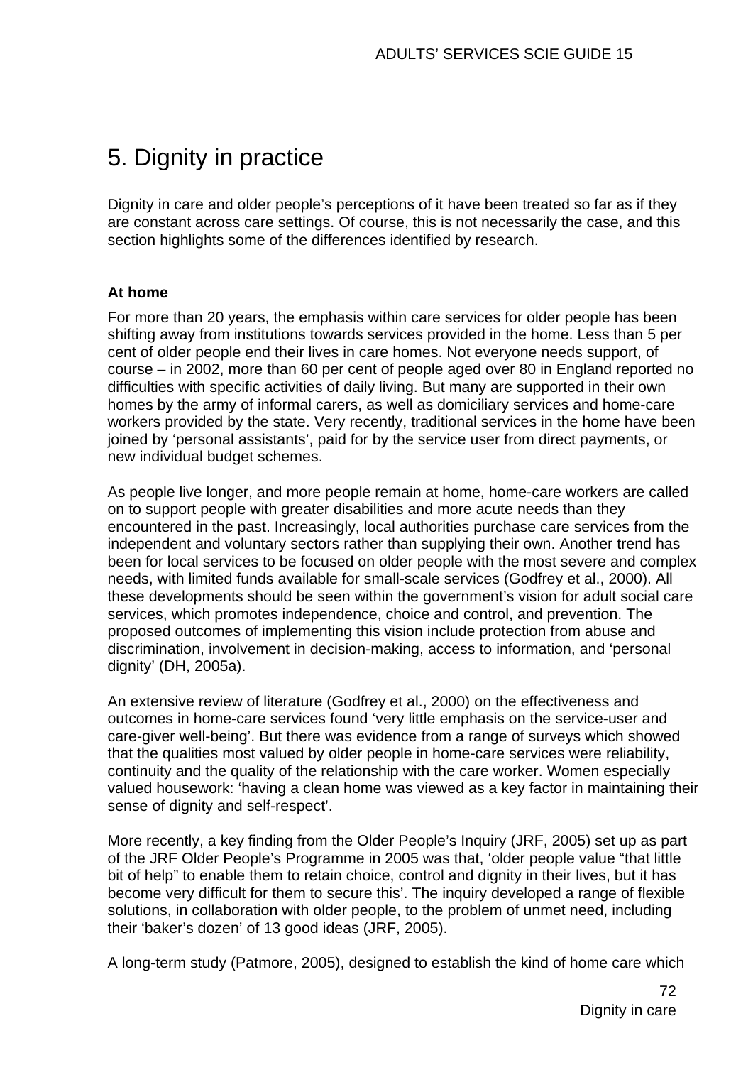# 5. Dignity in practice

Dignity in care and older people's perceptions of it have been treated so far as if they are constant across care settings. Of course, this is not necessarily the case, and this section highlights some of the differences identified by research.

**At home**

For more than 20 years, the emphasis within care services for older people has been shifting away from institutions towards services provided in the home. Less than 5 per cent of older people end their lives in care homes. Not everyone needs support, of course – in 2002, more than 60 per cent of people aged over 80 in England reported no difficulties with specific activities of daily living. But many are supported in their own homes by the army of informal carers, as well as domiciliary services and home-care workers provided by the state. Very recently, traditional services in the home have been joined by 'personal assistants', paid for by the service user from direct payments, or new individual budget schemes.

As people live longer, and more people remain at home, home-care workers are called on to support people with greater disabilities and more acute needs than they encountered in the past. Increasingly, local authorities purchase care services from the independent and voluntary sectors rather than supplying their own. Another trend has been for local services to be focused on older people with the most severe and complex needs, with limited funds available for small-scale services (Godfrey et al., 2000). All these developments should be seen within the government's vision for adult social care services, which promotes independence, choice and control, and prevention. The proposed outcomes of implementing this vision include protection from abuse and discrimination, involvement in decision-making, access to information, and 'personal dignity' (DH, 2005a).

An extensive review of literature (Godfrey et al., 2000) on the effectiveness and outcomes in home-care services found 'very little emphasis on the service-user and care-giver well-being'. But there was evidence from a range of surveys which showed that the qualities most valued by older people in home-care services were reliability, continuity and the quality of the relationship with the care worker. Women especially valued housework: 'having a clean home was viewed as a key factor in maintaining their sense of dignity and self-respect'.

More recently, a key finding from the Older People's Inquiry (JRF, 2005) set up as part of the JRF Older People's Programme in 2005 was that, 'older people value "that little bit of help" to enable them to retain choice, control and dignity in their lives, but it has become very difficult for them to secure this'. The inquiry developed a range of flexible solutions, in collaboration with older people, to the problem of unmet need, including their 'baker's dozen' of 13 good ideas (JRF, 2005).

A long-term study (Patmore, 2005), designed to establish the kind of home care which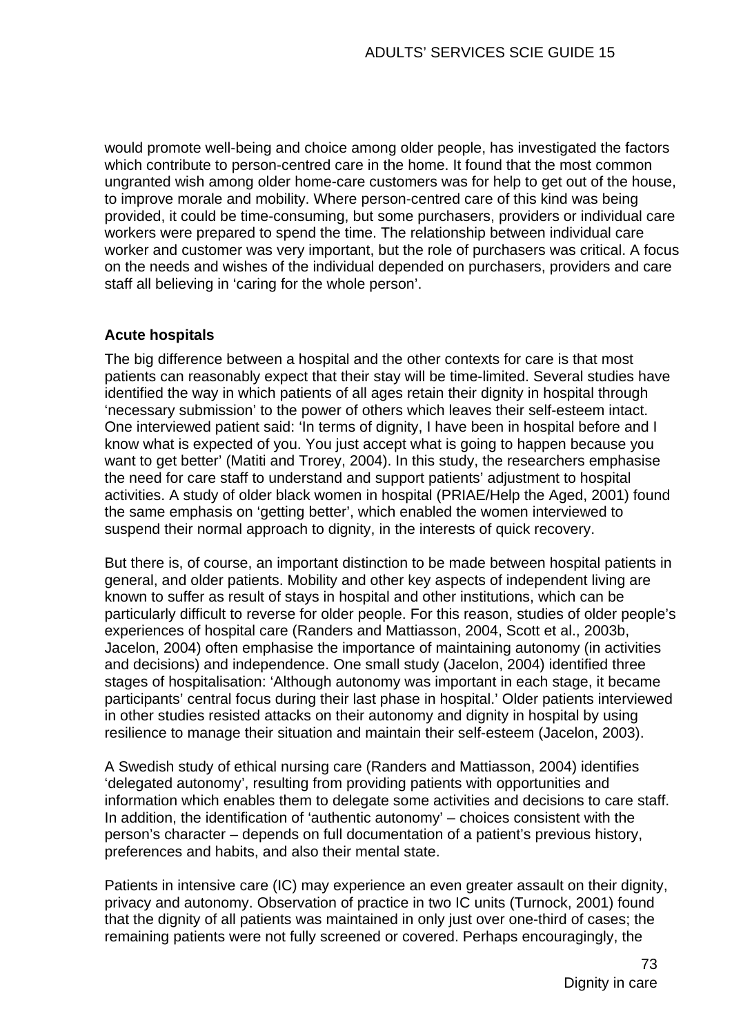would promote well-being and choice among older people, has investigated the factors which contribute to person-centred care in the home. It found that the most common ungranted wish among older home-care customers was for help to get out of the house, to improve morale and mobility. Where person-centred care of this kind was being provided, it could be time-consuming, but some purchasers, providers or individual care workers were prepared to spend the time. The relationship between individual care worker and customer was very important, but the role of purchasers was critical. A focus on the needs and wishes of the individual depended on purchasers, providers and care staff all believing in 'caring for the whole person'.

### Acute hospitals

The big difference between a hospital and the other contexts for care is that most patients can reasonably expect that their stay will be time-limited. Several studies have identified the way in which patients of all ages retain their dignity in hospital through 'necessary submission' to the power of others which leaves their self-esteem intact. One interviewed patient said: 'In terms of dignity, I have been in hospital before and I know what is expected of you. You just accept what is going to happen because you want to get better' (Matiti and Trorey, 2004). In this study, the researchers emphasise the need for care staff to understand and support patients' adjustment to hospital activities. A study of older black women in hospital (PRIAE/Help the Aged, 2001) found the same emphasis on 'getting better', which enabled the women interviewed to suspend their normal approach to dignity, in the interests of quick recovery.

But there is, of course, an important distinction to be made between hospital patients in general, and older patients. Mobility and other key aspects of independent living are known to suffer as result of stays in hospital and other institutions, which can be particularly difficult to reverse for older people. For this reason, studies of older people's experiences of hospital care (Randers and Mattiasson, 2004, Scott et al., 2003b, Jacelon, 2004) often emphasise the importance of maintaining autonomy (in activities and decisions) and independence. One small study (Jacelon, 2004) identified three stages of hospitalisation: 'Although autonomy was important in each stage, it became participants' central focus during their last phase in hospital.' Older patients interviewed in other studies resisted attacks on their autonomy and dignity in hospital by using resilience to manage their situation and maintain their self-esteem (Jacelon, 2003).

A Swedish study of ethical nursing care (Randers and Mattiasson, 2004) identifies 'delegated autonomy', resulting from providing patients with opportunities and information which enables them to delegate some activities and decisions to care staff. In addition, the identification of 'authentic autonomy' – choices consistent with the person's character – depends on full documentation of a patient's previous history, preferences and habits, and also their mental state.

Patients in intensive care (IC) may experience an even greater assault on their dignity, privacy and autonomy. Observation of practice in two IC units (Turnock, 2001) found that the dignity of all patients was maintained in only just over one-third of cases; the remaining patients were not fully screened or covered. Perhaps encouragingly, the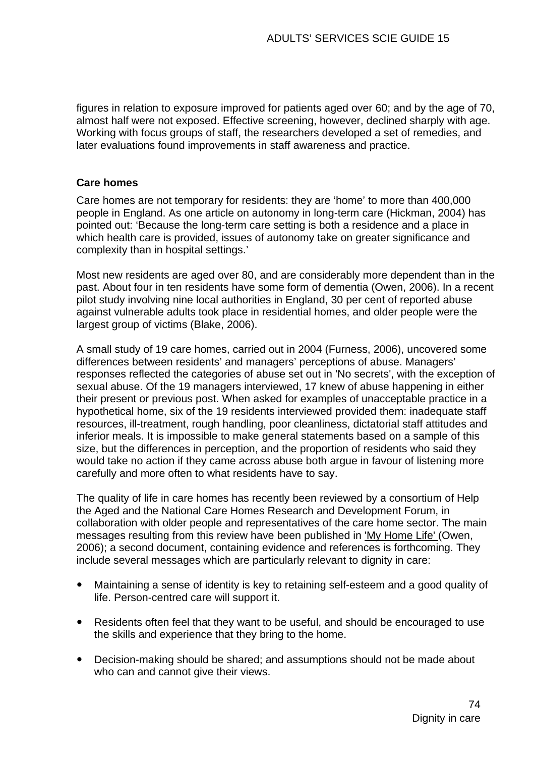figures in relation to exposure improved for patients aged over 60; and by the age of 70, almost half were not exposed. Effective screening, however, declined sharply with age. Working with focus groups of staff, the researchers developed a set of remedies, and later evaluations found improvements in staff awareness and practice.

**Care homes**

Care homes are not temporary for residents: they are 'home' to more than 400,000 people in England. As one article on autonomy in long-term care (Hickman, 2004) has pointed out: 'Because the long-term care setting is both a residence and a place in which health care is provided, issues of autonomy take on greater significance and complexity than in hospital settings.'

Most new residents are aged over 80, and are considerably more dependent than in the past. About four in ten residents have some form of dementia (Owen, 2006). In a recent pilot study involving nine local authorities in England, 30 per cent of reported abuse against vulnerable adults took place in residential homes, and older people were the largest group of victims (Blake, 2006).

A small study of 19 care homes, carried out in 2004 (Furness, 2006), uncovered some differences between residents' and managers' perceptions of abuse. Managers' responses reflected the categories of abuse set out in 'No secrets', with the exception of sexual abuse. Of the 19 managers interviewed, 17 knew of abuse happening in either their present or previous post. When asked for examples of unacceptable practice in a hypothetical home, six of the 19 residents interviewed provided them: inadequate staff resources, ill-treatment, rough handling, poor cleanliness, dictatorial staff attitudes and inferior meals. It is impossible to make general statements based on a sample of this size, but the differences in perception, and the proportion of residents who said they would take no action if they came across abuse both argue in favour of listening more carefully and more often to what residents have to say.

The quality of life in care homes has recently been reviewed by a consortium of Help the Aged and the National Care Homes Research and Development Forum, in collaboration with older people and representatives of the care home sector. The main messages resulting from this review have been published in 'My Home Life' (Owen, 2006); a second document, containing evidence and references is forthcoming. They include several messages which are particularly relevant to dignity in care:

- Maintaining a sense of identity is key to retaining self-esteem and a good quality of life. Person-centred care will support it.
- Residents often feel that they want to be useful, and should be encouraged to use the skills and experience that they bring to the home.
- Decision-making should be shared; and assumptions should not be made about who can and cannot give their views.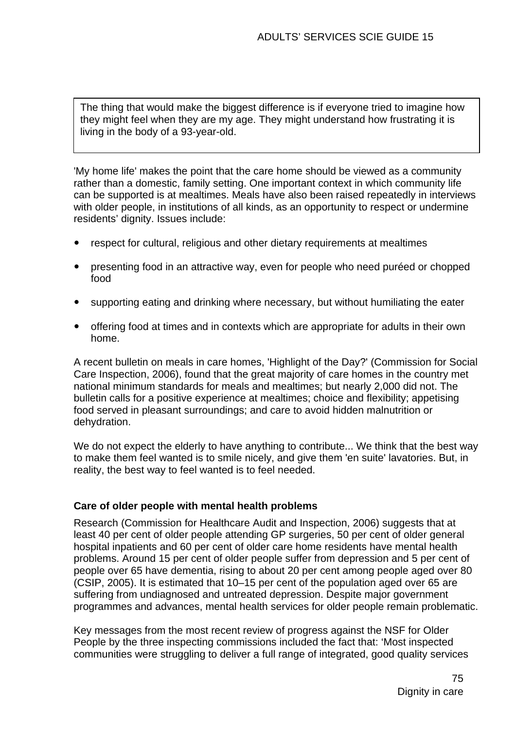> The thing that would make the biggest difference is if everyone tried to imagine how they might feel when they are my age. They might understand how frustrating it is living in the body of a 93-year-old.

'My home life' makes the point that the care home should be viewed as a community rather than a domestic, family setting. One important context in which community life can be supported is at mealtimes. Meals have also been raised repeatedly in interviews with older people, in institutions of all kinds, as an opportunity to respect or undermine residents' dignity. Issues include:

- respect for cultural, religious and other dietary requirements at mealtimes
- presenting food in an attractive way, even for people who need puréed or chopped food
- supporting eating and drinking where necessary, but without humiliating the eater
- offering food at times and in contexts which are appropriate for adults in their own home.

A recent bulletin on meals in care homes, 'Highlight of the Day?' (Commission for Social Care Inspection, 2006), found that the great majority of care homes in the country met national minimum standards for meals and mealtimes; but nearly 2,000 did not. The bulletin calls for a positive experience at mealtimes; choice and flexibility; appetising food served in pleasant surroundings; and care to avoid hidden malnutrition or dehydration.

We do not expect the elderly to have anything to contribute... We think that the best way to make them feel wanted is to smile nicely, and give them 'en suite' lavatories. But, in reality, the best way to feel wanted is to feel needed.

**Care of older people with mental health problems**

Research (Commission for Healthcare Audit and Inspection, 2006) suggests that at least 40 per cent of older people attending GP surgeries, 50 per cent of older general hospital inpatients and 60 per cent of older care home residents have mental health problems. Around 15 per cent of older people suffer from depression and 5 per cent of people over 65 have dementia, rising to about 20 per cent among people aged over 80 (CSIP, 2005). It is estimated that 10–15 per cent of the population aged over 65 are suffering from undiagnosed and untreated depression. Despite major government programmes and advances, mental health services for older people remain problematic.

Key messages from the most recent review of progress against the NSF for Older People by the three inspecting commissions included the fact that: 'Most inspected communities were struggling to deliver a full range of integrated, good quality services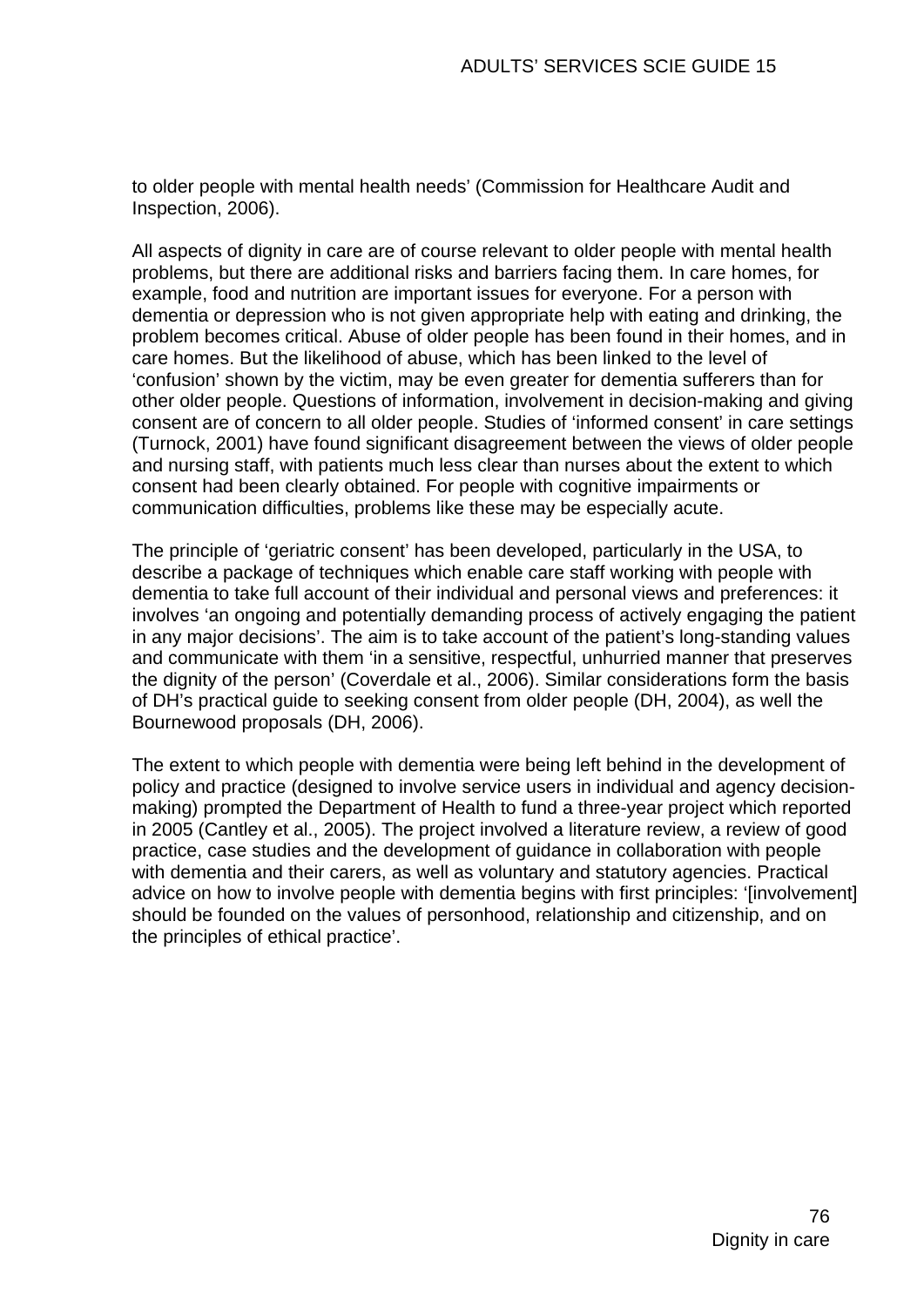to older people with mental health needs' (Commission for Healthcare Audit and Inspection, 2006).

All aspects of dignity in care are of course relevant to older people with mental health problems, but there are additional risks and barriers facing them. In care homes, for example, food and nutrition are important issues for everyone. For a person with dementia or depression who is not given appropriate help with eating and drinking, the problem becomes critical. Abuse of older people has been found in their homes, and in care homes. But the likelihood of abuse, which has been linked to the level of 'confusion' shown by the victim, may be even greater for dementia sufferers than for other older people. Questions of information, involvement in decision-making and giving consent are of concern to all older people. Studies of 'informed consent' in care settings (Turnock, 2001) have found significant disagreement between the views of older people and nursing staff, with patients much less clear than nurses about the extent to which consent had been clearly obtained. For people with cognitive impairments or communication difficulties, problems like these may be especially acute.

The principle of 'geriatric consent' has been developed, particularly in the USA, to describe a package of techniques which enable care staff working with people with dementia to take full account of their individual and personal views and preferences: it involves 'an ongoing and potentially demanding process of actively engaging the patient in any major decisions'. The aim is to take account of the patient's long-standing values and communicate with them 'in a sensitive, respectful, unhurried manner that preserves the dignity of the person' (Coverdale et al., 2006). Similar considerations form the basis of DH's practical guide to seeking consent from older people (DH, 2004), as well the Bournewood proposals (DH, 2006).

The extent to which people with dementia were being left behind in the development of policy and practice (designed to involve service users in individual and agency decision-making) prompted the Department of Health to fund a three-year project which reported in 2005 (Cantley et al., 2005). The project involved a literature review, a review of good practice, case studies and the development of guidance in collaboration with people with dementia and their carers, as well as voluntary and statutory agencies. Practical advice on how to involve people with dementia begins with first principles: '[involvement] should be founded on the values of personhood, relationship and citizenship, and on the principles of ethical practice'.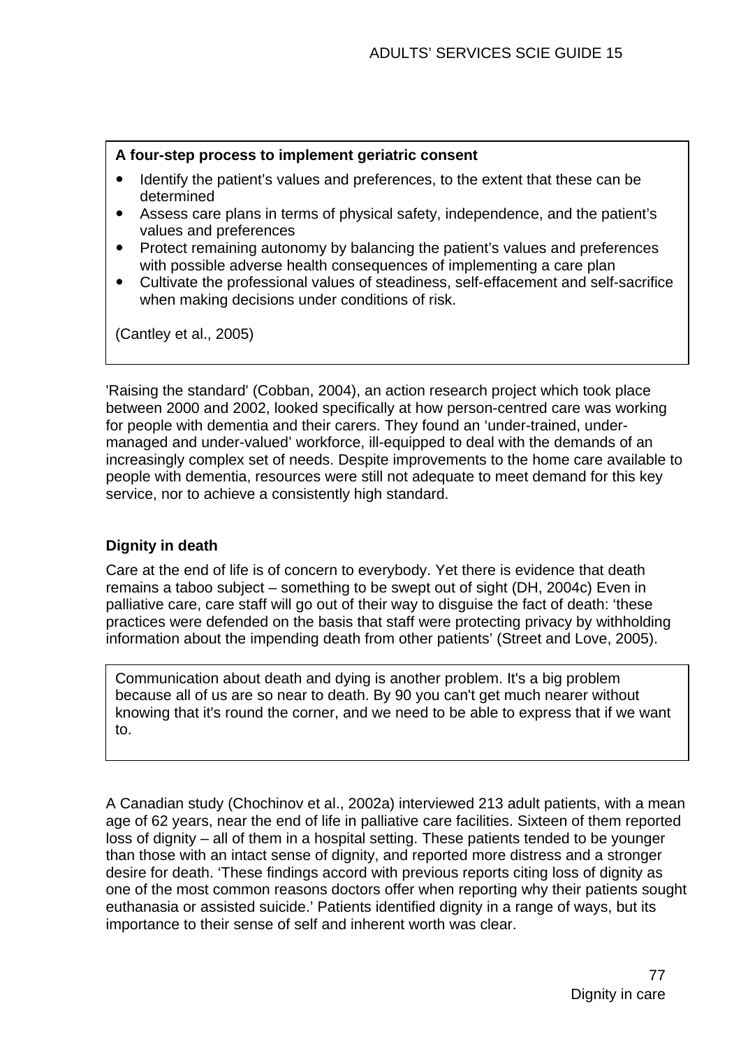**A four-step process to implement geriatric consent**

- Identify the patient's values and preferences, to the extent that these can be determined
- Assess care plans in terms of physical safety, independence, and the patient's values and preferences
- Protect remaining autonomy by balancing the patient's values and preferences with possible adverse health consequences of implementing a care plan
- Cultivate the professional values of steadiness, self-effacement and self-sacrifice when making decisions under conditions of risk.

(Cantley et al., 2005)

'Raising the standard' (Cobban, 2004), an action research project which took place between 2000 and 2002, looked specifically at how person-centred care was working for people with dementia and their carers. They found an 'under-trained, under-managed and under-valued' workforce, ill-equipped to deal with the demands of an increasingly complex set of needs. Despite improvements to the home care available to people with dementia, resources were still not adequate to meet demand for this key service, nor to achieve a consistently high standard.

### Dignity in death

Care at the end of life is of concern to everybody. Yet there is evidence that death remains a taboo subject – something to be swept out of sight (DH, 2004c) Even in palliative care, care staff will go out of their way to disguise the fact of death: 'these practices were defended on the basis that staff were protecting privacy by withholding information about the impending death from other patients' (Street and Love, 2005).

> Communication about death and dying is another problem. It's a big problem because all of us are so near to death. By 90 you can't get much nearer without knowing that it's round the corner, and we need to be able to express that if we want to.

A Canadian study (Chochinov et al., 2002a) interviewed 213 adult patients, with a mean age of 62 years, near the end of life in palliative care facilities. Sixteen of them reported loss of dignity – all of them in a hospital setting. These patients tended to be younger than those with an intact sense of dignity, and reported more distress and a stronger desire for death. 'These findings accord with previous reports citing loss of dignity as one of the most common reasons doctors offer when reporting why their patients sought euthanasia or assisted suicide.' Patients identified dignity in a range of ways, but its importance to their sense of self and inherent worth was clear.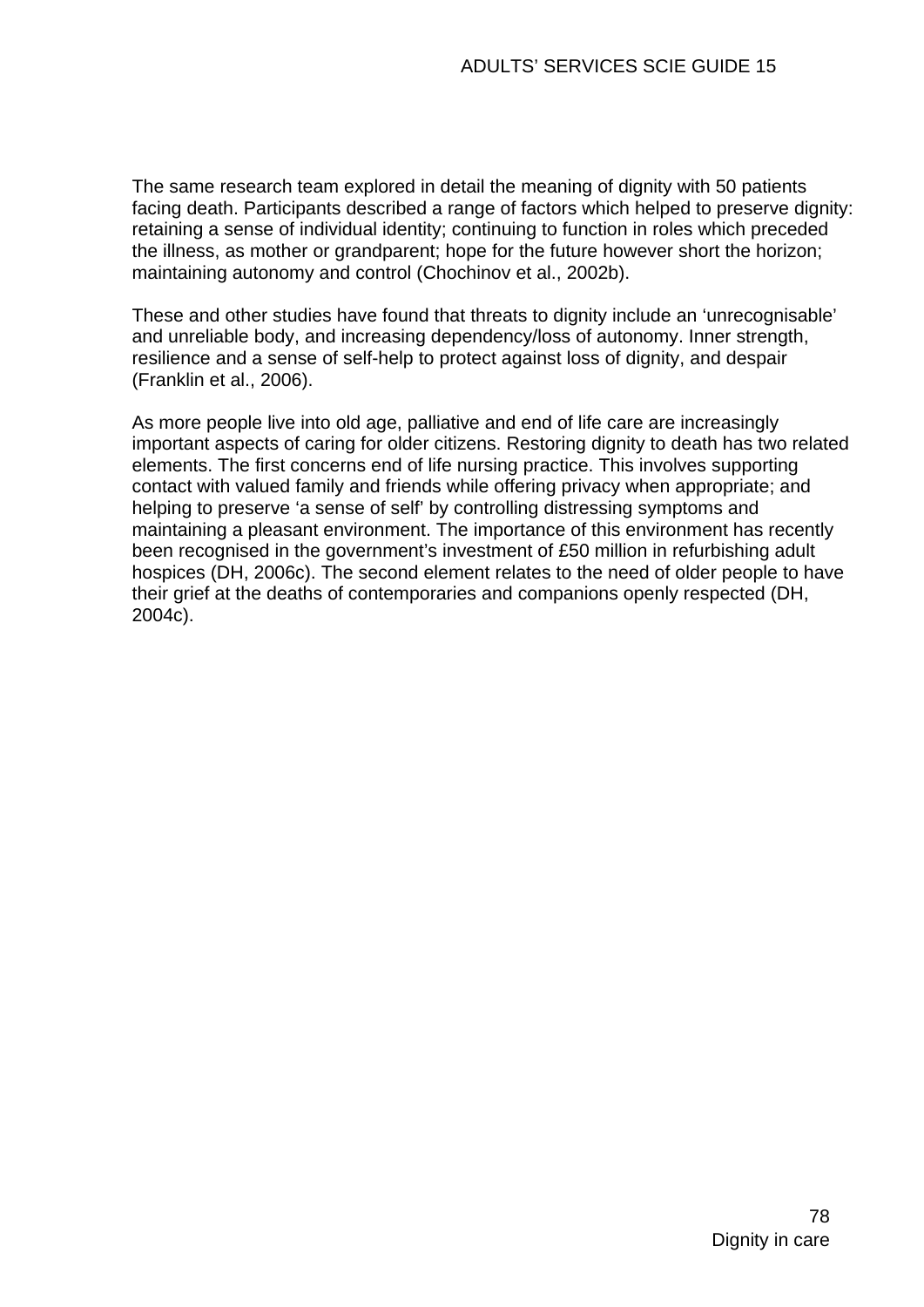The same research team explored in detail the meaning of dignity with 50 patients facing death. Participants described a range of factors which helped to preserve dignity: retaining a sense of individual identity; continuing to function in roles which preceded the illness, as mother or grandparent; hope for the future however short the horizon; maintaining autonomy and control (Chochinov et al., 2002b).

These and other studies have found that threats to dignity include an ‘unrecognisable’ and unreliable body, and increasing dependency/loss of autonomy. Inner strength, resilience and a sense of self-help to protect against loss of dignity, and despair (Franklin et al., 2006).

As more people live into old age, palliative and end of life care are increasingly important aspects of caring for older citizens. Restoring dignity to death has two related elements. The first concerns end of life nursing practice. This involves supporting contact with valued family and friends while offering privacy when appropriate; and helping to preserve ‘a sense of self’ by controlling distressing symptoms and maintaining a pleasant environment. The importance of this environment has recently been recognised in the government’s investment of £50 million in refurbishing adult hospices (DH, 2006c). The second element relates to the need of older people to have their grief at the deaths of contemporaries and companions openly respected (DH, 2004c).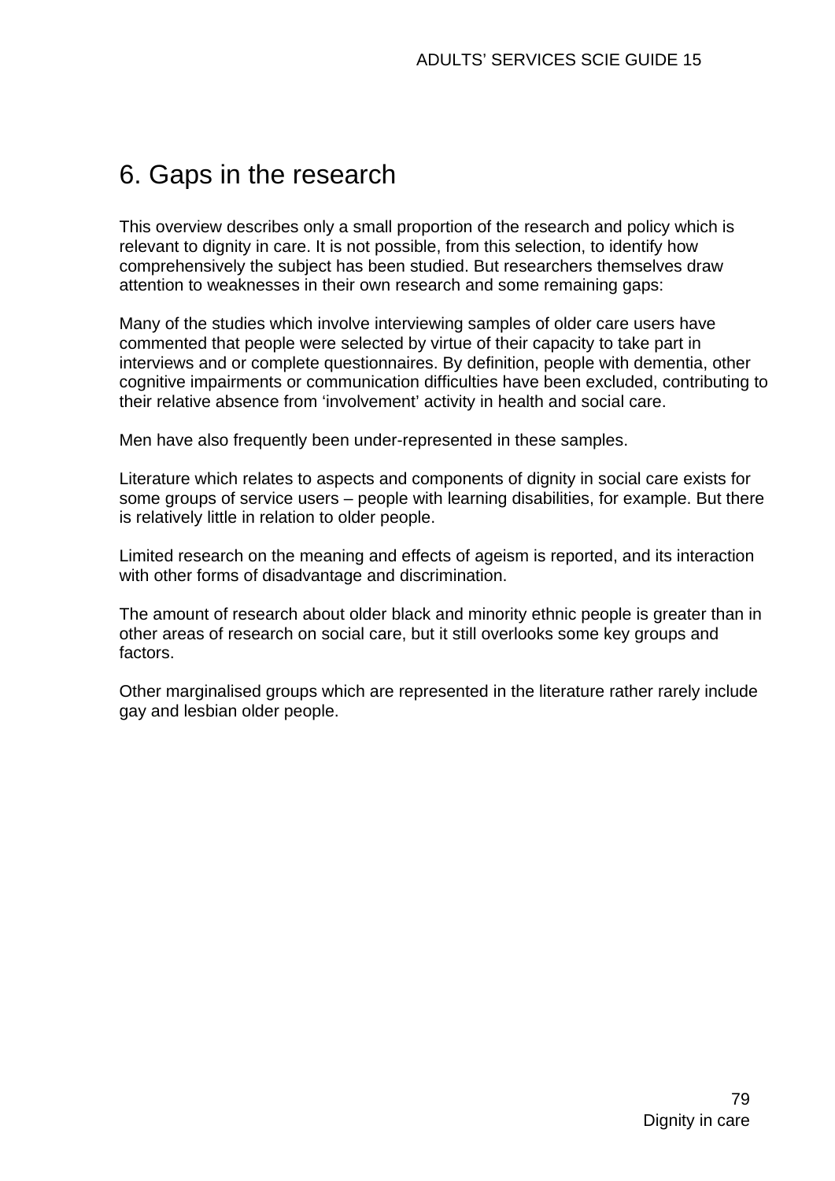# 6. Gaps in the research

This overview describes only a small proportion of the research and policy which is relevant to dignity in care. It is not possible, from this selection, to identify how comprehensively the subject has been studied. But researchers themselves draw attention to weaknesses in their own research and some remaining gaps:

Many of the studies which involve interviewing samples of older care users have commented that people were selected by virtue of their capacity to take part in interviews and or complete questionnaires. By definition, people with dementia, other cognitive impairments or communication difficulties have been excluded, contributing to their relative absence from 'involvement' activity in health and social care.

Men have also frequently been under-represented in these samples.

Literature which relates to aspects and components of dignity in social care exists for some groups of service users – people with learning disabilities, for example. But there is relatively little in relation to older people.

Limited research on the meaning and effects of ageism is reported, and its interaction with other forms of disadvantage and discrimination.

The amount of research about older black and minority ethnic people is greater than in other areas of research on social care, but it still overlooks some key groups and factors.

Other marginalised groups which are represented in the literature rather rarely include gay and lesbian older people.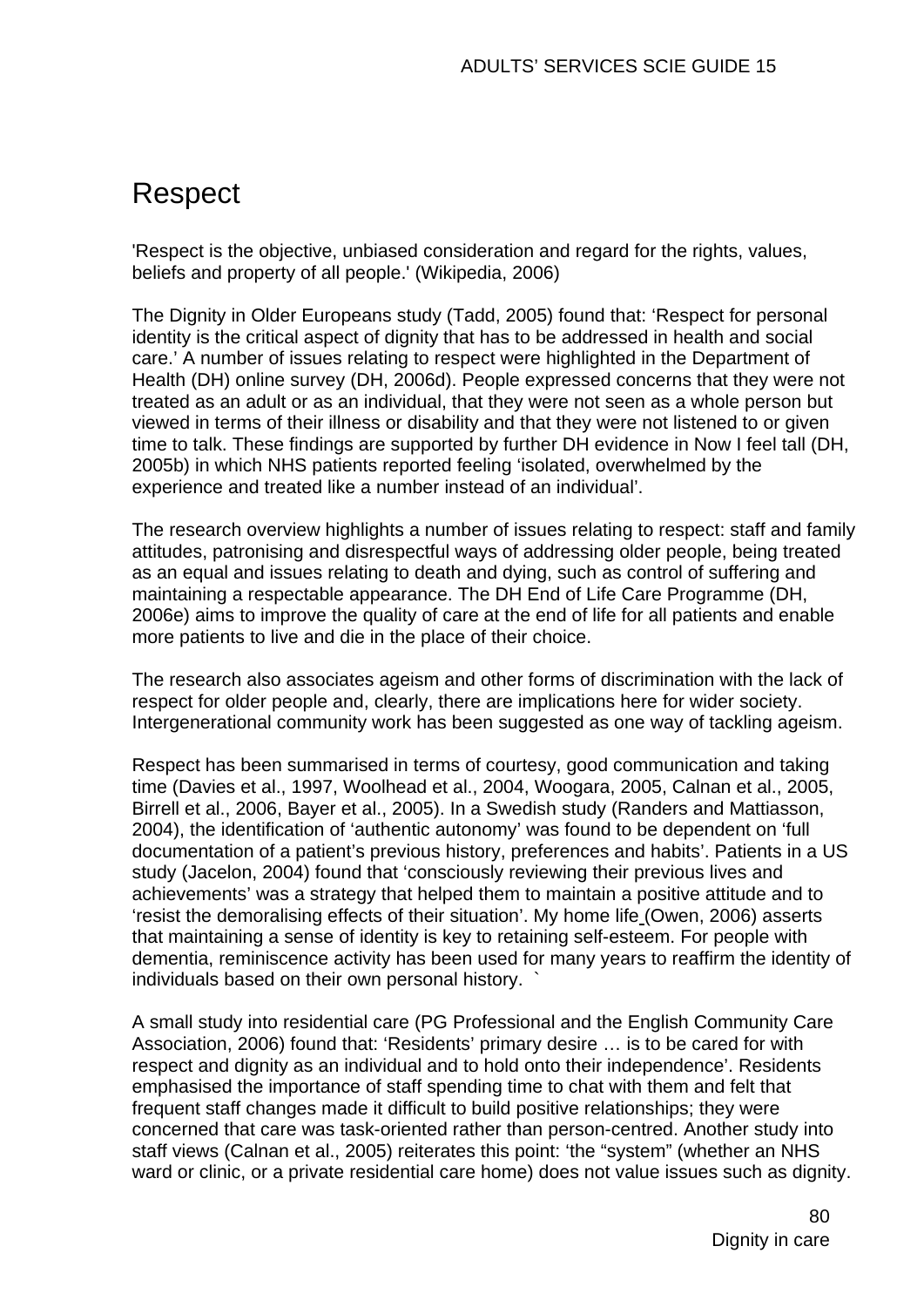# Respect

'Respect is the objective, unbiased consideration and regard for the rights, values, beliefs and property of all people.' (Wikipedia, 2006)

The Dignity in Older Europeans study (Tadd, 2005) found that: 'Respect for personal identity is the critical aspect of dignity that has to be addressed in health and social care.' A number of issues relating to respect were highlighted in the Department of Health (DH) online survey (DH, 2006d). People expressed concerns that they were not treated as an adult or as an individual, that they were not seen as a whole person but viewed in terms of their illness or disability and that they were not listened to or given time to talk. These findings are supported by further DH evidence in Now I feel tall (DH, 2005b) in which NHS patients reported feeling 'isolated, overwhelmed by the experience and treated like a number instead of an individual'.

The research overview highlights a number of issues relating to respect: staff and family attitudes, patronising and disrespectful ways of addressing older people, being treated as an equal and issues relating to death and dying, such as control of suffering and maintaining a respectable appearance. The DH End of Life Care Programme (DH, 2006e) aims to improve the quality of care at the end of life for all patients and enable more patients to live and die in the place of their choice.

The research also associates ageism and other forms of discrimination with the lack of respect for older people and, clearly, there are implications here for wider society. Intergenerational community work has been suggested as one way of tackling ageism.

Respect has been summarised in terms of courtesy, good communication and taking time (Davies et al., 1997, Woolhead et al., 2004, Woogara, 2005, Calnan et al., 2005, Birrell et al., 2006, Bayer et al., 2005). In a Swedish study (Randers and Mattiasson, 2004), the identification of 'authentic autonomy' was found to be dependent on 'full documentation of a patient's previous history, preferences and habits'. Patients in a US study (Jacelon, 2004) found that 'consciously reviewing their previous lives and achievements' was a strategy that helped them to maintain a positive attitude and to 'resist the demoralising effects of their situation'. My home life (Owen, 2006) asserts that maintaining a sense of identity is key to retaining self-esteem. For people with dementia, reminiscence activity has been used for many years to reaffirm the identity of individuals based on their own personal history. `

A small study into residential care (PG Professional and the English Community Care Association, 2006) found that: 'Residents' primary desire … is to be cared for with respect and dignity as an individual and to hold onto their independence'. Residents emphasised the importance of staff spending time to chat with them and felt that frequent staff changes made it difficult to build positive relationships; they were concerned that care was task-oriented rather than person-centred. Another study into staff views (Calnan et al., 2005) reiterates this point: 'the "system" (whether an NHS ward or clinic, or a private residential care home) does not value issues such as dignity.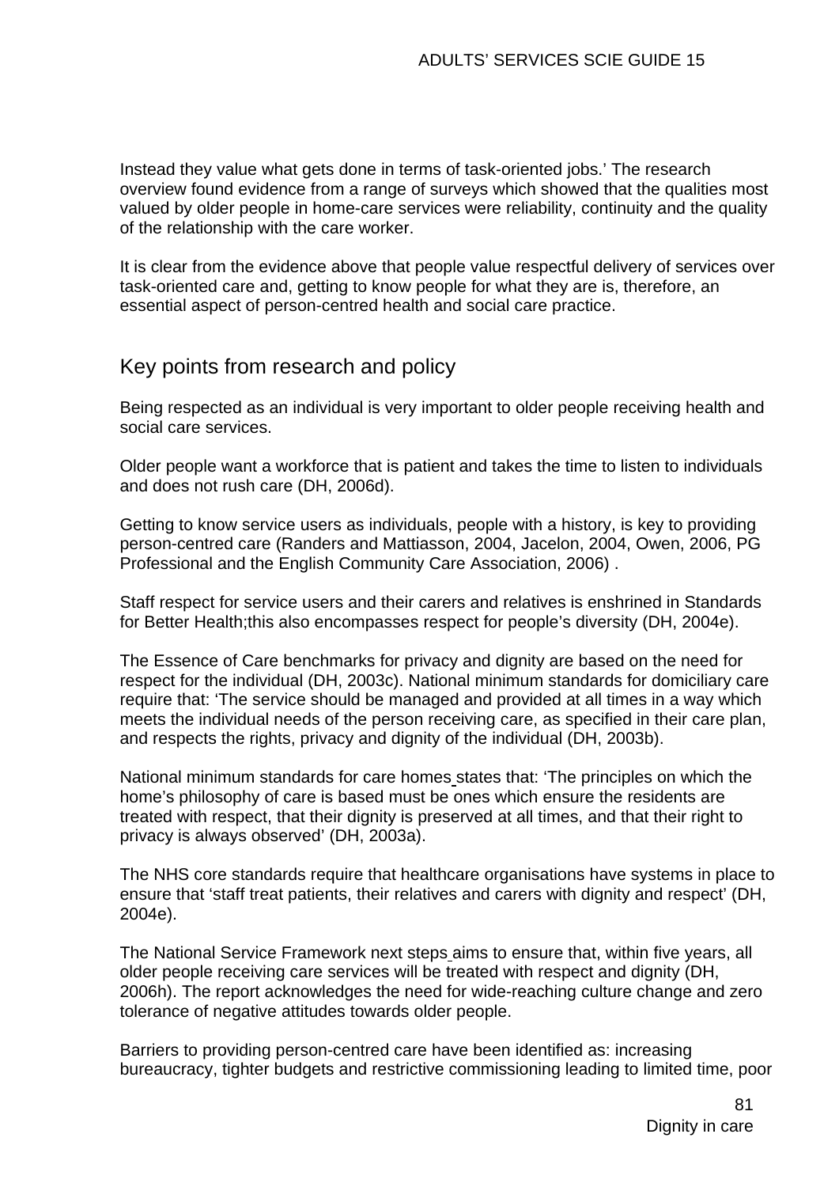Instead they value what gets done in terms of task-oriented jobs.' The research overview found evidence from a range of surveys which showed that the qualities most valued by older people in home-care services were reliability, continuity and the quality of the relationship with the care worker.

It is clear from the evidence above that people value respectful delivery of services over task-oriented care and, getting to know people for what they are is, therefore, an essential aspect of person-centred health and social care practice.

## Key points from research and policy

Being respected as an individual is very important to older people receiving health and social care services.

Older people want a workforce that is patient and takes the time to listen to individuals and does not rush care (DH, 2006d).

Getting to know service users as individuals, people with a history, is key to providing person-centred care (Randers and Mattiasson, 2004, Jacelon, 2004, Owen, 2006, PG Professional and the English Community Care Association, 2006) .

Staff respect for service users and their carers and relatives is enshrined in Standards for Better Health;this also encompasses respect for people's diversity (DH, 2004e).

The Essence of Care benchmarks for privacy and dignity are based on the need for respect for the individual (DH, 2003c). National minimum standards for domiciliary care require that: 'The service should be managed and provided at all times in a way which meets the individual needs of the person receiving care, as specified in their care plan, and respects the rights, privacy and dignity of the individual (DH, 2003b).

National minimum standards for care homes states that: 'The principles on which the home's philosophy of care is based must be ones which ensure the residents are treated with respect, that their dignity is preserved at all times, and that their right to privacy is always observed' (DH, 2003a).

The NHS core standards require that healthcare organisations have systems in place to ensure that 'staff treat patients, their relatives and carers with dignity and respect' (DH, 2004e).

The National Service Framework next steps aims to ensure that, within five years, all older people receiving care services will be treated with respect and dignity (DH, 2006h). The report acknowledges the need for wide-reaching culture change and zero tolerance of negative attitudes towards older people.

Barriers to providing person-centred care have been identified as: increasing bureaucracy, tighter budgets and restrictive commissioning leading to limited time, poor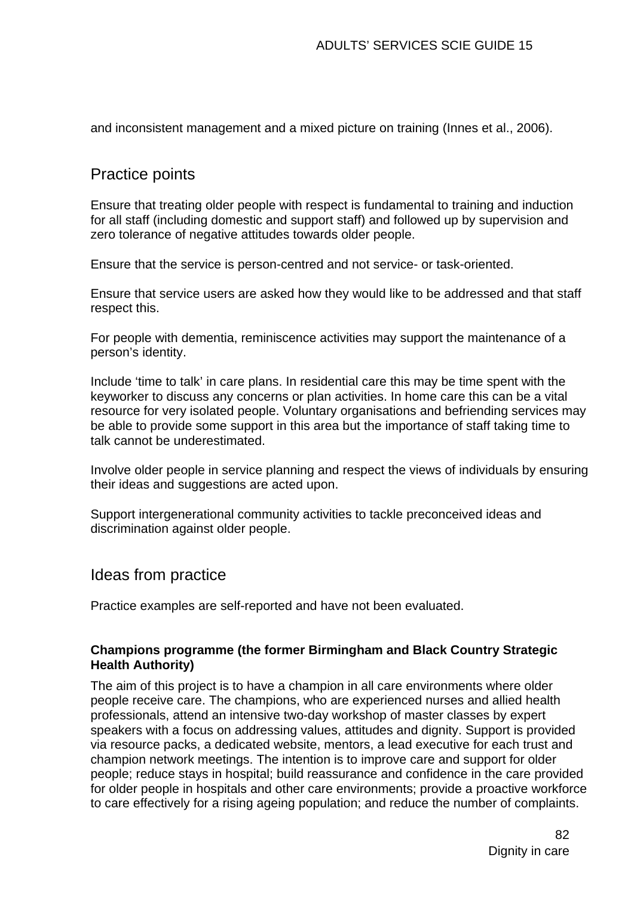and inconsistent management and a mixed picture on training (Innes et al., 2006).

## Practice points

Ensure that treating older people with respect is fundamental to training and induction for all staff (including domestic and support staff) and followed up by supervision and zero tolerance of negative attitudes towards older people.

Ensure that the service is person-centred and not service- or task-oriented.

Ensure that service users are asked how they would like to be addressed and that staff respect this.

For people with dementia, reminiscence activities may support the maintenance of a person's identity.

Include 'time to talk' in care plans. In residential care this may be time spent with the keyworker to discuss any concerns or plan activities. In home care this can be a vital resource for very isolated people. Voluntary organisations and befriending services may be able to provide some support in this area but the importance of staff taking time to talk cannot be underestimated.

Involve older people in service planning and respect the views of individuals by ensuring their ideas and suggestions are acted upon.

Support intergenerational community activities to tackle preconceived ideas and discrimination against older people.

## Ideas from practice

Practice examples are self-reported and have not been evaluated.

**Champions programme (the former Birmingham and Black Country Strategic Health Authority)**

The aim of this project is to have a champion in all care environments where older people receive care. The champions, who are experienced nurses and allied health professionals, attend an intensive two-day workshop of master classes by expert speakers with a focus on addressing values, attitudes and dignity. Support is provided via resource packs, a dedicated website, mentors, a lead executive for each trust and champion network meetings. The intention is to improve care and support for older people; reduce stays in hospital; build reassurance and confidence in the care provided for older people in hospitals and other care environments; provide a proactive workforce to care effectively for a rising ageing population; and reduce the number of complaints.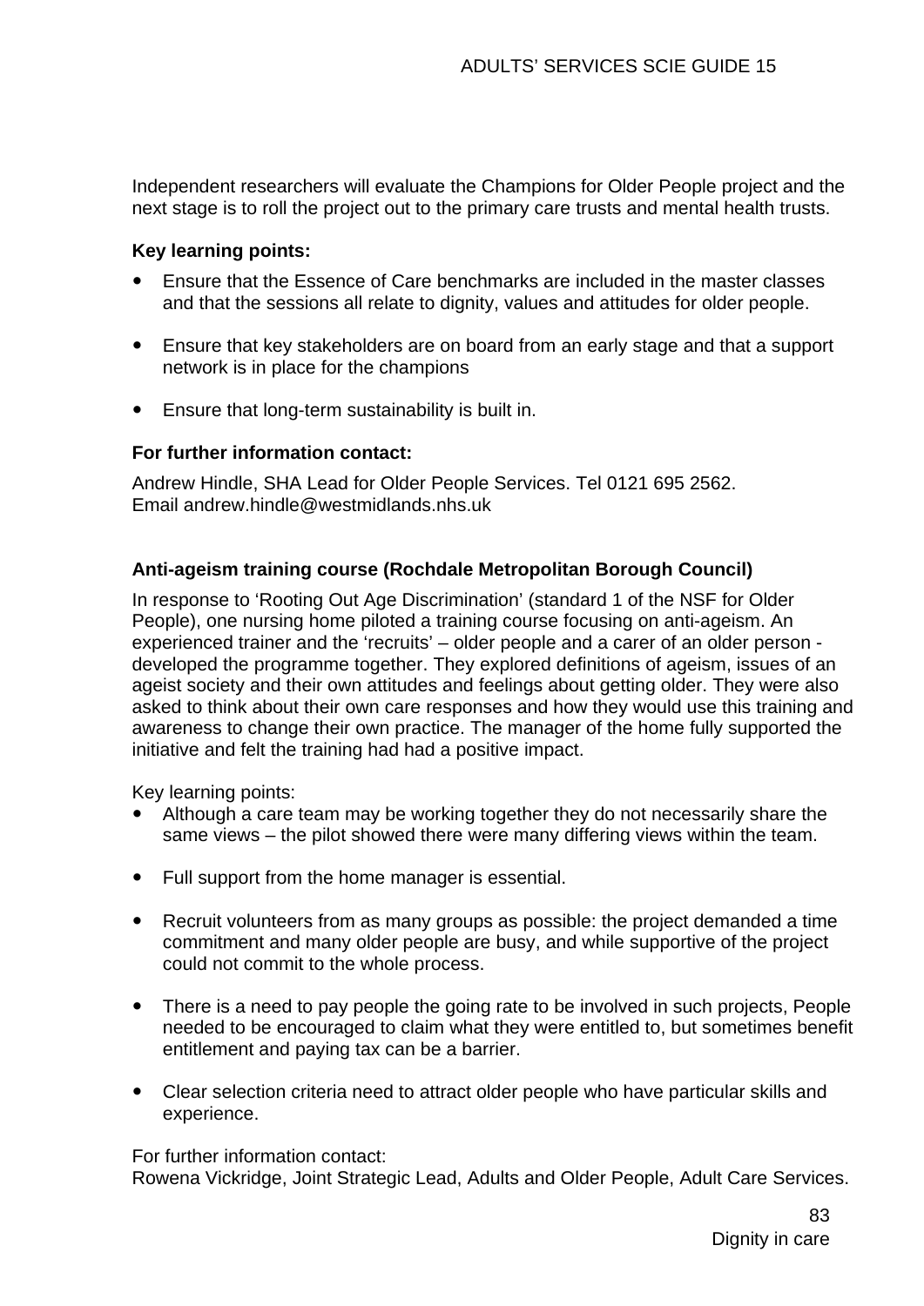Independent researchers will evaluate the Champions for Older People project and the next stage is to roll the project out to the primary care trusts and mental health trusts.

**Key learning points:**

- Ensure that the Essence of Care benchmarks are included in the master classes and that the sessions all relate to dignity, values and attitudes for older people.
- Ensure that key stakeholders are on board from an early stage and that a support network is in place for the champions
- Ensure that long-term sustainability is built in.

**For further information contact:**

Andrew Hindle, SHA Lead for Older People Services. Tel 0121 695 2562.
Email andrew.hindle@westmidlands.nhs.uk

**Anti-ageism training course (Rochdale Metropolitan Borough Council)**

In response to 'Rooting Out Age Discrimination' (standard 1 of the NSF for Older People), one nursing home piloted a training course focusing on anti-ageism. An experienced trainer and the 'recruits' – older people and a carer of an older person - developed the programme together. They explored definitions of ageism, issues of an ageist society and their own attitudes and feelings about getting older. They were also asked to think about their own care responses and how they would use this training and awareness to change their own practice. The manager of the home fully supported the initiative and felt the training had had a positive impact.

Key learning points:

- Although a care team may be working together they do not necessarily share the same views – the pilot showed there were many differing views within the team.
- Full support from the home manager is essential.
- Recruit volunteers from as many groups as possible: the project demanded a time commitment and many older people are busy, and while supportive of the project could not commit to the whole process.
- There is a need to pay people the going rate to be involved in such projects, People needed to be encouraged to claim what they were entitled to, but sometimes benefit entitlement and paying tax can be a barrier.
- Clear selection criteria need to attract older people who have particular skills and experience.

For further information contact:
Rowena Vickridge, Joint Strategic Lead, Adults and Older People, Adult Care Services.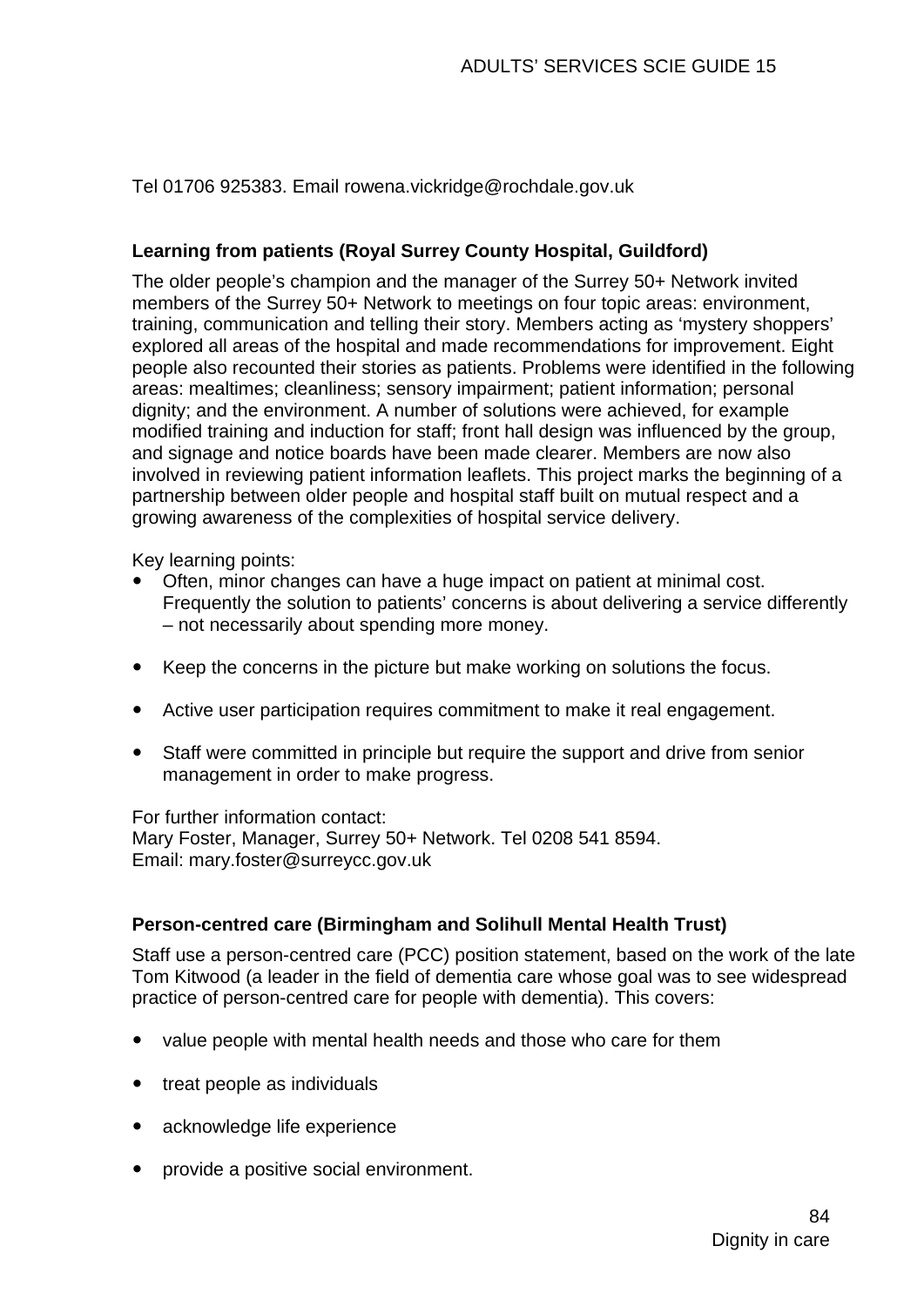Tel 01706 925383. Email rowena.vickridge@rochdale.gov.uk

**Learning from patients (Royal Surrey County Hospital, Guildford)**

The older people's champion and the manager of the Surrey 50+ Network invited members of the Surrey 50+ Network to meetings on four topic areas: environment, training, communication and telling their story. Members acting as 'mystery shoppers' explored all areas of the hospital and made recommendations for improvement. Eight people also recounted their stories as patients. Problems were identified in the following areas: mealtimes; cleanliness; sensory impairment; patient information; personal dignity; and the environment. A number of solutions were achieved, for example modified training and induction for staff; front hall design was influenced by the group, and signage and notice boards have been made clearer. Members are now also involved in reviewing patient information leaflets. This project marks the beginning of a partnership between older people and hospital staff built on mutual respect and a growing awareness of the complexities of hospital service delivery.

Key learning points:

- Often, minor changes can have a huge impact on patient at minimal cost. Frequently the solution to patients' concerns is about delivering a service differently – not necessarily about spending more money.
- Keep the concerns in the picture but make working on solutions the focus.
- Active user participation requires commitment to make it real engagement.
- Staff were committed in principle but require the support and drive from senior management in order to make progress.

For further information contact:
Mary Foster, Manager, Surrey 50+ Network. Tel 0208 541 8594.
Email: mary.foster@surreycc.gov.uk

**Person-centred care (Birmingham and Solihull Mental Health Trust)**

Staff use a person-centred care (PCC) position statement, based on the work of the late Tom Kitwood (a leader in the field of dementia care whose goal was to see widespread practice of person-centred care for people with dementia). This covers:

- value people with mental health needs and those who care for them
- treat people as individuals
- acknowledge life experience
- provide a positive social environment.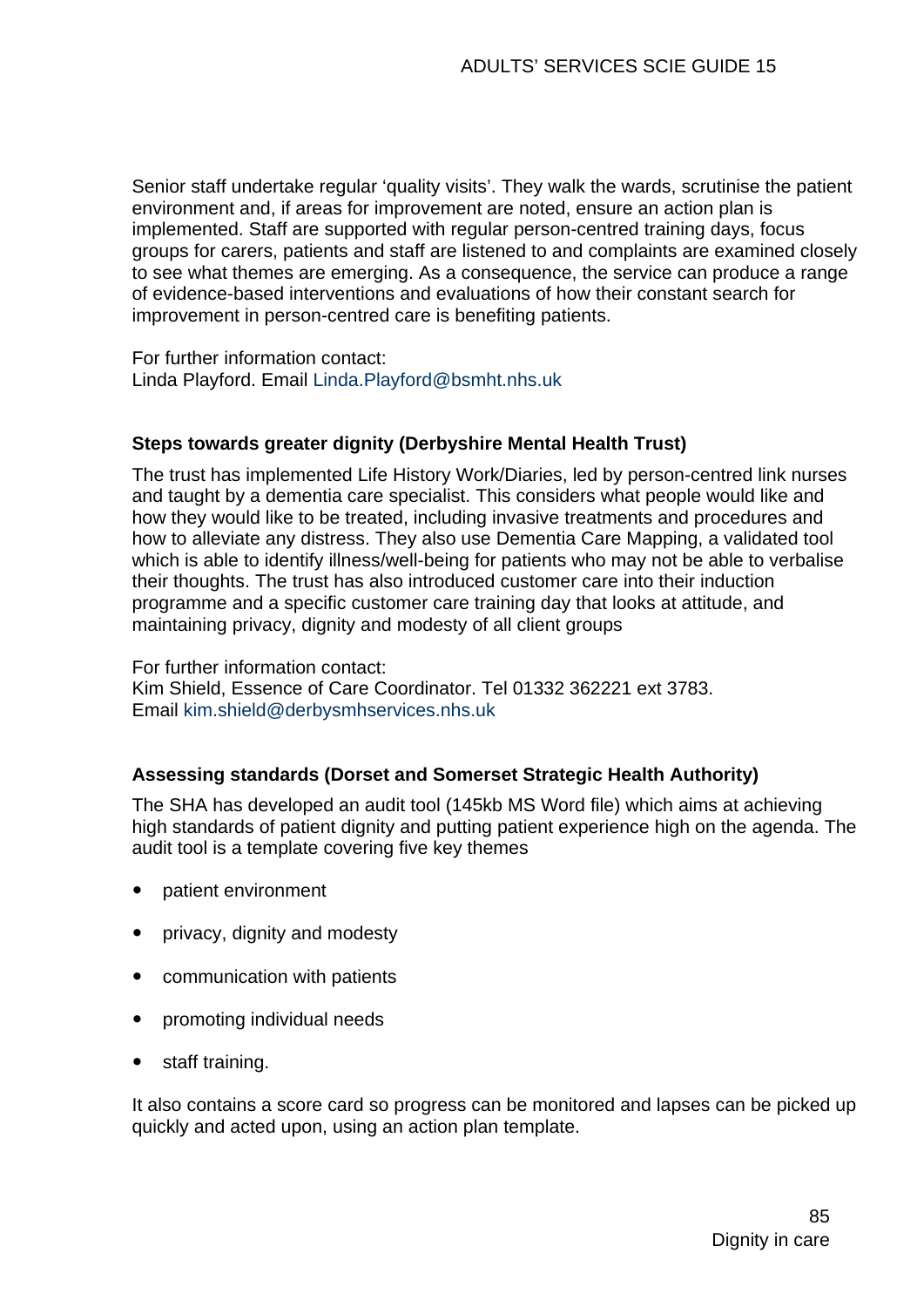Senior staff undertake regular ‘quality visits’. They walk the wards, scrutinise the patient environment and, if areas for improvement are noted, ensure an action plan is implemented. Staff are supported with regular person-centred training days, focus groups for carers, patients and staff are listened to and complaints are examined closely to see what themes are emerging. As a consequence, the service can produce a range of evidence-based interventions and evaluations of how their constant search for improvement in person-centred care is benefiting patients.

For further information contact:
Linda Playford. Email Linda.Playford@bsmht.nhs.uk

**Steps towards greater dignity (Derbyshire Mental Health Trust)**

The trust has implemented Life History Work/Diaries, led by person-centred link nurses and taught by a dementia care specialist. This considers what people would like and how they would like to be treated, including invasive treatments and procedures and how to alleviate any distress. They also use Dementia Care Mapping, a validated tool which is able to identify illness/well-being for patients who may not be able to verbalise their thoughts. The trust has also introduced customer care into their induction programme and a specific customer care training day that looks at attitude, and maintaining privacy, dignity and modesty of all client groups

For further information contact:
Kim Shield, Essence of Care Coordinator. Tel 01332 362221 ext 3783.
Email kim.shield@derbysmhservices.nhs.uk

**Assessing standards (Dorset and Somerset Strategic Health Authority)**

The SHA has developed an audit tool (145kb MS Word file) which aims at achieving high standards of patient dignity and putting patient experience high on the agenda. The audit tool is a template covering five key themes

- patient environment
- privacy, dignity and modesty
- communication with patients
- promoting individual needs
- staff training.

It also contains a score card so progress can be monitored and lapses can be picked up quickly and acted upon, using an action plan template.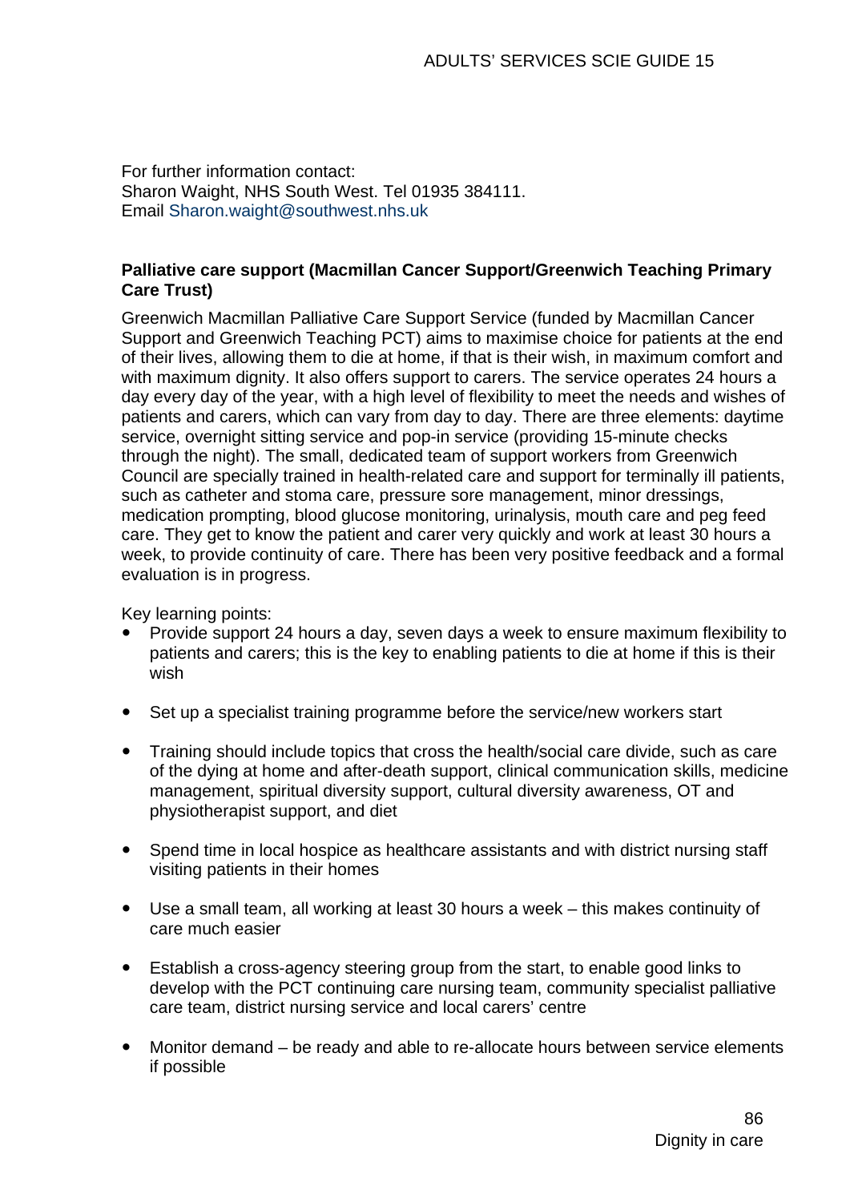For further information contact:
Sharon Waight, NHS South West. Tel 01935 384111.
Email Sharon.waight@southwest.nhs.uk

**Palliative care support (Macmillan Cancer Support/Greenwich Teaching Primary Care Trust)**

Greenwich Macmillan Palliative Care Support Service (funded by Macmillan Cancer Support and Greenwich Teaching PCT) aims to maximise choice for patients at the end of their lives, allowing them to die at home, if that is their wish, in maximum comfort and with maximum dignity. It also offers support to carers. The service operates 24 hours a day every day of the year, with a high level of flexibility to meet the needs and wishes of patients and carers, which can vary from day to day. There are three elements: daytime service, overnight sitting service and pop-in service (providing 15-minute checks through the night). The small, dedicated team of support workers from Greenwich Council are specially trained in health-related care and support for terminally ill patients, such as catheter and stoma care, pressure sore management, minor dressings, medication prompting, blood glucose monitoring, urinalysis, mouth care and peg feed care. They get to know the patient and carer very quickly and work at least 30 hours a week, to provide continuity of care. There has been very positive feedback and a formal evaluation is in progress.

Key learning points:

- Provide support 24 hours a day, seven days a week to ensure maximum flexibility to patients and carers; this is the key to enabling patients to die at home if this is their wish
- Set up a specialist training programme before the service/new workers start
- Training should include topics that cross the health/social care divide, such as care of the dying at home and after-death support, clinical communication skills, medicine management, spiritual diversity support, cultural diversity awareness, OT and physiotherapist support, and diet
- Spend time in local hospice as healthcare assistants and with district nursing staff visiting patients in their homes
- Use a small team, all working at least 30 hours a week – this makes continuity of care much easier
- Establish a cross-agency steering group from the start, to enable good links to develop with the PCT continuing care nursing team, community specialist palliative care team, district nursing service and local carers' centre
- Monitor demand – be ready and able to re-allocate hours between service elements if possible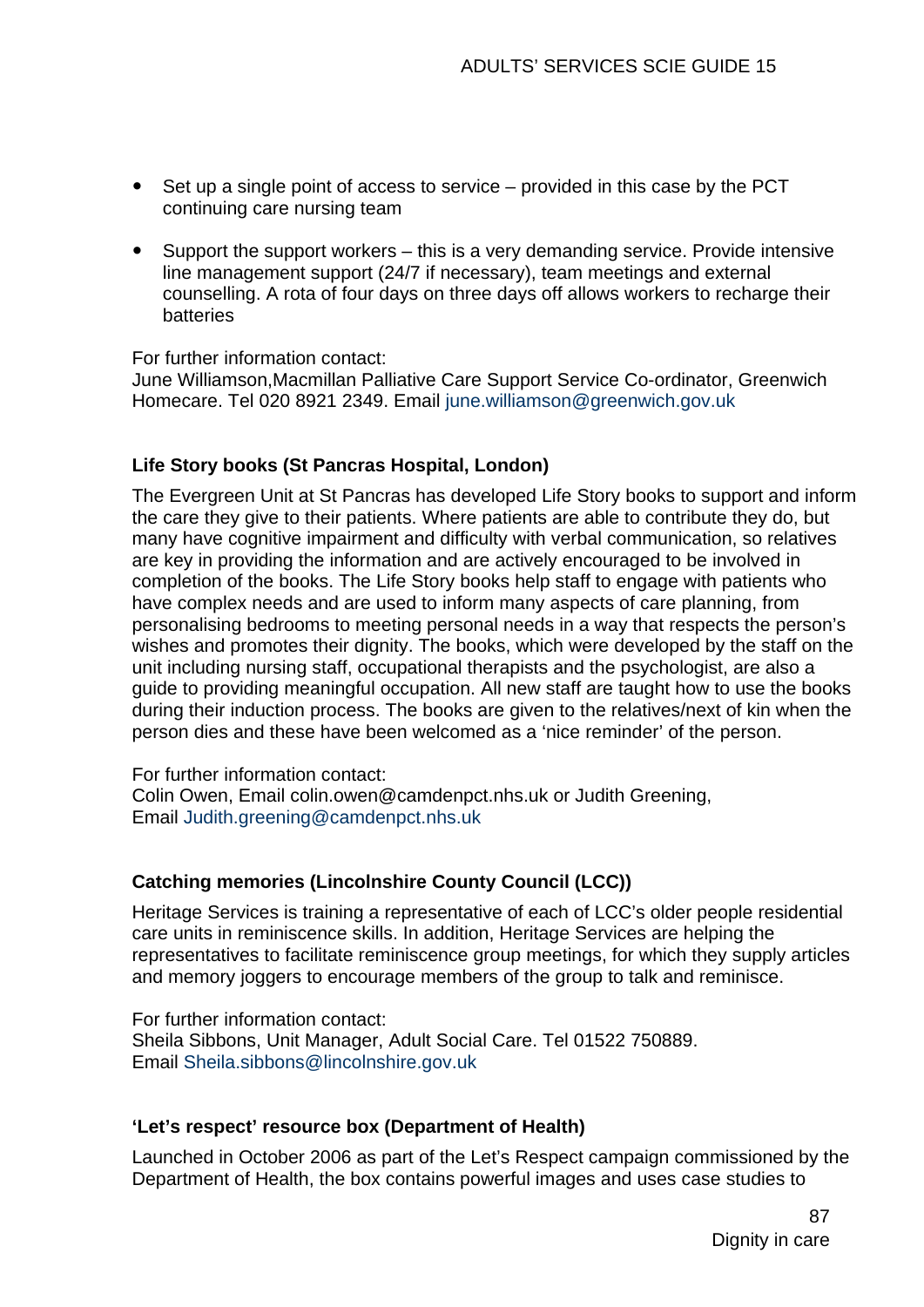- Set up a single point of access to service – provided in this case by the PCT continuing care nursing team
- Support the support workers – this is a very demanding service. Provide intensive line management support (24/7 if necessary), team meetings and external counselling. A rota of four days on three days off allows workers to recharge their batteries

For further information contact:
June Williamson,Macmillan Palliative Care Support Service Co-ordinator, Greenwich Homecare. Tel 020 8921 2349. Email june.williamson@greenwich.gov.uk

**Life Story books (St Pancras Hospital, London)**

The Evergreen Unit at St Pancras has developed Life Story books to support and inform the care they give to their patients. Where patients are able to contribute they do, but many have cognitive impairment and difficulty with verbal communication, so relatives are key in providing the information and are actively encouraged to be involved in completion of the books. The Life Story books help staff to engage with patients who have complex needs and are used to inform many aspects of care planning, from personalising bedrooms to meeting personal needs in a way that respects the person's wishes and promotes their dignity. The books, which were developed by the staff on the unit including nursing staff, occupational therapists and the psychologist, are also a guide to providing meaningful occupation. All new staff are taught how to use the books during their induction process. The books are given to the relatives/next of kin when the person dies and these have been welcomed as a 'nice reminder' of the person.

For further information contact:
Colin Owen, Email colin.owen@camdenpct.nhs.uk or Judith Greening, Email Judith.greening@camdenpct.nhs.uk

**Catching memories (Lincolnshire County Council (LCC))**

Heritage Services is training a representative of each of LCC's older people residential care units in reminiscence skills. In addition, Heritage Services are helping the representatives to facilitate reminiscence group meetings, for which they supply articles and memory joggers to encourage members of the group to talk and reminisce.

For further information contact:
Sheila Sibbons, Unit Manager, Adult Social Care. Tel 01522 750889. Email Sheila.sibbons@lincolnshire.gov.uk

**'Let's respect' resource box (Department of Health)**

Launched in October 2006 as part of the Let's Respect campaign commissioned by the Department of Health, the box contains powerful images and uses case studies to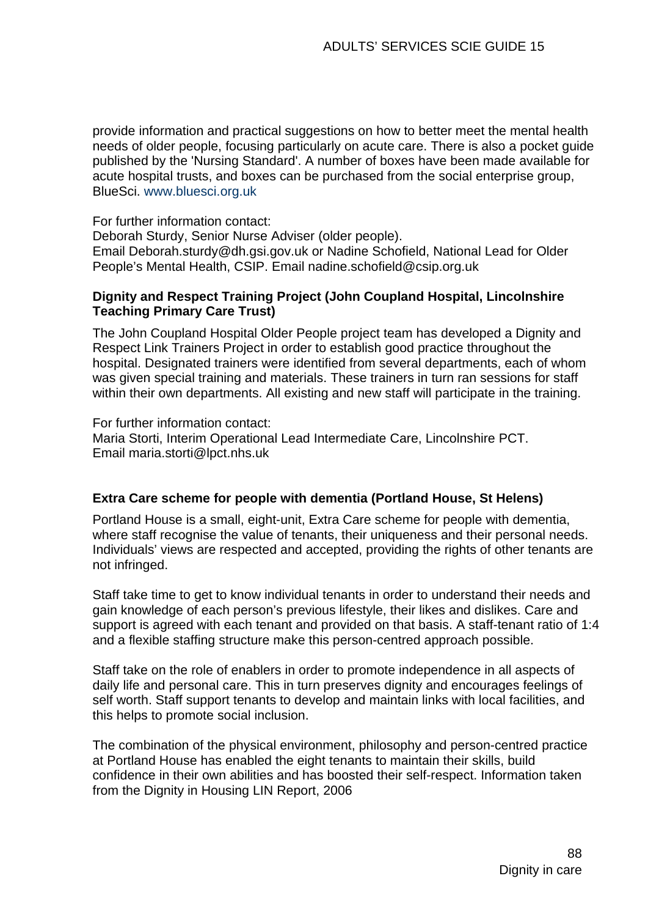provide information and practical suggestions on how to better meet the mental health needs of older people, focusing particularly on acute care. There is also a pocket guide published by the 'Nursing Standard'. A number of boxes have been made available for acute hospital trusts, and boxes can be purchased from the social enterprise group, BlueSci. www.bluesci.org.uk

For further information contact:
Deborah Sturdy, Senior Nurse Adviser (older people).
Email Deborah.sturdy@dh.gsi.gov.uk or Nadine Schofield, National Lead for Older People's Mental Health, CSIP. Email nadine.schofield@csip.org.uk

**Dignity and Respect Training Project (John Coupland Hospital, Lincolnshire Teaching Primary Care Trust)**

The John Coupland Hospital Older People project team has developed a Dignity and Respect Link Trainers Project in order to establish good practice throughout the hospital. Designated trainers were identified from several departments, each of whom was given special training and materials. These trainers in turn ran sessions for staff within their own departments. All existing and new staff will participate in the training.

For further information contact:
Maria Storti, Interim Operational Lead Intermediate Care, Lincolnshire PCT.
Email maria.storti@lpct.nhs.uk

**Extra Care scheme for people with dementia (Portland House, St Helens)**

Portland House is a small, eight-unit, Extra Care scheme for people with dementia, where staff recognise the value of tenants, their uniqueness and their personal needs. Individuals' views are respected and accepted, providing the rights of other tenants are not infringed.

Staff take time to get to know individual tenants in order to understand their needs and gain knowledge of each person's previous lifestyle, their likes and dislikes. Care and support is agreed with each tenant and provided on that basis. A staff-tenant ratio of 1:4 and a flexible staffing structure make this person-centred approach possible.

Staff take on the role of enablers in order to promote independence in all aspects of daily life and personal care. This in turn preserves dignity and encourages feelings of self worth. Staff support tenants to develop and maintain links with local facilities, and this helps to promote social inclusion.

The combination of the physical environment, philosophy and person-centred practice at Portland House has enabled the eight tenants to maintain their skills, build confidence in their own abilities and has boosted their self-respect. Information taken from the Dignity in Housing LIN Report, 2006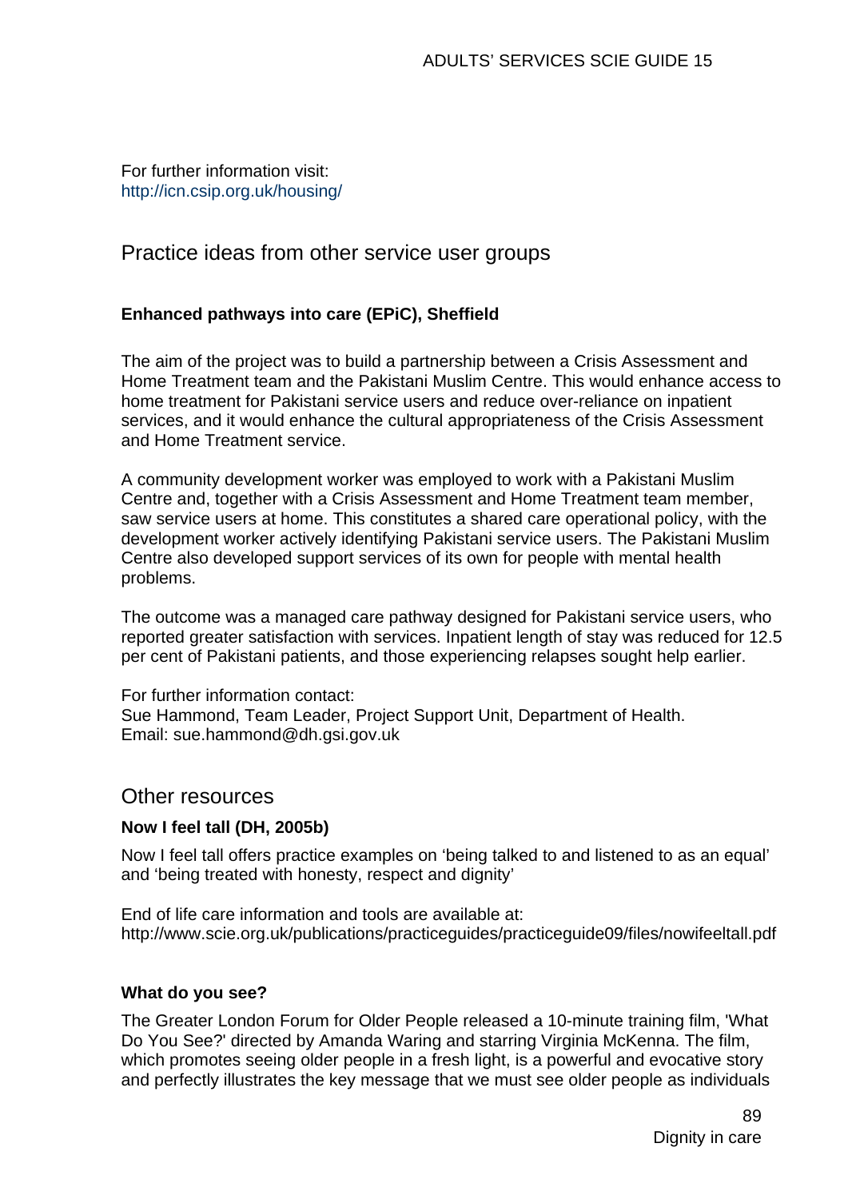For further information visit:
http://icn.csip.org.uk/housing/

## Practice ideas from other service user groups

**Enhanced pathways into care (EPiC), Sheffield**

The aim of the project was to build a partnership between a Crisis Assessment and Home Treatment team and the Pakistani Muslim Centre. This would enhance access to home treatment for Pakistani service users and reduce over-reliance on inpatient services, and it would enhance the cultural appropriateness of the Crisis Assessment and Home Treatment service.

A community development worker was employed to work with a Pakistani Muslim Centre and, together with a Crisis Assessment and Home Treatment team member, saw service users at home. This constitutes a shared care operational policy, with the development worker actively identifying Pakistani service users. The Pakistani Muslim Centre also developed support services of its own for people with mental health problems.

The outcome was a managed care pathway designed for Pakistani service users, who reported greater satisfaction with services. Inpatient length of stay was reduced for 12.5 per cent of Pakistani patients, and those experiencing relapses sought help earlier.

For further information contact:
Sue Hammond, Team Leader, Project Support Unit, Department of Health.
Email: sue.hammond@dh.gsi.gov.uk

## Other resources

**Now I feel tall (DH, 2005b)**

Now I feel tall offers practice examples on 'being talked to and listened to as an equal' and 'being treated with honesty, respect and dignity'

End of life care information and tools are available at:
http://www.scie.org.uk/publications/practiceguides/practiceguide09/files/nowifeeltall.pdf

**What do you see?**

The Greater London Forum for Older People released a 10-minute training film, 'What Do You See?' directed by Amanda Waring and starring Virginia McKenna. The film, which promotes seeing older people in a fresh light, is a powerful and evocative story and perfectly illustrates the key message that we must see older people as individuals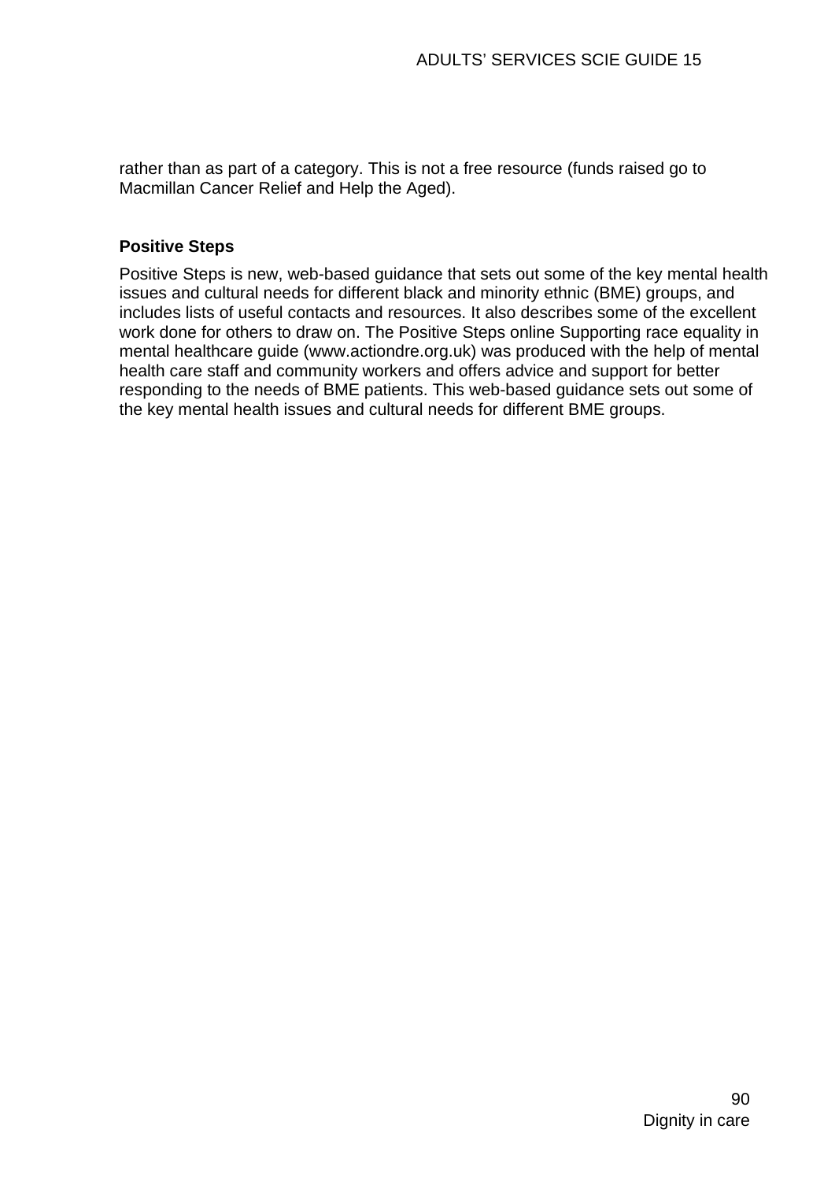rather than as part of a category. This is not a free resource (funds raised go to Macmillan Cancer Relief and Help the Aged).

**Positive Steps**

Positive Steps is new, web-based guidance that sets out some of the key mental health issues and cultural needs for different black and minority ethnic (BME) groups, and includes lists of useful contacts and resources. It also describes some of the excellent work done for others to draw on. The Positive Steps online Supporting race equality in mental healthcare guide (www.actiondre.org.uk) was produced with the help of mental health care staff and community workers and offers advice and support for better responding to the needs of BME patients. This web-based guidance sets out some of the key mental health issues and cultural needs for different BME groups.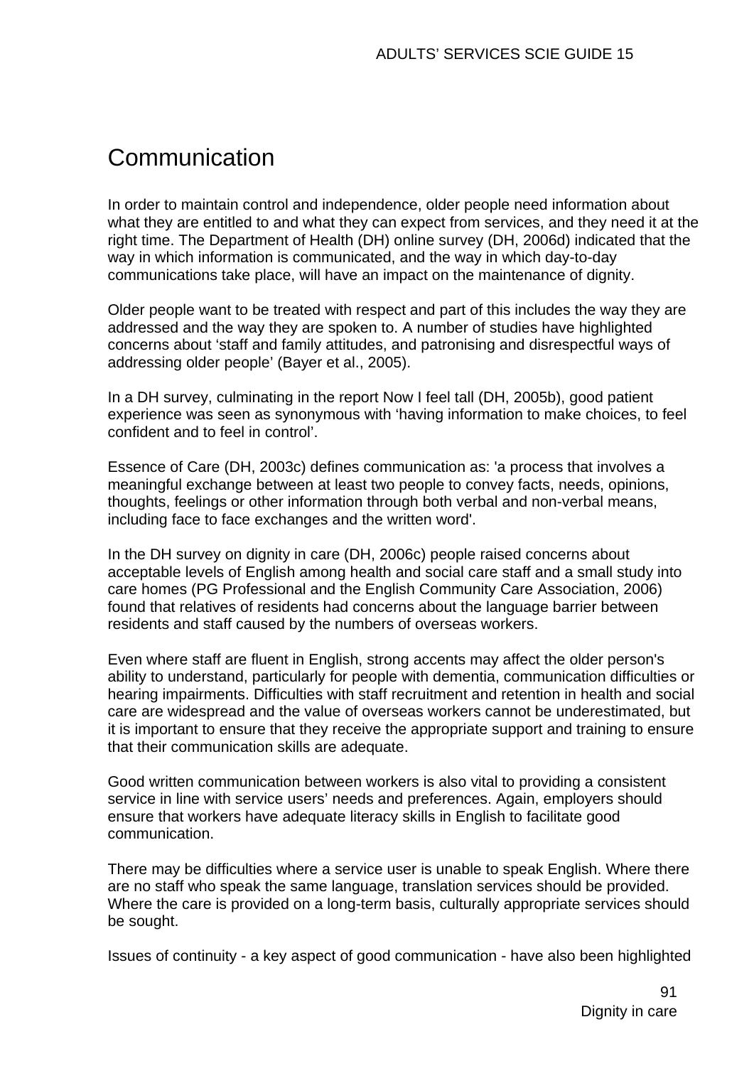# Communication

In order to maintain control and independence, older people need information about what they are entitled to and what they can expect from services, and they need it at the right time. The Department of Health (DH) online survey (DH, 2006d) indicated that the way in which information is communicated, and the way in which day-to-day communications take place, will have an impact on the maintenance of dignity.

Older people want to be treated with respect and part of this includes the way they are addressed and the way they are spoken to. A number of studies have highlighted concerns about 'staff and family attitudes, and patronising and disrespectful ways of addressing older people' (Bayer et al., 2005).

In a DH survey, culminating in the report Now I feel tall (DH, 2005b), good patient experience was seen as synonymous with 'having information to make choices, to feel confident and to feel in control'.

Essence of Care (DH, 2003c) defines communication as: 'a process that involves a meaningful exchange between at least two people to convey facts, needs, opinions, thoughts, feelings or other information through both verbal and non-verbal means, including face to face exchanges and the written word'.

In the DH survey on dignity in care (DH, 2006c) people raised concerns about acceptable levels of English among health and social care staff and a small study into care homes (PG Professional and the English Community Care Association, 2006) found that relatives of residents had concerns about the language barrier between residents and staff caused by the numbers of overseas workers.

Even where staff are fluent in English, strong accents may affect the older person's ability to understand, particularly for people with dementia, communication difficulties or hearing impairments. Difficulties with staff recruitment and retention in health and social care are widespread and the value of overseas workers cannot be underestimated, but it is important to ensure that they receive the appropriate support and training to ensure that their communication skills are adequate.

Good written communication between workers is also vital to providing a consistent service in line with service users' needs and preferences. Again, employers should ensure that workers have adequate literacy skills in English to facilitate good communication.

There may be difficulties where a service user is unable to speak English. Where there are no staff who speak the same language, translation services should be provided. Where the care is provided on a long-term basis, culturally appropriate services should be sought.

Issues of continuity - a key aspect of good communication - have also been highlighted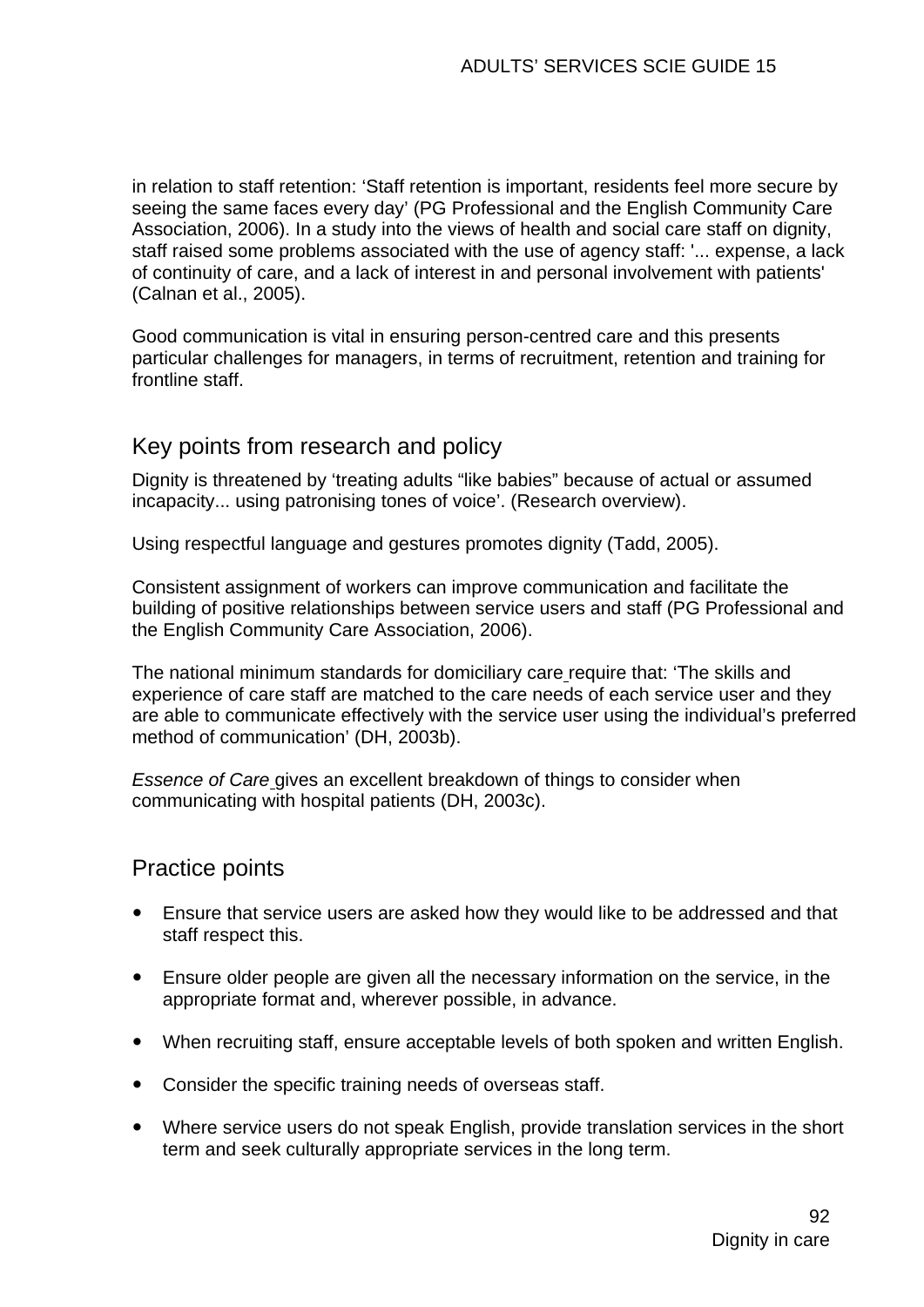in relation to staff retention: ‘Staff retention is important, residents feel more secure by seeing the same faces every day’ (PG Professional and the English Community Care Association, 2006). In a study into the views of health and social care staff on dignity, staff raised some problems associated with the use of agency staff: '... expense, a lack of continuity of care, and a lack of interest in and personal involvement with patients' (Calnan et al., 2005).

Good communication is vital in ensuring person-centred care and this presents particular challenges for managers, in terms of recruitment, retention and training for frontline staff.

## Key points from research and policy

Dignity is threatened by ‘treating adults “like babies” because of actual or assumed incapacity... using patronising tones of voice’. (Research overview).

Using respectful language and gestures promotes dignity (Tadd, 2005).

Consistent assignment of workers can improve communication and facilitate the building of positive relationships between service users and staff (PG Professional and the English Community Care Association, 2006).

The national minimum standards for domiciliary care require that: ‘The skills and experience of care staff are matched to the care needs of each service user and they are able to communicate effectively with the service user using the individual’s preferred method of communication’ (DH, 2003b).

*Essence of Care* gives an excellent breakdown of things to consider when communicating with hospital patients (DH, 2003c).

## Practice points

- Ensure that service users are asked how they would like to be addressed and that staff respect this.
- Ensure older people are given all the necessary information on the service, in the appropriate format and, wherever possible, in advance.
- When recruiting staff, ensure acceptable levels of both spoken and written English.
- Consider the specific training needs of overseas staff.
- Where service users do not speak English, provide translation services in the short term and seek culturally appropriate services in the long term.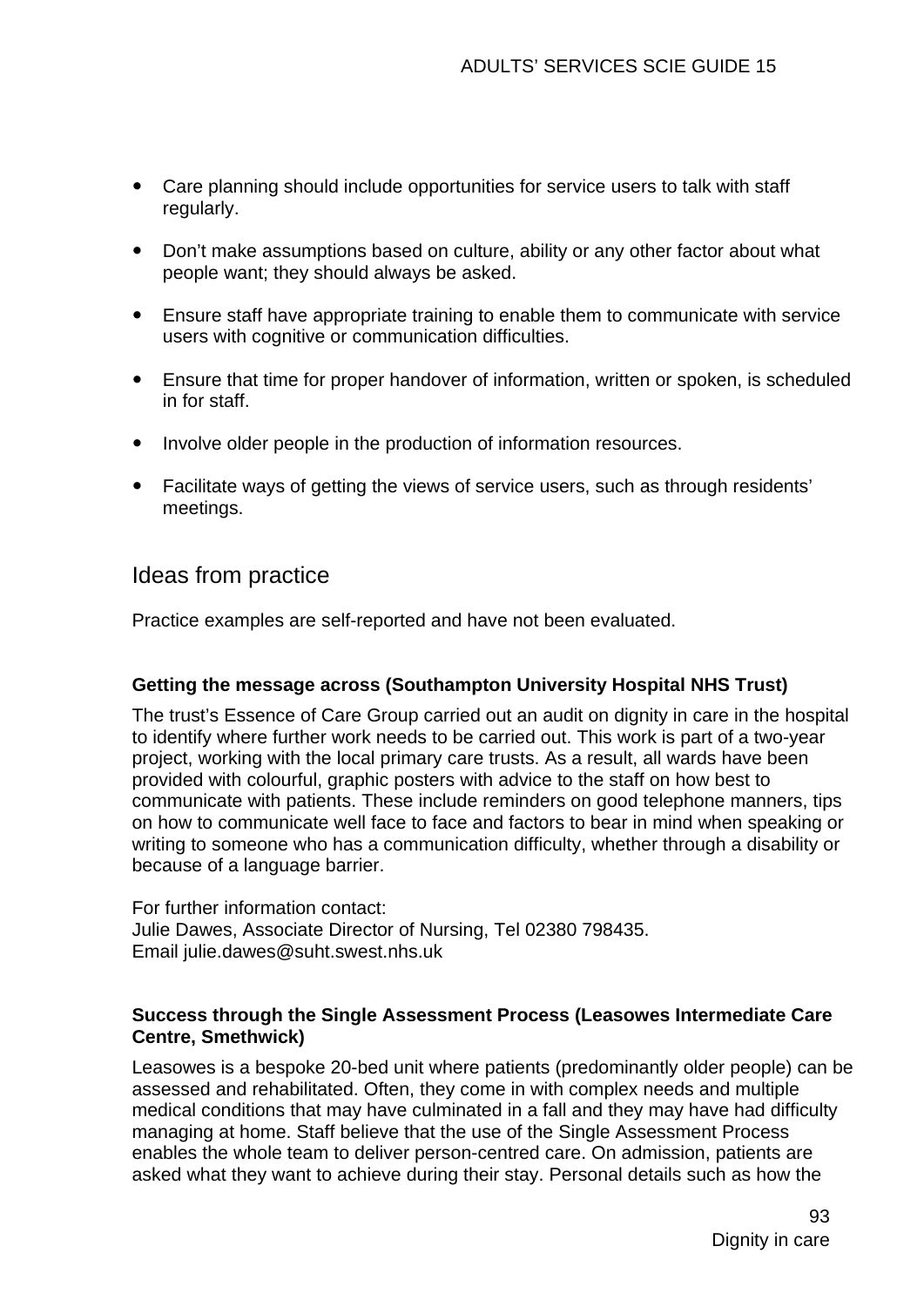- Care planning should include opportunities for service users to talk with staff regularly.
- Don't make assumptions based on culture, ability or any other factor about what people want; they should always be asked.
- Ensure staff have appropriate training to enable them to communicate with service users with cognitive or communication difficulties.
- Ensure that time for proper handover of information, written or spoken, is scheduled in for staff.
- Involve older people in the production of information resources.
- Facilitate ways of getting the views of service users, such as through residents' meetings.

## Ideas from practice

Practice examples are self-reported and have not been evaluated.

**Getting the message across (Southampton University Hospital NHS Trust)**

The trust's Essence of Care Group carried out an audit on dignity in care in the hospital to identify where further work needs to be carried out. This work is part of a two-year project, working with the local primary care trusts. As a result, all wards have been provided with colourful, graphic posters with advice to the staff on how best to communicate with patients. These include reminders on good telephone manners, tips on how to communicate well face to face and factors to bear in mind when speaking or writing to someone who has a communication difficulty, whether through a disability or because of a language barrier.

For further information contact:
Julie Dawes, Associate Director of Nursing, Tel 02380 798435.
Email julie.dawes@suht.swest.nhs.uk

**Success through the Single Assessment Process (Leasowes Intermediate Care Centre, Smethwick)**

Leasowes is a bespoke 20-bed unit where patients (predominantly older people) can be assessed and rehabilitated. Often, they come in with complex needs and multiple medical conditions that may have culminated in a fall and they may have had difficulty managing at home. Staff believe that the use of the Single Assessment Process enables the whole team to deliver person-centred care. On admission, patients are asked what they want to achieve during their stay. Personal details such as how the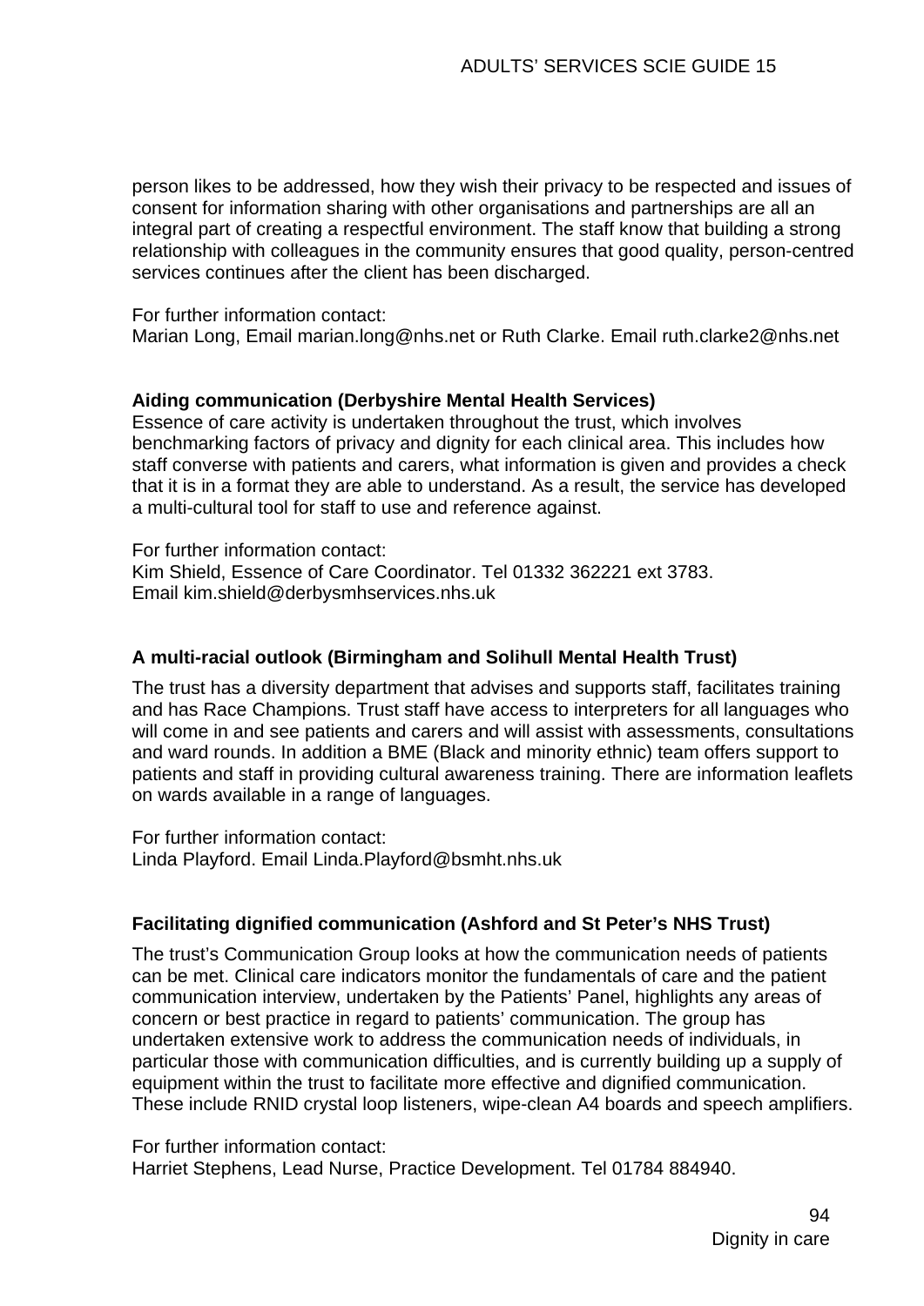person likes to be addressed, how they wish their privacy to be respected and issues of consent for information sharing with other organisations and partnerships are all an integral part of creating a respectful environment. The staff know that building a strong relationship with colleagues in the community ensures that good quality, person-centred services continues after the client has been discharged.

For further information contact:
Marian Long, Email marian.long@nhs.net or Ruth Clarke. Email ruth.clarke2@nhs.net

**Aiding communication (Derbyshire Mental Health Services)**
Essence of care activity is undertaken throughout the trust, which involves benchmarking factors of privacy and dignity for each clinical area. This includes how staff converse with patients and carers, what information is given and provides a check that it is in a format they are able to understand. As a result, the service has developed a multi-cultural tool for staff to use and reference against.

For further information contact:
Kim Shield, Essence of Care Coordinator. Tel 01332 362221 ext 3783.
Email kim.shield@derbysmhservices.nhs.uk

**A multi-racial outlook (Birmingham and Solihull Mental Health Trust)**

The trust has a diversity department that advises and supports staff, facilitates training and has Race Champions. Trust staff have access to interpreters for all languages who will come in and see patients and carers and will assist with assessments, consultations and ward rounds. In addition a BME (Black and minority ethnic) team offers support to patients and staff in providing cultural awareness training. There are information leaflets on wards available in a range of languages.

For further information contact:
Linda Playford. Email Linda.Playford@bsmht.nhs.uk

**Facilitating dignified communication (Ashford and St Peter's NHS Trust)**

The trust's Communication Group looks at how the communication needs of patients can be met. Clinical care indicators monitor the fundamentals of care and the patient communication interview, undertaken by the Patients' Panel, highlights any areas of concern or best practice in regard to patients' communication. The group has undertaken extensive work to address the communication needs of individuals, in particular those with communication difficulties, and is currently building up a supply of equipment within the trust to facilitate more effective and dignified communication. These include RNID crystal loop listeners, wipe-clean A4 boards and speech amplifiers.

For further information contact:
Harriet Stephens, Lead Nurse, Practice Development. Tel 01784 884940.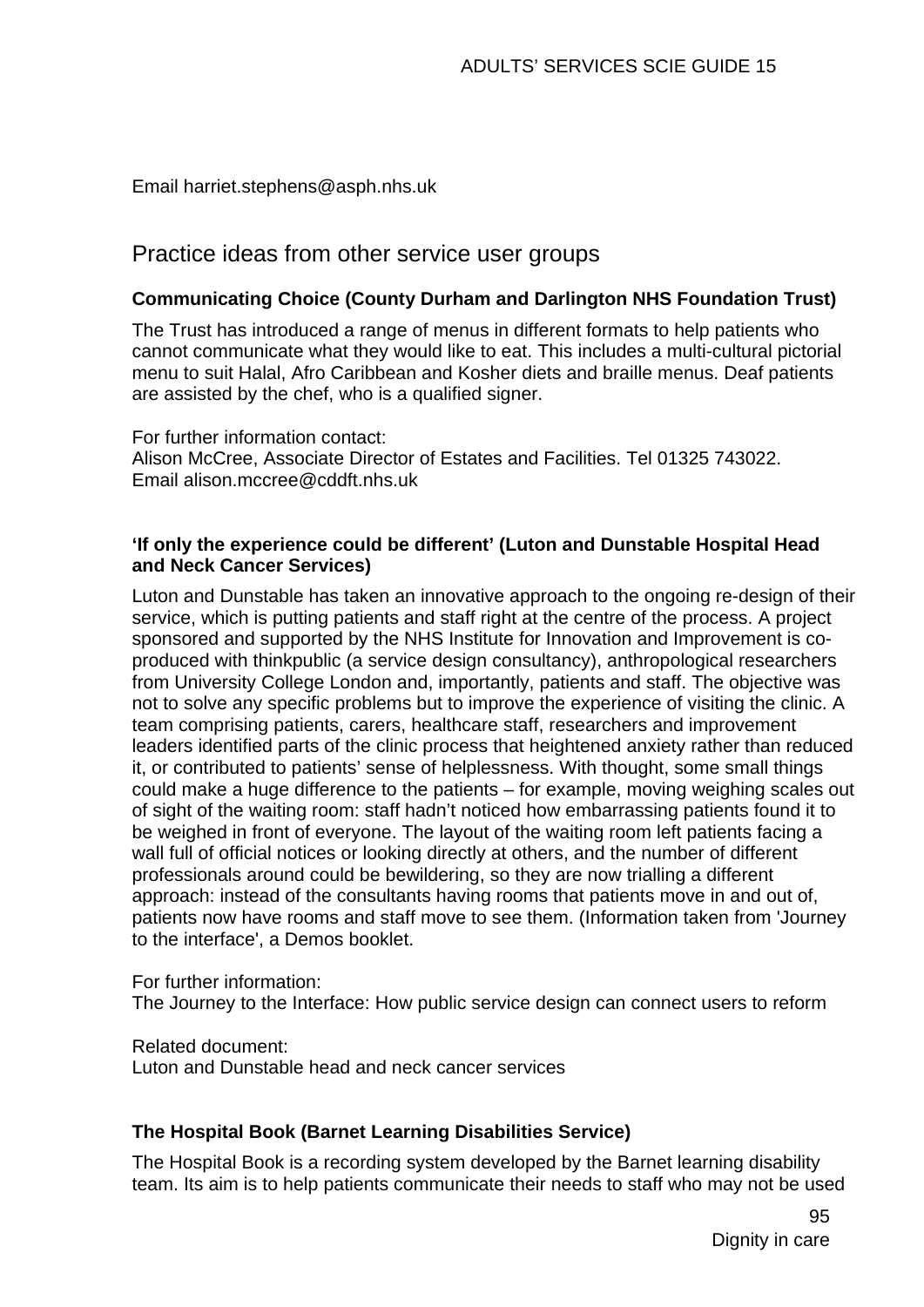Email harriet.stephens@asph.nhs.uk

## Practice ideas from other service user groups

**Communicating Choice (County Durham and Darlington NHS Foundation Trust)**

The Trust has introduced a range of menus in different formats to help patients who cannot communicate what they would like to eat. This includes a multi-cultural pictorial menu to suit Halal, Afro Caribbean and Kosher diets and braille menus. Deaf patients are assisted by the chef, who is a qualified signer.

For further information contact:
Alison McCree, Associate Director of Estates and Facilities. Tel 01325 743022.
Email alison.mccree@cddft.nhs.uk

**'If only the experience could be different' (Luton and Dunstable Hospital Head and Neck Cancer Services)**

Luton and Dunstable has taken an innovative approach to the ongoing re-design of their service, which is putting patients and staff right at the centre of the process. A project sponsored and supported by the NHS Institute for Innovation and Improvement is co-produced with thinkpublic (a service design consultancy), anthropological researchers from University College London and, importantly, patients and staff. The objective was not to solve any specific problems but to improve the experience of visiting the clinic. A team comprising patients, carers, healthcare staff, researchers and improvement leaders identified parts of the clinic process that heightened anxiety rather than reduced it, or contributed to patients' sense of helplessness. With thought, some small things could make a huge difference to the patients – for example, moving weighing scales out of sight of the waiting room: staff hadn't noticed how embarrassing patients found it to be weighed in front of everyone. The layout of the waiting room left patients facing a wall full of official notices or looking directly at others, and the number of different professionals around could be bewildering, so they are now trialling a different approach: instead of the consultants having rooms that patients move in and out of, patients now have rooms and staff move to see them. (Information taken from 'Journey to the interface', a Demos booklet.

For further information:
The Journey to the Interface: How public service design can connect users to reform

Related document:
Luton and Dunstable head and neck cancer services

**The Hospital Book (Barnet Learning Disabilities Service)**

The Hospital Book is a recording system developed by the Barnet learning disability team. Its aim is to help patients communicate their needs to staff who may not be used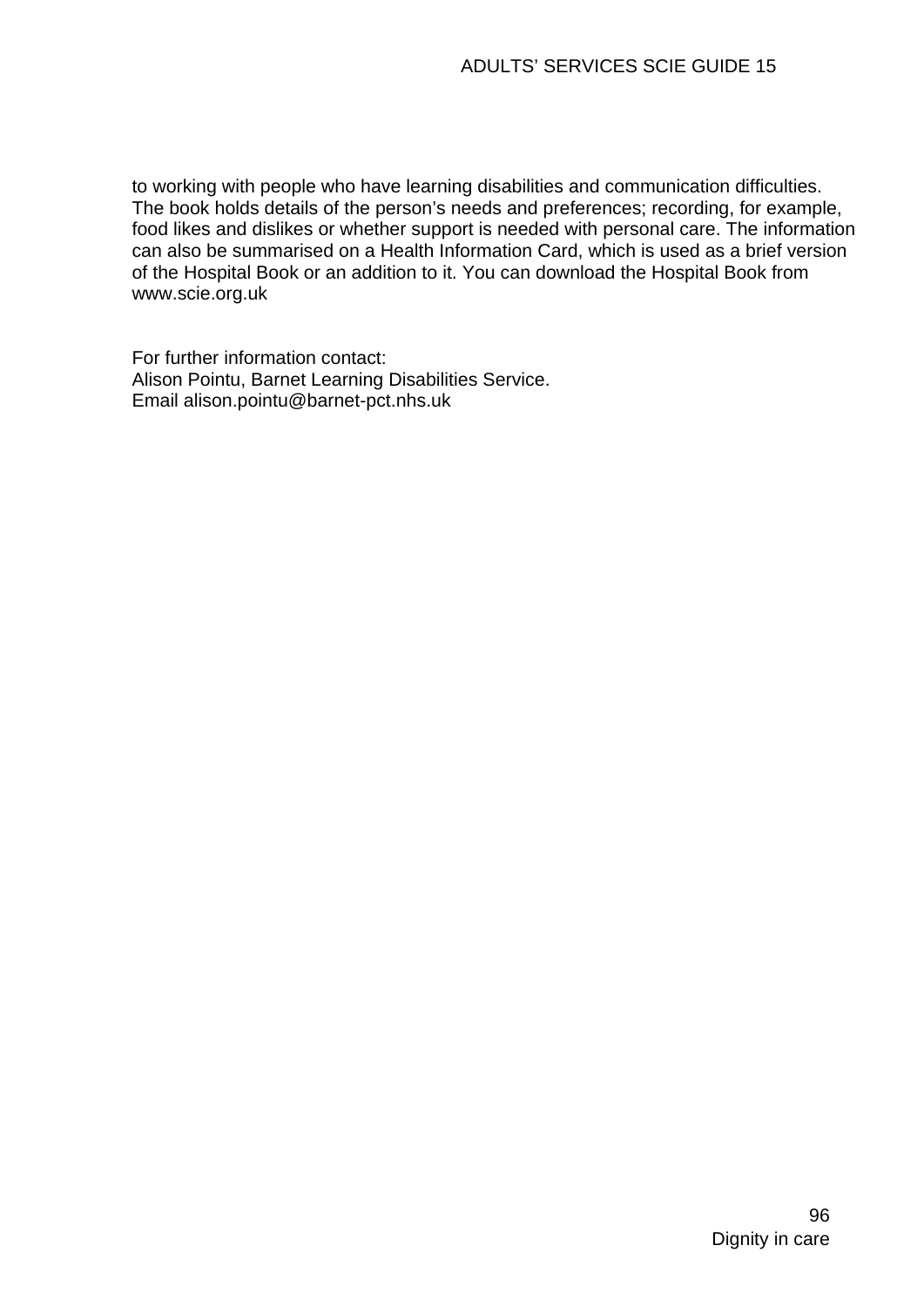to working with people who have learning disabilities and communication difficulties. The book holds details of the person's needs and preferences; recording, for example, food likes and dislikes or whether support is needed with personal care. The information can also be summarised on a Health Information Card, which is used as a brief version of the Hospital Book or an addition to it. You can download the Hospital Book from www.scie.org.uk

For further information contact:
Alison Pointu, Barnet Learning Disabilities Service.
Email alison.pointu@barnet-pct.nhs.uk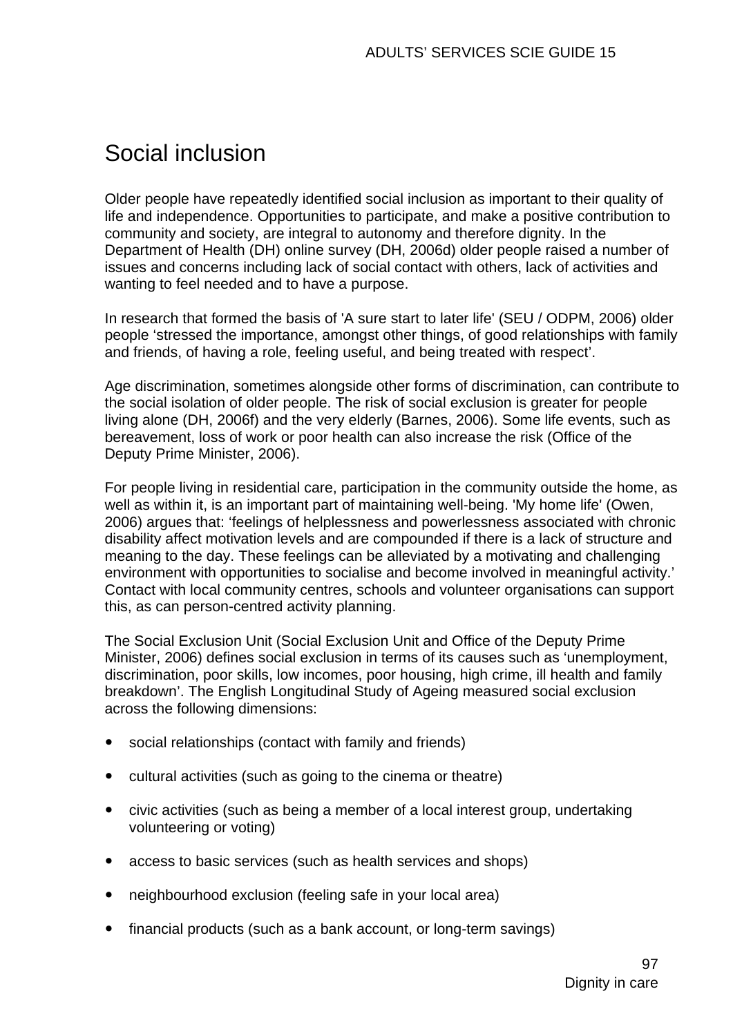# Social inclusion

Older people have repeatedly identified social inclusion as important to their quality of life and independence. Opportunities to participate, and make a positive contribution to community and society, are integral to autonomy and therefore dignity. In the Department of Health (DH) online survey (DH, 2006d) older people raised a number of issues and concerns including lack of social contact with others, lack of activities and wanting to feel needed and to have a purpose.

In research that formed the basis of 'A sure start to later life' (SEU / ODPM, 2006) older people ‘stressed the importance, amongst other things, of good relationships with family and friends, of having a role, feeling useful, and being treated with respect’.

Age discrimination, sometimes alongside other forms of discrimination, can contribute to the social isolation of older people. The risk of social exclusion is greater for people living alone (DH, 2006f) and the very elderly (Barnes, 2006). Some life events, such as bereavement, loss of work or poor health can also increase the risk (Office of the Deputy Prime Minister, 2006).

For people living in residential care, participation in the community outside the home, as well as within it, is an important part of maintaining well-being. 'My home life' (Owen, 2006) argues that: ‘feelings of helplessness and powerlessness associated with chronic disability affect motivation levels and are compounded if there is a lack of structure and meaning to the day. These feelings can be alleviated by a motivating and challenging environment with opportunities to socialise and become involved in meaningful activity.’ Contact with local community centres, schools and volunteer organisations can support this, as can person-centred activity planning.

The Social Exclusion Unit (Social Exclusion Unit and Office of the Deputy Prime Minister, 2006) defines social exclusion in terms of its causes such as ‘unemployment, discrimination, poor skills, low incomes, poor housing, high crime, ill health and family breakdown’. The English Longitudinal Study of Ageing measured social exclusion across the following dimensions:

- social relationships (contact with family and friends)
- cultural activities (such as going to the cinema or theatre)
- civic activities (such as being a member of a local interest group, undertaking volunteering or voting)
- access to basic services (such as health services and shops)
- neighbourhood exclusion (feeling safe in your local area)
- financial products (such as a bank account, or long-term savings)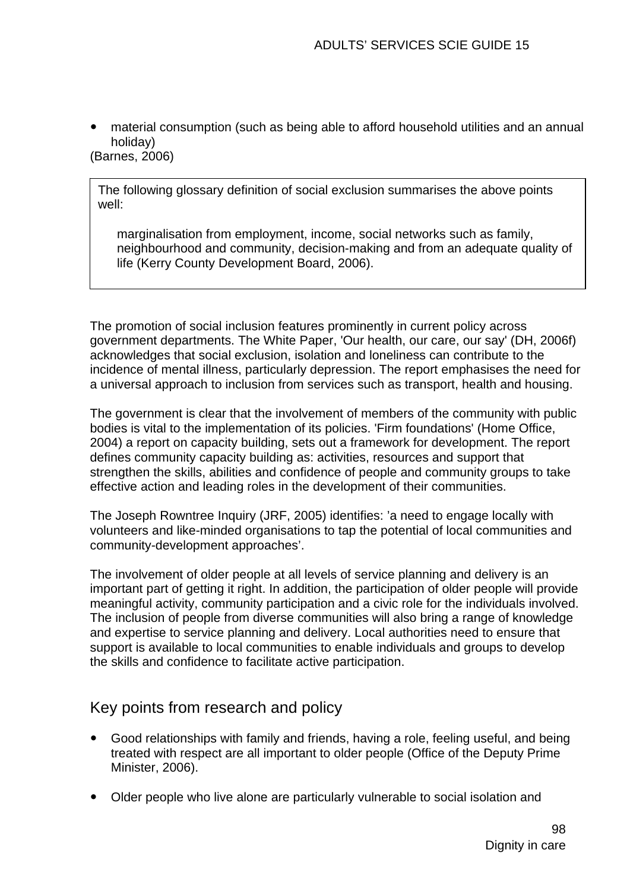- material consumption (such as being able to afford household utilities and an annual holiday)

(Barnes, 2006)

> The following glossary definition of social exclusion summarises the above points well:
>
> marginalisation from employment, income, social networks such as family, neighbourhood and community, decision-making and from an adequate quality of life (Kerry County Development Board, 2006).

The promotion of social inclusion features prominently in current policy across government departments. The White Paper, 'Our health, our care, our say' (DH, 2006f) acknowledges that social exclusion, isolation and loneliness can contribute to the incidence of mental illness, particularly depression. The report emphasises the need for a universal approach to inclusion from services such as transport, health and housing.

The government is clear that the involvement of members of the community with public bodies is vital to the implementation of its policies. 'Firm foundations' (Home Office, 2004) a report on capacity building, sets out a framework for development. The report defines community capacity building as: activities, resources and support that strengthen the skills, abilities and confidence of people and community groups to take effective action and leading roles in the development of their communities.

The Joseph Rowntree Inquiry (JRF, 2005) identifies: 'a need to engage locally with volunteers and like-minded organisations to tap the potential of local communities and community-development approaches'.

The involvement of older people at all levels of service planning and delivery is an important part of getting it right. In addition, the participation of older people will provide meaningful activity, community participation and a civic role for the individuals involved. The inclusion of people from diverse communities will also bring a range of knowledge and expertise to service planning and delivery. Local authorities need to ensure that support is available to local communities to enable individuals and groups to develop the skills and confidence to facilitate active participation.

## Key points from research and policy

- Good relationships with family and friends, having a role, feeling useful, and being treated with respect are all important to older people (Office of the Deputy Prime Minister, 2006).
- Older people who live alone are particularly vulnerable to social isolation and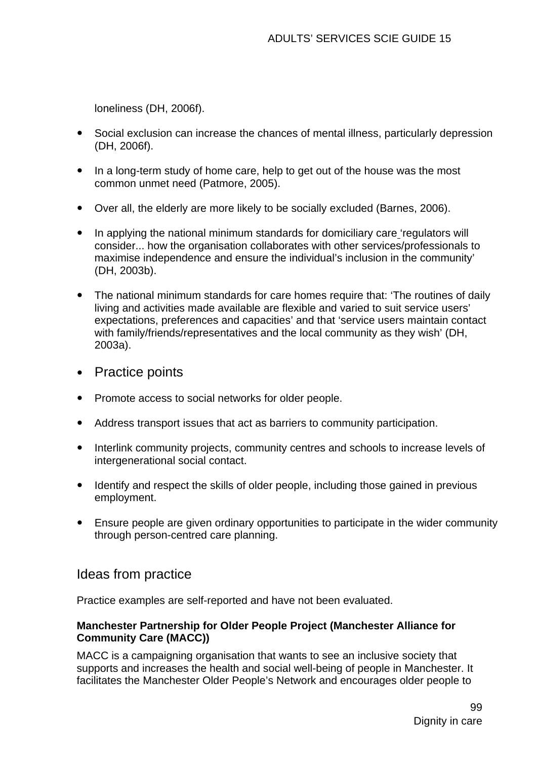loneliness (DH, 2006f).

- Social exclusion can increase the chances of mental illness, particularly depression (DH, 2006f).
- In a long-term study of home care, help to get out of the house was the most common unmet need (Patmore, 2005).
- Over all, the elderly are more likely to be socially excluded (Barnes, 2006).
- In applying the national minimum standards for domiciliary care 'regulators will consider... how the organisation collaborates with other services/professionals to maximise independence and ensure the individual's inclusion in the community' (DH, 2003b).
- The national minimum standards for care homes require that: 'The routines of daily living and activities made available are flexible and varied to suit service users' expectations, preferences and capacities' and that 'service users maintain contact with family/friends/representatives and the local community as they wish' (DH, 2003a).

## Practice points

- Promote access to social networks for older people.
- Address transport issues that act as barriers to community participation.
- Interlink community projects, community centres and schools to increase levels of intergenerational social contact.
- Identify and respect the skills of older people, including those gained in previous employment.
- Ensure people are given ordinary opportunities to participate in the wider community through person-centred care planning.

## Ideas from practice

Practice examples are self-reported and have not been evaluated.

**Manchester Partnership for Older People Project (Manchester Alliance for Community Care (MACC))**

MACC is a campaigning organisation that wants to see an inclusive society that supports and increases the health and social well-being of people in Manchester. It facilitates the Manchester Older People's Network and encourages older people to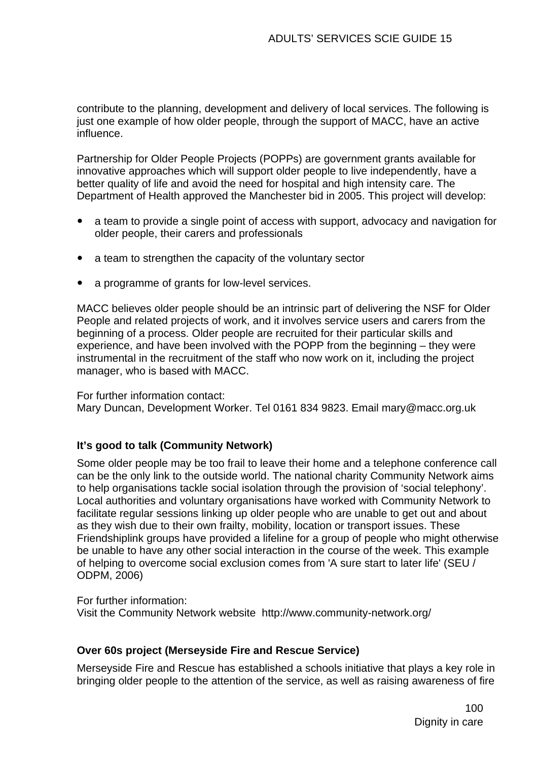contribute to the planning, development and delivery of local services. The following is just one example of how older people, through the support of MACC, have an active influence.

Partnership for Older People Projects (POPPs) are government grants available for innovative approaches which will support older people to live independently, have a better quality of life and avoid the need for hospital and high intensity care. The Department of Health approved the Manchester bid in 2005. This project will develop:

- a team to provide a single point of access with support, advocacy and navigation for older people, their carers and professionals
- a team to strengthen the capacity of the voluntary sector
- a programme of grants for low-level services.

MACC believes older people should be an intrinsic part of delivering the NSF for Older People and related projects of work, and it involves service users and carers from the beginning of a process. Older people are recruited for their particular skills and experience, and have been involved with the POPP from the beginning – they were instrumental in the recruitment of the staff who now work on it, including the project manager, who is based with MACC.

For further information contact:
Mary Duncan, Development Worker. Tel 0161 834 9823. Email mary@macc.org.uk

**It's good to talk (Community Network)**

Some older people may be too frail to leave their home and a telephone conference call can be the only link to the outside world. The national charity Community Network aims to help organisations tackle social isolation through the provision of 'social telephony'. Local authorities and voluntary organisations have worked with Community Network to facilitate regular sessions linking up older people who are unable to get out and about as they wish due to their own frailty, mobility, location or transport issues. These Friendshiplink groups have provided a lifeline for a group of people who might otherwise be unable to have any other social interaction in the course of the week. This example of helping to overcome social exclusion comes from 'A sure start to later life' (SEU / ODPM, 2006)

For further information:
Visit the Community Network website http://www.community-network.org/

**Over 60s project (Merseyside Fire and Rescue Service)**

Merseyside Fire and Rescue has established a schools initiative that plays a key role in bringing older people to the attention of the service, as well as raising awareness of fire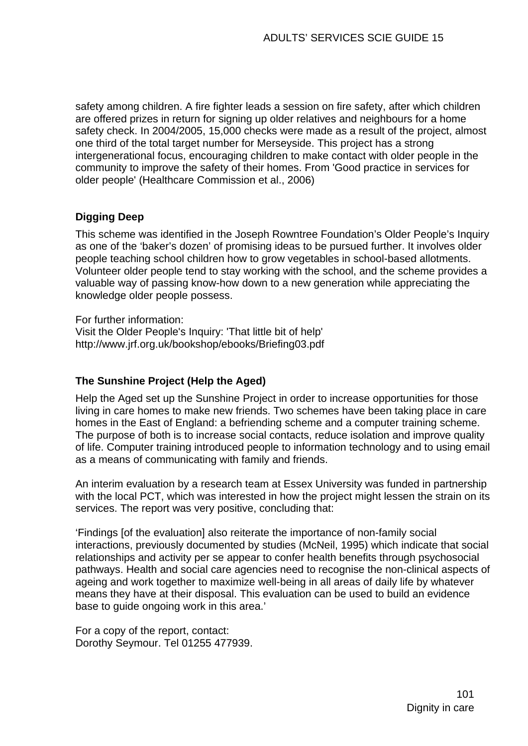safety among children. A fire fighter leads a session on fire safety, after which children are offered prizes in return for signing up older relatives and neighbours for a home safety check. In 2004/2005, 15,000 checks were made as a result of the project, almost one third of the total target number for Merseyside. This project has a strong intergenerational focus, encouraging children to make contact with older people in the community to improve the safety of their homes. From 'Good practice in services for older people' (Healthcare Commission et al., 2006)

**Digging Deep**

This scheme was identified in the Joseph Rowntree Foundation's Older People's Inquiry as one of the 'baker's dozen' of promising ideas to be pursued further. It involves older people teaching school children how to grow vegetables in school-based allotments. Volunteer older people tend to stay working with the school, and the scheme provides a valuable way of passing know-how down to a new generation while appreciating the knowledge older people possess.

For further information:
Visit the Older People's Inquiry: 'That little bit of help'
http://www.jrf.org.uk/bookshop/ebooks/Briefing03.pdf

**The Sunshine Project (Help the Aged)**

Help the Aged set up the Sunshine Project in order to increase opportunities for those living in care homes to make new friends. Two schemes have been taking place in care homes in the East of England: a befriending scheme and a computer training scheme. The purpose of both is to increase social contacts, reduce isolation and improve quality of life. Computer training introduced people to information technology and to using email as a means of communicating with family and friends.

An interim evaluation by a research team at Essex University was funded in partnership with the local PCT, which was interested in how the project might lessen the strain on its services. The report was very positive, concluding that:

'Findings [of the evaluation] also reiterate the importance of non-family social interactions, previously documented by studies (McNeil, 1995) which indicate that social relationships and activity per se appear to confer health benefits through psychosocial pathways. Health and social care agencies need to recognise the non-clinical aspects of ageing and work together to maximize well-being in all areas of daily life by whatever means they have at their disposal. This evaluation can be used to build an evidence base to guide ongoing work in this area.'

For a copy of the report, contact:
Dorothy Seymour. Tel 01255 477939.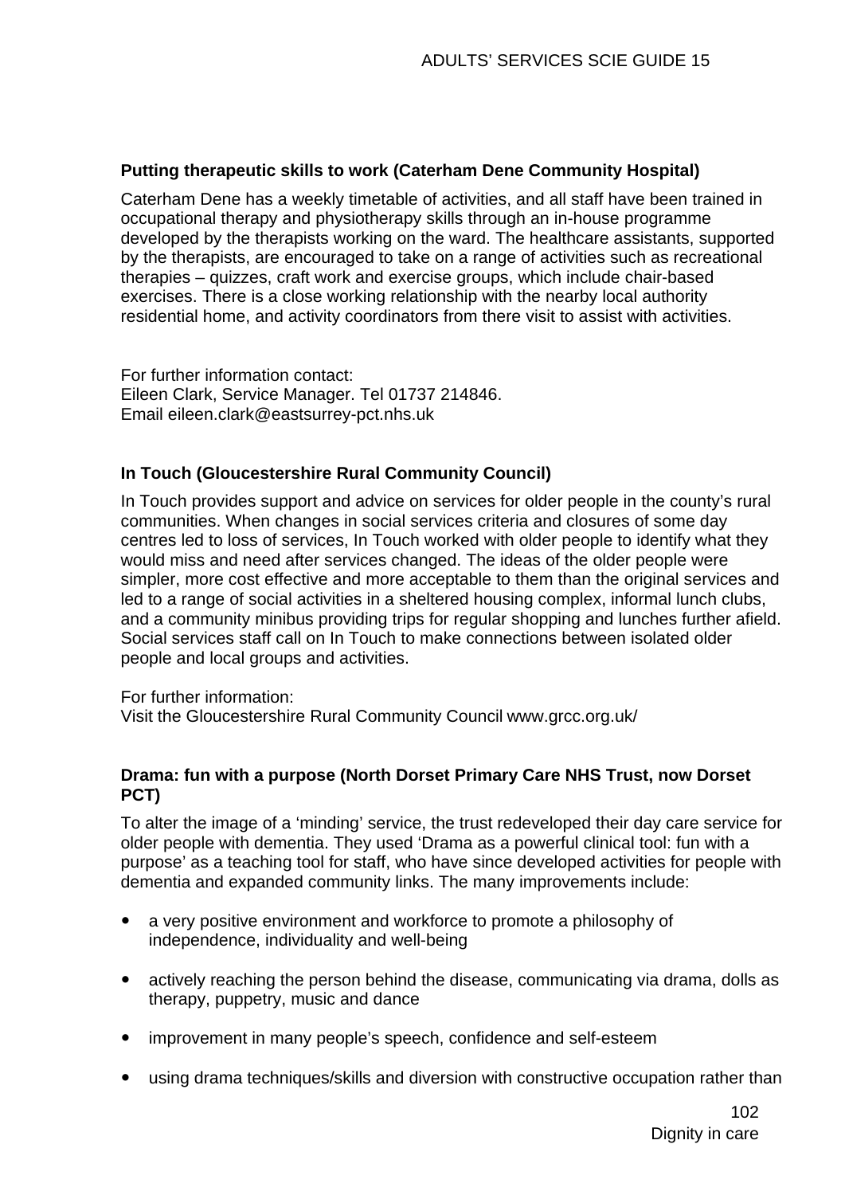### Putting therapeutic skills to work (Caterham Dene Community Hospital)

Caterham Dene has a weekly timetable of activities, and all staff have been trained in occupational therapy and physiotherapy skills through an in-house programme developed by the therapists working on the ward. The healthcare assistants, supported by the therapists, are encouraged to take on a range of activities such as recreational therapies – quizzes, craft work and exercise groups, which include chair-based exercises. There is a close working relationship with the nearby local authority residential home, and activity coordinators from there visit to assist with activities.

For further information contact:
Eileen Clark, Service Manager. Tel 01737 214846.
Email eileen.clark@eastsurrey-pct.nhs.uk

### In Touch (Gloucestershire Rural Community Council)

In Touch provides support and advice on services for older people in the county's rural communities. When changes in social services criteria and closures of some day centres led to loss of services, In Touch worked with older people to identify what they would miss and need after services changed. The ideas of the older people were simpler, more cost effective and more acceptable to them than the original services and led to a range of social activities in a sheltered housing complex, informal lunch clubs, and a community minibus providing trips for regular shopping and lunches further afield. Social services staff call on In Touch to make connections between isolated older people and local groups and activities.

For further information:
Visit the Gloucestershire Rural Community Council www.grcc.org.uk/

### Drama: fun with a purpose (North Dorset Primary Care NHS Trust, now Dorset PCT)

To alter the image of a 'minding' service, the trust redeveloped their day care service for older people with dementia. They used 'Drama as a powerful clinical tool: fun with a purpose' as a teaching tool for staff, who have since developed activities for people with dementia and expanded community links. The many improvements include:

- a very positive environment and workforce to promote a philosophy of independence, individuality and well-being
- actively reaching the person behind the disease, communicating via drama, dolls as therapy, puppetry, music and dance
- improvement in many people's speech, confidence and self-esteem
- using drama techniques/skills and diversion with constructive occupation rather than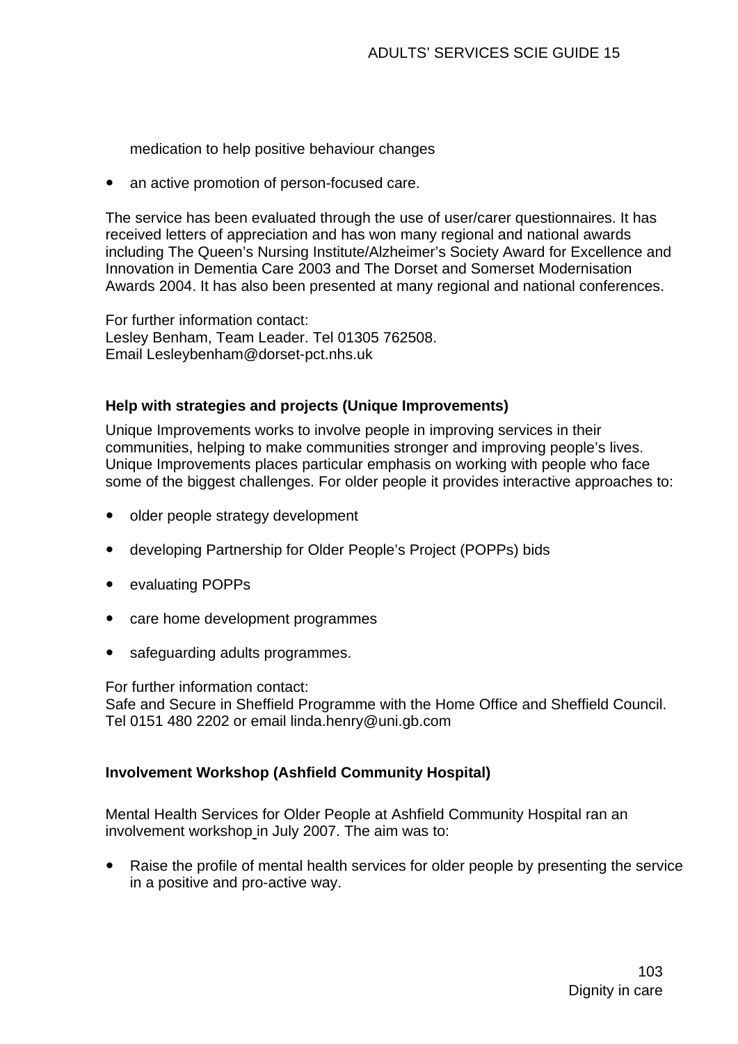medication to help positive behaviour changes

- an active promotion of person-focused care.

The service has been evaluated through the use of user/carer questionnaires. It has received letters of appreciation and has won many regional and national awards including The Queen's Nursing Institute/Alzheimer's Society Award for Excellence and Innovation in Dementia Care 2003 and The Dorset and Somerset Modernisation Awards 2004. It has also been presented at many regional and national conferences.

For further information contact:
Lesley Benham, Team Leader. Tel 01305 762508.
Email Lesleybenham@dorset-pct.nhs.uk

**Help with strategies and projects (Unique Improvements)**

Unique Improvements works to involve people in improving services in their communities, helping to make communities stronger and improving people's lives. Unique Improvements places particular emphasis on working with people who face some of the biggest challenges. For older people it provides interactive approaches to:

- older people strategy development
- developing Partnership for Older People's Project (POPPs) bids
- evaluating POPPs
- care home development programmes
- safeguarding adults programmes.

For further information contact:
Safe and Secure in Sheffield Programme with the Home Office and Sheffield Council.
Tel 0151 480 2202 or email linda.henry@uni.gb.com

**Involvement Workshop (Ashfield Community Hospital)**

Mental Health Services for Older People at Ashfield Community Hospital ran an involvement workshop in July 2007. The aim was to:

- Raise the profile of mental health services for older people by presenting the service in a positive and pro-active way.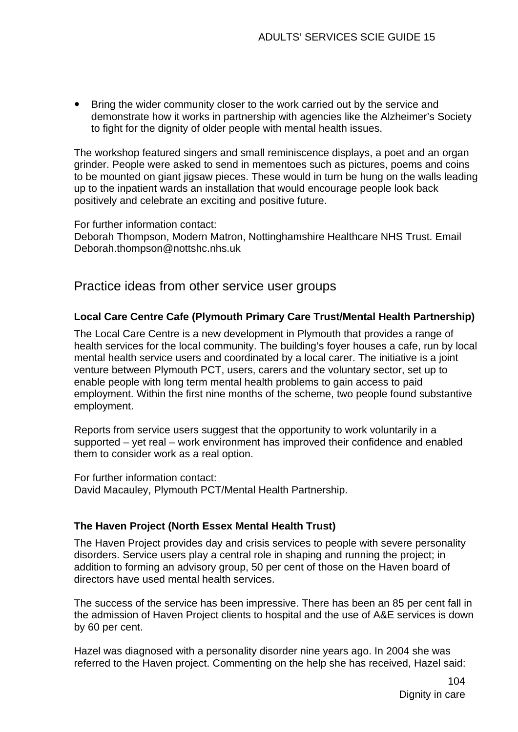- Bring the wider community closer to the work carried out by the service and demonstrate how it works in partnership with agencies like the Alzheimer's Society to fight for the dignity of older people with mental health issues.

The workshop featured singers and small reminiscence displays, a poet and an organ grinder. People were asked to send in mementoes such as pictures, poems and coins to be mounted on giant jigsaw pieces. These would in turn be hung on the walls leading up to the inpatient wards an installation that would encourage people look back positively and celebrate an exciting and positive future.

For further information contact:
Deborah Thompson, Modern Matron, Nottinghamshire Healthcare NHS Trust. Email Deborah.thompson@nottshc.nhs.uk

## Practice ideas from other service user groups

**Local Care Centre Cafe (Plymouth Primary Care Trust/Mental Health Partnership)**

The Local Care Centre is a new development in Plymouth that provides a range of health services for the local community. The building's foyer houses a cafe, run by local mental health service users and coordinated by a local carer. The initiative is a joint venture between Plymouth PCT, users, carers and the voluntary sector, set up to enable people with long term mental health problems to gain access to paid employment. Within the first nine months of the scheme, two people found substantive employment.

Reports from service users suggest that the opportunity to work voluntarily in a supported – yet real – work environment has improved their confidence and enabled them to consider work as a real option.

For further information contact:
David Macauley, Plymouth PCT/Mental Health Partnership.

**The Haven Project (North Essex Mental Health Trust)**

The Haven Project provides day and crisis services to people with severe personality disorders. Service users play a central role in shaping and running the project; in addition to forming an advisory group, 50 per cent of those on the Haven board of directors have used mental health services.

The success of the service has been impressive. There has been an 85 per cent fall in the admission of Haven Project clients to hospital and the use of A&E services is down by 60 per cent.

Hazel was diagnosed with a personality disorder nine years ago. In 2004 she was referred to the Haven project. Commenting on the help she has received, Hazel said: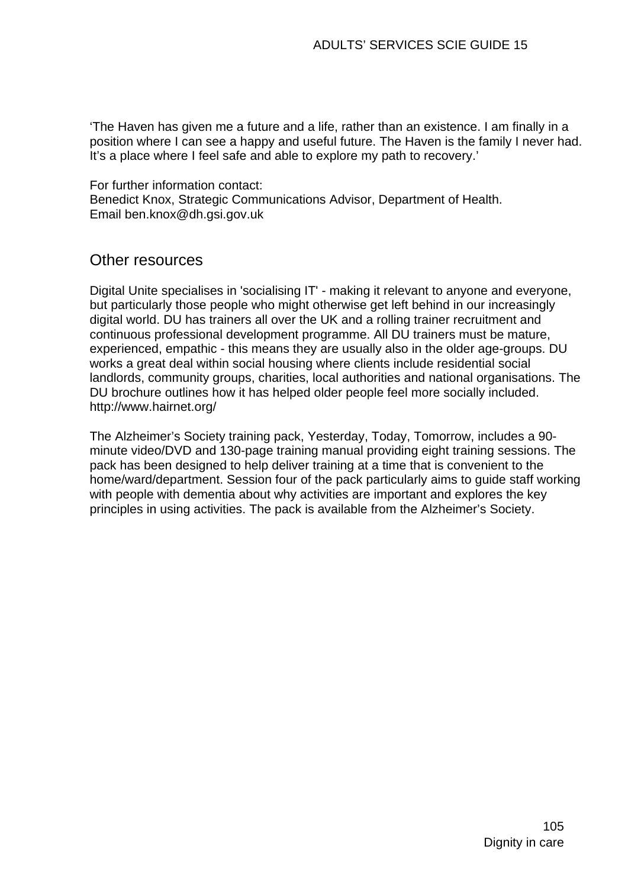'The Haven has given me a future and a life, rather than an existence. I am finally in a position where I can see a happy and useful future. The Haven is the family I never had. It's a place where I feel safe and able to explore my path to recovery.'

For further information contact:
Benedict Knox, Strategic Communications Advisor, Department of Health.
Email ben.knox@dh.gsi.gov.uk

## Other resources

Digital Unite specialises in 'socialising IT' - making it relevant to anyone and everyone, but particularly those people who might otherwise get left behind in our increasingly digital world. DU has trainers all over the UK and a rolling trainer recruitment and continuous professional development programme. All DU trainers must be mature, experienced, empathic - this means they are usually also in the older age-groups. DU works a great deal within social housing where clients include residential social landlords, community groups, charities, local authorities and national organisations. The DU brochure outlines how it has helped older people feel more socially included. http://www.hairnet.org/

The Alzheimer's Society training pack, Yesterday, Today, Tomorrow, includes a 90-minute video/DVD and 130-page training manual providing eight training sessions. The pack has been designed to help deliver training at a time that is convenient to the home/ward/department. Session four of the pack particularly aims to guide staff working with people with dementia about why activities are important and explores the key principles in using activities. The pack is available from the Alzheimer's Society.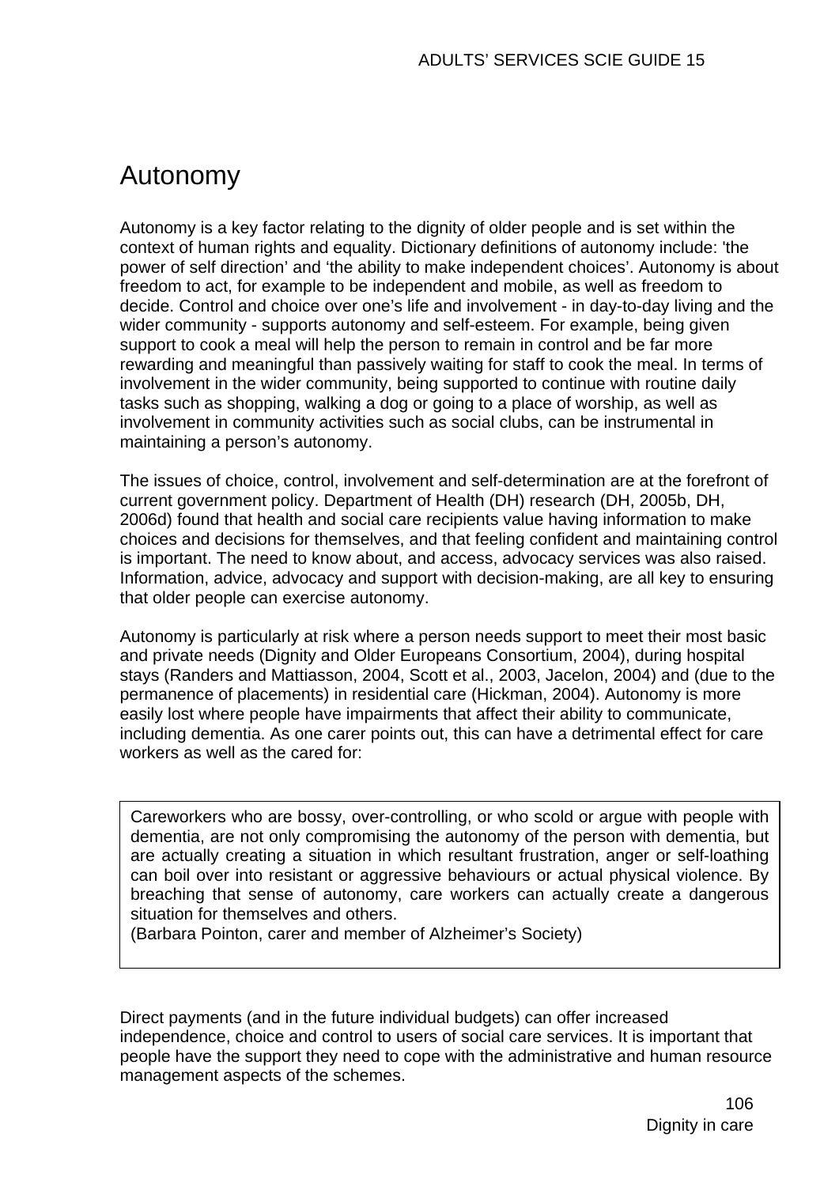# Autonomy

Autonomy is a key factor relating to the dignity of older people and is set within the context of human rights and equality. Dictionary definitions of autonomy include: 'the power of self direction' and 'the ability to make independent choices'. Autonomy is about freedom to act, for example to be independent and mobile, as well as freedom to decide. Control and choice over one's life and involvement - in day-to-day living and the wider community - supports autonomy and self-esteem. For example, being given support to cook a meal will help the person to remain in control and be far more rewarding and meaningful than passively waiting for staff to cook the meal. In terms of involvement in the wider community, being supported to continue with routine daily tasks such as shopping, walking a dog or going to a place of worship, as well as involvement in community activities such as social clubs, can be instrumental in maintaining a person's autonomy.

The issues of choice, control, involvement and self-determination are at the forefront of current government policy. Department of Health (DH) research (DH, 2005b, DH, 2006d) found that health and social care recipients value having information to make choices and decisions for themselves, and that feeling confident and maintaining control is important. The need to know about, and access, advocacy services was also raised. Information, advice, advocacy and support with decision-making, are all key to ensuring that older people can exercise autonomy.

Autonomy is particularly at risk where a person needs support to meet their most basic and private needs (Dignity and Older Europeans Consortium, 2004), during hospital stays (Randers and Mattiasson, 2004, Scott et al., 2003, Jacelon, 2004) and (due to the permanence of placements) in residential care (Hickman, 2004). Autonomy is more easily lost where people have impairments that affect their ability to communicate, including dementia. As one carer points out, this can have a detrimental effect for care workers as well as the cared for:

> Careworkers who are bossy, over-controlling, or who scold or argue with people with dementia, are not only compromising the autonomy of the person with dementia, but are actually creating a situation in which resultant frustration, anger or self-loathing can boil over into resistant or aggressive behaviours or actual physical violence. By breaching that sense of autonomy, care workers can actually create a dangerous situation for themselves and others.
> (Barbara Pointon, carer and member of Alzheimer's Society)

Direct payments (and in the future individual budgets) can offer increased independence, choice and control to users of social care services. It is important that people have the support they need to cope with the administrative and human resource management aspects of the schemes.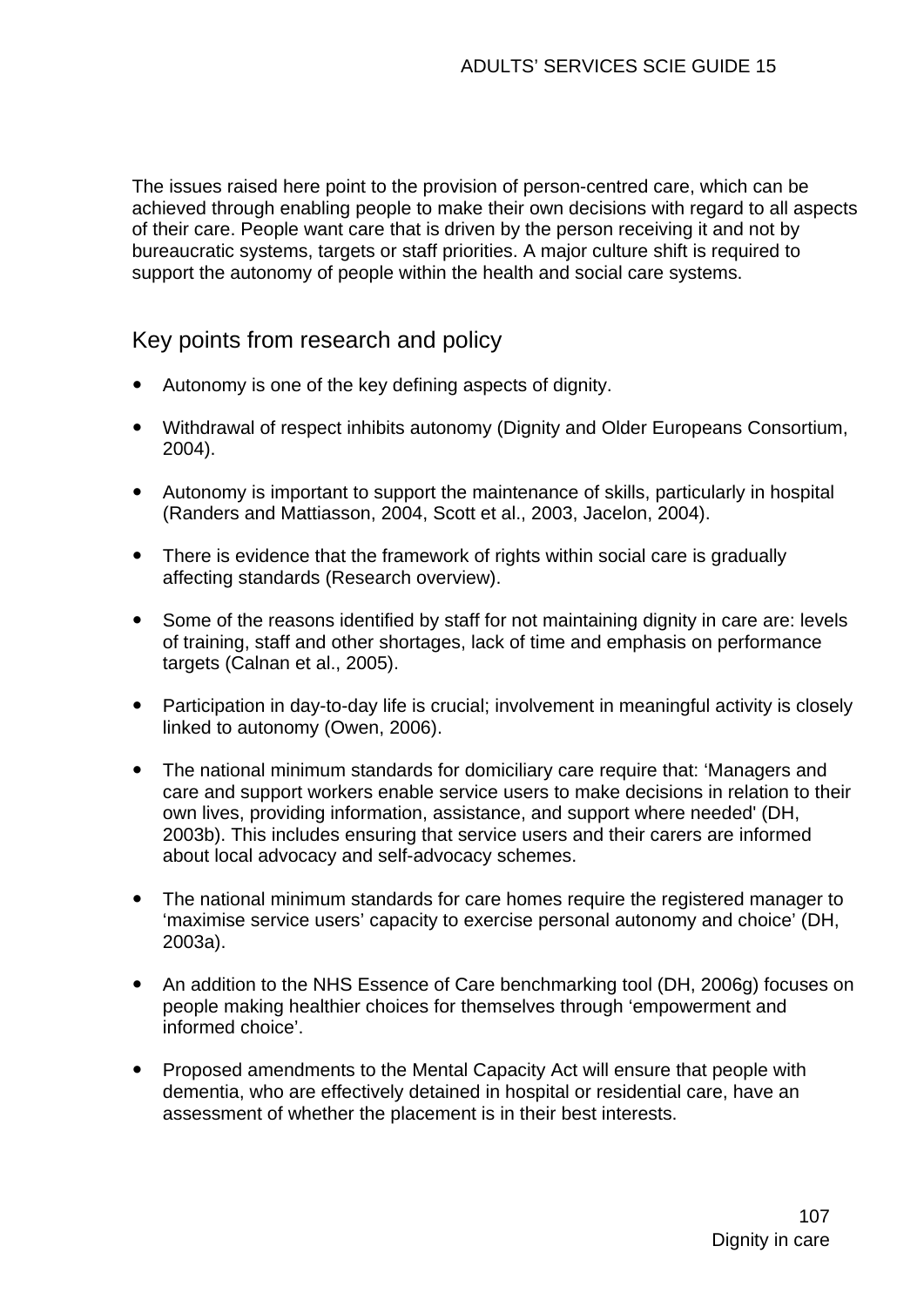The issues raised here point to the provision of person-centred care, which can be achieved through enabling people to make their own decisions with regard to all aspects of their care. People want care that is driven by the person receiving it and not by bureaucratic systems, targets or staff priorities. A major culture shift is required to support the autonomy of people within the health and social care systems.

## Key points from research and policy

- Autonomy is one of the key defining aspects of dignity.
- Withdrawal of respect inhibits autonomy (Dignity and Older Europeans Consortium, 2004).
- Autonomy is important to support the maintenance of skills, particularly in hospital (Randers and Mattiasson, 2004, Scott et al., 2003, Jacelon, 2004).
- There is evidence that the framework of rights within social care is gradually affecting standards (Research overview).
- Some of the reasons identified by staff for not maintaining dignity in care are: levels of training, staff and other shortages, lack of time and emphasis on performance targets (Calnan et al., 2005).
- Participation in day-to-day life is crucial; involvement in meaningful activity is closely linked to autonomy (Owen, 2006).
- The national minimum standards for domiciliary care require that: 'Managers and care and support workers enable service users to make decisions in relation to their own lives, providing information, assistance, and support where needed' (DH, 2003b). This includes ensuring that service users and their carers are informed about local advocacy and self-advocacy schemes.
- The national minimum standards for care homes require the registered manager to 'maximise service users' capacity to exercise personal autonomy and choice' (DH, 2003a).
- An addition to the NHS Essence of Care benchmarking tool (DH, 2006g) focuses on people making healthier choices for themselves through 'empowerment and informed choice'.
- Proposed amendments to the Mental Capacity Act will ensure that people with dementia, who are effectively detained in hospital or residential care, have an assessment of whether the placement is in their best interests.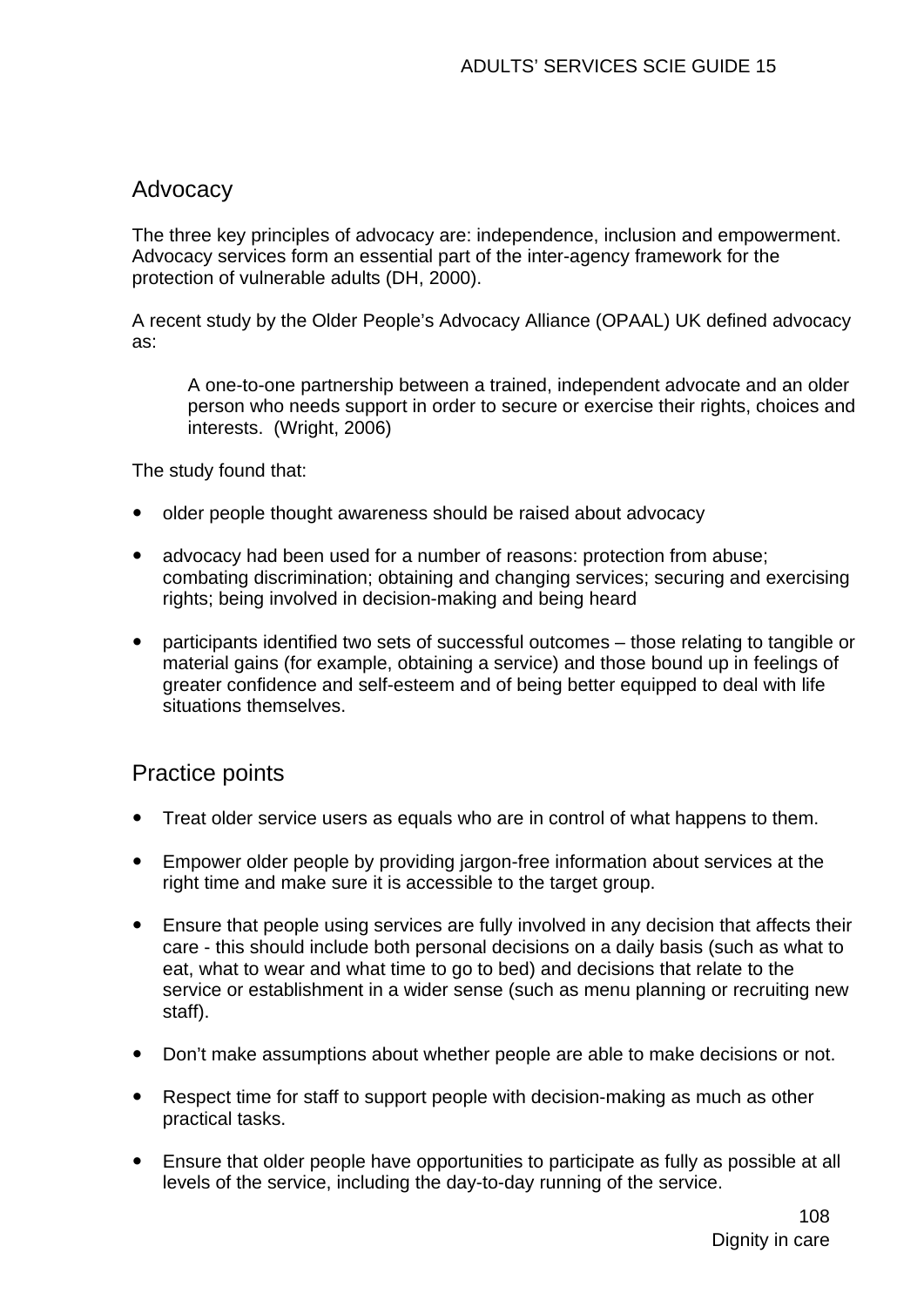## Advocacy

The three key principles of advocacy are: independence, inclusion and empowerment. Advocacy services form an essential part of the inter-agency framework for the protection of vulnerable adults (DH, 2000).

A recent study by the Older People's Advocacy Alliance (OPAAL) UK defined advocacy as:

> A one-to-one partnership between a trained, independent advocate and an older person who needs support in order to secure or exercise their rights, choices and interests. (Wright, 2006)

The study found that:

- older people thought awareness should be raised about advocacy
- advocacy had been used for a number of reasons: protection from abuse; combating discrimination; obtaining and changing services; securing and exercising rights; being involved in decision-making and being heard
- participants identified two sets of successful outcomes – those relating to tangible or material gains (for example, obtaining a service) and those bound up in feelings of greater confidence and self-esteem and of being better equipped to deal with life situations themselves.

## Practice points

- Treat older service users as equals who are in control of what happens to them.
- Empower older people by providing jargon-free information about services at the right time and make sure it is accessible to the target group.
- Ensure that people using services are fully involved in any decision that affects their care - this should include both personal decisions on a daily basis (such as what to eat, what to wear and what time to go to bed) and decisions that relate to the service or establishment in a wider sense (such as menu planning or recruiting new staff).
- Don't make assumptions about whether people are able to make decisions or not.
- Respect time for staff to support people with decision-making as much as other practical tasks.
- Ensure that older people have opportunities to participate as fully as possible at all levels of the service, including the day-to-day running of the service.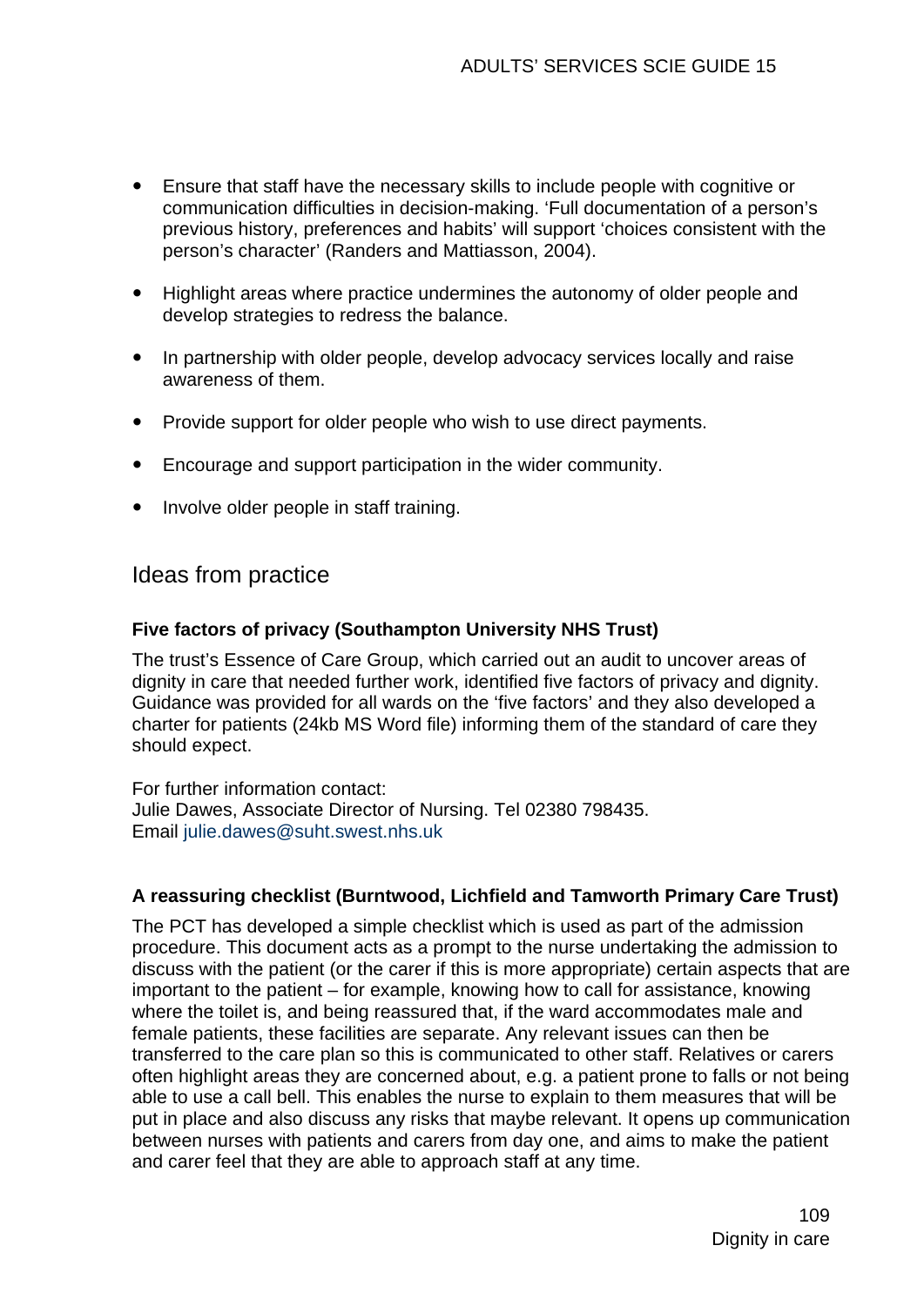- Ensure that staff have the necessary skills to include people with cognitive or communication difficulties in decision-making. 'Full documentation of a person's previous history, preferences and habits' will support 'choices consistent with the person's character' (Randers and Mattiasson, 2004).

- Highlight areas where practice undermines the autonomy of older people and develop strategies to redress the balance.

- In partnership with older people, develop advocacy services locally and raise awareness of them.

- Provide support for older people who wish to use direct payments.

- Encourage and support participation in the wider community.

- Involve older people in staff training.

## Ideas from practice

**Five factors of privacy (Southampton University NHS Trust)**

The trust's Essence of Care Group, which carried out an audit to uncover areas of dignity in care that needed further work, identified five factors of privacy and dignity. Guidance was provided for all wards on the 'five factors' and they also developed a charter for patients (24kb MS Word file) informing them of the standard of care they should expect.

For further information contact:
Julie Dawes, Associate Director of Nursing. Tel 02380 798435.
Email julie.dawes@suht.swest.nhs.uk

**A reassuring checklist (Burntwood, Lichfield and Tamworth Primary Care Trust)**

The PCT has developed a simple checklist which is used as part of the admission procedure. This document acts as a prompt to the nurse undertaking the admission to discuss with the patient (or the carer if this is more appropriate) certain aspects that are important to the patient – for example, knowing how to call for assistance, knowing where the toilet is, and being reassured that, if the ward accommodates male and female patients, these facilities are separate. Any relevant issues can then be transferred to the care plan so this is communicated to other staff. Relatives or carers often highlight areas they are concerned about, e.g. a patient prone to falls or not being able to use a call bell. This enables the nurse to explain to them measures that will be put in place and also discuss any risks that maybe relevant. It opens up communication between nurses with patients and carers from day one, and aims to make the patient and carer feel that they are able to approach staff at any time.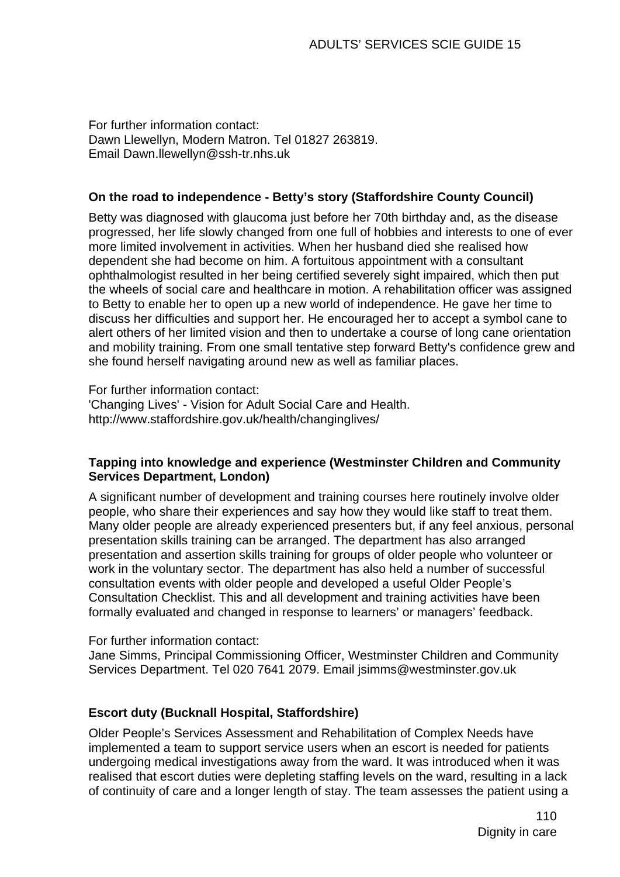For further information contact:
Dawn Llewellyn, Modern Matron. Tel 01827 263819.
Email Dawn.llewellyn@ssh-tr.nhs.uk

**On the road to independence - Betty's story (Staffordshire County Council)**

Betty was diagnosed with glaucoma just before her 70th birthday and, as the disease progressed, her life slowly changed from one full of hobbies and interests to one of ever more limited involvement in activities. When her husband died she realised how dependent she had become on him. A fortuitous appointment with a consultant ophthalmologist resulted in her being certified severely sight impaired, which then put the wheels of social care and healthcare in motion. A rehabilitation officer was assigned to Betty to enable her to open up a new world of independence. He gave her time to discuss her difficulties and support her. He encouraged her to accept a symbol cane to alert others of her limited vision and then to undertake a course of long cane orientation and mobility training. From one small tentative step forward Betty's confidence grew and she found herself navigating around new as well as familiar places.

For further information contact:
'Changing Lives' - Vision for Adult Social Care and Health.
http://www.staffordshire.gov.uk/health/changinglives/

**Tapping into knowledge and experience (Westminster Children and Community Services Department, London)**

A significant number of development and training courses here routinely involve older people, who share their experiences and say how they would like staff to treat them. Many older people are already experienced presenters but, if any feel anxious, personal presentation skills training can be arranged. The department has also arranged presentation and assertion skills training for groups of older people who volunteer or work in the voluntary sector. The department has also held a number of successful consultation events with older people and developed a useful Older People's Consultation Checklist. This and all development and training activities have been formally evaluated and changed in response to learners' or managers' feedback.

For further information contact:
Jane Simms, Principal Commissioning Officer, Westminster Children and Community Services Department. Tel 020 7641 2079. Email jsimms@westminster.gov.uk

**Escort duty (Bucknall Hospital, Staffordshire)**

Older People's Services Assessment and Rehabilitation of Complex Needs have implemented a team to support service users when an escort is needed for patients undergoing medical investigations away from the ward. It was introduced when it was realised that escort duties were depleting staffing levels on the ward, resulting in a lack of continuity of care and a longer length of stay. The team assesses the patient using a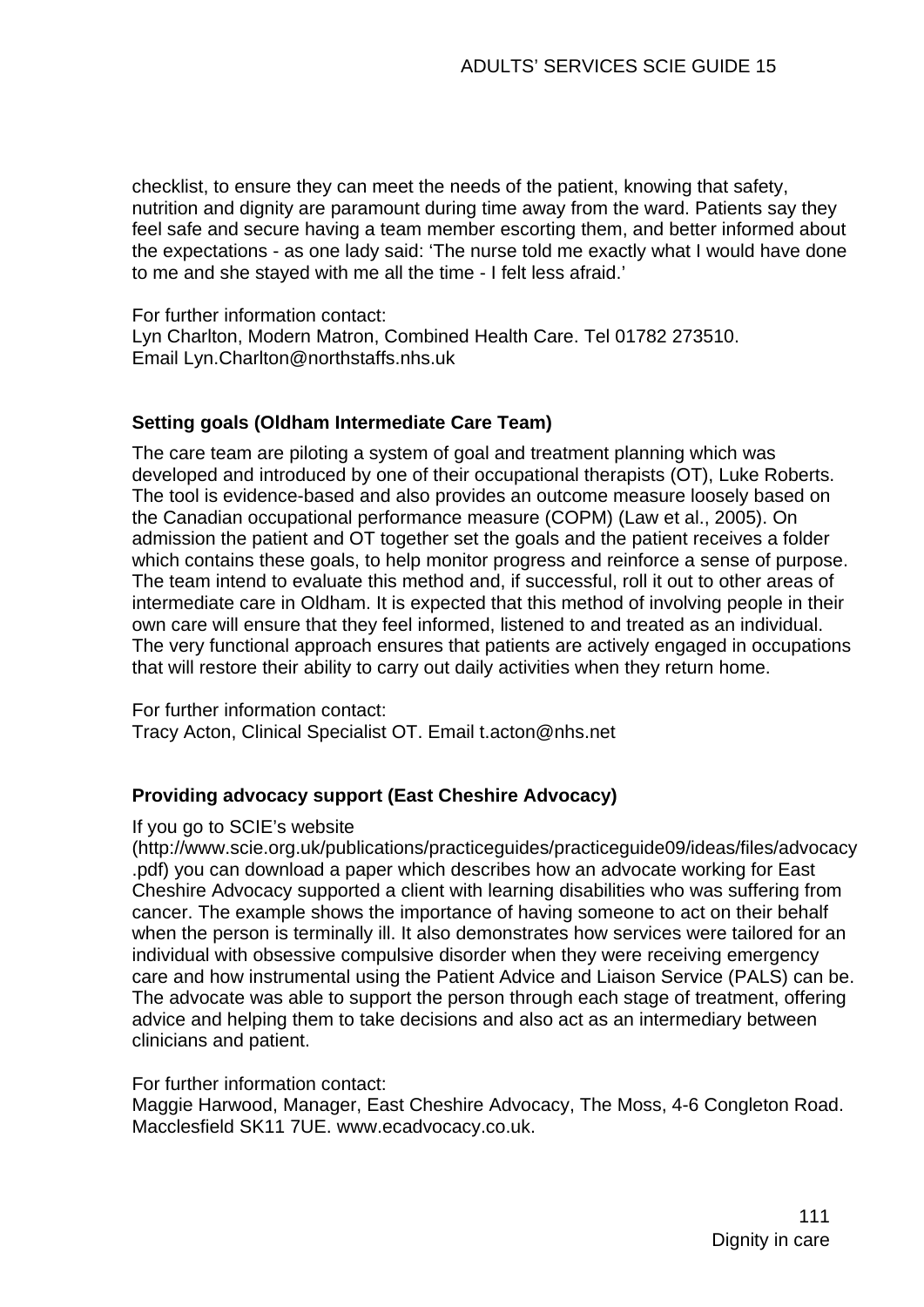checklist, to ensure they can meet the needs of the patient, knowing that safety, nutrition and dignity are paramount during time away from the ward. Patients say they feel safe and secure having a team member escorting them, and better informed about the expectations - as one lady said: 'The nurse told me exactly what I would have done to me and she stayed with me all the time - I felt less afraid.'

For further information contact:
Lyn Charlton, Modern Matron, Combined Health Care. Tel 01782 273510.
Email Lyn.Charlton@northstaffs.nhs.uk

**Setting goals (Oldham Intermediate Care Team)**

The care team are piloting a system of goal and treatment planning which was developed and introduced by one of their occupational therapists (OT), Luke Roberts. The tool is evidence-based and also provides an outcome measure loosely based on the Canadian occupational performance measure (COPM) (Law et al., 2005). On admission the patient and OT together set the goals and the patient receives a folder which contains these goals, to help monitor progress and reinforce a sense of purpose. The team intend to evaluate this method and, if successful, roll it out to other areas of intermediate care in Oldham. It is expected that this method of involving people in their own care will ensure that they feel informed, listened to and treated as an individual. The very functional approach ensures that patients are actively engaged in occupations that will restore their ability to carry out daily activities when they return home.

For further information contact:
Tracy Acton, Clinical Specialist OT. Email t.acton@nhs.net

**Providing advocacy support (East Cheshire Advocacy)**

If you go to SCIE's website (http://www.scie.org.uk/publications/practiceguides/practiceguide09/ideas/files/advocacy.pdf) you can download a paper which describes how an advocate working for East Cheshire Advocacy supported a client with learning disabilities who was suffering from cancer. The example shows the importance of having someone to act on their behalf when the person is terminally ill. It also demonstrates how services were tailored for an individual with obsessive compulsive disorder when they were receiving emergency care and how instrumental using the Patient Advice and Liaison Service (PALS) can be. The advocate was able to support the person through each stage of treatment, offering advice and helping them to take decisions and also act as an intermediary between clinicians and patient.

For further information contact:
Maggie Harwood, Manager, East Cheshire Advocacy, The Moss, 4-6 Congleton Road. Macclesfield SK11 7UE. www.ecadvocacy.co.uk.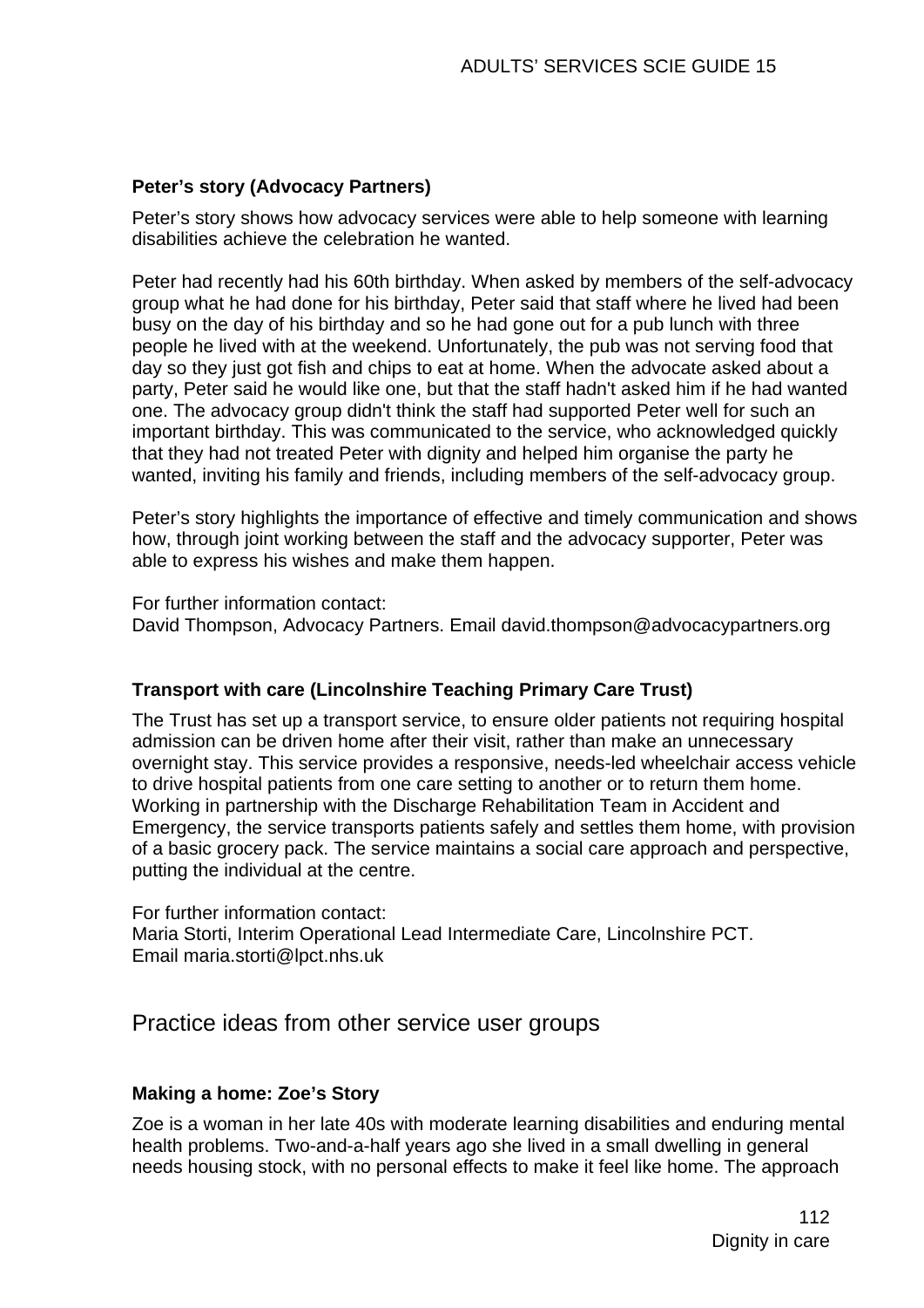**Peter's story (Advocacy Partners)**

Peter's story shows how advocacy services were able to help someone with learning disabilities achieve the celebration he wanted.

Peter had recently had his 60th birthday. When asked by members of the self-advocacy group what he had done for his birthday, Peter said that staff where he lived had been busy on the day of his birthday and so he had gone out for a pub lunch with three people he lived with at the weekend. Unfortunately, the pub was not serving food that day so they just got fish and chips to eat at home. When the advocate asked about a party, Peter said he would like one, but that the staff hadn't asked him if he had wanted one. The advocacy group didn't think the staff had supported Peter well for such an important birthday. This was communicated to the service, who acknowledged quickly that they had not treated Peter with dignity and helped him organise the party he wanted, inviting his family and friends, including members of the self-advocacy group.

Peter's story highlights the importance of effective and timely communication and shows how, through joint working between the staff and the advocacy supporter, Peter was able to express his wishes and make them happen.

For further information contact:
David Thompson, Advocacy Partners. Email david.thompson@advocacypartners.org

**Transport with care (Lincolnshire Teaching Primary Care Trust)**

The Trust has set up a transport service, to ensure older patients not requiring hospital admission can be driven home after their visit, rather than make an unnecessary overnight stay. This service provides a responsive, needs-led wheelchair access vehicle to drive hospital patients from one care setting to another or to return them home. Working in partnership with the Discharge Rehabilitation Team in Accident and Emergency, the service transports patients safely and settles them home, with provision of a basic grocery pack. The service maintains a social care approach and perspective, putting the individual at the centre.

For further information contact:
Maria Storti, Interim Operational Lead Intermediate Care, Lincolnshire PCT.
Email maria.storti@lpct.nhs.uk

## Practice ideas from other service user groups

**Making a home: Zoe's Story**

Zoe is a woman in her late 40s with moderate learning disabilities and enduring mental health problems. Two-and-a-half years ago she lived in a small dwelling in general needs housing stock, with no personal effects to make it feel like home. The approach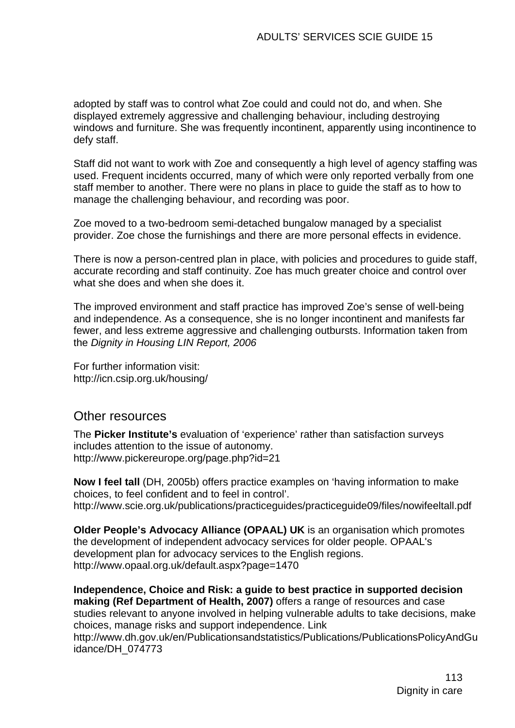adopted by staff was to control what Zoe could and could not do, and when. She displayed extremely aggressive and challenging behaviour, including destroying windows and furniture. She was frequently incontinent, apparently using incontinence to defy staff.

Staff did not want to work with Zoe and consequently a high level of agency staffing was used. Frequent incidents occurred, many of which were only reported verbally from one staff member to another. There were no plans in place to guide the staff as to how to manage the challenging behaviour, and recording was poor.

Zoe moved to a two-bedroom semi-detached bungalow managed by a specialist provider. Zoe chose the furnishings and there are more personal effects in evidence.

There is now a person-centred plan in place, with policies and procedures to guide staff, accurate recording and staff continuity. Zoe has much greater choice and control over what she does and when she does it.

The improved environment and staff practice has improved Zoe's sense of well-being and independence. As a consequence, she is no longer incontinent and manifests far fewer, and less extreme aggressive and challenging outbursts. Information taken from the *Dignity in Housing LIN Report, 2006*

For further information visit:
http://icn.csip.org.uk/housing/

## Other resources

The **Picker Institute's** evaluation of 'experience' rather than satisfaction surveys includes attention to the issue of autonomy.
http://www.pickereurope.org/page.php?id=21

**Now I feel tall** (DH, 2005b) offers practice examples on 'having information to make choices, to feel confident and to feel in control'.
http://www.scie.org.uk/publications/practiceguides/practiceguide09/files/nowifeeltall.pdf

**Older People's Advocacy Alliance (OPAAL) UK** is an organisation which promotes the development of independent advocacy services for older people. OPAAL's development plan for advocacy services to the English regions.
http://www.opaal.org.uk/default.aspx?page=1470

**Independence, Choice and Risk: a guide to best practice in supported decision making (Ref Department of Health, 2007)** offers a range of resources and case studies relevant to anyone involved in helping vulnerable adults to take decisions, make choices, manage risks and support independence. Link
http://www.dh.gov.uk/en/Publicationsandstatistics/Publications/PublicationsPolicyAndGuidance/DH_074773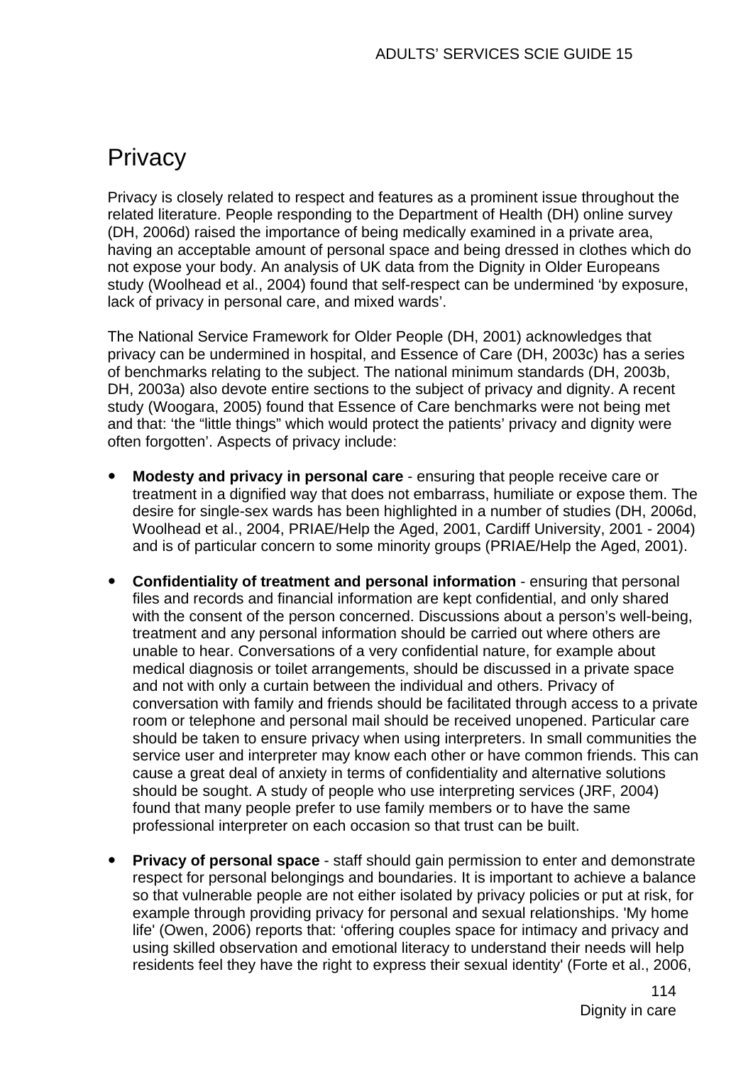# Privacy

Privacy is closely related to respect and features as a prominent issue throughout the related literature. People responding to the Department of Health (DH) online survey (DH, 2006d) raised the importance of being medically examined in a private area, having an acceptable amount of personal space and being dressed in clothes which do not expose your body. An analysis of UK data from the Dignity in Older Europeans study (Woolhead et al., 2004) found that self-respect can be undermined 'by exposure, lack of privacy in personal care, and mixed wards'.

The National Service Framework for Older People (DH, 2001) acknowledges that privacy can be undermined in hospital, and Essence of Care (DH, 2003c) has a series of benchmarks relating to the subject. The national minimum standards (DH, 2003b, DH, 2003a) also devote entire sections to the subject of privacy and dignity. A recent study (Woogara, 2005) found that Essence of Care benchmarks were not being met and that: 'the "little things" which would protect the patients' privacy and dignity were often forgotten'. Aspects of privacy include:

- **Modesty and privacy in personal care** - ensuring that people receive care or treatment in a dignified way that does not embarrass, humiliate or expose them. The desire for single-sex wards has been highlighted in a number of studies (DH, 2006d, Woolhead et al., 2004, PRIAE/Help the Aged, 2001, Cardiff University, 2001 - 2004) and is of particular concern to some minority groups (PRIAE/Help the Aged, 2001).

- **Confidentiality of treatment and personal information** - ensuring that personal files and records and financial information are kept confidential, and only shared with the consent of the person concerned. Discussions about a person's well-being, treatment and any personal information should be carried out where others are unable to hear. Conversations of a very confidential nature, for example about medical diagnosis or toilet arrangements, should be discussed in a private space and not with only a curtain between the individual and others. Privacy of conversation with family and friends should be facilitated through access to a private room or telephone and personal mail should be received unopened. Particular care should be taken to ensure privacy when using interpreters. In small communities the service user and interpreter may know each other or have common friends. This can cause a great deal of anxiety in terms of confidentiality and alternative solutions should be sought. A study of people who use interpreting services (JRF, 2004) found that many people prefer to use family members or to have the same professional interpreter on each occasion so that trust can be built.

- **Privacy of personal space** - staff should gain permission to enter and demonstrate respect for personal belongings and boundaries. It is important to achieve a balance so that vulnerable people are not either isolated by privacy policies or put at risk, for example through providing privacy for personal and sexual relationships. 'My home life' (Owen, 2006) reports that: 'offering couples space for intimacy and privacy and using skilled observation and emotional literacy to understand their needs will help residents feel they have the right to express their sexual identity' (Forte et al., 2006,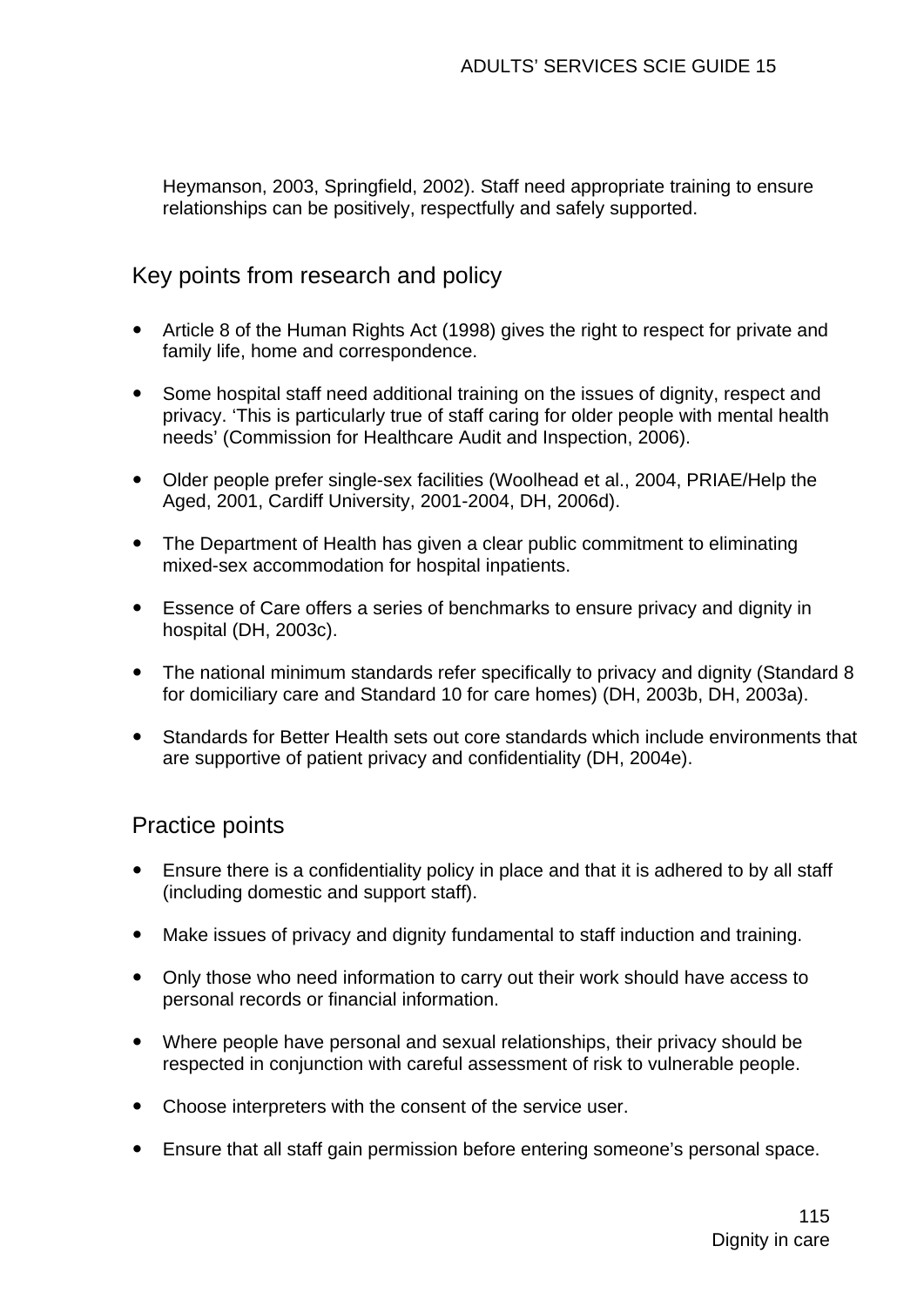Heymanson, 2003, Springfield, 2002). Staff need appropriate training to ensure relationships can be positively, respectfully and safely supported.

## Key points from research and policy

- Article 8 of the Human Rights Act (1998) gives the right to respect for private and family life, home and correspondence.
- Some hospital staff need additional training on the issues of dignity, respect and privacy. 'This is particularly true of staff caring for older people with mental health needs' (Commission for Healthcare Audit and Inspection, 2006).
- Older people prefer single-sex facilities (Woolhead et al., 2004, PRIAE/Help the Aged, 2001, Cardiff University, 2001-2004, DH, 2006d).
- The Department of Health has given a clear public commitment to eliminating mixed-sex accommodation for hospital inpatients.
- Essence of Care offers a series of benchmarks to ensure privacy and dignity in hospital (DH, 2003c).
- The national minimum standards refer specifically to privacy and dignity (Standard 8 for domiciliary care and Standard 10 for care homes) (DH, 2003b, DH, 2003a).
- Standards for Better Health sets out core standards which include environments that are supportive of patient privacy and confidentiality (DH, 2004e).

## Practice points

- Ensure there is a confidentiality policy in place and that it is adhered to by all staff (including domestic and support staff).
- Make issues of privacy and dignity fundamental to staff induction and training.
- Only those who need information to carry out their work should have access to personal records or financial information.
- Where people have personal and sexual relationships, their privacy should be respected in conjunction with careful assessment of risk to vulnerable people.
- Choose interpreters with the consent of the service user.
- Ensure that all staff gain permission before entering someone's personal space.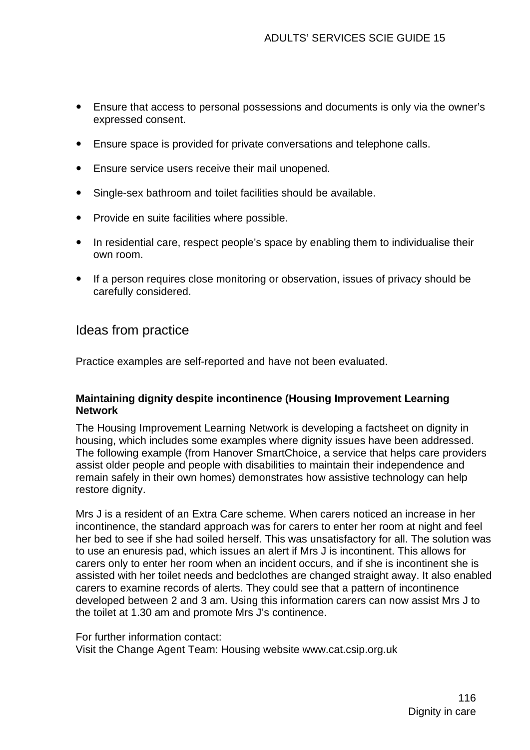- Ensure that access to personal possessions and documents is only via the owner's expressed consent.
- Ensure space is provided for private conversations and telephone calls.
- Ensure service users receive their mail unopened.
- Single-sex bathroom and toilet facilities should be available.
- Provide en suite facilities where possible.
- In residential care, respect people's space by enabling them to individualise their own room.
- If a person requires close monitoring or observation, issues of privacy should be carefully considered.

## Ideas from practice

Practice examples are self-reported and have not been evaluated.

**Maintaining dignity despite incontinence (Housing Improvement Learning Network**

The Housing Improvement Learning Network is developing a factsheet on dignity in housing, which includes some examples where dignity issues have been addressed. The following example (from Hanover SmartChoice, a service that helps care providers assist older people and people with disabilities to maintain their independence and remain safely in their own homes) demonstrates how assistive technology can help restore dignity.

Mrs J is a resident of an Extra Care scheme. When carers noticed an increase in her incontinence, the standard approach was for carers to enter her room at night and feel her bed to see if she had soiled herself. This was unsatisfactory for all. The solution was to use an enuresis pad, which issues an alert if Mrs J is incontinent. This allows for carers only to enter her room when an incident occurs, and if she is incontinent she is assisted with her toilet needs and bedclothes are changed straight away. It also enabled carers to examine records of alerts. They could see that a pattern of incontinence developed between 2 and 3 am. Using this information carers can now assist Mrs J to the toilet at 1.30 am and promote Mrs J's continence.

For further information contact:
Visit the Change Agent Team: Housing website www.cat.csip.org.uk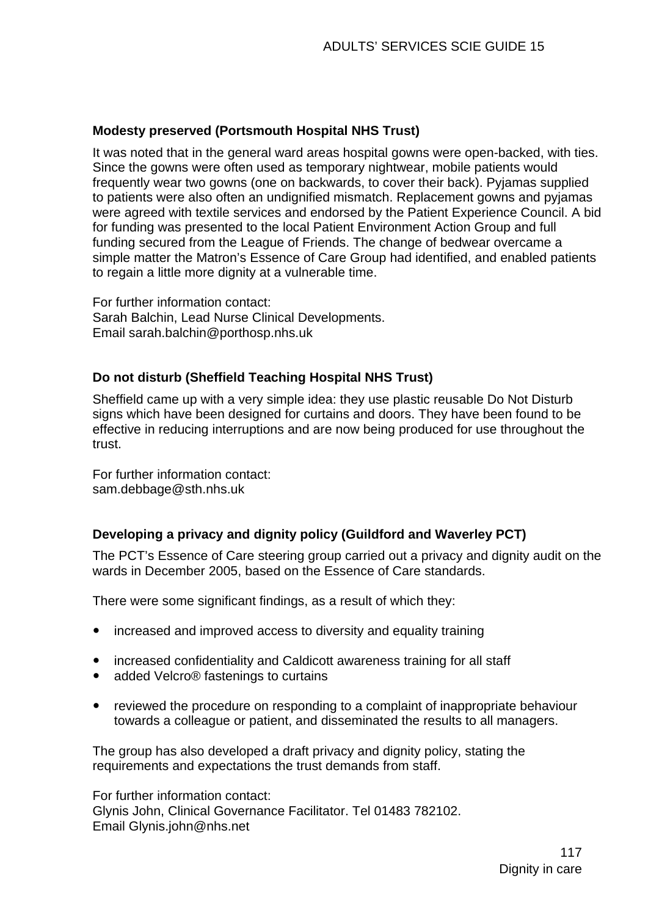**Modesty preserved (Portsmouth Hospital NHS Trust)**

It was noted that in the general ward areas hospital gowns were open-backed, with ties. Since the gowns were often used as temporary nightwear, mobile patients would frequently wear two gowns (one on backwards, to cover their back). Pyjamas supplied to patients were also often an undignified mismatch. Replacement gowns and pyjamas were agreed with textile services and endorsed by the Patient Experience Council. A bid for funding was presented to the local Patient Environment Action Group and full funding secured from the League of Friends. The change of bedwear overcame a simple matter the Matron's Essence of Care Group had identified, and enabled patients to regain a little more dignity at a vulnerable time.

For further information contact:
Sarah Balchin, Lead Nurse Clinical Developments.
Email sarah.balchin@porthosp.nhs.uk

**Do not disturb (Sheffield Teaching Hospital NHS Trust)**

Sheffield came up with a very simple idea: they use plastic reusable Do Not Disturb signs which have been designed for curtains and doors. They have been found to be effective in reducing interruptions and are now being produced for use throughout the trust.

For further information contact:
sam.debbage@sth.nhs.uk

**Developing a privacy and dignity policy (Guildford and Waverley PCT)**

The PCT's Essence of Care steering group carried out a privacy and dignity audit on the wards in December 2005, based on the Essence of Care standards.

There were some significant findings, as a result of which they:

- increased and improved access to diversity and equality training
- increased confidentiality and Caldicott awareness training for all staff
- added Velcro® fastenings to curtains
- reviewed the procedure on responding to a complaint of inappropriate behaviour towards a colleague or patient, and disseminated the results to all managers.

The group has also developed a draft privacy and dignity policy, stating the requirements and expectations the trust demands from staff.

For further information contact:
Glynis John, Clinical Governance Facilitator. Tel 01483 782102.
Email Glynis.john@nhs.net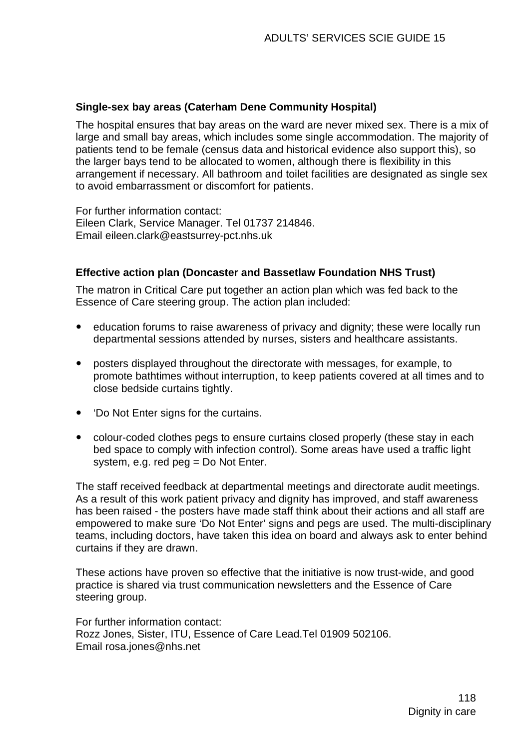**Single-sex bay areas (Caterham Dene Community Hospital)**

The hospital ensures that bay areas on the ward are never mixed sex. There is a mix of large and small bay areas, which includes some single accommodation. The majority of patients tend to be female (census data and historical evidence also support this), so the larger bays tend to be allocated to women, although there is flexibility in this arrangement if necessary. All bathroom and toilet facilities are designated as single sex to avoid embarrassment or discomfort for patients.

For further information contact:
Eileen Clark, Service Manager. Tel 01737 214846.
Email eileen.clark@eastsurrey-pct.nhs.uk

**Effective action plan (Doncaster and Bassetlaw Foundation NHS Trust)**

The matron in Critical Care put together an action plan which was fed back to the Essence of Care steering group. The action plan included:

- education forums to raise awareness of privacy and dignity; these were locally run departmental sessions attended by nurses, sisters and healthcare assistants.
- posters displayed throughout the directorate with messages, for example, to promote bathtimes without interruption, to keep patients covered at all times and to close bedside curtains tightly.
- 'Do Not Enter signs for the curtains.
- colour-coded clothes pegs to ensure curtains closed properly (these stay in each bed space to comply with infection control). Some areas have used a traffic light system, e.g. red peg = Do Not Enter.

The staff received feedback at departmental meetings and directorate audit meetings. As a result of this work patient privacy and dignity has improved, and staff awareness has been raised - the posters have made staff think about their actions and all staff are empowered to make sure 'Do Not Enter' signs and pegs are used. The multi-disciplinary teams, including doctors, have taken this idea on board and always ask to enter behind curtains if they are drawn.

These actions have proven so effective that the initiative is now trust-wide, and good practice is shared via trust communication newsletters and the Essence of Care steering group.

For further information contact:
Rozz Jones, Sister, ITU, Essence of Care Lead.Tel 01909 502106.
Email rosa.jones@nhs.net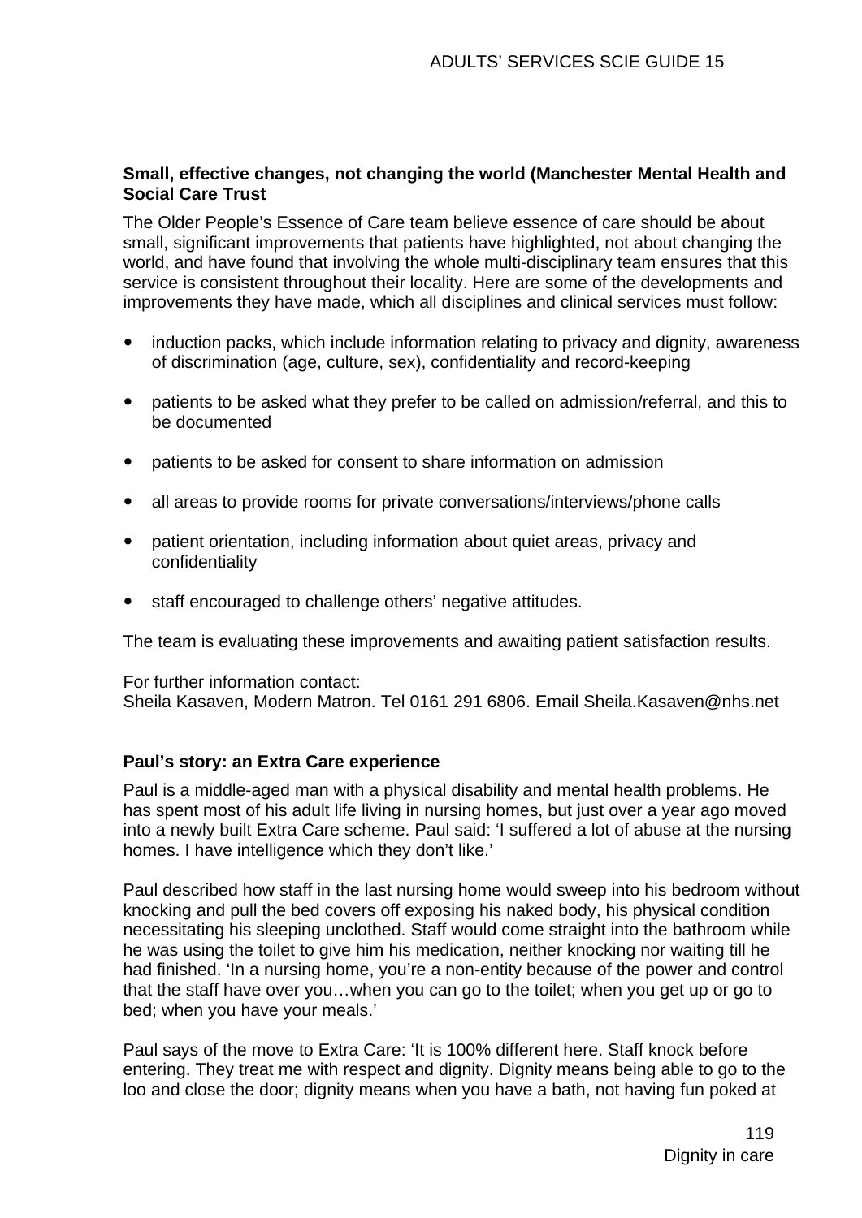**Small, effective changes, not changing the world (Manchester Mental Health and Social Care Trust**

The Older People's Essence of Care team believe essence of care should be about small, significant improvements that patients have highlighted, not about changing the world, and have found that involving the whole multi-disciplinary team ensures that this service is consistent throughout their locality. Here are some of the developments and improvements they have made, which all disciplines and clinical services must follow:

- induction packs, which include information relating to privacy and dignity, awareness of discrimination (age, culture, sex), confidentiality and record-keeping
- patients to be asked what they prefer to be called on admission/referral, and this to be documented
- patients to be asked for consent to share information on admission
- all areas to provide rooms for private conversations/interviews/phone calls
- patient orientation, including information about quiet areas, privacy and confidentiality
- staff encouraged to challenge others' negative attitudes.

The team is evaluating these improvements and awaiting patient satisfaction results.

For further information contact:
Sheila Kasaven, Modern Matron. Tel 0161 291 6806. Email Sheila.Kasaven@nhs.net

**Paul's story: an Extra Care experience**

Paul is a middle-aged man with a physical disability and mental health problems. He has spent most of his adult life living in nursing homes, but just over a year ago moved into a newly built Extra Care scheme. Paul said: 'I suffered a lot of abuse at the nursing homes. I have intelligence which they don't like.'

Paul described how staff in the last nursing home would sweep into his bedroom without knocking and pull the bed covers off exposing his naked body, his physical condition necessitating his sleeping unclothed. Staff would come straight into the bathroom while he was using the toilet to give him his medication, neither knocking nor waiting till he had finished. 'In a nursing home, you're a non-entity because of the power and control that the staff have over you…when you can go to the toilet; when you get up or go to bed; when you have your meals.'

Paul says of the move to Extra Care: 'It is 100% different here. Staff knock before entering. They treat me with respect and dignity. Dignity means being able to go to the loo and close the door; dignity means when you have a bath, not having fun poked at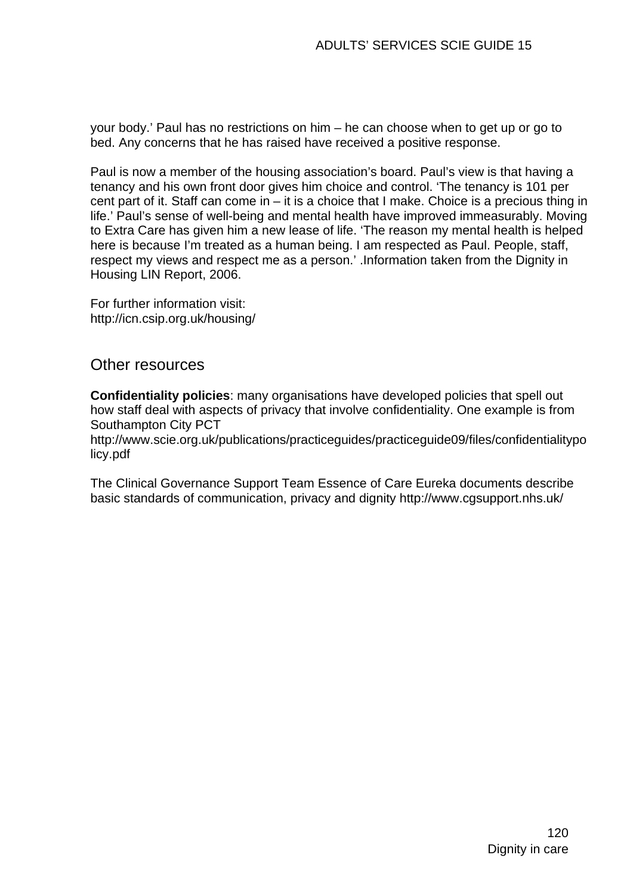your body.' Paul has no restrictions on him – he can choose when to get up or go to bed. Any concerns that he has raised have received a positive response.

Paul is now a member of the housing association's board. Paul's view is that having a tenancy and his own front door gives him choice and control. 'The tenancy is 101 per cent part of it. Staff can come in – it is a choice that I make. Choice is a precious thing in life.' Paul's sense of well-being and mental health have improved immeasurably. Moving to Extra Care has given him a new lease of life. 'The reason my mental health is helped here is because I'm treated as a human being. I am respected as Paul. People, staff, respect my views and respect me as a person.' .Information taken from the Dignity in Housing LIN Report, 2006.

For further information visit:
http://icn.csip.org.uk/housing/

## Other resources

**Confidentiality policies**: many organisations have developed policies that spell out how staff deal with aspects of privacy that involve confidentiality. One example is from Southampton City PCT
http://www.scie.org.uk/publications/practiceguides/practiceguide09/files/confidentialitypolicy.pdf

The Clinical Governance Support Team Essence of Care Eureka documents describe basic standards of communication, privacy and dignity http://www.cgsupport.nhs.uk/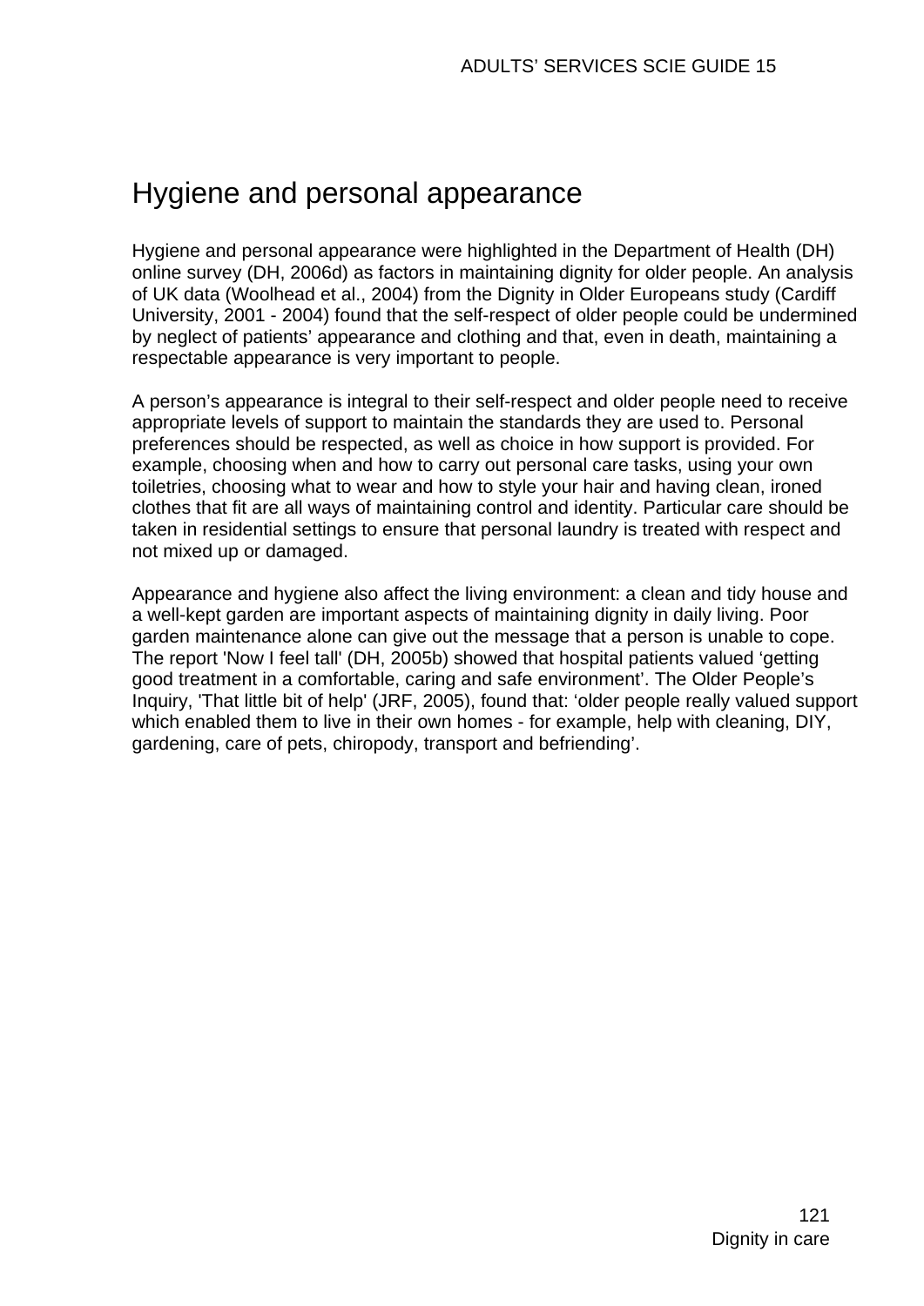# Hygiene and personal appearance

Hygiene and personal appearance were highlighted in the Department of Health (DH) online survey (DH, 2006d) as factors in maintaining dignity for older people. An analysis of UK data (Woolhead et al., 2004) from the Dignity in Older Europeans study (Cardiff University, 2001 - 2004) found that the self-respect of older people could be undermined by neglect of patients' appearance and clothing and that, even in death, maintaining a respectable appearance is very important to people.

A person's appearance is integral to their self-respect and older people need to receive appropriate levels of support to maintain the standards they are used to. Personal preferences should be respected, as well as choice in how support is provided. For example, choosing when and how to carry out personal care tasks, using your own toiletries, choosing what to wear and how to style your hair and having clean, ironed clothes that fit are all ways of maintaining control and identity. Particular care should be taken in residential settings to ensure that personal laundry is treated with respect and not mixed up or damaged.

Appearance and hygiene also affect the living environment: a clean and tidy house and a well-kept garden are important aspects of maintaining dignity in daily living. Poor garden maintenance alone can give out the message that a person is unable to cope. The report 'Now I feel tall' (DH, 2005b) showed that hospital patients valued 'getting good treatment in a comfortable, caring and safe environment'. The Older People's Inquiry, 'That little bit of help' (JRF, 2005), found that: 'older people really valued support which enabled them to live in their own homes - for example, help with cleaning, DIY, gardening, care of pets, chiropody, transport and befriending'.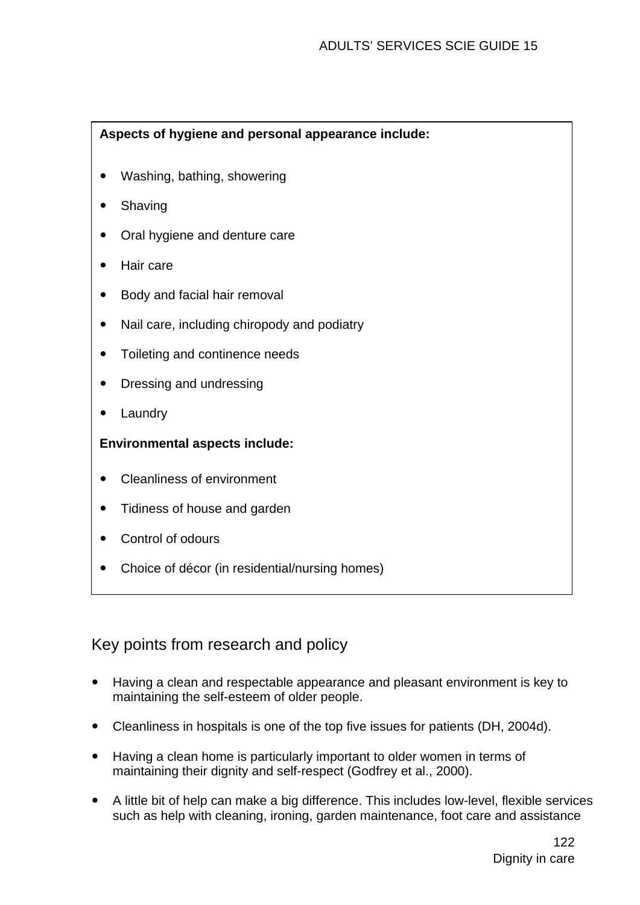**Aspects of hygiene and personal appearance include:**

- Washing, bathing, showering
- Shaving
- Oral hygiene and denture care
- Hair care
- Body and facial hair removal
- Nail care, including chiropody and podiatry
- Toileting and continence needs
- Dressing and undressing
- Laundry

**Environmental aspects include:**

- Cleanliness of environment
- Tidiness of house and garden
- Control of odours
- Choice of décor (in residential/nursing homes)

## Key points from research and policy

- Having a clean and respectable appearance and pleasant environment is key to maintaining the self-esteem of older people.
- Cleanliness in hospitals is one of the top five issues for patients (DH, 2004d).
- Having a clean home is particularly important to older women in terms of maintaining their dignity and self-respect (Godfrey et al., 2000).
- A little bit of help can make a big difference. This includes low-level, flexible services such as help with cleaning, ironing, garden maintenance, foot care and assistance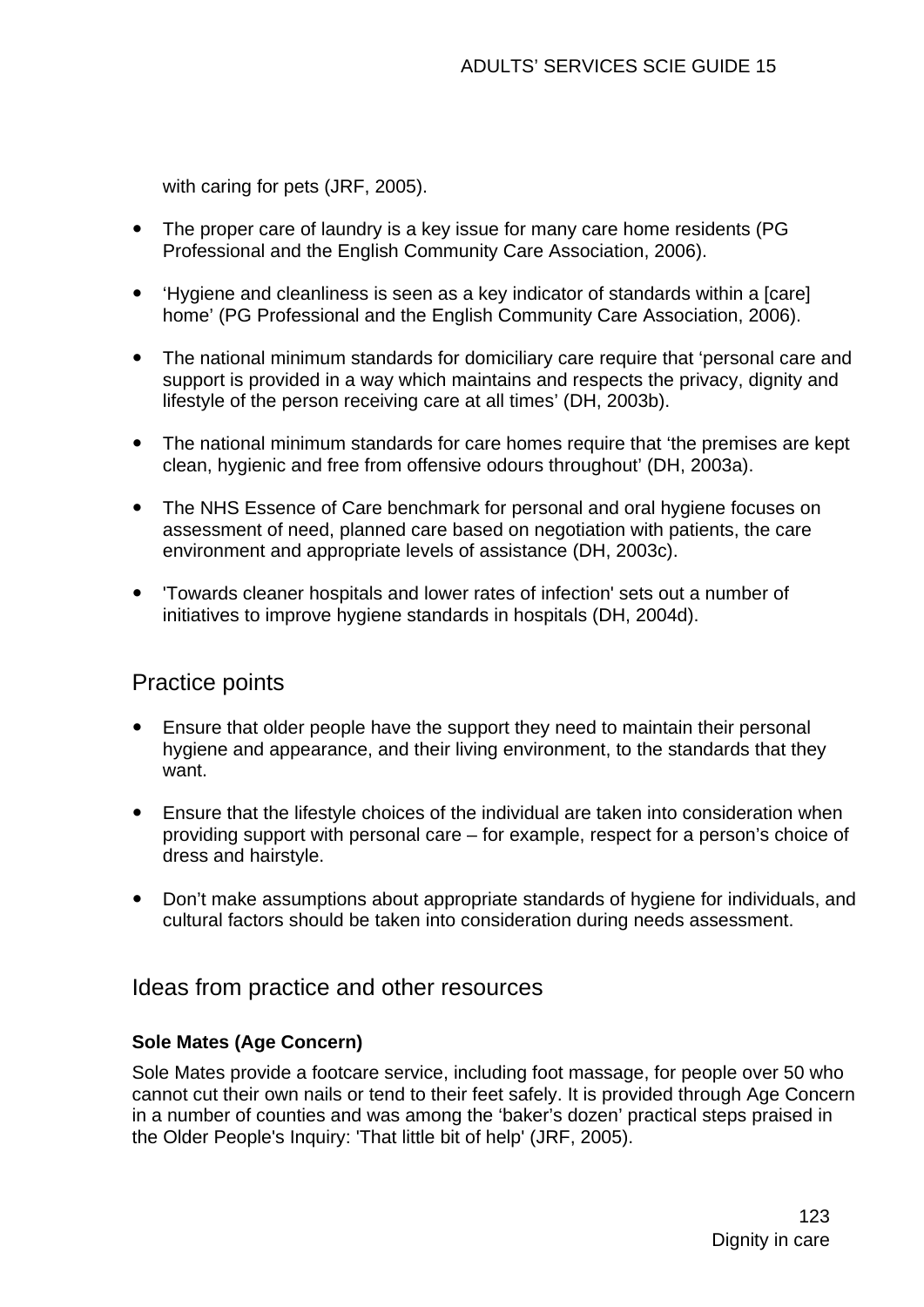with caring for pets (JRF, 2005).

- The proper care of laundry is a key issue for many care home residents (PG Professional and the English Community Care Association, 2006).
- 'Hygiene and cleanliness is seen as a key indicator of standards within a [care] home' (PG Professional and the English Community Care Association, 2006).
- The national minimum standards for domiciliary care require that 'personal care and support is provided in a way which maintains and respects the privacy, dignity and lifestyle of the person receiving care at all times' (DH, 2003b).
- The national minimum standards for care homes require that 'the premises are kept clean, hygienic and free from offensive odours throughout' (DH, 2003a).
- The NHS Essence of Care benchmark for personal and oral hygiene focuses on assessment of need, planned care based on negotiation with patients, the care environment and appropriate levels of assistance (DH, 2003c).
- 'Towards cleaner hospitals and lower rates of infection' sets out a number of initiatives to improve hygiene standards in hospitals (DH, 2004d).

## Practice points

- Ensure that older people have the support they need to maintain their personal hygiene and appearance, and their living environment, to the standards that they want.
- Ensure that the lifestyle choices of the individual are taken into consideration when providing support with personal care – for example, respect for a person's choice of dress and hairstyle.
- Don't make assumptions about appropriate standards of hygiene for individuals, and cultural factors should be taken into consideration during needs assessment.

## Ideas from practice and other resources

**Sole Mates (Age Concern)**

Sole Mates provide a footcare service, including foot massage, for people over 50 who cannot cut their own nails or tend to their feet safely. It is provided through Age Concern in a number of counties and was among the 'baker's dozen' practical steps praised in the Older People's Inquiry: 'That little bit of help' (JRF, 2005).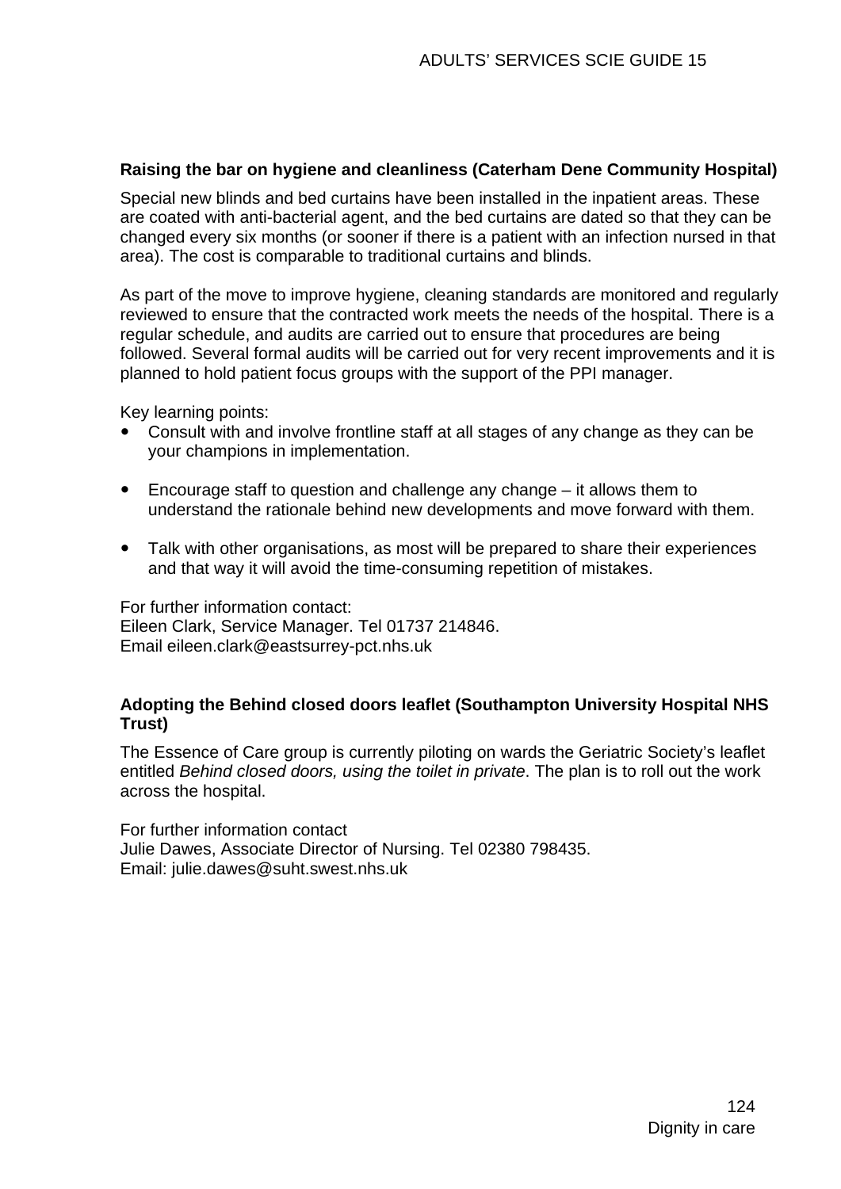**Raising the bar on hygiene and cleanliness (Caterham Dene Community Hospital)**

Special new blinds and bed curtains have been installed in the inpatient areas. These are coated with anti-bacterial agent, and the bed curtains are dated so that they can be changed every six months (or sooner if there is a patient with an infection nursed in that area). The cost is comparable to traditional curtains and blinds.

As part of the move to improve hygiene, cleaning standards are monitored and regularly reviewed to ensure that the contracted work meets the needs of the hospital. There is a regular schedule, and audits are carried out to ensure that procedures are being followed. Several formal audits will be carried out for very recent improvements and it is planned to hold patient focus groups with the support of the PPI manager.

Key learning points:

- Consult with and involve frontline staff at all stages of any change as they can be your champions in implementation.
- Encourage staff to question and challenge any change – it allows them to understand the rationale behind new developments and move forward with them.
- Talk with other organisations, as most will be prepared to share their experiences and that way it will avoid the time-consuming repetition of mistakes.

For further information contact:
Eileen Clark, Service Manager. Tel 01737 214846.
Email eileen.clark@eastsurrey-pct.nhs.uk

**Adopting the Behind closed doors leaflet (Southampton University Hospital NHS Trust)**

The Essence of Care group is currently piloting on wards the Geriatric Society's leaflet entitled *Behind closed doors, using the toilet in private*. The plan is to roll out the work across the hospital.

For further information contact
Julie Dawes, Associate Director of Nursing. Tel 02380 798435.
Email: julie.dawes@suht.swest.nhs.uk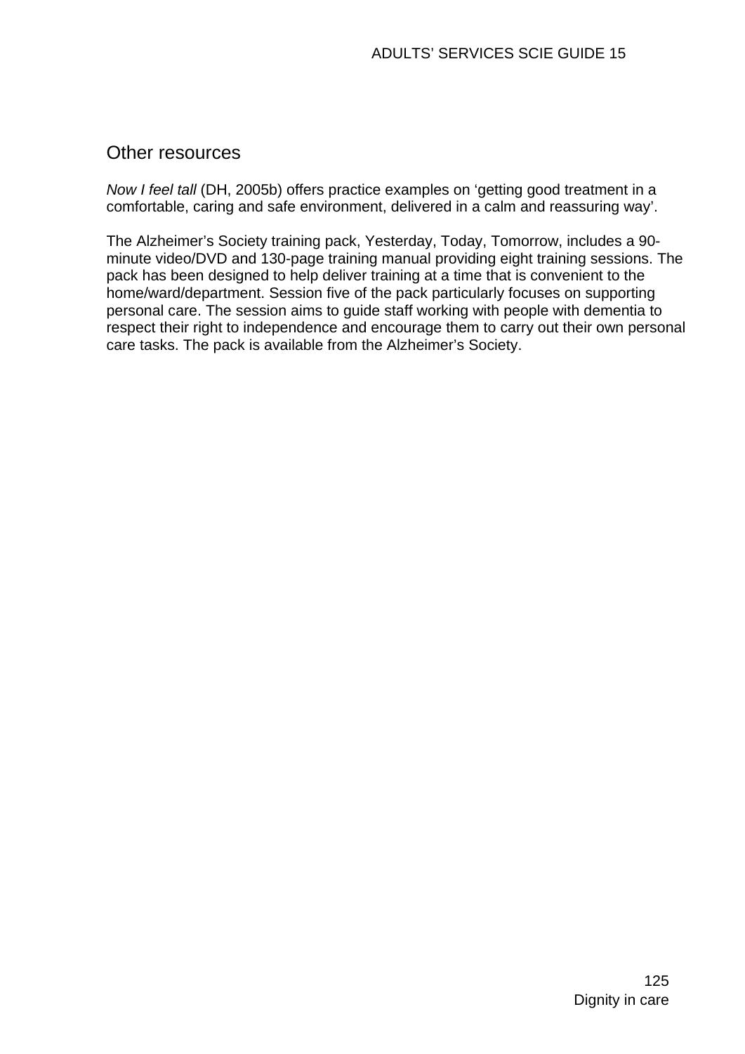## Other resources

*Now I feel tall* (DH, 2005b) offers practice examples on 'getting good treatment in a comfortable, caring and safe environment, delivered in a calm and reassuring way'.

The Alzheimer's Society training pack, Yesterday, Today, Tomorrow, includes a 90-minute video/DVD and 130-page training manual providing eight training sessions. The pack has been designed to help deliver training at a time that is convenient to the home/ward/department. Session five of the pack particularly focuses on supporting personal care. The session aims to guide staff working with people with dementia to respect their right to independence and encourage them to carry out their own personal care tasks. The pack is available from the Alzheimer's Society.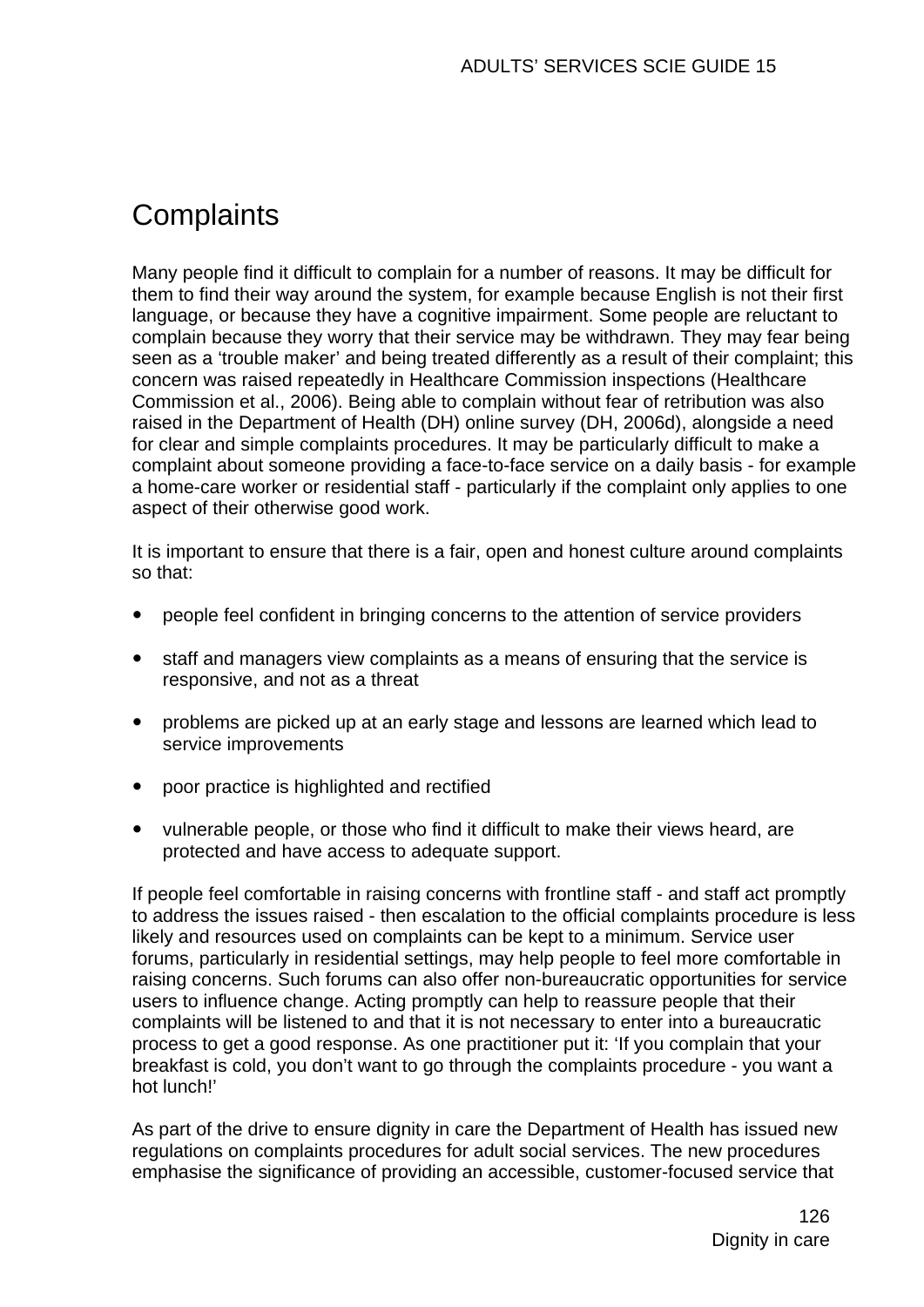## Complaints

Many people find it difficult to complain for a number of reasons. It may be difficult for them to find their way around the system, for example because English is not their first language, or because they have a cognitive impairment. Some people are reluctant to complain because they worry that their service may be withdrawn. They may fear being seen as a 'trouble maker' and being treated differently as a result of their complaint; this concern was raised repeatedly in Healthcare Commission inspections (Healthcare Commission et al., 2006). Being able to complain without fear of retribution was also raised in the Department of Health (DH) online survey (DH, 2006d), alongside a need for clear and simple complaints procedures. It may be particularly difficult to make a complaint about someone providing a face-to-face service on a daily basis - for example a home-care worker or residential staff - particularly if the complaint only applies to one aspect of their otherwise good work.

It is important to ensure that there is a fair, open and honest culture around complaints so that:

- people feel confident in bringing concerns to the attention of service providers
- staff and managers view complaints as a means of ensuring that the service is responsive, and not as a threat
- problems are picked up at an early stage and lessons are learned which lead to service improvements
- poor practice is highlighted and rectified
- vulnerable people, or those who find it difficult to make their views heard, are protected and have access to adequate support.

If people feel comfortable in raising concerns with frontline staff - and staff act promptly to address the issues raised - then escalation to the official complaints procedure is less likely and resources used on complaints can be kept to a minimum. Service user forums, particularly in residential settings, may help people to feel more comfortable in raising concerns. Such forums can also offer non-bureaucratic opportunities for service users to influence change. Acting promptly can help to reassure people that their complaints will be listened to and that it is not necessary to enter into a bureaucratic process to get a good response. As one practitioner put it: 'If you complain that your breakfast is cold, you don't want to go through the complaints procedure - you want a hot lunch!'

As part of the drive to ensure dignity in care the Department of Health has issued new regulations on complaints procedures for adult social services. The new procedures emphasise the significance of providing an accessible, customer-focused service that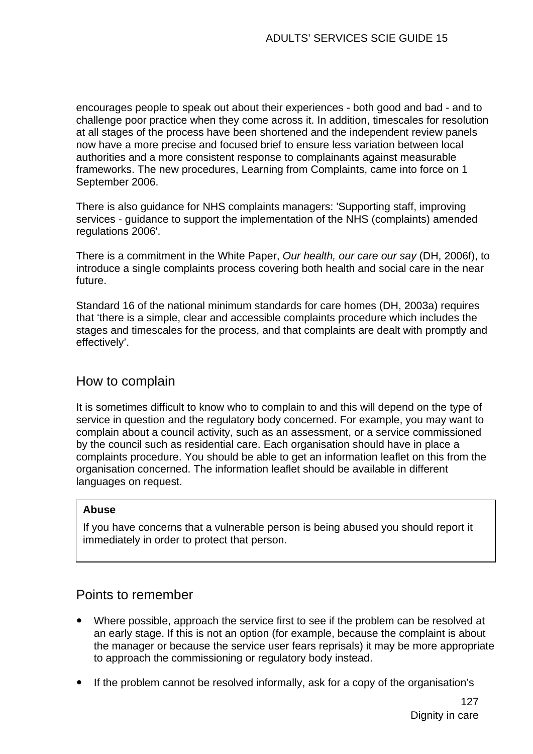encourages people to speak out about their experiences - both good and bad - and to challenge poor practice when they come across it. In addition, timescales for resolution at all stages of the process have been shortened and the independent review panels now have a more precise and focused brief to ensure less variation between local authorities and a more consistent response to complainants against measurable frameworks. The new procedures, Learning from Complaints, came into force on 1 September 2006.

There is also guidance for NHS complaints managers: 'Supporting staff, improving services - guidance to support the implementation of the NHS (complaints) amended regulations 2006'.

There is a commitment in the White Paper, *Our health, our care our say* (DH, 2006f), to introduce a single complaints process covering both health and social care in the near future.

Standard 16 of the national minimum standards for care homes (DH, 2003a) requires that ‘there is a simple, clear and accessible complaints procedure which includes the stages and timescales for the process, and that complaints are dealt with promptly and effectively’.

## How to complain

It is sometimes difficult to know who to complain to and this will depend on the type of service in question and the regulatory body concerned. For example, you may want to complain about a council activity, such as an assessment, or a service commissioned by the council such as residential care. Each organisation should have in place a complaints procedure. You should be able to get an information leaflet on this from the organisation concerned. The information leaflet should be available in different languages on request.

**Abuse**

If you have concerns that a vulnerable person is being abused you should report it immediately in order to protect that person.

## Points to remember

- Where possible, approach the service first to see if the problem can be resolved at an early stage. If this is not an option (for example, because the complaint is about the manager or because the service user fears reprisals) it may be more appropriate to approach the commissioning or regulatory body instead.
- If the problem cannot be resolved informally, ask for a copy of the organisation’s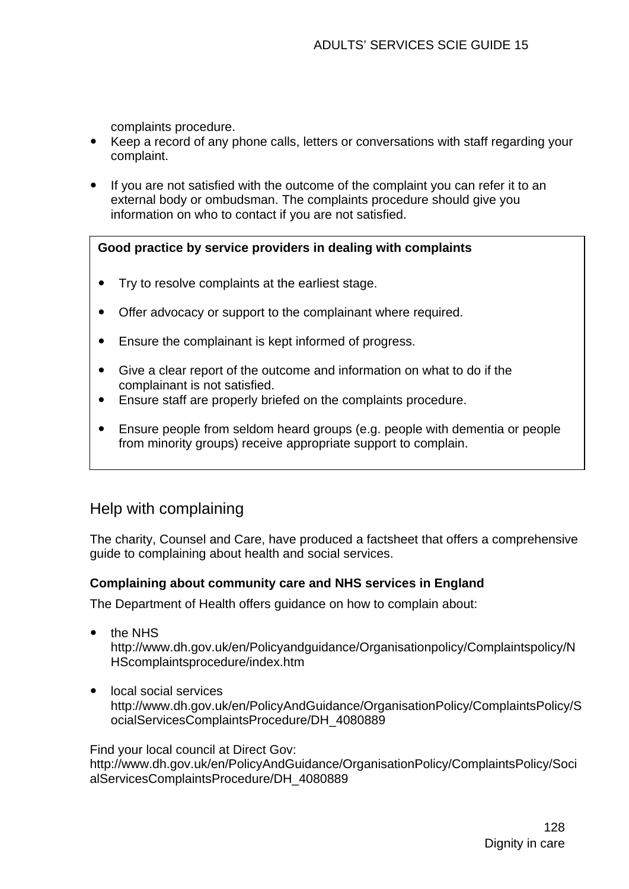complaints procedure.

- Keep a record of any phone calls, letters or conversations with staff regarding your complaint.
- If you are not satisfied with the outcome of the complaint you can refer it to an external body or ombudsman. The complaints procedure should give you information on who to contact if you are not satisfied.

**Good practice by service providers in dealing with complaints**

- Try to resolve complaints at the earliest stage.
- Offer advocacy or support to the complainant where required.
- Ensure the complainant is kept informed of progress.
- Give a clear report of the outcome and information on what to do if the complainant is not satisfied.
- Ensure staff are properly briefed on the complaints procedure.
- Ensure people from seldom heard groups (e.g. people with dementia or people from minority groups) receive appropriate support to complain.

## Help with complaining

The charity, Counsel and Care, have produced a factsheet that offers a comprehensive guide to complaining about health and social services.

**Complaining about community care and NHS services in England**

The Department of Health offers guidance on how to complain about:

- the NHS
  http://www.dh.gov.uk/en/Policyandguidance/Organisationpolicy/Complaintspolicy/NHScomplaintsprocedure/index.htm
- local social services
  http://www.dh.gov.uk/en/PolicyAndGuidance/OrganisationPolicy/ComplaintsPolicy/SocialServicesComplaintsProcedure/DH_4080889

Find your local council at Direct Gov:
http://www.dh.gov.uk/en/PolicyAndGuidance/OrganisationPolicy/ComplaintsPolicy/SocialServicesComplaintsProcedure/DH_4080889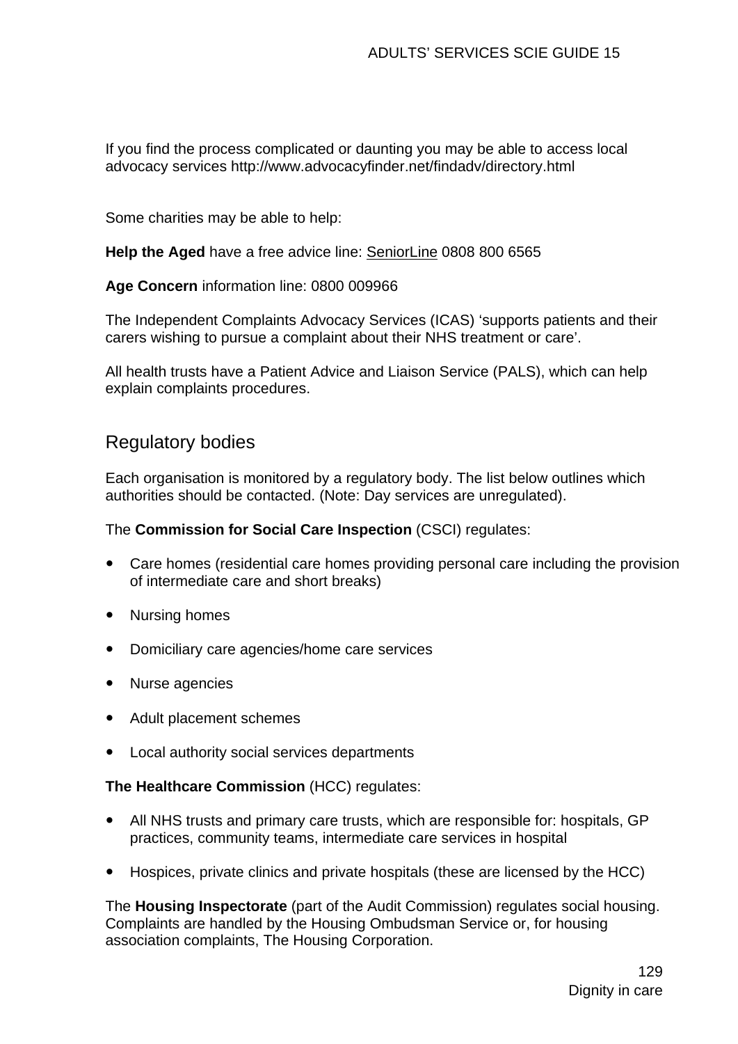If you find the process complicated or daunting you may be able to access local advocacy services http://www.advocacyfinder.net/findadv/directory.html

Some charities may be able to help:

**Help the Aged** have a free advice line: SeniorLine 0808 800 6565

**Age Concern** information line: 0800 009966

The Independent Complaints Advocacy Services (ICAS) 'supports patients and their carers wishing to pursue a complaint about their NHS treatment or care'.

All health trusts have a Patient Advice and Liaison Service (PALS), which can help explain complaints procedures.

## Regulatory bodies

Each organisation is monitored by a regulatory body. The list below outlines which authorities should be contacted. (Note: Day services are unregulated).

The **Commission for Social Care Inspection** (CSCI) regulates:

- Care homes (residential care homes providing personal care including the provision of intermediate care and short breaks)
- Nursing homes
- Domiciliary care agencies/home care services
- Nurse agencies
- Adult placement schemes
- Local authority social services departments

**The Healthcare Commission** (HCC) regulates:

- All NHS trusts and primary care trusts, which are responsible for: hospitals, GP practices, community teams, intermediate care services in hospital
- Hospices, private clinics and private hospitals (these are licensed by the HCC)

The **Housing Inspectorate** (part of the Audit Commission) regulates social housing. Complaints are handled by the Housing Ombudsman Service or, for housing association complaints, The Housing Corporation.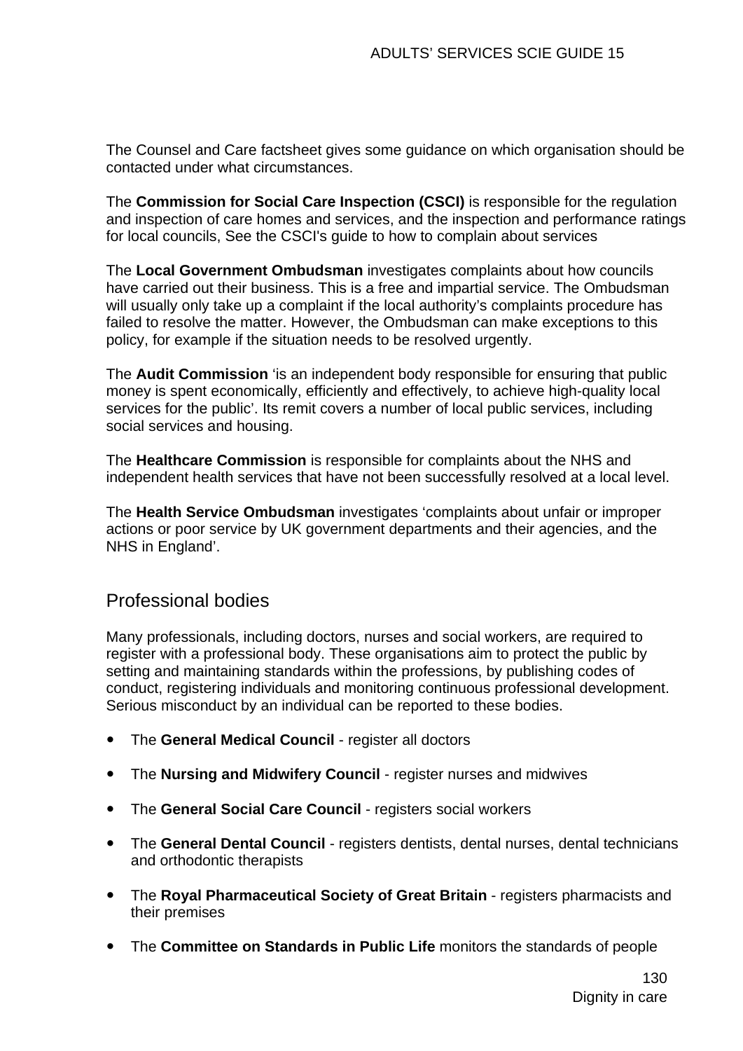The Counsel and Care factsheet gives some guidance on which organisation should be contacted under what circumstances.

The **Commission for Social Care Inspection (CSCI)** is responsible for the regulation and inspection of care homes and services, and the inspection and performance ratings for local councils, See the CSCI's guide to how to complain about services

The **Local Government Ombudsman** investigates complaints about how councils have carried out their business. This is a free and impartial service. The Ombudsman will usually only take up a complaint if the local authority's complaints procedure has failed to resolve the matter. However, the Ombudsman can make exceptions to this policy, for example if the situation needs to be resolved urgently.

The **Audit Commission** 'is an independent body responsible for ensuring that public money is spent economically, efficiently and effectively, to achieve high-quality local services for the public'. Its remit covers a number of local public services, including social services and housing.

The **Healthcare Commission** is responsible for complaints about the NHS and independent health services that have not been successfully resolved at a local level.

The **Health Service Ombudsman** investigates 'complaints about unfair or improper actions or poor service by UK government departments and their agencies, and the NHS in England'.

## Professional bodies

Many professionals, including doctors, nurses and social workers, are required to register with a professional body. These organisations aim to protect the public by setting and maintaining standards within the professions, by publishing codes of conduct, registering individuals and monitoring continuous professional development. Serious misconduct by an individual can be reported to these bodies.

- The **General Medical Council** - register all doctors
- The **Nursing and Midwifery Council** - register nurses and midwives
- The **General Social Care Council** - registers social workers
- The **General Dental Council** - registers dentists, dental nurses, dental technicians and orthodontic therapists
- The **Royal Pharmaceutical Society of Great Britain** - registers pharmacists and their premises
- The **Committee on Standards in Public Life** monitors the standards of people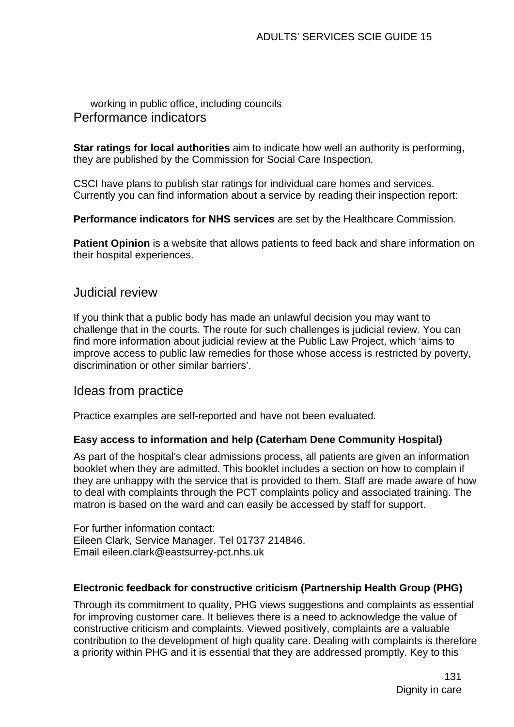working in public office, including councils

## Performance indicators

**Star ratings for local authorities** aim to indicate how well an authority is performing, they are published by the Commission for Social Care Inspection.

CSCI have plans to publish star ratings for individual care homes and services. Currently you can find information about a service by reading their inspection report:

**Performance indicators for NHS services** are set by the Healthcare Commission.

**Patient Opinion** is a website that allows patients to feed back and share information on their hospital experiences.

## Judicial review

If you think that a public body has made an unlawful decision you may want to challenge that in the courts. The route for such challenges is judicial review. You can find more information about judicial review at the Public Law Project, which 'aims to improve access to public law remedies for those whose access is restricted by poverty, discrimination or other similar barriers'.

## Ideas from practice

Practice examples are self-reported and have not been evaluated.

### Easy access to information and help (Caterham Dene Community Hospital)

As part of the hospital's clear admissions process, all patients are given an information booklet when they are admitted. This booklet includes a section on how to complain if they are unhappy with the service that is provided to them. Staff are made aware of how to deal with complaints through the PCT complaints policy and associated training. The matron is based on the ward and can easily be accessed by staff for support.

For further information contact:
Eileen Clark, Service Manager. Tel 01737 214846.
Email eileen.clark@eastsurrey-pct.nhs.uk

### Electronic feedback for constructive criticism (Partnership Health Group (PHG)

Through its commitment to quality, PHG views suggestions and complaints as essential for improving customer care. It believes there is a need to acknowledge the value of constructive criticism and complaints. Viewed positively, complaints are a valuable contribution to the development of high quality care. Dealing with complaints is therefore a priority within PHG and it is essential that they are addressed promptly. Key to this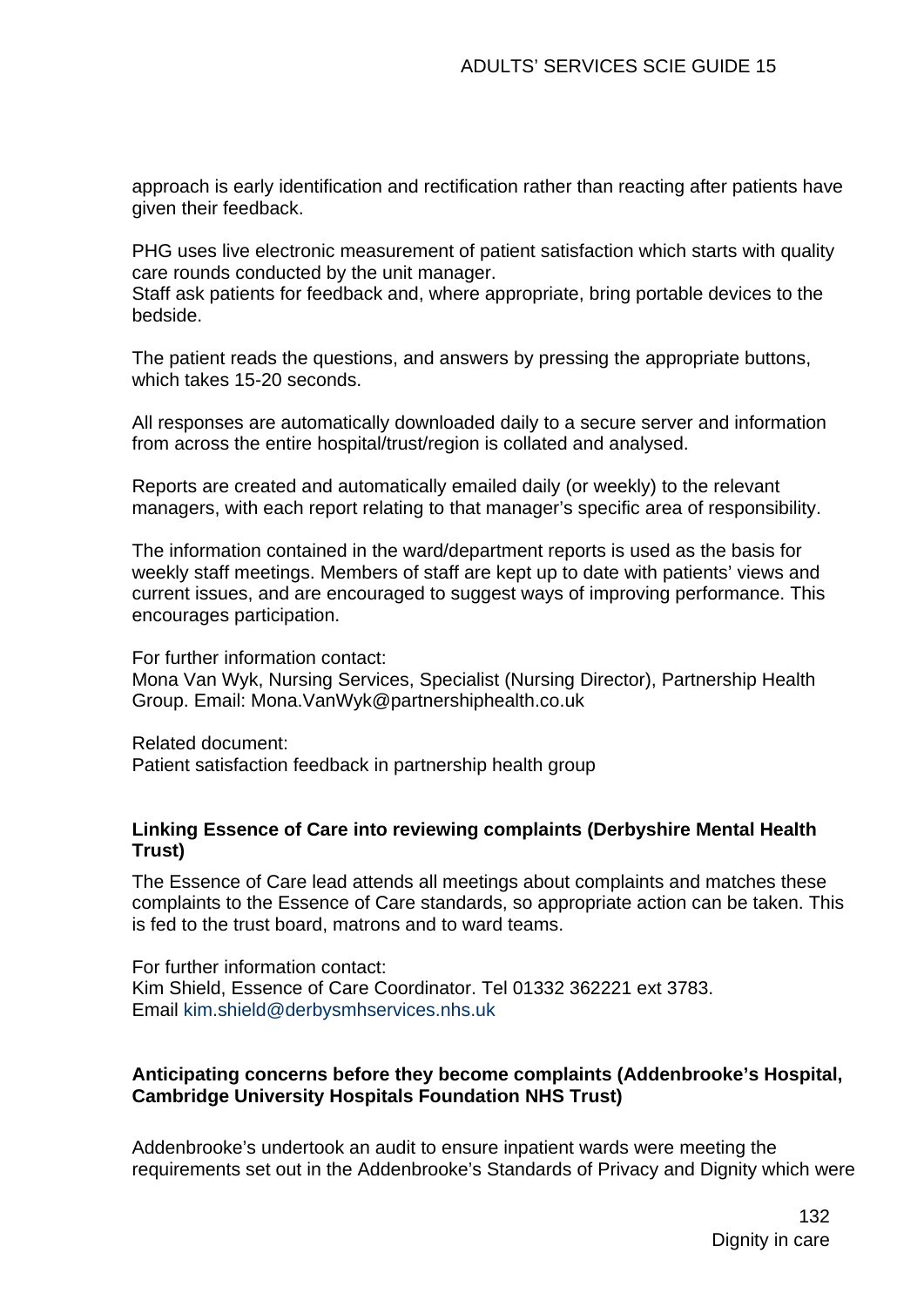approach is early identification and rectification rather than reacting after patients have given their feedback.

PHG uses live electronic measurement of patient satisfaction which starts with quality care rounds conducted by the unit manager.
Staff ask patients for feedback and, where appropriate, bring portable devices to the bedside.

The patient reads the questions, and answers by pressing the appropriate buttons, which takes 15-20 seconds.

All responses are automatically downloaded daily to a secure server and information from across the entire hospital/trust/region is collated and analysed.

Reports are created and automatically emailed daily (or weekly) to the relevant managers, with each report relating to that manager's specific area of responsibility.

The information contained in the ward/department reports is used as the basis for weekly staff meetings. Members of staff are kept up to date with patients' views and current issues, and are encouraged to suggest ways of improving performance. This encourages participation.

For further information contact:
Mona Van Wyk, Nursing Services, Specialist (Nursing Director), Partnership Health Group. Email: Mona.VanWyk@partnershiphealth.co.uk

Related document:
Patient satisfaction feedback in partnership health group

**Linking Essence of Care into reviewing complaints (Derbyshire Mental Health Trust)**

The Essence of Care lead attends all meetings about complaints and matches these complaints to the Essence of Care standards, so appropriate action can be taken. This is fed to the trust board, matrons and to ward teams.

For further information contact:
Kim Shield, Essence of Care Coordinator. Tel 01332 362221 ext 3783.
Email kim.shield@derbysmhservices.nhs.uk

**Anticipating concerns before they become complaints (Addenbrooke's Hospital, Cambridge University Hospitals Foundation NHS Trust)**

Addenbrooke's undertook an audit to ensure inpatient wards were meeting the requirements set out in the Addenbrooke's Standards of Privacy and Dignity which were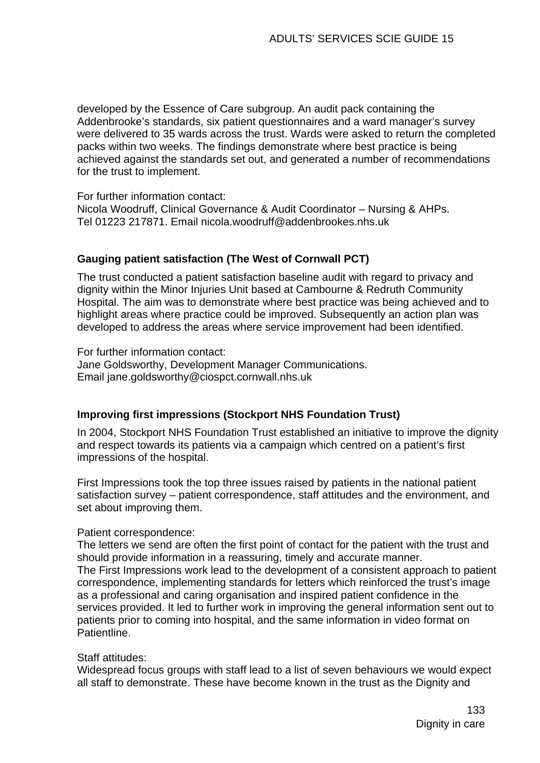developed by the Essence of Care subgroup. An audit pack containing the Addenbrooke's standards, six patient questionnaires and a ward manager's survey were delivered to 35 wards across the trust. Wards were asked to return the completed packs within two weeks. The findings demonstrate where best practice is being achieved against the standards set out, and generated a number of recommendations for the trust to implement.

For further information contact:
Nicola Woodruff, Clinical Governance & Audit Coordinator – Nursing & AHPs.
Tel 01223 217871. Email nicola.woodruff@addenbrookes.nhs.uk

**Gauging patient satisfaction (The West of Cornwall PCT)**

The trust conducted a patient satisfaction baseline audit with regard to privacy and dignity within the Minor Injuries Unit based at Cambourne & Redruth Community Hospital. The aim was to demonstrate where best practice was being achieved and to highlight areas where practice could be improved. Subsequently an action plan was developed to address the areas where service improvement had been identified.

For further information contact:
Jane Goldsworthy, Development Manager Communications.
Email jane.goldsworthy@ciospct.cornwall.nhs.uk

**Improving first impressions (Stockport NHS Foundation Trust)**

In 2004, Stockport NHS Foundation Trust established an initiative to improve the dignity and respect towards its patients via a campaign which centred on a patient's first impressions of the hospital.

First Impressions took the top three issues raised by patients in the national patient satisfaction survey – patient correspondence, staff attitudes and the environment, and set about improving them.

Patient correspondence:
The letters we send are often the first point of contact for the patient with the trust and should provide information in a reassuring, timely and accurate manner.
The First Impressions work lead to the development of a consistent approach to patient correspondence, implementing standards for letters which reinforced the trust's image as a professional and caring organisation and inspired patient confidence in the services provided. It led to further work in improving the general information sent out to patients prior to coming into hospital, and the same information in video format on Patientline.

Staff attitudes:
Widespread focus groups with staff lead to a list of seven behaviours we would expect all staff to demonstrate. These have become known in the trust as the Dignity and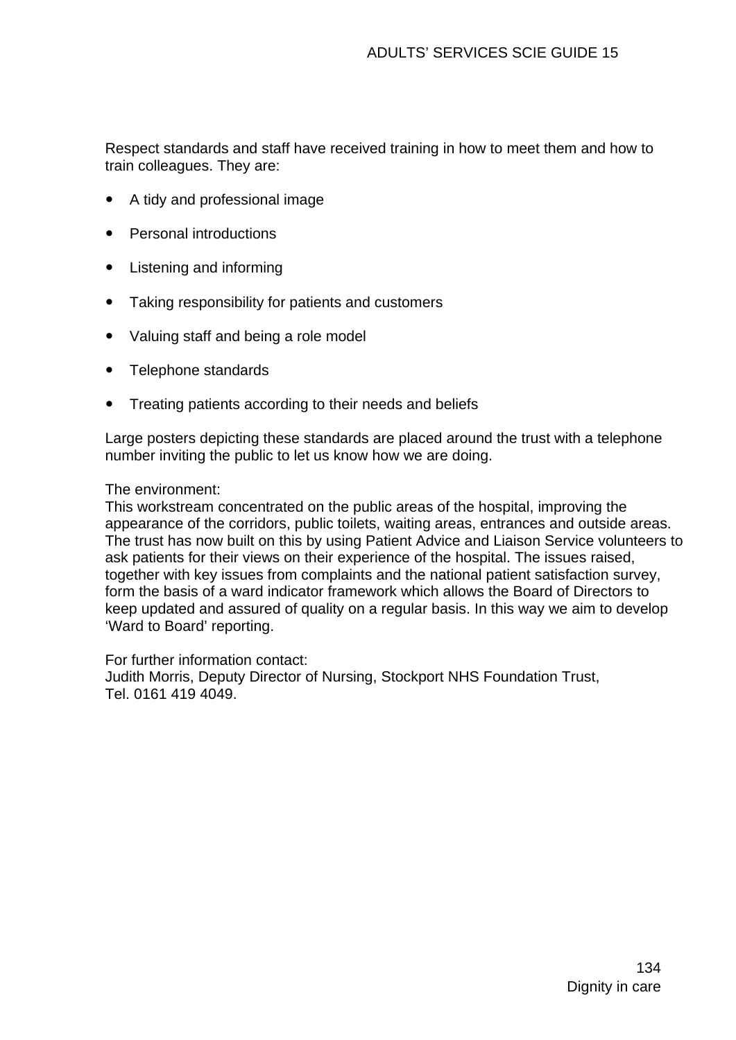Respect standards and staff have received training in how to meet them and how to train colleagues. They are:

- A tidy and professional image
- Personal introductions
- Listening and informing
- Taking responsibility for patients and customers
- Valuing staff and being a role model
- Telephone standards
- Treating patients according to their needs and beliefs

Large posters depicting these standards are placed around the trust with a telephone number inviting the public to let us know how we are doing.

The environment:
This workstream concentrated on the public areas of the hospital, improving the appearance of the corridors, public toilets, waiting areas, entrances and outside areas. The trust has now built on this by using Patient Advice and Liaison Service volunteers to ask patients for their views on their experience of the hospital. The issues raised, together with key issues from complaints and the national patient satisfaction survey, form the basis of a ward indicator framework which allows the Board of Directors to keep updated and assured of quality on a regular basis. In this way we aim to develop 'Ward to Board' reporting.

For further information contact:
Judith Morris, Deputy Director of Nursing, Stockport NHS Foundation Trust,
Tel. 0161 419 4049.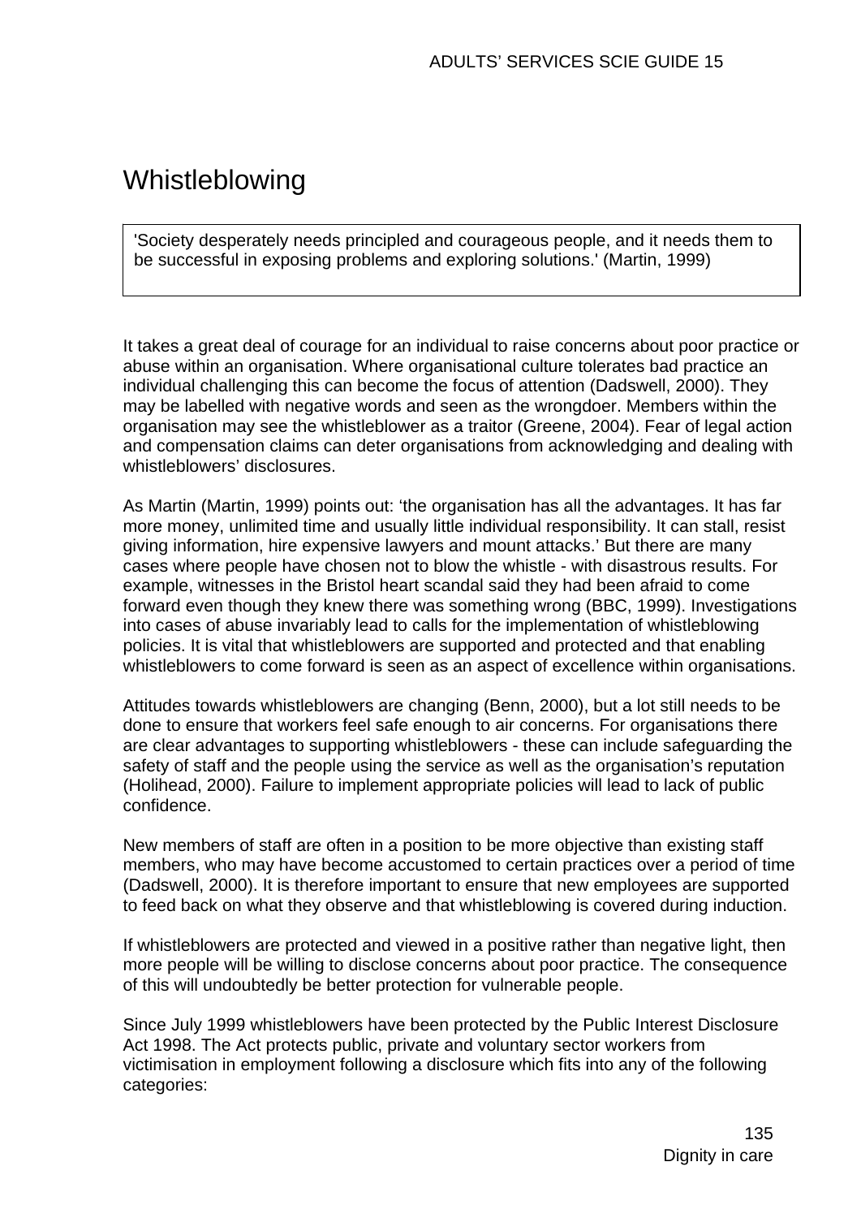# Whistleblowing

> 'Society desperately needs principled and courageous people, and it needs them to be successful in exposing problems and exploring solutions.' (Martin, 1999)

It takes a great deal of courage for an individual to raise concerns about poor practice or abuse within an organisation. Where organisational culture tolerates bad practice an individual challenging this can become the focus of attention (Dadswell, 2000). They may be labelled with negative words and seen as the wrongdoer. Members within the organisation may see the whistleblower as a traitor (Greene, 2004). Fear of legal action and compensation claims can deter organisations from acknowledging and dealing with whistleblowers' disclosures.

As Martin (Martin, 1999) points out: 'the organisation has all the advantages. It has far more money, unlimited time and usually little individual responsibility. It can stall, resist giving information, hire expensive lawyers and mount attacks.' But there are many cases where people have chosen not to blow the whistle - with disastrous results. For example, witnesses in the Bristol heart scandal said they had been afraid to come forward even though they knew there was something wrong (BBC, 1999). Investigations into cases of abuse invariably lead to calls for the implementation of whistleblowing policies. It is vital that whistleblowers are supported and protected and that enabling whistleblowers to come forward is seen as an aspect of excellence within organisations.

Attitudes towards whistleblowers are changing (Benn, 2000), but a lot still needs to be done to ensure that workers feel safe enough to air concerns. For organisations there are clear advantages to supporting whistleblowers - these can include safeguarding the safety of staff and the people using the service as well as the organisation's reputation (Holihead, 2000). Failure to implement appropriate policies will lead to lack of public confidence.

New members of staff are often in a position to be more objective than existing staff members, who may have become accustomed to certain practices over a period of time (Dadswell, 2000). It is therefore important to ensure that new employees are supported to feed back on what they observe and that whistleblowing is covered during induction.

If whistleblowers are protected and viewed in a positive rather than negative light, then more people will be willing to disclose concerns about poor practice. The consequence of this will undoubtedly be better protection for vulnerable people.

Since July 1999 whistleblowers have been protected by the Public Interest Disclosure Act 1998. The Act protects public, private and voluntary sector workers from victimisation in employment following a disclosure which fits into any of the following categories: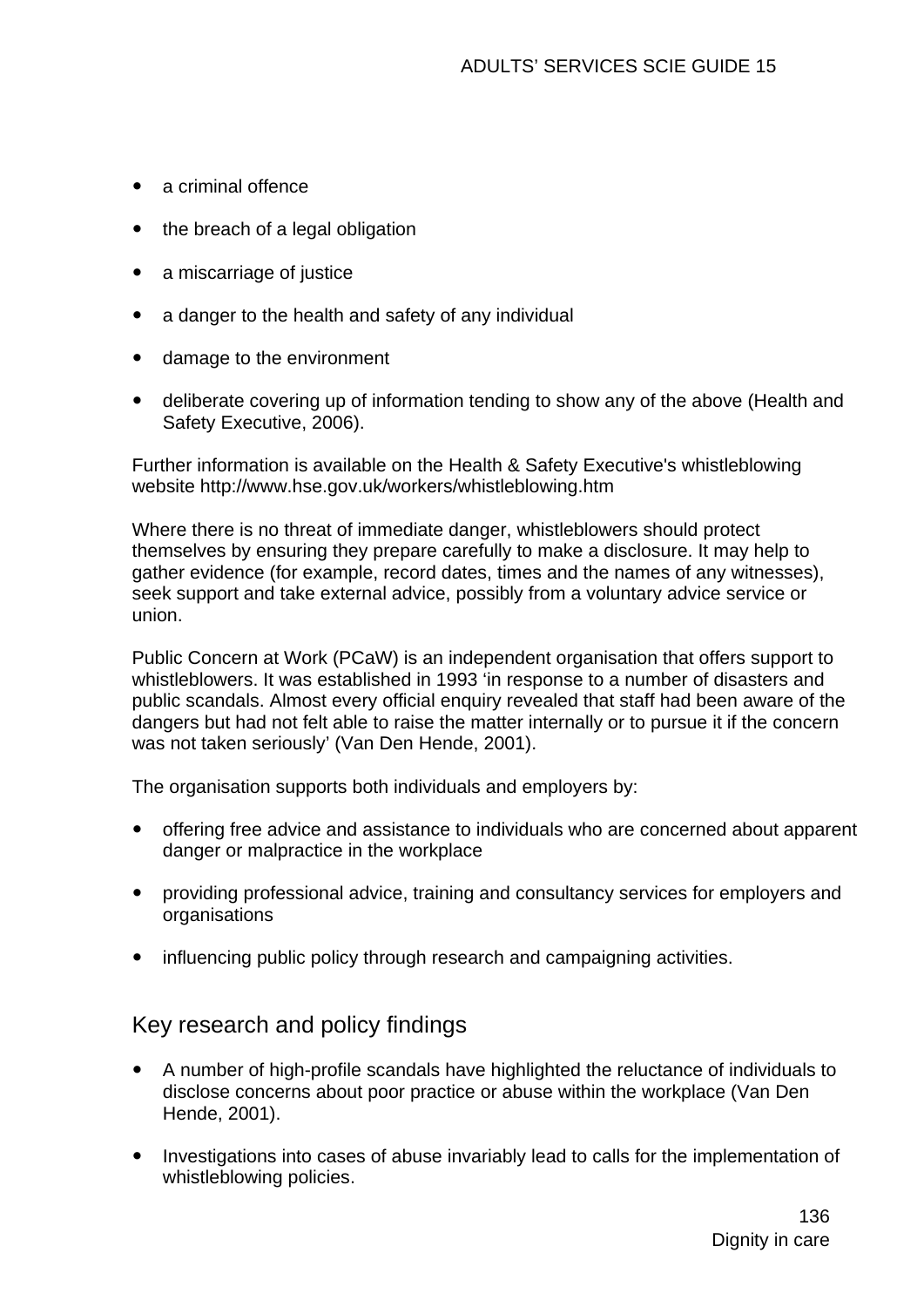- a criminal offence
- the breach of a legal obligation
- a miscarriage of justice
- a danger to the health and safety of any individual
- damage to the environment
- deliberate covering up of information tending to show any of the above (Health and Safety Executive, 2006).

Further information is available on the Health & Safety Executive's whistleblowing website http://www.hse.gov.uk/workers/whistleblowing.htm

Where there is no threat of immediate danger, whistleblowers should protect themselves by ensuring they prepare carefully to make a disclosure. It may help to gather evidence (for example, record dates, times and the names of any witnesses), seek support and take external advice, possibly from a voluntary advice service or union.

Public Concern at Work (PCaW) is an independent organisation that offers support to whistleblowers. It was established in 1993 'in response to a number of disasters and public scandals. Almost every official enquiry revealed that staff had been aware of the dangers but had not felt able to raise the matter internally or to pursue it if the concern was not taken seriously' (Van Den Hende, 2001).

The organisation supports both individuals and employers by:

- offering free advice and assistance to individuals who are concerned about apparent danger or malpractice in the workplace
- providing professional advice, training and consultancy services for employers and organisations
- influencing public policy through research and campaigning activities.

## Key research and policy findings

- A number of high-profile scandals have highlighted the reluctance of individuals to disclose concerns about poor practice or abuse within the workplace (Van Den Hende, 2001).
- Investigations into cases of abuse invariably lead to calls for the implementation of whistleblowing policies.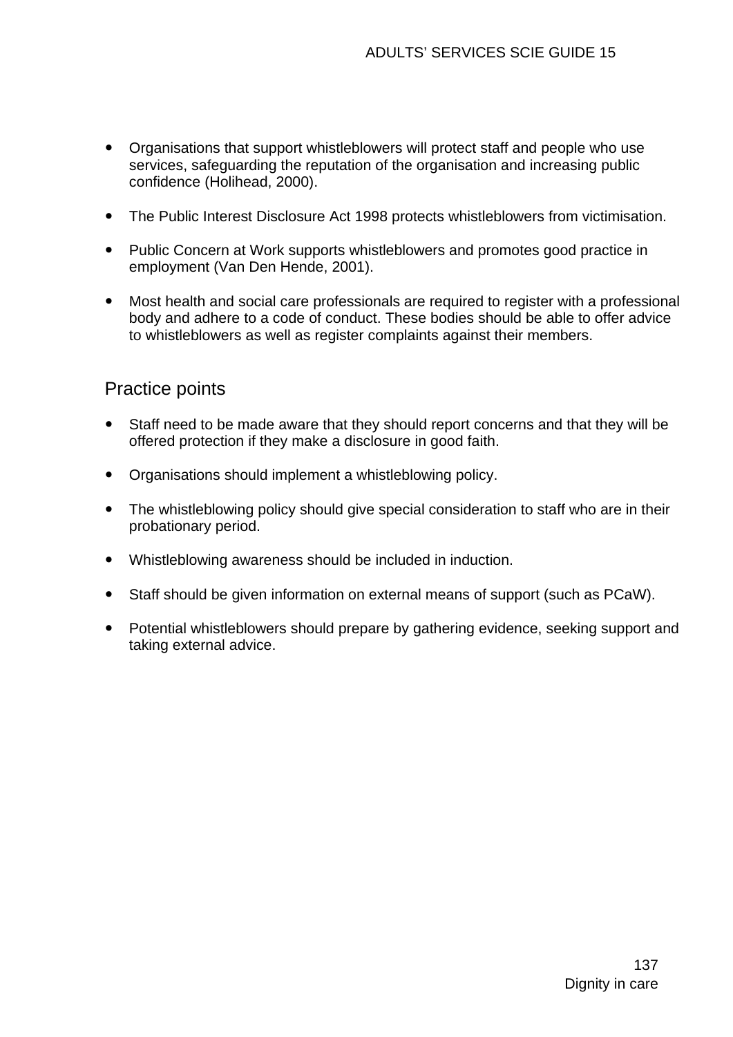- Organisations that support whistleblowers will protect staff and people who use services, safeguarding the reputation of the organisation and increasing public confidence (Holihead, 2000).

- The Public Interest Disclosure Act 1998 protects whistleblowers from victimisation.

- Public Concern at Work supports whistleblowers and promotes good practice in employment (Van Den Hende, 2001).

- Most health and social care professionals are required to register with a professional body and adhere to a code of conduct. These bodies should be able to offer advice to whistleblowers as well as register complaints against their members.

## Practice points

- Staff need to be made aware that they should report concerns and that they will be offered protection if they make a disclosure in good faith.

- Organisations should implement a whistleblowing policy.

- The whistleblowing policy should give special consideration to staff who are in their probationary period.

- Whistleblowing awareness should be included in induction.

- Staff should be given information on external means of support (such as PCaW).

- Potential whistleblowers should prepare by gathering evidence, seeking support and taking external advice.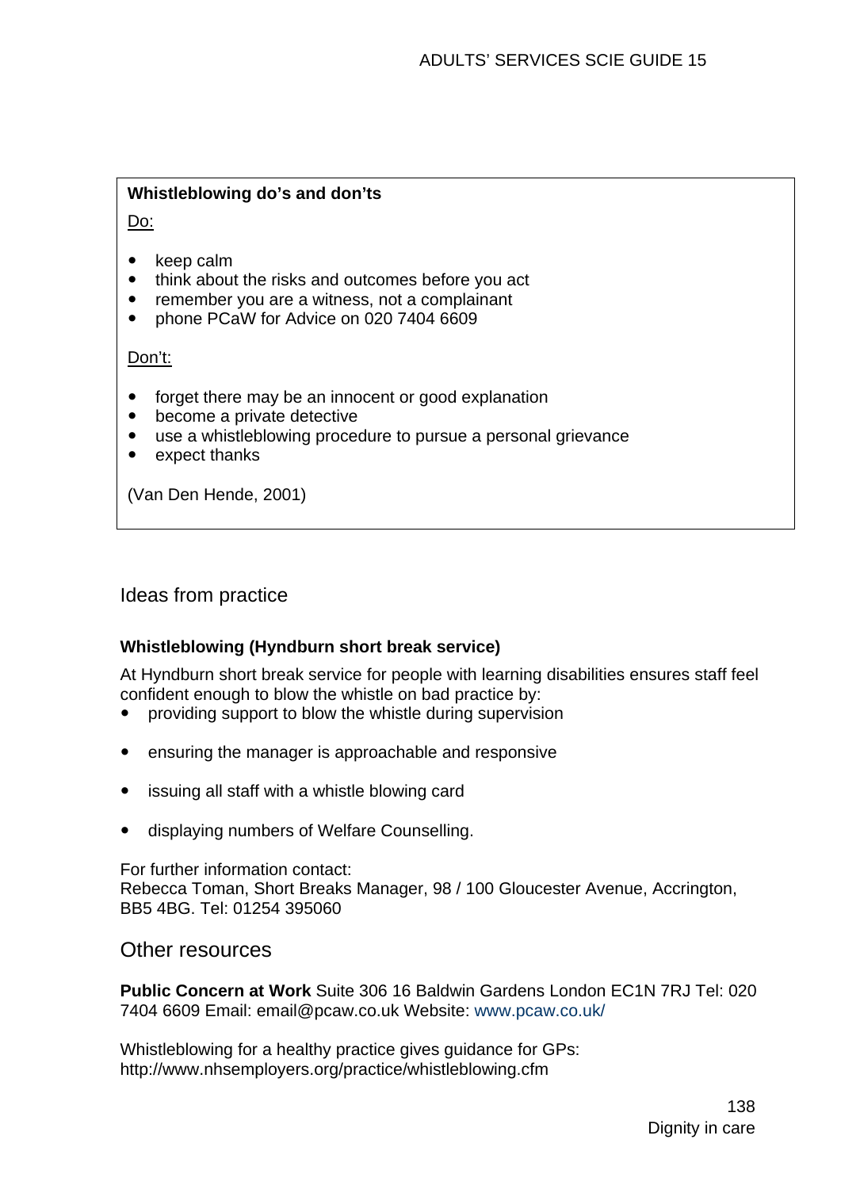**Whistleblowing do's and don'ts**

Do:

- keep calm
- think about the risks and outcomes before you act
- remember you are a witness, not a complainant
- phone PCaW for Advice on 020 7404 6609

Don't:

- forget there may be an innocent or good explanation
- become a private detective
- use a whistleblowing procedure to pursue a personal grievance
- expect thanks

(Van Den Hende, 2001)

## Ideas from practice

**Whistleblowing (Hyndburn short break service)**

At Hyndburn short break service for people with learning disabilities ensures staff feel confident enough to blow the whistle on bad practice by:

- providing support to blow the whistle during supervision
- ensuring the manager is approachable and responsive
- issuing all staff with a whistle blowing card
- displaying numbers of Welfare Counselling.

For further information contact:
Rebecca Toman, Short Breaks Manager, 98 / 100 Gloucester Avenue, Accrington, BB5 4BG. Tel: 01254 395060

## Other resources

**Public Concern at Work** Suite 306 16 Baldwin Gardens London EC1N 7RJ Tel: 020 7404 6609 Email: email@pcaw.co.uk Website: www.pcaw.co.uk/

Whistleblowing for a healthy practice gives guidance for GPs: http://www.nhsemployers.org/practice/whistleblowing.cfm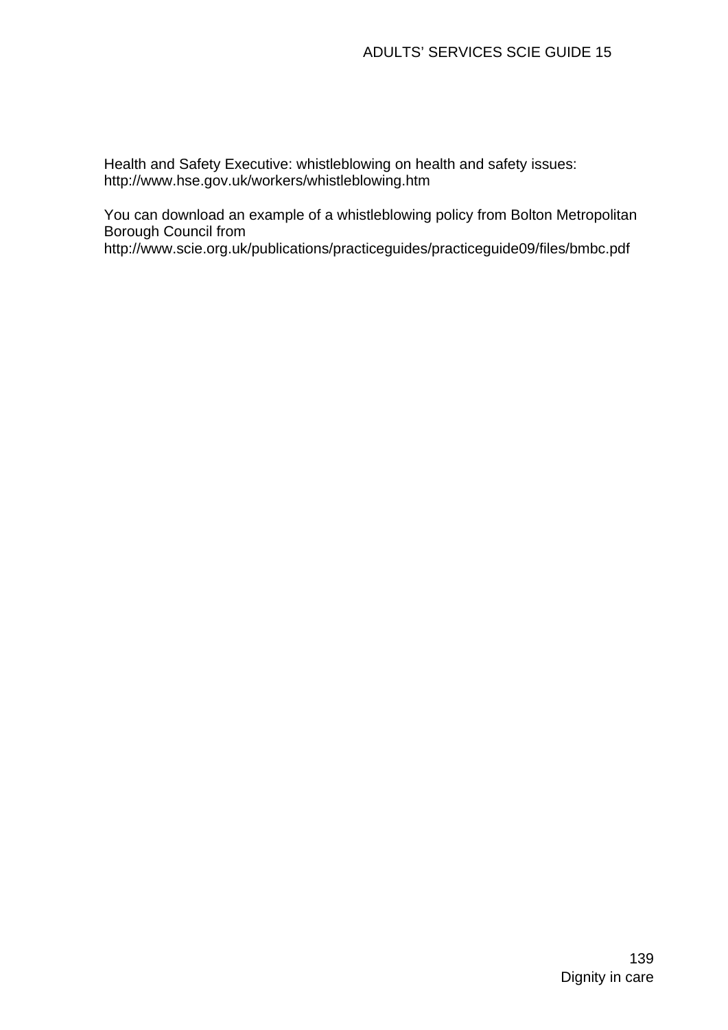Health and Safety Executive: whistleblowing on health and safety issues:
http://www.hse.gov.uk/workers/whistleblowing.htm

You can download an example of a whistleblowing policy from Bolton Metropolitan Borough Council from
http://www.scie.org.uk/publications/practiceguides/practiceguide09/files/bmbc.pdf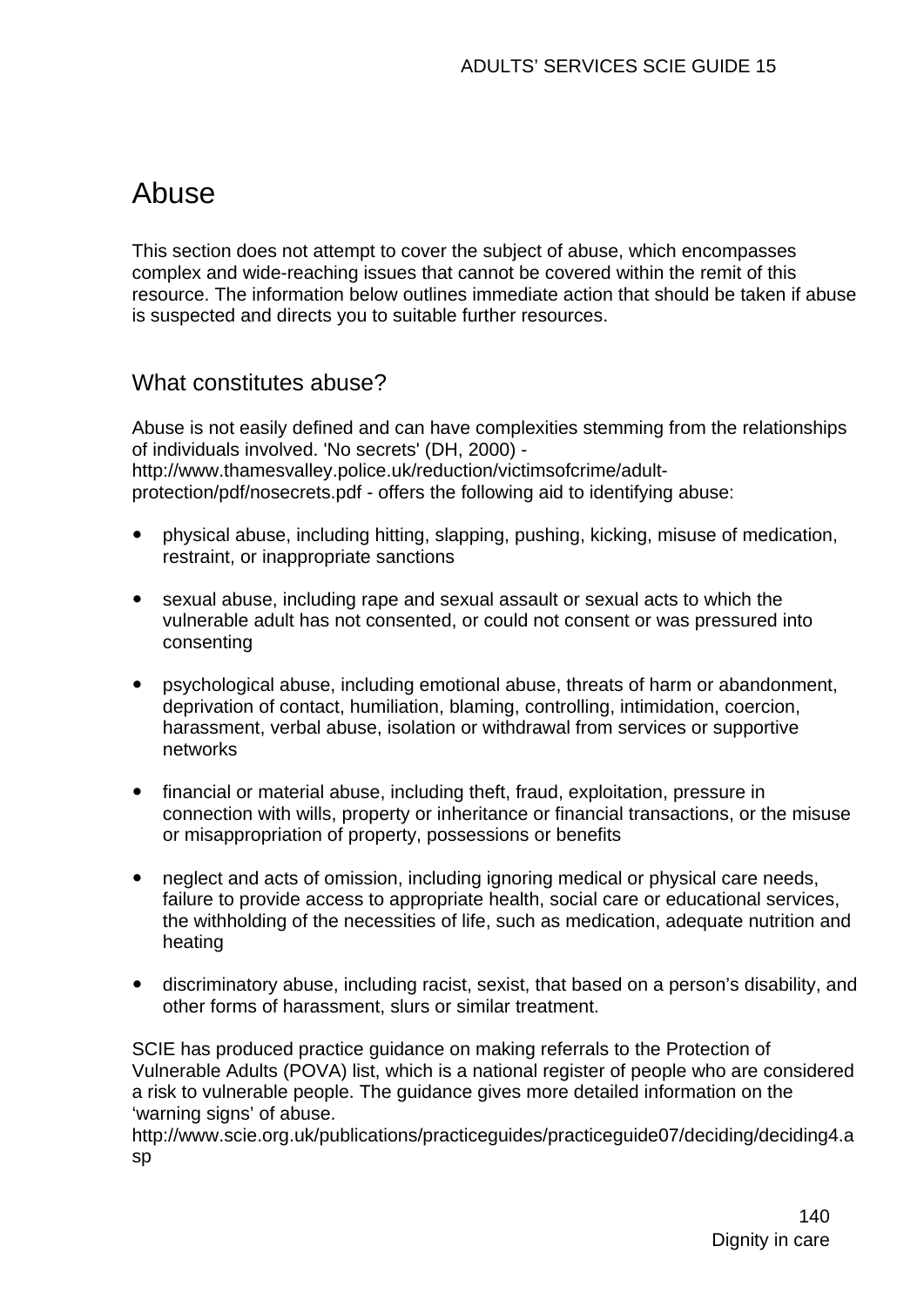# Abuse

This section does not attempt to cover the subject of abuse, which encompasses complex and wide-reaching issues that cannot be covered within the remit of this resource. The information below outlines immediate action that should be taken if abuse is suspected and directs you to suitable further resources.

## What constitutes abuse?

Abuse is not easily defined and can have complexities stemming from the relationships of individuals involved. 'No secrets' (DH, 2000) - http://www.thamesvalley.police.uk/reduction/victimsofcrime/adult-protection/pdf/nosecrets.pdf - offers the following aid to identifying abuse:

- physical abuse, including hitting, slapping, pushing, kicking, misuse of medication, restraint, or inappropriate sanctions
- sexual abuse, including rape and sexual assault or sexual acts to which the vulnerable adult has not consented, or could not consent or was pressured into consenting
- psychological abuse, including emotional abuse, threats of harm or abandonment, deprivation of contact, humiliation, blaming, controlling, intimidation, coercion, harassment, verbal abuse, isolation or withdrawal from services or supportive networks
- financial or material abuse, including theft, fraud, exploitation, pressure in connection with wills, property or inheritance or financial transactions, or the misuse or misappropriation of property, possessions or benefits
- neglect and acts of omission, including ignoring medical or physical care needs, failure to provide access to appropriate health, social care or educational services, the withholding of the necessities of life, such as medication, adequate nutrition and heating
- discriminatory abuse, including racist, sexist, that based on a person's disability, and other forms of harassment, slurs or similar treatment.

SCIE has produced practice guidance on making referrals to the Protection of Vulnerable Adults (POVA) list, which is a national register of people who are considered a risk to vulnerable people. The guidance gives more detailed information on the 'warning signs' of abuse.
http://www.scie.org.uk/publications/practiceguides/practiceguide07/deciding/deciding4.asp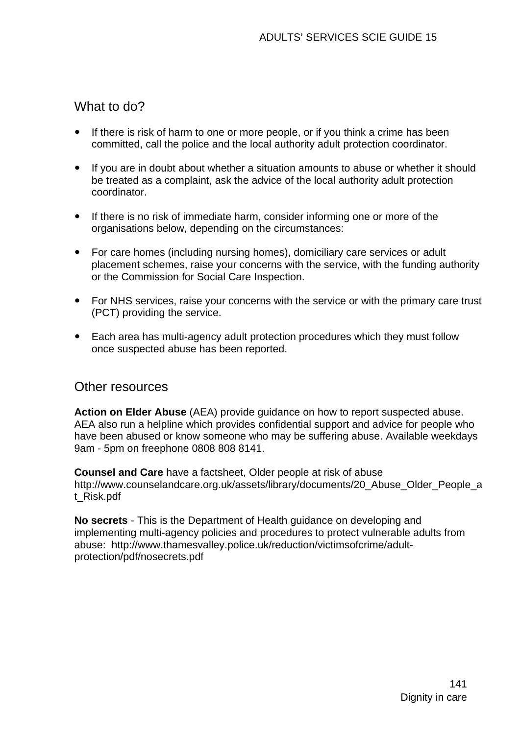## What to do?

- If there is risk of harm to one or more people, or if you think a crime has been committed, call the police and the local authority adult protection coordinator.
- If you are in doubt about whether a situation amounts to abuse or whether it should be treated as a complaint, ask the advice of the local authority adult protection coordinator.
- If there is no risk of immediate harm, consider informing one or more of the organisations below, depending on the circumstances:
- For care homes (including nursing homes), domiciliary care services or adult placement schemes, raise your concerns with the service, with the funding authority or the Commission for Social Care Inspection.
- For NHS services, raise your concerns with the service or with the primary care trust (PCT) providing the service.
- Each area has multi-agency adult protection procedures which they must follow once suspected abuse has been reported.

## Other resources

**Action on Elder Abuse** (AEA) provide guidance on how to report suspected abuse. AEA also run a helpline which provides confidential support and advice for people who have been abused or know someone who may be suffering abuse. Available weekdays 9am - 5pm on freephone 0808 808 8141.

**Counsel and Care** have a factsheet, Older people at risk of abuse http://www.counselandcare.org.uk/assets/library/documents/20_Abuse_Older_People_at_Risk.pdf

**No secrets** - This is the Department of Health guidance on developing and implementing multi-agency policies and procedures to protect vulnerable adults from abuse: http://www.thamesvalley.police.uk/reduction/victimsofcrime/adult-protection/pdf/nosecrets.pdf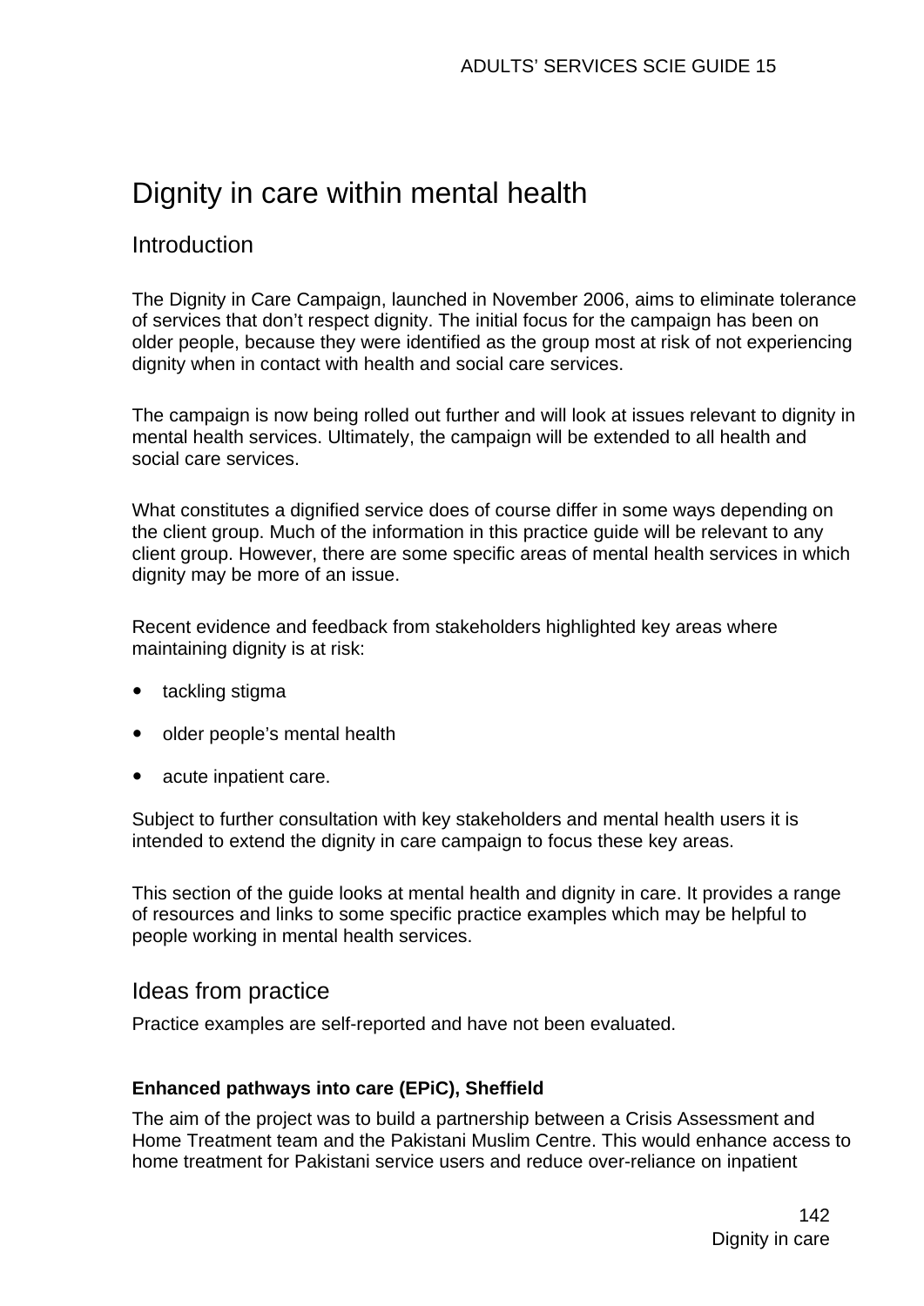# Dignity in care within mental health

## Introduction

The Dignity in Care Campaign, launched in November 2006, aims to eliminate tolerance of services that don't respect dignity. The initial focus for the campaign has been on older people, because they were identified as the group most at risk of not experiencing dignity when in contact with health and social care services.

The campaign is now being rolled out further and will look at issues relevant to dignity in mental health services. Ultimately, the campaign will be extended to all health and social care services.

What constitutes a dignified service does of course differ in some ways depending on the client group. Much of the information in this practice guide will be relevant to any client group. However, there are some specific areas of mental health services in which dignity may be more of an issue.

Recent evidence and feedback from stakeholders highlighted key areas where maintaining dignity is at risk:

- tackling stigma
- older people's mental health
- acute inpatient care.

Subject to further consultation with key stakeholders and mental health users it is intended to extend the dignity in care campaign to focus these key areas.

This section of the guide looks at mental health and dignity in care. It provides a range of resources and links to some specific practice examples which may be helpful to people working in mental health services.

## Ideas from practice

Practice examples are self-reported and have not been evaluated.

**Enhanced pathways into care (EPiC), Sheffield**

The aim of the project was to build a partnership between a Crisis Assessment and Home Treatment team and the Pakistani Muslim Centre. This would enhance access to home treatment for Pakistani service users and reduce over-reliance on inpatient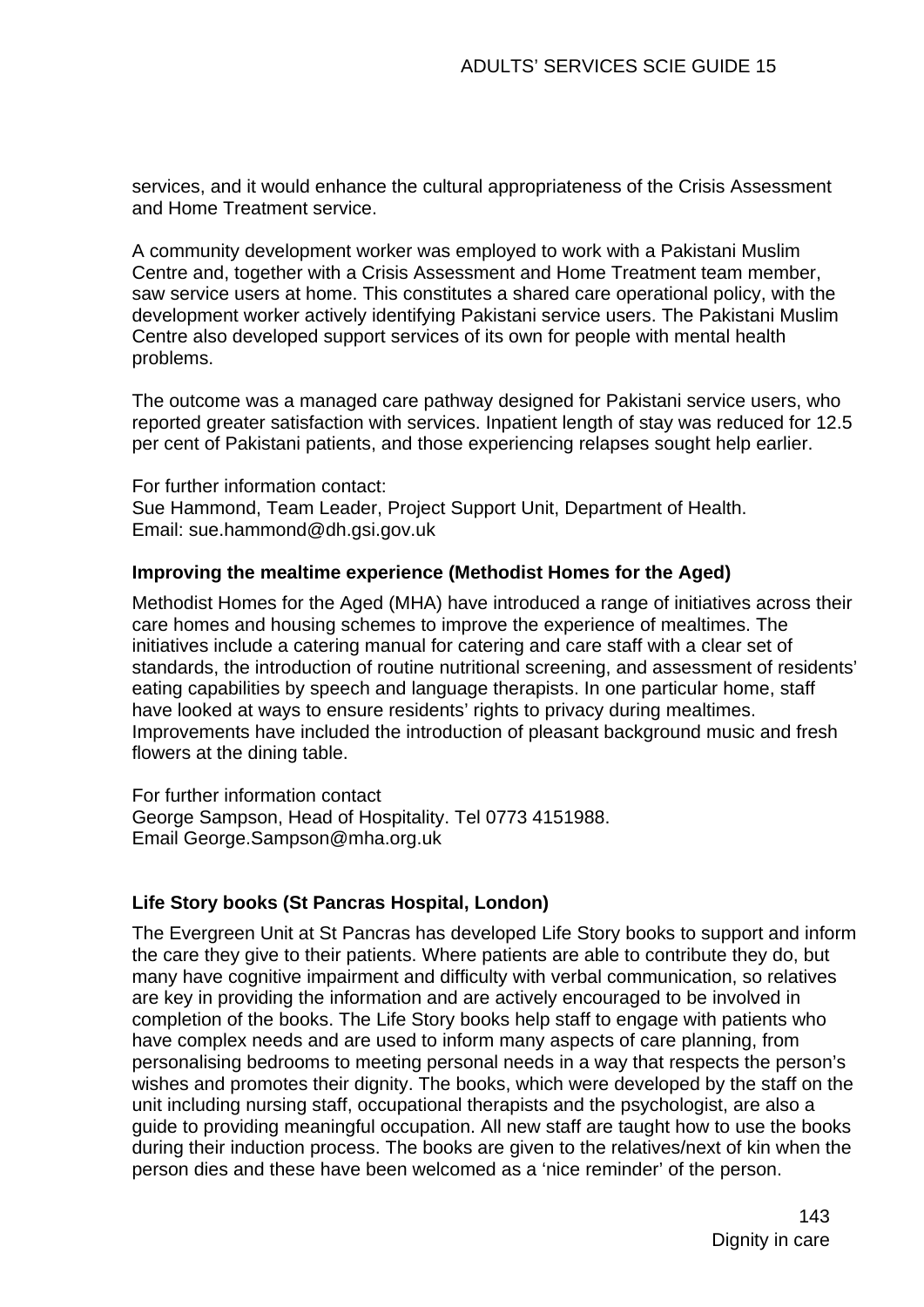services, and it would enhance the cultural appropriateness of the Crisis Assessment and Home Treatment service.

A community development worker was employed to work with a Pakistani Muslim Centre and, together with a Crisis Assessment and Home Treatment team member, saw service users at home. This constitutes a shared care operational policy, with the development worker actively identifying Pakistani service users. The Pakistani Muslim Centre also developed support services of its own for people with mental health problems.

The outcome was a managed care pathway designed for Pakistani service users, who reported greater satisfaction with services. Inpatient length of stay was reduced for 12.5 per cent of Pakistani patients, and those experiencing relapses sought help earlier.

For further information contact:
Sue Hammond, Team Leader, Project Support Unit, Department of Health.
Email: sue.hammond@dh.gsi.gov.uk

**Improving the mealtime experience (Methodist Homes for the Aged)**

Methodist Homes for the Aged (MHA) have introduced a range of initiatives across their care homes and housing schemes to improve the experience of mealtimes. The initiatives include a catering manual for catering and care staff with a clear set of standards, the introduction of routine nutritional screening, and assessment of residents' eating capabilities by speech and language therapists. In one particular home, staff have looked at ways to ensure residents' rights to privacy during mealtimes. Improvements have included the introduction of pleasant background music and fresh flowers at the dining table.

For further information contact
George Sampson, Head of Hospitality. Tel 0773 4151988.
Email George.Sampson@mha.org.uk

**Life Story books (St Pancras Hospital, London)**

The Evergreen Unit at St Pancras has developed Life Story books to support and inform the care they give to their patients. Where patients are able to contribute they do, but many have cognitive impairment and difficulty with verbal communication, so relatives are key in providing the information and are actively encouraged to be involved in completion of the books. The Life Story books help staff to engage with patients who have complex needs and are used to inform many aspects of care planning, from personalising bedrooms to meeting personal needs in a way that respects the person's wishes and promotes their dignity. The books, which were developed by the staff on the unit including nursing staff, occupational therapists and the psychologist, are also a guide to providing meaningful occupation. All new staff are taught how to use the books during their induction process. The books are given to the relatives/next of kin when the person dies and these have been welcomed as a 'nice reminder' of the person.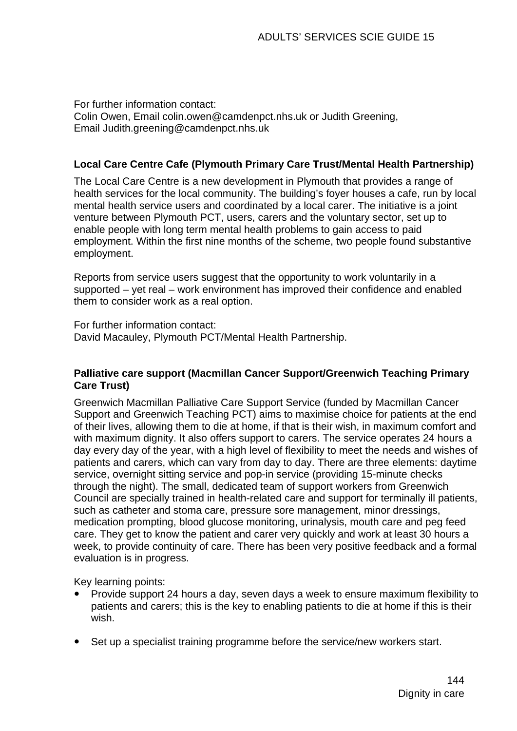For further information contact:
Colin Owen, Email colin.owen@camdenpct.nhs.uk or Judith Greening,
Email Judith.greening@camdenpct.nhs.uk

**Local Care Centre Cafe (Plymouth Primary Care Trust/Mental Health Partnership)**

The Local Care Centre is a new development in Plymouth that provides a range of health services for the local community. The building's foyer houses a cafe, run by local mental health service users and coordinated by a local carer. The initiative is a joint venture between Plymouth PCT, users, carers and the voluntary sector, set up to enable people with long term mental health problems to gain access to paid employment. Within the first nine months of the scheme, two people found substantive employment.

Reports from service users suggest that the opportunity to work voluntarily in a supported – yet real – work environment has improved their confidence and enabled them to consider work as a real option.

For further information contact:
David Macauley, Plymouth PCT/Mental Health Partnership.

**Palliative care support (Macmillan Cancer Support/Greenwich Teaching Primary Care Trust)**

Greenwich Macmillan Palliative Care Support Service (funded by Macmillan Cancer Support and Greenwich Teaching PCT) aims to maximise choice for patients at the end of their lives, allowing them to die at home, if that is their wish, in maximum comfort and with maximum dignity. It also offers support to carers. The service operates 24 hours a day every day of the year, with a high level of flexibility to meet the needs and wishes of patients and carers, which can vary from day to day. There are three elements: daytime service, overnight sitting service and pop-in service (providing 15-minute checks through the night). The small, dedicated team of support workers from Greenwich Council are specially trained in health-related care and support for terminally ill patients, such as catheter and stoma care, pressure sore management, minor dressings, medication prompting, blood glucose monitoring, urinalysis, mouth care and peg feed care. They get to know the patient and carer very quickly and work at least 30 hours a week, to provide continuity of care. There has been very positive feedback and a formal evaluation is in progress.

Key learning points:

- Provide support 24 hours a day, seven days a week to ensure maximum flexibility to patients and carers; this is the key to enabling patients to die at home if this is their wish.
- Set up a specialist training programme before the service/new workers start.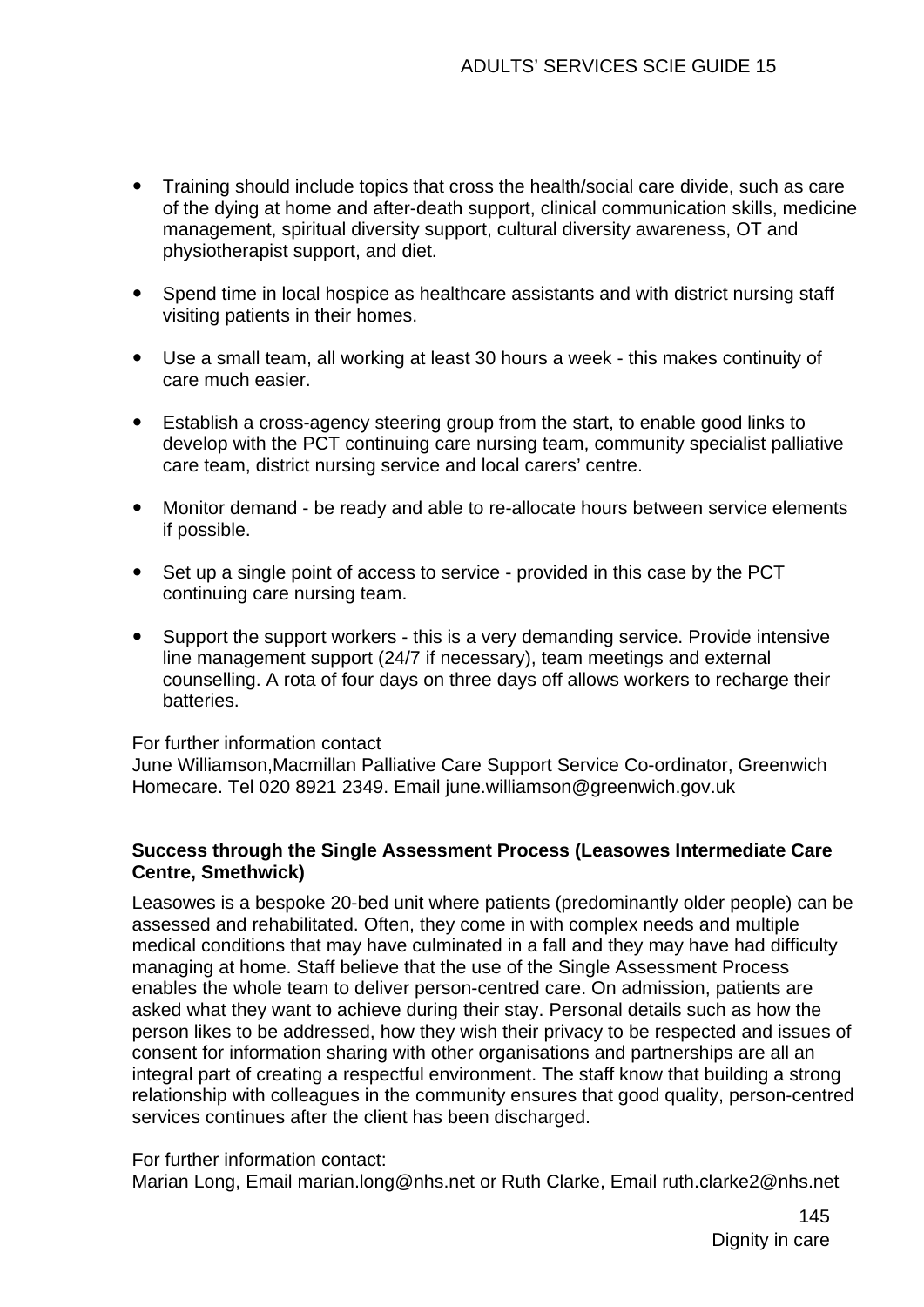- Training should include topics that cross the health/social care divide, such as care of the dying at home and after-death support, clinical communication skills, medicine management, spiritual diversity support, cultural diversity awareness, OT and physiotherapist support, and diet.

- Spend time in local hospice as healthcare assistants and with district nursing staff visiting patients in their homes.

- Use a small team, all working at least 30 hours a week - this makes continuity of care much easier.

- Establish a cross-agency steering group from the start, to enable good links to develop with the PCT continuing care nursing team, community specialist palliative care team, district nursing service and local carers' centre.

- Monitor demand - be ready and able to re-allocate hours between service elements if possible.

- Set up a single point of access to service - provided in this case by the PCT continuing care nursing team.

- Support the support workers - this is a very demanding service. Provide intensive line management support (24/7 if necessary), team meetings and external counselling. A rota of four days on three days off allows workers to recharge their batteries.

For further information contact
June Williamson,Macmillan Palliative Care Support Service Co-ordinator, Greenwich Homecare. Tel 020 8921 2349. Email june.williamson@greenwich.gov.uk

**Success through the Single Assessment Process (Leasowes Intermediate Care Centre, Smethwick)**

Leasowes is a bespoke 20-bed unit where patients (predominantly older people) can be assessed and rehabilitated. Often, they come in with complex needs and multiple medical conditions that may have culminated in a fall and they may have had difficulty managing at home. Staff believe that the use of the Single Assessment Process enables the whole team to deliver person-centred care. On admission, patients are asked what they want to achieve during their stay. Personal details such as how the person likes to be addressed, how they wish their privacy to be respected and issues of consent for information sharing with other organisations and partnerships are all an integral part of creating a respectful environment. The staff know that building a strong relationship with colleagues in the community ensures that good quality, person-centred services continues after the client has been discharged.

For further information contact:
Marian Long, Email marian.long@nhs.net or Ruth Clarke, Email ruth.clarke2@nhs.net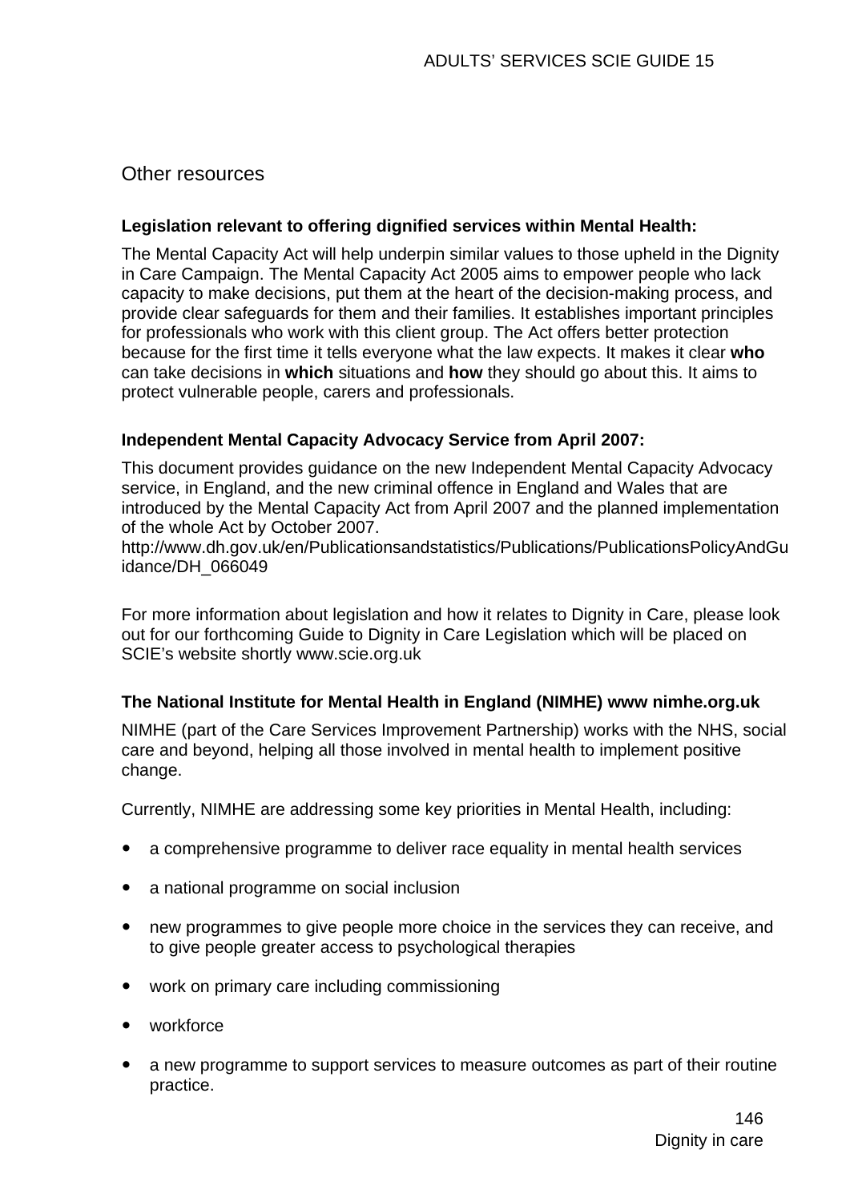## Other resources

**Legislation relevant to offering dignified services within Mental Health:**

The Mental Capacity Act will help underpin similar values to those upheld in the Dignity in Care Campaign. The Mental Capacity Act 2005 aims to empower people who lack capacity to make decisions, put them at the heart of the decision-making process, and provide clear safeguards for them and their families. It establishes important principles for professionals who work with this client group. The Act offers better protection because for the first time it tells everyone what the law expects. It makes it clear **who** can take decisions in **which** situations and **how** they should go about this. It aims to protect vulnerable people, carers and professionals.

**Independent Mental Capacity Advocacy Service from April 2007:**

This document provides guidance on the new Independent Mental Capacity Advocacy service, in England, and the new criminal offence in England and Wales that are introduced by the Mental Capacity Act from April 2007 and the planned implementation of the whole Act by October 2007.
http://www.dh.gov.uk/en/Publicationsandstatistics/Publications/PublicationsPolicyAndGuidance/DH_066049

For more information about legislation and how it relates to Dignity in Care, please look out for our forthcoming Guide to Dignity in Care Legislation which will be placed on SCIE's website shortly www.scie.org.uk

**The National Institute for Mental Health in England (NIMHE) www nimhe.org.uk**

NIMHE (part of the Care Services Improvement Partnership) works with the NHS, social care and beyond, helping all those involved in mental health to implement positive change.

Currently, NIMHE are addressing some key priorities in Mental Health, including:

- a comprehensive programme to deliver race equality in mental health services
- a national programme on social inclusion
- new programmes to give people more choice in the services they can receive, and to give people greater access to psychological therapies
- work on primary care including commissioning
- workforce
- a new programme to support services to measure outcomes as part of their routine practice.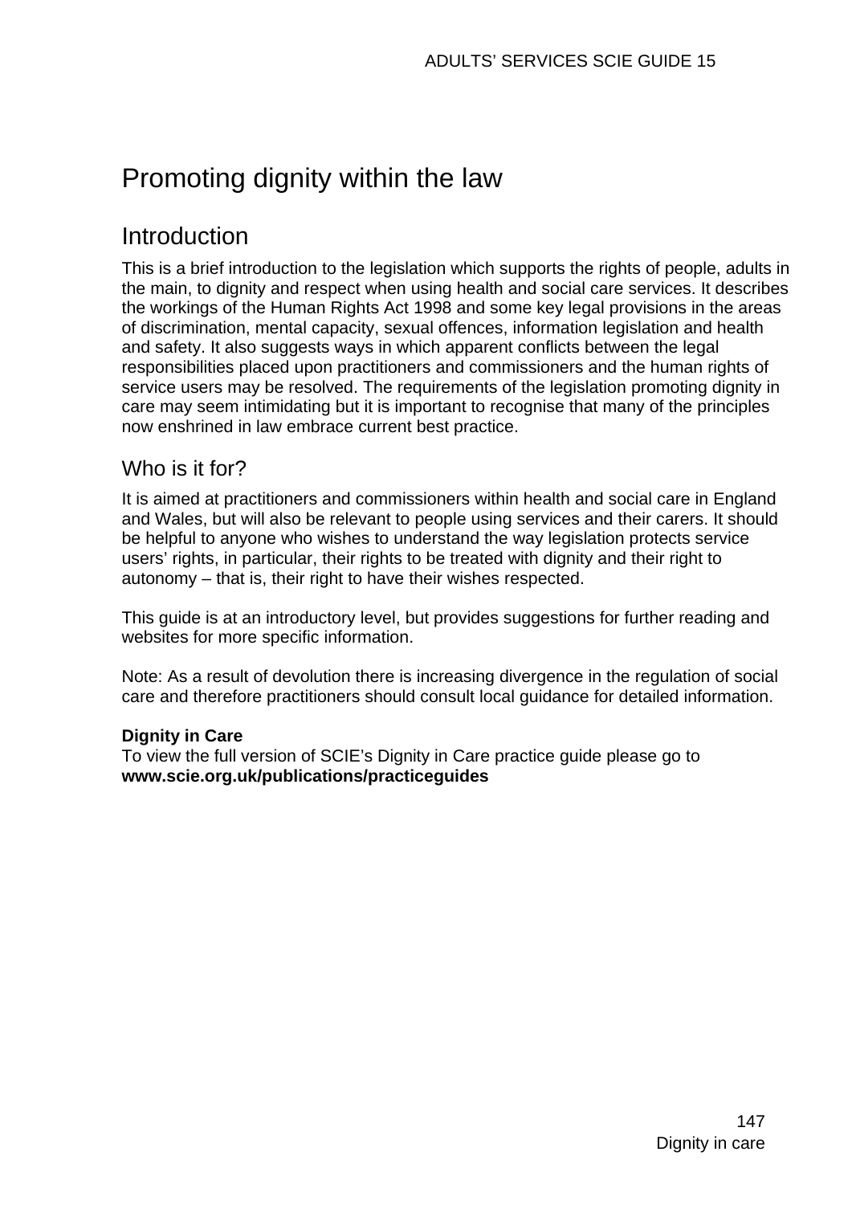# Promoting dignity within the law

## Introduction

This is a brief introduction to the legislation which supports the rights of people, adults in the main, to dignity and respect when using health and social care services. It describes the workings of the Human Rights Act 1998 and some key legal provisions in the areas of discrimination, mental capacity, sexual offences, information legislation and health and safety. It also suggests ways in which apparent conflicts between the legal responsibilities placed upon practitioners and commissioners and the human rights of service users may be resolved. The requirements of the legislation promoting dignity in care may seem intimidating but it is important to recognise that many of the principles now enshrined in law embrace current best practice.

### Who is it for?

It is aimed at practitioners and commissioners within health and social care in England and Wales, but will also be relevant to people using services and their carers. It should be helpful to anyone who wishes to understand the way legislation protects service users' rights, in particular, their rights to be treated with dignity and their right to autonomy – that is, their right to have their wishes respected.

This guide is at an introductory level, but provides suggestions for further reading and websites for more specific information.

Note: As a result of devolution there is increasing divergence in the regulation of social care and therefore practitioners should consult local guidance for detailed information.

**Dignity in Care**
To view the full version of SCIE's Dignity in Care practice guide please go to **www.scie.org.uk/publications/practiceguides**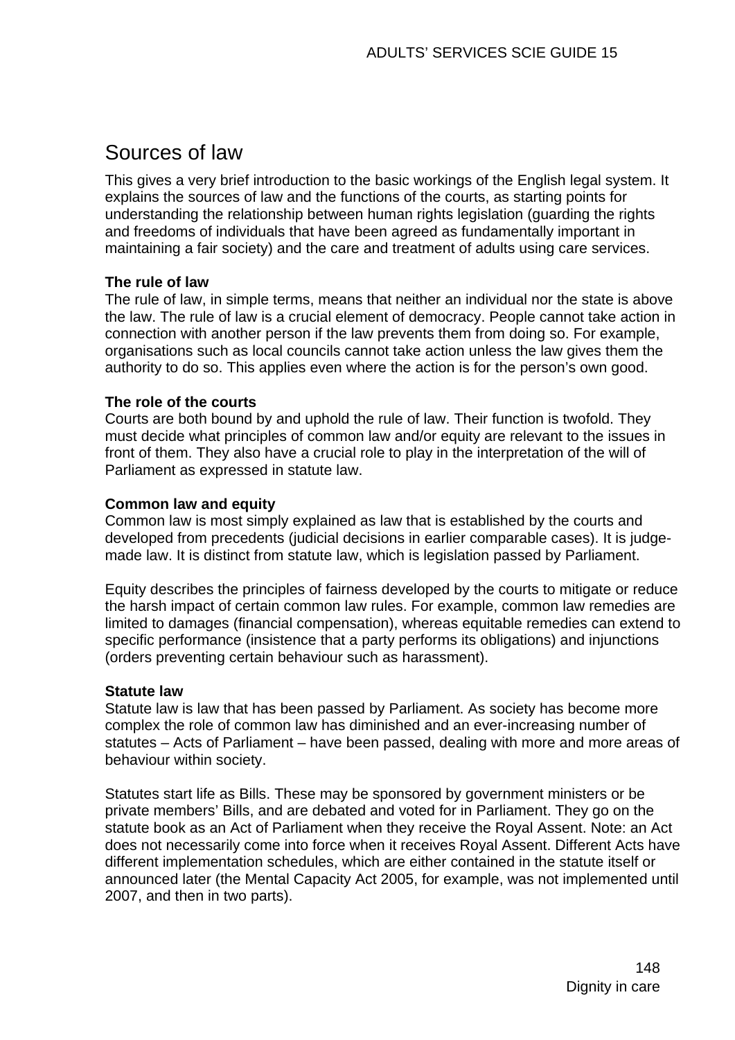## Sources of law

This gives a very brief introduction to the basic workings of the English legal system. It explains the sources of law and the functions of the courts, as starting points for understanding the relationship between human rights legislation (guarding the rights and freedoms of individuals that have been agreed as fundamentally important in maintaining a fair society) and the care and treatment of adults using care services.

**The rule of law**
The rule of law, in simple terms, means that neither an individual nor the state is above the law. The rule of law is a crucial element of democracy. People cannot take action in connection with another person if the law prevents them from doing so. For example, organisations such as local councils cannot take action unless the law gives them the authority to do so. This applies even where the action is for the person's own good.

**The role of the courts**
Courts are both bound by and uphold the rule of law. Their function is twofold. They must decide what principles of common law and/or equity are relevant to the issues in front of them. They also have a crucial role to play in the interpretation of the will of Parliament as expressed in statute law.

**Common law and equity**
Common law is most simply explained as law that is established by the courts and developed from precedents (judicial decisions in earlier comparable cases). It is judge-made law. It is distinct from statute law, which is legislation passed by Parliament.

Equity describes the principles of fairness developed by the courts to mitigate or reduce the harsh impact of certain common law rules. For example, common law remedies are limited to damages (financial compensation), whereas equitable remedies can extend to specific performance (insistence that a party performs its obligations) and injunctions (orders preventing certain behaviour such as harassment).

**Statute law**
Statute law is law that has been passed by Parliament. As society has become more complex the role of common law has diminished and an ever-increasing number of statutes – Acts of Parliament – have been passed, dealing with more and more areas of behaviour within society.

Statutes start life as Bills. These may be sponsored by government ministers or be private members' Bills, and are debated and voted for in Parliament. They go on the statute book as an Act of Parliament when they receive the Royal Assent. Note: an Act does not necessarily come into force when it receives Royal Assent. Different Acts have different implementation schedules, which are either contained in the statute itself or announced later (the Mental Capacity Act 2005, for example, was not implemented until 2007, and then in two parts).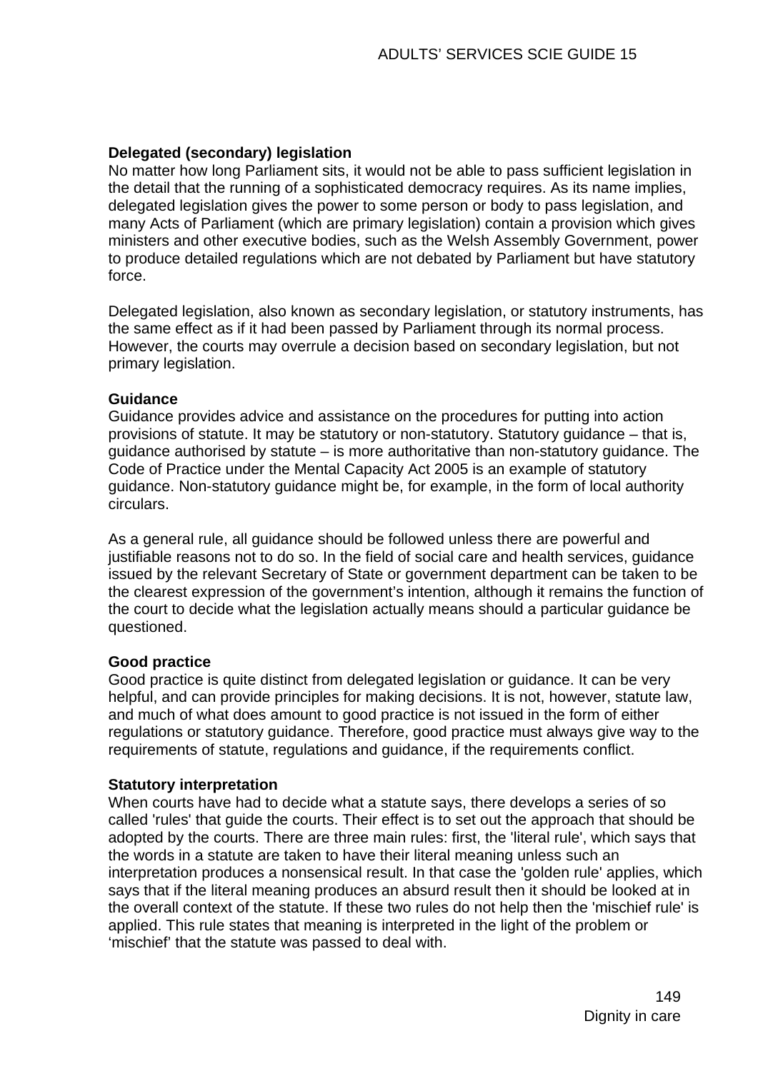**Delegated (secondary) legislation**

No matter how long Parliament sits, it would not be able to pass sufficient legislation in the detail that the running of a sophisticated democracy requires. As its name implies, delegated legislation gives the power to some person or body to pass legislation, and many Acts of Parliament (which are primary legislation) contain a provision which gives ministers and other executive bodies, such as the Welsh Assembly Government, power to produce detailed regulations which are not debated by Parliament but have statutory force.

Delegated legislation, also known as secondary legislation, or statutory instruments, has the same effect as if it had been passed by Parliament through its normal process. However, the courts may overrule a decision based on secondary legislation, but not primary legislation.

**Guidance**

Guidance provides advice and assistance on the procedures for putting into action provisions of statute. It may be statutory or non-statutory. Statutory guidance – that is, guidance authorised by statute – is more authoritative than non-statutory guidance. The Code of Practice under the Mental Capacity Act 2005 is an example of statutory guidance. Non-statutory guidance might be, for example, in the form of local authority circulars.

As a general rule, all guidance should be followed unless there are powerful and justifiable reasons not to do so. In the field of social care and health services, guidance issued by the relevant Secretary of State or government department can be taken to be the clearest expression of the government's intention, although it remains the function of the court to decide what the legislation actually means should a particular guidance be questioned.

**Good practice**

Good practice is quite distinct from delegated legislation or guidance. It can be very helpful, and can provide principles for making decisions. It is not, however, statute law, and much of what does amount to good practice is not issued in the form of either regulations or statutory guidance. Therefore, good practice must always give way to the requirements of statute, regulations and guidance, if the requirements conflict.

**Statutory interpretation**

When courts have had to decide what a statute says, there develops a series of so called 'rules' that guide the courts. Their effect is to set out the approach that should be adopted by the courts. There are three main rules: first, the 'literal rule', which says that the words in a statute are taken to have their literal meaning unless such an interpretation produces a nonsensical result. In that case the 'golden rule' applies, which says that if the literal meaning produces an absurd result then it should be looked at in the overall context of the statute. If these two rules do not help then the 'mischief rule' is applied. This rule states that meaning is interpreted in the light of the problem or 'mischief' that the statute was passed to deal with.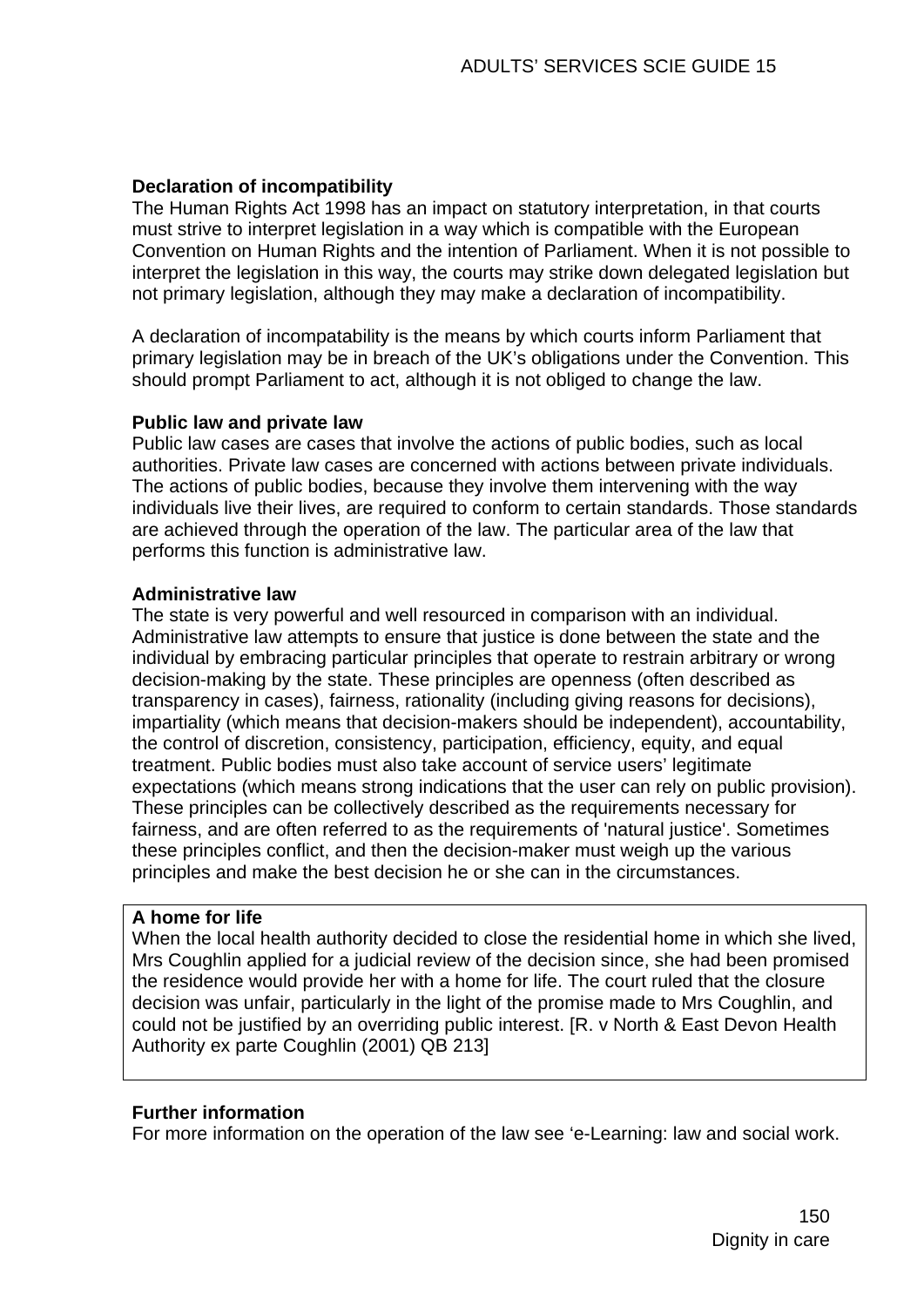**Declaration of incompatibility**
The Human Rights Act 1998 has an impact on statutory interpretation, in that courts must strive to interpret legislation in a way which is compatible with the European Convention on Human Rights and the intention of Parliament. When it is not possible to interpret the legislation in this way, the courts may strike down delegated legislation but not primary legislation, although they may make a declaration of incompatibility.

A declaration of incompatability is the means by which courts inform Parliament that primary legislation may be in breach of the UK's obligations under the Convention. This should prompt Parliament to act, although it is not obliged to change the law.

**Public law and private law**
Public law cases are cases that involve the actions of public bodies, such as local authorities. Private law cases are concerned with actions between private individuals. The actions of public bodies, because they involve them intervening with the way individuals live their lives, are required to conform to certain standards. Those standards are achieved through the operation of the law. The particular area of the law that performs this function is administrative law.

**Administrative law**
The state is very powerful and well resourced in comparison with an individual. Administrative law attempts to ensure that justice is done between the state and the individual by embracing particular principles that operate to restrain arbitrary or wrong decision-making by the state. These principles are openness (often described as transparency in cases), fairness, rationality (including giving reasons for decisions), impartiality (which means that decision-makers should be independent), accountability, the control of discretion, consistency, participation, efficiency, equity, and equal treatment. Public bodies must also take account of service users' legitimate expectations (which means strong indications that the user can rely on public provision). These principles can be collectively described as the requirements necessary for fairness, and are often referred to as the requirements of 'natural justice'. Sometimes these principles conflict, and then the decision-maker must weigh up the various principles and make the best decision he or she can in the circumstances.

**A home for life**
When the local health authority decided to close the residential home in which she lived, Mrs Coughlin applied for a judicial review of the decision since, she had been promised the residence would provide her with a home for life. The court ruled that the closure decision was unfair, particularly in the light of the promise made to Mrs Coughlin, and could not be justified by an overriding public interest. [R. v North & East Devon Health Authority ex parte Coughlin (2001) QB 213]

**Further information**
For more information on the operation of the law see 'e-Learning: law and social work.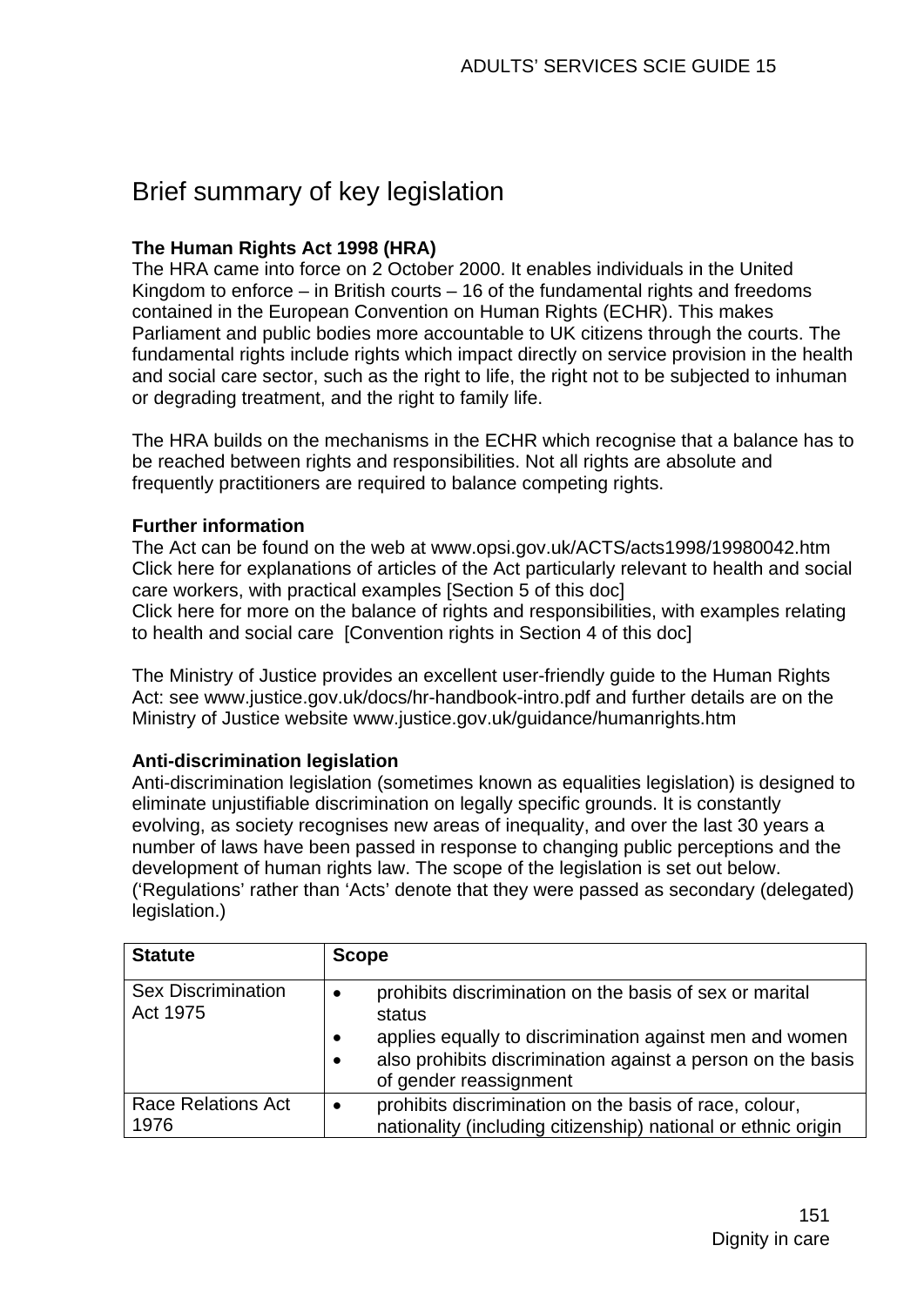## Brief summary of key legislation

**The Human Rights Act 1998 (HRA)**
The HRA came into force on 2 October 2000. It enables individuals in the United Kingdom to enforce – in British courts – 16 of the fundamental rights and freedoms contained in the European Convention on Human Rights (ECHR). This makes Parliament and public bodies more accountable to UK citizens through the courts. The fundamental rights include rights which impact directly on service provision in the health and social care sector, such as the right to life, the right not to be subjected to inhuman or degrading treatment, and the right to family life.

The HRA builds on the mechanisms in the ECHR which recognise that a balance has to be reached between rights and responsibilities. Not all rights are absolute and frequently practitioners are required to balance competing rights.

**Further information**
The Act can be found on the web at www.opsi.gov.uk/ACTS/acts1998/19980042.htm
Click here for explanations of articles of the Act particularly relevant to health and social care workers, with practical examples [Section 5 of this doc]
Click here for more on the balance of rights and responsibilities, with examples relating to health and social care [Convention rights in Section 4 of this doc]

The Ministry of Justice provides an excellent user-friendly guide to the Human Rights Act: see www.justice.gov.uk/docs/hr-handbook-intro.pdf and further details are on the Ministry of Justice website www.justice.gov.uk/guidance/humanrights.htm

**Anti-discrimination legislation**
Anti-discrimination legislation (sometimes known as equalities legislation) is designed to eliminate unjustifiable discrimination on legally specific grounds. It is constantly evolving, as society recognises new areas of inequality, and over the last 30 years a number of laws have been passed in response to changing public perceptions and the development of human rights law. The scope of the legislation is set out below. ('Regulations' rather than 'Acts' denote that they were passed as secondary (delegated) legislation.)

| Statute | Scope |
|---|---|
| Sex Discrimination Act 1975 | • prohibits discrimination on the basis of sex or marital status<br>• applies equally to discrimination against men and women<br>• also prohibits discrimination against a person on the basis of gender reassignment |
| Race Relations Act 1976 | • prohibits discrimination on the basis of race, colour, nationality (including citizenship) national or ethnic origin |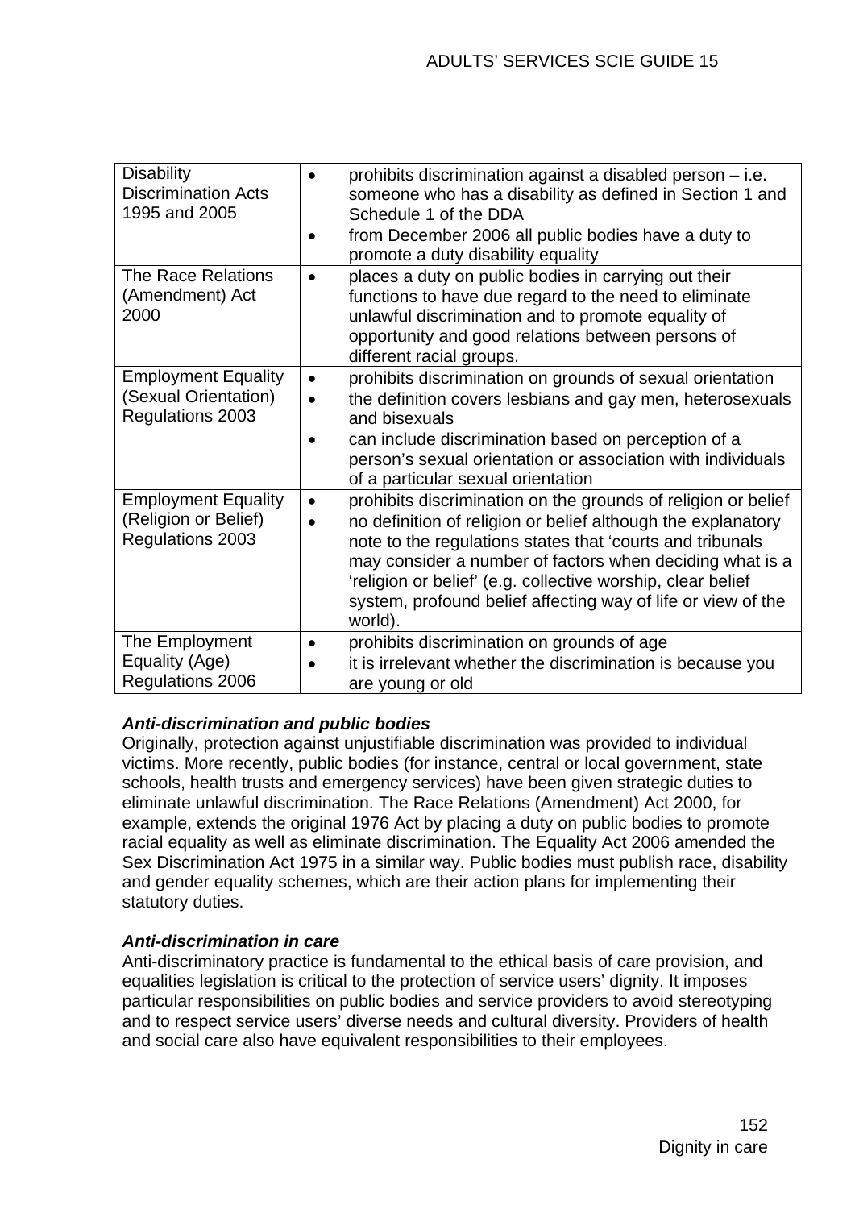| | |
|---|---|
| Disability Discrimination Acts 1995 and 2005 | • prohibits discrimination against a disabled person – i.e. someone who has a disability as defined in Section 1 and Schedule 1 of the DDA<br>• from December 2006 all public bodies have a duty to promote a duty disability equality |
| The Race Relations (Amendment) Act 2000 | • places a duty on public bodies in carrying out their functions to have due regard to the need to eliminate unlawful discrimination and to promote equality of opportunity and good relations between persons of different racial groups. |
| Employment Equality (Sexual Orientation) Regulations 2003 | • prohibits discrimination on grounds of sexual orientation<br>• the definition covers lesbians and gay men, heterosexuals and bisexuals<br>• can include discrimination based on perception of a person's sexual orientation or association with individuals of a particular sexual orientation |
| Employment Equality (Religion or Belief) Regulations 2003 | • prohibits discrimination on the grounds of religion or belief<br>• no definition of religion or belief although the explanatory note to the regulations states that 'courts and tribunals may consider a number of factors when deciding what is a 'religion or belief' (e.g. collective worship, clear belief system, profound belief affecting way of life or view of the world). |
| The Employment Equality (Age) Regulations 2006 | • prohibits discrimination on grounds of age<br>• it is irrelevant whether the discrimination is because you are young or old |

### *Anti-discrimination and public bodies*

Originally, protection against unjustifiable discrimination was provided to individual victims. More recently, public bodies (for instance, central or local government, state schools, health trusts and emergency services) have been given strategic duties to eliminate unlawful discrimination. The Race Relations (Amendment) Act 2000, for example, extends the original 1976 Act by placing a duty on public bodies to promote racial equality as well as eliminate discrimination. The Equality Act 2006 amended the Sex Discrimination Act 1975 in a similar way. Public bodies must publish race, disability and gender equality schemes, which are their action plans for implementing their statutory duties.

### *Anti-discrimination in care*

Anti-discriminatory practice is fundamental to the ethical basis of care provision, and equalities legislation is critical to the protection of service users' dignity. It imposes particular responsibilities on public bodies and service providers to avoid stereotyping and to respect service users' diverse needs and cultural diversity. Providers of health and social care also have equivalent responsibilities to their employees.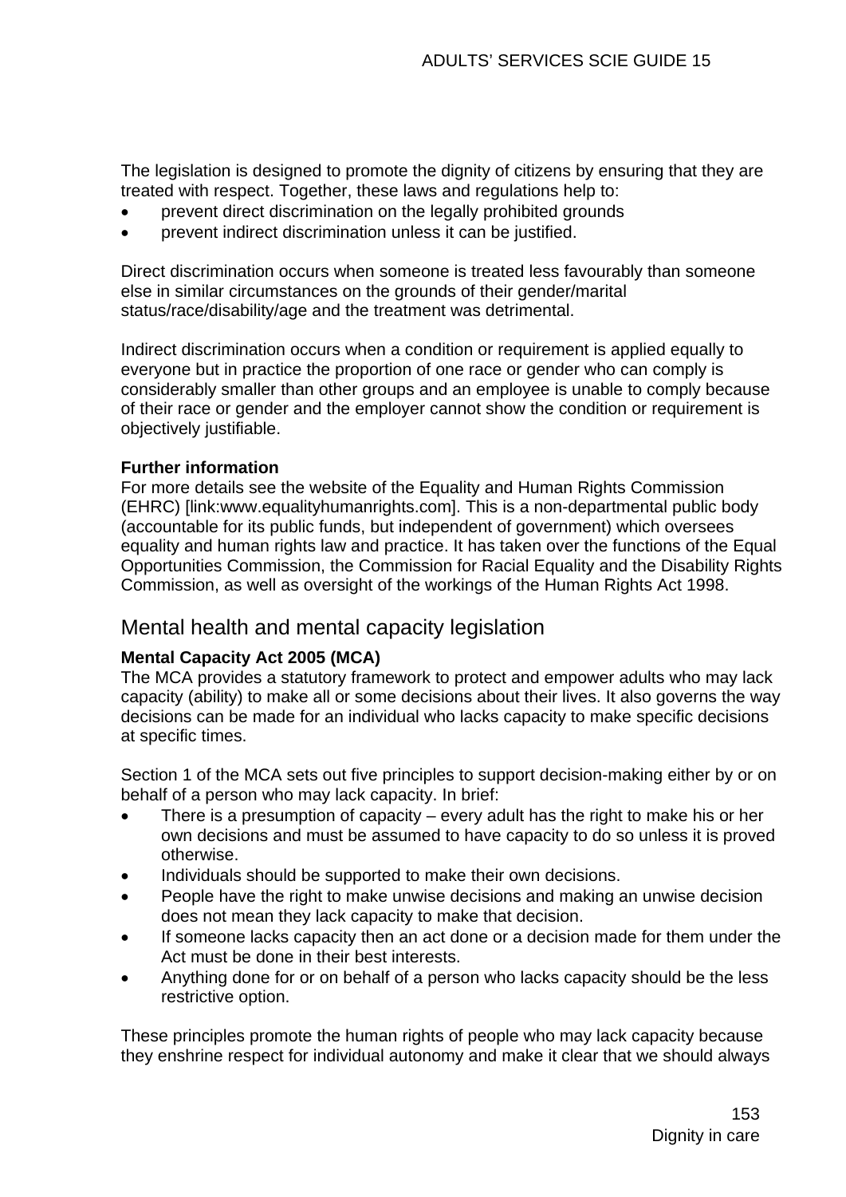The legislation is designed to promote the dignity of citizens by ensuring that they are treated with respect. Together, these laws and regulations help to:

- prevent direct discrimination on the legally prohibited grounds
- prevent indirect discrimination unless it can be justified.

Direct discrimination occurs when someone is treated less favourably than someone else in similar circumstances on the grounds of their gender/marital status/race/disability/age and the treatment was detrimental.

Indirect discrimination occurs when a condition or requirement is applied equally to everyone but in practice the proportion of one race or gender who can comply is considerably smaller than other groups and an employee is unable to comply because of their race or gender and the employer cannot show the condition or requirement is objectively justifiable.

**Further information**
For more details see the website of the Equality and Human Rights Commission (EHRC) [link:www.equalityhumanrights.com]. This is a non-departmental public body (accountable for its public funds, but independent of government) which oversees equality and human rights law and practice. It has taken over the functions of the Equal Opportunities Commission, the Commission for Racial Equality and the Disability Rights Commission, as well as oversight of the workings of the Human Rights Act 1998.

## Mental health and mental capacity legislation

**Mental Capacity Act 2005 (MCA)**
The MCA provides a statutory framework to protect and empower adults who may lack capacity (ability) to make all or some decisions about their lives. It also governs the way decisions can be made for an individual who lacks capacity to make specific decisions at specific times.

Section 1 of the MCA sets out five principles to support decision-making either by or on behalf of a person who may lack capacity. In brief:

- There is a presumption of capacity – every adult has the right to make his or her own decisions and must be assumed to have capacity to do so unless it is proved otherwise.
- Individuals should be supported to make their own decisions.
- People have the right to make unwise decisions and making an unwise decision does not mean they lack capacity to make that decision.
- If someone lacks capacity then an act done or a decision made for them under the Act must be done in their best interests.
- Anything done for or on behalf of a person who lacks capacity should be the less restrictive option.

These principles promote the human rights of people who may lack capacity because they enshrine respect for individual autonomy and make it clear that we should always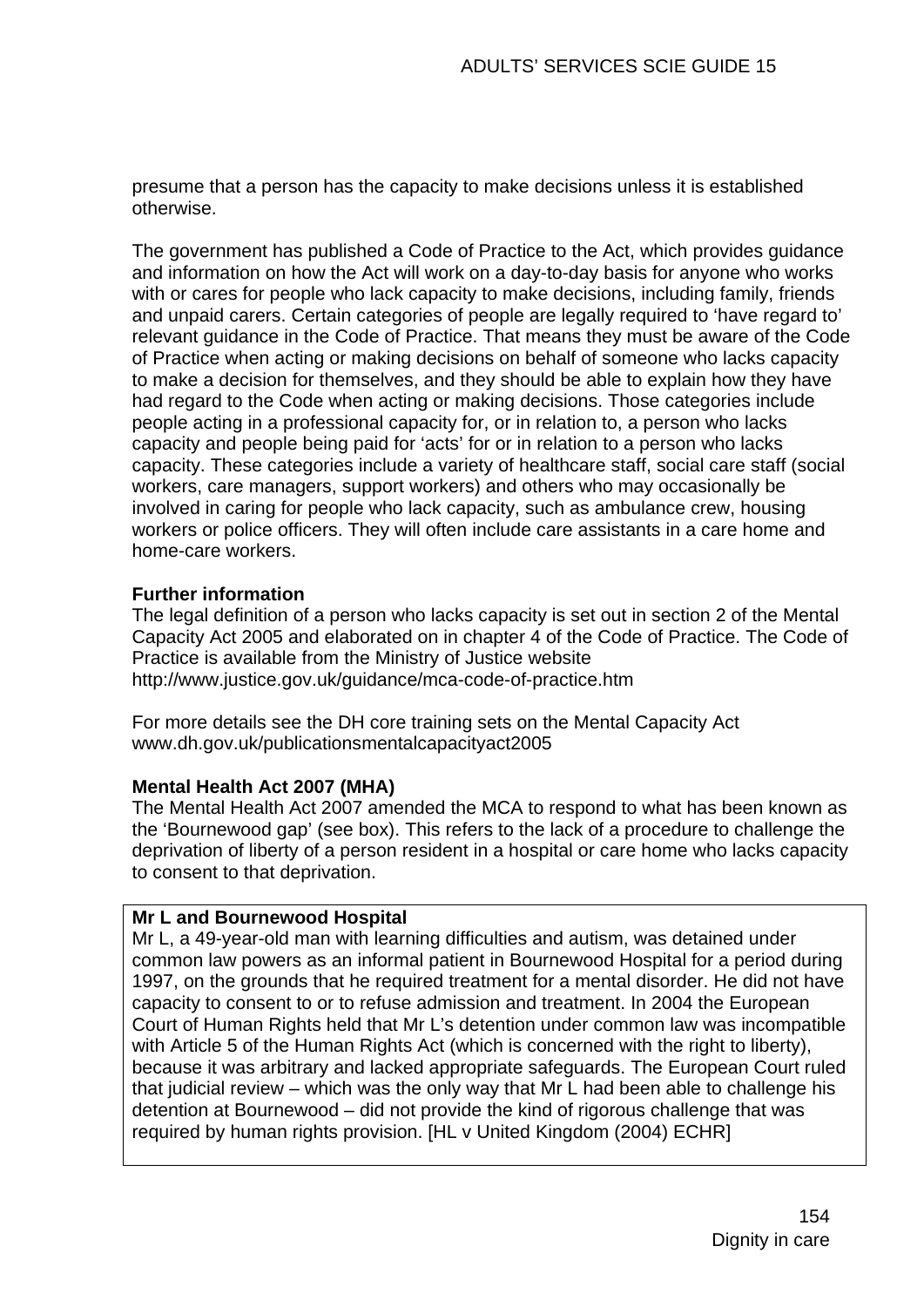presume that a person has the capacity to make decisions unless it is established otherwise.

The government has published a Code of Practice to the Act, which provides guidance and information on how the Act will work on a day-to-day basis for anyone who works with or cares for people who lack capacity to make decisions, including family, friends and unpaid carers. Certain categories of people are legally required to 'have regard to' relevant guidance in the Code of Practice. That means they must be aware of the Code of Practice when acting or making decisions on behalf of someone who lacks capacity to make a decision for themselves, and they should be able to explain how they have had regard to the Code when acting or making decisions. Those categories include people acting in a professional capacity for, or in relation to, a person who lacks capacity and people being paid for 'acts' for or in relation to a person who lacks capacity. These categories include a variety of healthcare staff, social care staff (social workers, care managers, support workers) and others who may occasionally be involved in caring for people who lack capacity, such as ambulance crew, housing workers or police officers. They will often include care assistants in a care home and home-care workers.

**Further information**
The legal definition of a person who lacks capacity is set out in section 2 of the Mental Capacity Act 2005 and elaborated on in chapter 4 of the Code of Practice. The Code of Practice is available from the Ministry of Justice website
http://www.justice.gov.uk/guidance/mca-code-of-practice.htm

For more details see the DH core training sets on the Mental Capacity Act
www.dh.gov.uk/publicationsmentalcapacityact2005

**Mental Health Act 2007 (MHA)**
The Mental Health Act 2007 amended the MCA to respond to what has been known as the 'Bournewood gap' (see box). This refers to the lack of a procedure to challenge the deprivation of liberty of a person resident in a hospital or care home who lacks capacity to consent to that deprivation.

**Mr L and Bournewood Hospital**
Mr L, a 49-year-old man with learning difficulties and autism, was detained under common law powers as an informal patient in Bournewood Hospital for a period during 1997, on the grounds that he required treatment for a mental disorder. He did not have capacity to consent to or to refuse admission and treatment. In 2004 the European Court of Human Rights held that Mr L's detention under common law was incompatible with Article 5 of the Human Rights Act (which is concerned with the right to liberty), because it was arbitrary and lacked appropriate safeguards. The European Court ruled that judicial review – which was the only way that Mr L had been able to challenge his detention at Bournewood – did not provide the kind of rigorous challenge that was required by human rights provision. [HL v United Kingdom (2004) ECHR]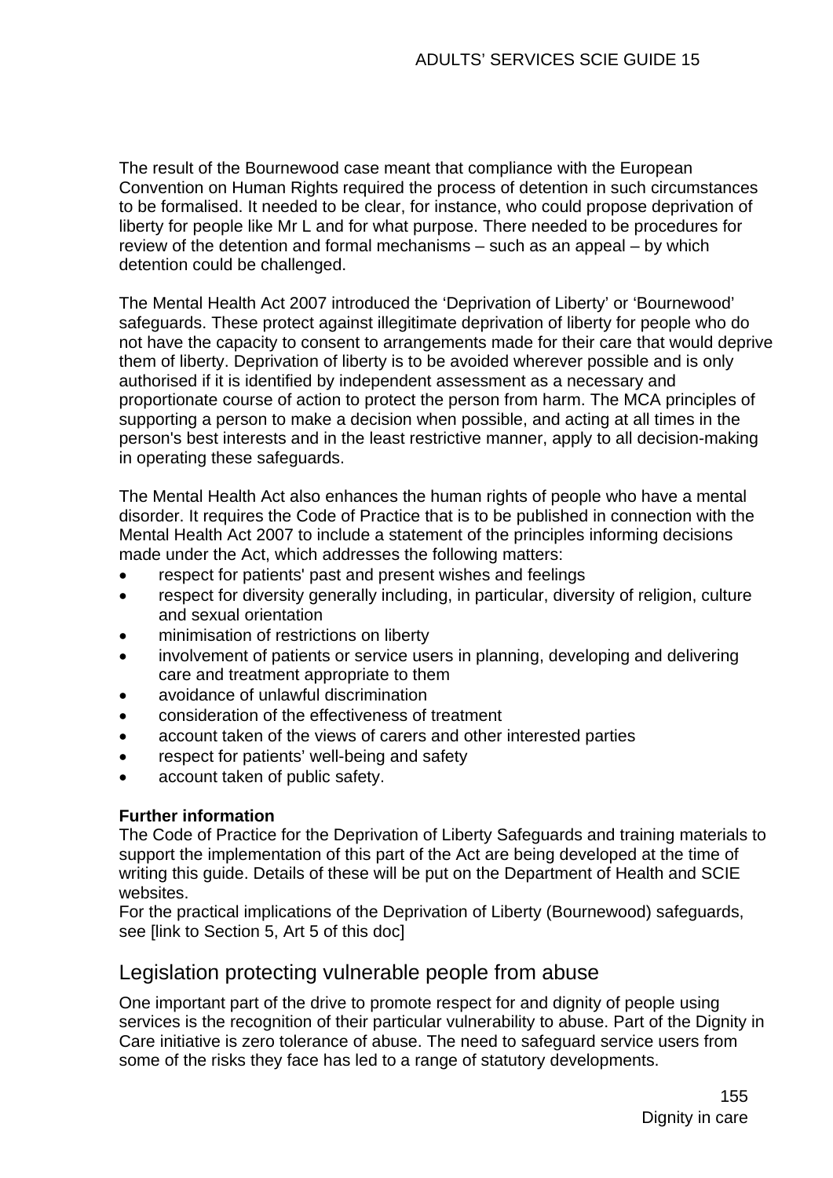The result of the Bournewood case meant that compliance with the European Convention on Human Rights required the process of detention in such circumstances to be formalised. It needed to be clear, for instance, who could propose deprivation of liberty for people like Mr L and for what purpose. There needed to be procedures for review of the detention and formal mechanisms – such as an appeal – by which detention could be challenged.

The Mental Health Act 2007 introduced the 'Deprivation of Liberty' or 'Bournewood' safeguards. These protect against illegitimate deprivation of liberty for people who do not have the capacity to consent to arrangements made for their care that would deprive them of liberty. Deprivation of liberty is to be avoided wherever possible and is only authorised if it is identified by independent assessment as a necessary and proportionate course of action to protect the person from harm. The MCA principles of supporting a person to make a decision when possible, and acting at all times in the person's best interests and in the least restrictive manner, apply to all decision-making in operating these safeguards.

The Mental Health Act also enhances the human rights of people who have a mental disorder. It requires the Code of Practice that is to be published in connection with the Mental Health Act 2007 to include a statement of the principles informing decisions made under the Act, which addresses the following matters:

- respect for patients' past and present wishes and feelings
- respect for diversity generally including, in particular, diversity of religion, culture and sexual orientation
- minimisation of restrictions on liberty
- involvement of patients or service users in planning, developing and delivering care and treatment appropriate to them
- avoidance of unlawful discrimination
- consideration of the effectiveness of treatment
- account taken of the views of carers and other interested parties
- respect for patients' well-being and safety
- account taken of public safety.

**Further information**
The Code of Practice for the Deprivation of Liberty Safeguards and training materials to support the implementation of this part of the Act are being developed at the time of writing this guide. Details of these will be put on the Department of Health and SCIE websites.
For the practical implications of the Deprivation of Liberty (Bournewood) safeguards, see [link to Section 5, Art 5 of this doc]

## Legislation protecting vulnerable people from abuse

One important part of the drive to promote respect for and dignity of people using services is the recognition of their particular vulnerability to abuse. Part of the Dignity in Care initiative is zero tolerance of abuse. The need to safeguard service users from some of the risks they face has led to a range of statutory developments.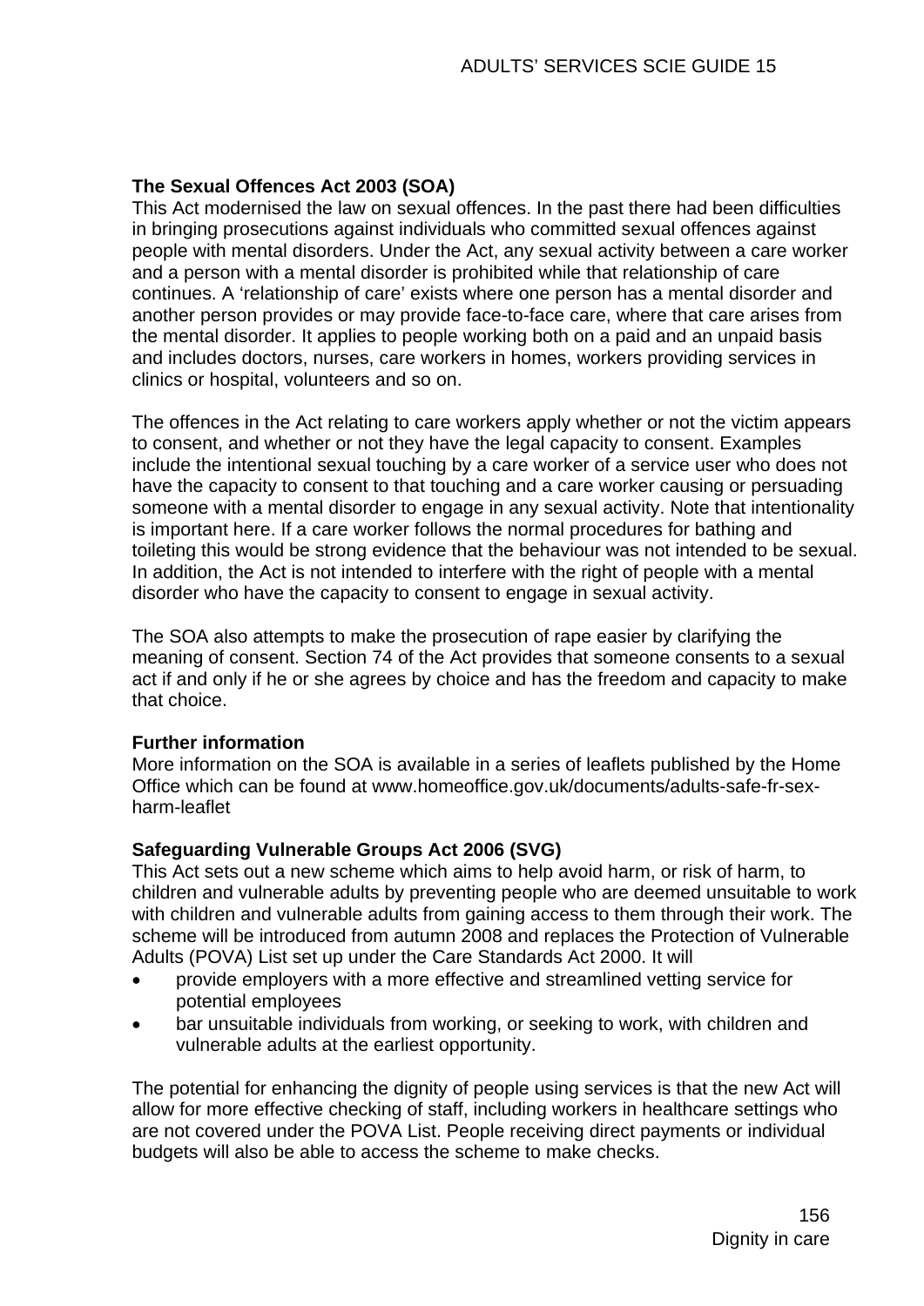**The Sexual Offences Act 2003 (SOA)**

This Act modernised the law on sexual offences. In the past there had been difficulties in bringing prosecutions against individuals who committed sexual offences against people with mental disorders. Under the Act, any sexual activity between a care worker and a person with a mental disorder is prohibited while that relationship of care continues. A 'relationship of care' exists where one person has a mental disorder and another person provides or may provide face-to-face care, where that care arises from the mental disorder. It applies to people working both on a paid and an unpaid basis and includes doctors, nurses, care workers in homes, workers providing services in clinics or hospital, volunteers and so on.

The offences in the Act relating to care workers apply whether or not the victim appears to consent, and whether or not they have the legal capacity to consent. Examples include the intentional sexual touching by a care worker of a service user who does not have the capacity to consent to that touching and a care worker causing or persuading someone with a mental disorder to engage in any sexual activity. Note that intentionality is important here. If a care worker follows the normal procedures for bathing and toileting this would be strong evidence that the behaviour was not intended to be sexual. In addition, the Act is not intended to interfere with the right of people with a mental disorder who have the capacity to consent to engage in sexual activity.

The SOA also attempts to make the prosecution of rape easier by clarifying the meaning of consent. Section 74 of the Act provides that someone consents to a sexual act if and only if he or she agrees by choice and has the freedom and capacity to make that choice.

**Further information**

More information on the SOA is available in a series of leaflets published by the Home Office which can be found at www.homeoffice.gov.uk/documents/adults-safe-fr-sex-harm-leaflet

**Safeguarding Vulnerable Groups Act 2006 (SVG)**

This Act sets out a new scheme which aims to help avoid harm, or risk of harm, to children and vulnerable adults by preventing people who are deemed unsuitable to work with children and vulnerable adults from gaining access to them through their work. The scheme will be introduced from autumn 2008 and replaces the Protection of Vulnerable Adults (POVA) List set up under the Care Standards Act 2000. It will

- provide employers with a more effective and streamlined vetting service for potential employees
- bar unsuitable individuals from working, or seeking to work, with children and vulnerable adults at the earliest opportunity.

The potential for enhancing the dignity of people using services is that the new Act will allow for more effective checking of staff, including workers in healthcare settings who are not covered under the POVA List. People receiving direct payments or individual budgets will also be able to access the scheme to make checks.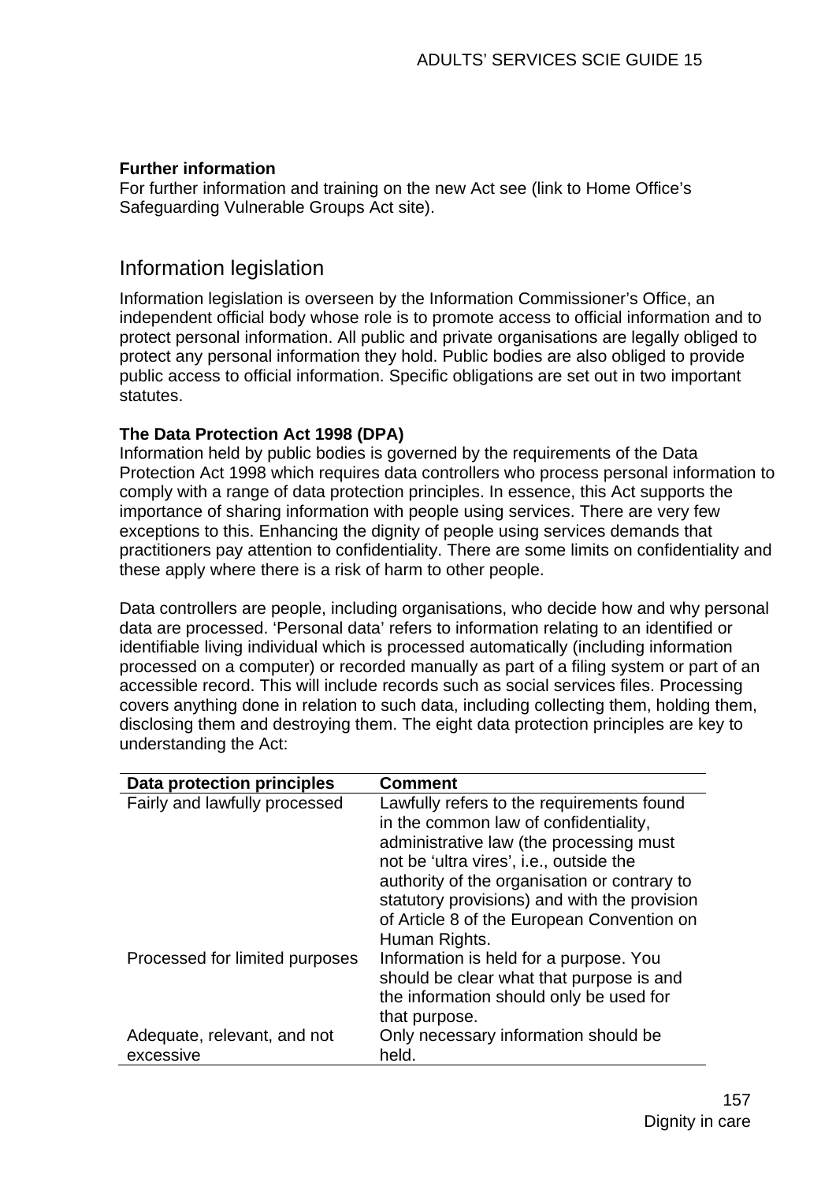**Further information**
For further information and training on the new Act see (link to Home Office's Safeguarding Vulnerable Groups Act site).

## Information legislation

Information legislation is overseen by the Information Commissioner's Office, an independent official body whose role is to promote access to official information and to protect personal information. All public and private organisations are legally obliged to protect any personal information they hold. Public bodies are also obliged to provide public access to official information. Specific obligations are set out in two important statutes.

**The Data Protection Act 1998 (DPA)**
Information held by public bodies is governed by the requirements of the Data Protection Act 1998 which requires data controllers who process personal information to comply with a range of data protection principles. In essence, this Act supports the importance of sharing information with people using services. There are very few exceptions to this. Enhancing the dignity of people using services demands that practitioners pay attention to confidentiality. There are some limits on confidentiality and these apply where there is a risk of harm to other people.

Data controllers are people, including organisations, who decide how and why personal data are processed. 'Personal data' refers to information relating to an identified or identifiable living individual which is processed automatically (including information processed on a computer) or recorded manually as part of a filing system or part of an accessible record. This will include records such as social services files. Processing covers anything done in relation to such data, including collecting them, holding them, disclosing them and destroying them. The eight data protection principles are key to understanding the Act:

| Data protection principles | Comment |
|---|---|
| Fairly and lawfully processed | Lawfully refers to the requirements found in the common law of confidentiality, administrative law (the processing must not be 'ultra vires', i.e., outside the authority of the organisation or contrary to statutory provisions) and with the provision of Article 8 of the European Convention on Human Rights. |
| Processed for limited purposes | Information is held for a purpose. You should be clear what that purpose is and the information should only be used for that purpose. |
| Adequate, relevant, and not excessive | Only necessary information should be held. |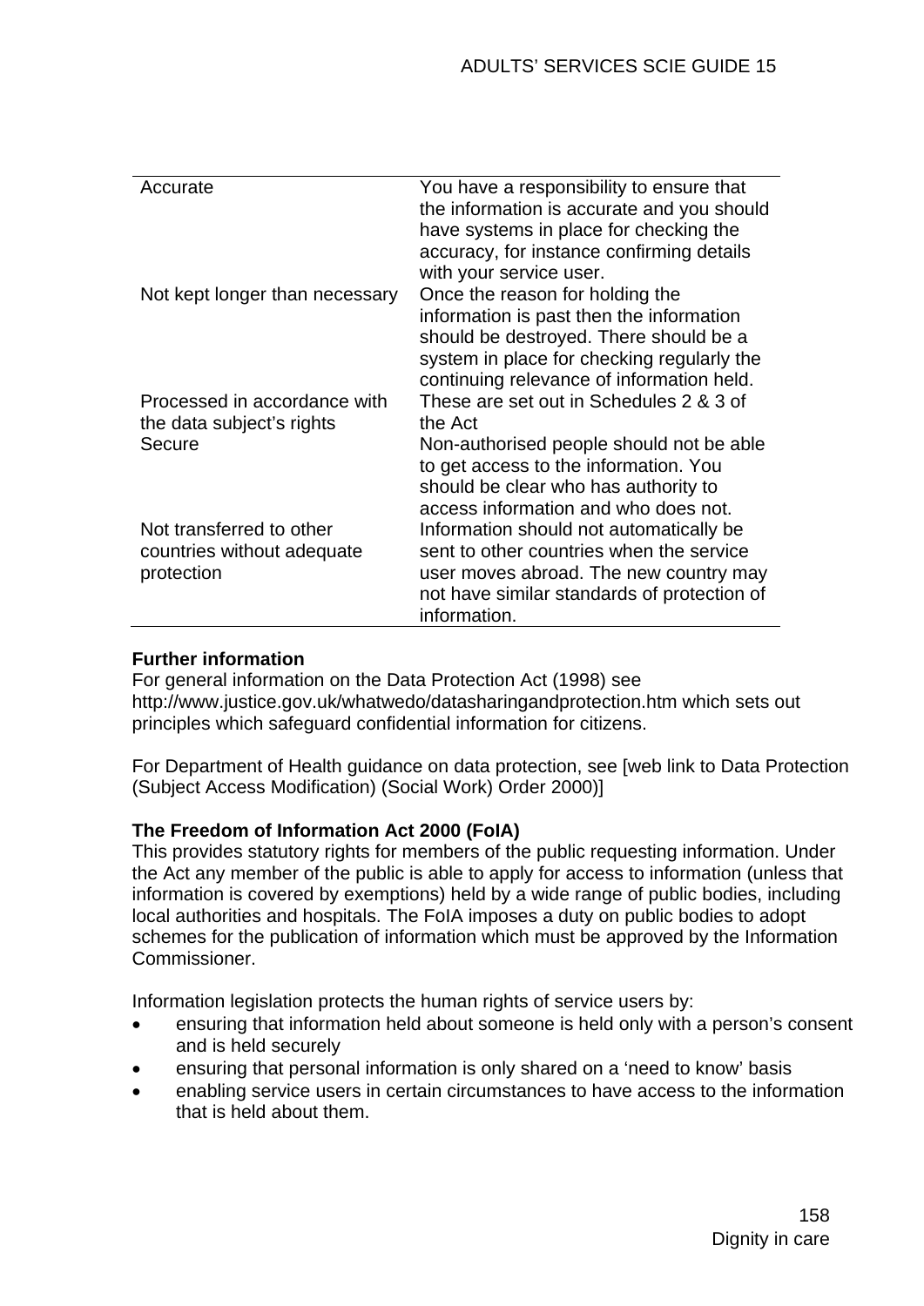| | |
|---|---|
| Accurate | You have a responsibility to ensure that the information is accurate and you should have systems in place for checking the accuracy, for instance confirming details with your service user. |
| Not kept longer than necessary | Once the reason for holding the information is past then the information should be destroyed. There should be a system in place for checking regularly the continuing relevance of information held. |
| Processed in accordance with the data subject's rights | These are set out in Schedules 2 & 3 of the Act |
| Secure | Non-authorised people should not be able to get access to the information. You should be clear who has authority to access information and who does not. |
| Not transferred to other countries without adequate protection | Information should not automatically be sent to other countries when the service user moves abroad. The new country may not have similar standards of protection of information. |

**Further information**
For general information on the Data Protection Act (1998) see http://www.justice.gov.uk/whatwedo/datasharingandprotection.htm which sets out principles which safeguard confidential information for citizens.

For Department of Health guidance on data protection, see [web link to Data Protection (Subject Access Modification) (Social Work) Order 2000)]

**The Freedom of Information Act 2000 (FoIA)**
This provides statutory rights for members of the public requesting information. Under the Act any member of the public is able to apply for access to information (unless that information is covered by exemptions) held by a wide range of public bodies, including local authorities and hospitals. The FoIA imposes a duty on public bodies to adopt schemes for the publication of information which must be approved by the Information Commissioner.

Information legislation protects the human rights of service users by:

- ensuring that information held about someone is held only with a person's consent and is held securely
- ensuring that personal information is only shared on a 'need to know' basis
- enabling service users in certain circumstances to have access to the information that is held about them.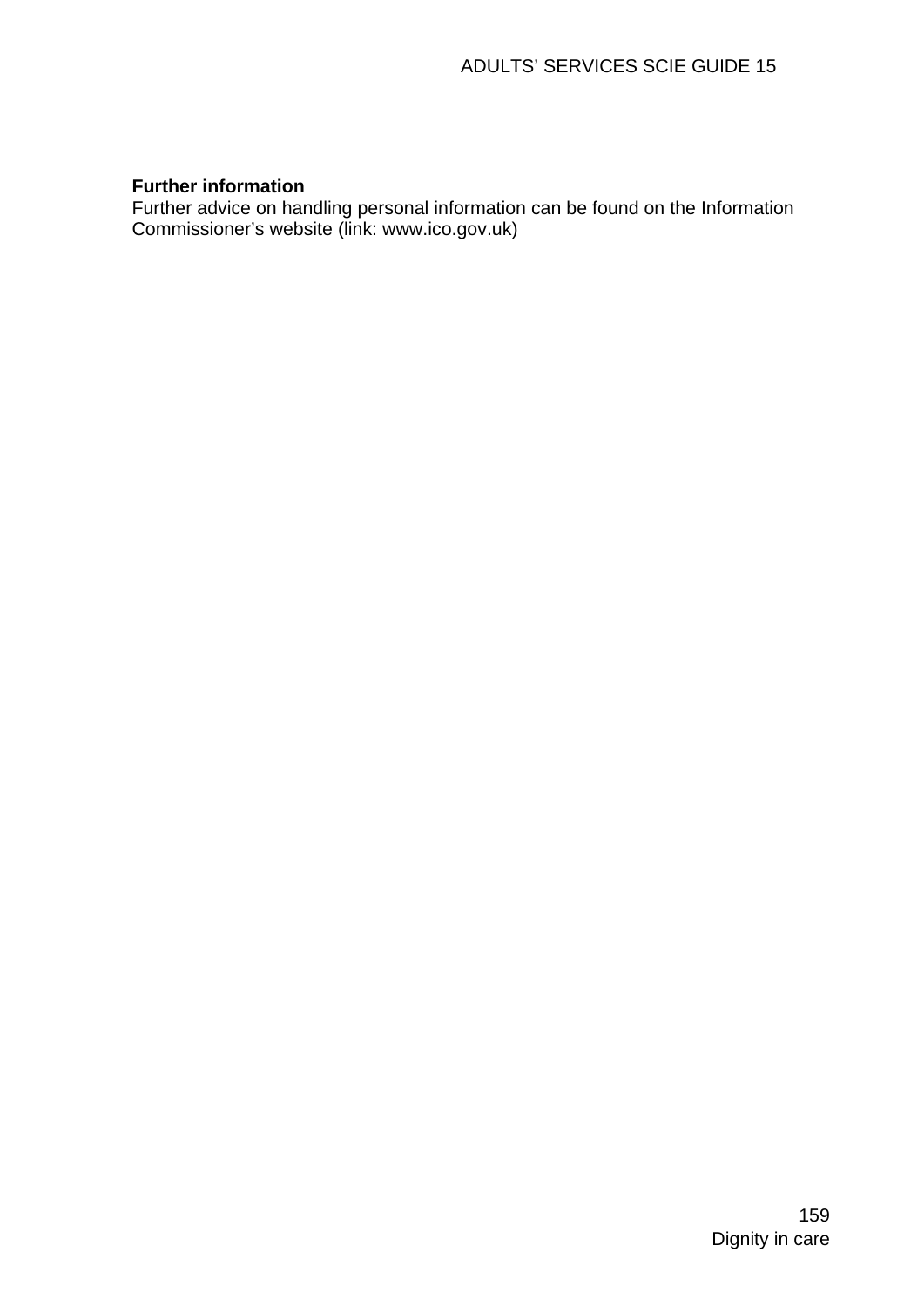**Further information**
Further advice on handling personal information can be found on the Information Commissioner's website (link: www.ico.gov.uk)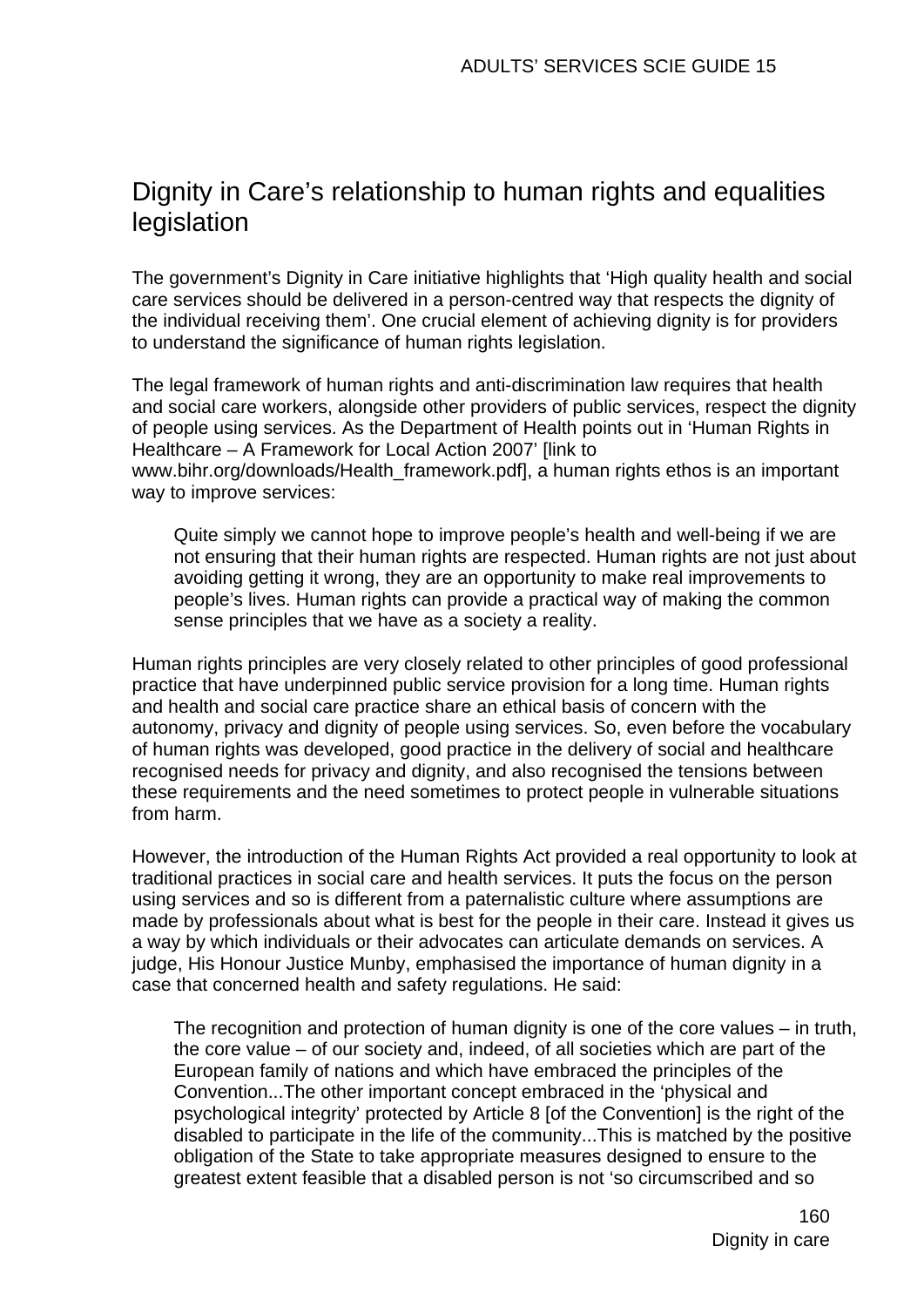## Dignity in Care's relationship to human rights and equalities legislation

The government's Dignity in Care initiative highlights that 'High quality health and social care services should be delivered in a person-centred way that respects the dignity of the individual receiving them'. One crucial element of achieving dignity is for providers to understand the significance of human rights legislation.

The legal framework of human rights and anti-discrimination law requires that health and social care workers, alongside other providers of public services, respect the dignity of people using services. As the Department of Health points out in 'Human Rights in Healthcare – A Framework for Local Action 2007' [link to www.bihr.org/downloads/Health_framework.pdf], a human rights ethos is an important way to improve services:

> Quite simply we cannot hope to improve people's health and well-being if we are not ensuring that their human rights are respected. Human rights are not just about avoiding getting it wrong, they are an opportunity to make real improvements to people's lives. Human rights can provide a practical way of making the common sense principles that we have as a society a reality.

Human rights principles are very closely related to other principles of good professional practice that have underpinned public service provision for a long time. Human rights and health and social care practice share an ethical basis of concern with the autonomy, privacy and dignity of people using services. So, even before the vocabulary of human rights was developed, good practice in the delivery of social and healthcare recognised needs for privacy and dignity, and also recognised the tensions between these requirements and the need sometimes to protect people in vulnerable situations from harm.

However, the introduction of the Human Rights Act provided a real opportunity to look at traditional practices in social care and health services. It puts the focus on the person using services and so is different from a paternalistic culture where assumptions are made by professionals about what is best for the people in their care. Instead it gives us a way by which individuals or their advocates can articulate demands on services. A judge, His Honour Justice Munby, emphasised the importance of human dignity in a case that concerned health and safety regulations. He said:

> The recognition and protection of human dignity is one of the core values – in truth, the core value – of our society and, indeed, of all societies which are part of the European family of nations and which have embraced the principles of the Convention...The other important concept embraced in the 'physical and psychological integrity' protected by Article 8 [of the Convention] is the right of the disabled to participate in the life of the community...This is matched by the positive obligation of the State to take appropriate measures designed to ensure to the greatest extent feasible that a disabled person is not 'so circumscribed and so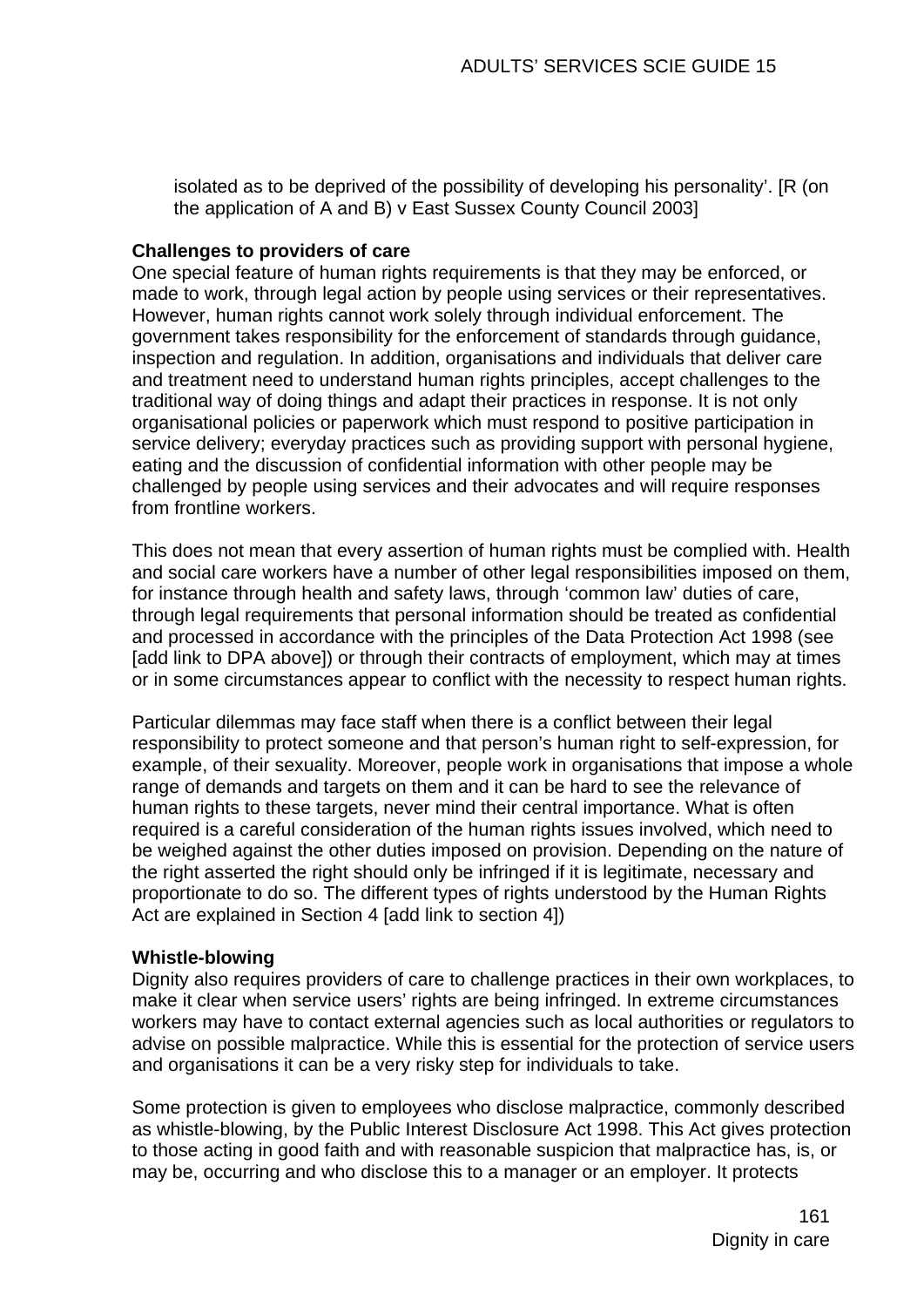isolated as to be deprived of the possibility of developing his personality'. [R (on the application of A and B) v East Sussex County Council 2003]

**Challenges to providers of care**

One special feature of human rights requirements is that they may be enforced, or made to work, through legal action by people using services or their representatives. However, human rights cannot work solely through individual enforcement. The government takes responsibility for the enforcement of standards through guidance, inspection and regulation. In addition, organisations and individuals that deliver care and treatment need to understand human rights principles, accept challenges to the traditional way of doing things and adapt their practices in response. It is not only organisational policies or paperwork which must respond to positive participation in service delivery; everyday practices such as providing support with personal hygiene, eating and the discussion of confidential information with other people may be challenged by people using services and their advocates and will require responses from frontline workers.

This does not mean that every assertion of human rights must be complied with. Health and social care workers have a number of other legal responsibilities imposed on them, for instance through health and safety laws, through 'common law' duties of care, through legal requirements that personal information should be treated as confidential and processed in accordance with the principles of the Data Protection Act 1998 (see [add link to DPA above]) or through their contracts of employment, which may at times or in some circumstances appear to conflict with the necessity to respect human rights.

Particular dilemmas may face staff when there is a conflict between their legal responsibility to protect someone and that person's human right to self-expression, for example, of their sexuality. Moreover, people work in organisations that impose a whole range of demands and targets on them and it can be hard to see the relevance of human rights to these targets, never mind their central importance. What is often required is a careful consideration of the human rights issues involved, which need to be weighed against the other duties imposed on provision. Depending on the nature of the right asserted the right should only be infringed if it is legitimate, necessary and proportionate to do so. The different types of rights understood by the Human Rights Act are explained in Section 4 [add link to section 4])

**Whistle-blowing**

Dignity also requires providers of care to challenge practices in their own workplaces, to make it clear when service users' rights are being infringed. In extreme circumstances workers may have to contact external agencies such as local authorities or regulators to advise on possible malpractice. While this is essential for the protection of service users and organisations it can be a very risky step for individuals to take.

Some protection is given to employees who disclose malpractice, commonly described as whistle-blowing, by the Public Interest Disclosure Act 1998. This Act gives protection to those acting in good faith and with reasonable suspicion that malpractice has, is, or may be, occurring and who disclose this to a manager or an employer. It protects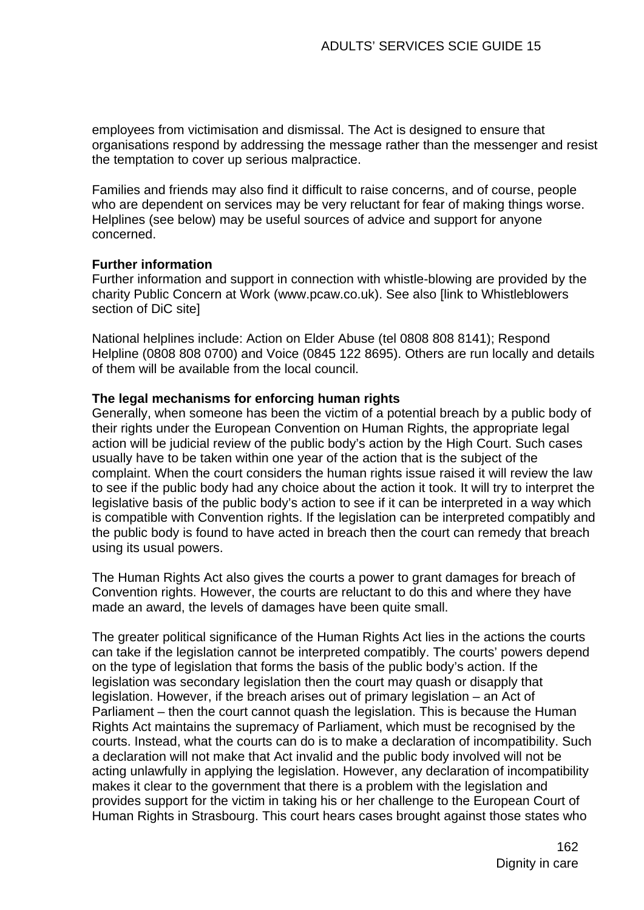employees from victimisation and dismissal. The Act is designed to ensure that organisations respond by addressing the message rather than the messenger and resist the temptation to cover up serious malpractice.

Families and friends may also find it difficult to raise concerns, and of course, people who are dependent on services may be very reluctant for fear of making things worse. Helplines (see below) may be useful sources of advice and support for anyone concerned.

**Further information**
Further information and support in connection with whistle-blowing are provided by the charity Public Concern at Work (www.pcaw.co.uk). See also [link to Whistleblowers section of DiC site]

National helplines include: Action on Elder Abuse (tel 0808 808 8141); Respond Helpline (0808 808 0700) and Voice (0845 122 8695). Others are run locally and details of them will be available from the local council.

**The legal mechanisms for enforcing human rights**
Generally, when someone has been the victim of a potential breach by a public body of their rights under the European Convention on Human Rights, the appropriate legal action will be judicial review of the public body's action by the High Court. Such cases usually have to be taken within one year of the action that is the subject of the complaint. When the court considers the human rights issue raised it will review the law to see if the public body had any choice about the action it took. It will try to interpret the legislative basis of the public body's action to see if it can be interpreted in a way which is compatible with Convention rights. If the legislation can be interpreted compatibly and the public body is found to have acted in breach then the court can remedy that breach using its usual powers.

The Human Rights Act also gives the courts a power to grant damages for breach of Convention rights. However, the courts are reluctant to do this and where they have made an award, the levels of damages have been quite small.

The greater political significance of the Human Rights Act lies in the actions the courts can take if the legislation cannot be interpreted compatibly. The courts' powers depend on the type of legislation that forms the basis of the public body's action. If the legislation was secondary legislation then the court may quash or disapply that legislation. However, if the breach arises out of primary legislation – an Act of Parliament – then the court cannot quash the legislation. This is because the Human Rights Act maintains the supremacy of Parliament, which must be recognised by the courts. Instead, what the courts can do is to make a declaration of incompatibility. Such a declaration will not make that Act invalid and the public body involved will not be acting unlawfully in applying the legislation. However, any declaration of incompatibility makes it clear to the government that there is a problem with the legislation and provides support for the victim in taking his or her challenge to the European Court of Human Rights in Strasbourg. This court hears cases brought against those states who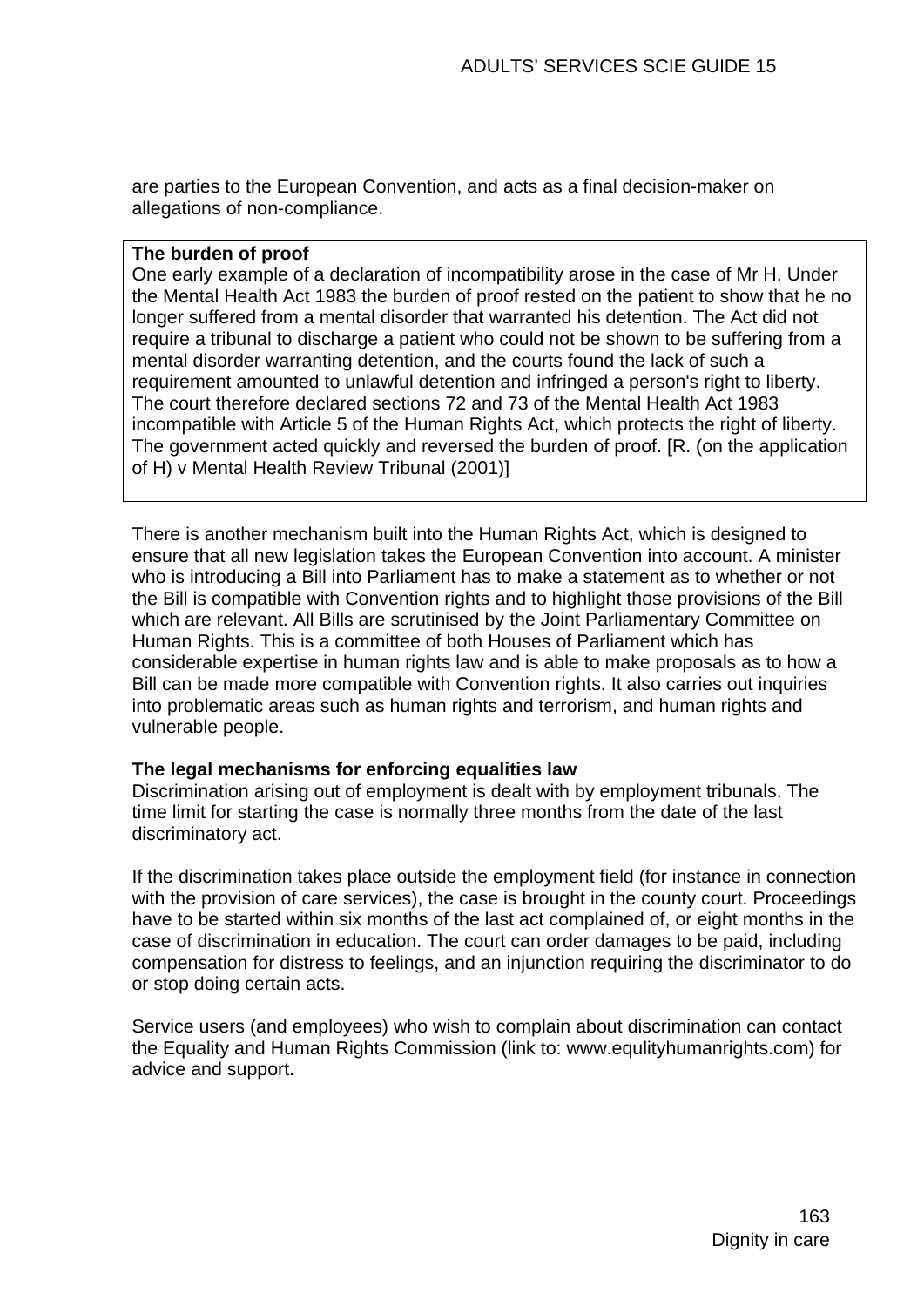are parties to the European Convention, and acts as a final decision-maker on allegations of non-compliance.

> **The burden of proof**
> One early example of a declaration of incompatibility arose in the case of Mr H. Under the Mental Health Act 1983 the burden of proof rested on the patient to show that he no longer suffered from a mental disorder that warranted his detention. The Act did not require a tribunal to discharge a patient who could not be shown to be suffering from a mental disorder warranting detention, and the courts found the lack of such a requirement amounted to unlawful detention and infringed a person's right to liberty. The court therefore declared sections 72 and 73 of the Mental Health Act 1983 incompatible with Article 5 of the Human Rights Act, which protects the right of liberty. The government acted quickly and reversed the burden of proof. [R. (on the application of H) v Mental Health Review Tribunal (2001)]

There is another mechanism built into the Human Rights Act, which is designed to ensure that all new legislation takes the European Convention into account. A minister who is introducing a Bill into Parliament has to make a statement as to whether or not the Bill is compatible with Convention rights and to highlight those provisions of the Bill which are relevant. All Bills are scrutinised by the Joint Parliamentary Committee on Human Rights. This is a committee of both Houses of Parliament which has considerable expertise in human rights law and is able to make proposals as to how a Bill can be made more compatible with Convention rights. It also carries out inquiries into problematic areas such as human rights and terrorism, and human rights and vulnerable people.

**The legal mechanisms for enforcing equalities law**
Discrimination arising out of employment is dealt with by employment tribunals. The time limit for starting the case is normally three months from the date of the last discriminatory act.

If the discrimination takes place outside the employment field (for instance in connection with the provision of care services), the case is brought in the county court. Proceedings have to be started within six months of the last act complained of, or eight months in the case of discrimination in education. The court can order damages to be paid, including compensation for distress to feelings, and an injunction requiring the discriminator to do or stop doing certain acts.

Service users (and employees) who wish to complain about discrimination can contact the Equality and Human Rights Commission (link to: www.equlityhumanrights.com) for advice and support.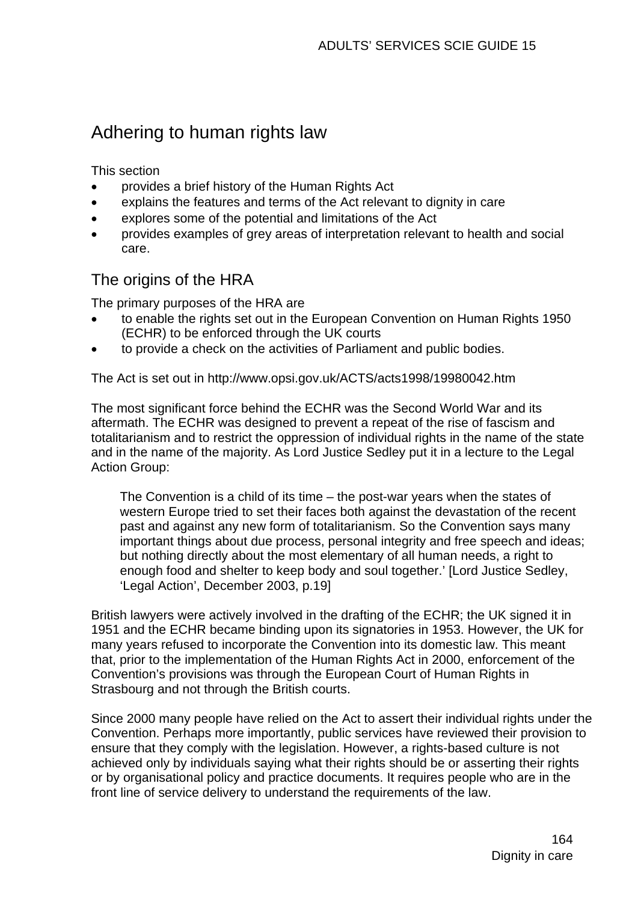# Adhering to human rights law

This section

- provides a brief history of the Human Rights Act
- explains the features and terms of the Act relevant to dignity in care
- explores some of the potential and limitations of the Act
- provides examples of grey areas of interpretation relevant to health and social care.

## The origins of the HRA

The primary purposes of the HRA are

- to enable the rights set out in the European Convention on Human Rights 1950 (ECHR) to be enforced through the UK courts
- to provide a check on the activities of Parliament and public bodies.

The Act is set out in http://www.opsi.gov.uk/ACTS/acts1998/19980042.htm

The most significant force behind the ECHR was the Second World War and its aftermath. The ECHR was designed to prevent a repeat of the rise of fascism and totalitarianism and to restrict the oppression of individual rights in the name of the state and in the name of the majority. As Lord Justice Sedley put it in a lecture to the Legal Action Group:

> The Convention is a child of its time – the post-war years when the states of western Europe tried to set their faces both against the devastation of the recent past and against any new form of totalitarianism. So the Convention says many important things about due process, personal integrity and free speech and ideas; but nothing directly about the most elementary of all human needs, a right to enough food and shelter to keep body and soul together.' [Lord Justice Sedley, 'Legal Action', December 2003, p.19]

British lawyers were actively involved in the drafting of the ECHR; the UK signed it in 1951 and the ECHR became binding upon its signatories in 1953. However, the UK for many years refused to incorporate the Convention into its domestic law. This meant that, prior to the implementation of the Human Rights Act in 2000, enforcement of the Convention's provisions was through the European Court of Human Rights in Strasbourg and not through the British courts.

Since 2000 many people have relied on the Act to assert their individual rights under the Convention. Perhaps more importantly, public services have reviewed their provision to ensure that they comply with the legislation. However, a rights-based culture is not achieved only by individuals saying what their rights should be or asserting their rights or by organisational policy and practice documents. It requires people who are in the front line of service delivery to understand the requirements of the law.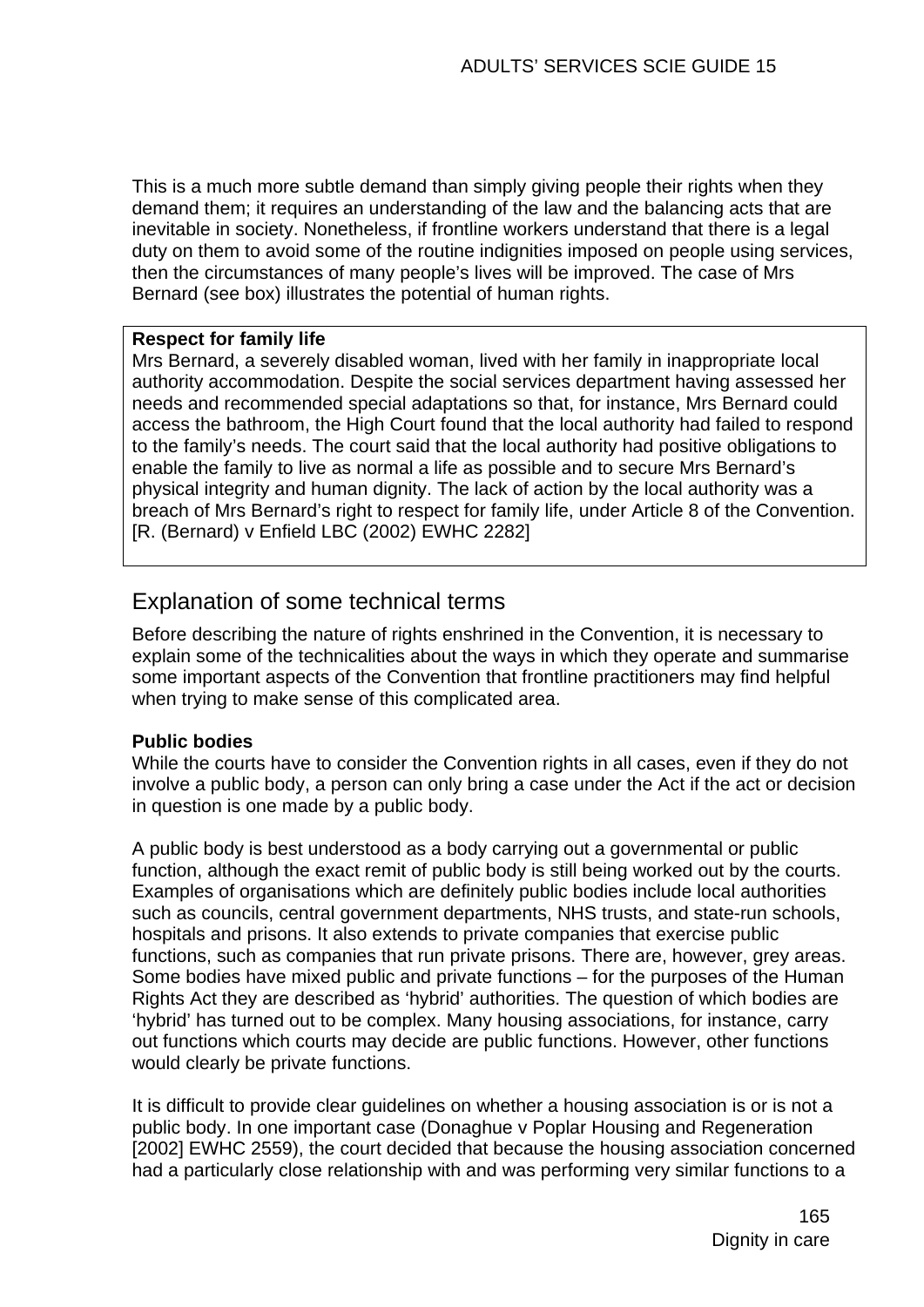This is a much more subtle demand than simply giving people their rights when they demand them; it requires an understanding of the law and the balancing acts that are inevitable in society. Nonetheless, if frontline workers understand that there is a legal duty on them to avoid some of the routine indignities imposed on people using services, then the circumstances of many people's lives will be improved. The case of Mrs Bernard (see box) illustrates the potential of human rights.

> **Respect for family life**
> Mrs Bernard, a severely disabled woman, lived with her family in inappropriate local authority accommodation. Despite the social services department having assessed her needs and recommended special adaptations so that, for instance, Mrs Bernard could access the bathroom, the High Court found that the local authority had failed to respond to the family's needs. The court said that the local authority had positive obligations to enable the family to live as normal a life as possible and to secure Mrs Bernard's physical integrity and human dignity. The lack of action by the local authority was a breach of Mrs Bernard's right to respect for family life, under Article 8 of the Convention. [R. (Bernard) v Enfield LBC (2002) EWHC 2282]

## Explanation of some technical terms

Before describing the nature of rights enshrined in the Convention, it is necessary to explain some of the technicalities about the ways in which they operate and summarise some important aspects of the Convention that frontline practitioners may find helpful when trying to make sense of this complicated area.

**Public bodies**

While the courts have to consider the Convention rights in all cases, even if they do not involve a public body, a person can only bring a case under the Act if the act or decision in question is one made by a public body.

A public body is best understood as a body carrying out a governmental or public function, although the exact remit of public body is still being worked out by the courts. Examples of organisations which are definitely public bodies include local authorities such as councils, central government departments, NHS trusts, and state-run schools, hospitals and prisons. It also extends to private companies that exercise public functions, such as companies that run private prisons. There are, however, grey areas. Some bodies have mixed public and private functions – for the purposes of the Human Rights Act they are described as 'hybrid' authorities. The question of which bodies are 'hybrid' has turned out to be complex. Many housing associations, for instance, carry out functions which courts may decide are public functions. However, other functions would clearly be private functions.

It is difficult to provide clear guidelines on whether a housing association is or is not a public body. In one important case (Donaghue v Poplar Housing and Regeneration [2002] EWHC 2559), the court decided that because the housing association concerned had a particularly close relationship with and was performing very similar functions to a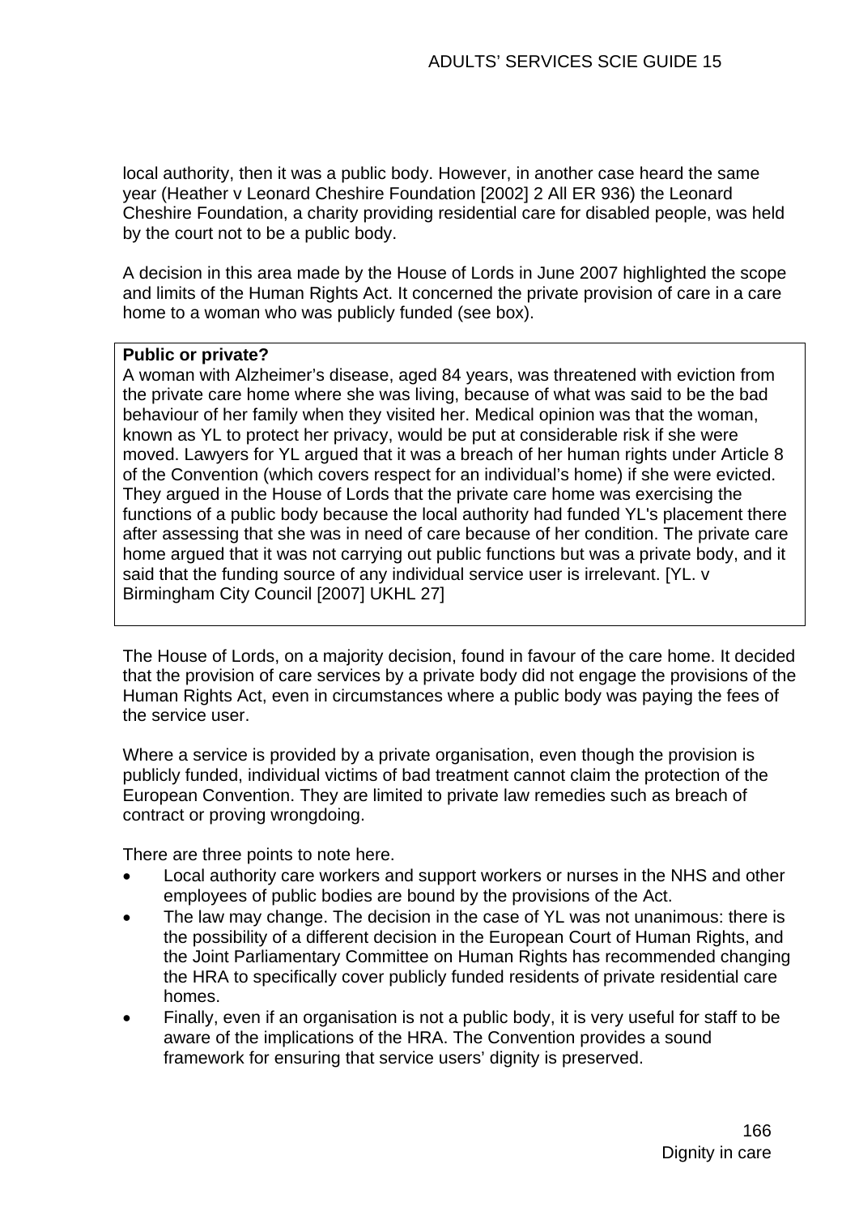local authority, then it was a public body. However, in another case heard the same year (Heather v Leonard Cheshire Foundation [2002] 2 All ER 936) the Leonard Cheshire Foundation, a charity providing residential care for disabled people, was held by the court not to be a public body.

A decision in this area made by the House of Lords in June 2007 highlighted the scope and limits of the Human Rights Act. It concerned the private provision of care in a care home to a woman who was publicly funded (see box).

> **Public or private?**
>
> A woman with Alzheimer's disease, aged 84 years, was threatened with eviction from the private care home where she was living, because of what was said to be the bad behaviour of her family when they visited her. Medical opinion was that the woman, known as YL to protect her privacy, would be put at considerable risk if she were moved. Lawyers for YL argued that it was a breach of her human rights under Article 8 of the Convention (which covers respect for an individual's home) if she were evicted. They argued in the House of Lords that the private care home was exercising the functions of a public body because the local authority had funded YL's placement there after assessing that she was in need of care because of her condition. The private care home argued that it was not carrying out public functions but was a private body, and it said that the funding source of any individual service user is irrelevant. [YL. v Birmingham City Council [2007] UKHL 27]

The House of Lords, on a majority decision, found in favour of the care home. It decided that the provision of care services by a private body did not engage the provisions of the Human Rights Act, even in circumstances where a public body was paying the fees of the service user.

Where a service is provided by a private organisation, even though the provision is publicly funded, individual victims of bad treatment cannot claim the protection of the European Convention. They are limited to private law remedies such as breach of contract or proving wrongdoing.

There are three points to note here.

- Local authority care workers and support workers or nurses in the NHS and other employees of public bodies are bound by the provisions of the Act.
- The law may change. The decision in the case of YL was not unanimous: there is the possibility of a different decision in the European Court of Human Rights, and the Joint Parliamentary Committee on Human Rights has recommended changing the HRA to specifically cover publicly funded residents of private residential care homes.
- Finally, even if an organisation is not a public body, it is very useful for staff to be aware of the implications of the HRA. The Convention provides a sound framework for ensuring that service users' dignity is preserved.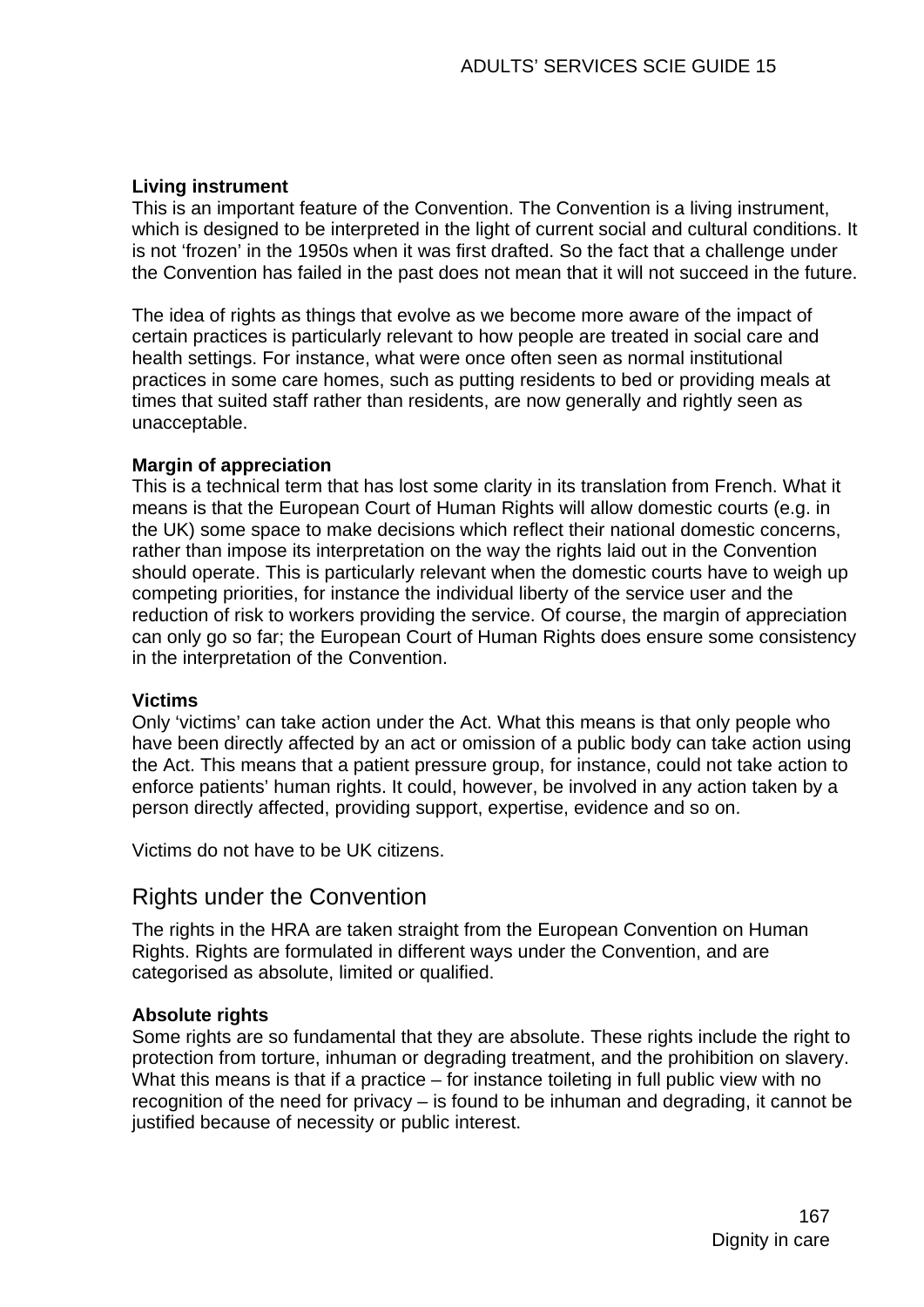**Living instrument**
This is an important feature of the Convention. The Convention is a living instrument, which is designed to be interpreted in the light of current social and cultural conditions. It is not 'frozen' in the 1950s when it was first drafted. So the fact that a challenge under the Convention has failed in the past does not mean that it will not succeed in the future.

The idea of rights as things that evolve as we become more aware of the impact of certain practices is particularly relevant to how people are treated in social care and health settings. For instance, what were once often seen as normal institutional practices in some care homes, such as putting residents to bed or providing meals at times that suited staff rather than residents, are now generally and rightly seen as unacceptable.

**Margin of appreciation**
This is a technical term that has lost some clarity in its translation from French. What it means is that the European Court of Human Rights will allow domestic courts (e.g. in the UK) some space to make decisions which reflect their national domestic concerns, rather than impose its interpretation on the way the rights laid out in the Convention should operate. This is particularly relevant when the domestic courts have to weigh up competing priorities, for instance the individual liberty of the service user and the reduction of risk to workers providing the service. Of course, the margin of appreciation can only go so far; the European Court of Human Rights does ensure some consistency in the interpretation of the Convention.

**Victims**
Only 'victims' can take action under the Act. What this means is that only people who have been directly affected by an act or omission of a public body can take action using the Act. This means that a patient pressure group, for instance, could not take action to enforce patients' human rights. It could, however, be involved in any action taken by a person directly affected, providing support, expertise, evidence and so on.

Victims do not have to be UK citizens.

## Rights under the Convention

The rights in the HRA are taken straight from the European Convention on Human Rights. Rights are formulated in different ways under the Convention, and are categorised as absolute, limited or qualified.

**Absolute rights**
Some rights are so fundamental that they are absolute. These rights include the right to protection from torture, inhuman or degrading treatment, and the prohibition on slavery. What this means is that if a practice – for instance toileting in full public view with no recognition of the need for privacy – is found to be inhuman and degrading, it cannot be justified because of necessity or public interest.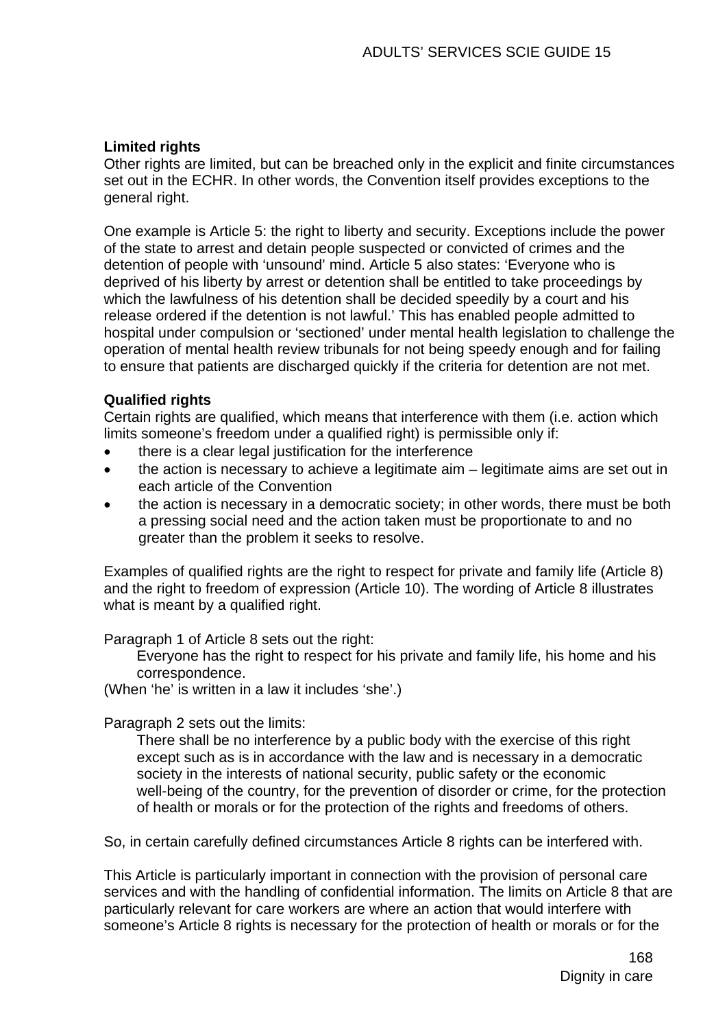**Limited rights**
Other rights are limited, but can be breached only in the explicit and finite circumstances set out in the ECHR. In other words, the Convention itself provides exceptions to the general right.

One example is Article 5: the right to liberty and security. Exceptions include the power of the state to arrest and detain people suspected or convicted of crimes and the detention of people with 'unsound' mind. Article 5 also states: 'Everyone who is deprived of his liberty by arrest or detention shall be entitled to take proceedings by which the lawfulness of his detention shall be decided speedily by a court and his release ordered if the detention is not lawful.' This has enabled people admitted to hospital under compulsion or 'sectioned' under mental health legislation to challenge the operation of mental health review tribunals for not being speedy enough and for failing to ensure that patients are discharged quickly if the criteria for detention are not met.

**Qualified rights**
Certain rights are qualified, which means that interference with them (i.e. action which limits someone's freedom under a qualified right) is permissible only if:

- there is a clear legal justification for the interference
- the action is necessary to achieve a legitimate aim – legitimate aims are set out in each article of the Convention
- the action is necessary in a democratic society; in other words, there must be both a pressing social need and the action taken must be proportionate to and no greater than the problem it seeks to resolve.

Examples of qualified rights are the right to respect for private and family life (Article 8) and the right to freedom of expression (Article 10). The wording of Article 8 illustrates what is meant by a qualified right.

Paragraph 1 of Article 8 sets out the right:

> Everyone has the right to respect for his private and family life, his home and his correspondence.

(When 'he' is written in a law it includes 'she'.)

Paragraph 2 sets out the limits:

> There shall be no interference by a public body with the exercise of this right except such as is in accordance with the law and is necessary in a democratic society in the interests of national security, public safety or the economic well-being of the country, for the prevention of disorder or crime, for the protection of health or morals or for the protection of the rights and freedoms of others.

So, in certain carefully defined circumstances Article 8 rights can be interfered with.

This Article is particularly important in connection with the provision of personal care services and with the handling of confidential information. The limits on Article 8 that are particularly relevant for care workers are where an action that would interfere with someone's Article 8 rights is necessary for the protection of health or morals or for the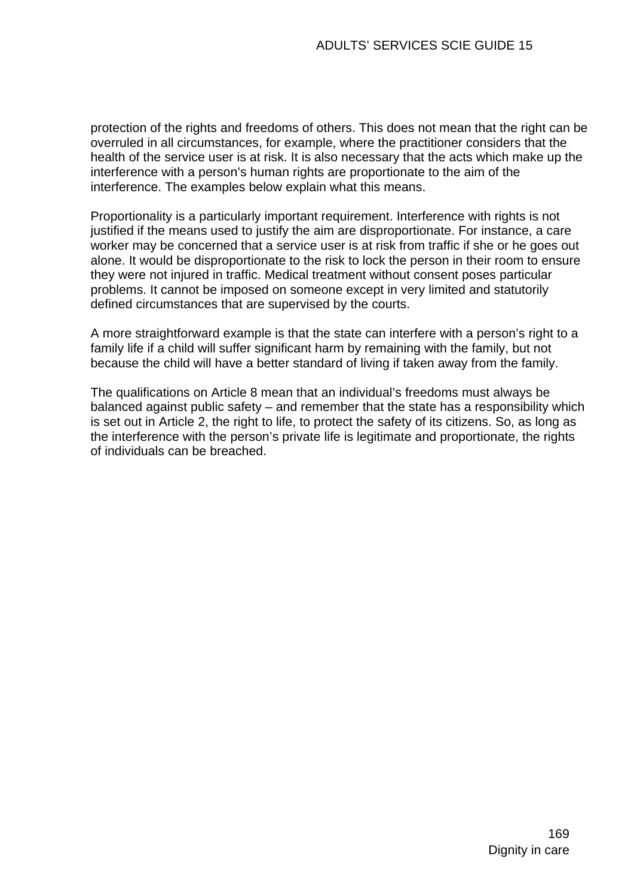protection of the rights and freedoms of others. This does not mean that the right can be overruled in all circumstances, for example, where the practitioner considers that the health of the service user is at risk. It is also necessary that the acts which make up the interference with a person's human rights are proportionate to the aim of the interference. The examples below explain what this means.

Proportionality is a particularly important requirement. Interference with rights is not justified if the means used to justify the aim are disproportionate. For instance, a care worker may be concerned that a service user is at risk from traffic if she or he goes out alone. It would be disproportionate to the risk to lock the person in their room to ensure they were not injured in traffic. Medical treatment without consent poses particular problems. It cannot be imposed on someone except in very limited and statutorily defined circumstances that are supervised by the courts.

A more straightforward example is that the state can interfere with a person's right to a family life if a child will suffer significant harm by remaining with the family, but not because the child will have a better standard of living if taken away from the family.

The qualifications on Article 8 mean that an individual's freedoms must always be balanced against public safety – and remember that the state has a responsibility which is set out in Article 2, the right to life, to protect the safety of its citizens. So, as long as the interference with the person's private life is legitimate and proportionate, the rights of individuals can be breached.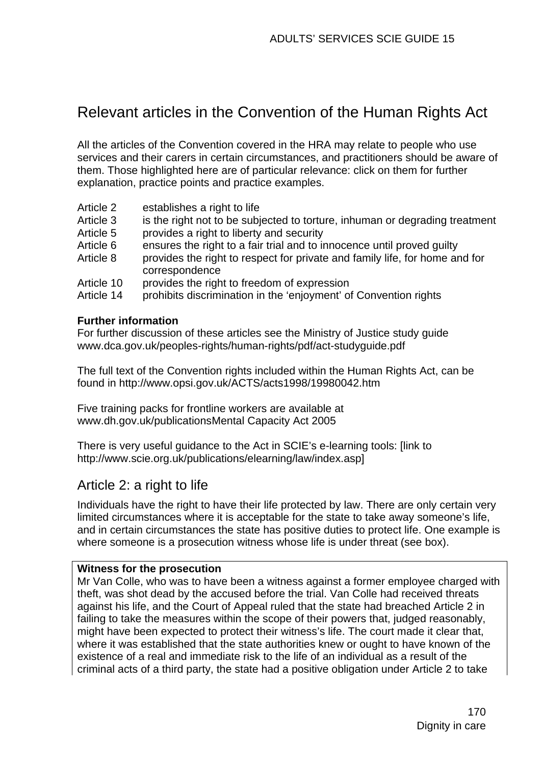## Relevant articles in the Convention of the Human Rights Act

All the articles of the Convention covered in the HRA may relate to people who use services and their carers in certain circumstances, and practitioners should be aware of them. Those highlighted here are of particular relevance: click on them for further explanation, practice points and practice examples.

| | |
|---|---|
| Article 2 | establishes a right to life |
| Article 3 | is the right not to be subjected to torture, inhuman or degrading treatment |
| Article 5 | provides a right to liberty and security |
| Article 6 | ensures the right to a fair trial and to innocence until proved guilty |
| Article 8 | provides the right to respect for private and family life, for home and for correspondence |
| Article 10 | provides the right to freedom of expression |
| Article 14 | prohibits discrimination in the 'enjoyment' of Convention rights |

**Further information**
For further discussion of these articles see the Ministry of Justice study guide www.dca.gov.uk/peoples-rights/human-rights/pdf/act-studyguide.pdf

The full text of the Convention rights included within the Human Rights Act, can be found in http://www.opsi.gov.uk/ACTS/acts1998/19980042.htm

Five training packs for frontline workers are available at www.dh.gov.uk/publicationsMental Capacity Act 2005

There is very useful guidance to the Act in SCIE's e-learning tools: [link to http://www.scie.org.uk/publications/elearning/law/index.asp]

## Article 2: a right to life

Individuals have the right to have their life protected by law. There are only certain very limited circumstances where it is acceptable for the state to take away someone's life, and in certain circumstances the state has positive duties to protect life. One example is where someone is a prosecution witness whose life is under threat (see box).

**Witness for the prosecution**
Mr Van Colle, who was to have been a witness against a former employee charged with theft, was shot dead by the accused before the trial. Van Colle had received threats against his life, and the Court of Appeal ruled that the state had breached Article 2 in failing to take the measures within the scope of their powers that, judged reasonably, might have been expected to protect their witness's life. The court made it clear that, where it was established that the state authorities knew or ought to have known of the existence of a real and immediate risk to the life of an individual as a result of the criminal acts of a third party, the state had a positive obligation under Article 2 to take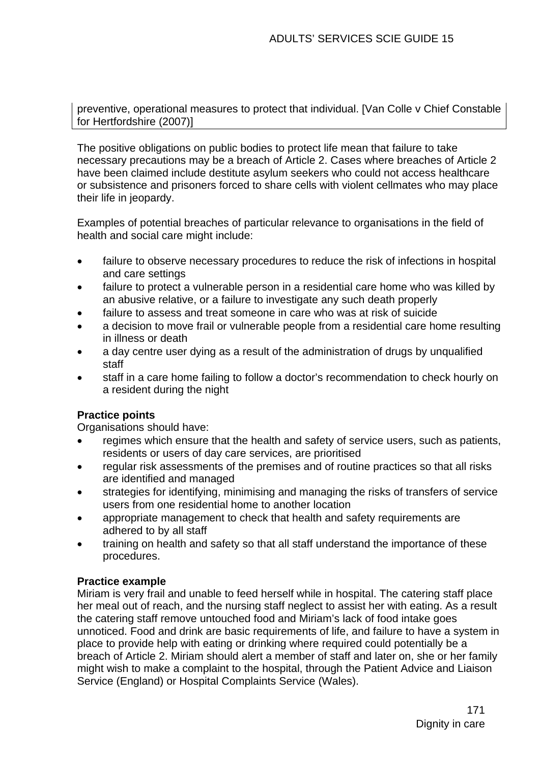preventive, operational measures to protect that individual. [Van Colle v Chief Constable for Hertfordshire (2007)]

The positive obligations on public bodies to protect life mean that failure to take necessary precautions may be a breach of Article 2. Cases where breaches of Article 2 have been claimed include destitute asylum seekers who could not access healthcare or subsistence and prisoners forced to share cells with violent cellmates who may place their life in jeopardy.

Examples of potential breaches of particular relevance to organisations in the field of health and social care might include:

- failure to observe necessary procedures to reduce the risk of infections in hospital and care settings
- failure to protect a vulnerable person in a residential care home who was killed by an abusive relative, or a failure to investigate any such death properly
- failure to assess and treat someone in care who was at risk of suicide
- a decision to move frail or vulnerable people from a residential care home resulting in illness or death
- a day centre user dying as a result of the administration of drugs by unqualified staff
- staff in a care home failing to follow a doctor's recommendation to check hourly on a resident during the night

**Practice points**
Organisations should have:

- regimes which ensure that the health and safety of service users, such as patients, residents or users of day care services, are prioritised
- regular risk assessments of the premises and of routine practices so that all risks are identified and managed
- strategies for identifying, minimising and managing the risks of transfers of service users from one residential home to another location
- appropriate management to check that health and safety requirements are adhered to by all staff
- training on health and safety so that all staff understand the importance of these procedures.

**Practice example**
Miriam is very frail and unable to feed herself while in hospital. The catering staff place her meal out of reach, and the nursing staff neglect to assist her with eating. As a result the catering staff remove untouched food and Miriam's lack of food intake goes unnoticed. Food and drink are basic requirements of life, and failure to have a system in place to provide help with eating or drinking where required could potentially be a breach of Article 2. Miriam should alert a member of staff and later on, she or her family might wish to make a complaint to the hospital, through the Patient Advice and Liaison Service (England) or Hospital Complaints Service (Wales).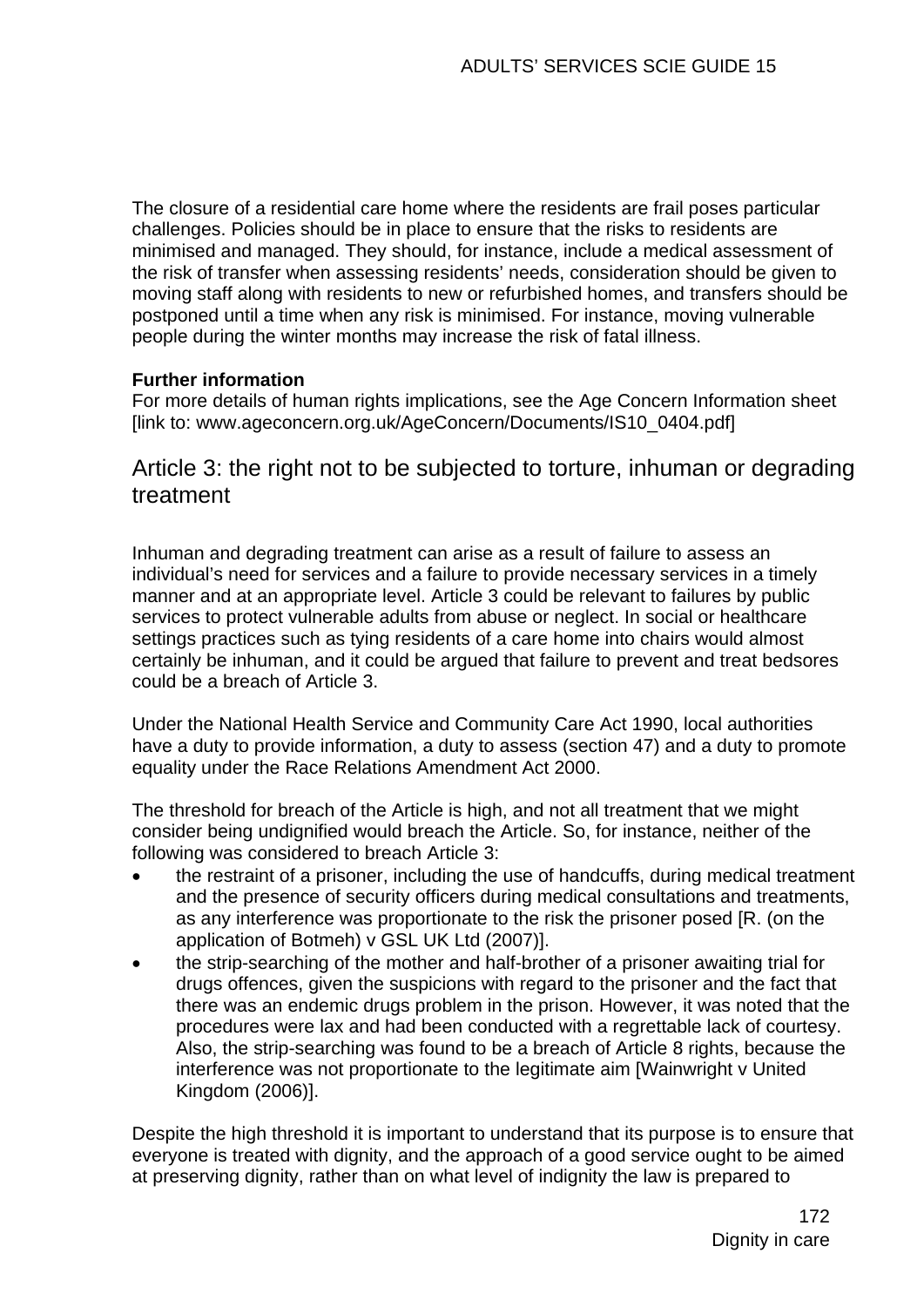The closure of a residential care home where the residents are frail poses particular challenges. Policies should be in place to ensure that the risks to residents are minimised and managed. They should, for instance, include a medical assessment of the risk of transfer when assessing residents' needs, consideration should be given to moving staff along with residents to new or refurbished homes, and transfers should be postponed until a time when any risk is minimised. For instance, moving vulnerable people during the winter months may increase the risk of fatal illness.

**Further information**
For more details of human rights implications, see the Age Concern Information sheet [link to: www.ageconcern.org.uk/AgeConcern/Documents/IS10_0404.pdf]

## Article 3: the right not to be subjected to torture, inhuman or degrading treatment

Inhuman and degrading treatment can arise as a result of failure to assess an individual's need for services and a failure to provide necessary services in a timely manner and at an appropriate level. Article 3 could be relevant to failures by public services to protect vulnerable adults from abuse or neglect. In social or healthcare settings practices such as tying residents of a care home into chairs would almost certainly be inhuman, and it could be argued that failure to prevent and treat bedsores could be a breach of Article 3.

Under the National Health Service and Community Care Act 1990, local authorities have a duty to provide information, a duty to assess (section 47) and a duty to promote equality under the Race Relations Amendment Act 2000.

The threshold for breach of the Article is high, and not all treatment that we might consider being undignified would breach the Article. So, for instance, neither of the following was considered to breach Article 3:

- the restraint of a prisoner, including the use of handcuffs, during medical treatment and the presence of security officers during medical consultations and treatments, as any interference was proportionate to the risk the prisoner posed [R. (on the application of Botmeh) v GSL UK Ltd (2007)].
- the strip-searching of the mother and half-brother of a prisoner awaiting trial for drugs offences, given the suspicions with regard to the prisoner and the fact that there was an endemic drugs problem in the prison. However, it was noted that the procedures were lax and had been conducted with a regrettable lack of courtesy. Also, the strip-searching was found to be a breach of Article 8 rights, because the interference was not proportionate to the legitimate aim [Wainwright v United Kingdom (2006)].

Despite the high threshold it is important to understand that its purpose is to ensure that everyone is treated with dignity, and the approach of a good service ought to be aimed at preserving dignity, rather than on what level of indignity the law is prepared to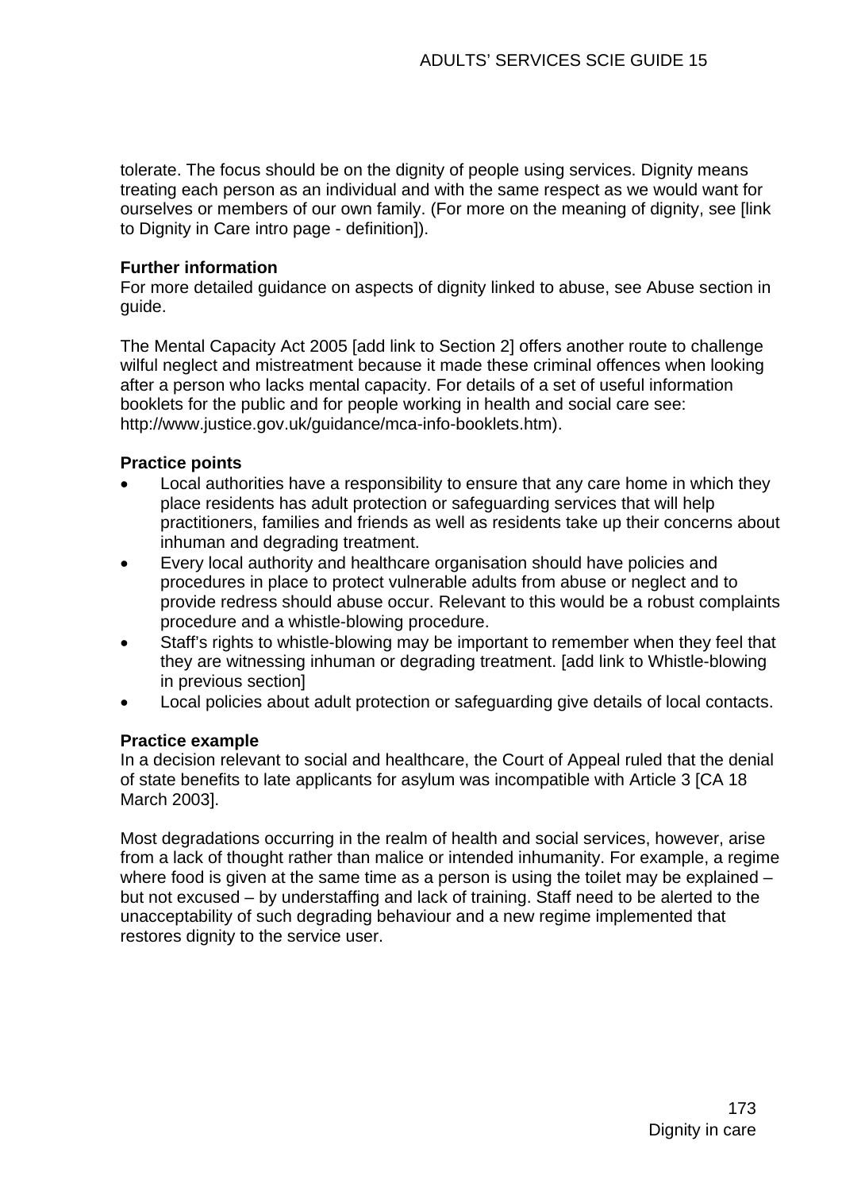tolerate. The focus should be on the dignity of people using services. Dignity means treating each person as an individual and with the same respect as we would want for ourselves or members of our own family. (For more on the meaning of dignity, see [link to Dignity in Care intro page - definition]).

**Further information**

For more detailed guidance on aspects of dignity linked to abuse, see Abuse section in guide.

The Mental Capacity Act 2005 [add link to Section 2] offers another route to challenge wilful neglect and mistreatment because it made these criminal offences when looking after a person who lacks mental capacity. For details of a set of useful information booklets for the public and for people working in health and social care see: http://www.justice.gov.uk/guidance/mca-info-booklets.htm).

**Practice points**

- Local authorities have a responsibility to ensure that any care home in which they place residents has adult protection or safeguarding services that will help practitioners, families and friends as well as residents take up their concerns about inhuman and degrading treatment.
- Every local authority and healthcare organisation should have policies and procedures in place to protect vulnerable adults from abuse or neglect and to provide redress should abuse occur. Relevant to this would be a robust complaints procedure and a whistle-blowing procedure.
- Staff's rights to whistle-blowing may be important to remember when they feel that they are witnessing inhuman or degrading treatment. [add link to Whistle-blowing in previous section]
- Local policies about adult protection or safeguarding give details of local contacts.

**Practice example**

In a decision relevant to social and healthcare, the Court of Appeal ruled that the denial of state benefits to late applicants for asylum was incompatible with Article 3 [CA 18 March 2003].

Most degradations occurring in the realm of health and social services, however, arise from a lack of thought rather than malice or intended inhumanity. For example, a regime where food is given at the same time as a person is using the toilet may be explained – but not excused – by understaffing and lack of training. Staff need to be alerted to the unacceptability of such degrading behaviour and a new regime implemented that restores dignity to the service user.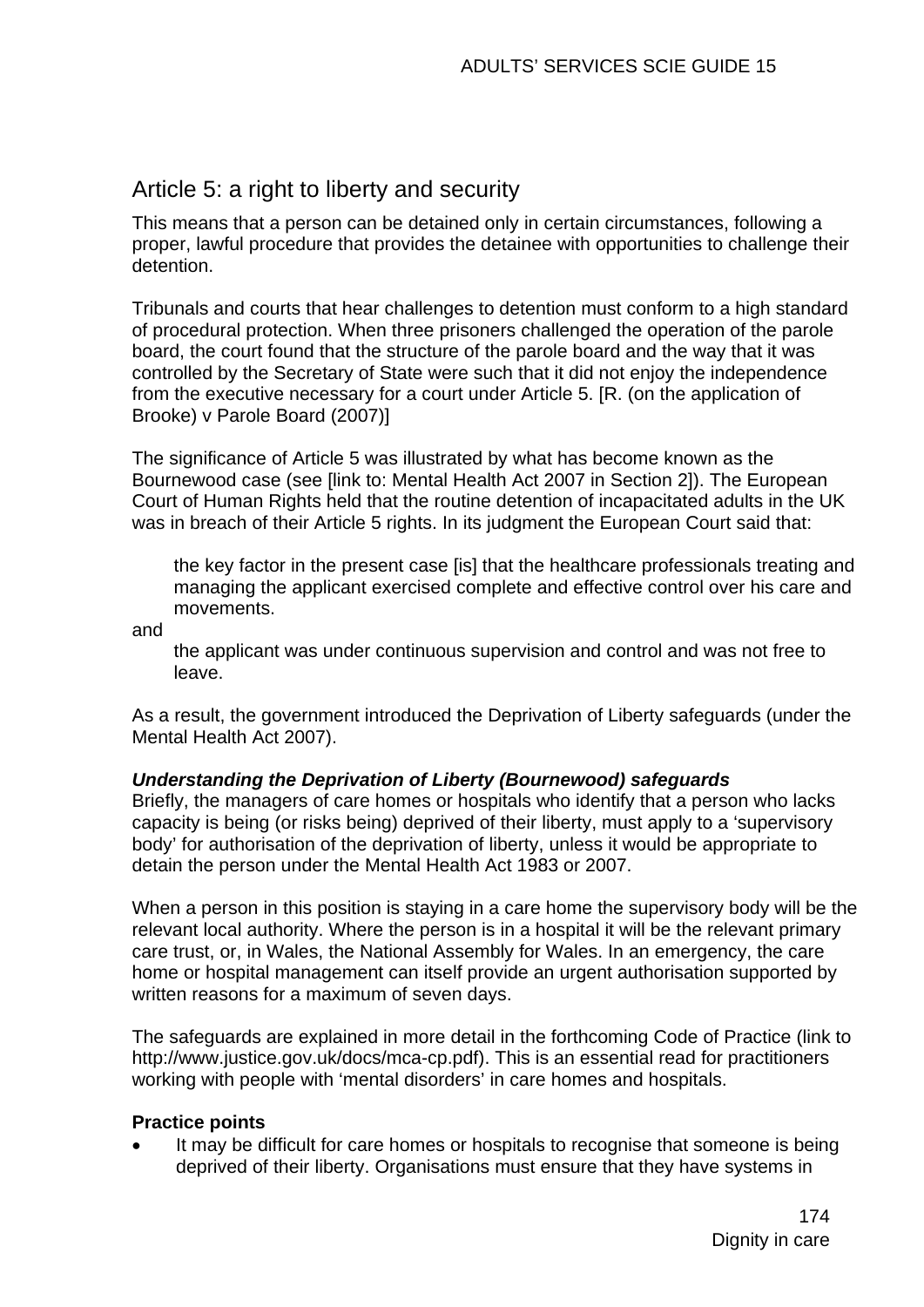## Article 5: a right to liberty and security

This means that a person can be detained only in certain circumstances, following a proper, lawful procedure that provides the detainee with opportunities to challenge their detention.

Tribunals and courts that hear challenges to detention must conform to a high standard of procedural protection. When three prisoners challenged the operation of the parole board, the court found that the structure of the parole board and the way that it was controlled by the Secretary of State were such that it did not enjoy the independence from the executive necessary for a court under Article 5. [R. (on the application of Brooke) v Parole Board (2007)]

The significance of Article 5 was illustrated by what has become known as the Bournewood case (see [link to: Mental Health Act 2007 in Section 2]). The European Court of Human Rights held that the routine detention of incapacitated adults in the UK was in breach of their Article 5 rights. In its judgment the European Court said that:

> the key factor in the present case [is] that the healthcare professionals treating and managing the applicant exercised complete and effective control over his care and movements.

and

> the applicant was under continuous supervision and control and was not free to leave.

As a result, the government introduced the Deprivation of Liberty safeguards (under the Mental Health Act 2007).

***Understanding the Deprivation of Liberty (Bournewood) safeguards***

Briefly, the managers of care homes or hospitals who identify that a person who lacks capacity is being (or risks being) deprived of their liberty, must apply to a 'supervisory body' for authorisation of the deprivation of liberty, unless it would be appropriate to detain the person under the Mental Health Act 1983 or 2007.

When a person in this position is staying in a care home the supervisory body will be the relevant local authority. Where the person is in a hospital it will be the relevant primary care trust, or, in Wales, the National Assembly for Wales. In an emergency, the care home or hospital management can itself provide an urgent authorisation supported by written reasons for a maximum of seven days.

The safeguards are explained in more detail in the forthcoming Code of Practice (link to http://www.justice.gov.uk/docs/mca-cp.pdf). This is an essential read for practitioners working with people with 'mental disorders' in care homes and hospitals.

**Practice points**

- It may be difficult for care homes or hospitals to recognise that someone is being deprived of their liberty. Organisations must ensure that they have systems in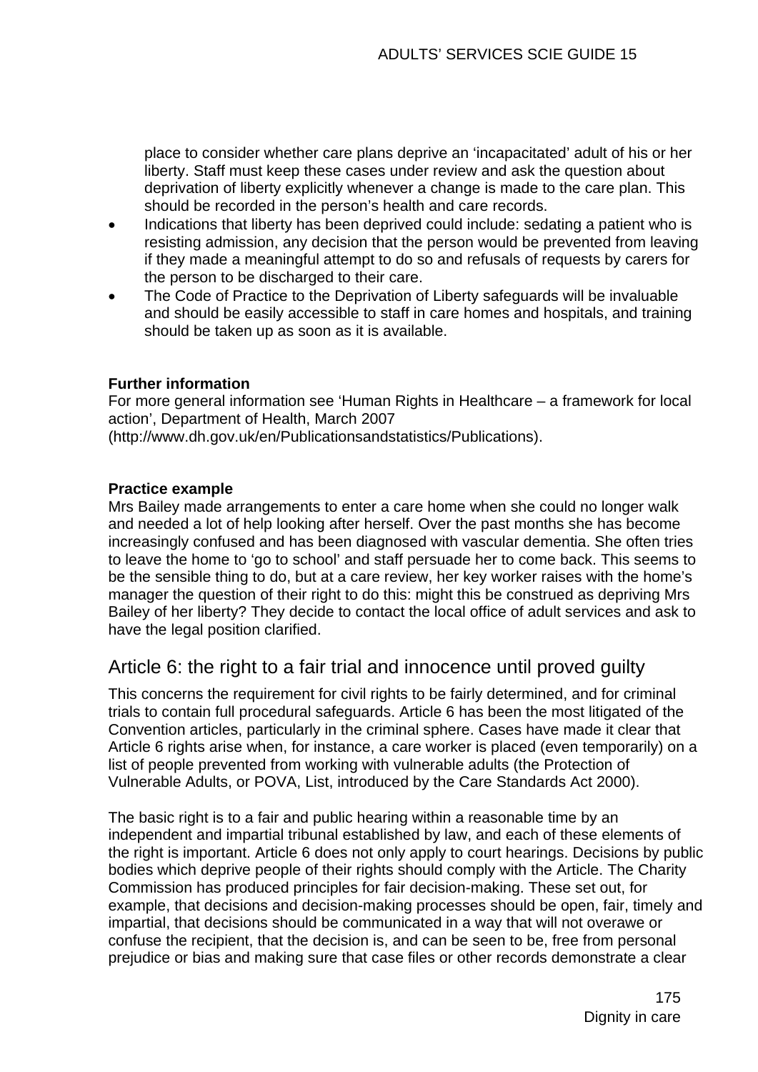place to consider whether care plans deprive an 'incapacitated' adult of his or her liberty. Staff must keep these cases under review and ask the question about deprivation of liberty explicitly whenever a change is made to the care plan. This should be recorded in the person's health and care records.

- Indications that liberty has been deprived could include: sedating a patient who is resisting admission, any decision that the person would be prevented from leaving if they made a meaningful attempt to do so and refusals of requests by carers for the person to be discharged to their care.
- The Code of Practice to the Deprivation of Liberty safeguards will be invaluable and should be easily accessible to staff in care homes and hospitals, and training should be taken up as soon as it is available.

**Further information**
For more general information see 'Human Rights in Healthcare – a framework for local action', Department of Health, March 2007 (http://www.dh.gov.uk/en/Publicationsandstatistics/Publications).

**Practice example**
Mrs Bailey made arrangements to enter a care home when she could no longer walk and needed a lot of help looking after herself. Over the past months she has become increasingly confused and has been diagnosed with vascular dementia. She often tries to leave the home to 'go to school' and staff persuade her to come back. This seems to be the sensible thing to do, but at a care review, her key worker raises with the home's manager the question of their right to do this: might this be construed as depriving Mrs Bailey of her liberty? They decide to contact the local office of adult services and ask to have the legal position clarified.

## Article 6: the right to a fair trial and innocence until proved guilty

This concerns the requirement for civil rights to be fairly determined, and for criminal trials to contain full procedural safeguards. Article 6 has been the most litigated of the Convention articles, particularly in the criminal sphere. Cases have made it clear that Article 6 rights arise when, for instance, a care worker is placed (even temporarily) on a list of people prevented from working with vulnerable adults (the Protection of Vulnerable Adults, or POVA, List, introduced by the Care Standards Act 2000).

The basic right is to a fair and public hearing within a reasonable time by an independent and impartial tribunal established by law, and each of these elements of the right is important. Article 6 does not only apply to court hearings. Decisions by public bodies which deprive people of their rights should comply with the Article. The Charity Commission has produced principles for fair decision-making. These set out, for example, that decisions and decision-making processes should be open, fair, timely and impartial, that decisions should be communicated in a way that will not overawe or confuse the recipient, that the decision is, and can be seen to be, free from personal prejudice or bias and making sure that case files or other records demonstrate a clear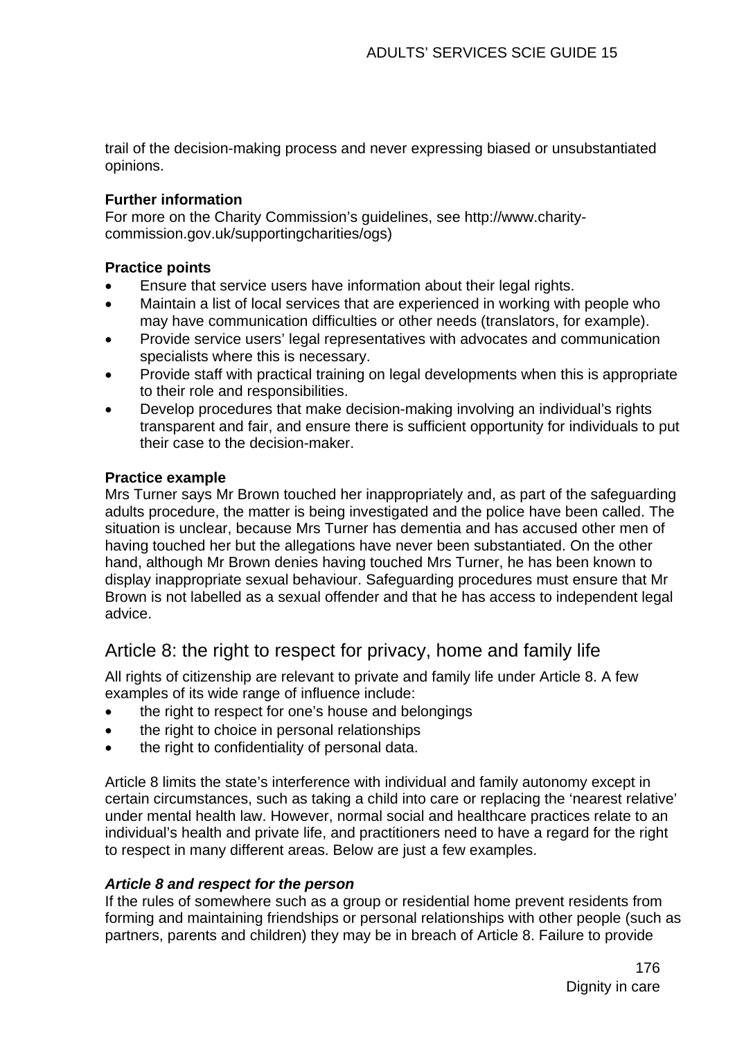trail of the decision-making process and never expressing biased or unsubstantiated opinions.

**Further information**
For more on the Charity Commission's guidelines, see http://www.charity-commission.gov.uk/supportingcharities/ogs)

**Practice points**

- Ensure that service users have information about their legal rights.
- Maintain a list of local services that are experienced in working with people who may have communication difficulties or other needs (translators, for example).
- Provide service users' legal representatives with advocates and communication specialists where this is necessary.
- Provide staff with practical training on legal developments when this is appropriate to their role and responsibilities.
- Develop procedures that make decision-making involving an individual's rights transparent and fair, and ensure there is sufficient opportunity for individuals to put their case to the decision-maker.

**Practice example**
Mrs Turner says Mr Brown touched her inappropriately and, as part of the safeguarding adults procedure, the matter is being investigated and the police have been called. The situation is unclear, because Mrs Turner has dementia and has accused other men of having touched her but the allegations have never been substantiated. On the other hand, although Mr Brown denies having touched Mrs Turner, he has been known to display inappropriate sexual behaviour. Safeguarding procedures must ensure that Mr Brown is not labelled as a sexual offender and that he has access to independent legal advice.

## Article 8: the right to respect for privacy, home and family life

All rights of citizenship are relevant to private and family life under Article 8. A few examples of its wide range of influence include:

- the right to respect for one's house and belongings
- the right to choice in personal relationships
- the right to confidentiality of personal data.

Article 8 limits the state's interference with individual and family autonomy except in certain circumstances, such as taking a child into care or replacing the 'nearest relative' under mental health law. However, normal social and healthcare practices relate to an individual's health and private life, and practitioners need to have a regard for the right to respect in many different areas. Below are just a few examples.

***Article 8 and respect for the person***
If the rules of somewhere such as a group or residential home prevent residents from forming and maintaining friendships or personal relationships with other people (such as partners, parents and children) they may be in breach of Article 8. Failure to provide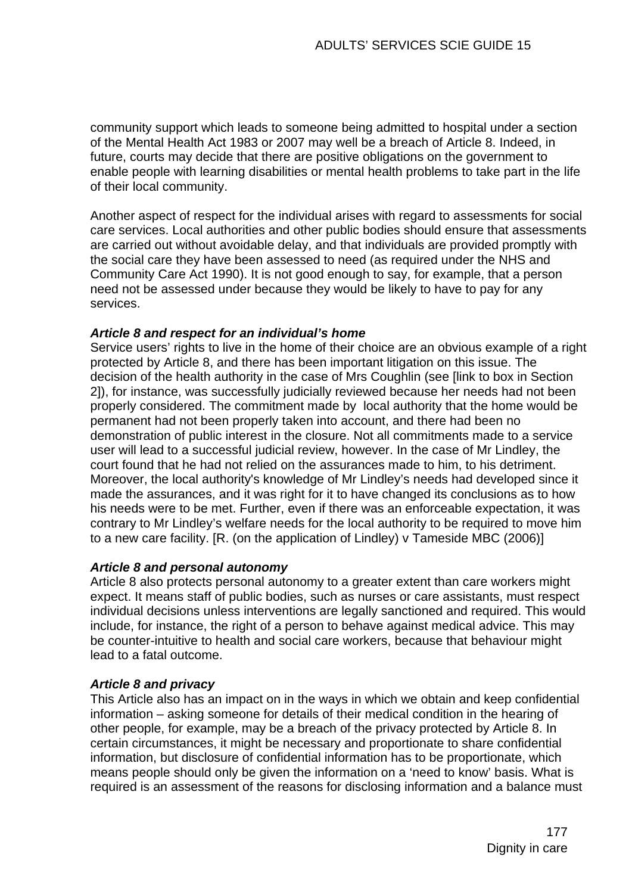community support which leads to someone being admitted to hospital under a section of the Mental Health Act 1983 or 2007 may well be a breach of Article 8. Indeed, in future, courts may decide that there are positive obligations on the government to enable people with learning disabilities or mental health problems to take part in the life of their local community.

Another aspect of respect for the individual arises with regard to assessments for social care services. Local authorities and other public bodies should ensure that assessments are carried out without avoidable delay, and that individuals are provided promptly with the social care they have been assessed to need (as required under the NHS and Community Care Act 1990). It is not good enough to say, for example, that a person need not be assessed under because they would be likely to have to pay for any services.

***Article 8 and respect for an individual's home***

Service users' rights to live in the home of their choice are an obvious example of a right protected by Article 8, and there has been important litigation on this issue. The decision of the health authority in the case of Mrs Coughlin (see [link to box in Section 2]), for instance, was successfully judicially reviewed because her needs had not been properly considered. The commitment made by  local authority that the home would be permanent had not been properly taken into account, and there had been no demonstration of public interest in the closure. Not all commitments made to a service user will lead to a successful judicial review, however. In the case of Mr Lindley, the court found that he had not relied on the assurances made to him, to his detriment. Moreover, the local authority's knowledge of Mr Lindley's needs had developed since it made the assurances, and it was right for it to have changed its conclusions as to how his needs were to be met. Further, even if there was an enforceable expectation, it was contrary to Mr Lindley's welfare needs for the local authority to be required to move him to a new care facility. [R. (on the application of Lindley) v Tameside MBC (2006)]

***Article 8 and personal autonomy***

Article 8 also protects personal autonomy to a greater extent than care workers might expect. It means staff of public bodies, such as nurses or care assistants, must respect individual decisions unless interventions are legally sanctioned and required. This would include, for instance, the right of a person to behave against medical advice. This may be counter-intuitive to health and social care workers, because that behaviour might lead to a fatal outcome.

***Article 8 and privacy***

This Article also has an impact on in the ways in which we obtain and keep confidential information – asking someone for details of their medical condition in the hearing of other people, for example, may be a breach of the privacy protected by Article 8. In certain circumstances, it might be necessary and proportionate to share confidential information, but disclosure of confidential information has to be proportionate, which means people should only be given the information on a 'need to know' basis. What is required is an assessment of the reasons for disclosing information and a balance must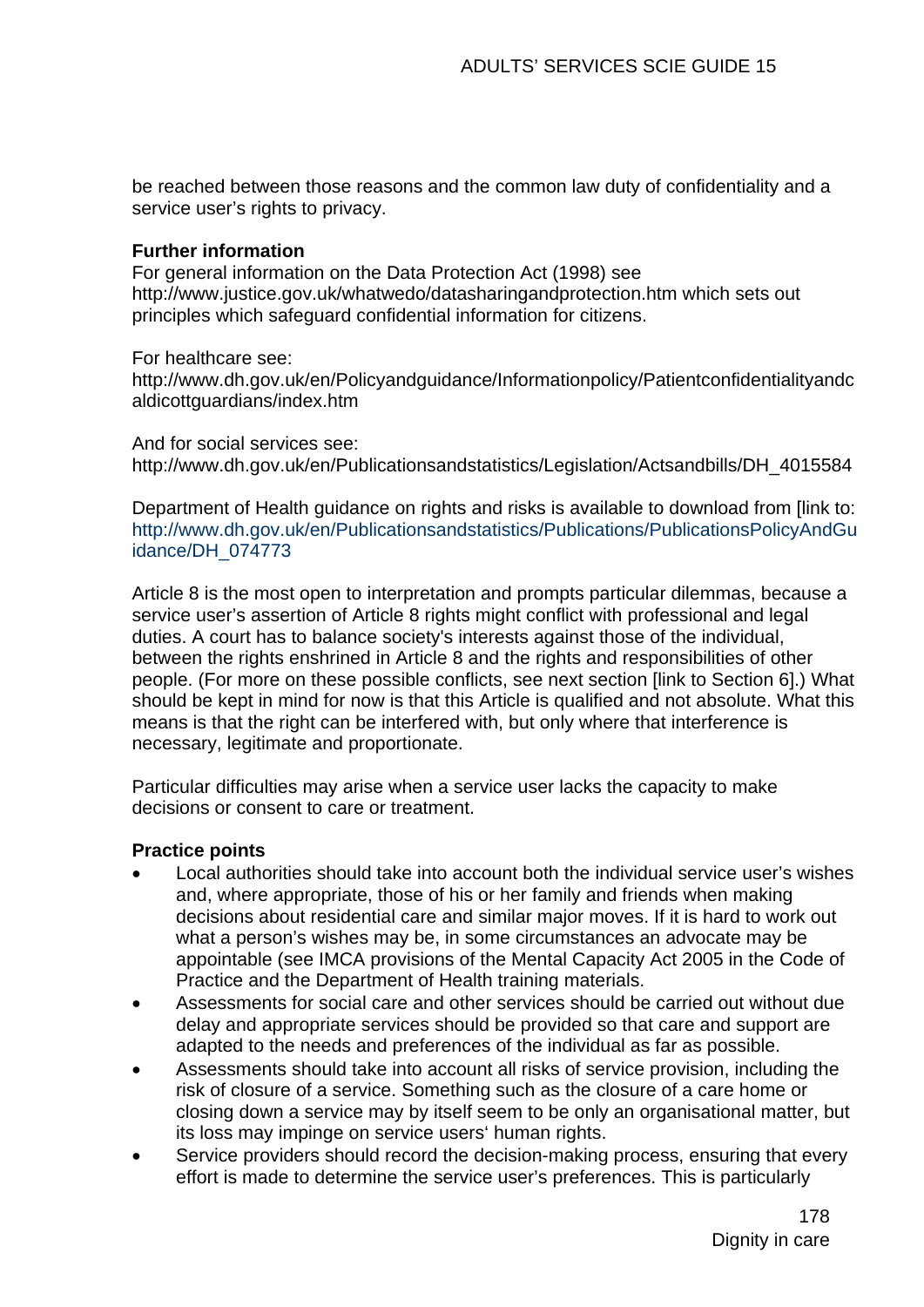be reached between those reasons and the common law duty of confidentiality and a service user's rights to privacy.

**Further information**
For general information on the Data Protection Act (1998) see http://www.justice.gov.uk/whatwedo/datasharingandprotection.htm which sets out principles which safeguard confidential information for citizens.

For healthcare see:
http://www.dh.gov.uk/en/Policyandguidance/Informationpolicy/Patientconfidentialityandcaldicottguardians/index.htm

And for social services see:
http://www.dh.gov.uk/en/Publicationsandstatistics/Legislation/Actsandbills/DH_4015584

Department of Health guidance on rights and risks is available to download from [link to: http://www.dh.gov.uk/en/Publicationsandstatistics/Publications/PublicationsPolicyAndGuidance/DH_074773

Article 8 is the most open to interpretation and prompts particular dilemmas, because a service user's assertion of Article 8 rights might conflict with professional and legal duties. A court has to balance society's interests against those of the individual, between the rights enshrined in Article 8 and the rights and responsibilities of other people. (For more on these possible conflicts, see next section [link to Section 6].) What should be kept in mind for now is that this Article is qualified and not absolute. What this means is that the right can be interfered with, but only where that interference is necessary, legitimate and proportionate.

Particular difficulties may arise when a service user lacks the capacity to make decisions or consent to care or treatment.

**Practice points**

- Local authorities should take into account both the individual service user's wishes and, where appropriate, those of his or her family and friends when making decisions about residential care and similar major moves. If it is hard to work out what a person's wishes may be, in some circumstances an advocate may be appointable (see IMCA provisions of the Mental Capacity Act 2005 in the Code of Practice and the Department of Health training materials.
- Assessments for social care and other services should be carried out without due delay and appropriate services should be provided so that care and support are adapted to the needs and preferences of the individual as far as possible.
- Assessments should take into account all risks of service provision, including the risk of closure of a service. Something such as the closure of a care home or closing down a service may by itself seem to be only an organisational matter, but its loss may impinge on service users' human rights.
- Service providers should record the decision-making process, ensuring that every effort is made to determine the service user's preferences. This is particularly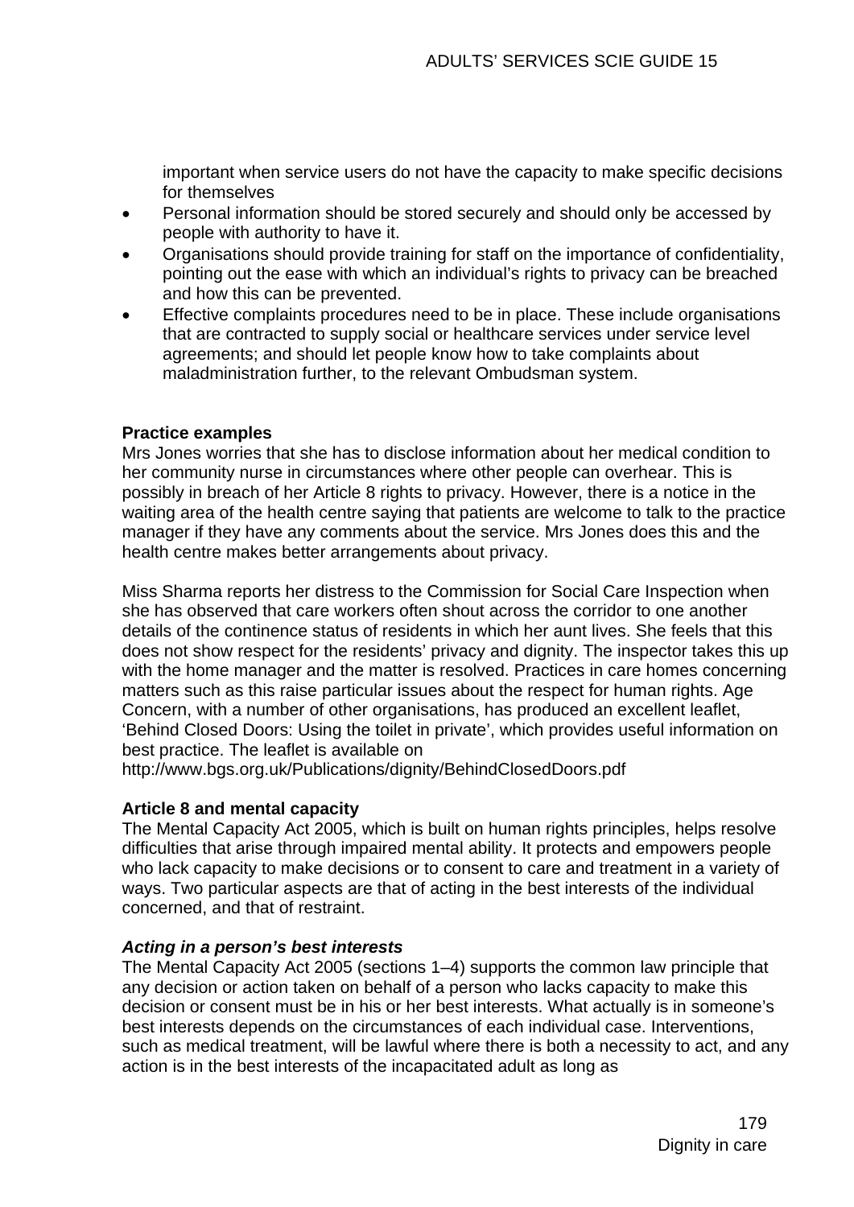important when service users do not have the capacity to make specific decisions for themselves

- Personal information should be stored securely and should only be accessed by people with authority to have it.
- Organisations should provide training for staff on the importance of confidentiality, pointing out the ease with which an individual's rights to privacy can be breached and how this can be prevented.
- Effective complaints procedures need to be in place. These include organisations that are contracted to supply social or healthcare services under service level agreements; and should let people know how to take complaints about maladministration further, to the relevant Ombudsman system.

**Practice examples**

Mrs Jones worries that she has to disclose information about her medical condition to her community nurse in circumstances where other people can overhear. This is possibly in breach of her Article 8 rights to privacy. However, there is a notice in the waiting area of the health centre saying that patients are welcome to talk to the practice manager if they have any comments about the service. Mrs Jones does this and the health centre makes better arrangements about privacy.

Miss Sharma reports her distress to the Commission for Social Care Inspection when she has observed that care workers often shout across the corridor to one another details of the continence status of residents in which her aunt lives. She feels that this does not show respect for the residents' privacy and dignity. The inspector takes this up with the home manager and the matter is resolved. Practices in care homes concerning matters such as this raise particular issues about the respect for human rights. Age Concern, with a number of other organisations, has produced an excellent leaflet, 'Behind Closed Doors: Using the toilet in private', which provides useful information on best practice. The leaflet is available on http://www.bgs.org.uk/Publications/dignity/BehindClosedDoors.pdf

**Article 8 and mental capacity**

The Mental Capacity Act 2005, which is built on human rights principles, helps resolve difficulties that arise through impaired mental ability. It protects and empowers people who lack capacity to make decisions or to consent to care and treatment in a variety of ways. Two particular aspects are that of acting in the best interests of the individual concerned, and that of restraint.

***Acting in a person's best interests***

The Mental Capacity Act 2005 (sections 1–4) supports the common law principle that any decision or action taken on behalf of a person who lacks capacity to make this decision or consent must be in his or her best interests. What actually is in someone's best interests depends on the circumstances of each individual case. Interventions, such as medical treatment, will be lawful where there is both a necessity to act, and any action is in the best interests of the incapacitated adult as long as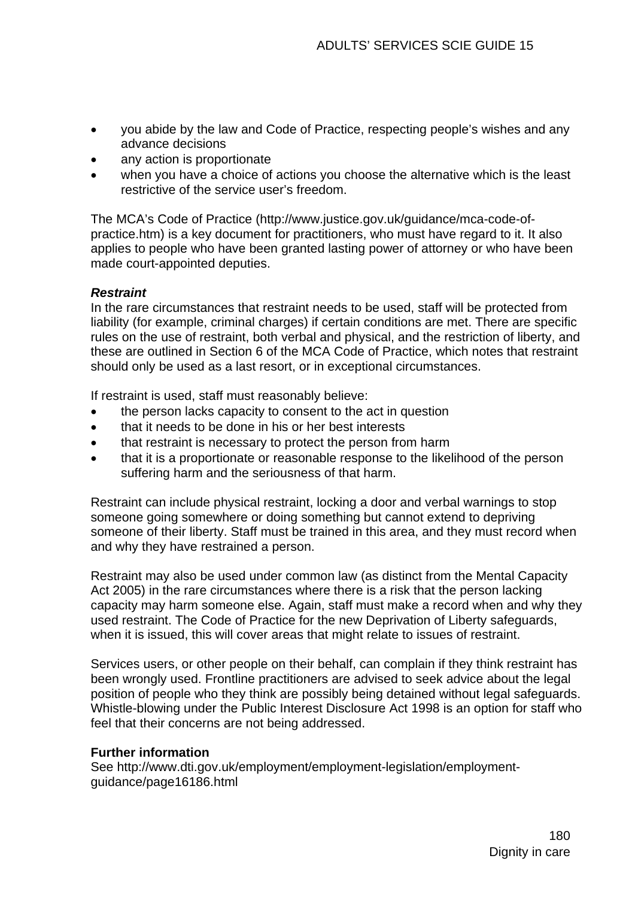- you abide by the law and Code of Practice, respecting people's wishes and any advance decisions
- any action is proportionate
- when you have a choice of actions you choose the alternative which is the least restrictive of the service user's freedom.

The MCA's Code of Practice (http://www.justice.gov.uk/guidance/mca-code-of-practice.htm) is a key document for practitioners, who must have regard to it. It also applies to people who have been granted lasting power of attorney or who have been made court-appointed deputies.

***Restraint***

In the rare circumstances that restraint needs to be used, staff will be protected from liability (for example, criminal charges) if certain conditions are met. There are specific rules on the use of restraint, both verbal and physical, and the restriction of liberty, and these are outlined in Section 6 of the MCA Code of Practice, which notes that restraint should only be used as a last resort, or in exceptional circumstances.

If restraint is used, staff must reasonably believe:

- the person lacks capacity to consent to the act in question
- that it needs to be done in his or her best interests
- that restraint is necessary to protect the person from harm
- that it is a proportionate or reasonable response to the likelihood of the person suffering harm and the seriousness of that harm.

Restraint can include physical restraint, locking a door and verbal warnings to stop someone going somewhere or doing something but cannot extend to depriving someone of their liberty. Staff must be trained in this area, and they must record when and why they have restrained a person.

Restraint may also be used under common law (as distinct from the Mental Capacity Act 2005) in the rare circumstances where there is a risk that the person lacking capacity may harm someone else. Again, staff must make a record when and why they used restraint. The Code of Practice for the new Deprivation of Liberty safeguards, when it is issued, this will cover areas that might relate to issues of restraint.

Services users, or other people on their behalf, can complain if they think restraint has been wrongly used. Frontline practitioners are advised to seek advice about the legal position of people who they think are possibly being detained without legal safeguards. Whistle-blowing under the Public Interest Disclosure Act 1998 is an option for staff who feel that their concerns are not being addressed.

**Further information**

See http://www.dti.gov.uk/employment/employment-legislation/employment-guidance/page16186.html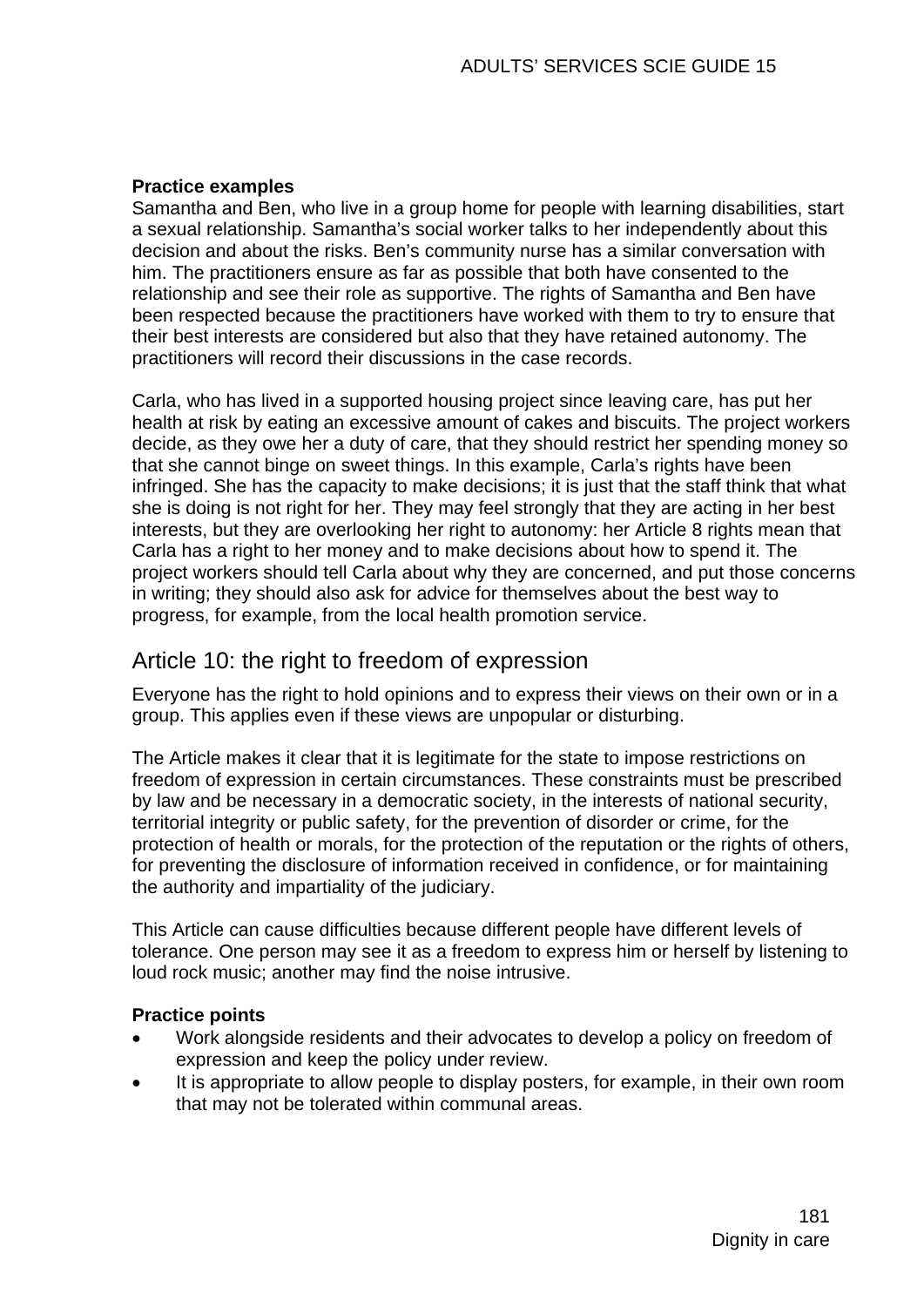**Practice examples**

Samantha and Ben, who live in a group home for people with learning disabilities, start a sexual relationship. Samantha's social worker talks to her independently about this decision and about the risks. Ben's community nurse has a similar conversation with him. The practitioners ensure as far as possible that both have consented to the relationship and see their role as supportive. The rights of Samantha and Ben have been respected because the practitioners have worked with them to try to ensure that their best interests are considered but also that they have retained autonomy. The practitioners will record their discussions in the case records.

Carla, who has lived in a supported housing project since leaving care, has put her health at risk by eating an excessive amount of cakes and biscuits. The project workers decide, as they owe her a duty of care, that they should restrict her spending money so that she cannot binge on sweet things. In this example, Carla's rights have been infringed. She has the capacity to make decisions; it is just that the staff think that what she is doing is not right for her. They may feel strongly that they are acting in her best interests, but they are overlooking her right to autonomy: her Article 8 rights mean that Carla has a right to her money and to make decisions about how to spend it. The project workers should tell Carla about why they are concerned, and put those concerns in writing; they should also ask for advice for themselves about the best way to progress, for example, from the local health promotion service.

## Article 10: the right to freedom of expression

Everyone has the right to hold opinions and to express their views on their own or in a group. This applies even if these views are unpopular or disturbing.

The Article makes it clear that it is legitimate for the state to impose restrictions on freedom of expression in certain circumstances. These constraints must be prescribed by law and be necessary in a democratic society, in the interests of national security, territorial integrity or public safety, for the prevention of disorder or crime, for the protection of health or morals, for the protection of the reputation or the rights of others, for preventing the disclosure of information received in confidence, or for maintaining the authority and impartiality of the judiciary.

This Article can cause difficulties because different people have different levels of tolerance. One person may see it as a freedom to express him or herself by listening to loud rock music; another may find the noise intrusive.

**Practice points**

- Work alongside residents and their advocates to develop a policy on freedom of expression and keep the policy under review.
- It is appropriate to allow people to display posters, for example, in their own room that may not be tolerated within communal areas.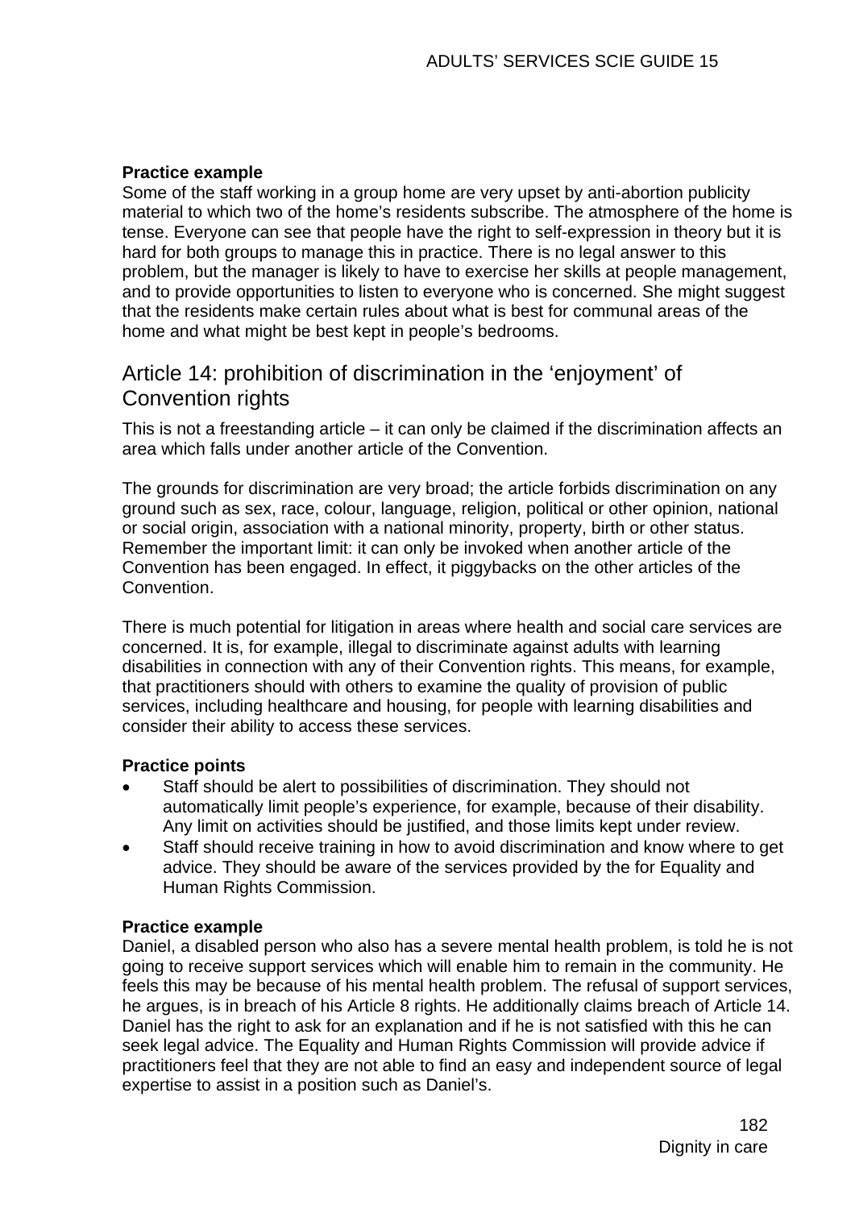**Practice example**

Some of the staff working in a group home are very upset by anti-abortion publicity material to which two of the home's residents subscribe. The atmosphere of the home is tense. Everyone can see that people have the right to self-expression in theory but it is hard for both groups to manage this in practice. There is no legal answer to this problem, but the manager is likely to have to exercise her skills at people management, and to provide opportunities to listen to everyone who is concerned. She might suggest that the residents make certain rules about what is best for communal areas of the home and what might be best kept in people's bedrooms.

## Article 14: prohibition of discrimination in the 'enjoyment' of Convention rights

This is not a freestanding article – it can only be claimed if the discrimination affects an area which falls under another article of the Convention.

The grounds for discrimination are very broad; the article forbids discrimination on any ground such as sex, race, colour, language, religion, political or other opinion, national or social origin, association with a national minority, property, birth or other status. Remember the important limit: it can only be invoked when another article of the Convention has been engaged. In effect, it piggybacks on the other articles of the Convention.

There is much potential for litigation in areas where health and social care services are concerned. It is, for example, illegal to discriminate against adults with learning disabilities in connection with any of their Convention rights. This means, for example, that practitioners should with others to examine the quality of provision of public services, including healthcare and housing, for people with learning disabilities and consider their ability to access these services.

**Practice points**

- Staff should be alert to possibilities of discrimination. They should not automatically limit people's experience, for example, because of their disability. Any limit on activities should be justified, and those limits kept under review.
- Staff should receive training in how to avoid discrimination and know where to get advice. They should be aware of the services provided by the for Equality and Human Rights Commission.

**Practice example**

Daniel, a disabled person who also has a severe mental health problem, is told he is not going to receive support services which will enable him to remain in the community. He feels this may be because of his mental health problem. The refusal of support services, he argues, is in breach of his Article 8 rights. He additionally claims breach of Article 14. Daniel has the right to ask for an explanation and if he is not satisfied with this he can seek legal advice. The Equality and Human Rights Commission will provide advice if practitioners feel that they are not able to find an easy and independent source of legal expertise to assist in a position such as Daniel's.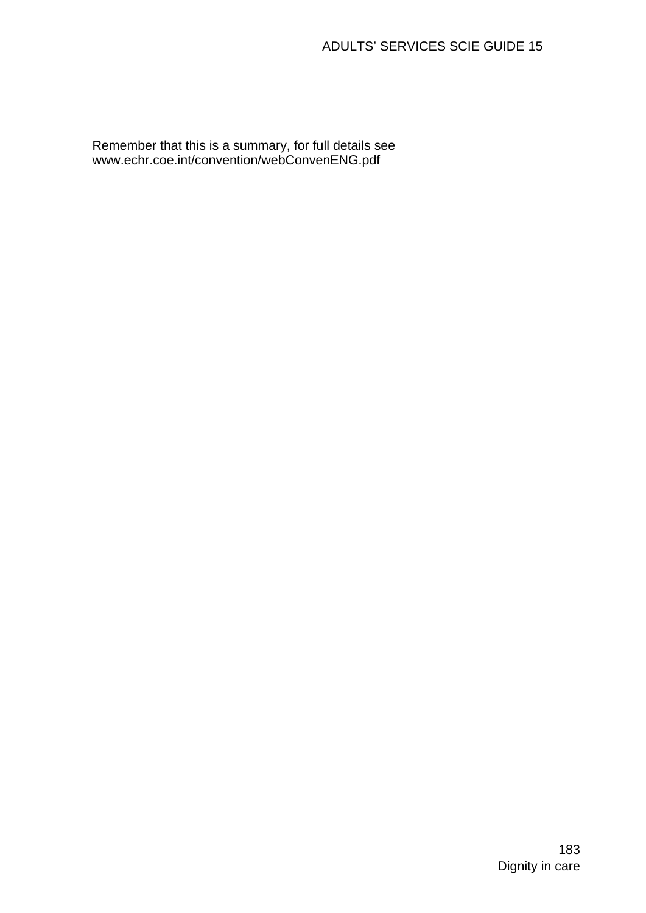Remember that this is a summary, for full details see www.echr.coe.int/convention/webConvenENG.pdf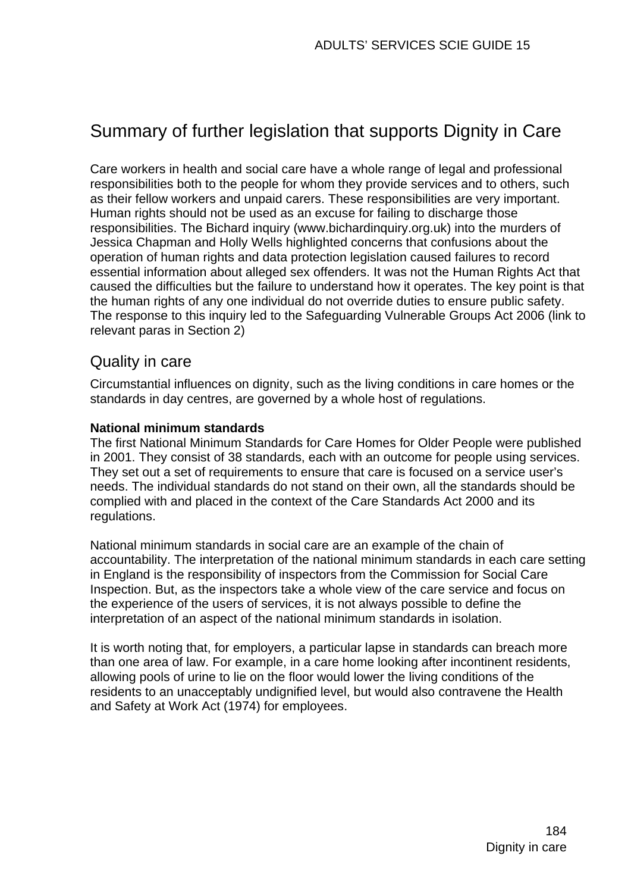## Summary of further legislation that supports Dignity in Care

Care workers in health and social care have a whole range of legal and professional responsibilities both to the people for whom they provide services and to others, such as their fellow workers and unpaid carers. These responsibilities are very important. Human rights should not be used as an excuse for failing to discharge those responsibilities. The Bichard inquiry (www.bichardinquiry.org.uk) into the murders of Jessica Chapman and Holly Wells highlighted concerns that confusions about the operation of human rights and data protection legislation caused failures to record essential information about alleged sex offenders. It was not the Human Rights Act that caused the difficulties but the failure to understand how it operates. The key point is that the human rights of any one individual do not override duties to ensure public safety. The response to this inquiry led to the Safeguarding Vulnerable Groups Act 2006 (link to relevant paras in Section 2)

### Quality in care

Circumstantial influences on dignity, such as the living conditions in care homes or the standards in day centres, are governed by a whole host of regulations.

**National minimum standards**

The first National Minimum Standards for Care Homes for Older People were published in 2001. They consist of 38 standards, each with an outcome for people using services. They set out a set of requirements to ensure that care is focused on a service user's needs. The individual standards do not stand on their own, all the standards should be complied with and placed in the context of the Care Standards Act 2000 and its regulations.

National minimum standards in social care are an example of the chain of accountability. The interpretation of the national minimum standards in each care setting in England is the responsibility of inspectors from the Commission for Social Care Inspection. But, as the inspectors take a whole view of the care service and focus on the experience of the users of services, it is not always possible to define the interpretation of an aspect of the national minimum standards in isolation.

It is worth noting that, for employers, a particular lapse in standards can breach more than one area of law. For example, in a care home looking after incontinent residents, allowing pools of urine to lie on the floor would lower the living conditions of the residents to an unacceptably undignified level, but would also contravene the Health and Safety at Work Act (1974) for employees.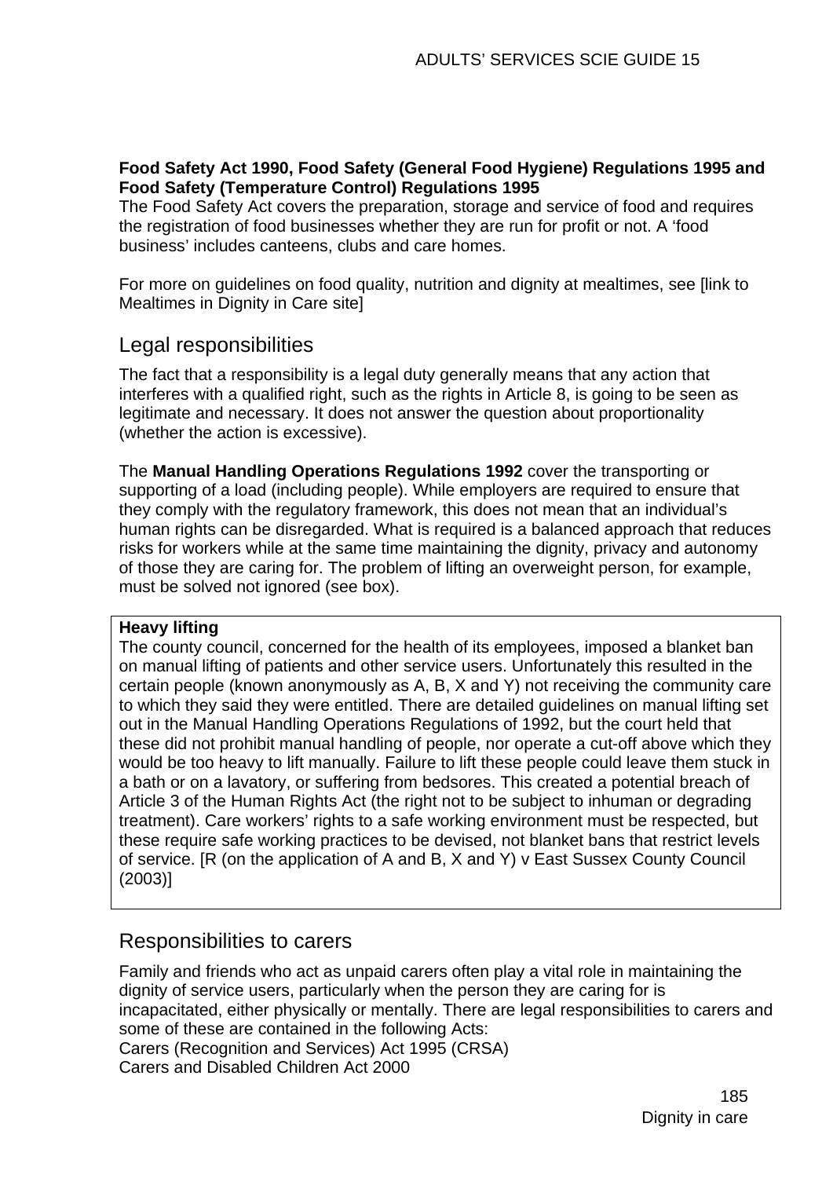**Food Safety Act 1990, Food Safety (General Food Hygiene) Regulations 1995 and Food Safety (Temperature Control) Regulations 1995**

The Food Safety Act covers the preparation, storage and service of food and requires the registration of food businesses whether they are run for profit or not. A 'food business' includes canteens, clubs and care homes.

For more on guidelines on food quality, nutrition and dignity at mealtimes, see [link to Mealtimes in Dignity in Care site]

## Legal responsibilities

The fact that a responsibility is a legal duty generally means that any action that interferes with a qualified right, such as the rights in Article 8, is going to be seen as legitimate and necessary. It does not answer the question about proportionality (whether the action is excessive).

The **Manual Handling Operations Regulations 1992** cover the transporting or supporting of a load (including people). While employers are required to ensure that they comply with the regulatory framework, this does not mean that an individual's human rights can be disregarded. What is required is a balanced approach that reduces risks for workers while at the same time maintaining the dignity, privacy and autonomy of those they are caring for. The problem of lifting an overweight person, for example, must be solved not ignored (see box).

> **Heavy lifting**
>
> The county council, concerned for the health of its employees, imposed a blanket ban on manual lifting of patients and other service users. Unfortunately this resulted in the certain people (known anonymously as A, B, X and Y) not receiving the community care to which they said they were entitled. There are detailed guidelines on manual lifting set out in the Manual Handling Operations Regulations of 1992, but the court held that these did not prohibit manual handling of people, nor operate a cut-off above which they would be too heavy to lift manually. Failure to lift these people could leave them stuck in a bath or on a lavatory, or suffering from bedsores. This created a potential breach of Article 3 of the Human Rights Act (the right not to be subject to inhuman or degrading treatment). Care workers' rights to a safe working environment must be respected, but these require safe working practices to be devised, not blanket bans that restrict levels of service. [R (on the application of A and B, X and Y) v East Sussex County Council (2003)]

## Responsibilities to carers

Family and friends who act as unpaid carers often play a vital role in maintaining the dignity of service users, particularly when the person they are caring for is incapacitated, either physically or mentally. There are legal responsibilities to carers and some of these are contained in the following Acts:

Carers (Recognition and Services) Act 1995 (CRSA)
Carers and Disabled Children Act 2000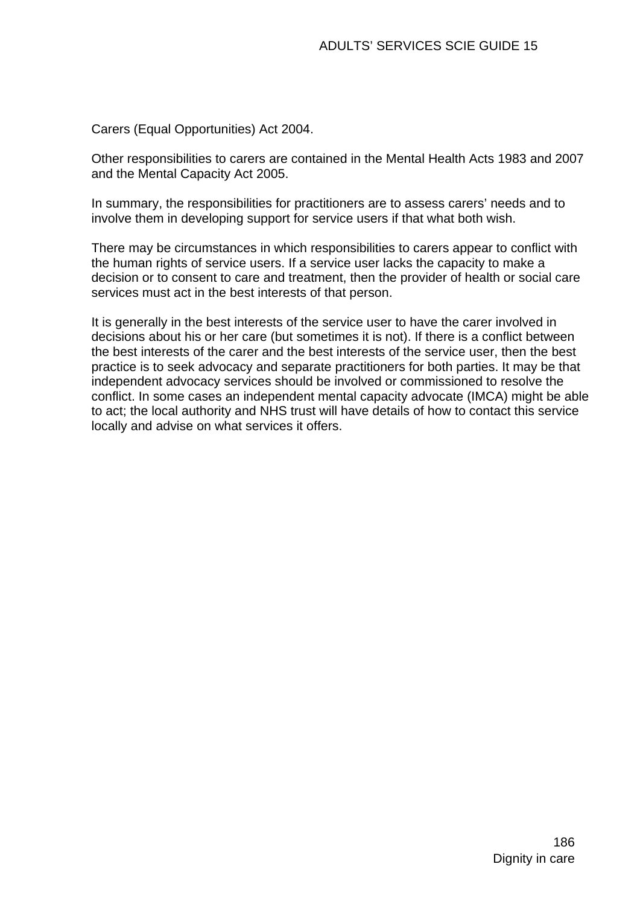Carers (Equal Opportunities) Act 2004.

Other responsibilities to carers are contained in the Mental Health Acts 1983 and 2007 and the Mental Capacity Act 2005.

In summary, the responsibilities for practitioners are to assess carers' needs and to involve them in developing support for service users if that what both wish.

There may be circumstances in which responsibilities to carers appear to conflict with the human rights of service users. If a service user lacks the capacity to make a decision or to consent to care and treatment, then the provider of health or social care services must act in the best interests of that person.

It is generally in the best interests of the service user to have the carer involved in decisions about his or her care (but sometimes it is not). If there is a conflict between the best interests of the carer and the best interests of the service user, then the best practice is to seek advocacy and separate practitioners for both parties. It may be that independent advocacy services should be involved or commissioned to resolve the conflict. In some cases an independent mental capacity advocate (IMCA) might be able to act; the local authority and NHS trust will have details of how to contact this service locally and advise on what services it offers.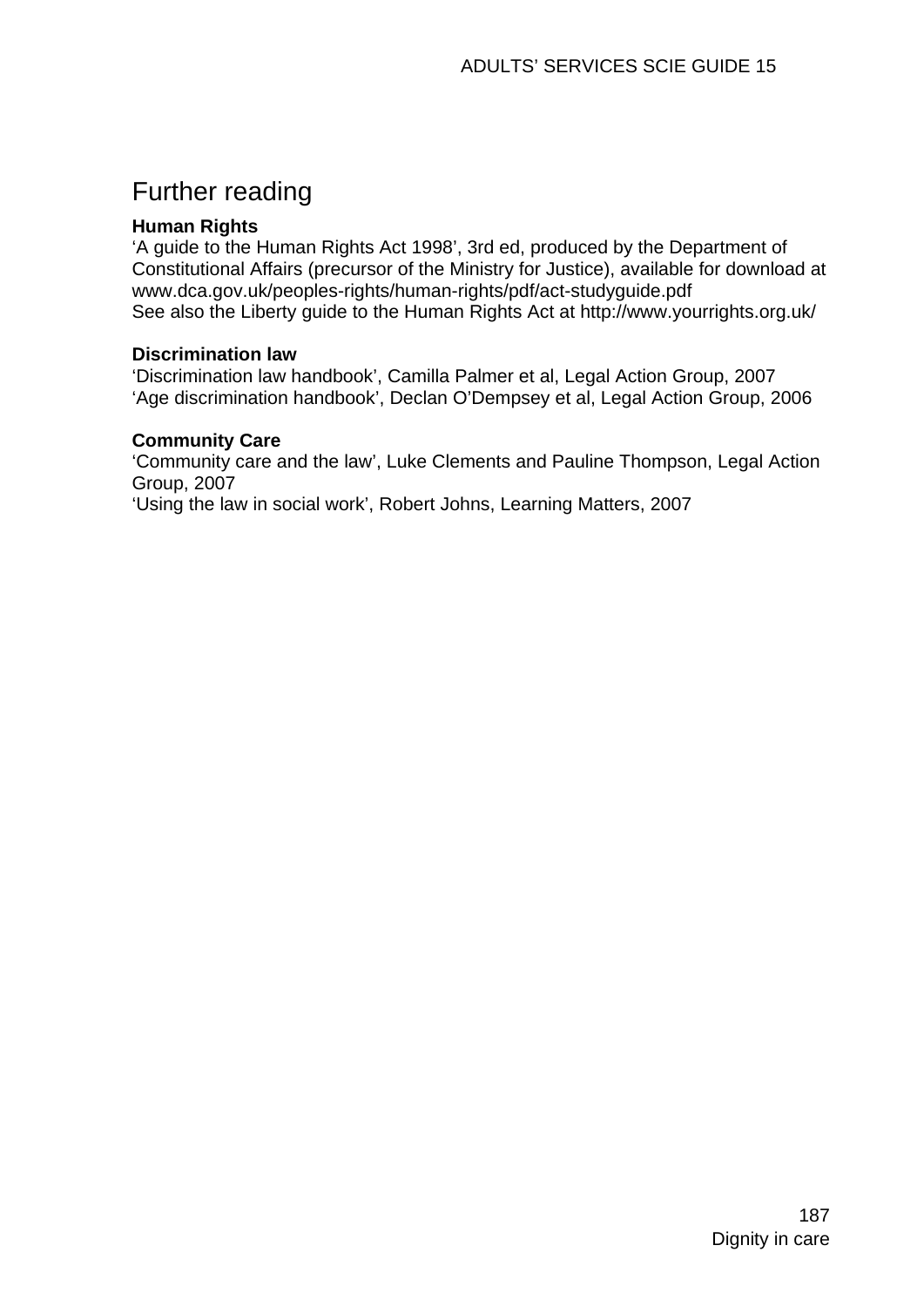# Further reading

**Human Rights**
'A guide to the Human Rights Act 1998', 3rd ed, produced by the Department of Constitutional Affairs (precursor of the Ministry for Justice), available for download at www.dca.gov.uk/peoples-rights/human-rights/pdf/act-studyguide.pdf
See also the Liberty guide to the Human Rights Act at http://www.yourrights.org.uk/

**Discrimination law**
'Discrimination law handbook', Camilla Palmer et al, Legal Action Group, 2007
'Age discrimination handbook', Declan O'Dempsey et al, Legal Action Group, 2006

**Community Care**
'Community care and the law', Luke Clements and Pauline Thompson, Legal Action Group, 2007
'Using the law in social work', Robert Johns, Learning Matters, 2007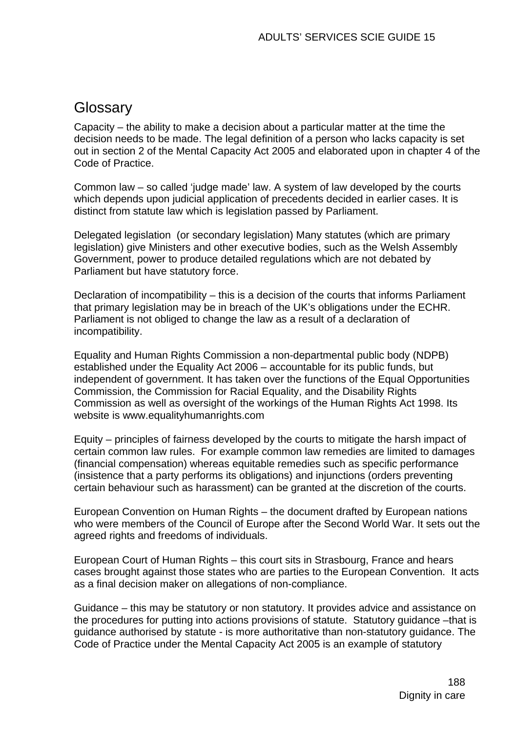## Glossary

Capacity – the ability to make a decision about a particular matter at the time the decision needs to be made. The legal definition of a person who lacks capacity is set out in section 2 of the Mental Capacity Act 2005 and elaborated upon in chapter 4 of the Code of Practice.

Common law – so called 'judge made' law. A system of law developed by the courts which depends upon judicial application of precedents decided in earlier cases. It is distinct from statute law which is legislation passed by Parliament.

Delegated legislation (or secondary legislation) Many statutes (which are primary legislation) give Ministers and other executive bodies, such as the Welsh Assembly Government, power to produce detailed regulations which are not debated by Parliament but have statutory force.

Declaration of incompatibility – this is a decision of the courts that informs Parliament that primary legislation may be in breach of the UK's obligations under the ECHR. Parliament is not obliged to change the law as a result of a declaration of incompatibility.

Equality and Human Rights Commission a non-departmental public body (NDPB) established under the Equality Act 2006 – accountable for its public funds, but independent of government. It has taken over the functions of the Equal Opportunities Commission, the Commission for Racial Equality, and the Disability Rights Commission as well as oversight of the workings of the Human Rights Act 1998. Its website is www.equalityhumanrights.com

Equity – principles of fairness developed by the courts to mitigate the harsh impact of certain common law rules. For example common law remedies are limited to damages (financial compensation) whereas equitable remedies such as specific performance (insistence that a party performs its obligations) and injunctions (orders preventing certain behaviour such as harassment) can be granted at the discretion of the courts.

European Convention on Human Rights – the document drafted by European nations who were members of the Council of Europe after the Second World War. It sets out the agreed rights and freedoms of individuals.

European Court of Human Rights – this court sits in Strasbourg, France and hears cases brought against those states who are parties to the European Convention. It acts as a final decision maker on allegations of non-compliance.

Guidance – this may be statutory or non statutory. It provides advice and assistance on the procedures for putting into actions provisions of statute. Statutory guidance –that is guidance authorised by statute - is more authoritative than non-statutory guidance. The Code of Practice under the Mental Capacity Act 2005 is an example of statutory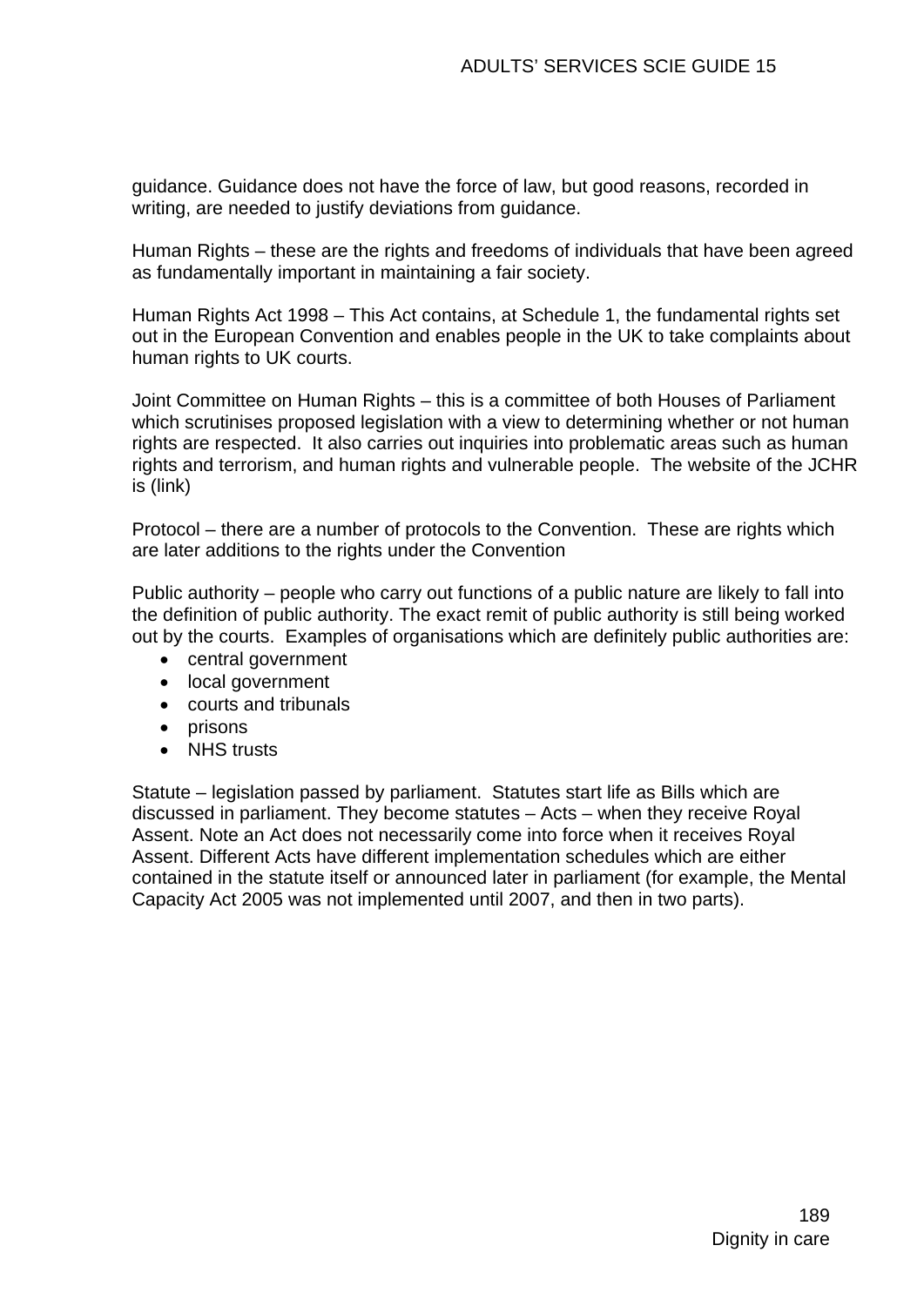guidance. Guidance does not have the force of law, but good reasons, recorded in writing, are needed to justify deviations from guidance.

Human Rights – these are the rights and freedoms of individuals that have been agreed as fundamentally important in maintaining a fair society.

Human Rights Act 1998 – This Act contains, at Schedule 1, the fundamental rights set out in the European Convention and enables people in the UK to take complaints about human rights to UK courts.

Joint Committee on Human Rights – this is a committee of both Houses of Parliament which scrutinises proposed legislation with a view to determining whether or not human rights are respected. It also carries out inquiries into problematic areas such as human rights and terrorism, and human rights and vulnerable people. The website of the JCHR is (link)

Protocol – there are a number of protocols to the Convention. These are rights which are later additions to the rights under the Convention

Public authority – people who carry out functions of a public nature are likely to fall into the definition of public authority. The exact remit of public authority is still being worked out by the courts. Examples of organisations which are definitely public authorities are:

- central government
- local government
- courts and tribunals
- prisons
- NHS trusts

Statute – legislation passed by parliament. Statutes start life as Bills which are discussed in parliament. They become statutes – Acts – when they receive Royal Assent. Note an Act does not necessarily come into force when it receives Royal Assent. Different Acts have different implementation schedules which are either contained in the statute itself or announced later in parliament (for example, the Mental Capacity Act 2005 was not implemented until 2007, and then in two parts).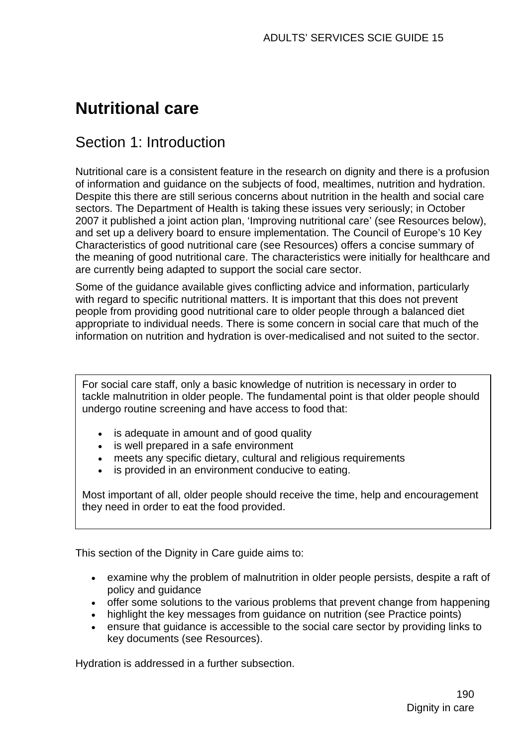# Nutritional care

## Section 1: Introduction

Nutritional care is a consistent feature in the research on dignity and there is a profusion of information and guidance on the subjects of food, mealtimes, nutrition and hydration. Despite this there are still serious concerns about nutrition in the health and social care sectors. The Department of Health is taking these issues very seriously; in October 2007 it published a joint action plan, 'Improving nutritional care' (see Resources below), and set up a delivery board to ensure implementation. The Council of Europe's 10 Key Characteristics of good nutritional care (see Resources) offers a concise summary of the meaning of good nutritional care. The characteristics were initially for healthcare and are currently being adapted to support the social care sector.

Some of the guidance available gives conflicting advice and information, particularly with regard to specific nutritional matters. It is important that this does not prevent people from providing good nutritional care to older people through a balanced diet appropriate to individual needs. There is some concern in social care that much of the information on nutrition and hydration is over-medicalised and not suited to the sector.

> For social care staff, only a basic knowledge of nutrition is necessary in order to tackle malnutrition in older people. The fundamental point is that older people should undergo routine screening and have access to food that:
>
> - is adequate in amount and of good quality
> - is well prepared in a safe environment
> - meets any specific dietary, cultural and religious requirements
> - is provided in an environment conducive to eating.
>
> Most important of all, older people should receive the time, help and encouragement they need in order to eat the food provided.

This section of the Dignity in Care guide aims to:

- examine why the problem of malnutrition in older people persists, despite a raft of policy and guidance
- offer some solutions to the various problems that prevent change from happening
- highlight the key messages from guidance on nutrition (see Practice points)
- ensure that guidance is accessible to the social care sector by providing links to key documents (see Resources).

Hydration is addressed in a further subsection.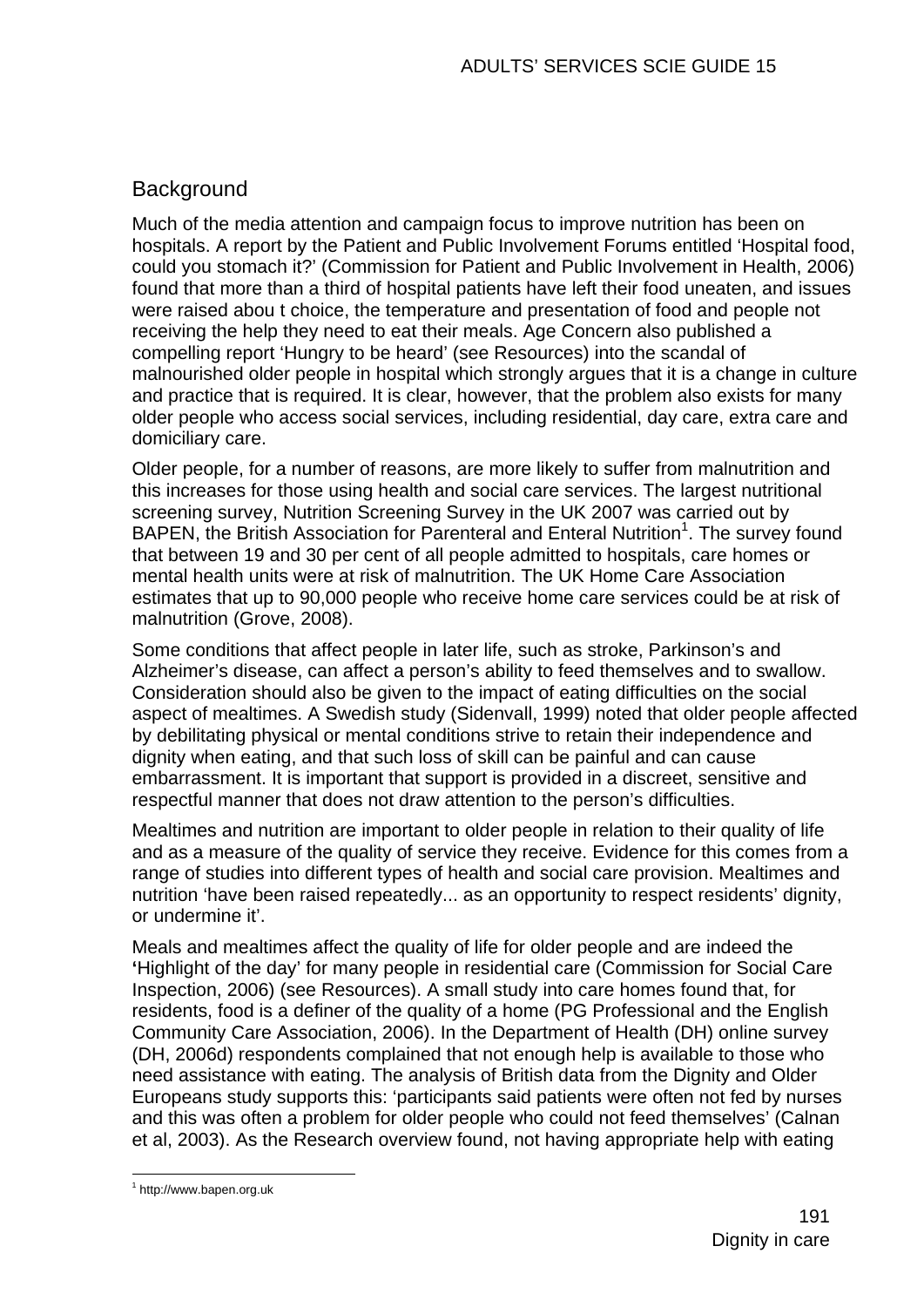## Background

Much of the media attention and campaign focus to improve nutrition has been on hospitals. A report by the Patient and Public Involvement Forums entitled 'Hospital food, could you stomach it?' (Commission for Patient and Public Involvement in Health, 2006) found that more than a third of hospital patients have left their food uneaten, and issues were raised abou t choice, the temperature and presentation of food and people not receiving the help they need to eat their meals. Age Concern also published a compelling report 'Hungry to be heard' (see Resources) into the scandal of malnourished older people in hospital which strongly argues that it is a change in culture and practice that is required. It is clear, however, that the problem also exists for many older people who access social services, including residential, day care, extra care and domiciliary care.

Older people, for a number of reasons, are more likely to suffer from malnutrition and this increases for those using health and social care services. The largest nutritional screening survey, Nutrition Screening Survey in the UK 2007 was carried out by BAPEN, the British Association for Parenteral and Enteral Nutrition[1]. The survey found that between 19 and 30 per cent of all people admitted to hospitals, care homes or mental health units were at risk of malnutrition. The UK Home Care Association estimates that up to 90,000 people who receive home care services could be at risk of malnutrition (Grove, 2008).

Some conditions that affect people in later life, such as stroke, Parkinson's and Alzheimer's disease, can affect a person's ability to feed themselves and to swallow. Consideration should also be given to the impact of eating difficulties on the social aspect of mealtimes. A Swedish study (Sidenvall, 1999) noted that older people affected by debilitating physical or mental conditions strive to retain their independence and dignity when eating, and that such loss of skill can be painful and can cause embarrassment. It is important that support is provided in a discreet, sensitive and respectful manner that does not draw attention to the person's difficulties.

Mealtimes and nutrition are important to older people in relation to their quality of life and as a measure of the quality of service they receive. Evidence for this comes from a range of studies into different types of health and social care provision. Mealtimes and nutrition 'have been raised repeatedly... as an opportunity to respect residents' dignity, or undermine it'.

Meals and mealtimes affect the quality of life for older people and are indeed the **'**Highlight of the day' for many people in residential care (Commission for Social Care Inspection, 2006) (see Resources). A small study into care homes found that, for residents, food is a definer of the quality of a home (PG Professional and the English Community Care Association, 2006). In the Department of Health (DH) online survey (DH, 2006d) respondents complained that not enough help is available to those who need assistance with eating. The analysis of British data from the Dignity and Older Europeans study supports this: 'participants said patients were often not fed by nurses and this was often a problem for older people who could not feed themselves' (Calnan et al, 2003). As the Research overview found, not having appropriate help with eating

[1] http://www.bapen.org.uk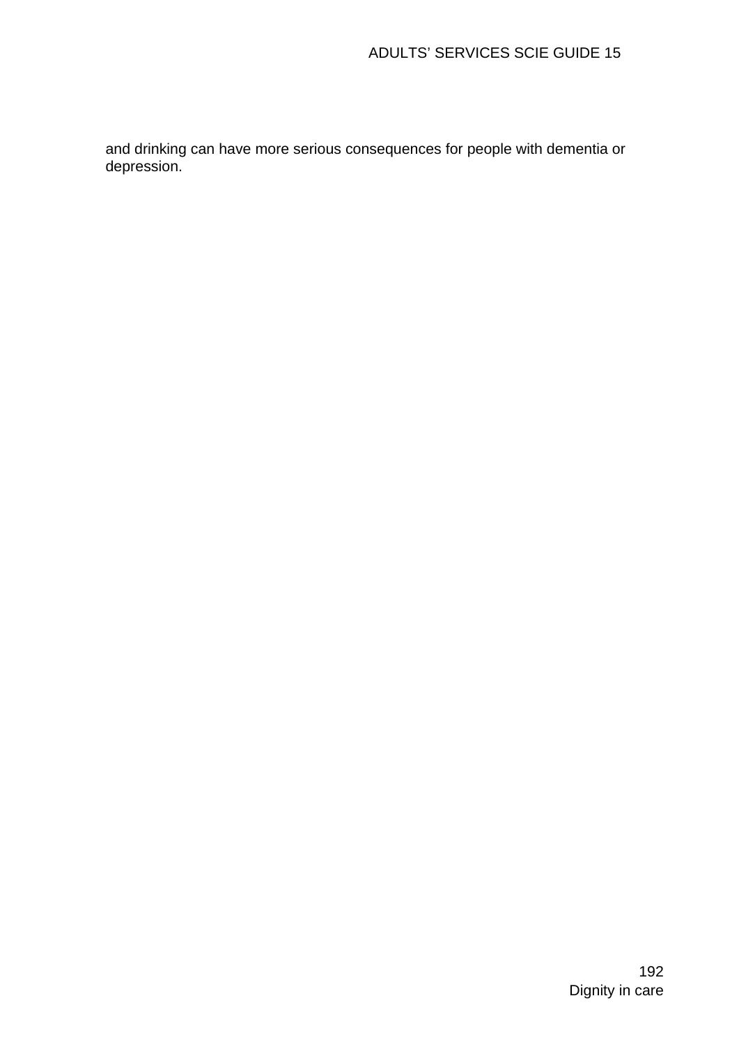and drinking can have more serious consequences for people with dementia or depression.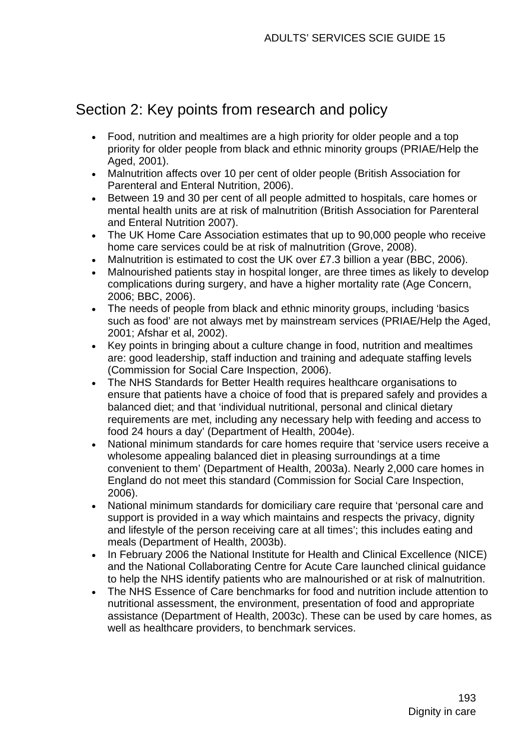## Section 2: Key points from research and policy

- Food, nutrition and mealtimes are a high priority for older people and a top priority for older people from black and ethnic minority groups (PRIAE/Help the Aged, 2001).
- Malnutrition affects over 10 per cent of older people (British Association for Parenteral and Enteral Nutrition, 2006).
- Between 19 and 30 per cent of all people admitted to hospitals, care homes or mental health units are at risk of malnutrition (British Association for Parenteral and Enteral Nutrition 2007).
- The UK Home Care Association estimates that up to 90,000 people who receive home care services could be at risk of malnutrition (Grove, 2008).
- Malnutrition is estimated to cost the UK over £7.3 billion a year (BBC, 2006).
- Malnourished patients stay in hospital longer, are three times as likely to develop complications during surgery, and have a higher mortality rate (Age Concern, 2006; BBC, 2006).
- The needs of people from black and ethnic minority groups, including 'basics such as food' are not always met by mainstream services (PRIAE/Help the Aged, 2001; Afshar et al, 2002).
- Key points in bringing about a culture change in food, nutrition and mealtimes are: good leadership, staff induction and training and adequate staffing levels (Commission for Social Care Inspection, 2006).
- The NHS Standards for Better Health requires healthcare organisations to ensure that patients have a choice of food that is prepared safely and provides a balanced diet; and that 'individual nutritional, personal and clinical dietary requirements are met, including any necessary help with feeding and access to food 24 hours a day' (Department of Health, 2004e).
- National minimum standards for care homes require that 'service users receive a wholesome appealing balanced diet in pleasing surroundings at a time convenient to them' (Department of Health, 2003a). Nearly 2,000 care homes in England do not meet this standard (Commission for Social Care Inspection, 2006).
- National minimum standards for domiciliary care require that 'personal care and support is provided in a way which maintains and respects the privacy, dignity and lifestyle of the person receiving care at all times'; this includes eating and meals (Department of Health, 2003b).
- In February 2006 the National Institute for Health and Clinical Excellence (NICE) and the National Collaborating Centre for Acute Care launched clinical guidance to help the NHS identify patients who are malnourished or at risk of malnutrition.
- The NHS Essence of Care benchmarks for food and nutrition include attention to nutritional assessment, the environment, presentation of food and appropriate assistance (Department of Health, 2003c). These can be used by care homes, as well as healthcare providers, to benchmark services.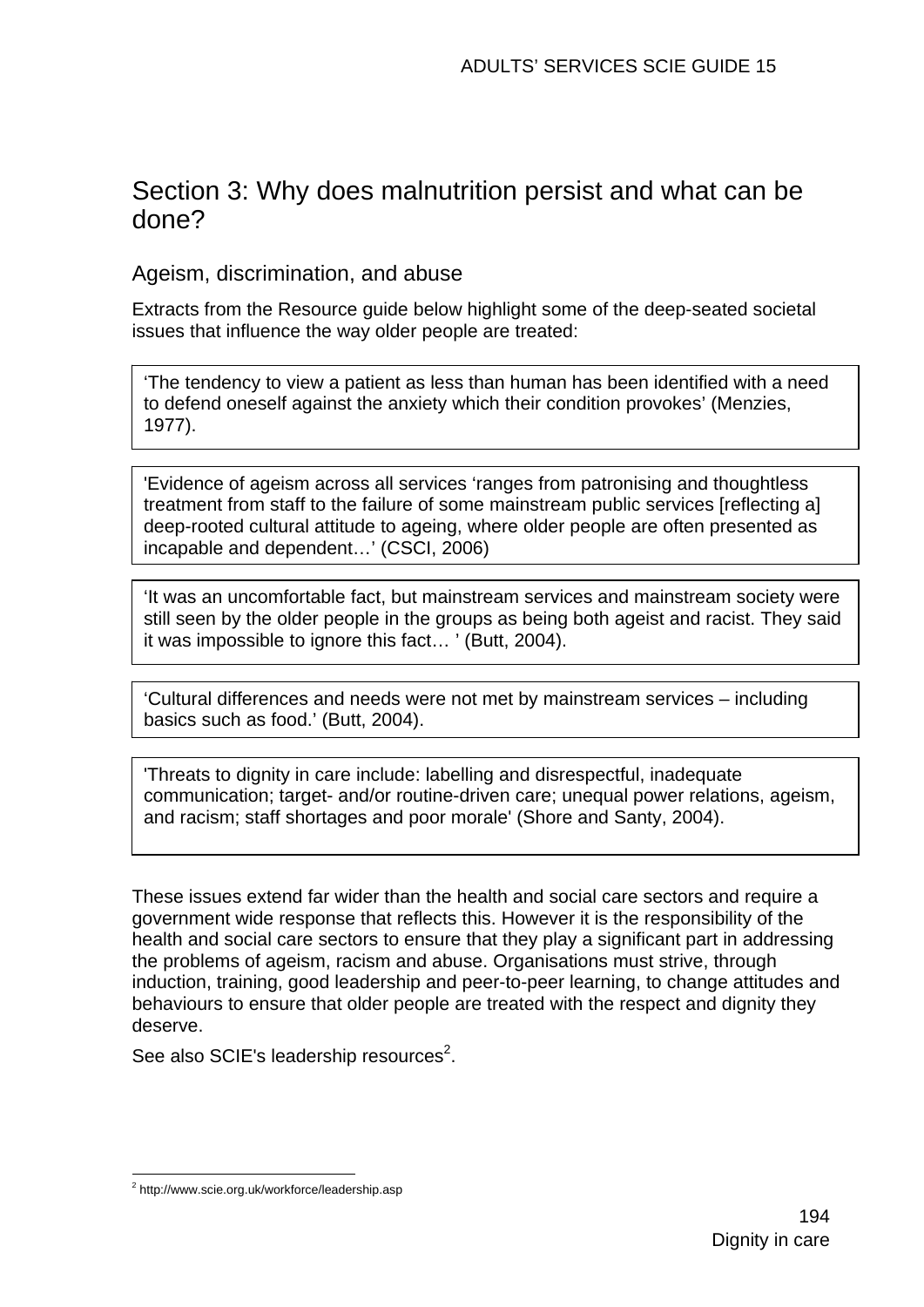## Section 3: Why does malnutrition persist and what can be done?

### Ageism, discrimination, and abuse

Extracts from the Resource guide below highlight some of the deep-seated societal issues that influence the way older people are treated:

> ‘The tendency to view a patient as less than human has been identified with a need to defend oneself against the anxiety which their condition provokes’ (Menzies, 1977).

> 'Evidence of ageism across all services ‘ranges from patronising and thoughtless treatment from staff to the failure of some mainstream public services [reflecting a] deep-rooted cultural attitude to ageing, where older people are often presented as incapable and dependent…’ (CSCI, 2006)

> ‘It was an uncomfortable fact, but mainstream services and mainstream society were still seen by the older people in the groups as being both ageist and racist. They said it was impossible to ignore this fact… ’ (Butt, 2004).

> ‘Cultural differences and needs were not met by mainstream services – including basics such as food.’ (Butt, 2004).

> 'Threats to dignity in care include: labelling and disrespectful, inadequate communication; target- and/or routine-driven care; unequal power relations, ageism, and racism; staff shortages and poor morale' (Shore and Santy, 2004).

These issues extend far wider than the health and social care sectors and require a government wide response that reflects this. However it is the responsibility of the health and social care sectors to ensure that they play a significant part in addressing the problems of ageism, racism and abuse. Organisations must strive, through induction, training, good leadership and peer-to-peer learning, to change attitudes and behaviours to ensure that older people are treated with the respect and dignity they deserve.

See also SCIE's leadership resources[2].

[2] http://www.scie.org.uk/workforce/leadership.asp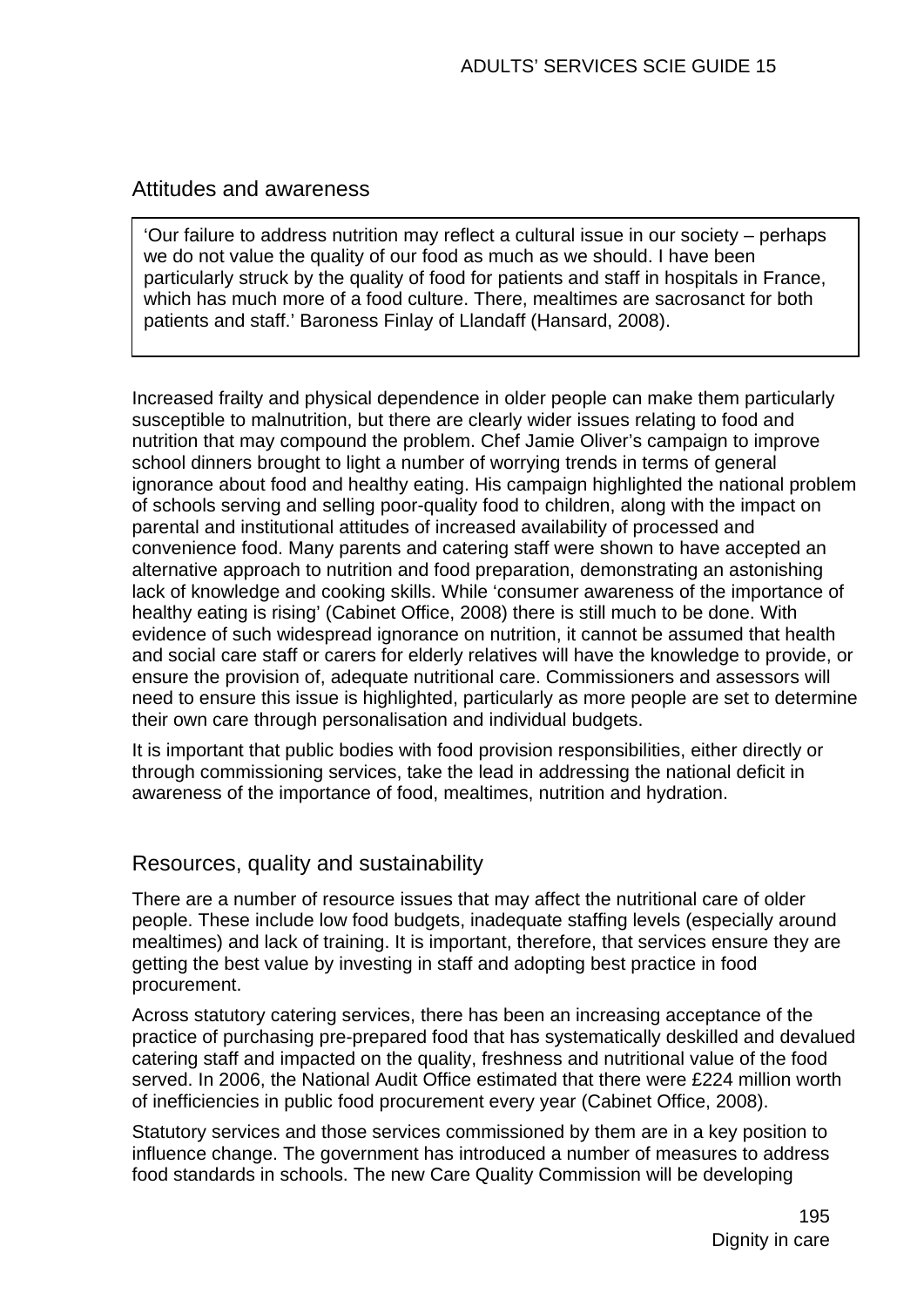## Attitudes and awareness

> 'Our failure to address nutrition may reflect a cultural issue in our society – perhaps we do not value the quality of our food as much as we should. I have been particularly struck by the quality of food for patients and staff in hospitals in France, which has much more of a food culture. There, mealtimes are sacrosanct for both patients and staff.' Baroness Finlay of Llandaff (Hansard, 2008).

Increased frailty and physical dependence in older people can make them particularly susceptible to malnutrition, but there are clearly wider issues relating to food and nutrition that may compound the problem. Chef Jamie Oliver's campaign to improve school dinners brought to light a number of worrying trends in terms of general ignorance about food and healthy eating. His campaign highlighted the national problem of schools serving and selling poor-quality food to children, along with the impact on parental and institutional attitudes of increased availability of processed and convenience food. Many parents and catering staff were shown to have accepted an alternative approach to nutrition and food preparation, demonstrating an astonishing lack of knowledge and cooking skills. While 'consumer awareness of the importance of healthy eating is rising' (Cabinet Office, 2008) there is still much to be done. With evidence of such widespread ignorance on nutrition, it cannot be assumed that health and social care staff or carers for elderly relatives will have the knowledge to provide, or ensure the provision of, adequate nutritional care. Commissioners and assessors will need to ensure this issue is highlighted, particularly as more people are set to determine their own care through personalisation and individual budgets.

It is important that public bodies with food provision responsibilities, either directly or through commissioning services, take the lead in addressing the national deficit in awareness of the importance of food, mealtimes, nutrition and hydration.

## Resources, quality and sustainability

There are a number of resource issues that may affect the nutritional care of older people. These include low food budgets, inadequate staffing levels (especially around mealtimes) and lack of training. It is important, therefore, that services ensure they are getting the best value by investing in staff and adopting best practice in food procurement.

Across statutory catering services, there has been an increasing acceptance of the practice of purchasing pre-prepared food that has systematically deskilled and devalued catering staff and impacted on the quality, freshness and nutritional value of the food served. In 2006, the National Audit Office estimated that there were £224 million worth of inefficiencies in public food procurement every year (Cabinet Office, 2008).

Statutory services and those services commissioned by them are in a key position to influence change. The government has introduced a number of measures to address food standards in schools. The new Care Quality Commission will be developing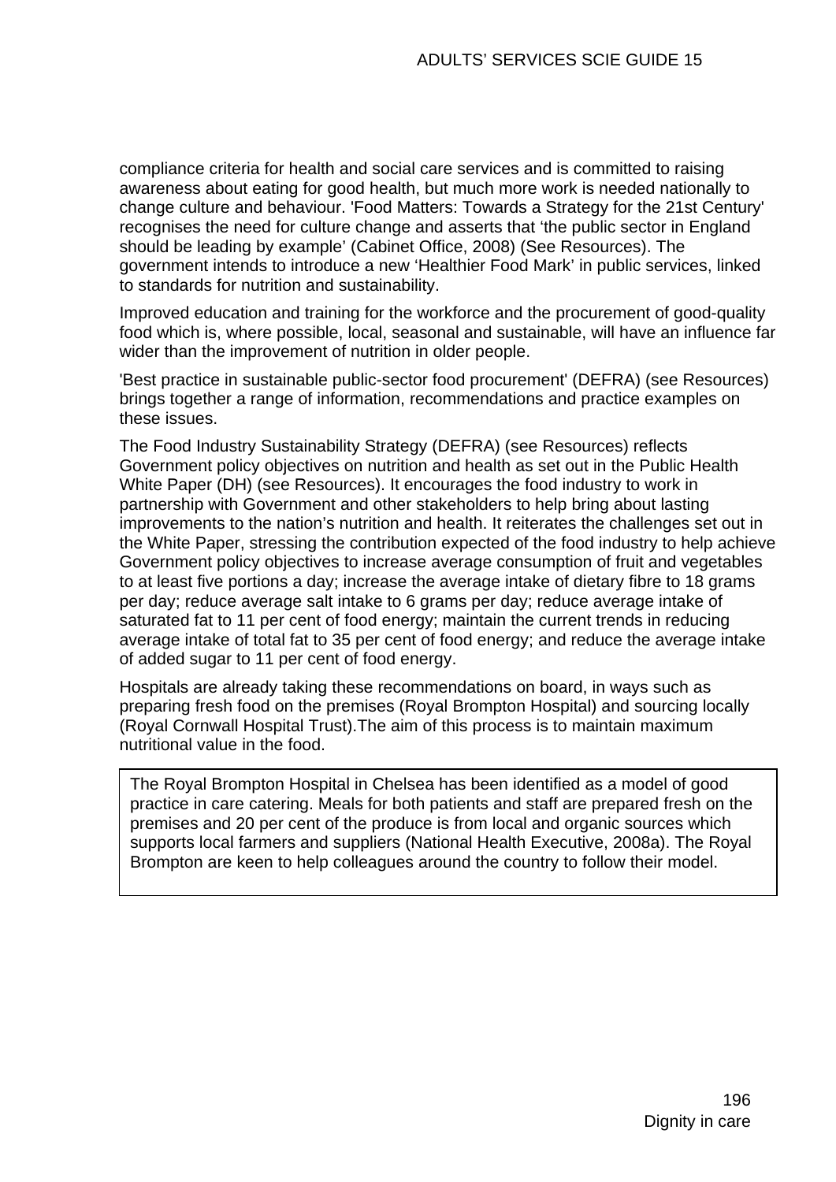compliance criteria for health and social care services and is committed to raising awareness about eating for good health, but much more work is needed nationally to change culture and behaviour. 'Food Matters: Towards a Strategy for the 21st Century' recognises the need for culture change and asserts that 'the public sector in England should be leading by example' (Cabinet Office, 2008) (See Resources). The government intends to introduce a new 'Healthier Food Mark' in public services, linked to standards for nutrition and sustainability.

Improved education and training for the workforce and the procurement of good-quality food which is, where possible, local, seasonal and sustainable, will have an influence far wider than the improvement of nutrition in older people.

'Best practice in sustainable public-sector food procurement' (DEFRA) (see Resources) brings together a range of information, recommendations and practice examples on these issues.

The Food Industry Sustainability Strategy (DEFRA) (see Resources) reflects Government policy objectives on nutrition and health as set out in the Public Health White Paper (DH) (see Resources). It encourages the food industry to work in partnership with Government and other stakeholders to help bring about lasting improvements to the nation's nutrition and health. It reiterates the challenges set out in the White Paper, stressing the contribution expected of the food industry to help achieve Government policy objectives to increase average consumption of fruit and vegetables to at least five portions a day; increase the average intake of dietary fibre to 18 grams per day; reduce average salt intake to 6 grams per day; reduce average intake of saturated fat to 11 per cent of food energy; maintain the current trends in reducing average intake of total fat to 35 per cent of food energy; and reduce the average intake of added sugar to 11 per cent of food energy.

Hospitals are already taking these recommendations on board, in ways such as preparing fresh food on the premises (Royal Brompton Hospital) and sourcing locally (Royal Cornwall Hospital Trust).The aim of this process is to maintain maximum nutritional value in the food.

> The Royal Brompton Hospital in Chelsea has been identified as a model of good practice in care catering. Meals for both patients and staff are prepared fresh on the premises and 20 per cent of the produce is from local and organic sources which supports local farmers and suppliers (National Health Executive, 2008a). The Royal Brompton are keen to help colleagues around the country to follow their model.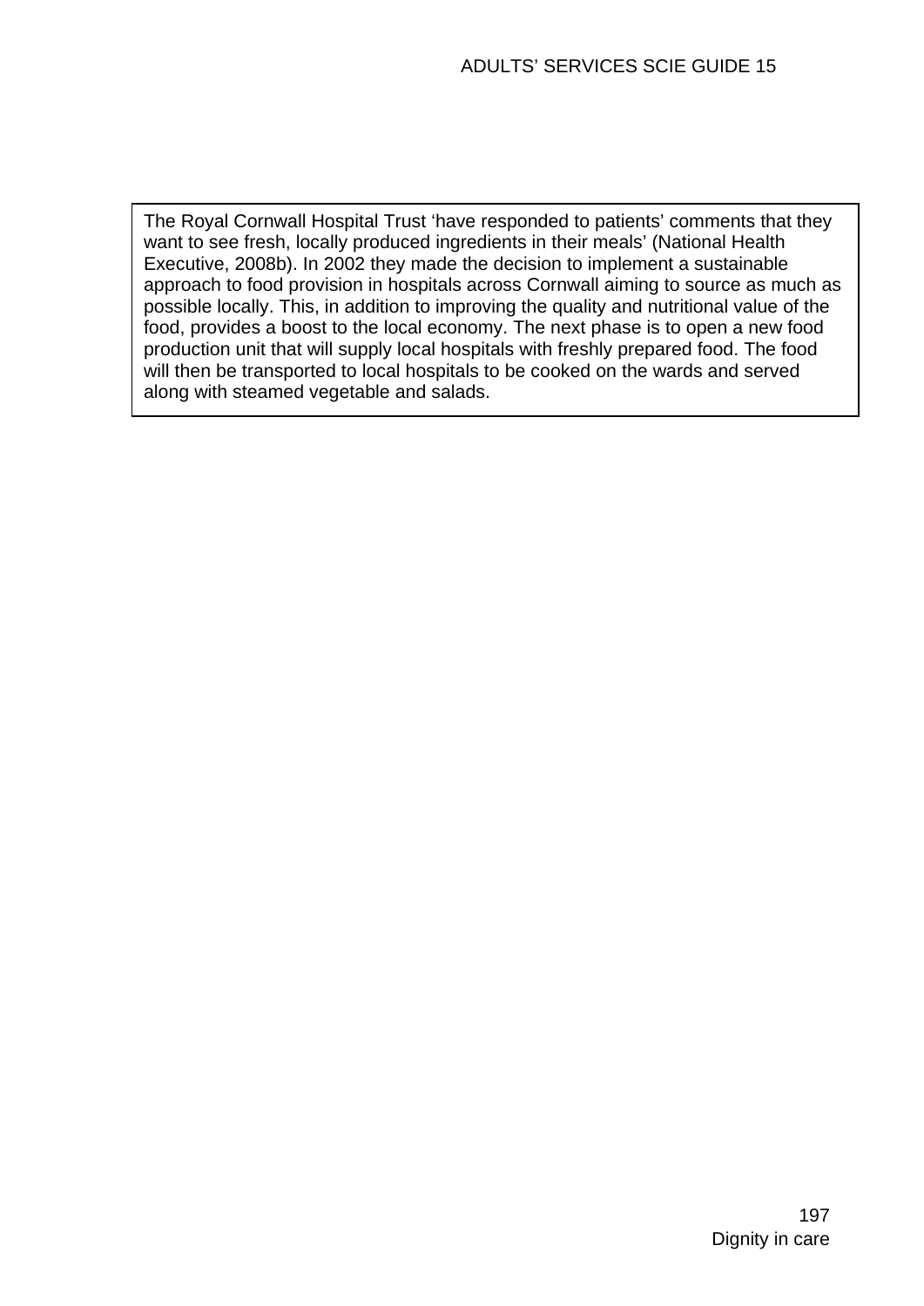The Royal Cornwall Hospital Trust 'have responded to patients' comments that they want to see fresh, locally produced ingredients in their meals' (National Health Executive, 2008b). In 2002 they made the decision to implement a sustainable approach to food provision in hospitals across Cornwall aiming to source as much as possible locally. This, in addition to improving the quality and nutritional value of the food, provides a boost to the local economy. The next phase is to open a new food production unit that will supply local hospitals with freshly prepared food. The food will then be transported to local hospitals to be cooked on the wards and served along with steamed vegetable and salads.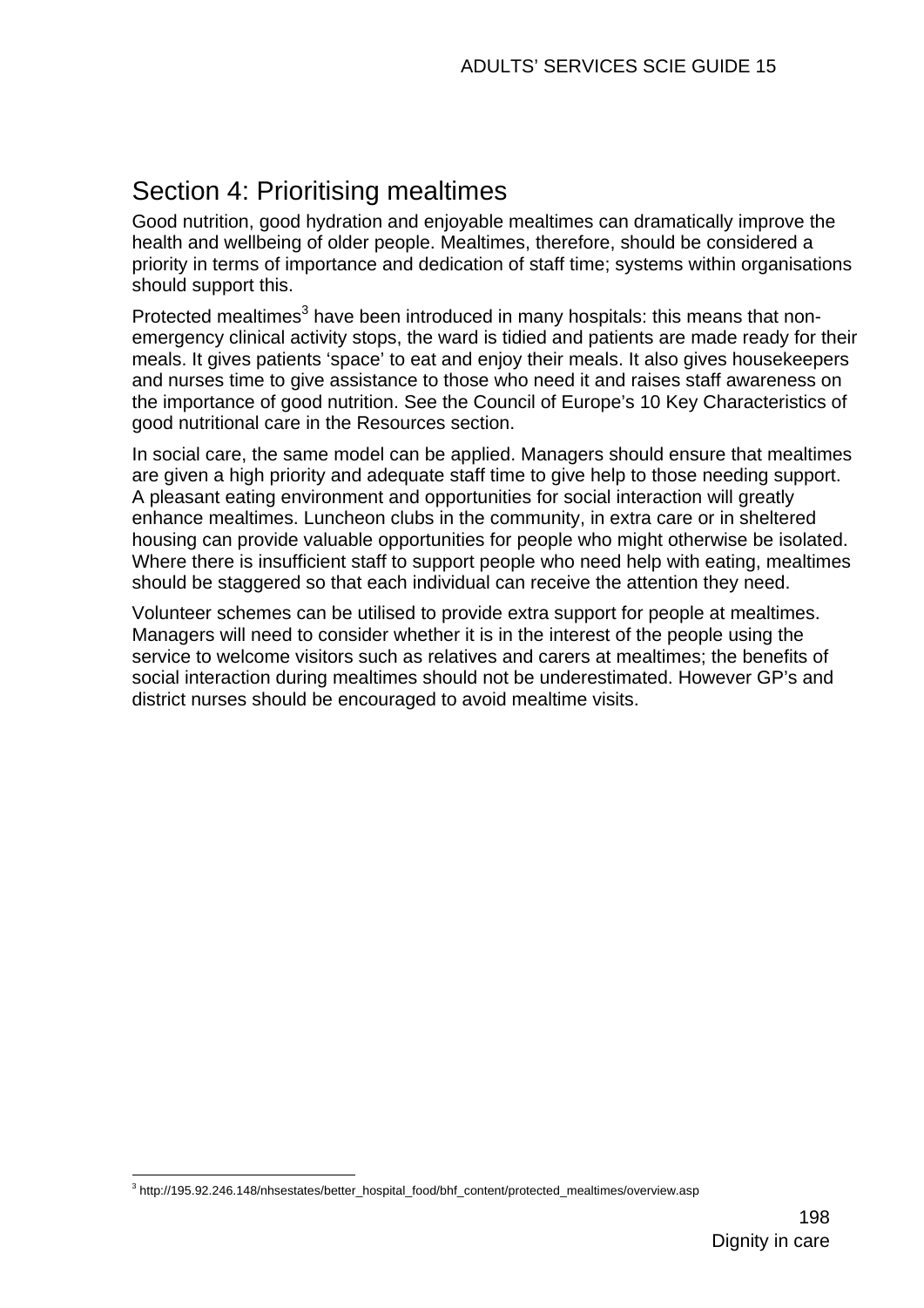## Section 4: Prioritising mealtimes

Good nutrition, good hydration and enjoyable mealtimes can dramatically improve the health and wellbeing of older people. Mealtimes, therefore, should be considered a priority in terms of importance and dedication of staff time; systems within organisations should support this.

Protected mealtimes[3] have been introduced in many hospitals: this means that non-emergency clinical activity stops, the ward is tidied and patients are made ready for their meals. It gives patients 'space' to eat and enjoy their meals. It also gives housekeepers and nurses time to give assistance to those who need it and raises staff awareness on the importance of good nutrition. See the Council of Europe's 10 Key Characteristics of good nutritional care in the Resources section.

In social care, the same model can be applied. Managers should ensure that mealtimes are given a high priority and adequate staff time to give help to those needing support. A pleasant eating environment and opportunities for social interaction will greatly enhance mealtimes. Luncheon clubs in the community, in extra care or in sheltered housing can provide valuable opportunities for people who might otherwise be isolated. Where there is insufficient staff to support people who need help with eating, mealtimes should be staggered so that each individual can receive the attention they need.

Volunteer schemes can be utilised to provide extra support for people at mealtimes. Managers will need to consider whether it is in the interest of the people using the service to welcome visitors such as relatives and carers at mealtimes; the benefits of social interaction during mealtimes should not be underestimated. However GP's and district nurses should be encouraged to avoid mealtime visits.

---

[3] http://195.92.246.148/nhsestates/better_hospital_food/bhf_content/protected_mealtimes/overview.asp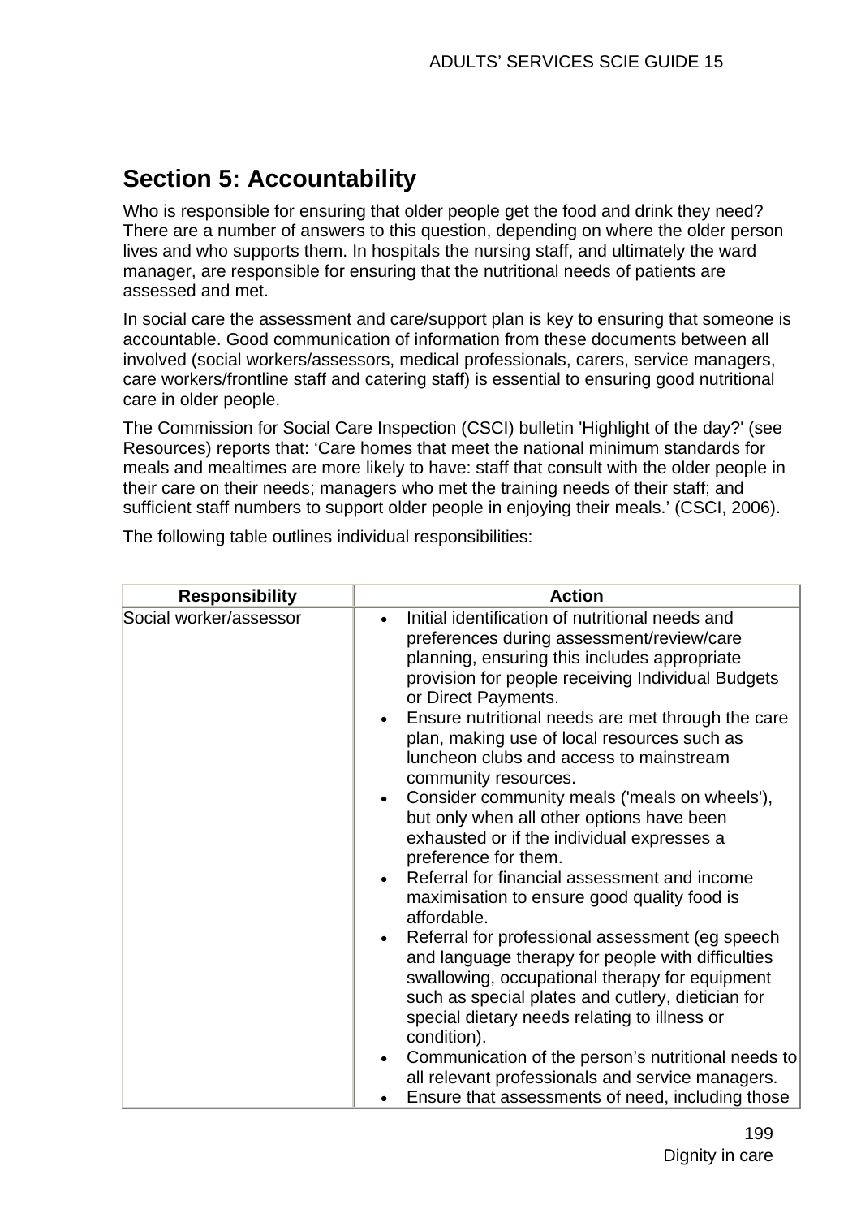## Section 5: Accountability

Who is responsible for ensuring that older people get the food and drink they need? There are a number of answers to this question, depending on where the older person lives and who supports them. In hospitals the nursing staff, and ultimately the ward manager, are responsible for ensuring that the nutritional needs of patients are assessed and met.

In social care the assessment and care/support plan is key to ensuring that someone is accountable. Good communication of information from these documents between all involved (social workers/assessors, medical professionals, carers, service managers, care workers/frontline staff and catering staff) is essential to ensuring good nutritional care in older people.

The Commission for Social Care Inspection (CSCI) bulletin 'Highlight of the day?' (see Resources) reports that: 'Care homes that meet the national minimum standards for meals and mealtimes are more likely to have: staff that consult with the older people in their care on their needs; managers who met the training needs of their staff; and sufficient staff numbers to support older people in enjoying their meals.' (CSCI, 2006).

The following table outlines individual responsibilities:

| Responsibility | Action |
|---|---|
| Social worker/assessor | • Initial identification of nutritional needs and preferences during assessment/review/care planning, ensuring this includes appropriate provision for people receiving Individual Budgets or Direct Payments.<br>• Ensure nutritional needs are met through the care plan, making use of local resources such as luncheon clubs and access to mainstream community resources.<br>• Consider community meals ('meals on wheels'), but only when all other options have been exhausted or if the individual expresses a preference for them.<br>• Referral for financial assessment and income maximisation to ensure good quality food is affordable.<br>• Referral for professional assessment (eg speech and language therapy for people with difficulties swallowing, occupational therapy for equipment such as special plates and cutlery, dietician for special dietary needs relating to illness or condition).<br>• Communication of the person's nutritional needs to all relevant professionals and service managers.<br>• Ensure that assessments of need, including those |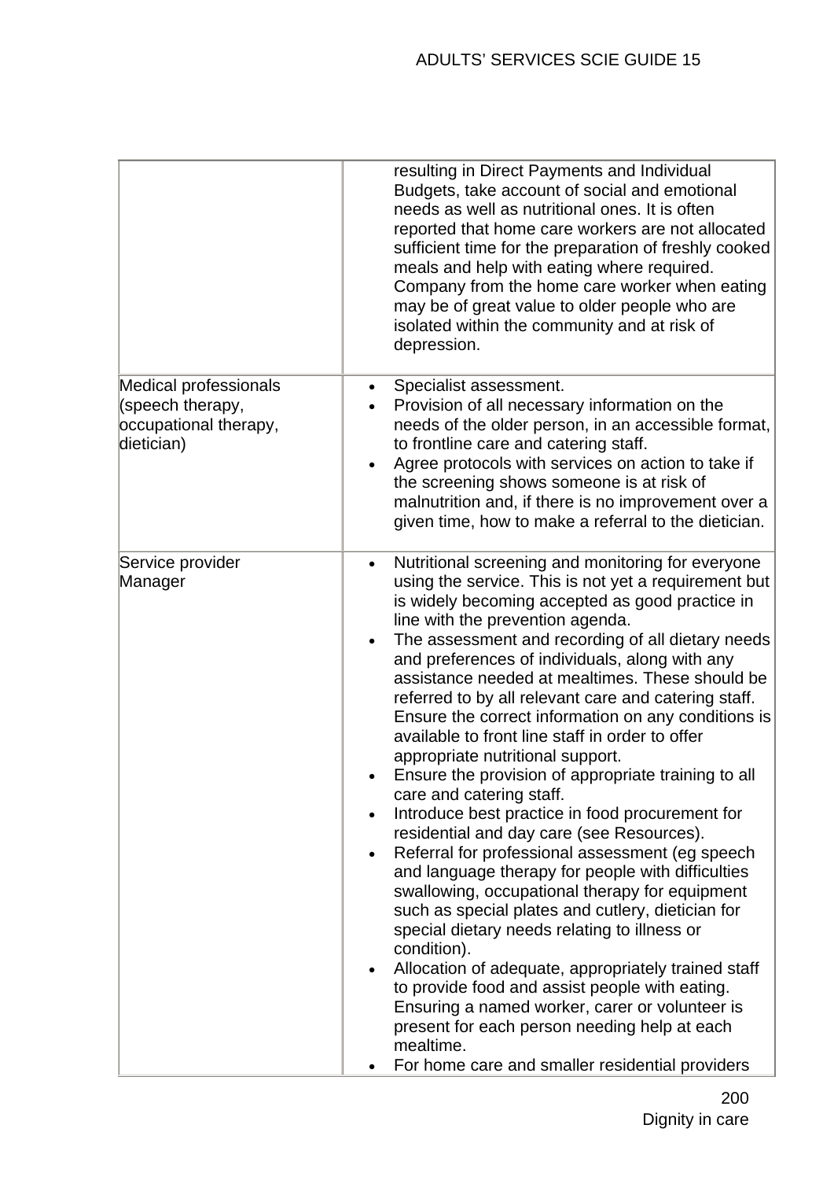| | |
|---|---|
| | resulting in Direct Payments and Individual Budgets, take account of social and emotional needs as well as nutritional ones. It is often reported that home care workers are not allocated sufficient time for the preparation of freshly cooked meals and help with eating where required. Company from the home care worker when eating may be of great value to older people who are isolated within the community and at risk of depression. |
| Medical professionals (speech therapy, occupational therapy, dietician) | • Specialist assessment.<br>• Provision of all necessary information on the needs of the older person, in an accessible format, to frontline care and catering staff.<br>• Agree protocols with services on action to take if the screening shows someone is at risk of malnutrition and, if there is no improvement over a given time, how to make a referral to the dietician. |
| Service provider Manager | • Nutritional screening and monitoring for everyone using the service. This is not yet a requirement but is widely becoming accepted as good practice in line with the prevention agenda.<br>• The assessment and recording of all dietary needs and preferences of individuals, along with any assistance needed at mealtimes. These should be referred to by all relevant care and catering staff. Ensure the correct information on any conditions is available to front line staff in order to offer appropriate nutritional support.<br>• Ensure the provision of appropriate training to all care and catering staff.<br>• Introduce best practice in food procurement for residential and day care (see Resources).<br>• Referral for professional assessment (eg speech and language therapy for people with difficulties swallowing, occupational therapy for equipment such as special plates and cutlery, dietician for special dietary needs relating to illness or condition).<br>• Allocation of adequate, appropriately trained staff to provide food and assist people with eating. Ensuring a named worker, carer or volunteer is present for each person needing help at each mealtime.<br>• For home care and smaller residential providers |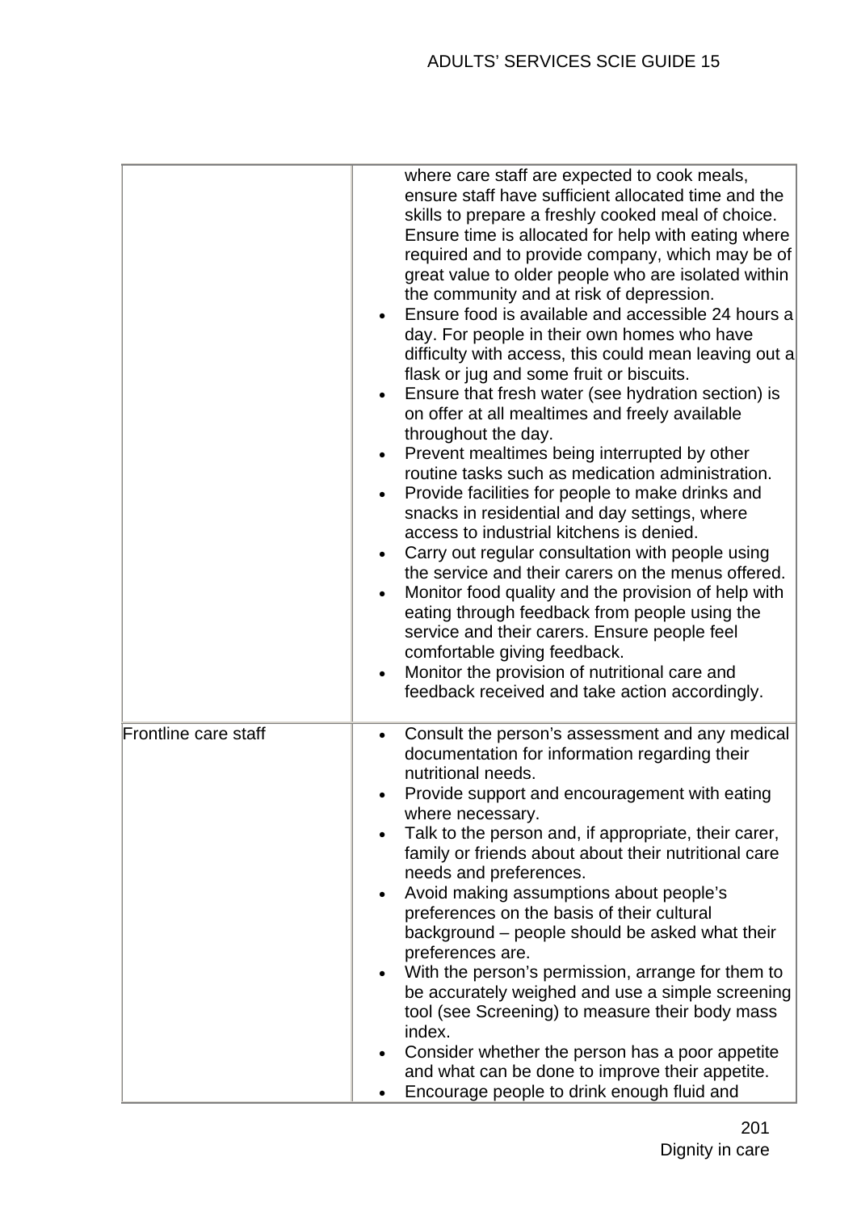| | |
|---|---|
| | where care staff are expected to cook meals, ensure staff have sufficient allocated time and the skills to prepare a freshly cooked meal of choice. Ensure time is allocated for help with eating where required and to provide company, which may be of great value to older people who are isolated within the community and at risk of depression.<br>• Ensure food is available and accessible 24 hours a day. For people in their own homes who have difficulty with access, this could mean leaving out a flask or jug and some fruit or biscuits.<br>• Ensure that fresh water (see hydration section) is on offer at all mealtimes and freely available throughout the day.<br>• Prevent mealtimes being interrupted by other routine tasks such as medication administration.<br>• Provide facilities for people to make drinks and snacks in residential and day settings, where access to industrial kitchens is denied.<br>• Carry out regular consultation with people using the service and their carers on the menus offered.<br>• Monitor food quality and the provision of help with eating through feedback from people using the service and their carers. Ensure people feel comfortable giving feedback.<br>• Monitor the provision of nutritional care and feedback received and take action accordingly. |
| Frontline care staff | • Consult the person's assessment and any medical documentation for information regarding their nutritional needs.<br>• Provide support and encouragement with eating where necessary.<br>• Talk to the person and, if appropriate, their carer, family or friends about about their nutritional care needs and preferences.<br>• Avoid making assumptions about people's preferences on the basis of their cultural background – people should be asked what their preferences are.<br>• With the person's permission, arrange for them to be accurately weighed and use a simple screening tool (see Screening) to measure their body mass index.<br>• Consider whether the person has a poor appetite and what can be done to improve their appetite.<br>• Encourage people to drink enough fluid and |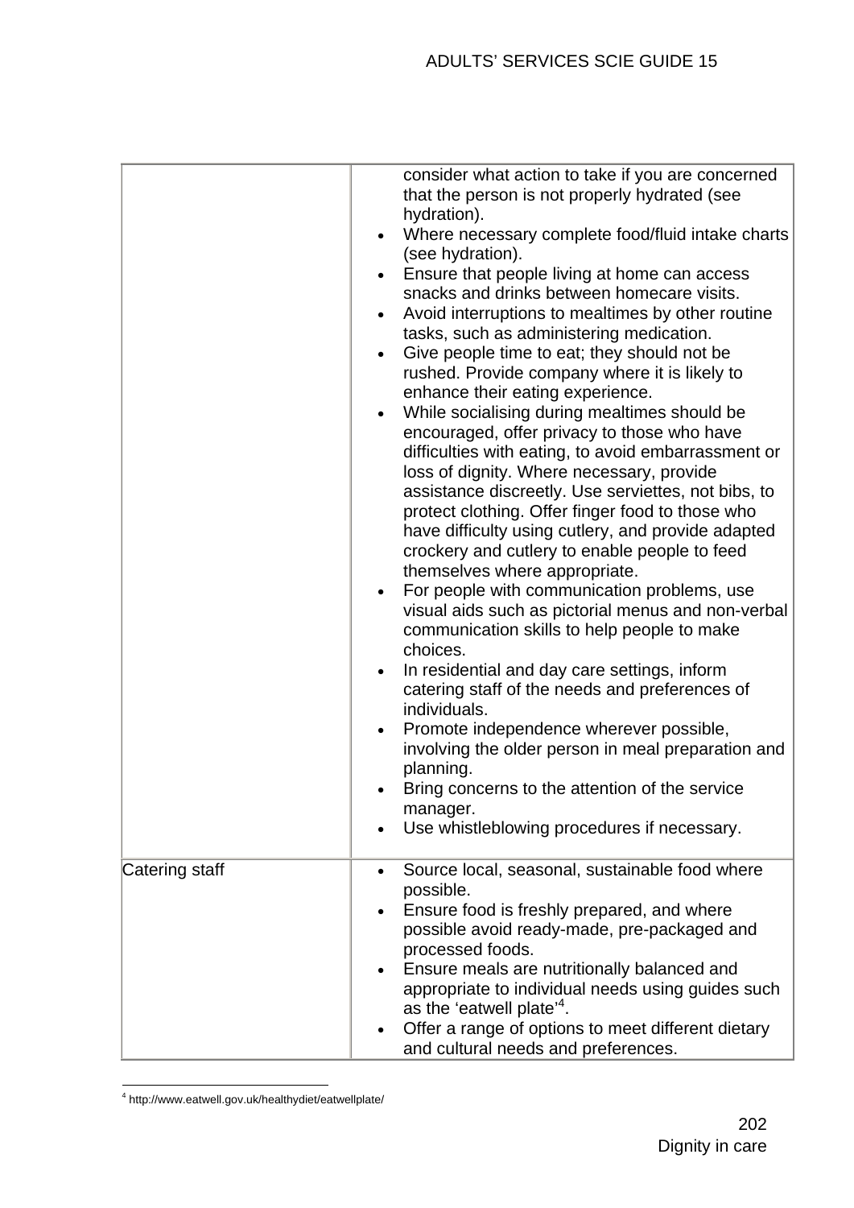| | |
|---|---|
| | consider what action to take if you are concerned that the person is not properly hydrated (see hydration).<br>• Where necessary complete food/fluid intake charts (see hydration).<br>• Ensure that people living at home can access snacks and drinks between homecare visits.<br>• Avoid interruptions to mealtimes by other routine tasks, such as administering medication.<br>• Give people time to eat; they should not be rushed. Provide company where it is likely to enhance their eating experience.<br>• While socialising during mealtimes should be encouraged, offer privacy to those who have difficulties with eating, to avoid embarrassment or loss of dignity. Where necessary, provide assistance discreetly. Use serviettes, not bibs, to protect clothing. Offer finger food to those who have difficulty using cutlery, and provide adapted crockery and cutlery to enable people to feed themselves where appropriate.<br>• For people with communication problems, use visual aids such as pictorial menus and non-verbal communication skills to help people to make choices.<br>• In residential and day care settings, inform catering staff of the needs and preferences of individuals.<br>• Promote independence wherever possible, involving the older person in meal preparation and planning.<br>• Bring concerns to the attention of the service manager.<br>• Use whistleblowing procedures if necessary. |
| Catering staff | • Source local, seasonal, sustainable food where possible.<br>• Ensure food is freshly prepared, and where possible avoid ready-made, pre-packaged and processed foods.<br>• Ensure meals are nutritionally balanced and appropriate to individual needs using guides such as the 'eatwell plate'[4].<br>• Offer a range of options to meet different dietary and cultural needs and preferences. |

[4] http://www.eatwell.gov.uk/healthydiet/eatwellplate/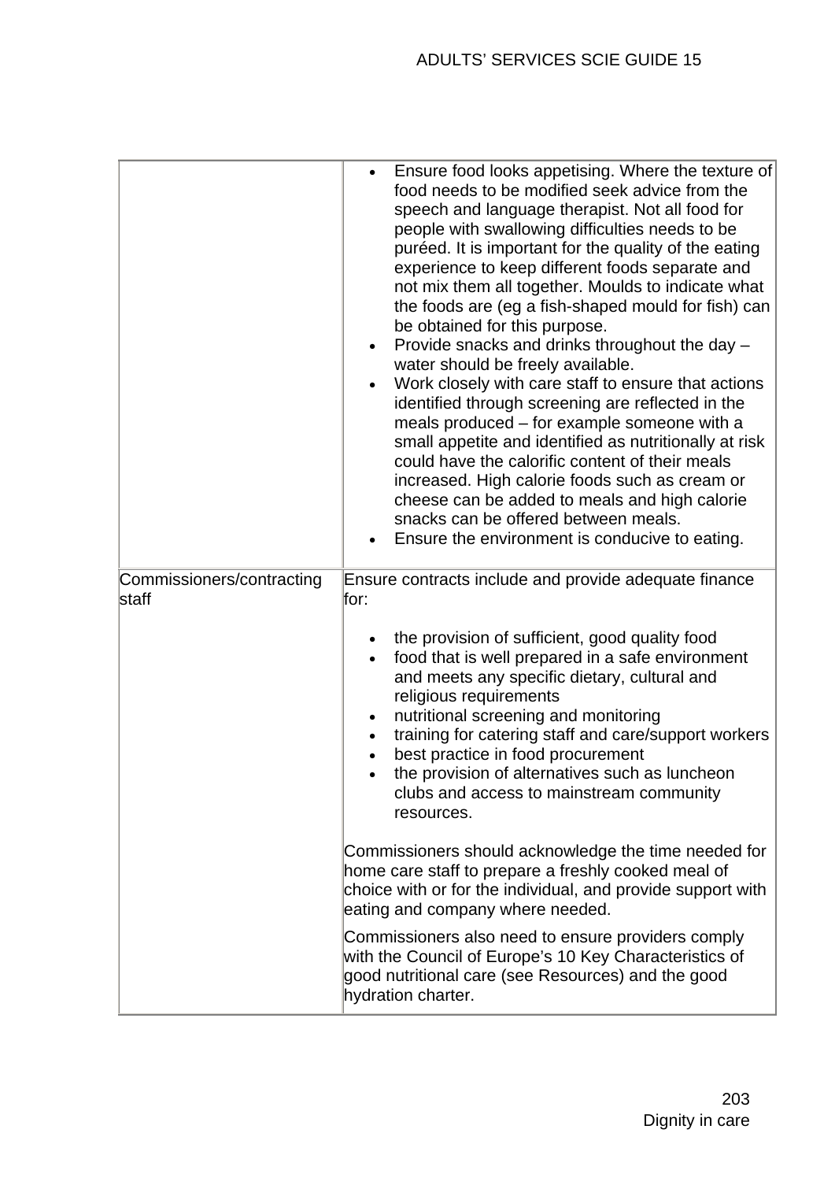| | |
|---|---|
| | <ul><li>Ensure food looks appetising. Where the texture of food needs to be modified seek advice from the speech and language therapist. Not all food for people with swallowing difficulties needs to be puréed. It is important for the quality of the eating experience to keep different foods separate and not mix them all together. Moulds to indicate what the foods are (eg a fish-shaped mould for fish) can be obtained for this purpose.</li><li>Provide snacks and drinks throughout the day – water should be freely available.</li><li>Work closely with care staff to ensure that actions identified through screening are reflected in the meals produced – for example someone with a small appetite and identified as nutritionally at risk could have the calorific content of their meals increased. High calorie foods such as cream or cheese can be added to meals and high calorie snacks can be offered between meals.</li><li>Ensure the environment is conducive to eating.</li></ul> |
| Commissioners/contracting staff | Ensure contracts include and provide adequate finance for:<ul><li>the provision of sufficient, good quality food</li><li>food that is well prepared in a safe environment and meets any specific dietary, cultural and religious requirements</li><li>nutritional screening and monitoring</li><li>training for catering staff and care/support workers</li><li>best practice in food procurement</li><li>the provision of alternatives such as luncheon clubs and access to mainstream community resources.</li></ul>Commissioners should acknowledge the time needed for home care staff to prepare a freshly cooked meal of choice with or for the individual, and provide support with eating and company where needed.<br><br>Commissioners also need to ensure providers comply with the Council of Europe's 10 Key Characteristics of good nutritional care (see Resources) and the good hydration charter. |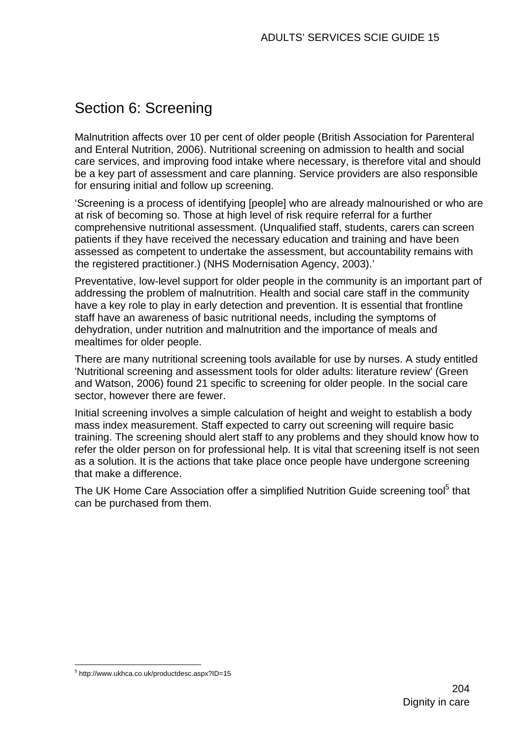## Section 6: Screening

Malnutrition affects over 10 per cent of older people (British Association for Parenteral and Enteral Nutrition, 2006). Nutritional screening on admission to health and social care services, and improving food intake where necessary, is therefore vital and should be a key part of assessment and care planning. Service providers are also responsible for ensuring initial and follow up screening.

'Screening is a process of identifying [people] who are already malnourished or who are at risk of becoming so. Those at high level of risk require referral for a further comprehensive nutritional assessment. (Unqualified staff, students, carers can screen patients if they have received the necessary education and training and have been assessed as competent to undertake the assessment, but accountability remains with the registered practitioner.) (NHS Modernisation Agency, 2003).'

Preventative, low-level support for older people in the community is an important part of addressing the problem of malnutrition. Health and social care staff in the community have a key role to play in early detection and prevention. It is essential that frontline staff have an awareness of basic nutritional needs, including the symptoms of dehydration, under nutrition and malnutrition and the importance of meals and mealtimes for older people.

There are many nutritional screening tools available for use by nurses. A study entitled 'Nutritional screening and assessment tools for older adults: literature review' (Green and Watson, 2006) found 21 specific to screening for older people. In the social care sector, however there are fewer.

Initial screening involves a simple calculation of height and weight to establish a body mass index measurement. Staff expected to carry out screening will require basic training. The screening should alert staff to any problems and they should know how to refer the older person on for professional help. It is vital that screening itself is not seen as a solution. It is the actions that take place once people have undergone screening that make a difference.

The UK Home Care Association offer a simplified Nutrition Guide screening tool[5] that can be purchased from them.

[5] http://www.ukhca.co.uk/productdesc.aspx?ID=15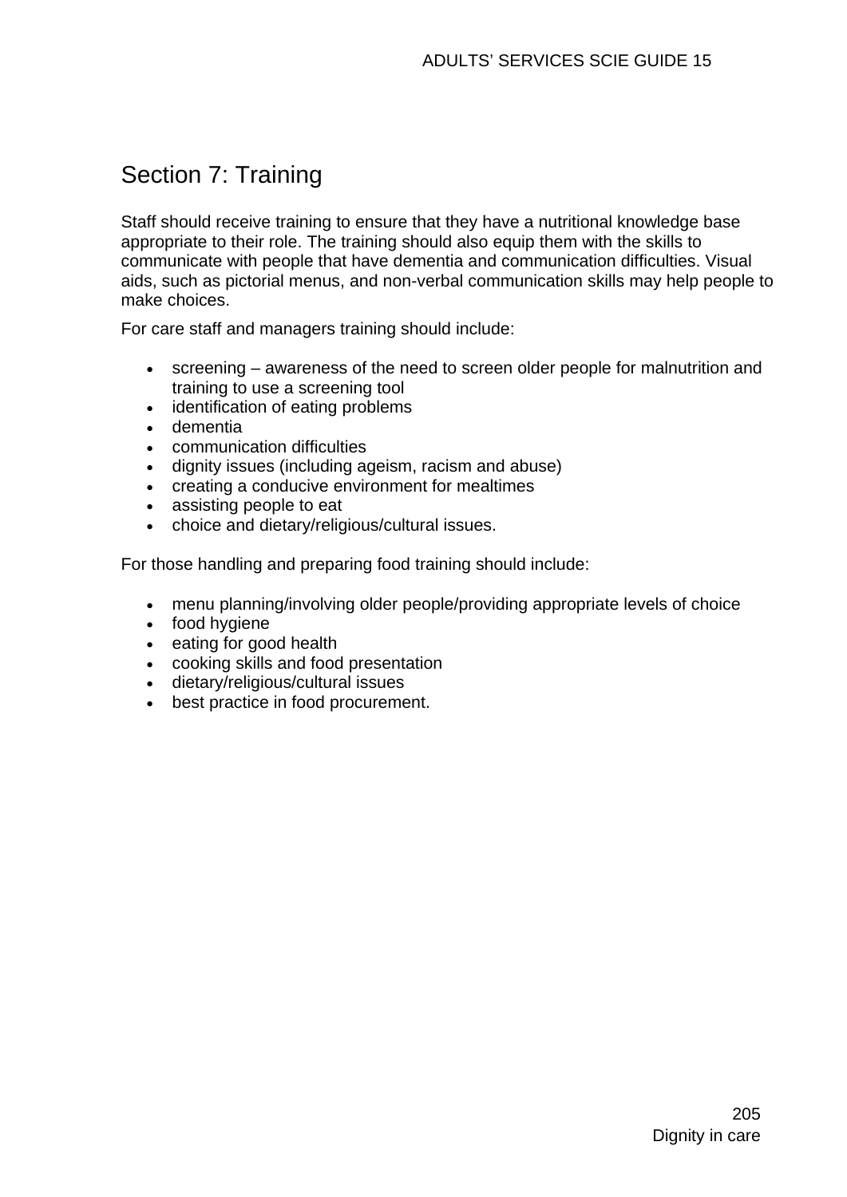## Section 7: Training

Staff should receive training to ensure that they have a nutritional knowledge base appropriate to their role. The training should also equip them with the skills to communicate with people that have dementia and communication difficulties. Visual aids, such as pictorial menus, and non-verbal communication skills may help people to make choices.

For care staff and managers training should include:

- screening – awareness of the need to screen older people for malnutrition and training to use a screening tool
- identification of eating problems
- dementia
- communication difficulties
- dignity issues (including ageism, racism and abuse)
- creating a conducive environment for mealtimes
- assisting people to eat
- choice and dietary/religious/cultural issues.

For those handling and preparing food training should include:

- menu planning/involving older people/providing appropriate levels of choice
- food hygiene
- eating for good health
- cooking skills and food presentation
- dietary/religious/cultural issues
- best practice in food procurement.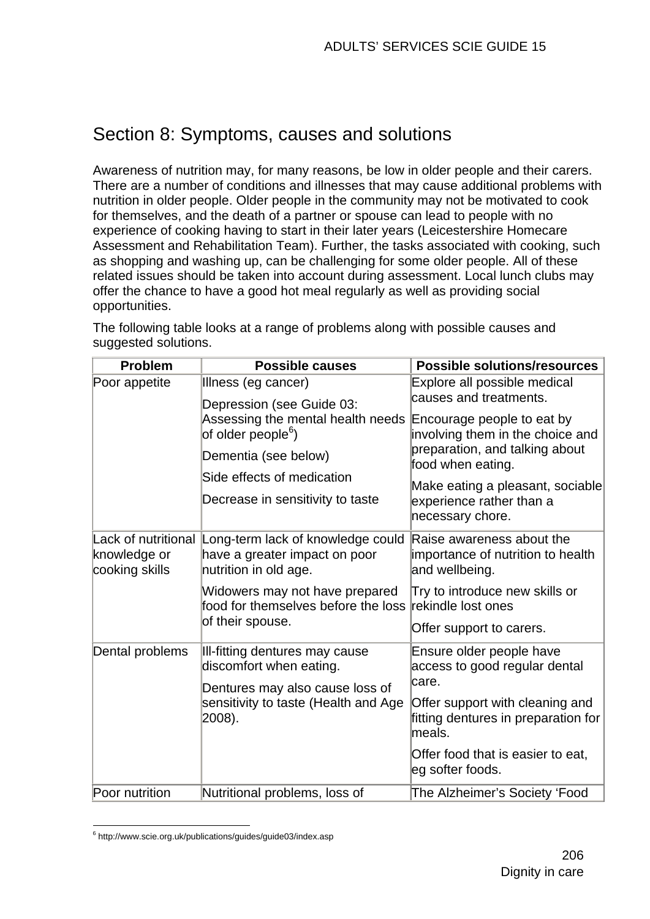## Section 8: Symptoms, causes and solutions

Awareness of nutrition may, for many reasons, be low in older people and their carers. There are a number of conditions and illnesses that may cause additional problems with nutrition in older people. Older people in the community may not be motivated to cook for themselves, and the death of a partner or spouse can lead to people with no experience of cooking having to start in their later years (Leicestershire Homecare Assessment and Rehabilitation Team). Further, the tasks associated with cooking, such as shopping and washing up, can be challenging for some older people. All of these related issues should be taken into account during assessment. Local lunch clubs may offer the chance to have a good hot meal regularly as well as providing social opportunities.

The following table looks at a range of problems along with possible causes and suggested solutions.

| Problem | Possible causes | Possible solutions/resources |
|---|---|---|
| Poor appetite | Illness (eg cancer)<br>Depression (see Guide 03: Assessing the mental health needs of older people[6])<br>Dementia (see below)<br>Side effects of medication<br>Decrease in sensitivity to taste | Explore all possible medical causes and treatments.<br>Encourage people to eat by involving them in the choice and preparation, and talking about food when eating.<br>Make eating a pleasant, sociable experience rather than a necessary chore. |
| Lack of nutritional knowledge or cooking skills | Long-term lack of knowledge could have a greater impact on poor nutrition in old age.<br>Widowers may not have prepared food for themselves before the loss of their spouse. | Raise awareness about the importance of nutrition to health and wellbeing.<br>Try to introduce new skills or rekindle lost ones<br>Offer support to carers. |
| Dental problems | Ill-fitting dentures may cause discomfort when eating.<br>Dentures may also cause loss of sensitivity to taste (Health and Age 2008). | Ensure older people have access to good regular dental care.<br>Offer support with cleaning and fitting dentures in preparation for meals.<br>Offer food that is easier to eat, eg softer foods. |
| Poor nutrition | Nutritional problems, loss of | The Alzheimer's Society 'Food |

[6] http://www.scie.org.uk/publications/guides/guide03/index.asp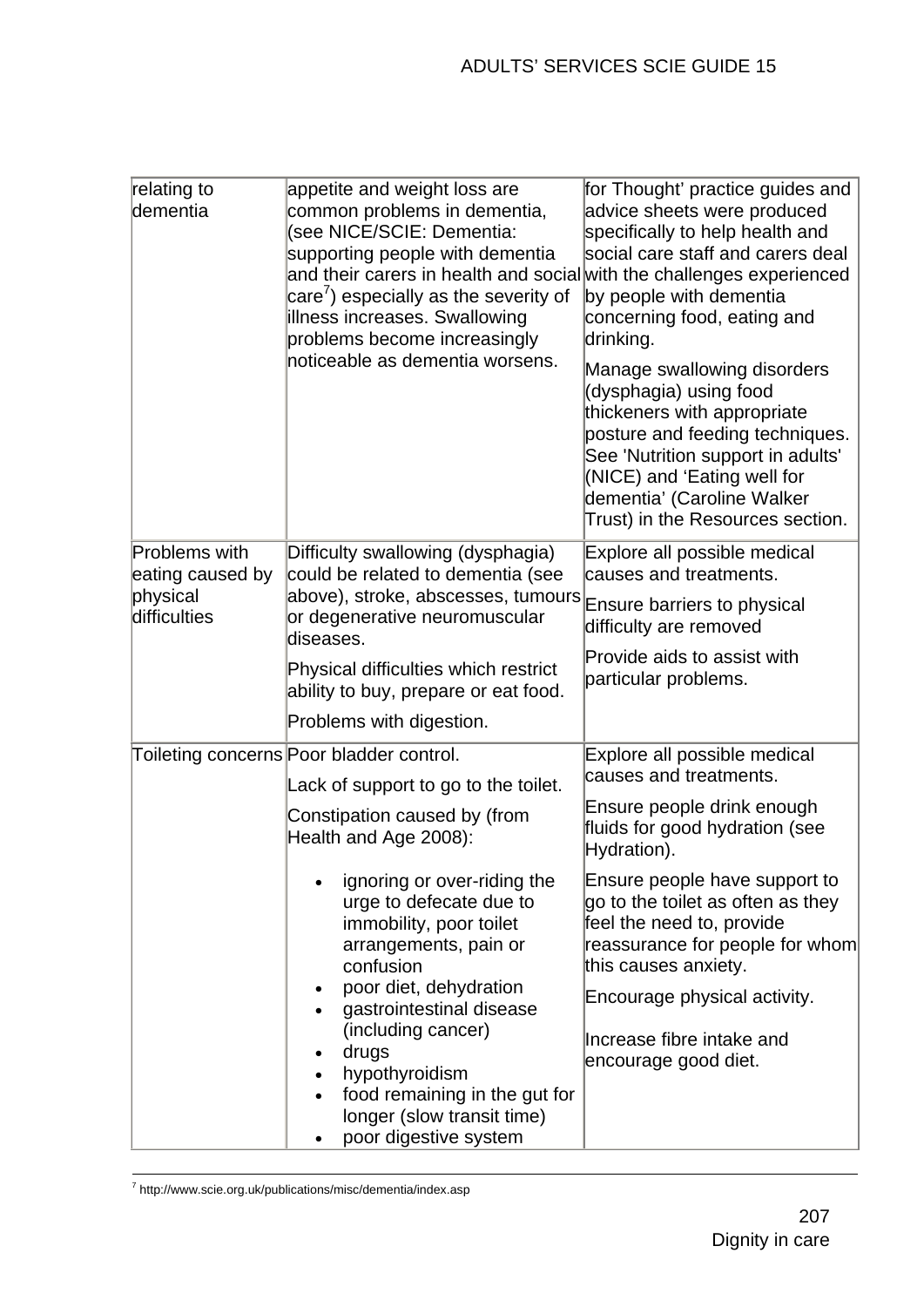| | | |
|---|---|---|
| relating to dementia | appetite and weight loss are common problems in dementia, (see NICE/SCIE: Dementia: supporting people with dementia and their carers in health and social care[7]) especially as the severity of illness increases. Swallowing problems become increasingly noticeable as dementia worsens. | for Thought' practice guides and advice sheets were produced specifically to help health and social care staff and carers deal with the challenges experienced by people with dementia concerning food, eating and drinking.<br><br>Manage swallowing disorders (dysphagia) using food thickeners with appropriate posture and feeding techniques. See 'Nutrition support in adults' (NICE) and 'Eating well for dementia' (Caroline Walker Trust) in the Resources section. |
| Problems with eating caused by physical difficulties | Difficulty swallowing (dysphagia) could be related to dementia (see above), stroke, abscesses, tumours or degenerative neuromuscular diseases.<br><br>Physical difficulties which restrict ability to buy, prepare or eat food.<br><br>Problems with digestion. | Explore all possible medical causes and treatments.<br><br>Ensure barriers to physical difficulty are removed<br><br>Provide aids to assist with particular problems. |
| Toileting concerns | Poor bladder control.<br><br>Lack of support to go to the toilet.<br><br>Constipation caused by (from Health and Age 2008):<br><br>• ignoring or over-riding the urge to defecate due to immobility, poor toilet arrangements, pain or confusion<br>• poor diet, dehydration<br>• gastrointestinal disease (including cancer)<br>• drugs<br>• hypothyroidism<br>• food remaining in the gut for longer (slow transit time)<br>• poor digestive system | Explore all possible medical causes and treatments.<br><br>Ensure people drink enough fluids for good hydration (see Hydration).<br><br>Ensure people have support to go to the toilet as often as they feel the need to, provide reassurance for people for whom this causes anxiety.<br><br>Encourage physical activity.<br><br>Increase fibre intake and encourage good diet. |

[7] http://www.scie.org.uk/publications/misc/dementia/index.asp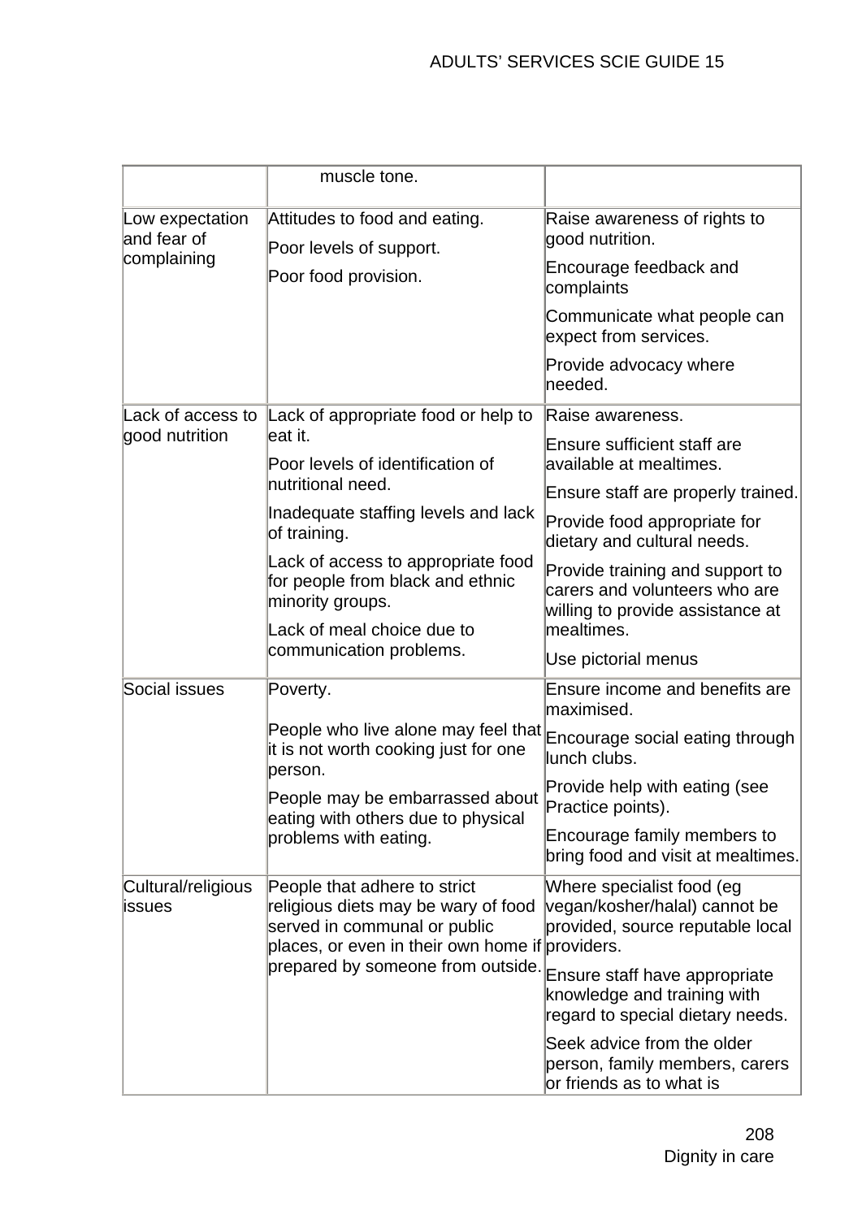|  |  |  |
|---|---|---|
|  | muscle tone. |  |
| Low expectation and fear of complaining | Attitudes to food and eating.<br><br>Poor levels of support.<br><br>Poor food provision. | Raise awareness of rights to good nutrition.<br><br>Encourage feedback and complaints<br><br>Communicate what people can expect from services.<br><br>Provide advocacy where needed. |
| Lack of access to good nutrition | Lack of appropriate food or help to eat it.<br><br>Poor levels of identification of nutritional need.<br><br>Inadequate staffing levels and lack of training.<br><br>Lack of access to appropriate food for people from black and ethnic minority groups.<br><br>Lack of meal choice due to communication problems. | Raise awareness.<br><br>Ensure sufficient staff are available at mealtimes.<br><br>Ensure staff are properly trained.<br><br>Provide food appropriate for dietary and cultural needs.<br><br>Provide training and support to carers and volunteers who are willing to provide assistance at mealtimes.<br><br>Use pictorial menus |
| Social issues | Poverty.<br><br>People who live alone may feel that it is not worth cooking just for one person.<br><br>People may be embarrassed about eating with others due to physical problems with eating. | Ensure income and benefits are maximised.<br><br>Encourage social eating through lunch clubs.<br><br>Provide help with eating (see Practice points).<br><br>Encourage family members to bring food and visit at mealtimes. |
| Cultural/religious issues | People that adhere to strict religious diets may be wary of food served in communal or public places, or even in their own home if prepared by someone from outside. | Where specialist food (eg vegan/kosher/halal) cannot be provided, source reputable local providers.<br><br>Ensure staff have appropriate knowledge and training with regard to special dietary needs.<br><br>Seek advice from the older person, family members, carers or friends as to what is |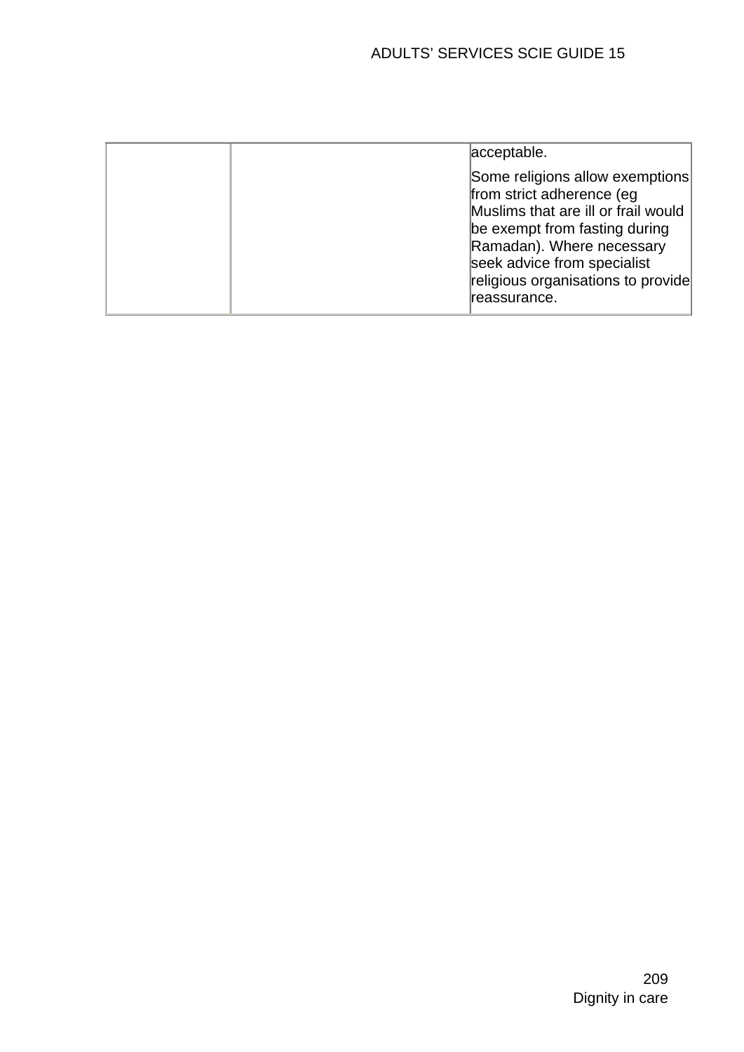|  |  | acceptable.<br><br>Some religions allow exemptions from strict adherence (eg Muslims that are ill or frail would be exempt from fasting during Ramadan). Where necessary seek advice from specialist religious organisations to provide reassurance. |
|---|---|---|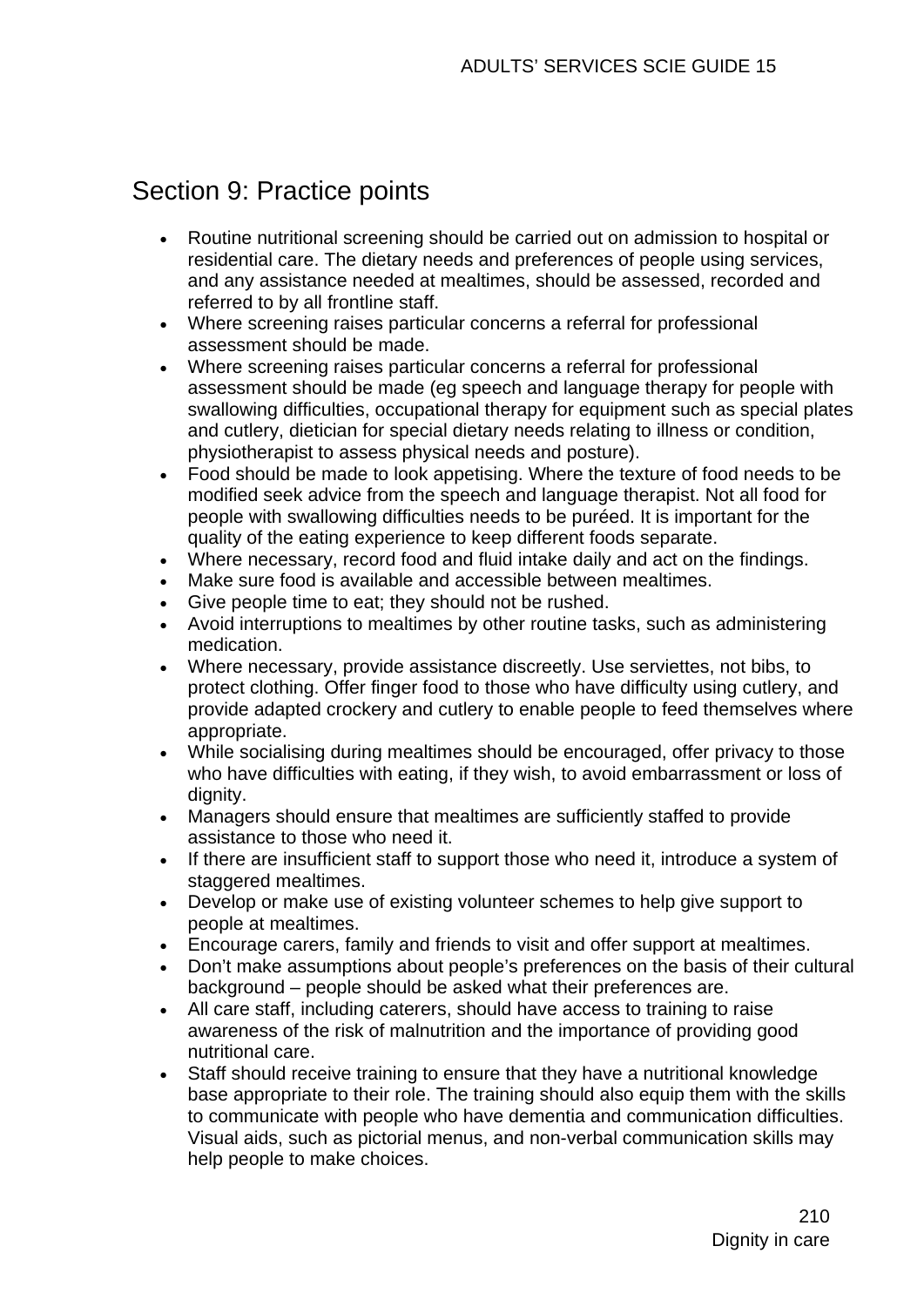## Section 9: Practice points

- Routine nutritional screening should be carried out on admission to hospital or residential care. The dietary needs and preferences of people using services, and any assistance needed at mealtimes, should be assessed, recorded and referred to by all frontline staff.
- Where screening raises particular concerns a referral for professional assessment should be made.
- Where screening raises particular concerns a referral for professional assessment should be made (eg speech and language therapy for people with swallowing difficulties, occupational therapy for equipment such as special plates and cutlery, dietician for special dietary needs relating to illness or condition, physiotherapist to assess physical needs and posture).
- Food should be made to look appetising. Where the texture of food needs to be modified seek advice from the speech and language therapist. Not all food for people with swallowing difficulties needs to be puréed. It is important for the quality of the eating experience to keep different foods separate.
- Where necessary, record food and fluid intake daily and act on the findings.
- Make sure food is available and accessible between mealtimes.
- Give people time to eat; they should not be rushed.
- Avoid interruptions to mealtimes by other routine tasks, such as administering medication.
- Where necessary, provide assistance discreetly. Use serviettes, not bibs, to protect clothing. Offer finger food to those who have difficulty using cutlery, and provide adapted crockery and cutlery to enable people to feed themselves where appropriate.
- While socialising during mealtimes should be encouraged, offer privacy to those who have difficulties with eating, if they wish, to avoid embarrassment or loss of dignity.
- Managers should ensure that mealtimes are sufficiently staffed to provide assistance to those who need it.
- If there are insufficient staff to support those who need it, introduce a system of staggered mealtimes.
- Develop or make use of existing volunteer schemes to help give support to people at mealtimes.
- Encourage carers, family and friends to visit and offer support at mealtimes.
- Don't make assumptions about people's preferences on the basis of their cultural background – people should be asked what their preferences are.
- All care staff, including caterers, should have access to training to raise awareness of the risk of malnutrition and the importance of providing good nutritional care.
- Staff should receive training to ensure that they have a nutritional knowledge base appropriate to their role. The training should also equip them with the skills to communicate with people who have dementia and communication difficulties. Visual aids, such as pictorial menus, and non-verbal communication skills may help people to make choices.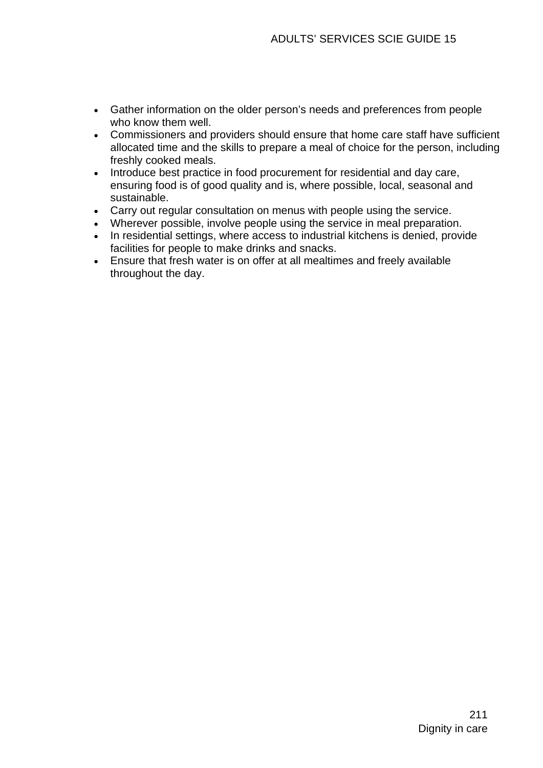- Gather information on the older person's needs and preferences from people who know them well.
- Commissioners and providers should ensure that home care staff have sufficient allocated time and the skills to prepare a meal of choice for the person, including freshly cooked meals.
- Introduce best practice in food procurement for residential and day care, ensuring food is of good quality and is, where possible, local, seasonal and sustainable.
- Carry out regular consultation on menus with people using the service.
- Wherever possible, involve people using the service in meal preparation.
- In residential settings, where access to industrial kitchens is denied, provide facilities for people to make drinks and snacks.
- Ensure that fresh water is on offer at all mealtimes and freely available throughout the day.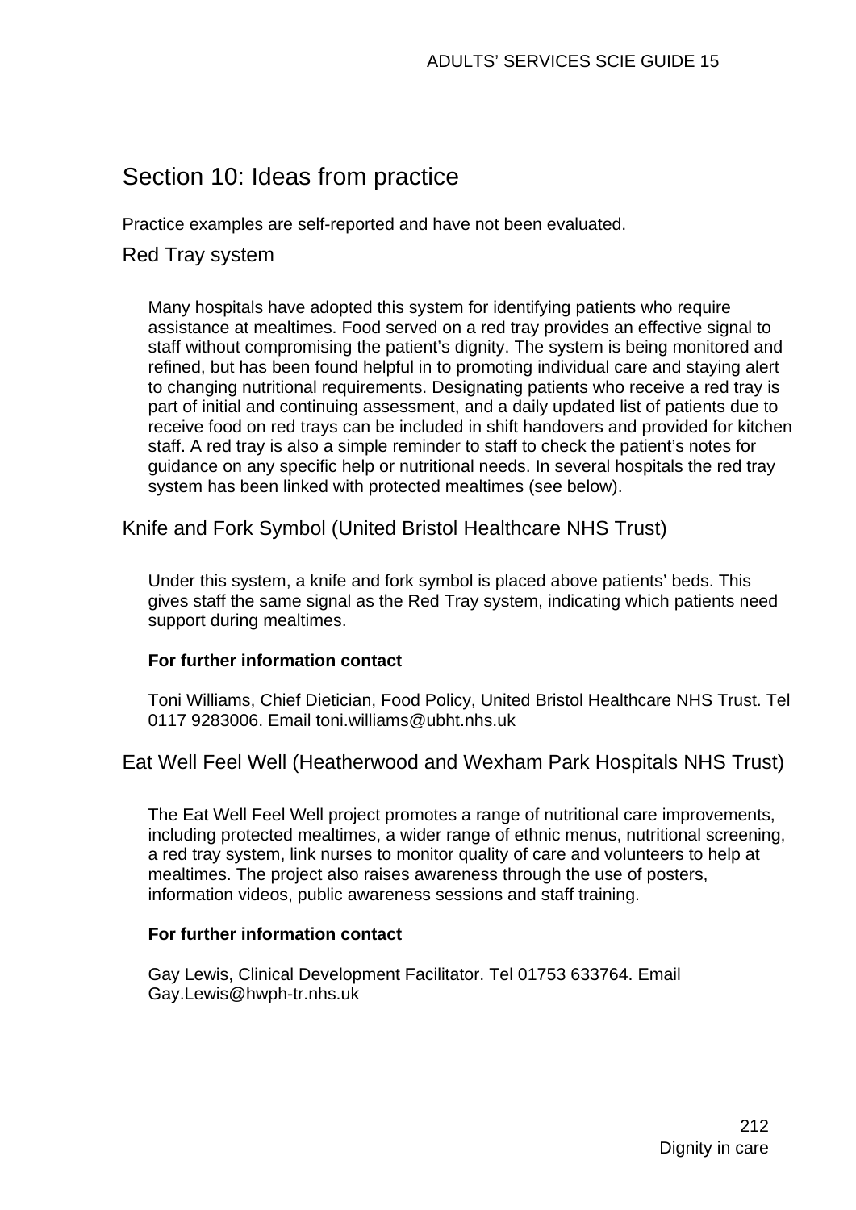## Section 10: Ideas from practice

Practice examples are self-reported and have not been evaluated.

### Red Tray system

Many hospitals have adopted this system for identifying patients who require assistance at mealtimes. Food served on a red tray provides an effective signal to staff without compromising the patient's dignity. The system is being monitored and refined, but has been found helpful in to promoting individual care and staying alert to changing nutritional requirements. Designating patients who receive a red tray is part of initial and continuing assessment, and a daily updated list of patients due to receive food on red trays can be included in shift handovers and provided for kitchen staff. A red tray is also a simple reminder to staff to check the patient's notes for guidance on any specific help or nutritional needs. In several hospitals the red tray system has been linked with protected mealtimes (see below).

### Knife and Fork Symbol (United Bristol Healthcare NHS Trust)

Under this system, a knife and fork symbol is placed above patients' beds. This gives staff the same signal as the Red Tray system, indicating which patients need support during mealtimes.

**For further information contact**

Toni Williams, Chief Dietician, Food Policy, United Bristol Healthcare NHS Trust. Tel 0117 9283006. Email toni.williams@ubht.nhs.uk

### Eat Well Feel Well (Heatherwood and Wexham Park Hospitals NHS Trust)

The Eat Well Feel Well project promotes a range of nutritional care improvements, including protected mealtimes, a wider range of ethnic menus, nutritional screening, a red tray system, link nurses to monitor quality of care and volunteers to help at mealtimes. The project also raises awareness through the use of posters, information videos, public awareness sessions and staff training.

**For further information contact**

Gay Lewis, Clinical Development Facilitator. Tel 01753 633764. Email Gay.Lewis@hwph-tr.nhs.uk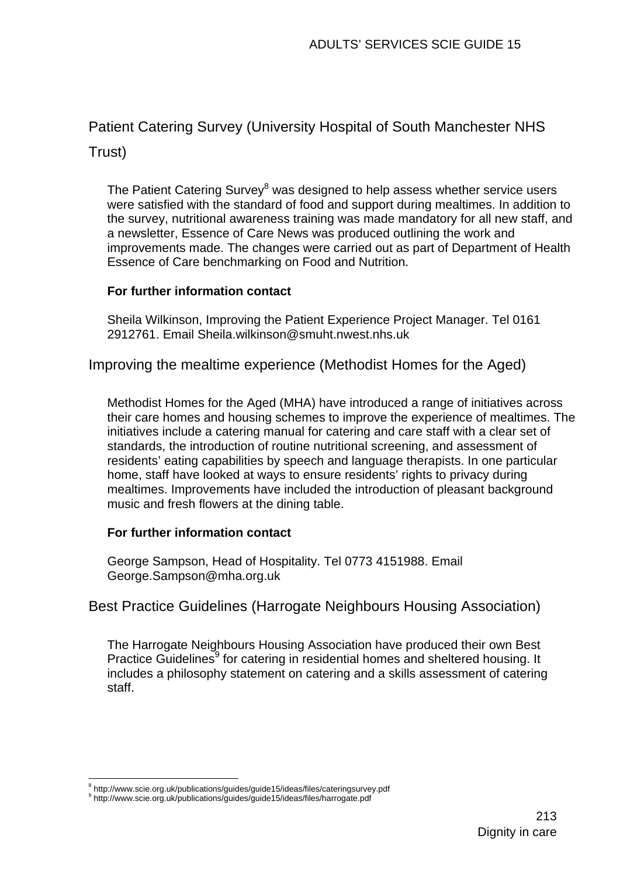## Patient Catering Survey (University Hospital of South Manchester NHS Trust)

The Patient Catering Survey[8] was designed to help assess whether service users were satisfied with the standard of food and support during mealtimes. In addition to the survey, nutritional awareness training was made mandatory for all new staff, and a newsletter, Essence of Care News was produced outlining the work and improvements made. The changes were carried out as part of Department of Health Essence of Care benchmarking on Food and Nutrition.

**For further information contact**

Sheila Wilkinson, Improving the Patient Experience Project Manager. Tel 0161 2912761. Email Sheila.wilkinson@smuht.nwest.nhs.uk

## Improving the mealtime experience (Methodist Homes for the Aged)

Methodist Homes for the Aged (MHA) have introduced a range of initiatives across their care homes and housing schemes to improve the experience of mealtimes. The initiatives include a catering manual for catering and care staff with a clear set of standards, the introduction of routine nutritional screening, and assessment of residents' eating capabilities by speech and language therapists. In one particular home, staff have looked at ways to ensure residents' rights to privacy during mealtimes. Improvements have included the introduction of pleasant background music and fresh flowers at the dining table.

**For further information contact**

George Sampson, Head of Hospitality. Tel 0773 4151988. Email George.Sampson@mha.org.uk

## Best Practice Guidelines (Harrogate Neighbours Housing Association)

The Harrogate Neighbours Housing Association have produced their own Best Practice Guidelines[9] for catering in residential homes and sheltered housing. It includes a philosophy statement on catering and a skills assessment of catering staff.

---

[8] http://www.scie.org.uk/publications/guides/guide15/ideas/files/cateringsurvey.pdf
[9] http://www.scie.org.uk/publications/guides/guide15/ideas/files/harrogate.pdf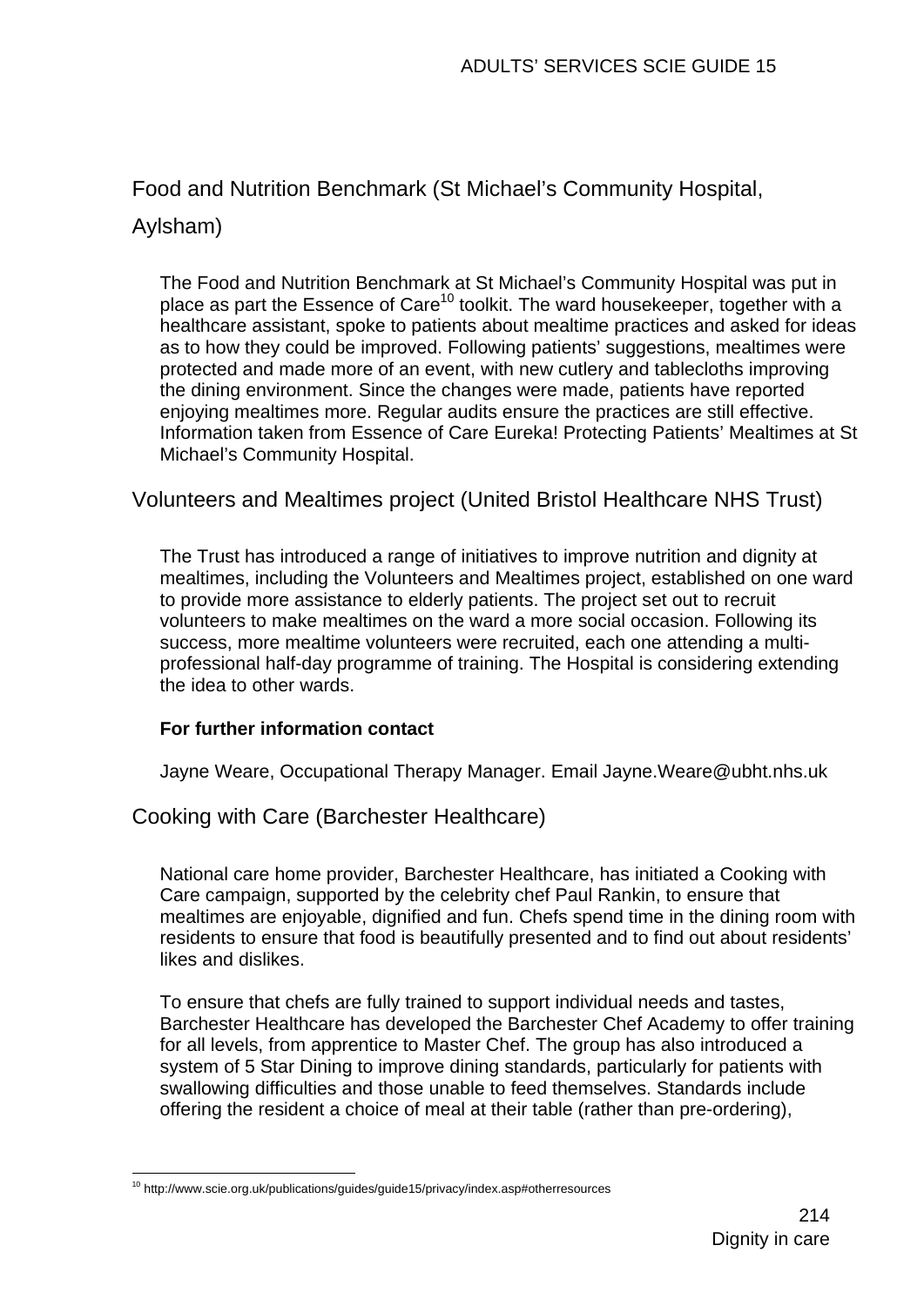## Food and Nutrition Benchmark (St Michael's Community Hospital, Aylsham)

The Food and Nutrition Benchmark at St Michael's Community Hospital was put in place as part the Essence of Care[10] toolkit. The ward housekeeper, together with a healthcare assistant, spoke to patients about mealtime practices and asked for ideas as to how they could be improved. Following patients' suggestions, mealtimes were protected and made more of an event, with new cutlery and tablecloths improving the dining environment. Since the changes were made, patients have reported enjoying mealtimes more. Regular audits ensure the practices are still effective. Information taken from Essence of Care Eureka! Protecting Patients' Mealtimes at St Michael's Community Hospital.

## Volunteers and Mealtimes project (United Bristol Healthcare NHS Trust)

The Trust has introduced a range of initiatives to improve nutrition and dignity at mealtimes, including the Volunteers and Mealtimes project, established on one ward to provide more assistance to elderly patients. The project set out to recruit volunteers to make mealtimes on the ward a more social occasion. Following its success, more mealtime volunteers were recruited, each one attending a multi-professional half-day programme of training. The Hospital is considering extending the idea to other wards.

**For further information contact**

Jayne Weare, Occupational Therapy Manager. Email Jayne.Weare@ubht.nhs.uk

## Cooking with Care (Barchester Healthcare)

National care home provider, Barchester Healthcare, has initiated a Cooking with Care campaign, supported by the celebrity chef Paul Rankin, to ensure that mealtimes are enjoyable, dignified and fun. Chefs spend time in the dining room with residents to ensure that food is beautifully presented and to find out about residents' likes and dislikes.

To ensure that chefs are fully trained to support individual needs and tastes, Barchester Healthcare has developed the Barchester Chef Academy to offer training for all levels, from apprentice to Master Chef. The group has also introduced a system of 5 Star Dining to improve dining standards, particularly for patients with swallowing difficulties and those unable to feed themselves. Standards include offering the resident a choice of meal at their table (rather than pre-ordering),

---

[10] http://www.scie.org.uk/publications/guides/guide15/privacy/index.asp#otherresources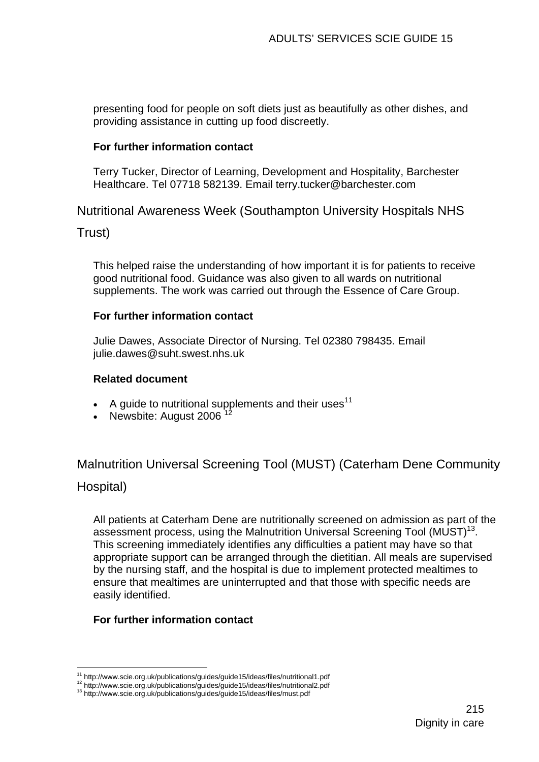presenting food for people on soft diets just as beautifully as other dishes, and providing assistance in cutting up food discreetly.

**For further information contact**

Terry Tucker, Director of Learning, Development and Hospitality, Barchester Healthcare. Tel 07718 582139. Email terry.tucker@barchester.com

### Nutritional Awareness Week (Southampton University Hospitals NHS Trust)

This helped raise the understanding of how important it is for patients to receive good nutritional food. Guidance was also given to all wards on nutritional supplements. The work was carried out through the Essence of Care Group.

**For further information contact**

Julie Dawes, Associate Director of Nursing. Tel 02380 798435. Email julie.dawes@suht.swest.nhs.uk

**Related document**

- A guide to nutritional supplements and their uses[11]
- Newsbite: August 2006 [12]

### Malnutrition Universal Screening Tool (MUST) (Caterham Dene Community Hospital)

All patients at Caterham Dene are nutritionally screened on admission as part of the assessment process, using the Malnutrition Universal Screening Tool (MUST)[13]. This screening immediately identifies any difficulties a patient may have so that appropriate support can be arranged through the dietitian. All meals are supervised by the nursing staff, and the hospital is due to implement protected mealtimes to ensure that mealtimes are uninterrupted and that those with specific needs are easily identified.

**For further information contact**

---

[11] http://www.scie.org.uk/publications/guides/guide15/ideas/files/nutritional1.pdf
[12] http://www.scie.org.uk/publications/guides/guide15/ideas/files/nutritional2.pdf
[13] http://www.scie.org.uk/publications/guides/guide15/ideas/files/must.pdf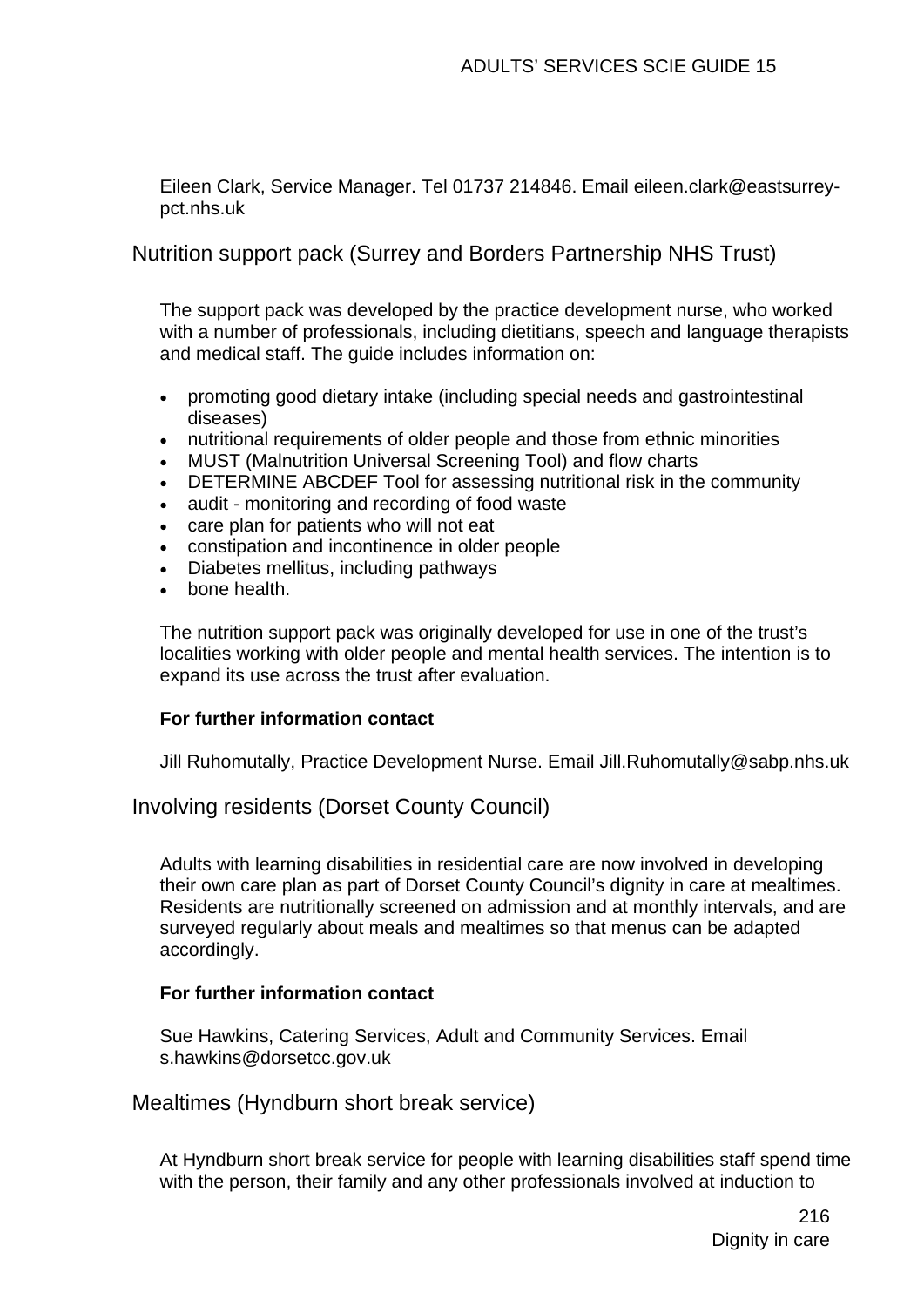Eileen Clark, Service Manager. Tel 01737 214846. Email eileen.clark@eastsurrey-pct.nhs.uk

## Nutrition support pack (Surrey and Borders Partnership NHS Trust)

The support pack was developed by the practice development nurse, who worked with a number of professionals, including dietitians, speech and language therapists and medical staff. The guide includes information on:

- promoting good dietary intake (including special needs and gastrointestinal diseases)
- nutritional requirements of older people and those from ethnic minorities
- MUST (Malnutrition Universal Screening Tool) and flow charts
- DETERMINE ABCDEF Tool for assessing nutritional risk in the community
- audit - monitoring and recording of food waste
- care plan for patients who will not eat
- constipation and incontinence in older people
- Diabetes mellitus, including pathways
- bone health.

The nutrition support pack was originally developed for use in one of the trust's localities working with older people and mental health services. The intention is to expand its use across the trust after evaluation.

**For further information contact**

Jill Ruhomutally, Practice Development Nurse. Email Jill.Ruhomutally@sabp.nhs.uk

## Involving residents (Dorset County Council)

Adults with learning disabilities in residential care are now involved in developing their own care plan as part of Dorset County Council's dignity in care at mealtimes. Residents are nutritionally screened on admission and at monthly intervals, and are surveyed regularly about meals and mealtimes so that menus can be adapted accordingly.

**For further information contact**

Sue Hawkins, Catering Services, Adult and Community Services. Email s.hawkins@dorsetcc.gov.uk

## Mealtimes (Hyndburn short break service)

At Hyndburn short break service for people with learning disabilities staff spend time with the person, their family and any other professionals involved at induction to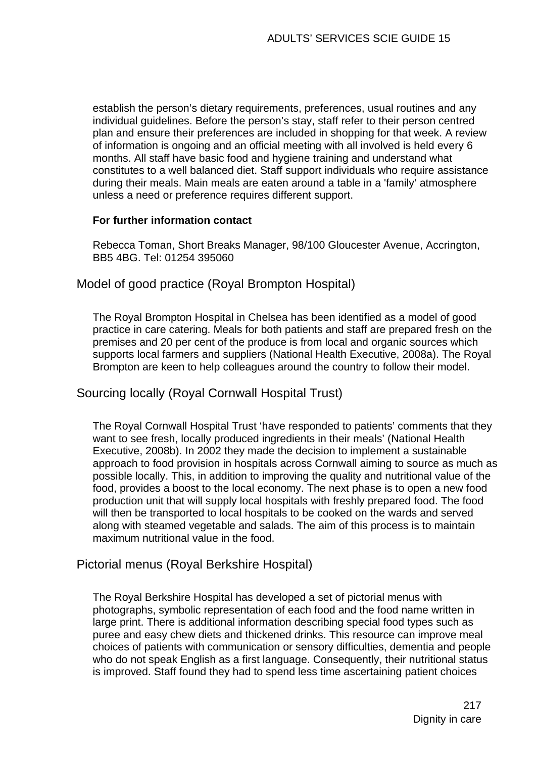establish the person's dietary requirements, preferences, usual routines and any individual guidelines. Before the person's stay, staff refer to their person centred plan and ensure their preferences are included in shopping for that week. A review of information is ongoing and an official meeting with all involved is held every 6 months. All staff have basic food and hygiene training and understand what constitutes to a well balanced diet. Staff support individuals who require assistance during their meals. Main meals are eaten around a table in a 'family' atmosphere unless a need or preference requires different support.

**For further information contact**

Rebecca Toman, Short Breaks Manager, 98/100 Gloucester Avenue, Accrington, BB5 4BG. Tel: 01254 395060

## Model of good practice (Royal Brompton Hospital)

The Royal Brompton Hospital in Chelsea has been identified as a model of good practice in care catering. Meals for both patients and staff are prepared fresh on the premises and 20 per cent of the produce is from local and organic sources which supports local farmers and suppliers (National Health Executive, 2008a). The Royal Brompton are keen to help colleagues around the country to follow their model.

## Sourcing locally (Royal Cornwall Hospital Trust)

The Royal Cornwall Hospital Trust 'have responded to patients' comments that they want to see fresh, locally produced ingredients in their meals' (National Health Executive, 2008b). In 2002 they made the decision to implement a sustainable approach to food provision in hospitals across Cornwall aiming to source as much as possible locally. This, in addition to improving the quality and nutritional value of the food, provides a boost to the local economy. The next phase is to open a new food production unit that will supply local hospitals with freshly prepared food. The food will then be transported to local hospitals to be cooked on the wards and served along with steamed vegetable and salads. The aim of this process is to maintain maximum nutritional value in the food.

## Pictorial menus (Royal Berkshire Hospital)

The Royal Berkshire Hospital has developed a set of pictorial menus with photographs, symbolic representation of each food and the food name written in large print. There is additional information describing special food types such as puree and easy chew diets and thickened drinks. This resource can improve meal choices of patients with communication or sensory difficulties, dementia and people who do not speak English as a first language. Consequently, their nutritional status is improved. Staff found they had to spend less time ascertaining patient choices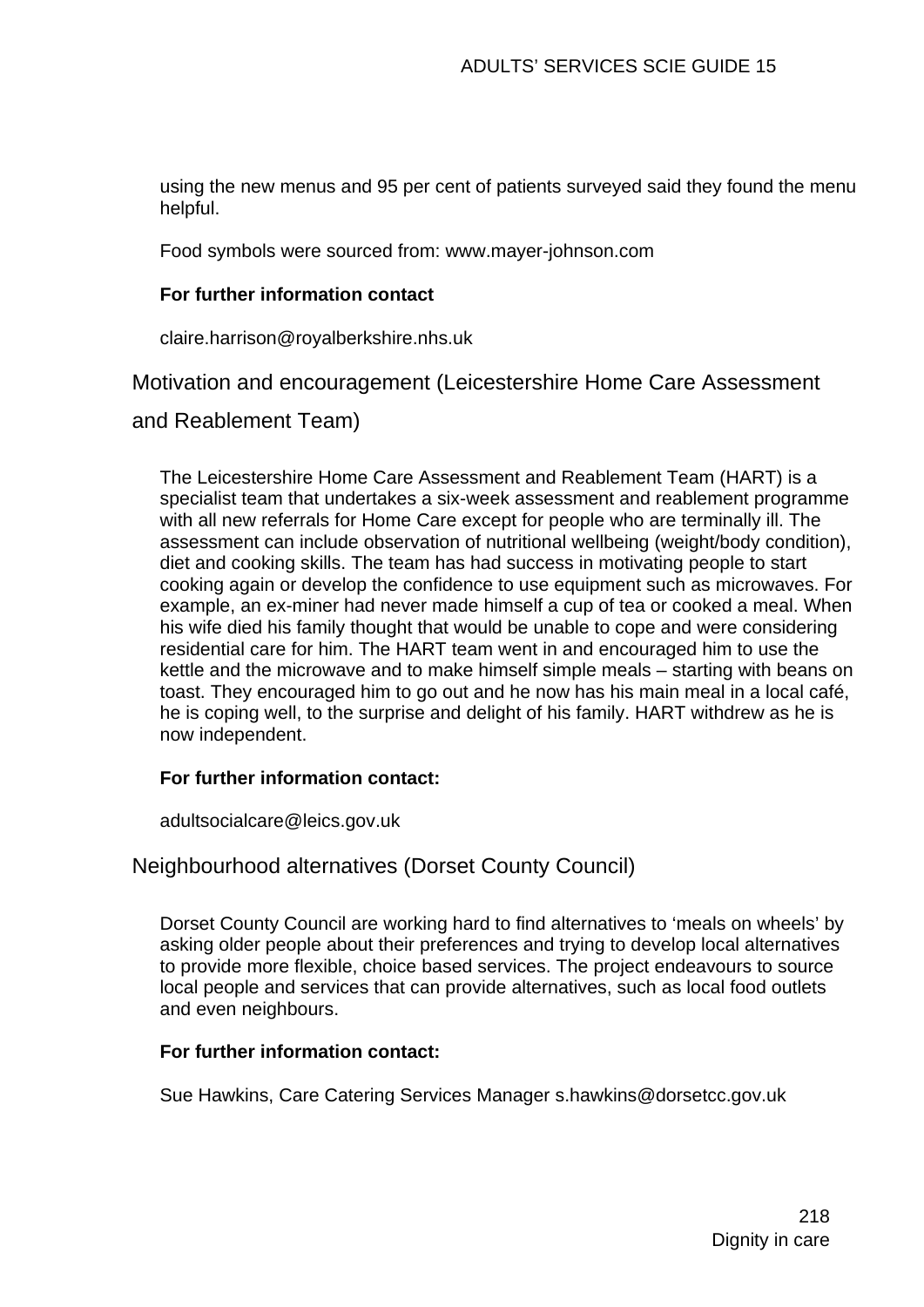using the new menus and 95 per cent of patients surveyed said they found the menu helpful.

Food symbols were sourced from: www.mayer-johnson.com

**For further information contact**

claire.harrison@royalberkshire.nhs.uk

## Motivation and encouragement (Leicestershire Home Care Assessment and Reablement Team)

The Leicestershire Home Care Assessment and Reablement Team (HART) is a specialist team that undertakes a six-week assessment and reablement programme with all new referrals for Home Care except for people who are terminally ill. The assessment can include observation of nutritional wellbeing (weight/body condition), diet and cooking skills. The team has had success in motivating people to start cooking again or develop the confidence to use equipment such as microwaves. For example, an ex-miner had never made himself a cup of tea or cooked a meal. When his wife died his family thought that would be unable to cope and were considering residential care for him. The HART team went in and encouraged him to use the kettle and the microwave and to make himself simple meals – starting with beans on toast. They encouraged him to go out and he now has his main meal in a local café, he is coping well, to the surprise and delight of his family. HART withdrew as he is now independent.

**For further information contact:**

adultsocialcare@leics.gov.uk

## Neighbourhood alternatives (Dorset County Council)

Dorset County Council are working hard to find alternatives to 'meals on wheels' by asking older people about their preferences and trying to develop local alternatives to provide more flexible, choice based services. The project endeavours to source local people and services that can provide alternatives, such as local food outlets and even neighbours.

**For further information contact:**

Sue Hawkins, Care Catering Services Manager s.hawkins@dorsetcc.gov.uk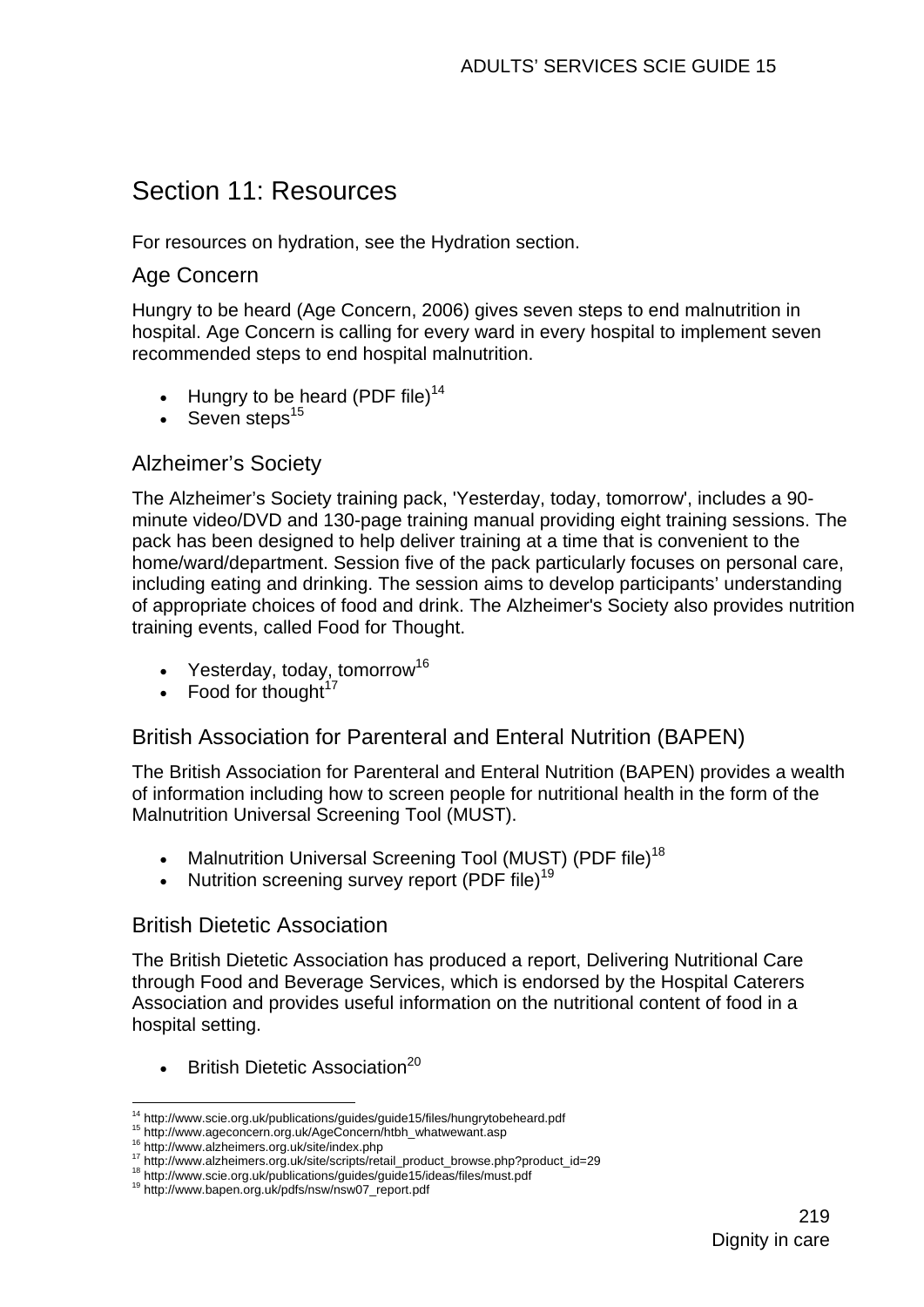# Section 11: Resources

For resources on hydration, see the Hydration section.

## Age Concern

Hungry to be heard (Age Concern, 2006) gives seven steps to end malnutrition in hospital. Age Concern is calling for every ward in every hospital to implement seven recommended steps to end hospital malnutrition.

- Hungry to be heard (PDF file)[14]
- Seven steps[15]

## Alzheimer's Society

The Alzheimer's Society training pack, 'Yesterday, today, tomorrow', includes a 90-minute video/DVD and 130-page training manual providing eight training sessions. The pack has been designed to help deliver training at a time that is convenient to the home/ward/department. Session five of the pack particularly focuses on personal care, including eating and drinking. The session aims to develop participants' understanding of appropriate choices of food and drink. The Alzheimer's Society also provides nutrition training events, called Food for Thought.

- Yesterday, today, tomorrow[16]
- Food for thought[17]

## British Association for Parenteral and Enteral Nutrition (BAPEN)

The British Association for Parenteral and Enteral Nutrition (BAPEN) provides a wealth of information including how to screen people for nutritional health in the form of the Malnutrition Universal Screening Tool (MUST).

- Malnutrition Universal Screening Tool (MUST) (PDF file)[18]
- Nutrition screening survey report (PDF file)[19]

## British Dietetic Association

The British Dietetic Association has produced a report, Delivering Nutritional Care through Food and Beverage Services, which is endorsed by the Hospital Caterers Association and provides useful information on the nutritional content of food in a hospital setting.

- British Dietetic Association[20]

---

[14] http://www.scie.org.uk/publications/guides/guide15/files/hungrytobeheard.pdf
[15] http://www.ageconcern.org.uk/AgeConcern/htbh_whatwewant.asp
[16] http://www.alzheimers.org.uk/site/index.php
[17] http://www.alzheimers.org.uk/site/scripts/retail_product_browse.php?product_id=29
[18] http://www.scie.org.uk/publications/guides/guide15/ideas/files/must.pdf
[19] http://www.bapen.org.uk/pdfs/nsw/nsw07_report.pdf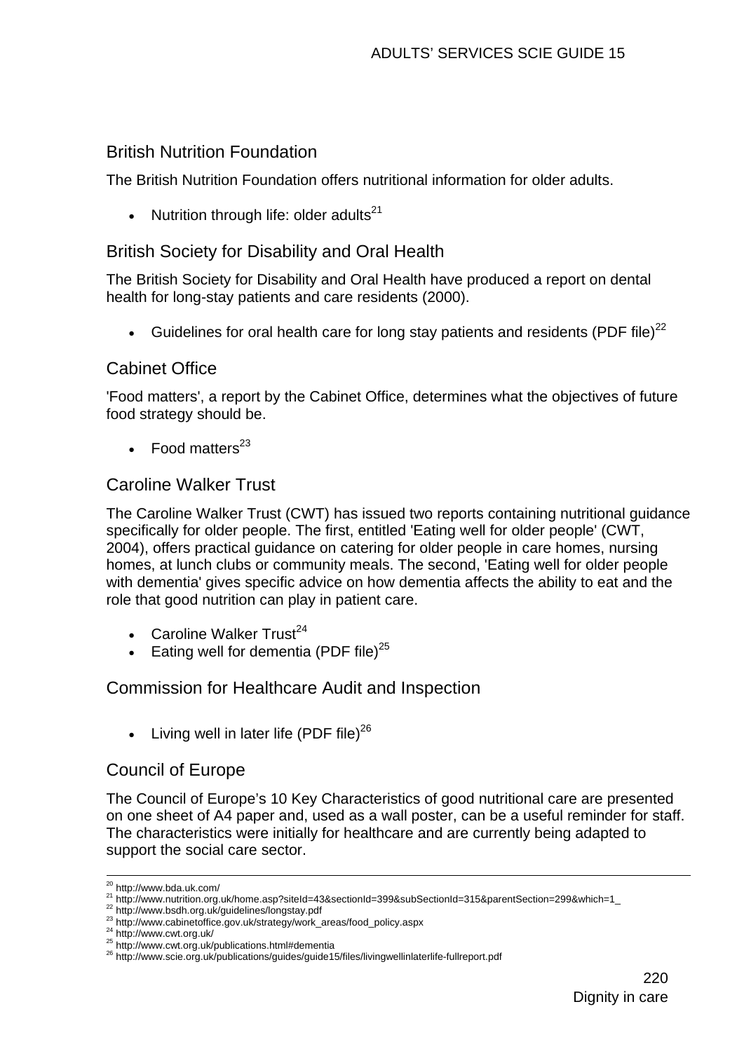## British Nutrition Foundation

The British Nutrition Foundation offers nutritional information for older adults.

- Nutrition through life: older adults[21]

## British Society for Disability and Oral Health

The British Society for Disability and Oral Health have produced a report on dental health for long-stay patients and care residents (2000).

- Guidelines for oral health care for long stay patients and residents (PDF file)[22]

## Cabinet Office

'Food matters', a report by the Cabinet Office, determines what the objectives of future food strategy should be.

- Food matters[23]

## Caroline Walker Trust

The Caroline Walker Trust (CWT) has issued two reports containing nutritional guidance specifically for older people. The first, entitled 'Eating well for older people' (CWT, 2004), offers practical guidance on catering for older people in care homes, nursing homes, at lunch clubs or community meals. The second, 'Eating well for older people with dementia' gives specific advice on how dementia affects the ability to eat and the role that good nutrition can play in patient care.

- Caroline Walker Trust[24]
- Eating well for dementia (PDF file)[25]

## Commission for Healthcare Audit and Inspection

- Living well in later life (PDF file)[26]

## Council of Europe

The Council of Europe's 10 Key Characteristics of good nutritional care are presented on one sheet of A4 paper and, used as a wall poster, can be a useful reminder for staff. The characteristics were initially for healthcare and are currently being adapted to support the social care sector.

---

[20] http://www.bda.uk.com/
[21] http://www.nutrition.org.uk/home.asp?siteId=43&sectionId=399&subSectionId=315&parentSection=299&which=1_
[22] http://www.bsdh.org.uk/guidelines/longstay.pdf
[23] http://www.cabinetoffice.gov.uk/strategy/work_areas/food_policy.aspx
[24] http://www.cwt.org.uk/
[25] http://www.cwt.org.uk/publications.html#dementia
[26] http://www.scie.org.uk/publications/guides/guide15/files/livingwellinlaterlife-fullreport.pdf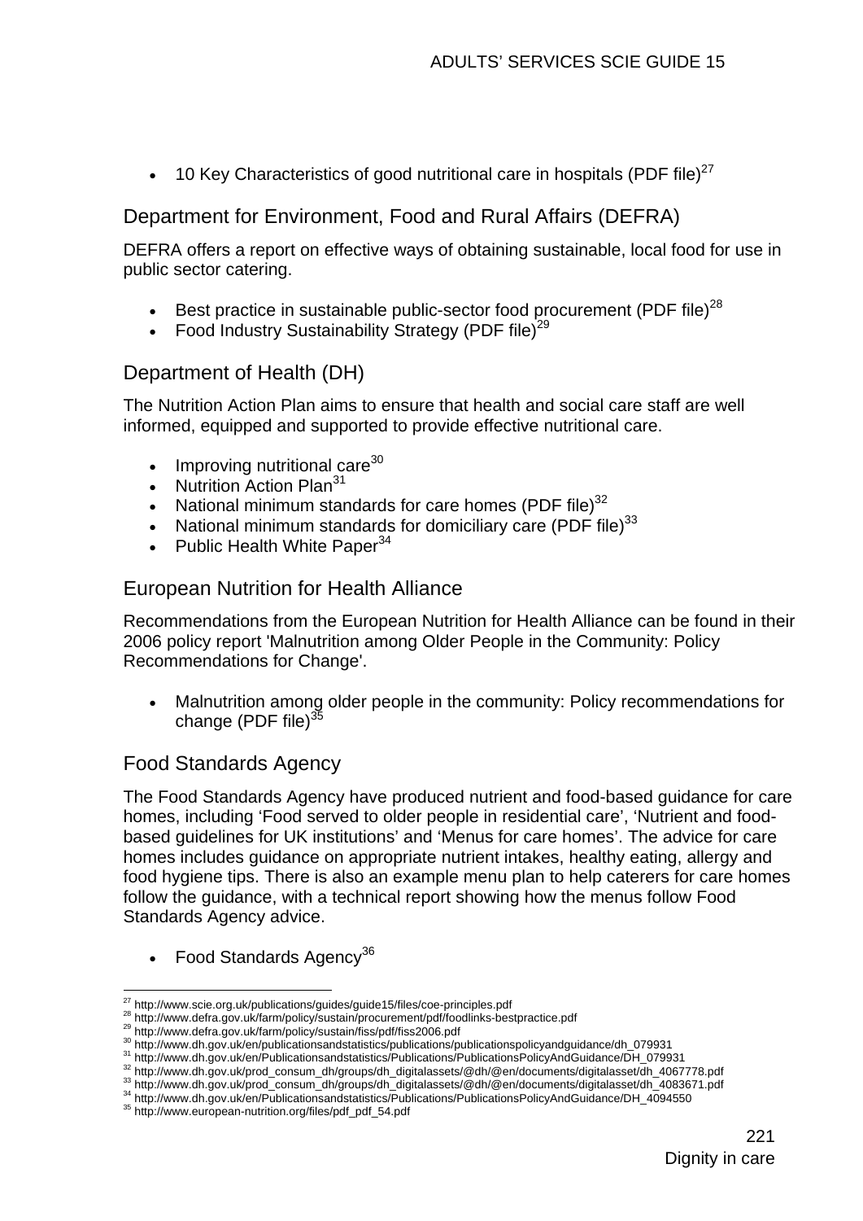- 10 Key Characteristics of good nutritional care in hospitals (PDF file)[27]

## Department for Environment, Food and Rural Affairs (DEFRA)

DEFRA offers a report on effective ways of obtaining sustainable, local food for use in public sector catering.

- Best practice in sustainable public-sector food procurement (PDF file)[28]
- Food Industry Sustainability Strategy (PDF file)[29]

## Department of Health (DH)

The Nutrition Action Plan aims to ensure that health and social care staff are well informed, equipped and supported to provide effective nutritional care.

- Improving nutritional care[30]
- Nutrition Action Plan[31]
- National minimum standards for care homes (PDF file)[32]
- National minimum standards for domiciliary care (PDF file)[33]
- Public Health White Paper[34]

## European Nutrition for Health Alliance

Recommendations from the European Nutrition for Health Alliance can be found in their 2006 policy report 'Malnutrition among Older People in the Community: Policy Recommendations for Change'.

- Malnutrition among older people in the community: Policy recommendations for change (PDF file)[35]

## Food Standards Agency

The Food Standards Agency have produced nutrient and food-based guidance for care homes, including 'Food served to older people in residential care', 'Nutrient and food-based guidelines for UK institutions' and 'Menus for care homes'. The advice for care homes includes guidance on appropriate nutrient intakes, healthy eating, allergy and food hygiene tips. There is also an example menu plan to help caterers for care homes follow the guidance, with a technical report showing how the menus follow Food Standards Agency advice.

- Food Standards Agency[36]

---

[27] http://www.scie.org.uk/publications/guides/guide15/files/coe-principles.pdf
[28] http://www.defra.gov.uk/farm/policy/sustain/procurement/pdf/foodlinks-bestpractice.pdf
[29] http://www.defra.gov.uk/farm/policy/sustain/fiss/pdf/fiss2006.pdf
[30] http://www.dh.gov.uk/en/publicationsandstatistics/publications/publicationspolicyandguidance/dh_079931
[31] http://www.dh.gov.uk/en/Publicationsandstatistics/Publications/PublicationsPolicyAndGuidance/DH_079931
[32] http://www.dh.gov.uk/prod_consum_dh/groups/dh_digitalassets/@dh/@en/documents/digitalasset/dh_4067778.pdf
[33] http://www.dh.gov.uk/prod_consum_dh/groups/dh_digitalassets/@dh/@en/documents/digitalasset/dh_4083671.pdf
[34] http://www.dh.gov.uk/en/Publicationsandstatistics/Publications/PublicationsPolicyAndGuidance/DH_4094550
[35] http://www.european-nutrition.org/files/pdf_pdf_54.pdf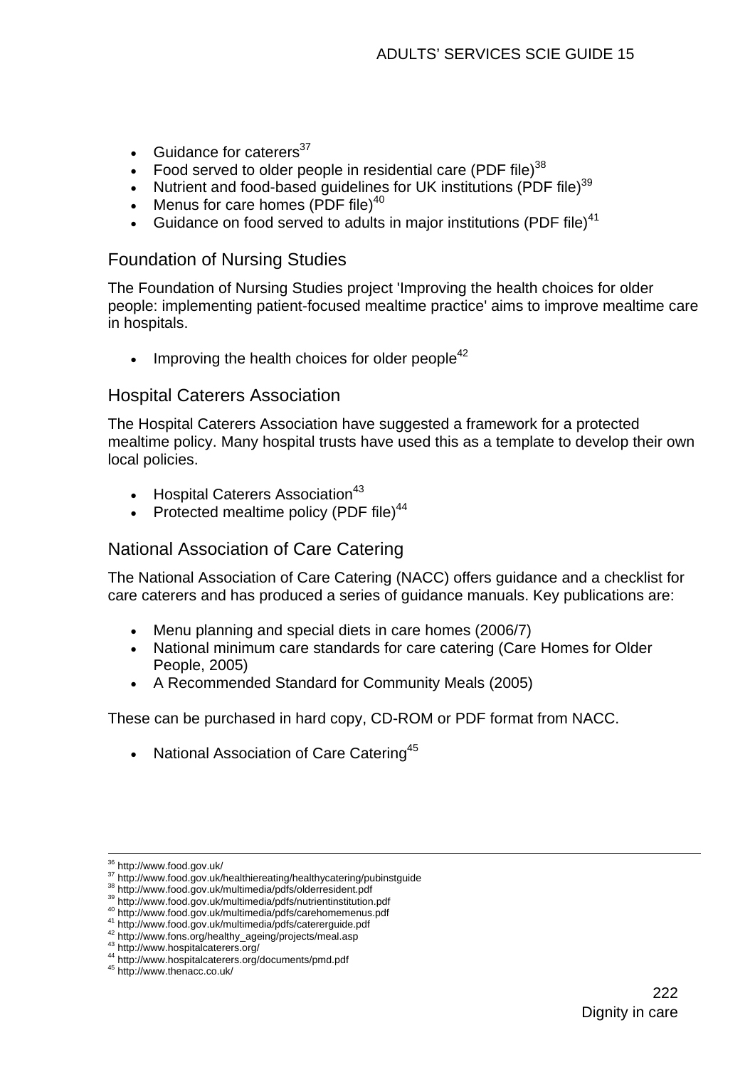- Guidance for caterers[37]
- Food served to older people in residential care (PDF file)[38]
- Nutrient and food-based guidelines for UK institutions (PDF file)[39]
- Menus for care homes (PDF file)[40]
- Guidance on food served to adults in major institutions (PDF file)[41]

## Foundation of Nursing Studies

The Foundation of Nursing Studies project 'Improving the health choices for older people: implementing patient-focused mealtime practice' aims to improve mealtime care in hospitals.

- Improving the health choices for older people[42]

## Hospital Caterers Association

The Hospital Caterers Association have suggested a framework for a protected mealtime policy. Many hospital trusts have used this as a template to develop their own local policies.

- Hospital Caterers Association[43]
- Protected mealtime policy (PDF file)[44]

## National Association of Care Catering

The National Association of Care Catering (NACC) offers guidance and a checklist for care caterers and has produced a series of guidance manuals. Key publications are:

- Menu planning and special diets in care homes (2006/7)
- National minimum care standards for care catering (Care Homes for Older People, 2005)
- A Recommended Standard for Community Meals (2005)

These can be purchased in hard copy, CD-ROM or PDF format from NACC.

- National Association of Care Catering[45]

---

[36] http://www.food.gov.uk/
[37] http://www.food.gov.uk/healthiereating/healthycatering/pubinstguide
[38] http://www.food.gov.uk/multimedia/pdfs/olderresident.pdf
[39] http://www.food.gov.uk/multimedia/pdfs/nutrientinstitution.pdf
[40] http://www.food.gov.uk/multimedia/pdfs/carehomemenus.pdf
[41] http://www.food.gov.uk/multimedia/pdfs/catererguide.pdf
[42] http://www.fons.org/healthy_ageing/projects/meal.asp
[43] http://www.hospitalcaterers.org/
[44] http://www.hospitalcaterers.org/documents/pmd.pdf
[45] http://www.thenacc.co.uk/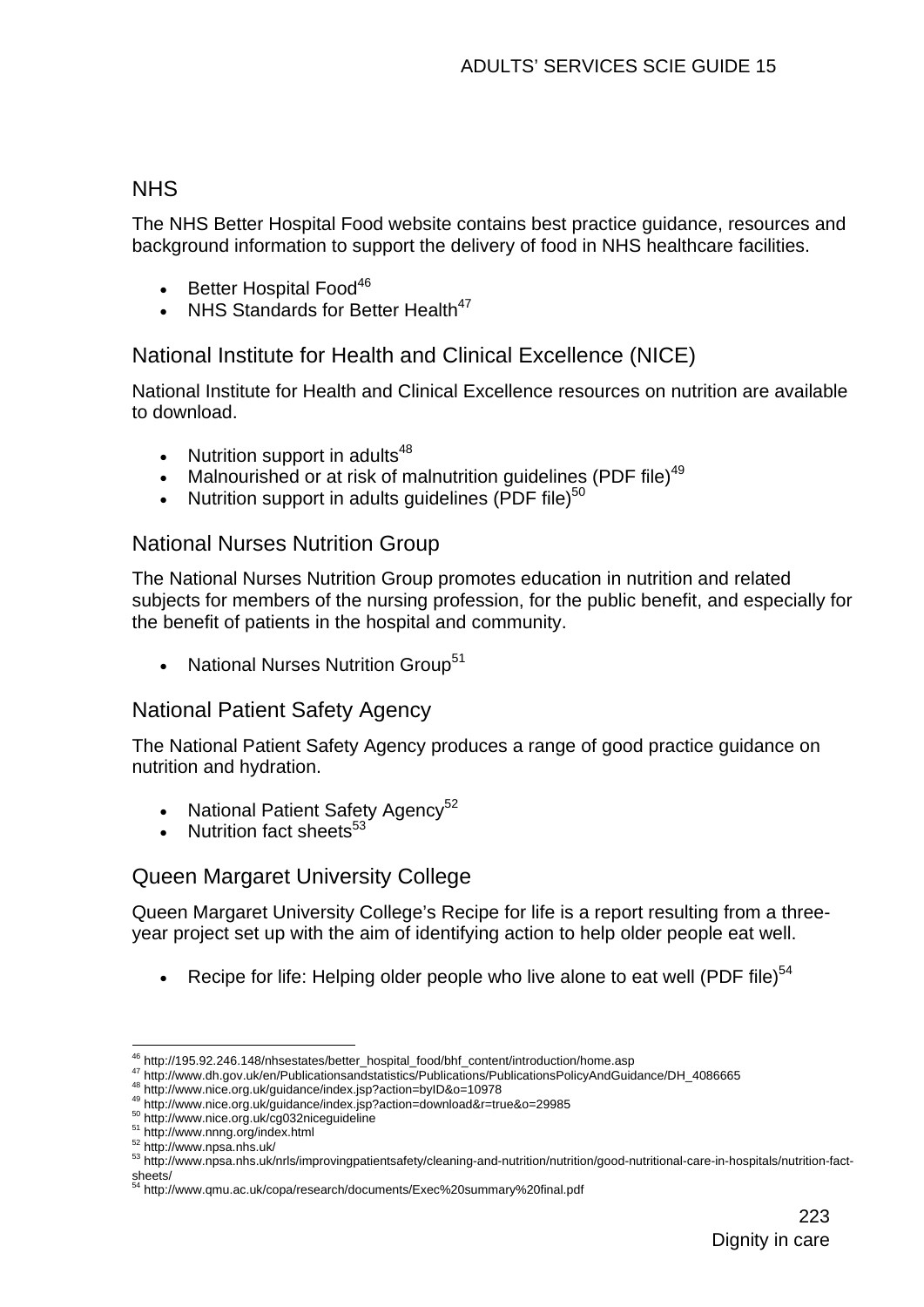## NHS

The NHS Better Hospital Food website contains best practice guidance, resources and background information to support the delivery of food in NHS healthcare facilities.

- Better Hospital Food[46]
- NHS Standards for Better Health[47]

## National Institute for Health and Clinical Excellence (NICE)

National Institute for Health and Clinical Excellence resources on nutrition are available to download.

- Nutrition support in adults[48]
- Malnourished or at risk of malnutrition guidelines (PDF file)[49]
- Nutrition support in adults guidelines (PDF file)[50]

## National Nurses Nutrition Group

The National Nurses Nutrition Group promotes education in nutrition and related subjects for members of the nursing profession, for the public benefit, and especially for the benefit of patients in the hospital and community.

- National Nurses Nutrition Group[51]

## National Patient Safety Agency

The National Patient Safety Agency produces a range of good practice guidance on nutrition and hydration.

- National Patient Safety Agency[52]
- Nutrition fact sheets[53]

## Queen Margaret University College

Queen Margaret University College's Recipe for life is a report resulting from a three-year project set up with the aim of identifying action to help older people eat well.

- Recipe for life: Helping older people who live alone to eat well (PDF file)[54]

---

[46] http://195.92.246.148/nhsestates/better_hospital_food/bhf_content/introduction/home.asp
[47] http://www.dh.gov.uk/en/Publicationsandstatistics/Publications/PublicationsPolicyAndGuidance/DH_4086665
[48] http://www.nice.org.uk/guidance/index.jsp?action=byID&o=10978
[49] http://www.nice.org.uk/guidance/index.jsp?action=download&r=true&o=29985
[50] http://www.nice.org.uk/cg032niceguideline
[51] http://www.nnng.org/index.html
[52] http://www.npsa.nhs.uk/
[53] http://www.npsa.nhs.uk/nrls/improvingpatientsafety/cleaning-and-nutrition/nutrition/good-nutritional-care-in-hospitals/nutrition-fact-sheets/
[54] http://www.qmu.ac.uk/copa/research/documents/Exec%20summary%20final.pdf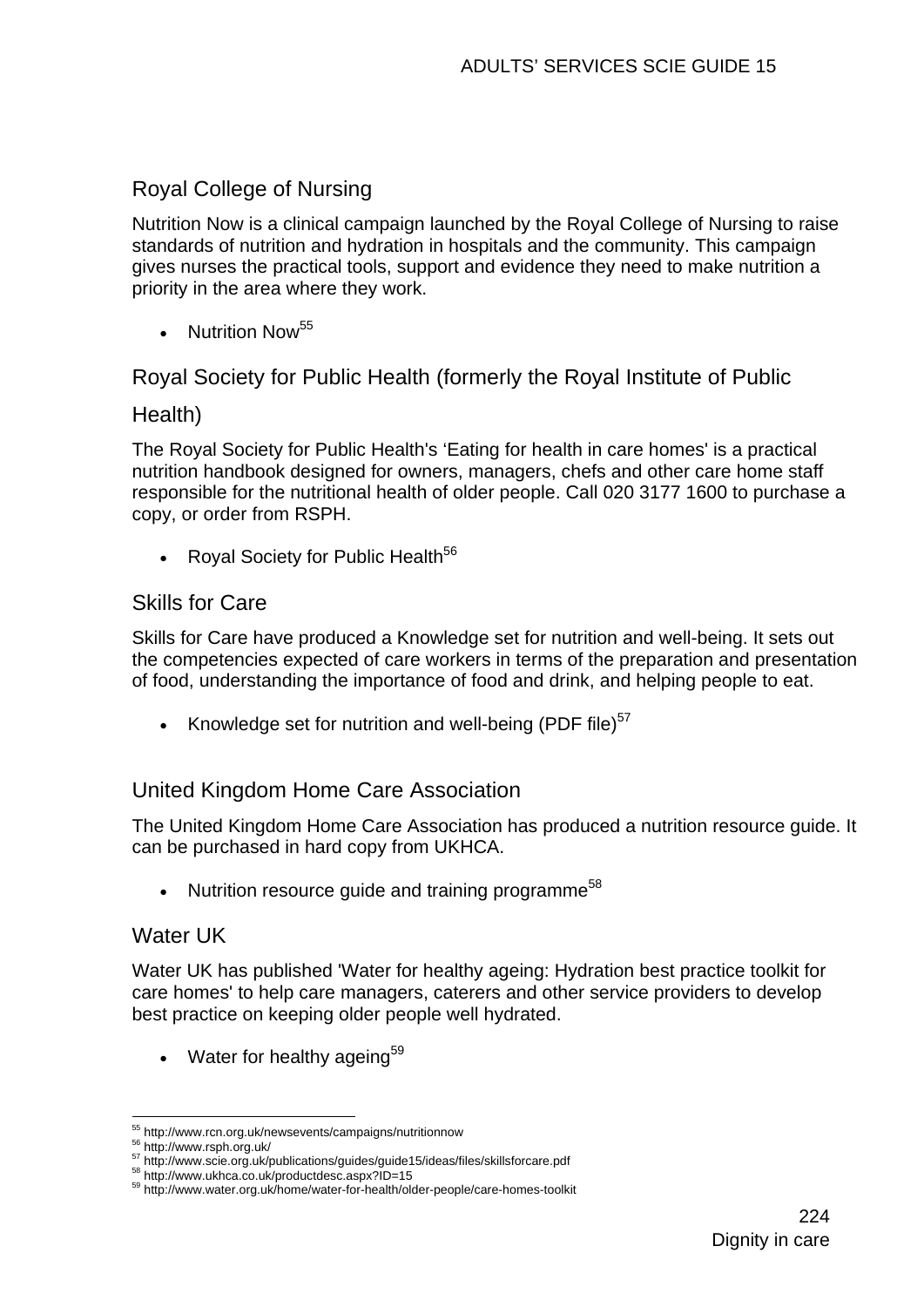## Royal College of Nursing

Nutrition Now is a clinical campaign launched by the Royal College of Nursing to raise standards of nutrition and hydration in hospitals and the community. This campaign gives nurses the practical tools, support and evidence they need to make nutrition a priority in the area where they work.

- Nutrition Now[55]

## Royal Society for Public Health (formerly the Royal Institute of Public Health)

The Royal Society for Public Health's 'Eating for health in care homes' is a practical nutrition handbook designed for owners, managers, chefs and other care home staff responsible for the nutritional health of older people. Call 020 3177 1600 to purchase a copy, or order from RSPH.

- Royal Society for Public Health[56]

## Skills for Care

Skills for Care have produced a Knowledge set for nutrition and well-being. It sets out the competencies expected of care workers in terms of the preparation and presentation of food, understanding the importance of food and drink, and helping people to eat.

- Knowledge set for nutrition and well-being (PDF file)[57]

## United Kingdom Home Care Association

The United Kingdom Home Care Association has produced a nutrition resource guide. It can be purchased in hard copy from UKHCA.

- Nutrition resource guide and training programme[58]

## Water UK

Water UK has published 'Water for healthy ageing: Hydration best practice toolkit for care homes' to help care managers, caterers and other service providers to develop best practice on keeping older people well hydrated.

- Water for healthy ageing[59]

---

[55] http://www.rcn.org.uk/newsevents/campaigns/nutritionnow
[56] http://www.rsph.org.uk/
[57] http://www.scie.org.uk/publications/guides/guide15/ideas/files/skillsforcare.pdf
[58] http://www.ukhca.co.uk/productdesc.aspx?ID=15
[59] http://www.water.org.uk/home/water-for-health/older-people/care-homes-toolkit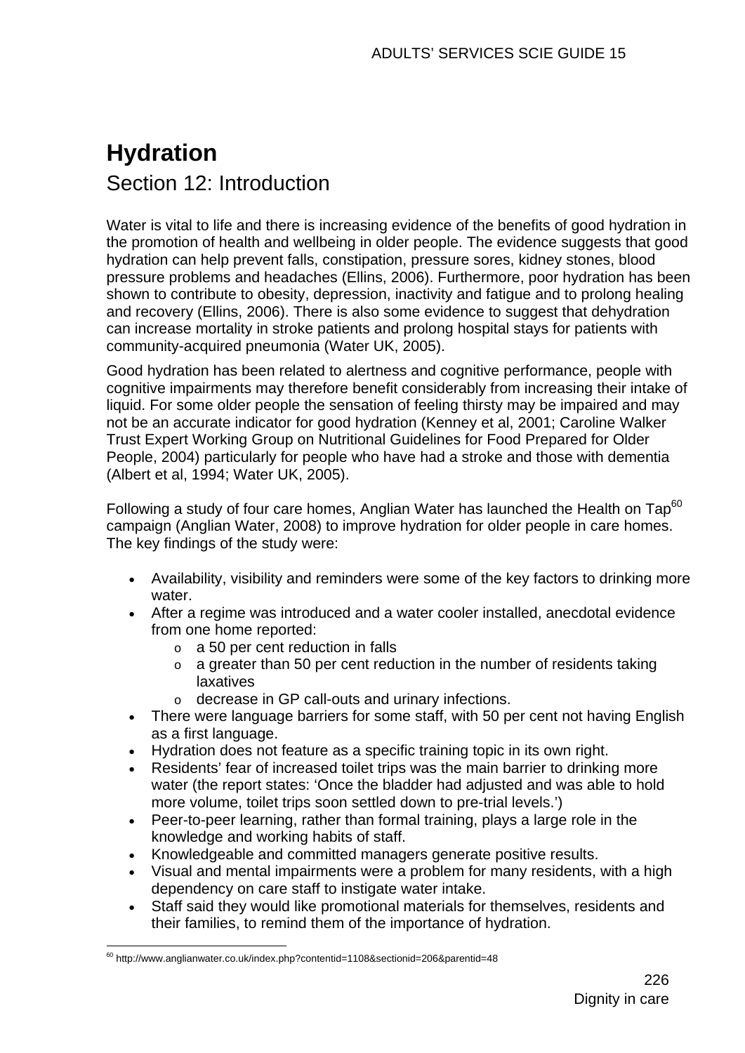# Hydration

## Section 12: Introduction

Water is vital to life and there is increasing evidence of the benefits of good hydration in the promotion of health and wellbeing in older people. The evidence suggests that good hydration can help prevent falls, constipation, pressure sores, kidney stones, blood pressure problems and headaches (Ellins, 2006). Furthermore, poor hydration has been shown to contribute to obesity, depression, inactivity and fatigue and to prolong healing and recovery (Ellins, 2006). There is also some evidence to suggest that dehydration can increase mortality in stroke patients and prolong hospital stays for patients with community-acquired pneumonia (Water UK, 2005).

Good hydration has been related to alertness and cognitive performance, people with cognitive impairments may therefore benefit considerably from increasing their intake of liquid. For some older people the sensation of feeling thirsty may be impaired and may not be an accurate indicator for good hydration (Kenney et al, 2001; Caroline Walker Trust Expert Working Group on Nutritional Guidelines for Food Prepared for Older People, 2004) particularly for people who have had a stroke and those with dementia (Albert et al, 1994; Water UK, 2005).

Following a study of four care homes, Anglian Water has launched the Health on Tap[60] campaign (Anglian Water, 2008) to improve hydration for older people in care homes. The key findings of the study were:

- Availability, visibility and reminders were some of the key factors to drinking more water.
- After a regime was introduced and a water cooler installed, anecdotal evidence from one home reported:
  - a 50 per cent reduction in falls
  - a greater than 50 per cent reduction in the number of residents taking laxatives
  - decrease in GP call-outs and urinary infections.
- There were language barriers for some staff, with 50 per cent not having English as a first language.
- Hydration does not feature as a specific training topic in its own right.
- Residents' fear of increased toilet trips was the main barrier to drinking more water (the report states: 'Once the bladder had adjusted and was able to hold more volume, toilet trips soon settled down to pre-trial levels.')
- Peer-to-peer learning, rather than formal training, plays a large role in the knowledge and working habits of staff.
- Knowledgeable and committed managers generate positive results.
- Visual and mental impairments were a problem for many residents, with a high dependency on care staff to instigate water intake.
- Staff said they would like promotional materials for themselves, residents and their families, to remind them of the importance of hydration.

[60] http://www.anglianwater.co.uk/index.php?contentid=1108&sectionid=206&parentid=48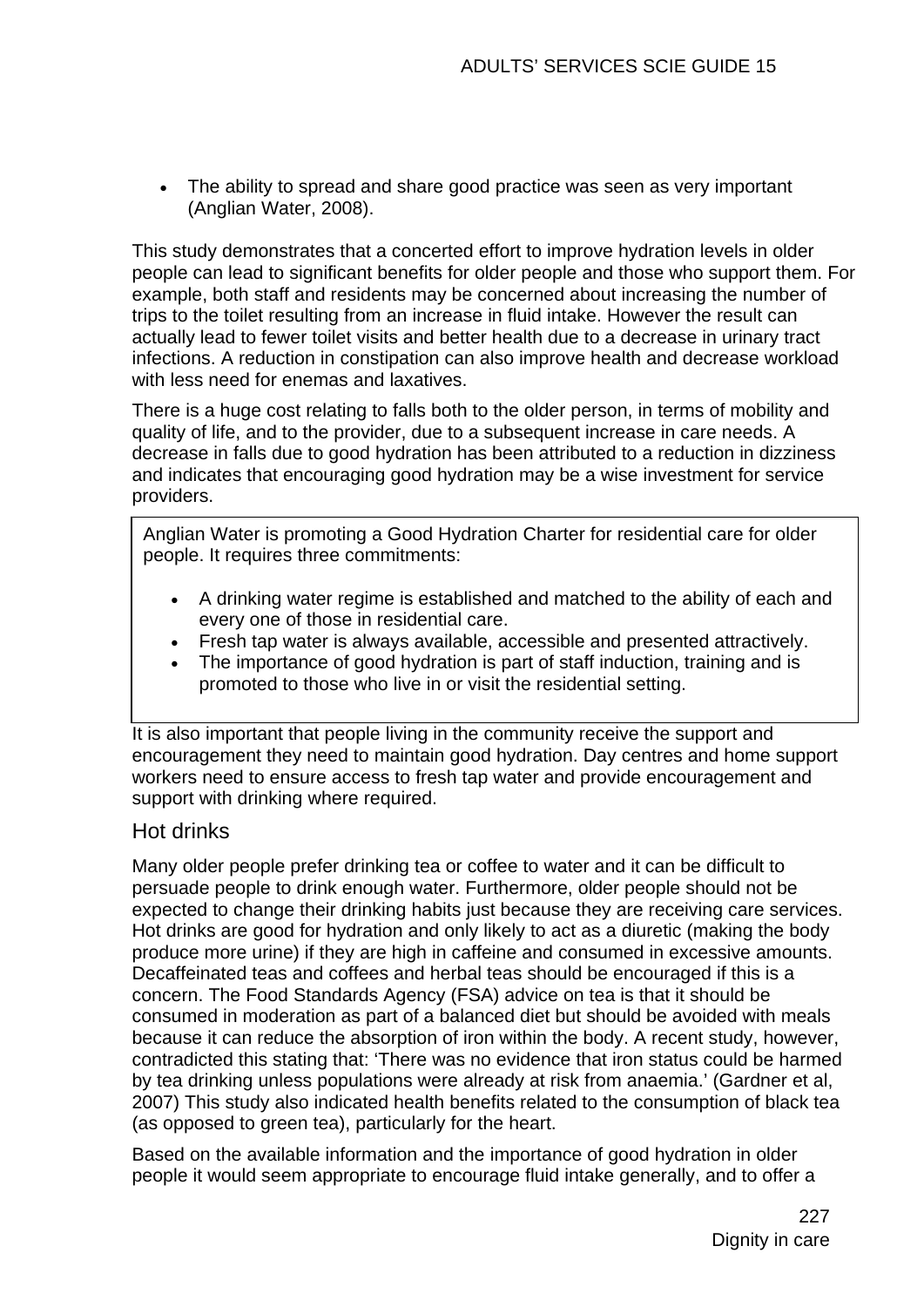- The ability to spread and share good practice was seen as very important (Anglian Water, 2008).

This study demonstrates that a concerted effort to improve hydration levels in older people can lead to significant benefits for older people and those who support them. For example, both staff and residents may be concerned about increasing the number of trips to the toilet resulting from an increase in fluid intake. However the result can actually lead to fewer toilet visits and better health due to a decrease in urinary tract infections. A reduction in constipation can also improve health and decrease workload with less need for enemas and laxatives.

There is a huge cost relating to falls both to the older person, in terms of mobility and quality of life, and to the provider, due to a subsequent increase in care needs. A decrease in falls due to good hydration has been attributed to a reduction in dizziness and indicates that encouraging good hydration may be a wise investment for service providers.

> Anglian Water is promoting a Good Hydration Charter for residential care for older people. It requires three commitments:
>
> - A drinking water regime is established and matched to the ability of each and every one of those in residential care.
> - Fresh tap water is always available, accessible and presented attractively.
> - The importance of good hydration is part of staff induction, training and is promoted to those who live in or visit the residential setting.

It is also important that people living in the community receive the support and encouragement they need to maintain good hydration. Day centres and home support workers need to ensure access to fresh tap water and provide encouragement and support with drinking where required.

## Hot drinks

Many older people prefer drinking tea or coffee to water and it can be difficult to persuade people to drink enough water. Furthermore, older people should not be expected to change their drinking habits just because they are receiving care services. Hot drinks are good for hydration and only likely to act as a diuretic (making the body produce more urine) if they are high in caffeine and consumed in excessive amounts. Decaffeinated teas and coffees and herbal teas should be encouraged if this is a concern. The Food Standards Agency (FSA) advice on tea is that it should be consumed in moderation as part of a balanced diet but should be avoided with meals because it can reduce the absorption of iron within the body. A recent study, however, contradicted this stating that: 'There was no evidence that iron status could be harmed by tea drinking unless populations were already at risk from anaemia.' (Gardner et al, 2007) This study also indicated health benefits related to the consumption of black tea (as opposed to green tea), particularly for the heart.

Based on the available information and the importance of good hydration in older people it would seem appropriate to encourage fluid intake generally, and to offer a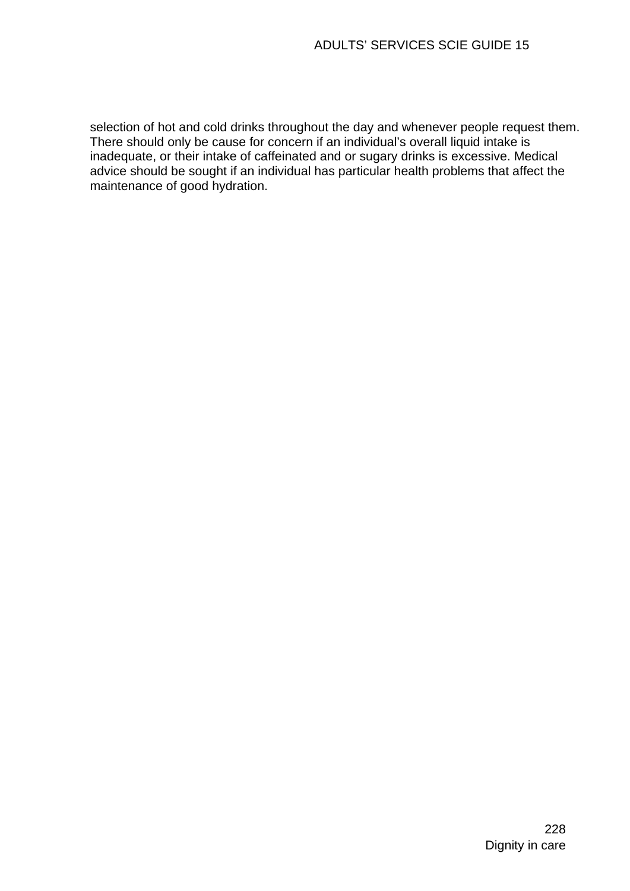selection of hot and cold drinks throughout the day and whenever people request them. There should only be cause for concern if an individual's overall liquid intake is inadequate, or their intake of caffeinated and or sugary drinks is excessive. Medical advice should be sought if an individual has particular health problems that affect the maintenance of good hydration.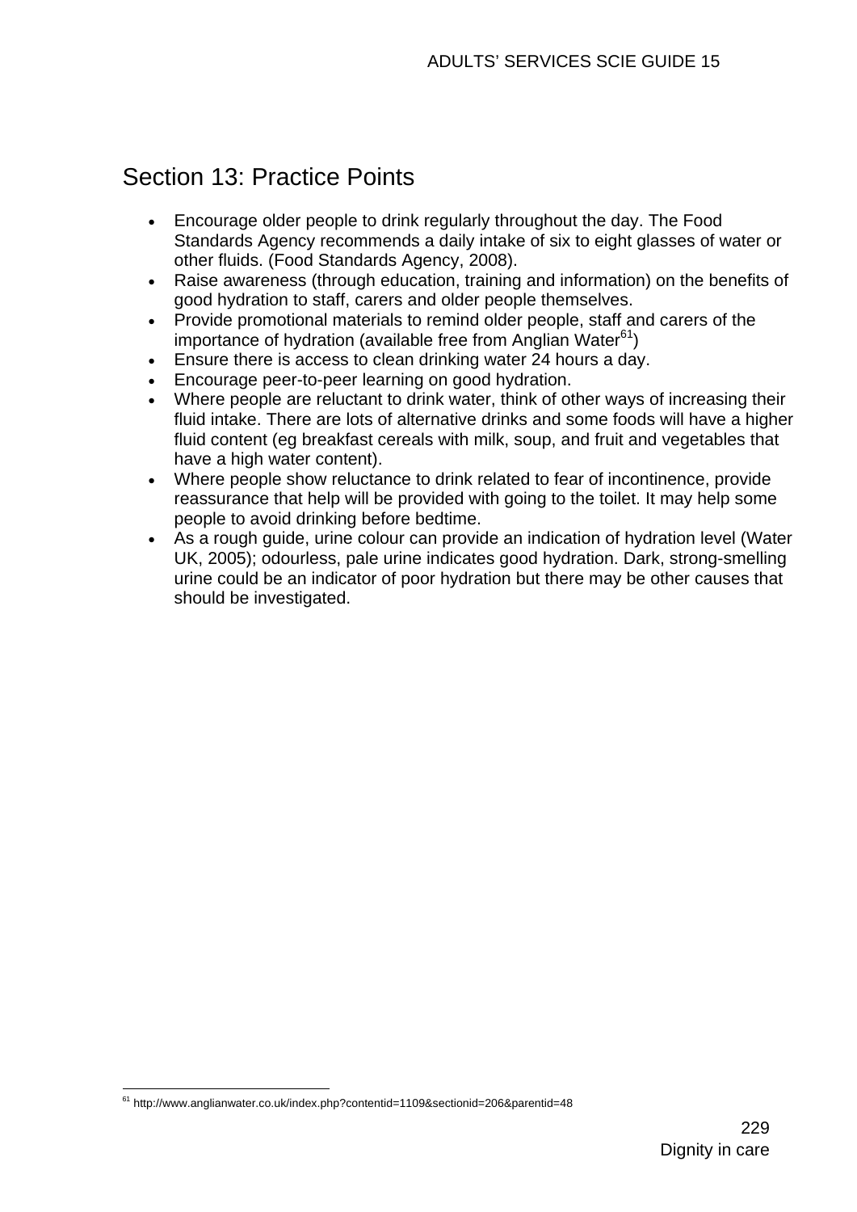## Section 13: Practice Points

- Encourage older people to drink regularly throughout the day. The Food Standards Agency recommends a daily intake of six to eight glasses of water or other fluids. (Food Standards Agency, 2008).
- Raise awareness (through education, training and information) on the benefits of good hydration to staff, carers and older people themselves.
- Provide promotional materials to remind older people, staff and carers of the importance of hydration (available free from Anglian Water[61])
- Ensure there is access to clean drinking water 24 hours a day.
- Encourage peer-to-peer learning on good hydration.
- Where people are reluctant to drink water, think of other ways of increasing their fluid intake. There are lots of alternative drinks and some foods will have a higher fluid content (eg breakfast cereals with milk, soup, and fruit and vegetables that have a high water content).
- Where people show reluctance to drink related to fear of incontinence, provide reassurance that help will be provided with going to the toilet. It may help some people to avoid drinking before bedtime.
- As a rough guide, urine colour can provide an indication of hydration level (Water UK, 2005); odourless, pale urine indicates good hydration. Dark, strong-smelling urine could be an indicator of poor hydration but there may be other causes that should be investigated.

[61] http://www.anglianwater.co.uk/index.php?contentid=1109&sectionid=206&parentid=48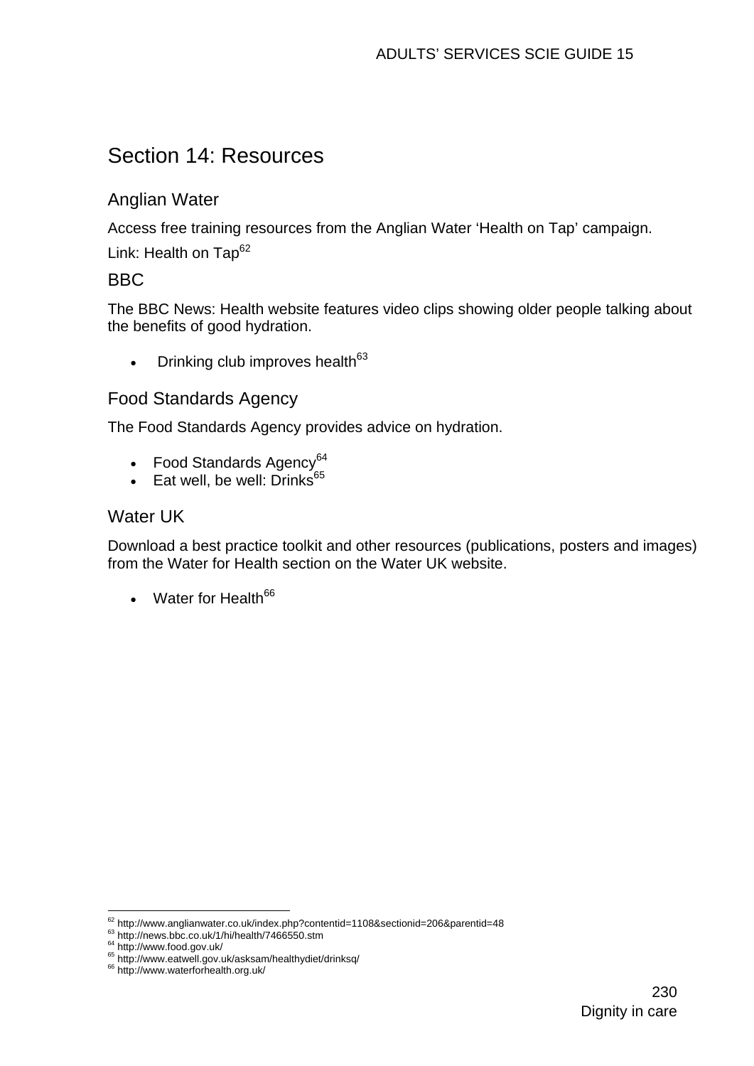# Section 14: Resources

## Anglian Water

Access free training resources from the Anglian Water 'Health on Tap' campaign.

Link: Health on Tap[62]

## BBC

The BBC News: Health website features video clips showing older people talking about the benefits of good hydration.

- Drinking club improves health[63]

## Food Standards Agency

The Food Standards Agency provides advice on hydration.

- Food Standards Agency[64]
- Eat well, be well: Drinks[65]

## Water UK

Download a best practice toolkit and other resources (publications, posters and images) from the Water for Health section on the Water UK website.

- Water for Health[66]

---

[62] http://www.anglianwater.co.uk/index.php?contentid=1108&sectionid=206&parentid=48
[63] http://news.bbc.co.uk/1/hi/health/7466550.stm
[64] http://www.food.gov.uk/
[65] http://www.eatwell.gov.uk/asksam/healthydiet/drinksq/
[66] http://www.waterforhealth.org.uk/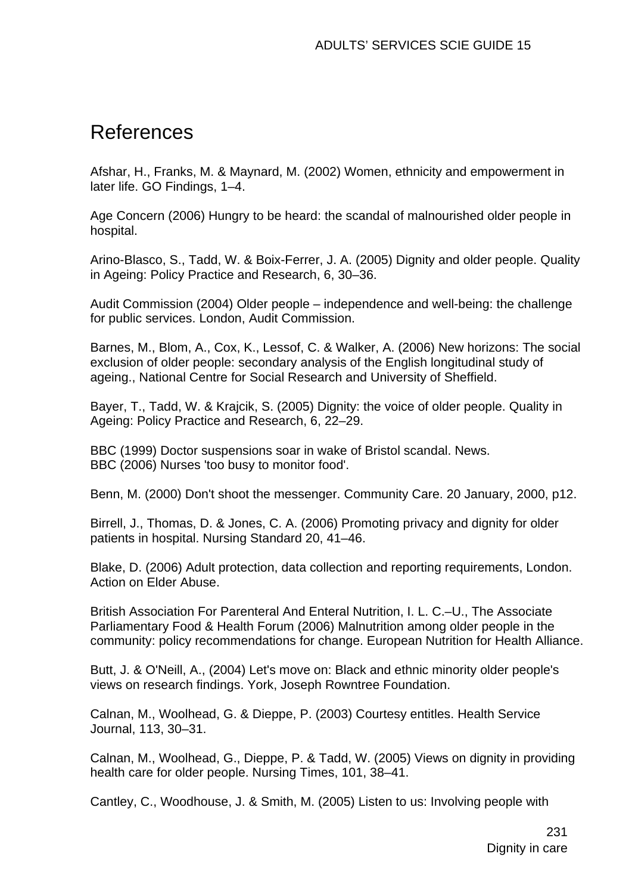# References

Afshar, H., Franks, M. & Maynard, M. (2002) Women, ethnicity and empowerment in later life. GO Findings, 1–4.

Age Concern (2006) Hungry to be heard: the scandal of malnourished older people in hospital.

Arino-Blasco, S., Tadd, W. & Boix-Ferrer, J. A. (2005) Dignity and older people. Quality in Ageing: Policy Practice and Research, 6, 30–36.

Audit Commission (2004) Older people – independence and well-being: the challenge for public services. London, Audit Commission.

Barnes, M., Blom, A., Cox, K., Lessof, C. & Walker, A. (2006) New horizons: The social exclusion of older people: secondary analysis of the English longitudinal study of ageing., National Centre for Social Research and University of Sheffield.

Bayer, T., Tadd, W. & Krajcik, S. (2005) Dignity: the voice of older people. Quality in Ageing: Policy Practice and Research, 6, 22–29.

BBC (1999) Doctor suspensions soar in wake of Bristol scandal. News.
BBC (2006) Nurses 'too busy to monitor food'.

Benn, M. (2000) Don't shoot the messenger. Community Care. 20 January, 2000, p12.

Birrell, J., Thomas, D. & Jones, C. A. (2006) Promoting privacy and dignity for older patients in hospital. Nursing Standard 20, 41–46.

Blake, D. (2006) Adult protection, data collection and reporting requirements, London. Action on Elder Abuse.

British Association For Parenteral And Enteral Nutrition, I. L. C.–U., The Associate Parliamentary Food & Health Forum (2006) Malnutrition among older people in the community: policy recommendations for change. European Nutrition for Health Alliance.

Butt, J. & O'Neill, A., (2004) Let's move on: Black and ethnic minority older people's views on research findings. York, Joseph Rowntree Foundation.

Calnan, M., Woolhead, G. & Dieppe, P. (2003) Courtesy entitles. Health Service Journal, 113, 30–31.

Calnan, M., Woolhead, G., Dieppe, P. & Tadd, W. (2005) Views on dignity in providing health care for older people. Nursing Times, 101, 38–41.

Cantley, C., Woodhouse, J. & Smith, M. (2005) Listen to us: Involving people with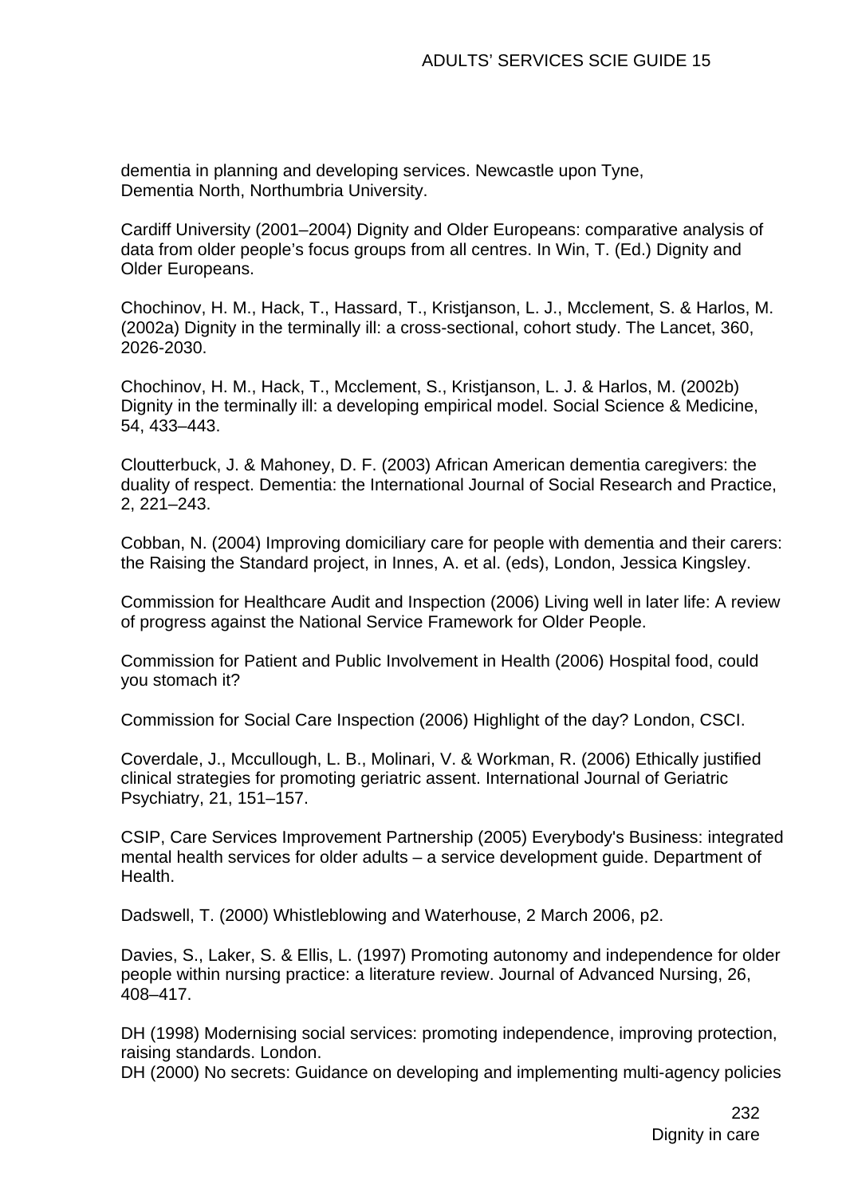dementia in planning and developing services. Newcastle upon Tyne, Dementia North, Northumbria University.

Cardiff University (2001–2004) Dignity and Older Europeans: comparative analysis of data from older people's focus groups from all centres. In Win, T. (Ed.) Dignity and Older Europeans.

Chochinov, H. M., Hack, T., Hassard, T., Kristjanson, L. J., Mcclement, S. & Harlos, M. (2002a) Dignity in the terminally ill: a cross-sectional, cohort study. The Lancet, 360, 2026-2030.

Chochinov, H. M., Hack, T., Mcclement, S., Kristjanson, L. J. & Harlos, M. (2002b) Dignity in the terminally ill: a developing empirical model. Social Science & Medicine, 54, 433–443.

Cloutterbuck, J. & Mahoney, D. F. (2003) African American dementia caregivers: the duality of respect. Dementia: the International Journal of Social Research and Practice, 2, 221–243.

Cobban, N. (2004) Improving domiciliary care for people with dementia and their carers: the Raising the Standard project, in Innes, A. et al. (eds), London, Jessica Kingsley.

Commission for Healthcare Audit and Inspection (2006) Living well in later life: A review of progress against the National Service Framework for Older People.

Commission for Patient and Public Involvement in Health (2006) Hospital food, could you stomach it?

Commission for Social Care Inspection (2006) Highlight of the day? London, CSCI.

Coverdale, J., Mccullough, L. B., Molinari, V. & Workman, R. (2006) Ethically justified clinical strategies for promoting geriatric assent. International Journal of Geriatric Psychiatry, 21, 151–157.

CSIP, Care Services Improvement Partnership (2005) Everybody's Business: integrated mental health services for older adults – a service development guide. Department of Health.

Dadswell, T. (2000) Whistleblowing and Waterhouse, 2 March 2006, p2.

Davies, S., Laker, S. & Ellis, L. (1997) Promoting autonomy and independence for older people within nursing practice: a literature review. Journal of Advanced Nursing, 26, 408–417.

DH (1998) Modernising social services: promoting independence, improving protection, raising standards. London.

DH (2000) No secrets: Guidance on developing and implementing multi-agency policies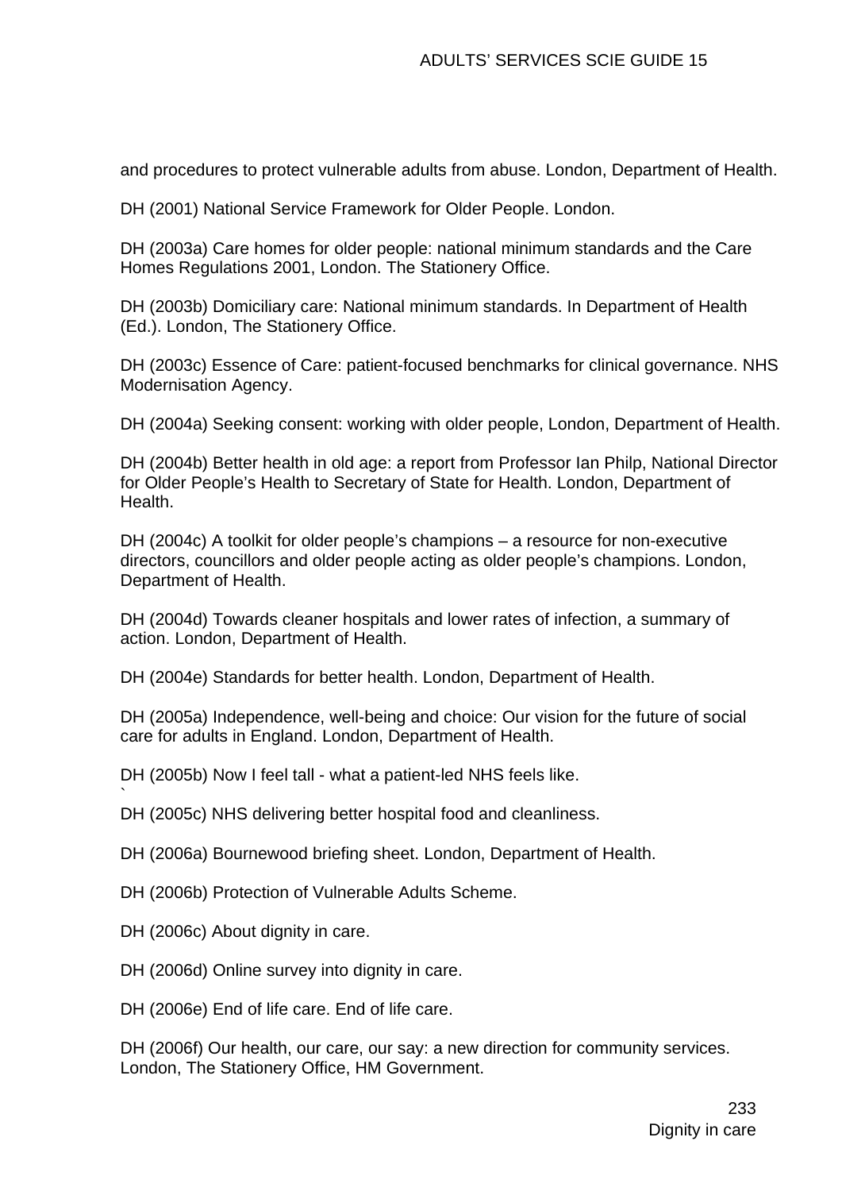and procedures to protect vulnerable adults from abuse. London, Department of Health.

DH (2001) National Service Framework for Older People. London.

DH (2003a) Care homes for older people: national minimum standards and the Care Homes Regulations 2001, London. The Stationery Office.

DH (2003b) Domiciliary care: National minimum standards. In Department of Health (Ed.). London, The Stationery Office.

DH (2003c) Essence of Care: patient-focused benchmarks for clinical governance. NHS Modernisation Agency.

DH (2004a) Seeking consent: working with older people, London, Department of Health.

DH (2004b) Better health in old age: a report from Professor Ian Philp, National Director for Older People's Health to Secretary of State for Health. London, Department of Health.

DH (2004c) A toolkit for older people's champions – a resource for non-executive directors, councillors and older people acting as older people's champions. London, Department of Health.

DH (2004d) Towards cleaner hospitals and lower rates of infection, a summary of action. London, Department of Health.

DH (2004e) Standards for better health. London, Department of Health.

DH (2005a) Independence, well-being and choice: Our vision for the future of social care for adults in England. London, Department of Health.

DH (2005b) Now I feel tall - what a patient-led NHS feels like.
`
DH (2005c) NHS delivering better hospital food and cleanliness.

DH (2006a) Bournewood briefing sheet. London, Department of Health.

DH (2006b) Protection of Vulnerable Adults Scheme.

DH (2006c) About dignity in care.

DH (2006d) Online survey into dignity in care.

DH (2006e) End of life care. End of life care.

DH (2006f) Our health, our care, our say: a new direction for community services. London, The Stationery Office, HM Government.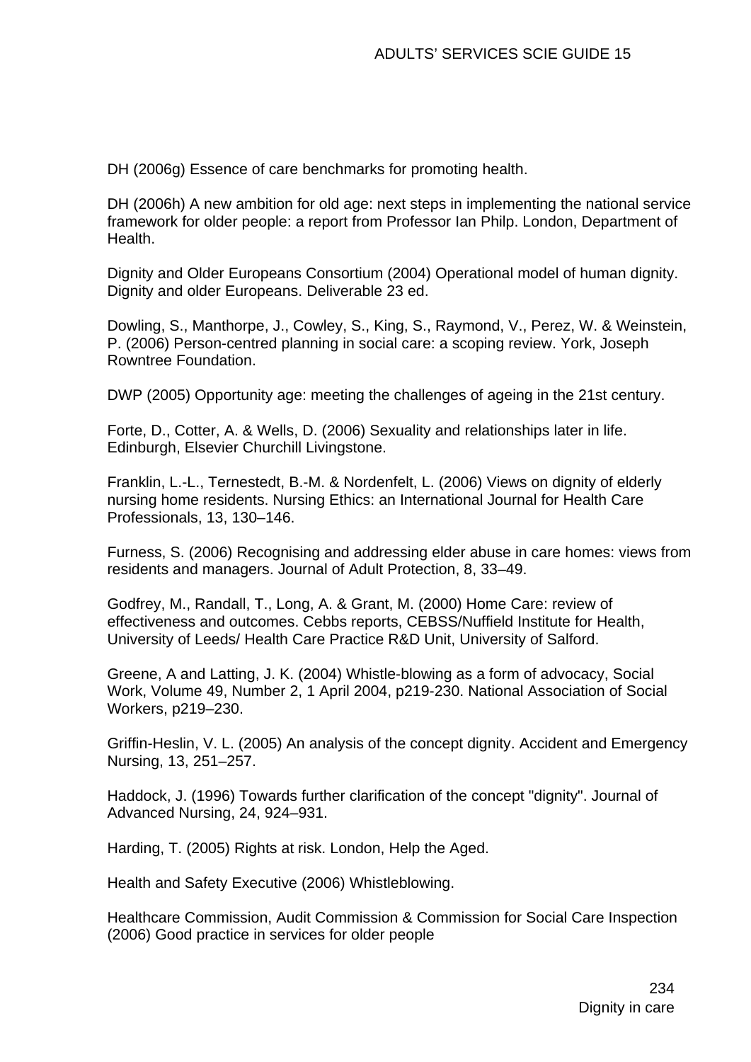DH (2006g) Essence of care benchmarks for promoting health.

DH (2006h) A new ambition for old age: next steps in implementing the national service framework for older people: a report from Professor Ian Philp. London, Department of Health.

Dignity and Older Europeans Consortium (2004) Operational model of human dignity. Dignity and older Europeans. Deliverable 23 ed.

Dowling, S., Manthorpe, J., Cowley, S., King, S., Raymond, V., Perez, W. & Weinstein, P. (2006) Person-centred planning in social care: a scoping review. York, Joseph Rowntree Foundation.

DWP (2005) Opportunity age: meeting the challenges of ageing in the 21st century.

Forte, D., Cotter, A. & Wells, D. (2006) Sexuality and relationships later in life. Edinburgh, Elsevier Churchill Livingstone.

Franklin, L.-L., Ternestedt, B.-M. & Nordenfelt, L. (2006) Views on dignity of elderly nursing home residents. Nursing Ethics: an International Journal for Health Care Professionals, 13, 130–146.

Furness, S. (2006) Recognising and addressing elder abuse in care homes: views from residents and managers. Journal of Adult Protection, 8, 33–49.

Godfrey, M., Randall, T., Long, A. & Grant, M. (2000) Home Care: review of effectiveness and outcomes. Cebbs reports, CEBSS/Nuffield Institute for Health, University of Leeds/ Health Care Practice R&D Unit, University of Salford.

Greene, A and Latting, J. K. (2004) Whistle-blowing as a form of advocacy, Social Work, Volume 49, Number 2, 1 April 2004, p219-230. National Association of Social Workers, p219–230.

Griffin-Heslin, V. L. (2005) An analysis of the concept dignity. Accident and Emergency Nursing, 13, 251–257.

Haddock, J. (1996) Towards further clarification of the concept "dignity". Journal of Advanced Nursing, 24, 924–931.

Harding, T. (2005) Rights at risk. London, Help the Aged.

Health and Safety Executive (2006) Whistleblowing.

Healthcare Commission, Audit Commission & Commission for Social Care Inspection (2006) Good practice in services for older people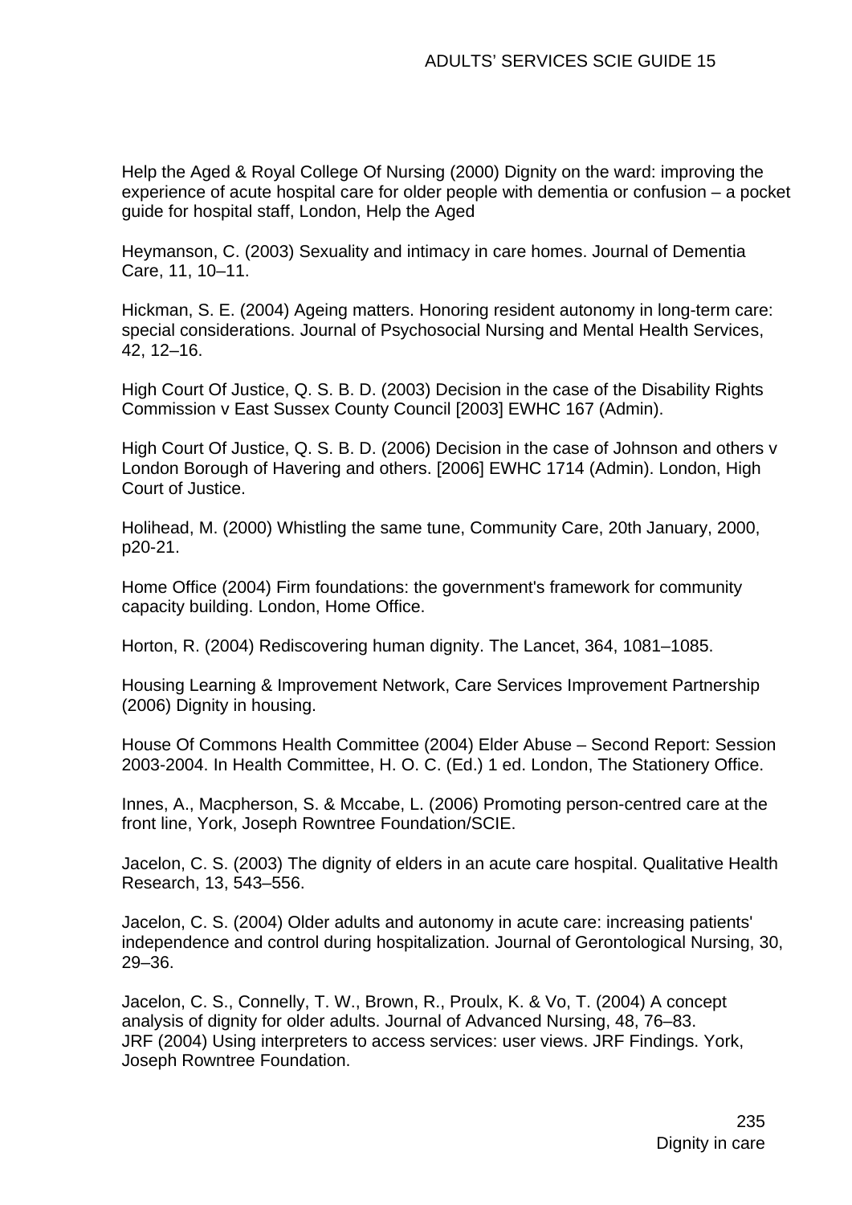Help the Aged & Royal College Of Nursing (2000) Dignity on the ward: improving the experience of acute hospital care for older people with dementia or confusion – a pocket guide for hospital staff, London, Help the Aged

Heymanson, C. (2003) Sexuality and intimacy in care homes. Journal of Dementia Care, 11, 10–11.

Hickman, S. E. (2004) Ageing matters. Honoring resident autonomy in long-term care: special considerations. Journal of Psychosocial Nursing and Mental Health Services, 42, 12–16.

High Court Of Justice, Q. S. B. D. (2003) Decision in the case of the Disability Rights Commission v East Sussex County Council [2003] EWHC 167 (Admin).

High Court Of Justice, Q. S. B. D. (2006) Decision in the case of Johnson and others v London Borough of Havering and others. [2006] EWHC 1714 (Admin). London, High Court of Justice.

Holihead, M. (2000) Whistling the same tune, Community Care, 20th January, 2000, p20-21.

Home Office (2004) Firm foundations: the government's framework for community capacity building. London, Home Office.

Horton, R. (2004) Rediscovering human dignity. The Lancet, 364, 1081–1085.

Housing Learning & Improvement Network, Care Services Improvement Partnership (2006) Dignity in housing.

House Of Commons Health Committee (2004) Elder Abuse – Second Report: Session 2003-2004. In Health Committee, H. O. C. (Ed.) 1 ed. London, The Stationery Office.

Innes, A., Macpherson, S. & Mccabe, L. (2006) Promoting person-centred care at the front line, York, Joseph Rowntree Foundation/SCIE.

Jacelon, C. S. (2003) The dignity of elders in an acute care hospital. Qualitative Health Research, 13, 543–556.

Jacelon, C. S. (2004) Older adults and autonomy in acute care: increasing patients' independence and control during hospitalization. Journal of Gerontological Nursing, 30, 29–36.

Jacelon, C. S., Connelly, T. W., Brown, R., Proulx, K. & Vo, T. (2004) A concept analysis of dignity for older adults. Journal of Advanced Nursing, 48, 76–83.

JRF (2004) Using interpreters to access services: user views. JRF Findings. York, Joseph Rowntree Foundation.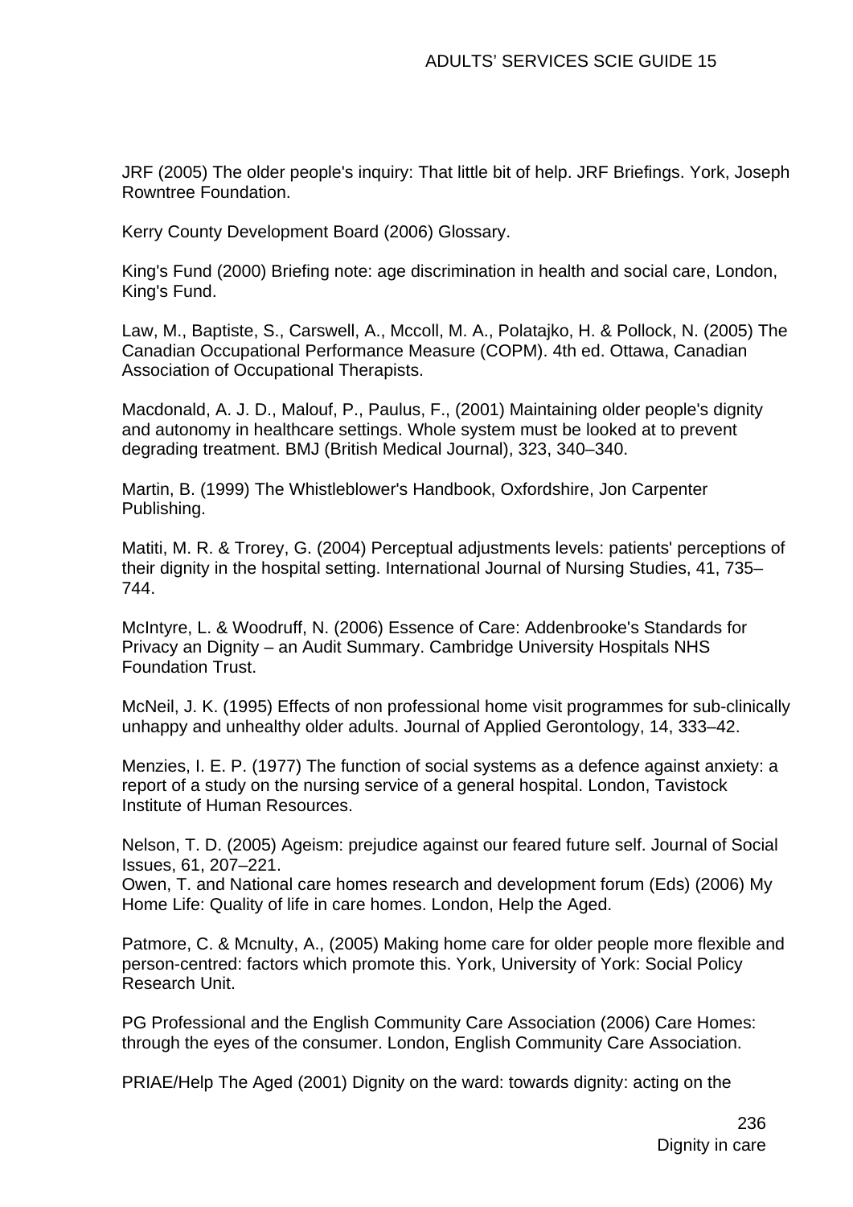JRF (2005) The older people's inquiry: That little bit of help. JRF Briefings. York, Joseph Rowntree Foundation.

Kerry County Development Board (2006) Glossary.

King's Fund (2000) Briefing note: age discrimination in health and social care, London, King's Fund.

Law, M., Baptiste, S., Carswell, A., Mccoll, M. A., Polatajko, H. & Pollock, N. (2005) The Canadian Occupational Performance Measure (COPM). 4th ed. Ottawa, Canadian Association of Occupational Therapists.

Macdonald, A. J. D., Malouf, P., Paulus, F., (2001) Maintaining older people's dignity and autonomy in healthcare settings. Whole system must be looked at to prevent degrading treatment. BMJ (British Medical Journal), 323, 340–340.

Martin, B. (1999) The Whistleblower's Handbook, Oxfordshire, Jon Carpenter Publishing.

Matiti, M. R. & Trorey, G. (2004) Perceptual adjustments levels: patients' perceptions of their dignity in the hospital setting. International Journal of Nursing Studies, 41, 735–744.

McIntyre, L. & Woodruff, N. (2006) Essence of Care: Addenbrooke's Standards for Privacy an Dignity – an Audit Summary. Cambridge University Hospitals NHS Foundation Trust.

McNeil, J. K. (1995) Effects of non professional home visit programmes for sub-clinically unhappy and unhealthy older adults. Journal of Applied Gerontology, 14, 333–42.

Menzies, I. E. P. (1977) The function of social systems as a defence against anxiety: a report of a study on the nursing service of a general hospital. London, Tavistock Institute of Human Resources.

Nelson, T. D. (2005) Ageism: prejudice against our feared future self. Journal of Social Issues, 61, 207–221.

Owen, T. and National care homes research and development forum (Eds) (2006) My Home Life: Quality of life in care homes. London, Help the Aged.

Patmore, C. & Mcnulty, A., (2005) Making home care for older people more flexible and person-centred: factors which promote this. York, University of York: Social Policy Research Unit.

PG Professional and the English Community Care Association (2006) Care Homes: through the eyes of the consumer. London, English Community Care Association.

PRIAE/Help The Aged (2001) Dignity on the ward: towards dignity: acting on the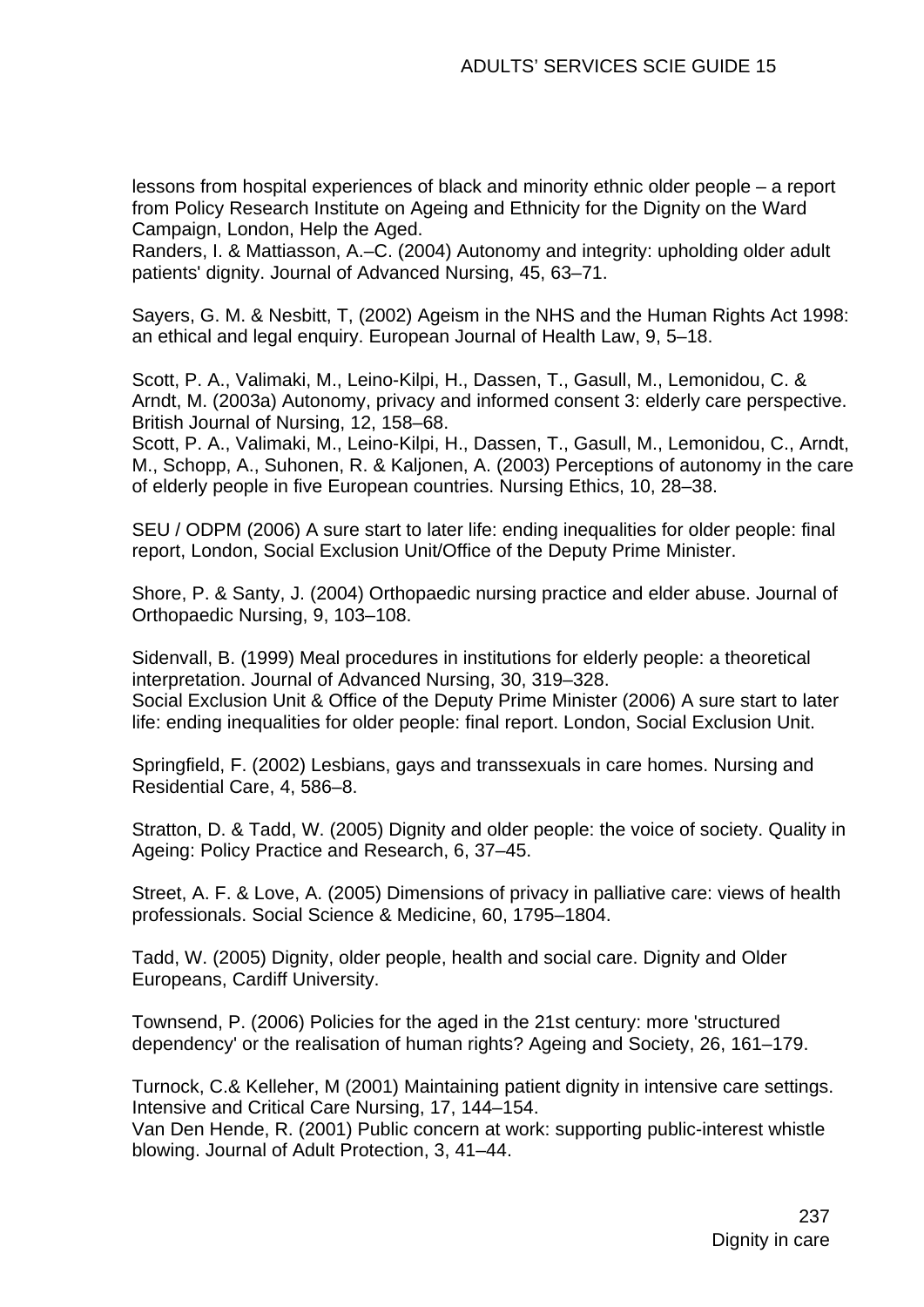lessons from hospital experiences of black and minority ethnic older people – a report from Policy Research Institute on Ageing and Ethnicity for the Dignity on the Ward Campaign, London, Help the Aged.

Randers, I. & Mattiasson, A.–C. (2004) Autonomy and integrity: upholding older adult patients' dignity. Journal of Advanced Nursing, 45, 63–71.

Sayers, G. M. & Nesbitt, T, (2002) Ageism in the NHS and the Human Rights Act 1998: an ethical and legal enquiry. European Journal of Health Law, 9, 5–18.

Scott, P. A., Valimaki, M., Leino-Kilpi, H., Dassen, T., Gasull, M., Lemonidou, C. & Arndt, M. (2003a) Autonomy, privacy and informed consent 3: elderly care perspective. British Journal of Nursing, 12, 158–68.

Scott, P. A., Valimaki, M., Leino-Kilpi, H., Dassen, T., Gasull, M., Lemonidou, C., Arndt, M., Schopp, A., Suhonen, R. & Kaljonen, A. (2003) Perceptions of autonomy in the care of elderly people in five European countries. Nursing Ethics, 10, 28–38.

SEU / ODPM (2006) A sure start to later life: ending inequalities for older people: final report, London, Social Exclusion Unit/Office of the Deputy Prime Minister.

Shore, P. & Santy, J. (2004) Orthopaedic nursing practice and elder abuse. Journal of Orthopaedic Nursing, 9, 103–108.

Sidenvall, B. (1999) Meal procedures in institutions for elderly people: a theoretical interpretation. Journal of Advanced Nursing, 30, 319–328.

Social Exclusion Unit & Office of the Deputy Prime Minister (2006) A sure start to later life: ending inequalities for older people: final report. London, Social Exclusion Unit.

Springfield, F. (2002) Lesbians, gays and transsexuals in care homes. Nursing and Residential Care, 4, 586–8.

Stratton, D. & Tadd, W. (2005) Dignity and older people: the voice of society. Quality in Ageing: Policy Practice and Research, 6, 37–45.

Street, A. F. & Love, A. (2005) Dimensions of privacy in palliative care: views of health professionals. Social Science & Medicine, 60, 1795–1804.

Tadd, W. (2005) Dignity, older people, health and social care. Dignity and Older Europeans, Cardiff University.

Townsend, P. (2006) Policies for the aged in the 21st century: more 'structured dependency' or the realisation of human rights? Ageing and Society, 26, 161–179.

Turnock, C.& Kelleher, M (2001) Maintaining patient dignity in intensive care settings. Intensive and Critical Care Nursing, 17, 144–154.

Van Den Hende, R. (2001) Public concern at work: supporting public-interest whistle blowing. Journal of Adult Protection, 3, 41–44.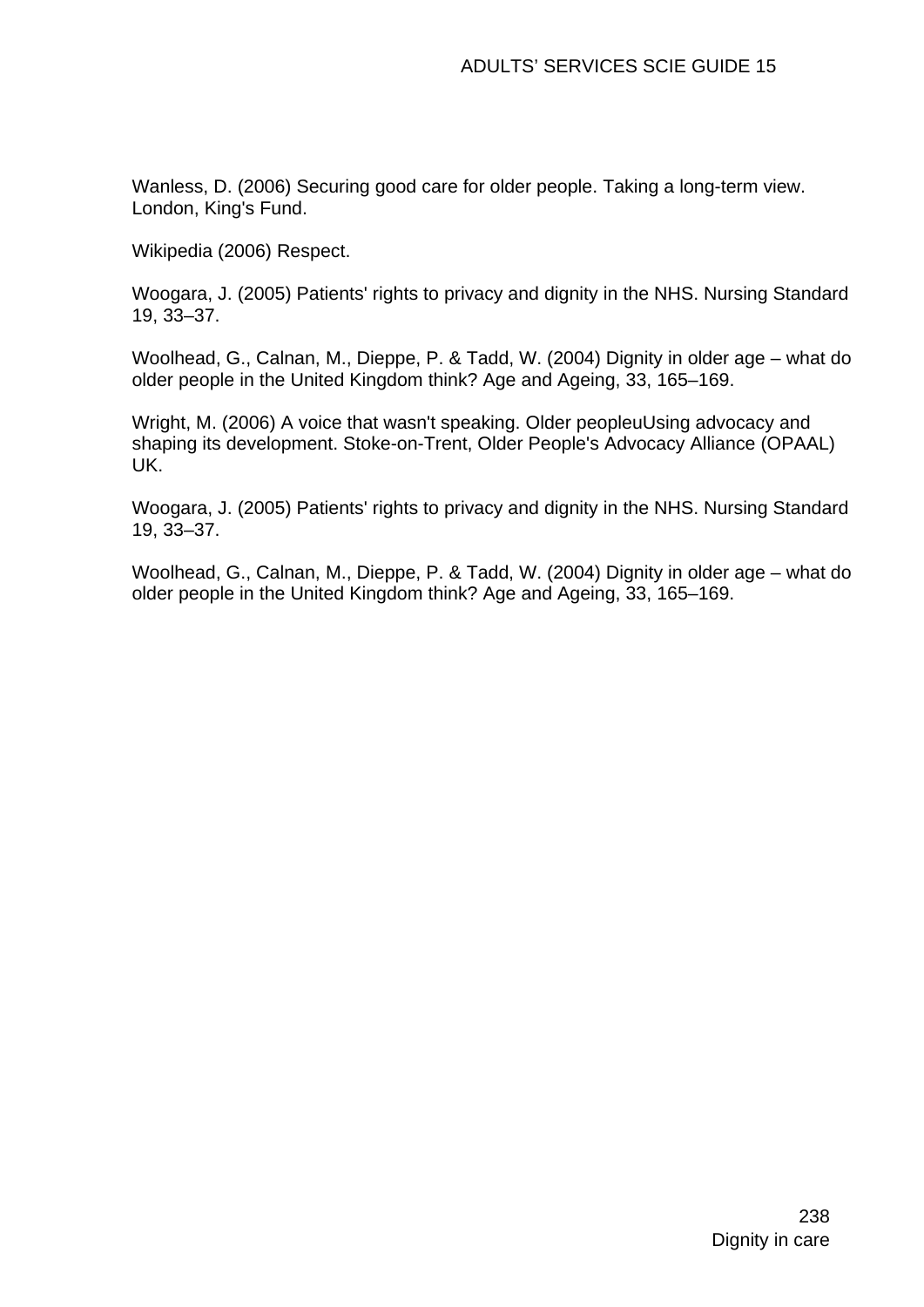Wanless, D. (2006) Securing good care for older people. Taking a long-term view. London, King's Fund.

Wikipedia (2006) Respect.

Woogara, J. (2005) Patients' rights to privacy and dignity in the NHS. Nursing Standard 19, 33–37.

Woolhead, G., Calnan, M., Dieppe, P. & Tadd, W. (2004) Dignity in older age – what do older people in the United Kingdom think? Age and Ageing, 33, 165–169.

Wright, M. (2006) A voice that wasn't speaking. Older peopleuUsing advocacy and shaping its development. Stoke-on-Trent, Older People's Advocacy Alliance (OPAAL) UK.

Woogara, J. (2005) Patients' rights to privacy and dignity in the NHS. Nursing Standard 19, 33–37.

Woolhead, G., Calnan, M., Dieppe, P. & Tadd, W. (2004) Dignity in older age – what do older people in the United Kingdom think? Age and Ageing, 33, 165–169.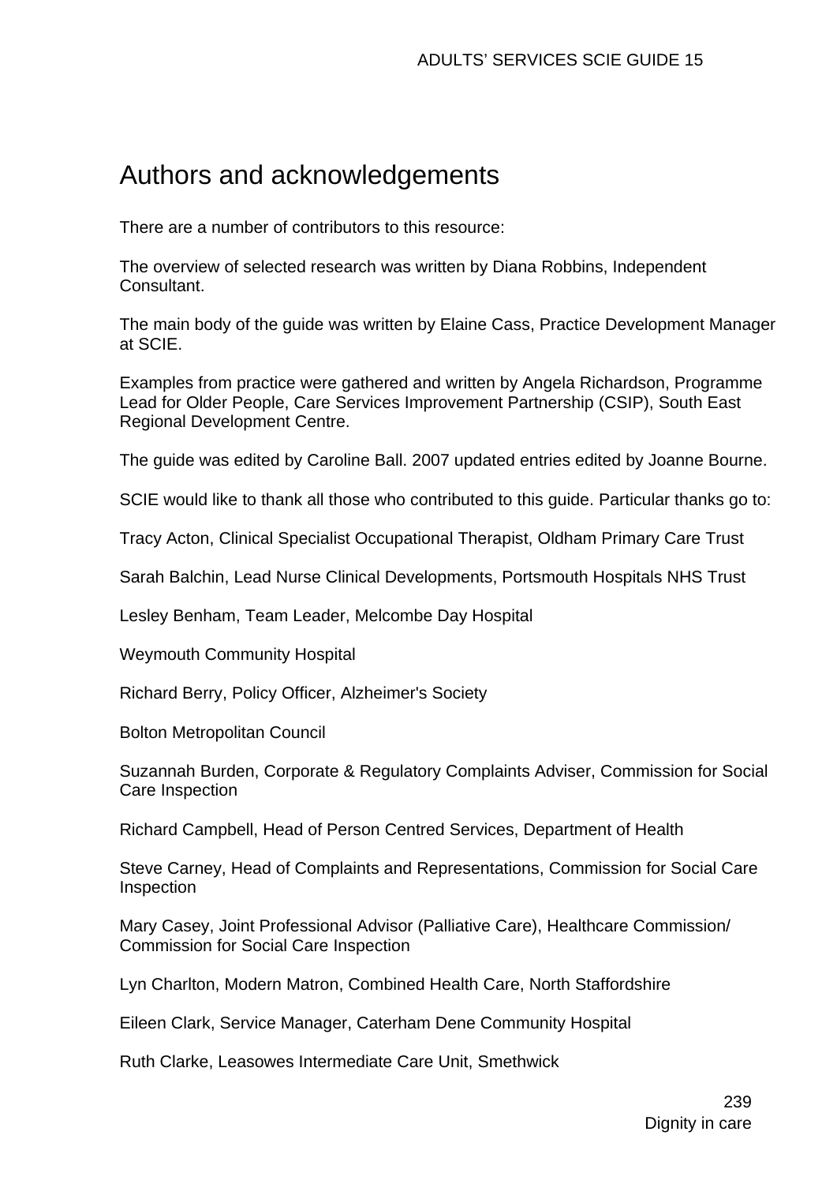# Authors and acknowledgements

There are a number of contributors to this resource:

The overview of selected research was written by Diana Robbins, Independent Consultant.

The main body of the guide was written by Elaine Cass, Practice Development Manager at SCIE.

Examples from practice were gathered and written by Angela Richardson, Programme Lead for Older People, Care Services Improvement Partnership (CSIP), South East Regional Development Centre.

The guide was edited by Caroline Ball. 2007 updated entries edited by Joanne Bourne.

SCIE would like to thank all those who contributed to this guide. Particular thanks go to:

Tracy Acton, Clinical Specialist Occupational Therapist, Oldham Primary Care Trust

Sarah Balchin, Lead Nurse Clinical Developments, Portsmouth Hospitals NHS Trust

Lesley Benham, Team Leader, Melcombe Day Hospital

Weymouth Community Hospital

Richard Berry, Policy Officer, Alzheimer's Society

Bolton Metropolitan Council

Suzannah Burden, Corporate & Regulatory Complaints Adviser, Commission for Social Care Inspection

Richard Campbell, Head of Person Centred Services, Department of Health

Steve Carney, Head of Complaints and Representations, Commission for Social Care Inspection

Mary Casey, Joint Professional Advisor (Palliative Care), Healthcare Commission/ Commission for Social Care Inspection

Lyn Charlton, Modern Matron, Combined Health Care, North Staffordshire

Eileen Clark, Service Manager, Caterham Dene Community Hospital

Ruth Clarke, Leasowes Intermediate Care Unit, Smethwick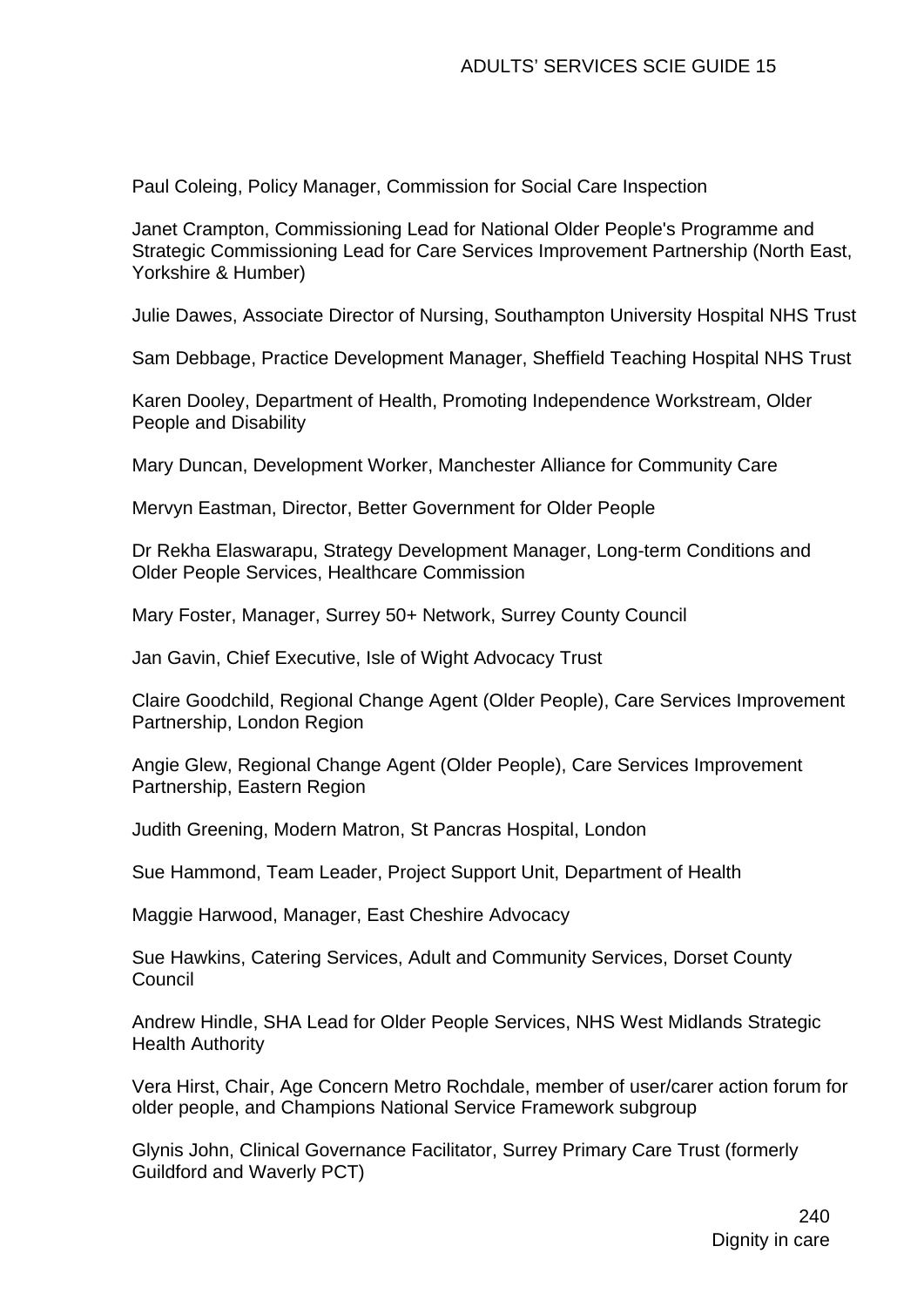Paul Coleing, Policy Manager, Commission for Social Care Inspection

Janet Crampton, Commissioning Lead for National Older People's Programme and Strategic Commissioning Lead for Care Services Improvement Partnership (North East, Yorkshire & Humber)

Julie Dawes, Associate Director of Nursing, Southampton University Hospital NHS Trust

Sam Debbage, Practice Development Manager, Sheffield Teaching Hospital NHS Trust

Karen Dooley, Department of Health, Promoting Independence Workstream, Older People and Disability

Mary Duncan, Development Worker, Manchester Alliance for Community Care

Mervyn Eastman, Director, Better Government for Older People

Dr Rekha Elaswarapu, Strategy Development Manager, Long-term Conditions and Older People Services, Healthcare Commission

Mary Foster, Manager, Surrey 50+ Network, Surrey County Council

Jan Gavin, Chief Executive, Isle of Wight Advocacy Trust

Claire Goodchild, Regional Change Agent (Older People), Care Services Improvement Partnership, London Region

Angie Glew, Regional Change Agent (Older People), Care Services Improvement Partnership, Eastern Region

Judith Greening, Modern Matron, St Pancras Hospital, London

Sue Hammond, Team Leader, Project Support Unit, Department of Health

Maggie Harwood, Manager, East Cheshire Advocacy

Sue Hawkins, Catering Services, Adult and Community Services, Dorset County Council

Andrew Hindle, SHA Lead for Older People Services, NHS West Midlands Strategic Health Authority

Vera Hirst, Chair, Age Concern Metro Rochdale, member of user/carer action forum for older people, and Champions National Service Framework subgroup

Glynis John, Clinical Governance Facilitator, Surrey Primary Care Trust (formerly Guildford and Waverly PCT)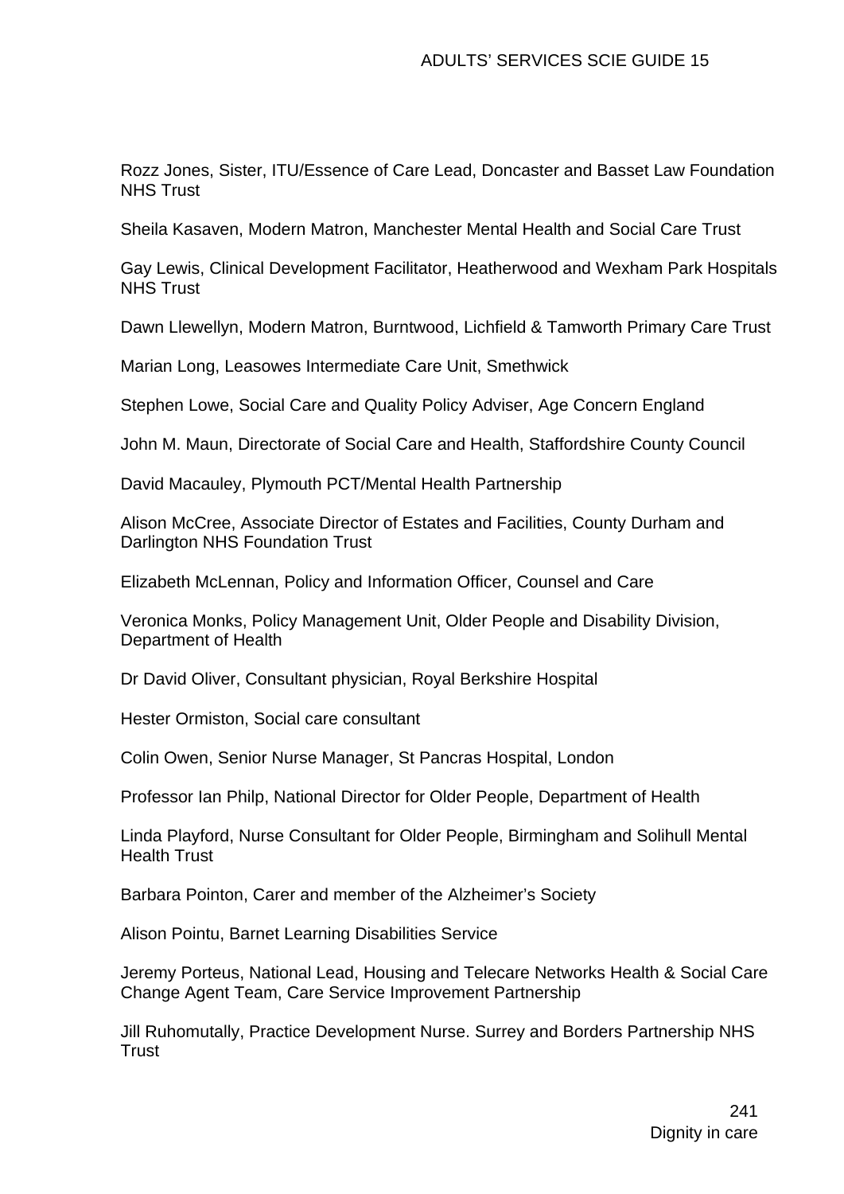Rozz Jones, Sister, ITU/Essence of Care Lead, Doncaster and Basset Law Foundation NHS Trust

Sheila Kasaven, Modern Matron, Manchester Mental Health and Social Care Trust

Gay Lewis, Clinical Development Facilitator, Heatherwood and Wexham Park Hospitals NHS Trust

Dawn Llewellyn, Modern Matron, Burntwood, Lichfield & Tamworth Primary Care Trust

Marian Long, Leasowes Intermediate Care Unit, Smethwick

Stephen Lowe, Social Care and Quality Policy Adviser, Age Concern England

John M. Maun, Directorate of Social Care and Health, Staffordshire County Council

David Macauley, Plymouth PCT/Mental Health Partnership

Alison McCree, Associate Director of Estates and Facilities, County Durham and Darlington NHS Foundation Trust

Elizabeth McLennan, Policy and Information Officer, Counsel and Care

Veronica Monks, Policy Management Unit, Older People and Disability Division, Department of Health

Dr David Oliver, Consultant physician, Royal Berkshire Hospital

Hester Ormiston, Social care consultant

Colin Owen, Senior Nurse Manager, St Pancras Hospital, London

Professor Ian Philp, National Director for Older People, Department of Health

Linda Playford, Nurse Consultant for Older People, Birmingham and Solihull Mental Health Trust

Barbara Pointon, Carer and member of the Alzheimer's Society

Alison Pointu, Barnet Learning Disabilities Service

Jeremy Porteus, National Lead, Housing and Telecare Networks Health & Social Care Change Agent Team, Care Service Improvement Partnership

Jill Ruhomutally, Practice Development Nurse. Surrey and Borders Partnership NHS Trust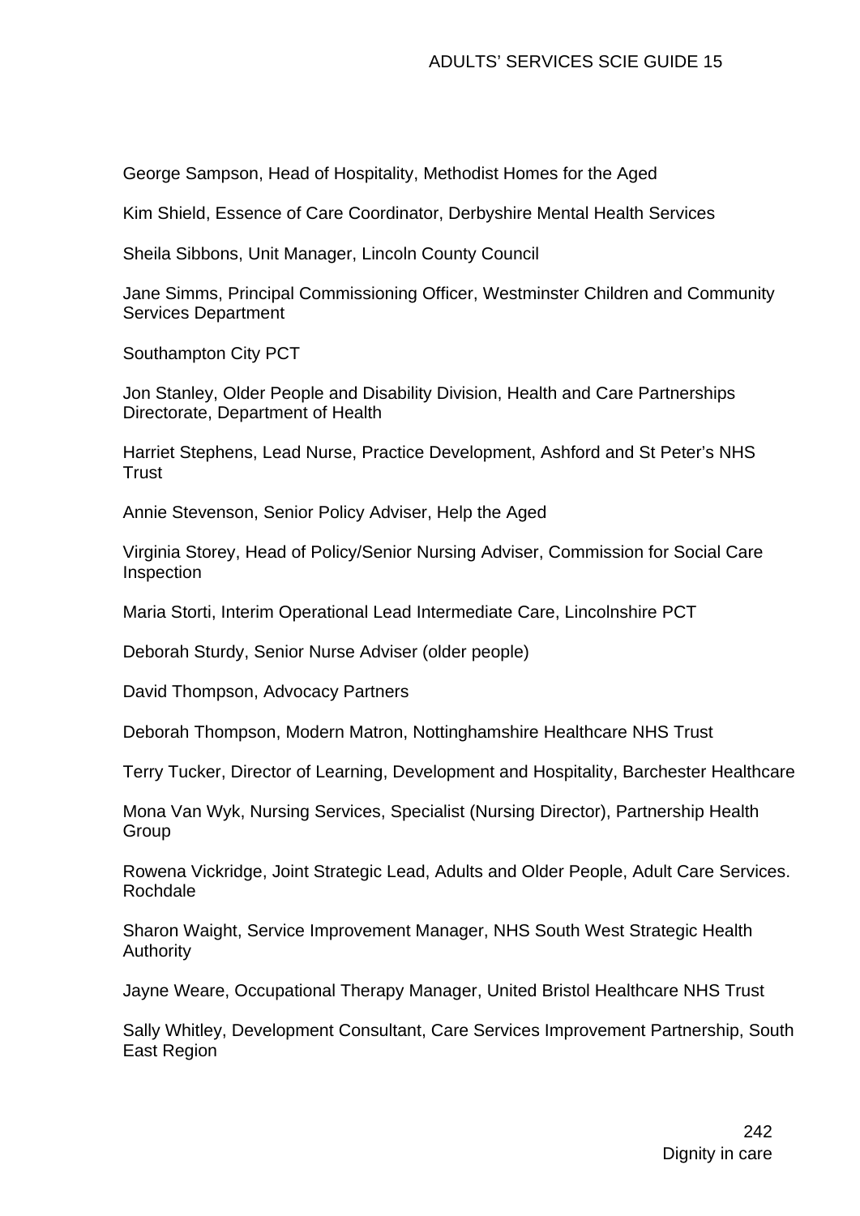George Sampson, Head of Hospitality, Methodist Homes for the Aged

Kim Shield, Essence of Care Coordinator, Derbyshire Mental Health Services

Sheila Sibbons, Unit Manager, Lincoln County Council

Jane Simms, Principal Commissioning Officer, Westminster Children and Community Services Department

Southampton City PCT

Jon Stanley, Older People and Disability Division, Health and Care Partnerships Directorate, Department of Health

Harriet Stephens, Lead Nurse, Practice Development, Ashford and St Peter's NHS Trust

Annie Stevenson, Senior Policy Adviser, Help the Aged

Virginia Storey, Head of Policy/Senior Nursing Adviser, Commission for Social Care Inspection

Maria Storti, Interim Operational Lead Intermediate Care, Lincolnshire PCT

Deborah Sturdy, Senior Nurse Adviser (older people)

David Thompson, Advocacy Partners

Deborah Thompson, Modern Matron, Nottinghamshire Healthcare NHS Trust

Terry Tucker, Director of Learning, Development and Hospitality, Barchester Healthcare

Mona Van Wyk, Nursing Services, Specialist (Nursing Director), Partnership Health Group

Rowena Vickridge, Joint Strategic Lead, Adults and Older People, Adult Care Services. Rochdale

Sharon Waight, Service Improvement Manager, NHS South West Strategic Health Authority

Jayne Weare, Occupational Therapy Manager, United Bristol Healthcare NHS Trust

Sally Whitley, Development Consultant, Care Services Improvement Partnership, South East Region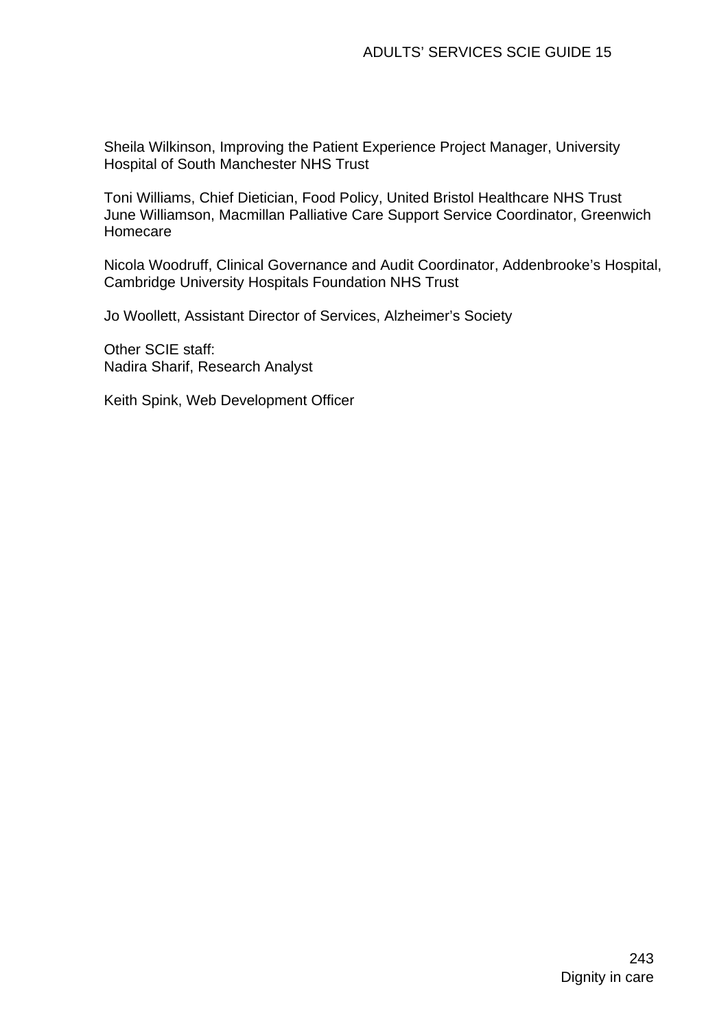Sheila Wilkinson, Improving the Patient Experience Project Manager, University Hospital of South Manchester NHS Trust

Toni Williams, Chief Dietician, Food Policy, United Bristol Healthcare NHS Trust
June Williamson, Macmillan Palliative Care Support Service Coordinator, Greenwich Homecare

Nicola Woodruff, Clinical Governance and Audit Coordinator, Addenbrooke's Hospital, Cambridge University Hospitals Foundation NHS Trust

Jo Woollett, Assistant Director of Services, Alzheimer's Society

Other SCIE staff:
Nadira Sharif, Research Analyst

Keith Spink, Web Development Officer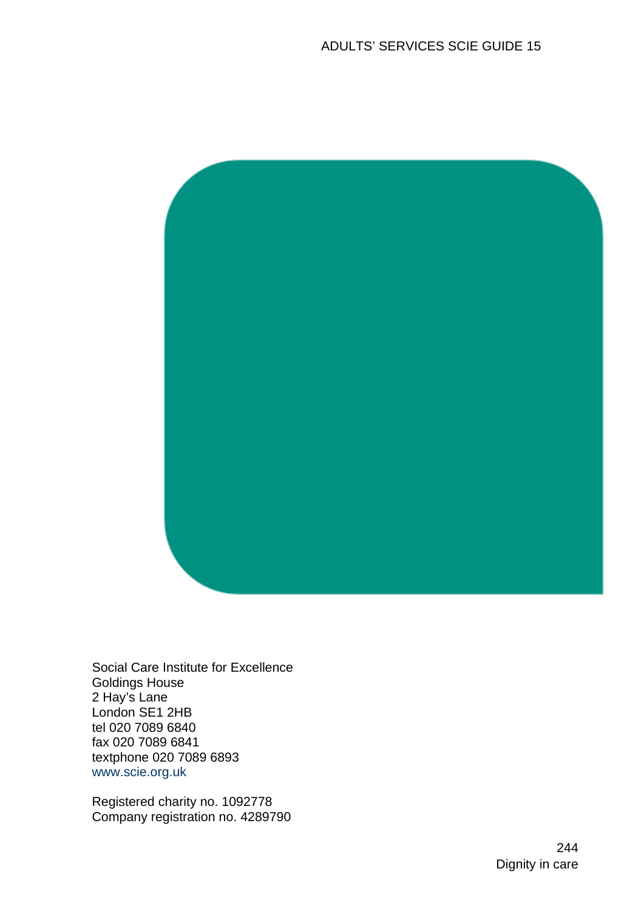Social Care Institute for Excellence
Goldings House
2 Hay's Lane
London SE1 2HB
tel 020 7089 6840
fax 020 7089 6841
textphone 020 7089 6893
www.scie.org.uk

Registered charity no. 1092778
Company registration no. 4289790